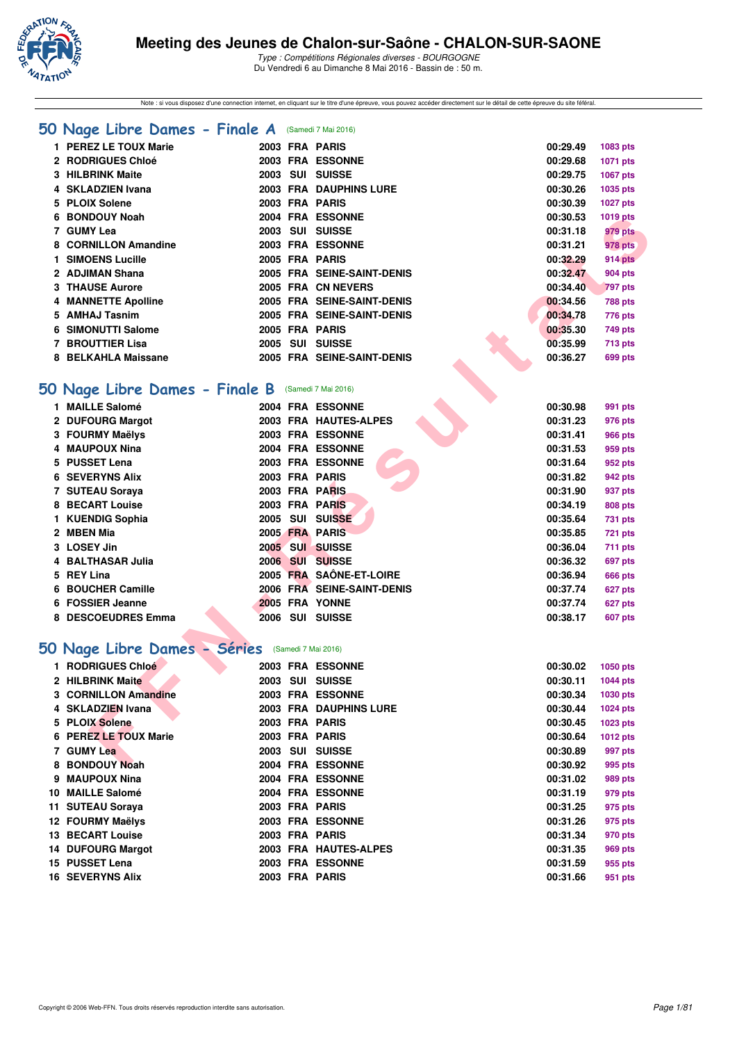# Meeting des Jeunes de Chalon-sur-Saône - CHALON-SUR-SAONE

*Type : Compétitions Régionales diverses - BOURGOGNE*
Du Vendredi 6 au Dimanche 8 Mai 2016 - Bassin de : 50 m.

Note : si vous disposez d'une connexion internet, en cliquant sur le titre d'une épreuve, vous pouvez accéder directement sur le détail de cette épreuve du site féféral.

## 50 Nage Libre Dames - Finale A (Samedi 7 Mai 2016)

| | | | | | | |
|---|---|---|---|---|---|---|
| 1 | PEREZ LE TOUX Marie | 2003 | FRA | PARIS | 00:29.49 | 1083 pts |
| 2 | RODRIGUES Chloé | 2003 | FRA | ESSONNE | 00:29.68 | 1071 pts |
| 3 | HILBRINK Maite | 2003 | SUI | SUISSE | 00:29.75 | 1067 pts |
| 4 | SKLADZIEN Ivana | 2003 | FRA | DAUPHINS LURE | 00:30.26 | 1035 pts |
| 5 | PLOIX Solene | 2003 | FRA | PARIS | 00:30.39 | 1027 pts |
| 6 | BONDOUY Noah | 2004 | FRA | ESSONNE | 00:30.53 | 1019 pts |
| 7 | GUMY Lea | 2003 | SUI | SUISSE | 00:31.18 | 979 pts |
| 8 | CORNILLON Amandine | 2003 | FRA | ESSONNE | 00:31.21 | 978 pts |
| 1 | SIMOENS Lucille | 2005 | FRA | PARIS | 00:32.29 | 914 pts |
| 2 | ADJIMAN Shana | 2005 | FRA | SEINE-SAINT-DENIS | 00:32.47 | 904 pts |
| 3 | THAUSE Aurore | 2005 | FRA | CN NEVERS | 00:34.40 | 797 pts |
| 4 | MANNETTE Apolline | 2005 | FRA | SEINE-SAINT-DENIS | 00:34.56 | 788 pts |
| 5 | AMHAJ Tasnim | 2005 | FRA | SEINE-SAINT-DENIS | 00:34.78 | 776 pts |
| 6 | SIMONUTTI Salome | 2005 | FRA | PARIS | 00:35.30 | 749 pts |
| 7 | BROUTTIER Lisa | 2005 | SUI | SUISSE | 00:35.99 | 713 pts |
| 8 | BELKAHLA Maissane | 2005 | FRA | SEINE-SAINT-DENIS | 00:36.27 | 699 pts |

## 50 Nage Libre Dames - Finale B (Samedi 7 Mai 2016)

| | | | | | | |
|---|---|---|---|---|---|---|
| 1 | MAILLE Salomé | 2004 | FRA | ESSONNE | 00:30.98 | 991 pts |
| 2 | DUFOURG Margot | 2003 | FRA | HAUTES-ALPES | 00:31.23 | 976 pts |
| 3 | FOURMY Maëlys | 2003 | FRA | ESSONNE | 00:31.41 | 966 pts |
| 4 | MAUPOUX Nina | 2004 | FRA | ESSONNE | 00:31.53 | 959 pts |
| 5 | PUSSET Lena | 2003 | FRA | ESSONNE | 00:31.64 | 952 pts |
| 6 | SEVERYNS Alix | 2003 | FRA | PARIS | 00:31.82 | 942 pts |
| 7 | SUTEAU Soraya | 2003 | FRA | PARIS | 00:31.90 | 937 pts |
| 8 | BECART Louise | 2003 | FRA | PARIS | 00:34.19 | 808 pts |
| 1 | KUENDIG Sophia | 2005 | SUI | SUISSE | 00:35.64 | 731 pts |
| 2 | MBEN Mia | 2005 | FRA | PARIS | 00:35.85 | 721 pts |
| 3 | LOSEY Jin | 2005 | SUI | SUISSE | 00:36.04 | 711 pts |
| 4 | BALTHASAR Julia | 2006 | SUI | SUISSE | 00:36.32 | 697 pts |
| 5 | REY Lina | 2005 | FRA | SAÔNE-ET-LOIRE | 00:36.94 | 666 pts |
| 6 | BOUCHER Camille | 2006 | FRA | SEINE-SAINT-DENIS | 00:37.74 | 627 pts |
| 6 | FOSSIER Jeanne | 2005 | FRA | YONNE | 00:37.74 | 627 pts |
| 8 | DESCOEUDRES Emma | 2006 | SUI | SUISSE | 00:38.17 | 607 pts |

## 50 Nage Libre Dames - Séries (Samedi 7 Mai 2016)

| | | | | | | |
|---|---|---|---|---|---|---|
| 1 | RODRIGUES Chloé | 2003 | FRA | ESSONNE | 00:30.02 | 1050 pts |
| 2 | HILBRINK Maite | 2003 | SUI | SUISSE | 00:30.11 | 1044 pts |
| 3 | CORNILLON Amandine | 2003 | FRA | ESSONNE | 00:30.34 | 1030 pts |
| 4 | SKLADZIEN Ivana | 2003 | FRA | DAUPHINS LURE | 00:30.44 | 1024 pts |
| 5 | PLOIX Solene | 2003 | FRA | PARIS | 00:30.45 | 1023 pts |
| 6 | PEREZ LE TOUX Marie | 2003 | FRA | PARIS | 00:30.64 | 1012 pts |
| 7 | GUMY Lea | 2003 | SUI | SUISSE | 00:30.89 | 997 pts |
| 8 | BONDOUY Noah | 2004 | FRA | ESSONNE | 00:30.92 | 995 pts |
| 9 | MAUPOUX Nina | 2004 | FRA | ESSONNE | 00:31.02 | 989 pts |
| 10 | MAILLE Salomé | 2004 | FRA | ESSONNE | 00:31.19 | 979 pts |
| 11 | SUTEAU Soraya | 2003 | FRA | PARIS | 00:31.25 | 975 pts |
| 12 | FOURMY Maëlys | 2003 | FRA | ESSONNE | 00:31.26 | 975 pts |
| 13 | BECART Louise | 2003 | FRA | PARIS | 00:31.34 | 970 pts |
| 14 | DUFOURG Margot | 2003 | FRA | HAUTES-ALPES | 00:31.35 | 969 pts |
| 15 | PUSSET Lena | 2003 | FRA | ESSONNE | 00:31.59 | 955 pts |
| 16 | SEVERYNS Alix | 2003 | FRA | PARIS | 00:31.66 | 951 pts |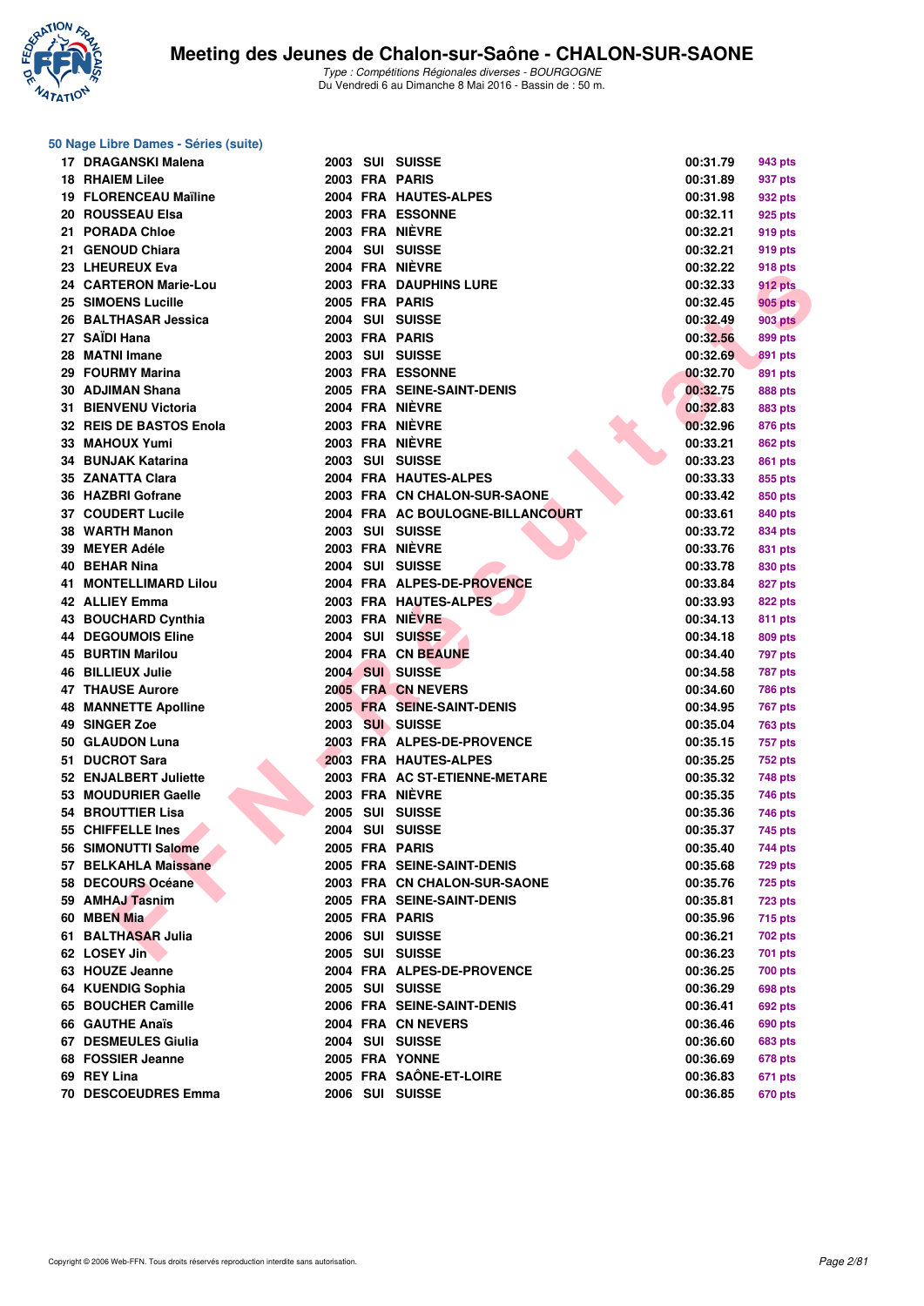# Meeting des Jeunes de Chalon-sur-Saône - CHALON-SUR-SAONE

*Type : Compétitions Régionales diverses - BOURGOGNE*
Du Vendredi 6 au Dimanche 8 Mai 2016 - Bassin de : 50 m.

## 50 Nage Libre Dames - Séries (suite)

| Rang | Nom | Année | Nat. | Club | Temps | Points |
|---|---|---|---|---|---|---|
| 17 | DRAGANSKI Malena | 2003 | SUI | SUISSE | 00:31.79 | 943 pts |
| 18 | RHAIEM Lilee | 2003 | FRA | PARIS | 00:31.89 | 937 pts |
| 19 | FLORENCEAU Maïline | 2004 | FRA | HAUTES-ALPES | 00:31.98 | 932 pts |
| 20 | ROUSSEAU Elsa | 2003 | FRA | ESSONNE | 00:32.11 | 925 pts |
| 21 | PORADA Chloe | 2003 | FRA | NIÈVRE | 00:32.21 | 919 pts |
| 21 | GENOUD Chiara | 2004 | SUI | SUISSE | 00:32.21 | 919 pts |
| 23 | LHEUREUX Eva | 2004 | FRA | NIÈVRE | 00:32.22 | 918 pts |
| 24 | CARTERON Marie-Lou | 2003 | FRA | DAUPHINS LURE | 00:32.33 | 912 pts |
| 25 | SIMOENS Lucille | 2005 | FRA | PARIS | 00:32.45 | 905 pts |
| 26 | BALTHASAR Jessica | 2004 | SUI | SUISSE | 00:32.49 | 903 pts |
| 27 | SAÏDI Hana | 2003 | FRA | PARIS | 00:32.56 | 899 pts |
| 28 | MATNI Imane | 2003 | SUI | SUISSE | 00:32.69 | 891 pts |
| 29 | FOURMY Marina | 2003 | FRA | ESSONNE | 00:32.70 | 891 pts |
| 30 | ADJIMAN Shana | 2005 | FRA | SEINE-SAINT-DENIS | 00:32.75 | 888 pts |
| 31 | BIENVENU Victoria | 2004 | FRA | NIÈVRE | 00:32.83 | 883 pts |
| 32 | REIS DE BASTOS Enola | 2003 | FRA | NIÈVRE | 00:32.96 | 876 pts |
| 33 | MAHOUX Yumi | 2003 | FRA | NIÈVRE | 00:33.21 | 862 pts |
| 34 | BUNJAK Katarina | 2003 | SUI | SUISSE | 00:33.23 | 861 pts |
| 35 | ZANATTA Clara | 2004 | FRA | HAUTES-ALPES | 00:33.33 | 855 pts |
| 36 | HAZBRI Gofrane | 2003 | FRA | CN CHALON-SUR-SAONE | 00:33.42 | 850 pts |
| 37 | COUDERT Lucile | 2004 | FRA | AC BOULOGNE-BILLANCOURT | 00:33.61 | 840 pts |
| 38 | WARTH Manon | 2003 | SUI | SUISSE | 00:33.72 | 834 pts |
| 39 | MEYER Adéle | 2003 | FRA | NIÈVRE | 00:33.76 | 831 pts |
| 40 | BEHAR Nina | 2004 | SUI | SUISSE | 00:33.78 | 830 pts |
| 41 | MONTELLIMARD Lilou | 2004 | FRA | ALPES-DE-PROVENCE | 00:33.84 | 827 pts |
| 42 | ALLIEY Emma | 2003 | FRA | HAUTES-ALPES | 00:33.93 | 822 pts |
| 43 | BOUCHARD Cynthia | 2003 | FRA | NIÈVRE | 00:34.13 | 811 pts |
| 44 | DEGOUMOIS Eline | 2004 | SUI | SUISSE | 00:34.18 | 809 pts |
| 45 | BURTIN Marilou | 2004 | FRA | CN BEAUNE | 00:34.40 | 797 pts |
| 46 | BILLIEUX Julie | 2004 | SUI | SUISSE | 00:34.58 | 787 pts |
| 47 | THAUSE Aurore | 2005 | FRA | CN NEVERS | 00:34.60 | 786 pts |
| 48 | MANNETTE Apolline | 2005 | FRA | SEINE-SAINT-DENIS | 00:34.95 | 767 pts |
| 49 | SINGER Zoe | 2003 | SUI | SUISSE | 00:35.04 | 763 pts |
| 50 | GLAUDON Luna | 2003 | FRA | ALPES-DE-PROVENCE | 00:35.15 | 757 pts |
| 51 | DUCROT Sara | 2003 | FRA | HAUTES-ALPES | 00:35.25 | 752 pts |
| 52 | ENJALBERT Juliette | 2003 | FRA | AC ST-ETIENNE-METARE | 00:35.32 | 748 pts |
| 53 | MOUDURIER Gaelle | 2003 | FRA | NIÈVRE | 00:35.35 | 746 pts |
| 54 | BROUTTIER Lisa | 2005 | SUI | SUISSE | 00:35.36 | 746 pts |
| 55 | CHIFFELLE Ines | 2004 | SUI | SUISSE | 00:35.37 | 745 pts |
| 56 | SIMONUTTI Salome | 2005 | FRA | PARIS | 00:35.40 | 744 pts |
| 57 | BELKAHLA Maissane | 2005 | FRA | SEINE-SAINT-DENIS | 00:35.68 | 729 pts |
| 58 | DECOURS Océane | 2003 | FRA | CN CHALON-SUR-SAONE | 00:35.76 | 725 pts |
| 59 | AMHAJ Tasnim | 2005 | FRA | SEINE-SAINT-DENIS | 00:35.81 | 723 pts |
| 60 | MBEN Mia | 2005 | FRA | PARIS | 00:35.96 | 715 pts |
| 61 | BALTHASAR Julia | 2006 | SUI | SUISSE | 00:36.21 | 702 pts |
| 62 | LOSEY Jin | 2005 | SUI | SUISSE | 00:36.23 | 701 pts |
| 63 | HOUZE Jeanne | 2004 | FRA | ALPES-DE-PROVENCE | 00:36.25 | 700 pts |
| 64 | KUENDIG Sophia | 2005 | SUI | SUISSE | 00:36.29 | 698 pts |
| 65 | BOUCHER Camille | 2006 | FRA | SEINE-SAINT-DENIS | 00:36.41 | 692 pts |
| 66 | GAUTHE Anaïs | 2004 | FRA | CN NEVERS | 00:36.46 | 690 pts |
| 67 | DESMEULES Giulia | 2004 | SUI | SUISSE | 00:36.60 | 683 pts |
| 68 | FOSSIER Jeanne | 2005 | FRA | YONNE | 00:36.69 | 678 pts |
| 69 | REY Lina | 2005 | FRA | SAÔNE-ET-LOIRE | 00:36.83 | 671 pts |
| 70 | DESCOEUDRES Emma | 2006 | SUI | SUISSE | 00:36.85 | 670 pts |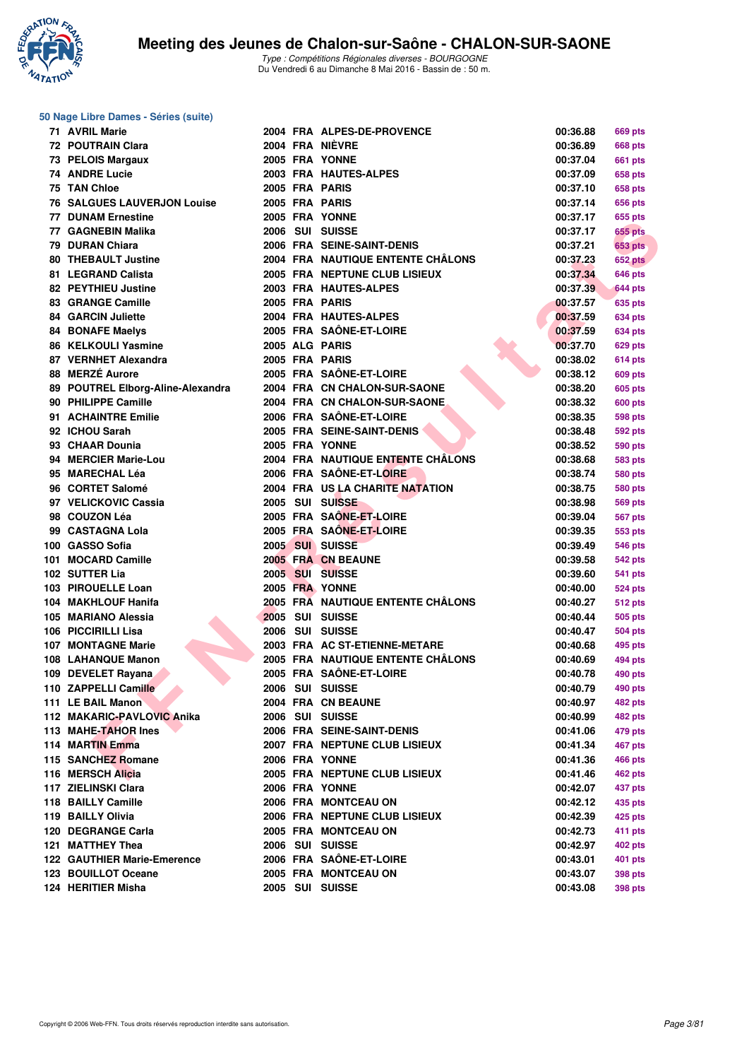# Meeting des Jeunes de Chalon-sur-Saône - CHALON-SUR-SAONE

*Type : Compétitions Régionales diverses - BOURGOGNE*
Du Vendredi 6 au Dimanche 8 Mai 2016 - Bassin de : 50 m.

## 50 Nage Libre Dames - Séries (suite)

| Rang | Nom | Année | Nat. | Club | Temps | Points |
|---|---|---|---|---|---|---|
| 71 | AVRIL Marie | 2004 | FRA | ALPES-DE-PROVENCE | 00:36.88 | 669 pts |
| 72 | POUTRAIN Clara | 2004 | FRA | NIÈVRE | 00:36.89 | 668 pts |
| 73 | PELOIS Margaux | 2005 | FRA | YONNE | 00:37.04 | 661 pts |
| 74 | ANDRE Lucie | 2003 | FRA | HAUTES-ALPES | 00:37.09 | 658 pts |
| 75 | TAN Chloe | 2005 | FRA | PARIS | 00:37.10 | 658 pts |
| 76 | SALGUES LAUVERJON Louise | 2005 | FRA | PARIS | 00:37.14 | 656 pts |
| 77 | DUNAM Ernestine | 2005 | FRA | YONNE | 00:37.17 | 655 pts |
| 77 | GAGNEBIN Malika | 2006 | SUI | SUISSE | 00:37.17 | 655 pts |
| 79 | DURAN Chiara | 2006 | FRA | SEINE-SAINT-DENIS | 00:37.21 | 653 pts |
| 80 | THEBAULT Justine | 2004 | FRA | NAUTIQUE ENTENTE CHÂLONS | 00:37.23 | 652 pts |
| 81 | LEGRAND Calista | 2005 | FRA | NEPTUNE CLUB LISIEUX | 00:37.34 | 646 pts |
| 82 | PEYTHIEU Justine | 2003 | FRA | HAUTES-ALPES | 00:37.39 | 644 pts |
| 83 | GRANGE Camille | 2005 | FRA | PARIS | 00:37.57 | 635 pts |
| 84 | GARCIN Juliette | 2004 | FRA | HAUTES-ALPES | 00:37.59 | 634 pts |
| 84 | BONAFE Maelys | 2005 | FRA | SAÔNE-ET-LOIRE | 00:37.59 | 634 pts |
| 86 | KELKOULI Yasmine | 2005 | ALG | PARIS | 00:37.70 | 629 pts |
| 87 | VERNHET Alexandra | 2005 | FRA | PARIS | 00:38.02 | 614 pts |
| 88 | MERZÉ Aurore | 2005 | FRA | SAÔNE-ET-LOIRE | 00:38.12 | 609 pts |
| 89 | POUTREL Elborg-Aline-Alexandra | 2004 | FRA | CN CHALON-SUR-SAONE | 00:38.20 | 605 pts |
| 90 | PHILIPPE Camille | 2004 | FRA | CN CHALON-SUR-SAONE | 00:38.32 | 600 pts |
| 91 | ACHAINTRE Emilie | 2006 | FRA | SAÔNE-ET-LOIRE | 00:38.35 | 598 pts |
| 92 | ICHOU Sarah | 2005 | FRA | SEINE-SAINT-DENIS | 00:38.48 | 592 pts |
| 93 | CHAAR Dounia | 2005 | FRA | YONNE | 00:38.52 | 590 pts |
| 94 | MERCIER Marie-Lou | 2004 | FRA | NAUTIQUE ENTENTE CHÂLONS | 00:38.68 | 583 pts |
| 95 | MARECHAL Léa | 2006 | FRA | SAÔNE-ET-LOIRE | 00:38.74 | 580 pts |
| 96 | CORTET Salomé | 2004 | FRA | US LA CHARITE NATATION | 00:38.75 | 580 pts |
| 97 | VELICKOVIC Cassia | 2005 | SUI | SUISSE | 00:38.98 | 569 pts |
| 98 | COUZON Léa | 2005 | FRA | SAÔNE-ET-LOIRE | 00:39.04 | 567 pts |
| 99 | CASTAGNA Lola | 2005 | FRA | SAÔNE-ET-LOIRE | 00:39.35 | 553 pts |
| 100 | GASSO Sofia | 2005 | SUI | SUISSE | 00:39.49 | 546 pts |
| 101 | MOCARD Camille | 2005 | FRA | CN BEAUNE | 00:39.58 | 542 pts |
| 102 | SUTTER Lia | 2005 | SUI | SUISSE | 00:39.60 | 541 pts |
| 103 | PIROUELLE Loan | 2005 | FRA | YONNE | 00:40.00 | 524 pts |
| 104 | MAKHLOUF Hanifa | 2005 | FRA | NAUTIQUE ENTENTE CHÂLONS | 00:40.27 | 512 pts |
| 105 | MARIANO Alessia | 2005 | SUI | SUISSE | 00:40.44 | 505 pts |
| 106 | PICCIRILLI Lisa | 2006 | SUI | SUISSE | 00:40.47 | 504 pts |
| 107 | MONTAGNE Marie | 2003 | FRA | AC ST-ETIENNE-METARE | 00:40.68 | 495 pts |
| 108 | LAHANQUE Manon | 2005 | FRA | NAUTIQUE ENTENTE CHÂLONS | 00:40.69 | 494 pts |
| 109 | DEVELET Rayana | 2005 | FRA | SAÔNE-ET-LOIRE | 00:40.78 | 490 pts |
| 110 | ZAPPELLI Camille | 2006 | SUI | SUISSE | 00:40.79 | 490 pts |
| 111 | LE BAIL Manon | 2004 | FRA | CN BEAUNE | 00:40.97 | 482 pts |
| 112 | MAKARIC-PAVLOVIC Anika | 2006 | SUI | SUISSE | 00:40.99 | 482 pts |
| 113 | MAHE-TAHOR Ines | 2006 | FRA | SEINE-SAINT-DENIS | 00:41.06 | 479 pts |
| 114 | MARTIN Emma | 2007 | FRA | NEPTUNE CLUB LISIEUX | 00:41.34 | 467 pts |
| 115 | SANCHEZ Romane | 2006 | FRA | YONNE | 00:41.36 | 466 pts |
| 116 | MERSCH Alicia | 2005 | FRA | NEPTUNE CLUB LISIEUX | 00:41.46 | 462 pts |
| 117 | ZIELINSKI Clara | 2006 | FRA | YONNE | 00:42.07 | 437 pts |
| 118 | BAILLY Camille | 2006 | FRA | MONTCEAU ON | 00:42.12 | 435 pts |
| 119 | BAILLY Olivia | 2006 | FRA | NEPTUNE CLUB LISIEUX | 00:42.39 | 425 pts |
| 120 | DEGRANGE Carla | 2005 | FRA | MONTCEAU ON | 00:42.73 | 411 pts |
| 121 | MATTHEY Thea | 2006 | SUI | SUISSE | 00:42.97 | 402 pts |
| 122 | GAUTHIER Marie-Emerence | 2006 | FRA | SAÔNE-ET-LOIRE | 00:43.01 | 401 pts |
| 123 | BOUILLOT Oceane | 2005 | FRA | MONTCEAU ON | 00:43.07 | 398 pts |
| 124 | HERITIER Misha | 2005 | SUI | SUISSE | 00:43.08 | 398 pts |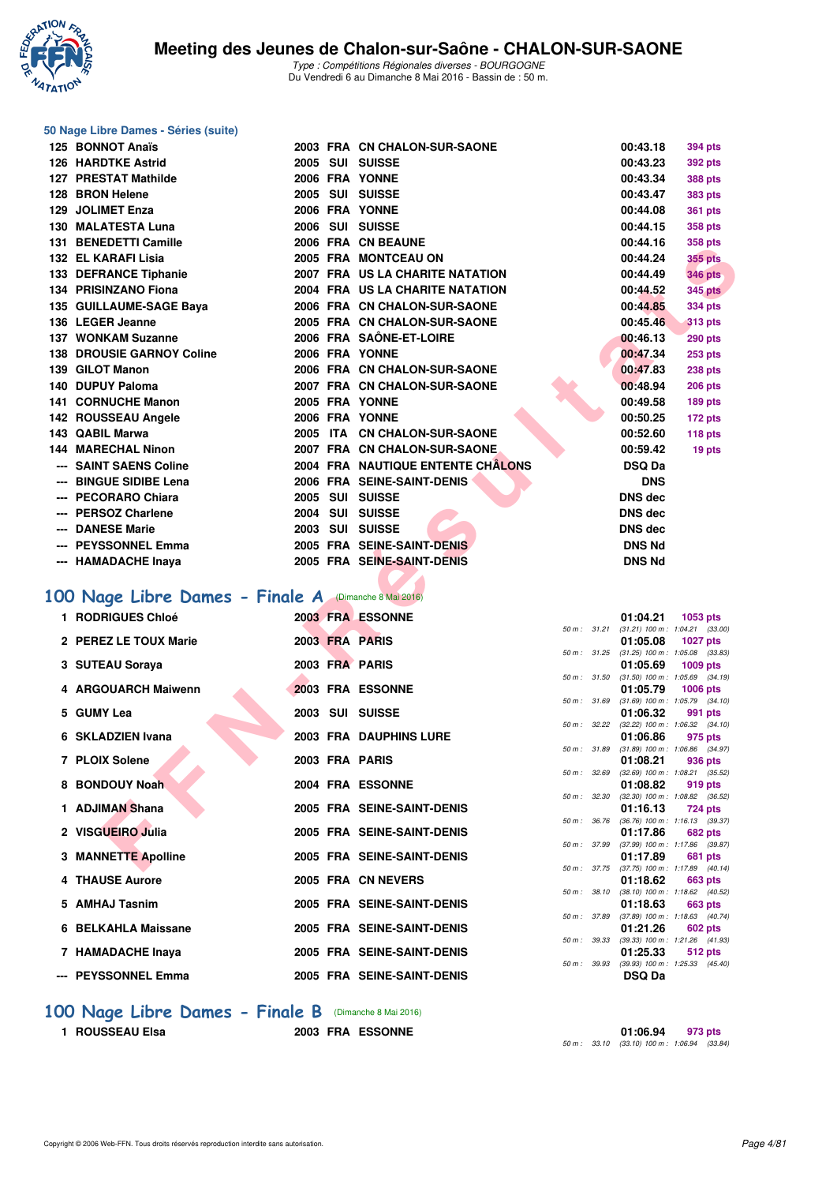## 50 Nage Libre Dames - Séries (suite)

| Rang | Nom | Année | Nat | Club | Temps | Points |
|---|---|---|---|---|---|---|
| 125 | BONNOT Anaïs | 2003 | FRA | CN CHALON-SUR-SAONE | 00:43.18 | 394 pts |
| 126 | HARDTKE Astrid | 2005 | SUI | SUISSE | 00:43.23 | 392 pts |
| 127 | PRESTAT Mathilde | 2006 | FRA | YONNE | 00:43.34 | 388 pts |
| 128 | BRON Helene | 2005 | SUI | SUISSE | 00:43.47 | 383 pts |
| 129 | JOLIMET Enza | 2006 | FRA | YONNE | 00:44.08 | 361 pts |
| 130 | MALATESTA Luna | 2006 | SUI | SUISSE | 00:44.15 | 358 pts |
| 131 | BENEDETTI Camille | 2006 | FRA | CN BEAUNE | 00:44.16 | 358 pts |
| 132 | EL KARAFI Lisia | 2005 | FRA | MONTCEAU ON | 00:44.24 | 355 pts |
| 133 | DEFRANCE Tiphanie | 2007 | FRA | US LA CHARITE NATATION | 00:44.49 | 346 pts |
| 134 | PRISINZANO Fiona | 2004 | FRA | US LA CHARITE NATATION | 00:44.52 | 345 pts |
| 135 | GUILLAUME-SAGE Baya | 2006 | FRA | CN CHALON-SUR-SAONE | 00:44.85 | 334 pts |
| 136 | LEGER Jeanne | 2005 | FRA | CN CHALON-SUR-SAONE | 00:45.46 | 313 pts |
| 137 | WONKAM Suzanne | 2006 | FRA | SAÔNE-ET-LOIRE | 00:46.13 | 290 pts |
| 138 | DROUSIE GARNOY Coline | 2006 | FRA | YONNE | 00:47.34 | 253 pts |
| 139 | GILOT Manon | 2006 | FRA | CN CHALON-SUR-SAONE | 00:47.83 | 238 pts |
| 140 | DUPUY Paloma | 2007 | FRA | CN CHALON-SUR-SAONE | 00:48.94 | 206 pts |
| 141 | CORNUCHE Manon | 2005 | FRA | YONNE | 00:49.58 | 189 pts |
| 142 | ROUSSEAU Angele | 2006 | FRA | YONNE | 00:50.25 | 172 pts |
| 143 | QABIL Marwa | 2005 | ITA | CN CHALON-SUR-SAONE | 00:52.60 | 118 pts |
| 144 | MARECHAL Ninon | 2007 | FRA | CN CHALON-SUR-SAONE | 00:59.42 | 19 pts |
| --- | SAINT SAENS Coline | 2004 | FRA | NAUTIQUE ENTENTE CHÂLONS | DSQ Da | |
| --- | BINGUE SIDIBE Lena | 2006 | FRA | SEINE-SAINT-DENIS | DNS | |
| --- | PECORARO Chiara | 2005 | SUI | SUISSE | DNS dec | |
| --- | PERSOZ Charlene | 2004 | SUI | SUISSE | DNS dec | |
| --- | DANESE Marie | 2003 | SUI | SUISSE | DNS dec | |
| --- | PEYSSONNEL Emma | 2005 | FRA | SEINE-SAINT-DENIS | DNS Nd | |
| --- | HAMADACHE Inaya | 2005 | FRA | SEINE-SAINT-DENIS | DNS Nd | |

## 100 Nage Libre Dames - Finale A (Dimanche 8 Mai 2016)

| Rang | Nom | Année | Nat | Club | Temps | Points | Splits |
|---|---|---|---|---|---|---|---|
| 1 | RODRIGUES Chloé | 2003 | FRA | ESSONNE | 01:04.21 | 1053 pts | 50 m : 31.21 (31.21) 100 m : 1:04.21 (33.00) |
| 2 | PEREZ LE TOUX Marie | 2003 | FRA | PARIS | 01:05.08 | 1027 pts | 50 m : 31.25 (31.25) 100 m : 1:05.08 (33.83) |
| 3 | SUTEAU Soraya | 2003 | FRA | PARIS | 01:05.69 | 1009 pts | 50 m : 31.50 (31.50) 100 m : 1:05.69 (34.19) |
| 4 | ARGOUARCH Maiwenn | 2003 | FRA | ESSONNE | 01:05.79 | 1006 pts | 50 m : 31.69 (31.69) 100 m : 1:05.79 (34.10) |
| 5 | GUMY Lea | 2003 | SUI | SUISSE | 01:06.32 | 991 pts | 50 m : 32.22 (32.22) 100 m : 1:06.32 (34.10) |
| 6 | SKLADZIEN Ivana | 2003 | FRA | DAUPHINS LURE | 01:06.86 | 975 pts | 50 m : 31.89 (31.89) 100 m : 1:06.86 (34.97) |
| 7 | PLOIX Solene | 2003 | FRA | PARIS | 01:08.21 | 936 pts | 50 m : 32.69 (32.69) 100 m : 1:08.21 (35.52) |
| 8 | BONDOUY Noah | 2004 | FRA | ESSONNE | 01:08.82 | 919 pts | 50 m : 32.30 (32.30) 100 m : 1:08.82 (36.52) |
| 1 | ADJIMAN Shana | 2005 | FRA | SEINE-SAINT-DENIS | 01:16.13 | 724 pts | 50 m : 36.76 (36.76) 100 m : 1:16.13 (39.37) |
| 2 | VISGUEIRO Julia | 2005 | FRA | SEINE-SAINT-DENIS | 01:17.86 | 682 pts | 50 m : 37.99 (37.99) 100 m : 1:17.86 (39.87) |
| 3 | MANNETTE Apolline | 2005 | FRA | SEINE-SAINT-DENIS | 01:17.89 | 681 pts | 50 m : 37.75 (37.75) 100 m : 1:17.89 (40.14) |
| 4 | THAUSE Aurore | 2005 | FRA | CN NEVERS | 01:18.62 | 663 pts | 50 m : 38.10 (38.10) 100 m : 1:18.62 (40.52) |
| 5 | AMHAJ Tasnim | 2005 | FRA | SEINE-SAINT-DENIS | 01:18.63 | 663 pts | 50 m : 37.89 (37.89) 100 m : 1:18.63 (40.74) |
| 6 | BELKAHLA Maissane | 2005 | FRA | SEINE-SAINT-DENIS | 01:21.26 | 602 pts | 50 m : 39.33 (39.33) 100 m : 1:21.26 (41.93) |
| 7 | HAMADACHE Inaya | 2005 | FRA | SEINE-SAINT-DENIS | 01:25.33 | 512 pts | 50 m : 39.93 (39.93) 100 m : 1:25.33 (45.40) |
| --- | PEYSSONNEL Emma | 2005 | FRA | SEINE-SAINT-DENIS | DSQ Da | | |

## 100 Nage Libre Dames - Finale B (Dimanche 8 Mai 2016)

| Rang | Nom | Année | Nat | Club | Temps | Points | Splits |
|---|---|---|---|---|---|---|---|
| 1 | ROUSSEAU Elsa | 2003 | FRA | ESSONNE | 01:06.94 | 973 pts | 50 m : 33.10 (33.10) 100 m : 1:06.94 (33.84) |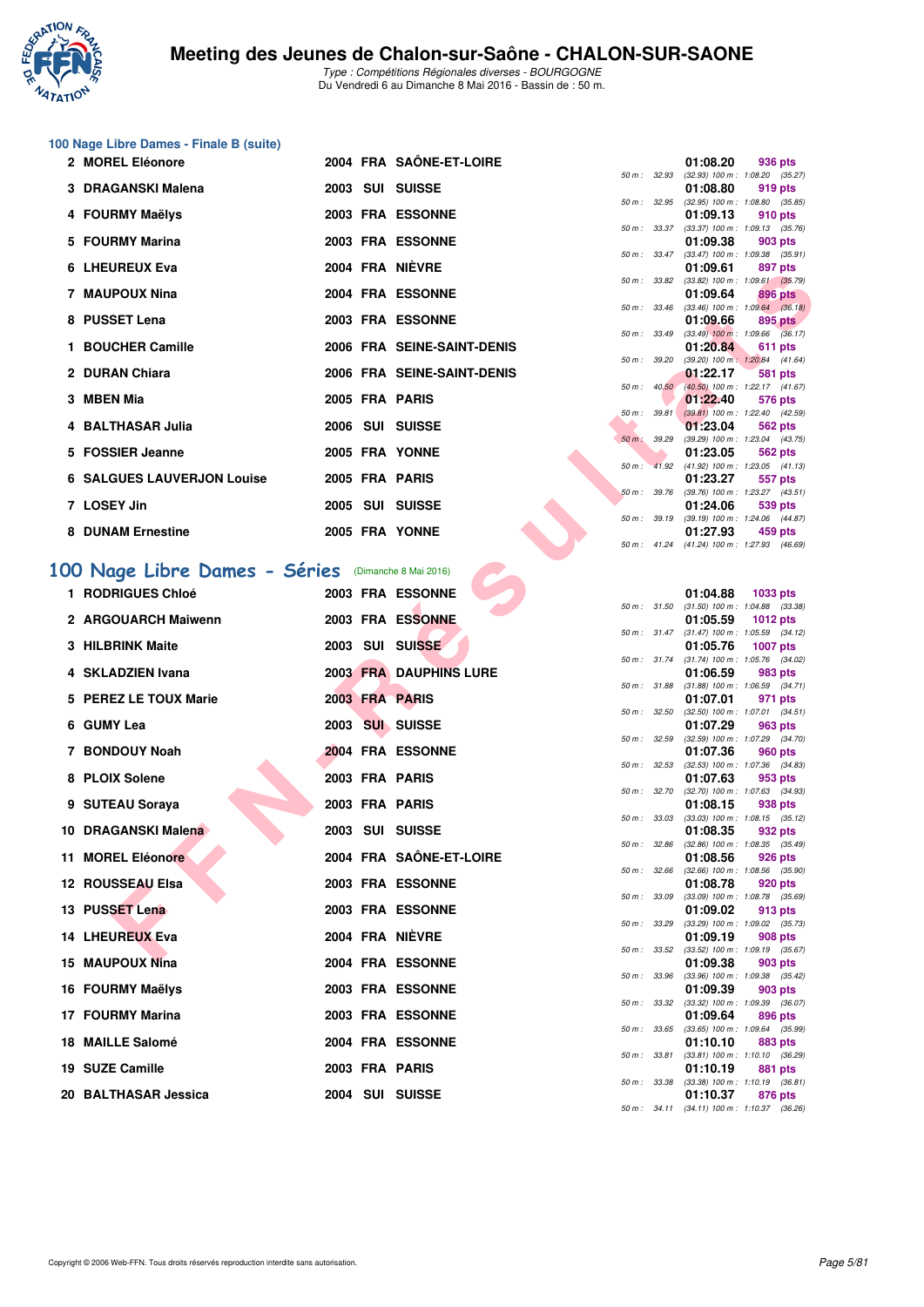# Meeting des Jeunes de Chalon-sur-Saône - CHALON-SUR-SAONE

*Type : Compétitions Régionales diverses - BOURGOGNE*
Du Vendredi 6 au Dimanche 8 Mai 2016 - Bassin de : 50 m.

## 100 Nage Libre Dames - Finale B (suite)

| Rang | Nom | Année | Nat. | Club | Temps | Points | Splits |
|---|---|---|---|---|---|---|---|
| 2 | MOREL Eléonore | 2004 | FRA | SAÔNE-ET-LOIRE | 01:08.20 | 936 pts | 50 m : 32.93 (32.93) 100 m : 1:08.20 (35.27) |
| 3 | DRAGANSKI Malena | 2003 | SUI | SUISSE | 01:08.80 | 919 pts | 50 m : 32.95 (32.95) 100 m : 1:08.80 (35.85) |
| 4 | FOURMY Maëlys | 2003 | FRA | ESSONNE | 01:09.13 | 910 pts | 50 m : 33.37 (33.37) 100 m : 1:09.13 (35.76) |
| 5 | FOURMY Marina | 2003 | FRA | ESSONNE | 01:09.38 | 903 pts | 50 m : 33.47 (33.47) 100 m : 1:09.38 (35.91) |
| 6 | LHEUREUX Eva | 2004 | FRA | NIÈVRE | 01:09.61 | 897 pts | 50 m : 33.82 (33.82) 100 m : 1:09.61 (35.79) |
| 7 | MAUPOUX Nina | 2004 | FRA | ESSONNE | 01:09.64 | 896 pts | 50 m : 33.46 (33.46) 100 m : 1:09.64 (36.18) |
| 8 | PUSSET Lena | 2003 | FRA | ESSONNE | 01:09.66 | 895 pts | 50 m : 33.49 (33.49) 100 m : 1:09.66 (36.17) |
| 1 | BOUCHER Camille | 2006 | FRA | SEINE-SAINT-DENIS | 01:20.84 | 611 pts | 50 m : 39.20 (39.20) 100 m : 1:20.84 (41.64) |
| 2 | DURAN Chiara | 2006 | FRA | SEINE-SAINT-DENIS | 01:22.17 | 581 pts | 50 m : 40.50 (40.50) 100 m : 1:22.17 (41.67) |
| 3 | MBEN Mia | 2005 | FRA | PARIS | 01:22.40 | 576 pts | 50 m : 39.81 (39.81) 100 m : 1:22.40 (42.59) |
| 4 | BALTHASAR Julia | 2006 | SUI | SUISSE | 01:23.04 | 562 pts | 50 m : 39.29 (39.29) 100 m : 1:23.04 (43.75) |
| 5 | FOSSIER Jeanne | 2005 | FRA | YONNE | 01:23.05 | 562 pts | 50 m : 41.92 (41.92) 100 m : 1:23.05 (41.13) |
| 6 | SALGUES LAUVERJON Louise | 2005 | FRA | PARIS | 01:23.27 | 557 pts | 50 m : 39.76 (39.76) 100 m : 1:23.27 (43.51) |
| 7 | LOSEY Jin | 2005 | SUI | SUISSE | 01:24.06 | 539 pts | 50 m : 39.19 (39.19) 100 m : 1:24.06 (44.87) |
| 8 | DUNAM Ernestine | 2005 | FRA | YONNE | 01:27.93 | 459 pts | 50 m : 41.24 (41.24) 100 m : 1:27.93 (46.69) |

## 100 Nage Libre Dames - Séries (Dimanche 8 Mai 2016)

| Rang | Nom | Année | Nat. | Club | Temps | Points | Splits |
|---|---|---|---|---|---|---|---|
| 1 | RODRIGUES Chloé | 2003 | FRA | ESSONNE | 01:04.88 | 1033 pts | 50 m : 31.50 (31.50) 100 m : 1:04.88 (33.38) |
| 2 | ARGOUARCH Maiwenn | 2003 | FRA | ESSONNE | 01:05.59 | 1012 pts | 50 m : 31.47 (31.47) 100 m : 1:05.59 (34.12) |
| 3 | HILBRINK Maite | 2003 | SUI | SUISSE | 01:05.76 | 1007 pts | 50 m : 31.74 (31.74) 100 m : 1:05.76 (34.02) |
| 4 | SKLADZIEN Ivana | 2003 | FRA | DAUPHINS LURE | 01:06.59 | 983 pts | 50 m : 31.88 (31.88) 100 m : 1:06.59 (34.71) |
| 5 | PEREZ LE TOUX Marie | 2003 | FRA | PARIS | 01:07.01 | 971 pts | 50 m : 32.50 (32.50) 100 m : 1:07.01 (34.51) |
| 6 | GUMY Lea | 2003 | SUI | SUISSE | 01:07.29 | 963 pts | 50 m : 32.59 (32.59) 100 m : 1:07.29 (34.70) |
| 7 | BONDOUY Noah | 2004 | FRA | ESSONNE | 01:07.36 | 960 pts | 50 m : 32.53 (32.53) 100 m : 1:07.36 (34.83) |
| 8 | PLOIX Solene | 2003 | FRA | PARIS | 01:07.63 | 953 pts | 50 m : 32.70 (32.70) 100 m : 1:07.63 (34.93) |
| 9 | SUTEAU Soraya | 2003 | FRA | PARIS | 01:08.15 | 938 pts | 50 m : 33.03 (33.03) 100 m : 1:08.15 (35.12) |
| 10 | DRAGANSKI Malena | 2003 | SUI | SUISSE | 01:08.35 | 932 pts | 50 m : 32.86 (32.86) 100 m : 1:08.35 (35.49) |
| 11 | MOREL Eléonore | 2004 | FRA | SAÔNE-ET-LOIRE | 01:08.56 | 926 pts | 50 m : 32.66 (32.66) 100 m : 1:08.56 (35.90) |
| 12 | ROUSSEAU Elsa | 2003 | FRA | ESSONNE | 01:08.78 | 920 pts | 50 m : 33.09 (33.09) 100 m : 1:08.78 (35.69) |
| 13 | PUSSET Lena | 2003 | FRA | ESSONNE | 01:09.02 | 913 pts | 50 m : 33.29 (33.29) 100 m : 1:09.02 (35.73) |
| 14 | LHEUREUX Eva | 2004 | FRA | NIÈVRE | 01:09.19 | 908 pts | 50 m : 33.52 (33.52) 100 m : 1:09.19 (35.67) |
| 15 | MAUPOUX Nina | 2004 | FRA | ESSONNE | 01:09.38 | 903 pts | 50 m : 33.96 (33.96) 100 m : 1:09.38 (35.42) |
| 16 | FOURMY Maëlys | 2003 | FRA | ESSONNE | 01:09.39 | 903 pts | 50 m : 33.32 (33.32) 100 m : 1:09.39 (36.07) |
| 17 | FOURMY Marina | 2003 | FRA | ESSONNE | 01:09.64 | 896 pts | 50 m : 33.65 (33.65) 100 m : 1:09.64 (35.99) |
| 18 | MAILLE Salomé | 2004 | FRA | ESSONNE | 01:10.10 | 883 pts | 50 m : 33.81 (33.81) 100 m : 1:10.10 (36.29) |
| 19 | SUZE Camille | 2003 | FRA | PARIS | 01:10.19 | 881 pts | 50 m : 33.38 (33.38) 100 m : 1:10.19 (36.81) |
| 20 | BALTHASAR Jessica | 2004 | SUI | SUISSE | 01:10.37 | 876 pts | 50 m : 34.11 (34.11) 100 m : 1:10.37 (36.26) |

Copyright © 2006 Web-FFN. Tous droits réservés reproduction interdite sans autorisation.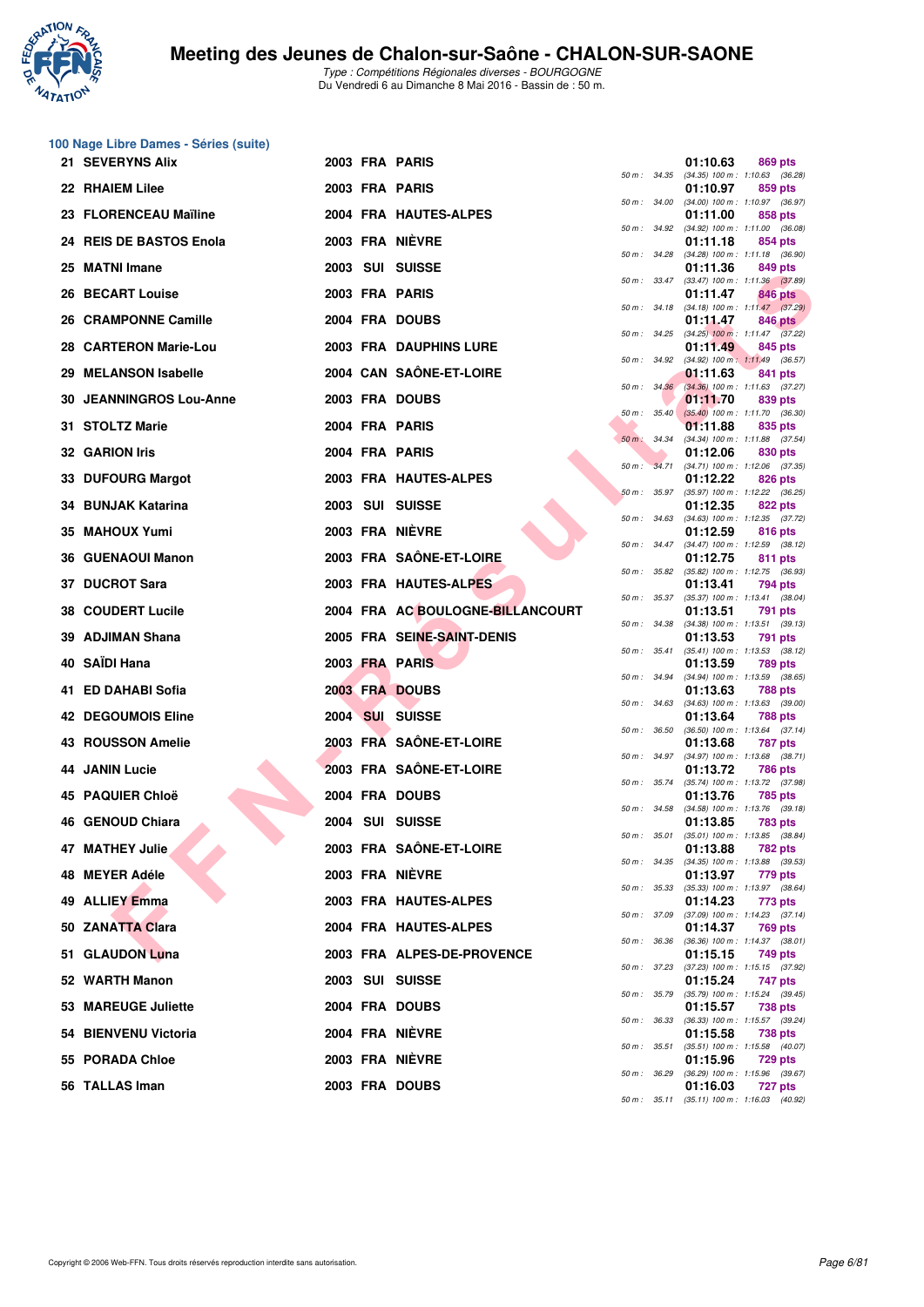# Meeting des Jeunes de Chalon-sur-Saône - CHALON-SUR-SAONE

*Type : Compétitions Régionales diverses - BOURGOGNE*
Du Vendredi 6 au Dimanche 8 Mai 2016 - Bassin de : 50 m.

## 100 Nage Libre Dames - Séries (suite)

| Place | Nom | Année | Nat. | Club | Temps | Points | 50 m | 100 m |
|---|---|---|---|---|---|---|---|---|
| 21 | SEVERYNS Alix | 2003 | FRA | PARIS | 01:10.63 | 869 pts | 34.35 (34.35) | 1:10.63 (36.28) |
| 22 | RHAIEM Lilee | 2003 | FRA | PARIS | 01:10.97 | 859 pts | 34.00 (34.00) | 1:10.97 (36.97) |
| 23 | FLORENCEAU Maïline | 2004 | FRA | HAUTES-ALPES | 01:11.00 | 858 pts | 34.92 (34.92) | 1:11.00 (36.08) |
| 24 | REIS DE BASTOS Enola | 2003 | FRA | NIÈVRE | 01:11.18 | 854 pts | 34.28 (34.28) | 1:11.18 (36.90) |
| 25 | MATNI Imane | 2003 | SUI | SUISSE | 01:11.36 | 849 pts | 33.47 (33.47) | 1:11.36 (37.89) |
| 26 | BECART Louise | 2003 | FRA | PARIS | 01:11.47 | 846 pts | 34.18 (34.18) | 1:11.47 (37.29) |
| 26 | CRAMPONNE Camille | 2004 | FRA | DOUBS | 01:11.47 | 846 pts | 34.25 (34.25) | 1:11.47 (37.22) |
| 28 | CARTERON Marie-Lou | 2003 | FRA | DAUPHINS LURE | 01:11.49 | 845 pts | 34.92 (34.92) | 1:11.49 (36.57) |
| 29 | MELANSON Isabelle | 2004 | CAN | SAÔNE-ET-LOIRE | 01:11.63 | 841 pts | 34.36 (34.36) | 1:11.63 (37.27) |
| 30 | JEANNINGROS Lou-Anne | 2003 | FRA | DOUBS | 01:11.70 | 839 pts | 35.40 (35.40) | 1:11.70 (36.30) |
| 31 | STOLTZ Marie | 2004 | FRA | PARIS | 01:11.88 | 835 pts | 34.34 (34.34) | 1:11.88 (37.54) |
| 32 | GARION Iris | 2004 | FRA | PARIS | 01:12.06 | 830 pts | 34.71 (34.71) | 1:12.06 (37.35) |
| 33 | DUFOURG Margot | 2003 | FRA | HAUTES-ALPES | 01:12.22 | 826 pts | 35.97 (35.97) | 1:12.22 (36.25) |
| 34 | BUNJAK Katarina | 2003 | SUI | SUISSE | 01:12.35 | 822 pts | 34.63 (34.63) | 1:12.35 (37.72) |
| 35 | MAHOUX Yumi | 2003 | FRA | NIÈVRE | 01:12.59 | 816 pts | 34.47 (34.47) | 1:12.59 (38.12) |
| 36 | GUENAOUI Manon | 2003 | FRA | SAÔNE-ET-LOIRE | 01:12.75 | 811 pts | 35.82 (35.82) | 1:12.75 (36.93) |
| 37 | DUCROT Sara | 2003 | FRA | HAUTES-ALPES | 01:13.41 | 794 pts | 35.37 (35.37) | 1:13.41 (38.04) |
| 38 | COUDERT Lucile | 2004 | FRA | AC BOULOGNE-BILLANCOURT | 01:13.51 | 791 pts | 34.38 (34.38) | 1:13.51 (39.13) |
| 39 | ADJIMAN Shana | 2005 | FRA | SEINE-SAINT-DENIS | 01:13.53 | 791 pts | 35.41 (35.41) | 1:13.53 (38.12) |
| 40 | SAÏDI Hana | 2003 | FRA | PARIS | 01:13.59 | 789 pts | 34.94 (34.94) | 1:13.59 (38.65) |
| 41 | ED DAHABI Sofia | 2003 | FRA | DOUBS | 01:13.63 | 788 pts | 34.63 (34.63) | 1:13.63 (39.00) |
| 42 | DEGOUMOIS Eline | 2004 | SUI | SUISSE | 01:13.64 | 788 pts | 36.50 (36.50) | 1:13.64 (37.14) |
| 43 | ROUSSON Amelie | 2003 | FRA | SAÔNE-ET-LOIRE | 01:13.68 | 787 pts | 34.97 (34.97) | 1:13.68 (38.71) |
| 44 | JANIN Lucie | 2003 | FRA | SAÔNE-ET-LOIRE | 01:13.72 | 786 pts | 35.74 (35.74) | 1:13.72 (37.98) |
| 45 | PAQUIER Chloë | 2004 | FRA | DOUBS | 01:13.76 | 785 pts | 34.58 (34.58) | 1:13.76 (39.18) |
| 46 | GENOUD Chiara | 2004 | SUI | SUISSE | 01:13.85 | 783 pts | 35.01 (35.01) | 1:13.85 (38.84) |
| 47 | MATHEY Julie | 2003 | FRA | SAÔNE-ET-LOIRE | 01:13.88 | 782 pts | 34.35 (34.35) | 1:13.88 (39.53) |
| 48 | MEYER Adéle | 2003 | FRA | NIÈVRE | 01:13.97 | 779 pts | 35.33 (35.33) | 1:13.97 (38.64) |
| 49 | ALLIEY Emma | 2003 | FRA | HAUTES-ALPES | 01:14.23 | 773 pts | 37.09 (37.09) | 1:14.23 (37.14) |
| 50 | ZANATTA Clara | 2004 | FRA | HAUTES-ALPES | 01:14.37 | 769 pts | 36.36 (36.36) | 1:14.37 (38.01) |
| 51 | GLAUDON Luna | 2003 | FRA | ALPES-DE-PROVENCE | 01:15.15 | 749 pts | 37.23 (37.23) | 1:15.15 (37.92) |
| 52 | WARTH Manon | 2003 | SUI | SUISSE | 01:15.24 | 747 pts | 35.79 (35.79) | 1:15.24 (39.45) |
| 53 | MAREUGE Juliette | 2004 | FRA | DOUBS | 01:15.57 | 738 pts | 36.33 (36.33) | 1:15.57 (39.24) |
| 54 | BIENVENU Victoria | 2004 | FRA | NIÈVRE | 01:15.58 | 738 pts | 35.51 (35.51) | 1:15.58 (40.07) |
| 55 | PORADA Chloe | 2003 | FRA | NIÈVRE | 01:15.96 | 729 pts | 36.29 (36.29) | 1:15.96 (39.67) |
| 56 | TALLAS Iman | 2003 | FRA | DOUBS | 01:16.03 | 727 pts | 35.11 (35.11) | 1:16.03 (40.92) |

Copyright © 2006 Web-FFN. Tous droits réservés reproduction interdite sans autorisation.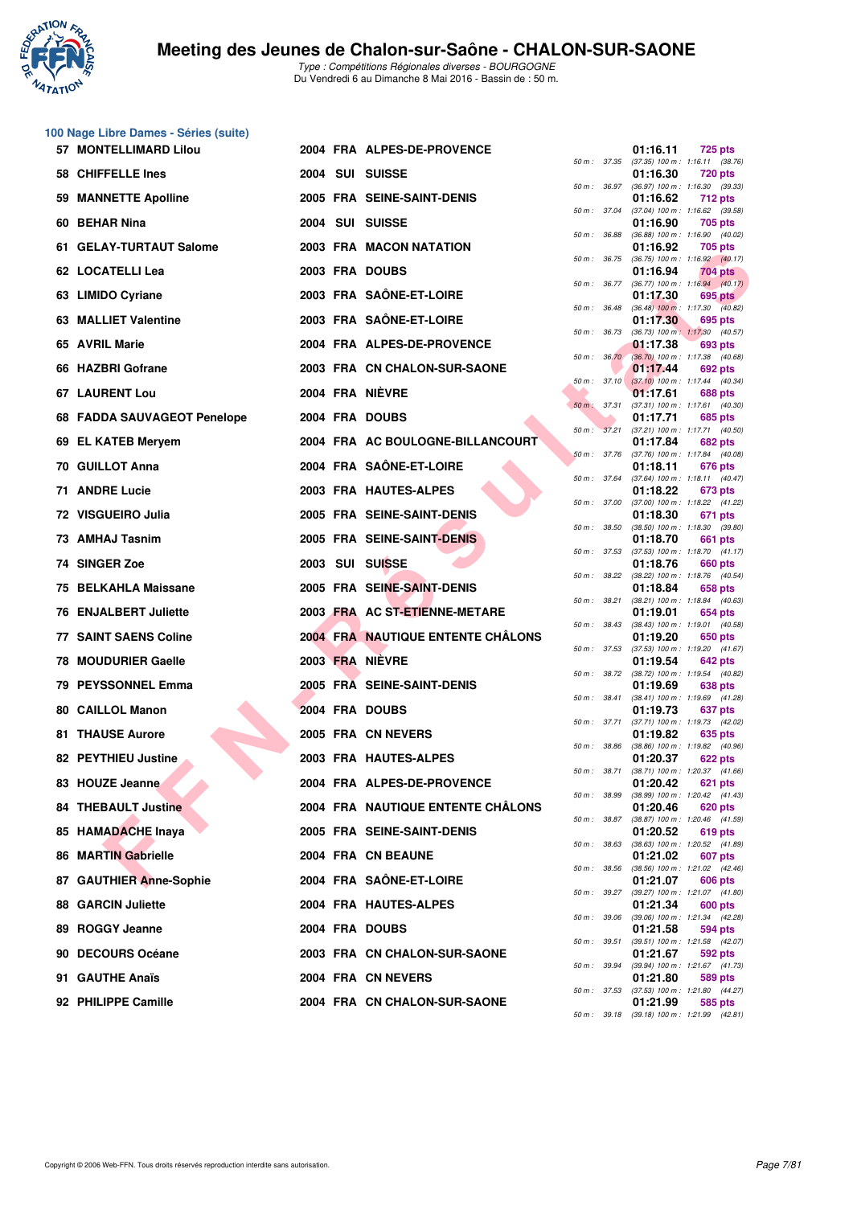## 100 Nage Libre Dames - Séries (suite)

| Rang | Nom | Année | Nat. | Club | Temps | Points | Splits |
|---|---|---|---|---|---|---|---|
| 57 | MONTELLIMARD Lilou | 2004 | FRA | ALPES-DE-PROVENCE | 01:16.11 | 725 pts | 50 m : 37.35 (37.35) 100 m : 1:16.11 (38.76) |
| 58 | CHIFFELLE Ines | 2004 | SUI | SUISSE | 01:16.30 | 720 pts | 50 m : 36.97 (36.97) 100 m : 1:16.30 (39.33) |
| 59 | MANNETTE Apolline | 2005 | FRA | SEINE-SAINT-DENIS | 01:16.62 | 712 pts | 50 m : 37.04 (37.04) 100 m : 1:16.62 (39.58) |
| 60 | BEHAR Nina | 2004 | SUI | SUISSE | 01:16.90 | 705 pts | 50 m : 36.88 (36.88) 100 m : 1:16.90 (40.02) |
| 61 | GELAY-TURTAUT Salome | 2003 | FRA | MACON NATATION | 01:16.92 | 705 pts | 50 m : 36.75 (36.75) 100 m : 1:16.92 (40.17) |
| 62 | LOCATELLI Lea | 2003 | FRA | DOUBS | 01:16.94 | 704 pts | 50 m : 36.77 (36.77) 100 m : 1:16.94 (40.17) |
| 63 | LIMIDO Cyriane | 2003 | FRA | SAÔNE-ET-LOIRE | 01:17.30 | 695 pts | 50 m : 36.48 (36.48) 100 m : 1:17.30 (40.82) |
| 63 | MALLIET Valentine | 2003 | FRA | SAÔNE-ET-LOIRE | 01:17.30 | 695 pts | 50 m : 36.73 (36.73) 100 m : 1:17.30 (40.57) |
| 65 | AVRIL Marie | 2004 | FRA | ALPES-DE-PROVENCE | 01:17.38 | 693 pts | 50 m : 36.70 (36.70) 100 m : 1:17.38 (40.68) |
| 66 | HAZBRI Gofrane | 2003 | FRA | CN CHALON-SUR-SAONE | 01:17.44 | 692 pts | 50 m : 37.10 (37.10) 100 m : 1:17.44 (40.34) |
| 67 | LAURENT Lou | 2004 | FRA | NIÈVRE | 01:17.61 | 688 pts | 50 m : 37.31 (37.31) 100 m : 1:17.61 (40.30) |
| 68 | FADDA SAUVAGEOT Penelope | 2004 | FRA | DOUBS | 01:17.71 | 685 pts | 50 m : 37.21 (37.21) 100 m : 1:17.71 (40.50) |
| 69 | EL KATEB Meryem | 2004 | FRA | AC BOULOGNE-BILLANCOURT | 01:17.84 | 682 pts | 50 m : 37.76 (37.76) 100 m : 1:17.84 (40.08) |
| 70 | GUILLOT Anna | 2004 | FRA | SAÔNE-ET-LOIRE | 01:18.11 | 676 pts | 50 m : 37.64 (37.64) 100 m : 1:18.11 (40.47) |
| 71 | ANDRE Lucie | 2003 | FRA | HAUTES-ALPES | 01:18.22 | 673 pts | 50 m : 37.00 (37.00) 100 m : 1:18.22 (41.22) |
| 72 | VISGUEIRO Julia | 2005 | FRA | SEINE-SAINT-DENIS | 01:18.30 | 671 pts | 50 m : 38.50 (38.50) 100 m : 1:18.30 (39.80) |
| 73 | AMHAJ Tasnim | 2005 | FRA | SEINE-SAINT-DENIS | 01:18.70 | 661 pts | 50 m : 37.53 (37.53) 100 m : 1:18.70 (41.17) |
| 74 | SINGER Zoe | 2003 | SUI | SUISSE | 01:18.76 | 660 pts | 50 m : 38.22 (38.22) 100 m : 1:18.76 (40.54) |
| 75 | BELKAHLA Maissane | 2005 | FRA | SEINE-SAINT-DENIS | 01:18.84 | 658 pts | 50 m : 38.21 (38.21) 100 m : 1:18.84 (40.63) |
| 76 | ENJALBERT Juliette | 2003 | FRA | AC ST-ETIENNE-METARE | 01:19.01 | 654 pts | 50 m : 38.43 (38.43) 100 m : 1:19.01 (40.58) |
| 77 | SAINT SAENS Coline | 2004 | FRA | NAUTIQUE ENTENTE CHÂLONS | 01:19.20 | 650 pts | 50 m : 37.53 (37.53) 100 m : 1:19.20 (41.67) |
| 78 | MOUDURIER Gaelle | 2003 | FRA | NIÈVRE | 01:19.54 | 642 pts | 50 m : 38.72 (38.72) 100 m : 1:19.54 (40.82) |
| 79 | PEYSSONNEL Emma | 2005 | FRA | SEINE-SAINT-DENIS | 01:19.69 | 638 pts | 50 m : 38.41 (38.41) 100 m : 1:19.69 (41.28) |
| 80 | CAILLOL Manon | 2004 | FRA | DOUBS | 01:19.73 | 637 pts | 50 m : 37.71 (37.71) 100 m : 1:19.73 (42.02) |
| 81 | THAUSE Aurore | 2005 | FRA | CN NEVERS | 01:19.82 | 635 pts | 50 m : 38.86 (38.86) 100 m : 1:19.82 (40.96) |
| 82 | PEYTHIEU Justine | 2003 | FRA | HAUTES-ALPES | 01:20.37 | 622 pts | 50 m : 38.71 (38.71) 100 m : 1:20.37 (41.66) |
| 83 | HOUZE Jeanne | 2004 | FRA | ALPES-DE-PROVENCE | 01:20.42 | 621 pts | 50 m : 38.99 (38.99) 100 m : 1:20.42 (41.43) |
| 84 | THEBAULT Justine | 2004 | FRA | NAUTIQUE ENTENTE CHÂLONS | 01:20.46 | 620 pts | 50 m : 38.87 (38.87) 100 m : 1:20.46 (41.59) |
| 85 | HAMADACHE Inaya | 2005 | FRA | SEINE-SAINT-DENIS | 01:20.52 | 619 pts | 50 m : 38.63 (38.63) 100 m : 1:20.52 (41.89) |
| 86 | MARTIN Gabrielle | 2004 | FRA | CN BEAUNE | 01:21.02 | 607 pts | 50 m : 38.56 (38.56) 100 m : 1:21.02 (42.46) |
| 87 | GAUTHIER Anne-Sophie | 2004 | FRA | SAÔNE-ET-LOIRE | 01:21.07 | 606 pts | 50 m : 39.27 (39.27) 100 m : 1:21.07 (41.80) |
| 88 | GARCIN Juliette | 2004 | FRA | HAUTES-ALPES | 01:21.34 | 600 pts | 50 m : 39.06 (39.06) 100 m : 1:21.34 (42.28) |
| 89 | ROGGY Jeanne | 2004 | FRA | DOUBS | 01:21.58 | 594 pts | 50 m : 39.51 (39.51) 100 m : 1:21.58 (42.07) |
| 90 | DECOURS Océane | 2003 | FRA | CN CHALON-SUR-SAONE | 01:21.67 | 592 pts | 50 m : 39.94 (39.94) 100 m : 1:21.67 (41.73) |
| 91 | GAUTHE Anaïs | 2004 | FRA | CN NEVERS | 01:21.80 | 589 pts | 50 m : 37.53 (37.53) 100 m : 1:21.80 (44.27) |
| 92 | PHILIPPE Camille | 2004 | FRA | CN CHALON-SUR-SAONE | 01:21.99 | 585 pts | 50 m : 39.18 (39.18) 100 m : 1:21.99 (42.81) |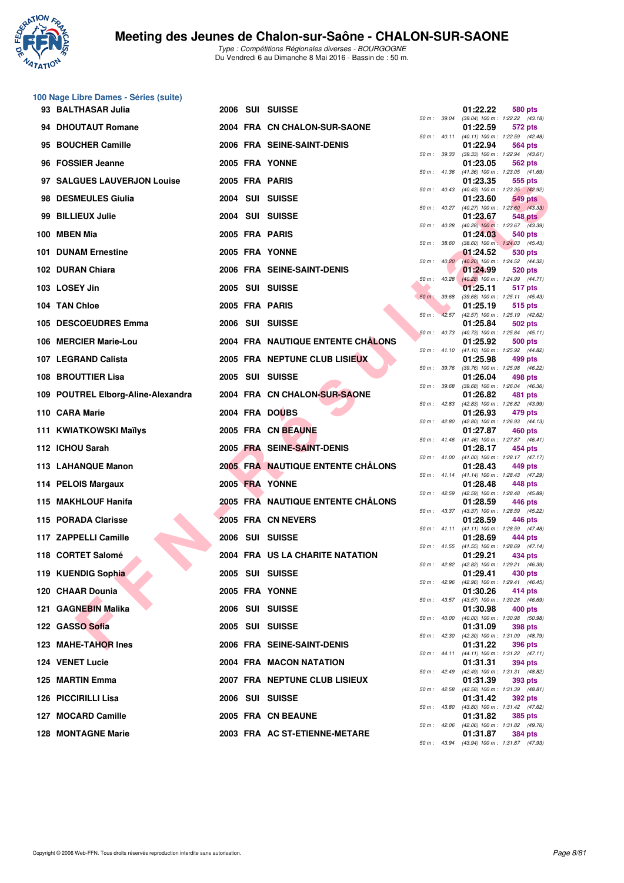# Meeting des Jeunes de Chalon-sur-Saône - CHALON-SUR-SAONE

*Type : Compétitions Régionales diverses - BOURGOGNE*
Du Vendredi 6 au Dimanche 8 Mai 2016 - Bassin de : 50 m.

## 100 Nage Libre Dames - Séries (suite)

| Rang | Nom | Année | Nat. | Club | 50 m | Temps | Points | Détail |
|---|---|---|---|---|---|---|---|---|
| 93 | BALTHASAR Julia | 2006 | SUI | SUISSE | 39.04 | 01:22.22 | 580 pts | (39.04) 100 m : 1:22.22 (43.18) |
| 94 | DHOUTAUT Romane | 2004 | FRA | CN CHALON-SUR-SAONE | 40.11 | 01:22.59 | 572 pts | (40.11) 100 m : 1:22.59 (42.48) |
| 95 | BOUCHER Camille | 2006 | FRA | SEINE-SAINT-DENIS | 39.33 | 01:22.94 | 564 pts | (39.33) 100 m : 1:22.94 (43.61) |
| 96 | FOSSIER Jeanne | 2005 | FRA | YONNE | 41.36 | 01:23.05 | 562 pts | (41.36) 100 m : 1:23.05 (41.69) |
| 97 | SALGUES LAUVERJON Louise | 2005 | FRA | PARIS | 40.43 | 01:23.35 | 555 pts | (40.43) 100 m : 1:23.35 (42.92) |
| 98 | DESMEULES Giulia | 2004 | SUI | SUISSE | 40.27 | 01:23.60 | 549 pts | (40.27) 100 m : 1:23.60 (43.33) |
| 99 | BILLIEUX Julie | 2004 | SUI | SUISSE | 40.28 | 01:23.67 | 548 pts | (40.28) 100 m : 1:23.67 (43.39) |
| 100 | MBEN Mia | 2005 | FRA | PARIS | 38.60 | 01:24.03 | 540 pts | (38.60) 100 m : 1:24.03 (45.43) |
| 101 | DUNAM Ernestine | 2005 | FRA | YONNE | 40.20 | 01:24.52 | 530 pts | (40.20) 100 m : 1:24.52 (44.32) |
| 102 | DURAN Chiara | 2006 | FRA | SEINE-SAINT-DENIS | 40.28 | 01:24.99 | 520 pts | (40.28) 100 m : 1:24.99 (44.71) |
| 103 | LOSEY Jin | 2005 | SUI | SUISSE | 39.68 | 01:25.11 | 517 pts | (39.68) 100 m : 1:25.11 (45.43) |
| 104 | TAN Chloe | 2005 | FRA | PARIS | 42.57 | 01:25.19 | 515 pts | (42.57) 100 m : 1:25.19 (42.62) |
| 105 | DESCOEUDRES Emma | 2006 | SUI | SUISSE | 40.73 | 01:25.84 | 502 pts | (40.73) 100 m : 1:25.84 (45.11) |
| 106 | MERCIER Marie-Lou | 2004 | FRA | NAUTIQUE ENTENTE CHÂLONS | 41.10 | 01:25.92 | 500 pts | (41.10) 100 m : 1:25.92 (44.82) |
| 107 | LEGRAND Calista | 2005 | FRA | NEPTUNE CLUB LISIEUX | 39.76 | 01:25.98 | 499 pts | (39.76) 100 m : 1:25.98 (46.22) |
| 108 | BROUTTIER Lisa | 2005 | SUI | SUISSE | 39.68 | 01:26.04 | 498 pts | (39.68) 100 m : 1:26.04 (46.36) |
| 109 | POUTREL Elborg-Aline-Alexandra | 2004 | FRA | CN CHALON-SUR-SAONE | 42.83 | 01:26.82 | 481 pts | (42.83) 100 m : 1:26.82 (43.99) |
| 110 | CARA Marie | 2004 | FRA | DOUBS | 42.80 | 01:26.93 | 479 pts | (42.80) 100 m : 1:26.93 (44.13) |
| 111 | KWIATKOWSKI Maïlys | 2005 | FRA | CN BEAUNE | 41.46 | 01:27.87 | 460 pts | (41.46) 100 m : 1:27.87 (46.41) |
| 112 | ICHOU Sarah | 2005 | FRA | SEINE-SAINT-DENIS | 41.00 | 01:28.17 | 454 pts | (41.00) 100 m : 1:28.17 (47.17) |
| 113 | LAHANQUE Manon | 2005 | FRA | NAUTIQUE ENTENTE CHÂLONS | 41.14 | 01:28.43 | 449 pts | (41.14) 100 m : 1:28.43 (47.29) |
| 114 | PELOIS Margaux | 2005 | FRA | YONNE | 42.59 | 01:28.48 | 448 pts | (42.59) 100 m : 1:28.48 (45.89) |
| 115 | MAKHLOUF Hanifa | 2005 | FRA | NAUTIQUE ENTENTE CHÂLONS | 43.37 | 01:28.59 | 446 pts | (43.37) 100 m : 1:28.59 (45.22) |
| 115 | PORADA Clarisse | 2005 | FRA | CN NEVERS | 41.11 | 01:28.59 | 446 pts | (41.11) 100 m : 1:28.59 (47.48) |
| 117 | ZAPPELLI Camille | 2006 | SUI | SUISSE | 41.55 | 01:28.69 | 444 pts | (41.55) 100 m : 1:28.69 (47.14) |
| 118 | CORTET Salomé | 2004 | FRA | US LA CHARITE NATATION | 42.82 | 01:29.21 | 434 pts | (42.82) 100 m : 1:29.21 (46.39) |
| 119 | KUENDIG Sophia | 2005 | SUI | SUISSE | 42.96 | 01:29.41 | 430 pts | (42.96) 100 m : 1:29.41 (46.45) |
| 120 | CHAAR Dounia | 2005 | FRA | YONNE | 43.57 | 01:30.26 | 414 pts | (43.57) 100 m : 1:30.26 (46.69) |
| 121 | GAGNEBIN Malika | 2006 | SUI | SUISSE | 40.00 | 01:30.98 | 400 pts | (40.00) 100 m : 1:30.98 (50.98) |
| 122 | GASSO Sofia | 2005 | SUI | SUISSE | 42.30 | 01:31.09 | 398 pts | (42.30) 100 m : 1:31.09 (48.79) |
| 123 | MAHE-TAHOR Ines | 2006 | FRA | SEINE-SAINT-DENIS | 44.11 | 01:31.22 | 396 pts | (44.11) 100 m : 1:31.22 (47.11) |
| 124 | VENET Lucie | 2004 | FRA | MACON NATATION | 42.49 | 01:31.31 | 394 pts | (42.49) 100 m : 1:31.31 (48.82) |
| 125 | MARTIN Emma | 2007 | FRA | NEPTUNE CLUB LISIEUX | 42.58 | 01:31.39 | 393 pts | (42.58) 100 m : 1:31.39 (48.81) |
| 126 | PICCIRILLI Lisa | 2006 | SUI | SUISSE | 43.80 | 01:31.42 | 392 pts | (43.80) 100 m : 1:31.42 (47.62) |
| 127 | MOCARD Camille | 2005 | FRA | CN BEAUNE | 42.06 | 01:31.82 | 385 pts | (42.06) 100 m : 1:31.82 (49.76) |
| 128 | MONTAGNE Marie | 2003 | FRA | AC ST-ETIENNE-METARE | 43.94 | 01:31.87 | 384 pts | (43.94) 100 m : 1:31.87 (47.93) |

Copyright © 2006 Web-FFN. Tous droits réservés reproduction interdite sans autorisation.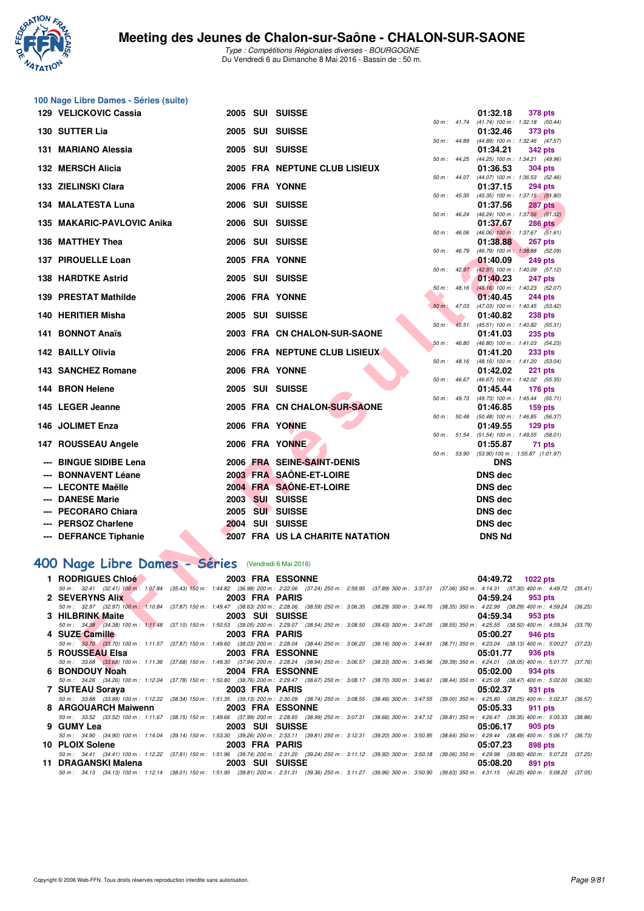# Meeting des Jeunes de Chalon-sur-Saône - CHALON-SUR-SAONE

*Type : Compétitions Régionales diverses - BOURGOGNE*
Du Vendredi 6 au Dimanche 8 Mai 2016 - Bassin de : 50 m.

## 100 Nage Libre Dames - Séries (suite)

| Rang | Nom | Année | Nat. | Club | Temps | Points | Splits |
|---|---|---|---|---|---|---|---|
| 129 | VELICKOVIC Cassia | 2005 | SUI | SUISSE | 01:32.18 | 378 pts | 50 m : 41.74 (41.74) 100 m : 1:32.18 (50.44) |
| 130 | SUTTER Lia | 2005 | SUI | SUISSE | 01:32.46 | 373 pts | 50 m : 44.89 (44.89) 100 m : 1:32.46 (47.57) |
| 131 | MARIANO Alessia | 2005 | SUI | SUISSE | 01:34.21 | 342 pts | 50 m : 44.25 (44.25) 100 m : 1:34.21 (49.96) |
| 132 | MERSCH Alicia | 2005 | FRA | NEPTUNE CLUB LISIEUX | 01:36.53 | 304 pts | 50 m : 44.07 (44.07) 100 m : 1:36.53 (52.46) |
| 133 | ZIELINSKI Clara | 2006 | FRA | YONNE | 01:37.15 | 294 pts | 50 m : 45.35 (45.35) 100 m : 1:37.15 (51.80) |
| 134 | MALATESTA Luna | 2006 | SUI | SUISSE | 01:37.56 | 287 pts | 50 m : 46.24 (46.24) 100 m : 1:37.56 (51.32) |
| 135 | MAKARIC-PAVLOVIC Anika | 2006 | SUI | SUISSE | 01:37.67 | 286 pts | 50 m : 46.06 (46.06) 100 m : 1:37.67 (51.61) |
| 136 | MATTHEY Thea | 2006 | SUI | SUISSE | 01:38.88 | 267 pts | 50 m : 46.79 (46.79) 100 m : 1:38.88 (52.09) |
| 137 | PIROUELLE Loan | 2005 | FRA | YONNE | 01:40.09 | 249 pts | 50 m : 42.97 (42.97) 100 m : 1:40.09 (57.12) |
| 138 | HARDTKE Astrid | 2005 | SUI | SUISSE | 01:40.23 | 247 pts | 50 m : 48.16 (48.16) 100 m : 1:40.23 (52.07) |
| 139 | PRESTAT Mathilde | 2006 | FRA | YONNE | 01:40.45 | 244 pts | 50 m : 47.03 (47.03) 100 m : 1:40.45 (53.42) |
| 140 | HERITIER Misha | 2005 | SUI | SUISSE | 01:40.82 | 238 pts | 50 m : 45.51 (45.51) 100 m : 1:40.82 (55.31) |
| 141 | BONNOT Anaïs | 2003 | FRA | CN CHALON-SUR-SAONE | 01:41.03 | 235 pts | 50 m : 46.80 (46.80) 100 m : 1:41.03 (54.23) |
| 142 | BAILLY Olivia | 2006 | FRA | NEPTUNE CLUB LISIEUX | 01:41.20 | 233 pts | 50 m : 48.16 (48.16) 100 m : 1:41.20 (53.04) |
| 143 | SANCHEZ Romane | 2006 | FRA | YONNE | 01:42.02 | 221 pts | 50 m : 46.67 (46.67) 100 m : 1:42.02 (55.35) |
| 144 | BRON Helene | 2005 | SUI | SUISSE | 01:45.44 | 176 pts | 50 m : 49.73 (49.73) 100 m : 1:45.44 (55.71) |
| 145 | LEGER Jeanne | 2005 | FRA | CN CHALON-SUR-SAONE | 01:46.85 | 159 pts | 50 m : 50.48 (50.48) 100 m : 1:46.85 (56.37) |
| 146 | JOLIMET Enza | 2006 | FRA | YONNE | 01:49.55 | 129 pts | 50 m : 51.54 (51.54) 100 m : 1:49.55 (58.01) |
| 147 | ROUSSEAU Angele | 2006 | FRA | YONNE | 01:55.87 | 71 pts | 50 m : 53.90 (53.90) 100 m : 1:55.87 (1:01.97) |
| --- | BINGUE SIDIBE Lena | 2006 | FRA | SEINE-SAINT-DENIS | DNS | | |
| --- | BONNAVENT Léane | 2003 | FRA | SAÔNE-ET-LOIRE | DNS dec | | |
| --- | LECONTE Maëlle | 2004 | FRA | SAÔNE-ET-LOIRE | DNS dec | | |
| --- | DANESE Marie | 2003 | SUI | SUISSE | DNS dec | | |
| --- | PECORARO Chiara | 2005 | SUI | SUISSE | DNS dec | | |
| --- | PERSOZ Charlene | 2004 | SUI | SUISSE | DNS dec | | |
| --- | DEFRANCE Tiphanie | 2007 | FRA | US LA CHARITE NATATION | DNS Nd | | |

## 400 Nage Libre Dames - Séries (Vendredi 6 Mai 2016)

| Rang | Nom | Année | Nat. | Club | Temps | Points |
|---|---|---|---|---|---|---|
| 1 | RODRIGUES Chloé | 2003 | FRA | ESSONNE | 04:49.72 | 1022 pts |
| | 50 m : 32.41 (32.41) 100 m : 1:07.84 (35.43) 150 m : 1:44.82 (36.98) 200 m : 2:22.06 (37.24) 250 m : 2:59.95 (37.89) 300 m : 3:37.01 (37.06) 350 m : 4:14.31 (37.30) 400 m : 4:49.72 (35.41) | | | | | |
| 2 | SEVERYNS Alix | 2003 | FRA | PARIS | 04:59.24 | 953 pts |
| | 50 m : 32.97 (32.97) 100 m : 1:10.84 (37.87) 150 m : 1:49.47 (38.63) 200 m : 2:28.06 (38.59) 250 m : 3:06.35 (38.29) 300 m : 3:44.70 (38.35) 350 m : 4:22.99 (38.29) 400 m : 4:59.24 (36.25) | | | | | |
| 3 | HILBRINK Maite | 2003 | SUI | SUISSE | 04:59.34 | 953 pts |
| | 50 m : 34.38 (34.38) 100 m : 1:11.48 (37.10) 150 m : 1:50.53 (39.05) 200 m : 2:29.07 (38.54) 250 m : 3:08.50 (39.43) 300 m : 3:47.05 (38.55) 350 m : 4:25.55 (38.50) 400 m : 4:59.34 (33.79) | | | | | |
| 4 | SUZE Camille | 2003 | FRA | PARIS | 05:00.27 | 946 pts |
| | 50 m : 33.70 (33.70) 100 m : 1:11.57 (37.87) 150 m : 1:49.60 (38.03) 200 m : 2:28.04 (38.44) 250 m : 3:06.20 (38.16) 300 m : 3:44.91 (38.71) 350 m : 4:23.04 (38.13) 400 m : 5:00.27 (37.23) | | | | | |
| 5 | ROUSSEAU Elsa | 2003 | FRA | ESSONNE | 05:01.77 | 936 pts |
| | 50 m : 33.68 (33.68) 100 m : 1:11.36 (37.68) 150 m : 1:49.30 (37.94) 200 m : 2:28.24 (38.94) 250 m : 3:06.57 (38.33) 300 m : 3:45.96 (39.39) 350 m : 4:24.01 (38.05) 400 m : 5:01.77 (37.76) | | | | | |
| 6 | BONDOUY Noah | 2004 | FRA | ESSONNE | 05:02.00 | 934 pts |
| | 50 m : 34.26 (34.26) 100 m : 1:12.04 (37.78) 150 m : 1:50.80 (38.76) 200 m : 2:29.47 (38.67) 250 m : 3:08.17 (38.70) 300 m : 3:46.61 (38.44) 350 m : 4:25.08 (38.47) 400 m : 5:02.00 (36.92) | | | | | |
| 7 | SUTEAU Soraya | 2003 | FRA | PARIS | 05:02.37 | 931 pts |
| | 50 m : 33.88 (33.88) 100 m : 1:12.22 (38.34) 150 m : 1:51.35 (39.13) 200 m : 2:30.09 (38.74) 250 m : 3:08.55 (38.46) 300 m : 3:47.55 (39.00) 350 m : 4:25.80 (38.25) 400 m : 5:02.37 (36.57) | | | | | |
| 8 | ARGOUARCH Maiwenn | 2003 | FRA | ESSONNE | 05:05.33 | 911 pts |
| | 50 m : 33.52 (33.52) 100 m : 1:11.67 (38.15) 150 m : 1:49.66 (37.99) 200 m : 2:28.65 (38.99) 250 m : 3:07.31 (38.66) 300 m : 3:47.12 (39.81) 350 m : 4:26.47 (39.35) 400 m : 5:05.33 (38.86) | | | | | |
| 9 | GUMY Lea | 2003 | SUI | SUISSE | 05:06.17 | 905 pts |
| | 50 m : 34.90 (34.90) 100 m : 1:14.04 (39.14) 150 m : 1:53.30 (39.26) 200 m : 2:33.11 (39.81) 250 m : 3:12.31 (39.20) 300 m : 3:50.95 (38.64) 350 m : 4:29.44 (38.49) 400 m : 5:06.17 (36.73) | | | | | |
| 10 | PLOIX Solene | 2003 | FRA | PARIS | 05:07.23 | 898 pts |
| | 50 m : 34.41 (34.41) 100 m : 1:12.22 (37.81) 150 m : 1:51.96 (39.74) 200 m : 2:31.20 (39.24) 250 m : 3:11.12 (39.92) 300 m : 3:50.18 (39.06) 350 m : 4:29.98 (39.80) 400 m : 5:07.23 (37.25) | | | | | |
| 11 | DRAGANSKI Malena | 2003 | SUI | SUISSE | 05:08.20 | 891 pts |
| | 50 m : 34.13 (34.13) 100 m : 1:12.14 (38.01) 150 m : 1:51.95 (39.81) 200 m : 2:31.31 (39.36) 250 m : 3:11.27 (39.96) 300 m : 3:50.90 (39.63) 350 m : 4:31.15 (40.25) 400 m : 5:08.20 (37.05) | | | | | |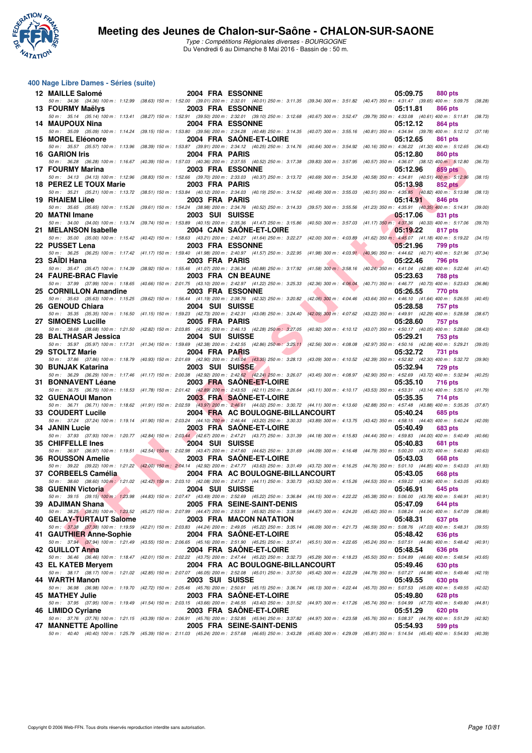# Meeting des Jeunes de Chalon-sur-Saône - CHALON-SUR-SAONE

*Type : Compétitions Régionales diverses - BOURGOGNE*
Du Vendredi 6 au Dimanche 8 Mai 2016 - Bassin de : 50 m.

## 400 Nage Libre Dames - Séries (suite)

| Rang | Nom | Année | Nat. | Club | Temps | Points |
|---|---|---|---|---|---|---|
| 12 | MAILLE Salomé | 2004 | FRA | ESSONNE | 05:09.75 | 880 pts |
| | 50 m : 34.36 (34.36) 100 m : 1:12.99 (38.63) 150 m : 1:52.00 (39.01) 200 m : 2:32.01 (40.01) 250 m : 3:11.35 (39.34) 300 m : 3:51.82 (40.47) 350 m : 4:31.47 (39.65) 400 m : 5:09.75 (38.28) | | | | | |
| 13 | FOURMY Maëlys | 2003 | FRA | ESSONNE | 05:11.81 | 866 pts |
| | 50 m : 35.14 (35.14) 100 m : 1:13.41 (38.27) 150 m : 1:52.91 (39.50) 200 m : 2:32.01 (39.10) 250 m : 3:12.68 (40.67) 300 m : 3:52.47 (39.79) 350 m : 4:33.08 (40.61) 400 m : 5:11.81 (38.73) | | | | | |
| 14 | MAUPOUX Nina | 2004 | FRA | ESSONNE | 05:12.12 | 864 pts |
| | 50 m : 35.09 (35.09) 100 m : 1:14.24 (39.15) 150 m : 1:53.80 (39.56) 200 m : 2:34.28 (40.48) 250 m : 3:14.35 (40.07) 300 m : 3:55.16 (40.81) 350 m : 4:34.94 (39.78) 400 m : 5:12.12 (37.18) | | | | | |
| 15 | MOREL Eléonore | 2004 | FRA | SAÔNE-ET-LOIRE | 05:12.65 | 861 pts |
| | 50 m : 35.57 (35.57) 100 m : 1:13.96 (38.39) 150 m : 1:53.87 (39.91) 200 m : 2:34.12 (40.25) 250 m : 3:14.76 (40.64) 300 m : 3:54.92 (40.16) 350 m : 4:36.22 (41.30) 400 m : 5:12.65 (36.43) | | | | | |
| 16 | GARION Iris | 2004 | FRA | PARIS | 05:12.80 | 860 pts |
| | 50 m : 36.28 (36.28) 100 m : 1:16.67 (40.39) 150 m : 1:57.03 (40.36) 200 m : 2:37.55 (40.52) 250 m : 3:17.38 (39.83) 300 m : 3:57.95 (40.57) 350 m : 4:36.07 (38.12) 400 m : 5:12.80 (36.73) | | | | | |
| 17 | FOURMY Marina | 2003 | FRA | ESSONNE | 05:12.96 | 859 pts |
| | 50 m : 34.13 (34.13) 100 m : 1:12.96 (38.83) 150 m : 1:52.66 (39.70) 200 m : 2:33.03 (40.37) 250 m : 3:13.72 (40.69) 300 m : 3:54.30 (40.58) 350 m : 4:34.81 (40.51) 400 m : 5:12.96 (38.15) | | | | | |
| 18 | PEREZ LE TOUX Marie | 2003 | FRA | PARIS | 05:13.98 | 852 pts |
| | 50 m : 35.21 (35.21) 100 m : 1:13.72 (38.51) 150 m : 1:53.84 (40.12) 200 m : 2:34.03 (40.19) 250 m : 3:14.52 (40.49) 300 m : 3:55.03 (40.51) 350 m : 4:35.85 (40.82) 400 m : 5:13.98 (38.13) | | | | | |
| 19 | RHAIEM Lilee | 2003 | FRA | PARIS | 05:14.91 | 846 pts |
| | 50 m : 35.65 (35.65) 100 m : 1:15.26 (39.61) 150 m : 1:54.24 (38.98) 200 m : 2:34.76 (40.52) 250 m : 3:14.33 (39.57) 300 m : 3:55.56 (41.23) 350 m : 4:35.91 (40.35) 400 m : 5:14.91 (39.00) | | | | | |
| 20 | MATNI Imane | 2003 | SUI | SUISSE | 05:17.06 | 831 pts |
| | 50 m : 34.00 (34.00) 100 m : 1:13.74 (39.74) 150 m : 1:53.89 (40.15) 200 m : 2:35.36 (41.47) 250 m : 3:15.86 (40.50) 300 m : 3:57.03 (41.17) 350 m : 4:37.36 (40.33) 400 m : 5:17.06 (39.70) | | | | | |
| 21 | MELANSON Isabelle | 2004 | CAN | SAÔNE-ET-LOIRE | 05:19.22 | 817 pts |
| | 50 m : 35.00 (35.00) 100 m : 1:15.42 (40.42) 150 m : 1:58.63 (43.21) 200 m : 2:40.27 (41.64) 250 m : 3:22.27 (42.00) 300 m : 4:03.89 (41.62) 350 m : 4:45.07 (41.18) 400 m : 5:19.22 (34.15) | | | | | |
| 22 | PUSSET Lena | 2003 | FRA | ESSONNE | 05:21.96 | 799 pts |
| | 50 m : 36.25 (36.25) 100 m : 1:17.42 (41.17) 150 m : 1:59.40 (41.98) 200 m : 2:40.97 (41.57) 250 m : 3:22.95 (41.98) 300 m : 4:03.91 (40.96) 350 m : 4:44.62 (40.71) 400 m : 5:21.96 (37.34) | | | | | |
| 23 | SAÏDI Hana | 2003 | FRA | PARIS | 05:22.46 | 796 pts |
| | 50 m : 35.47 (35.47) 100 m : 1:14.39 (38.92) 150 m : 1:55.46 (41.07) 200 m : 2:36.34 (40.88) 250 m : 3:17.92 (41.58) 300 m : 3:58.16 (40.24) 350 m : 4:41.04 (42.88) 400 m : 5:22.46 (41.42) | | | | | |
| 24 | FAURE-BRAC Flavie | 2003 | FRA | CN BEAUNE | 05:23.63 | 788 pts |
| | 50 m : 37.99 (37.99) 100 m : 1:18.65 (40.66) 150 m : 2:01.75 (43.10) 200 m : 2:42.97 (41.22) 250 m : 3:25.33 (42.36) 300 m : 4:06.04 (40.71) 350 m : 4:46.77 (40.73) 400 m : 5:23.63 (36.86) | | | | | |
| 25 | CORNILLON Amandine | 2003 | FRA | ESSONNE | 05:26.55 | 770 pts |
| | 50 m : 35.63 (35.63) 100 m : 1:15.25 (39.62) 150 m : 1:56.44 (41.19) 200 m : 2:38.76 (42.32) 250 m : 3:20.82 (42.06) 300 m : 4:04.46 (43.64) 350 m : 4:46.10 (41.64) 400 m : 5:26.55 (40.45) | | | | | |
| 26 | GENOUD Chiara | 2004 | SUI | SUISSE | 05:28.58 | 757 pts |
| | 50 m : 35.35 (35.35) 100 m : 1:16.50 (41.15) 150 m : 1:59.23 (42.73) 200 m : 2:42.31 (43.08) 250 m : 3:24.40 (42.09) 300 m : 4:07.62 (43.22) 350 m : 4:49.91 (42.29) 400 m : 5:28.58 (38.67) | | | | | |
| 27 | SIMOENS Lucille | 2005 | FRA | PARIS | 05:28.60 | 757 pts |
| | 50 m : 38.68 (38.68) 100 m : 1:21.50 (42.82) 150 m : 2:03.85 (42.35) 200 m : 2:46.13 (42.28) 250 m : 3:27.05 (40.92) 300 m : 4:10.12 (43.07) 350 m : 4:50.17 (40.05) 400 m : 5:28.60 (38.43) | | | | | |
| 28 | BALTHASAR Jessica | 2004 | SUI | SUISSE | 05:29.21 | 753 pts |
| | 50 m : 35.97 (35.97) 100 m : 1:17.31 (41.34) 150 m : 1:59.69 (42.38) 200 m : 2:42.55 (42.86) 250 m : 3:25.11 (42.56) 300 m : 4:08.08 (42.97) 350 m : 4:50.16 (42.08) 400 m : 5:29.21 (39.05) | | | | | |
| 29 | STOLTZ Marie | 2004 | FRA | PARIS | 05:32.72 | 731 pts |
| | 50 m : 37.86 (37.86) 100 m : 1:18.79 (40.93) 150 m : 2:01.69 (42.90) 200 m : 2:45.04 (43.35) 250 m : 3:28.13 (43.09) 300 m : 4:10.52 (42.39) 350 m : 4:52.82 (42.30) 400 m : 5:32.72 (39.90) | | | | | |
| 30 | BUNJAK Katarina | 2003 | SUI | SUISSE | 05:32.94 | 729 pts |
| | 50 m : 36.29 (36.29) 100 m : 1:17.46 (41.17) 150 m : 2:00.38 (42.92) 200 m : 2:42.62 (42.24) 250 m : 3:26.07 (43.45) 300 m : 4:08.97 (42.90) 350 m : 4:52.69 (43.72) 400 m : 5:32.94 (40.25) | | | | | |
| 31 | BONNAVENT Léane | 2003 | FRA | SAÔNE-ET-LOIRE | 05:35.10 | 716 pts |
| | 50 m : 36.75 (36.75) 100 m : 1:18.53 (41.78) 150 m : 2:01.42 (42.89) 200 m : 2:43.53 (42.11) 250 m : 3:26.64 (43.11) 300 m : 4:10.17 (43.53) 350 m : 4:53.31 (43.14) 400 m : 5:35.10 (41.79) | | | | | |
| 32 | GUENAOUI Manon | 2003 | FRA | SAÔNE-ET-LOIRE | 05:35.35 | 714 pts |
| | 50 m : 36.71 (36.71) 100 m : 1:18.62 (41.91) 150 m : 2:02.59 (43.97) 200 m : 2:46.61 (44.02) 250 m : 3:30.72 (44.11) 300 m : 4:13.60 (42.88) 350 m : 4:57.48 (43.88) 400 m : 5:35.35 (37.87) | | | | | |
| 33 | COUDERT Lucile | 2004 | FRA | AC BOULOGNE-BILLANCOURT | 05:40.24 | 685 pts |
| | 50 m : 37.24 (37.24) 100 m : 1:19.14 (41.90) 150 m : 2:03.24 (44.10) 200 m : 2:46.44 (43.20) 250 m : 3:30.33 (43.89) 300 m : 4:13.75 (43.42) 350 m : 4:58.15 (44.40) 400 m : 5:40.24 (42.09) | | | | | |
| 34 | JANIN Lucie | 2003 | FRA | SAÔNE-ET-LOIRE | 05:40.49 | 683 pts |
| | 50 m : 37.93 (37.93) 100 m : 1:20.77 (42.84) 150 m : 2:03.44 (42.67) 200 m : 2:47.21 (43.77) 250 m : 3:31.39 (44.18) 300 m : 4:15.83 (44.44) 350 m : 4:59.83 (44.00) 400 m : 5:40.49 (40.66) | | | | | |
| 35 | CHIFFELLE Ines | 2004 | SUI | SUISSE | 05:40.83 | 681 pts |
| | 50 m : 36.97 (36.97) 100 m : 1:19.51 (42.54) 150 m : 2:02.98 (43.47) 200 m : 2:47.60 (44.62) 250 m : 3:31.69 (44.09) 300 m : 4:16.48 (44.79) 350 m : 5:00.20 (43.72) 400 m : 5:40.83 (40.63) | | | | | |
| 36 | ROUSSON Amelie | 2003 | FRA | SAÔNE-ET-LOIRE | 05:43.03 | 668 pts |
| | 50 m : 39.22 (39.22) 100 m : 1:21.22 (42.00) 150 m : 2:04.14 (42.92) 200 m : 2:47.77 (43.63) 250 m : 3:31.49 (43.72) 300 m : 4:16.25 (44.76) 350 m : 5:01.10 (44.85) 400 m : 5:43.03 (41.93) | | | | | |
| 37 | CORBEELS Camélia | 2004 | FRA | AC BOULOGNE-BILLANCOURT | 05:43.05 | 668 pts |
| | 50 m : 38.60 (38.60) 100 m : 1:21.02 (42.42) 150 m : 2:03.10 (42.08) 200 m : 2:47.21 (44.11) 250 m : 3:30.73 (43.52) 300 m : 4:15.26 (44.53) 350 m : 4:59.22 (43.96) 400 m : 5:43.05 (43.83) | | | | | |
| 38 | GUENIN Victoria | 2004 | SUI | SUISSE | 05:46.91 | 645 pts |
| | 50 m : 39.15 (39.15) 100 m : 1:23.98 (44.83) 150 m : 2:07.47 (43.49) 200 m : 2:52.69 (45.22) 250 m : 3:36.84 (44.15) 300 m : 4:22.22 (45.38) 350 m : 5:06.00 (43.78) 400 m : 5:46.91 (40.91) | | | | | |
| 39 | ADJIMAN Shana | 2005 | FRA | SEINE-SAINT-DENIS | 05:47.09 | 644 pts |
| | 50 m : 38.25 (38.25) 100 m : 1:23.52 (45.27) 150 m : 2:07.99 (44.47) 200 m : 2:53.91 (45.92) 250 m : 3:38.58 (44.67) 300 m : 4:24.20 (45.62) 350 m : 5:08.24 (44.04) 400 m : 5:47.09 (38.85) | | | | | |
| 40 | GELAY-TURTAUT Salome | 2003 | FRA | MACON NATATION | 05:48.31 | 637 pts |
| | 50 m : 37.38 (37.38) 100 m : 1:19.59 (42.21) 150 m : 2:03.83 (44.24) 200 m : 2:49.05 (45.22) 250 m : 3:35.14 (46.09) 300 m : 4:21.73 (46.59) 350 m : 5:08.76 (47.03) 400 m : 5:48.31 (39.55) | | | | | |
| 41 | GAUTHIER Anne-Sophie | 2004 | FRA | SAÔNE-ET-LOIRE | 05:48.42 | 636 pts |
| | 50 m : 37.94 (37.94) 100 m : 1:21.49 (43.55) 150 m : 2:06.65 (45.16) 200 m : 2:51.90 (45.25) 250 m : 3:37.41 (45.51) 300 m : 4:22.65 (45.24) 350 m : 5:07.51 (44.86) 400 m : 5:48.42 (40.91) | | | | | |
| 42 | GUILLOT Anna | 2004 | FRA | SAÔNE-ET-LOIRE | 05:48.54 | 636 pts |
| | 50 m : 36.46 (36.46) 100 m : 1:18.47 (42.01) 150 m : 2:02.22 (43.75) 200 m : 2:47.44 (45.22) 250 m : 3:32.73 (45.29) 300 m : 4:18.23 (45.50) 350 m : 5:04.89 (46.66) 400 m : 5:48.54 (43.65) | | | | | |
| 43 | EL KATEB Meryem | 2004 | FRA | AC BOULOGNE-BILLANCOURT | 05:49.46 | 630 pts |
| | 50 m : 38.17 (38.17) 100 m : 1:21.02 (42.85) 150 m : 2:07.07 (46.05) 200 m : 2:52.08 (45.01) 250 m : 3:37.50 (45.42) 300 m : 4:22.29 (44.79) 350 m : 5:07.27 (44.98) 400 m : 5:49.46 (42.19) | | | | | |
| 44 | WARTH Manon | 2003 | SUI | SUISSE | 05:49.55 | 630 pts |
| | 50 m : 36.98 (36.98) 100 m : 1:19.70 (42.72) 150 m : 2:05.46 (45.76) 200 m : 2:50.61 (45.15) 250 m : 3:36.74 (46.13) 300 m : 4:22.44 (45.70) 350 m : 5:07.53 (45.09) 400 m : 5:49.55 (42.02) | | | | | |
| 45 | MATHEY Julie | 2003 | FRA | SAÔNE-ET-LOIRE | 05:49.80 | 628 pts |
| | 50 m : 37.95 (37.95) 100 m : 1:19.49 (41.54) 150 m : 2:03.15 (43.66) 200 m : 2:46.55 (43.40) 250 m : 3:31.52 (44.97) 300 m : 4:17.26 (45.74) 350 m : 5:04.99 (47.73) 400 m : 5:49.80 (44.81) | | | | | |
| 46 | LIMIDO Cyriane | 2003 | FRA | SAÔNE-ET-LOIRE | 05:51.29 | 620 pts |
| | 50 m : 37.76 (37.76) 100 m : 1:21.15 (43.39) 150 m : 2:06.91 (45.76) 200 m : 2:52.85 (45.94) 250 m : 3:37.82 (44.97) 300 m : 4:23.58 (45.76) 350 m : 5:08.37 (44.79) 400 m : 5:51.29 (42.92) | | | | | |
| 47 | MANNETTE Apolline | 2005 | FRA | SEINE-SAINT-DENIS | 05:54.93 | 599 pts |
| | 50 m : 40.40 (40.40) 100 m : 1:25.79 (45.39) 150 m : 2:11.03 (45.24) 200 m : 2:57.68 (46.65) 250 m : 3:43.28 (45.60) 300 m : 4:29.09 (45.81) 350 m : 5:14.54 (45.45) 400 m : 5:54.93 (40.39) | | | | | |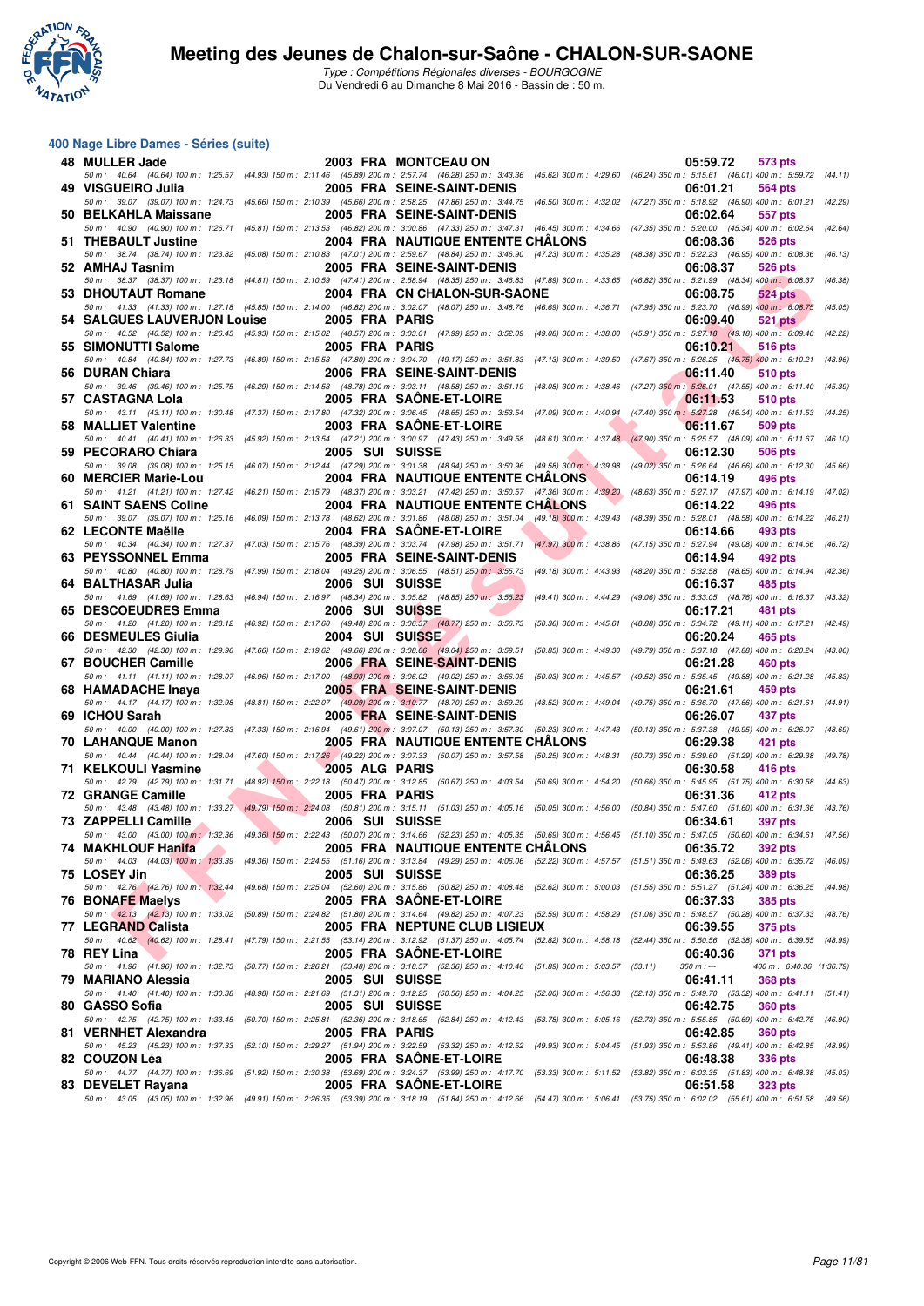## 400 Nage Libre Dames - Séries (suite)

| Rang | Nom | Année | Nat | Club | Temps | Points |
|---|---|---|---|---|---|---|
| 48 | MULLER Jade | 2003 | FRA | MONTCEAU ON | 05:59.72 | 573 pts |
| | 50 m : 40.64 (40.64) 100 m : 1:25.57 (44.93) 150 m : 2:11.46 (45.89) 200 m : 2:57.74 (46.28) 250 m : 3:43.36 (45.62) 300 m : 4:29.60 (46.24) 350 m : 5:15.61 (46.01) 400 m : 5:59.72 (44.11) | | | | | |
| 49 | VISGUEIRO Julia | 2005 | FRA | SEINE-SAINT-DENIS | 06:01.21 | 564 pts |
| | 50 m : 39.07 (39.07) 100 m : 1:24.73 (45.66) 150 m : 2:10.39 (45.66) 200 m : 2:58.25 (47.86) 250 m : 3:44.75 (46.50) 300 m : 4:32.02 (47.27) 350 m : 5:18.92 (46.90) 400 m : 6:01.21 (42.29) | | | | | |
| 50 | BELKAHLA Maissane | 2005 | FRA | SEINE-SAINT-DENIS | 06:02.64 | 557 pts |
| | 50 m : 40.90 (40.90) 100 m : 1:26.71 (45.81) 150 m : 2:13.53 (46.82) 200 m : 3:00.86 (47.33) 250 m : 3:47.31 (46.45) 300 m : 4:34.66 (47.35) 350 m : 5:20.00 (45.34) 400 m : 6:02.64 (42.64) | | | | | |
| 51 | THEBAULT Justine | 2004 | FRA | NAUTIQUE ENTENTE CHÂLONS | 06:08.36 | 526 pts |
| | 50 m : 38.74 (38.74) 100 m : 1:23.82 (45.08) 150 m : 2:10.83 (47.01) 200 m : 2:59.67 (48.84) 250 m : 3:46.90 (47.23) 300 m : 4:35.28 (48.38) 350 m : 5:22.23 (46.95) 400 m : 6:08.36 (46.13) | | | | | |
| 52 | AMHAJ Tasnim | 2005 | FRA | SEINE-SAINT-DENIS | 06:08.37 | 526 pts |
| | 50 m : 38.37 (38.37) 100 m : 1:23.18 (44.81) 150 m : 2:10.59 (47.41) 200 m : 2:58.94 (48.35) 250 m : 3:46.83 (47.89) 300 m : 4:33.65 (46.82) 350 m : 5:21.99 (48.34) 400 m : 6:08.37 (46.38) | | | | | |
| 53 | DHOUTAUT Romane | 2004 | FRA | CN CHALON-SUR-SAONE | 06:08.75 | 524 pts |
| | 50 m : 41.33 (41.33) 100 m : 1:27.18 (45.85) 150 m : 2:14.00 (46.82) 200 m : 3:02.07 (48.07) 250 m : 3:48.76 (46.69) 300 m : 4:36.71 (47.95) 350 m : 5:23.70 (46.99) 400 m : 6:08.75 (45.05) | | | | | |
| 54 | SALGUES LAUVERJON Louise | 2005 | FRA | PARIS | 06:09.40 | 521 pts |
| | 50 m : 40.52 (40.52) 100 m : 1:26.45 (45.93) 150 m : 2:15.02 (48.57) 200 m : 3:03.01 (47.99) 250 m : 3:52.09 (49.08) 300 m : 4:38.00 (45.91) 350 m : 5:27.18 (49.18) 400 m : 6:09.40 (42.22) | | | | | |
| 55 | SIMONUTTI Salome | 2005 | FRA | PARIS | 06:10.21 | 516 pts |
| | 50 m : 40.84 (40.84) 100 m : 1:27.73 (46.89) 150 m : 2:15.53 (47.80) 200 m : 3:04.70 (49.17) 250 m : 3:51.83 (47.13) 300 m : 4:39.50 (47.67) 350 m : 5:26.25 (46.75) 400 m : 6:10.21 (43.96) | | | | | |
| 56 | DURAN Chiara | 2006 | FRA | SEINE-SAINT-DENIS | 06:11.40 | 510 pts |
| | 50 m : 39.46 (39.46) 100 m : 1:25.75 (46.29) 150 m : 2:14.53 (48.78) 200 m : 3:03.11 (48.58) 250 m : 3:51.19 (48.08) 300 m : 4:38.46 (47.27) 350 m : 5:26.01 (47.55) 400 m : 6:11.40 (45.39) | | | | | |
| 57 | CASTAGNA Lola | 2005 | FRA | SAÔNE-ET-LOIRE | 06:11.53 | 510 pts |
| | 50 m : 43.11 (43.11) 100 m : 1:30.48 (47.37) 150 m : 2:17.80 (47.32) 200 m : 3:06.45 (48.65) 250 m : 3:53.54 (47.09) 300 m : 4:40.94 (47.40) 350 m : 5:27.28 (46.34) 400 m : 6:11.53 (44.25) | | | | | |
| 58 | MALLIET Valentine | 2003 | FRA | SAÔNE-ET-LOIRE | 06:11.67 | 509 pts |
| | 50 m : 40.41 (40.41) 100 m : 1:26.33 (45.92) 150 m : 2:13.54 (47.21) 200 m : 3:00.97 (47.43) 250 m : 3:49.58 (48.61) 300 m : 4:37.48 (47.90) 350 m : 5:25.57 (48.09) 400 m : 6:11.67 (46.10) | | | | | |
| 59 | PECORARO Chiara | 2005 | SUI | SUISSE | 06:12.30 | 506 pts |
| | 50 m : 39.08 (39.08) 100 m : 1:25.15 (46.07) 150 m : 2:12.44 (47.29) 200 m : 3:01.38 (48.94) 250 m : 3:50.96 (49.58) 300 m : 4:39.98 (49.02) 350 m : 5:26.64 (46.66) 400 m : 6:12.30 (45.66) | | | | | |
| 60 | MERCIER Marie-Lou | 2004 | FRA | NAUTIQUE ENTENTE CHÂLONS | 06:14.19 | 496 pts |
| | 50 m : 41.21 (41.21) 100 m : 1:27.42 (46.21) 150 m : 2:15.79 (48.37) 200 m : 3:03.21 (47.42) 250 m : 3:50.57 (47.36) 300 m : 4:39.20 (48.63) 350 m : 5:27.17 (47.97) 400 m : 6:14.19 (47.02) | | | | | |
| 61 | SAINT SAENS Coline | 2004 | FRA | NAUTIQUE ENTENTE CHÂLONS | 06:14.22 | 496 pts |
| | 50 m : 39.07 (39.07) 100 m : 1:25.16 (46.09) 150 m : 2:13.78 (48.62) 200 m : 3:01.86 (48.08) 250 m : 3:51.04 (49.18) 300 m : 4:39.43 (48.39) 350 m : 5:28.01 (48.58) 400 m : 6:14.22 (46.21) | | | | | |
| 62 | LECONTE Maëlle | 2004 | FRA | SAÔNE-ET-LOIRE | 06:14.66 | 493 pts |
| | 50 m : 40.34 (40.34) 100 m : 1:27.37 (47.03) 150 m : 2:15.76 (48.39) 200 m : 3:03.74 (47.98) 250 m : 3:51.71 (47.97) 300 m : 4:38.86 (47.15) 350 m : 5:27.94 (49.08) 400 m : 6:14.66 (46.72) | | | | | |
| 63 | PEYSSONNEL Emma | 2005 | FRA | SEINE-SAINT-DENIS | 06:14.94 | 492 pts |
| | 50 m : 40.80 (40.80) 100 m : 1:28.79 (47.99) 150 m : 2:18.04 (49.25) 200 m : 3:06.55 (48.51) 250 m : 3:55.73 (49.18) 300 m : 4:43.93 (48.20) 350 m : 5:32.58 (48.65) 400 m : 6:14.94 (42.36) | | | | | |
| 64 | BALTHASAR Julia | 2006 | SUI | SUISSE | 06:16.37 | 485 pts |
| | 50 m : 41.69 (41.69) 100 m : 1:28.63 (46.94) 150 m : 2:16.97 (48.34) 200 m : 3:05.82 (48.85) 250 m : 3:55.23 (49.41) 300 m : 4:44.29 (49.06) 350 m : 5:33.05 (48.76) 400 m : 6:16.37 (43.32) | | | | | |
| 65 | DESCOEUDRES Emma | 2006 | SUI | SUISSE | 06:17.21 | 481 pts |
| | 50 m : 41.20 (41.20) 100 m : 1:28.12 (46.92) 150 m : 2:17.60 (49.48) 200 m : 3:06.37 (48.77) 250 m : 3:56.73 (50.36) 300 m : 4:45.61 (48.88) 350 m : 5:34.72 (49.11) 400 m : 6:17.21 (42.49) | | | | | |
| 66 | DESMEULES Giulia | 2004 | SUI | SUISSE | 06:20.24 | 465 pts |
| | 50 m : 42.30 (42.30) 100 m : 1:29.96 (47.66) 150 m : 2:19.62 (49.66) 200 m : 3:08.66 (49.04) 250 m : 3:59.51 (50.85) 300 m : 4:49.30 (49.79) 350 m : 5:37.18 (47.88) 400 m : 6:20.24 (43.06) | | | | | |
| 67 | BOUCHER Camille | 2006 | FRA | SEINE-SAINT-DENIS | 06:21.28 | 460 pts |
| | 50 m : 41.11 (41.11) 100 m : 1:28.07 (46.96) 150 m : 2:17.00 (48.93) 200 m : 3:06.02 (49.02) 250 m : 3:56.05 (50.03) 300 m : 4:45.57 (49.52) 350 m : 5:35.45 (49.88) 400 m : 6:21.28 (45.83) | | | | | |
| 68 | HAMADACHE Inaya | 2005 | FRA | SEINE-SAINT-DENIS | 06:21.61 | 459 pts |
| | 50 m : 44.17 (44.17) 100 m : 1:32.98 (48.81) 150 m : 2:22.07 (49.09) 200 m : 3:10.77 (48.70) 250 m : 3:59.29 (48.52) 300 m : 4:49.04 (49.75) 350 m : 5:36.70 (47.66) 400 m : 6:21.61 (44.91) | | | | | |
| 69 | ICHOU Sarah | 2005 | FRA | SEINE-SAINT-DENIS | 06:26.07 | 437 pts |
| | 50 m : 40.00 (40.00) 100 m : 1:27.33 (47.33) 150 m : 2:16.94 (49.61) 200 m : 3:07.07 (50.13) 250 m : 3:57.30 (50.23) 300 m : 4:47.43 (50.13) 350 m : 5:37.38 (49.95) 400 m : 6:26.07 (48.69) | | | | | |
| 70 | LAHANQUE Manon | 2005 | FRA | NAUTIQUE ENTENTE CHÂLONS | 06:29.38 | 421 pts |
| | 50 m : 40.44 (40.44) 100 m : 1:28.04 (47.60) 150 m : 2:17.26 (49.22) 200 m : 3:07.33 (50.07) 250 m : 3:57.58 (50.25) 300 m : 4:48.31 (50.73) 350 m : 5:39.60 (51.29) 400 m : 6:29.38 (49.78) | | | | | |
| 71 | KELKOULI Yasmine | 2005 | ALG | PARIS | 06:30.58 | 416 pts |
| | 50 m : 42.79 (42.79) 100 m : 1:31.71 (48.92) 150 m : 2:22.18 (50.47) 200 m : 3:12.85 (50.67) 250 m : 4:03.54 (50.69) 300 m : 4:54.20 (50.66) 350 m : 5:45.95 (51.75) 400 m : 6:30.58 (44.63) | | | | | |
| 72 | GRANGE Camille | 2005 | FRA | PARIS | 06:31.36 | 412 pts |
| | 50 m : 43.48 (43.48) 100 m : 1:33.27 (49.79) 150 m : 2:24.08 (50.81) 200 m : 3:15.11 (51.03) 250 m : 4:05.16 (50.05) 300 m : 4:56.00 (50.84) 350 m : 5:47.60 (51.60) 400 m : 6:31.36 (43.76) | | | | | |
| 73 | ZAPPELLI Camille | 2006 | SUI | SUISSE | 06:34.61 | 397 pts |
| | 50 m : 43.00 (43.00) 100 m : 1:32.36 (49.36) 150 m : 2:22.43 (50.07) 200 m : 3:14.66 (52.23) 250 m : 4:05.35 (50.69) 300 m : 4:56.45 (51.10) 350 m : 5:47.05 (50.60) 400 m : 6:34.61 (47.56) | | | | | |
| 74 | MAKHLOUF Hanifa | 2005 | FRA | NAUTIQUE ENTENTE CHÂLONS | 06:35.72 | 392 pts |
| | 50 m : 44.03 (44.03) 100 m : 1:33.39 (49.36) 150 m : 2:24.55 (51.16) 200 m : 3:13.84 (49.29) 250 m : 4:06.06 (52.22) 300 m : 4:57.57 (51.51) 350 m : 5:49.63 (52.06) 400 m : 6:35.72 (46.09) | | | | | |
| 75 | LOSEY Jin | 2005 | SUI | SUISSE | 06:36.25 | 389 pts |
| | 50 m : 42.76 (42.76) 100 m : 1:32.44 (49.68) 150 m : 2:25.04 (52.60) 200 m : 3:15.86 (50.82) 250 m : 4:08.48 (52.62) 300 m : 5:00.03 (51.55) 350 m : 5:51.27 (51.24) 400 m : 6:36.25 (44.98) | | | | | |
| 76 | BONAFE Maelys | 2005 | FRA | SAÔNE-ET-LOIRE | 06:37.33 | 385 pts |
| | 50 m : 42.13 (42.13) 100 m : 1:33.02 (50.89) 150 m : 2:24.82 (51.80) 200 m : 3:14.64 (49.82) 250 m : 4:07.23 (52.59) 300 m : 4:58.29 (51.06) 350 m : 5:48.57 (50.28) 400 m : 6:37.33 (48.76) | | | | | |
| 77 | LEGRAND Calista | 2005 | FRA | NEPTUNE CLUB LISIEUX | 06:39.55 | 375 pts |
| | 50 m : 40.62 (40.62) 100 m : 1:28.41 (47.79) 150 m : 2:21.55 (53.14) 200 m : 3:12.92 (51.37) 250 m : 4:05.74 (52.82) 300 m : 4:58.18 (52.44) 350 m : 5:50.56 (52.38) 400 m : 6:39.55 (48.99) | | | | | |
| 78 | REY Lina | 2005 | FRA | SAÔNE-ET-LOIRE | 06:40.36 | 371 pts |
| | 50 m : 41.96 (41.96) 100 m : 1:32.73 (50.77) 150 m : 2:26.21 (53.48) 200 m : 3:18.57 (52.36) 250 m : 4:10.46 (51.89) 300 m : 5:03.57 (53.11) 350 m : --- 400 m : 6:40.36 (1:36.79) | | | | | |
| 79 | MARIANO Alessia | 2005 | SUI | SUISSE | 06:41.11 | 368 pts |
| | 50 m : 41.40 (41.40) 100 m : 1:30.38 (48.98) 150 m : 2:21.69 (51.31) 200 m : 3:12.25 (50.56) 250 m : 4:04.25 (52.00) 300 m : 4:56.38 (52.13) 350 m : 5:49.70 (53.32) 400 m : 6:41.11 (51.41) | | | | | |
| 80 | GASSO Sofia | 2005 | SUI | SUISSE | 06:42.75 | 360 pts |
| | 50 m : 42.75 (42.75) 100 m : 1:33.45 (50.70) 150 m : 2:25.81 (52.36) 200 m : 3:18.65 (52.84) 250 m : 4:12.43 (53.78) 300 m : 5:05.16 (52.73) 350 m : 5:55.85 (50.69) 400 m : 6:42.75 (46.90) | | | | | |
| 81 | VERNHET Alexandra | 2005 | FRA | PARIS | 06:42.85 | 360 pts |
| | 50 m : 45.23 (45.23) 100 m : 1:37.33 (52.10) 150 m : 2:29.27 (51.94) 200 m : 3:22.59 (53.32) 250 m : 4:12.52 (49.93) 300 m : 5:04.45 (51.93) 350 m : 5:53.86 (49.41) 400 m : 6:42.85 (48.99) | | | | | |
| 82 | COUZON Léa | 2005 | FRA | SAÔNE-ET-LOIRE | 06:48.38 | 336 pts |
| | 50 m : 44.77 (44.77) 100 m : 1:36.69 (51.92) 150 m : 2:30.38 (53.69) 200 m : 3:24.37 (53.99) 250 m : 4:17.70 (53.33) 300 m : 5:11.52 (53.82) 350 m : 6:03.35 (51.83) 400 m : 6:48.38 (45.03) | | | | | |
| 83 | DEVELET Rayana | 2005 | FRA | SAÔNE-ET-LOIRE | 06:51.58 | 323 pts |
| | 50 m : 43.05 (43.05) 100 m : 1:32.96 (49.91) 150 m : 2:26.35 (53.39) 200 m : 3:18.19 (51.84) 250 m : 4:12.66 (54.47) 300 m : 5:06.41 (53.75) 350 m : 6:02.02 (55.61) 400 m : 6:51.58 (49.56) | | | | | |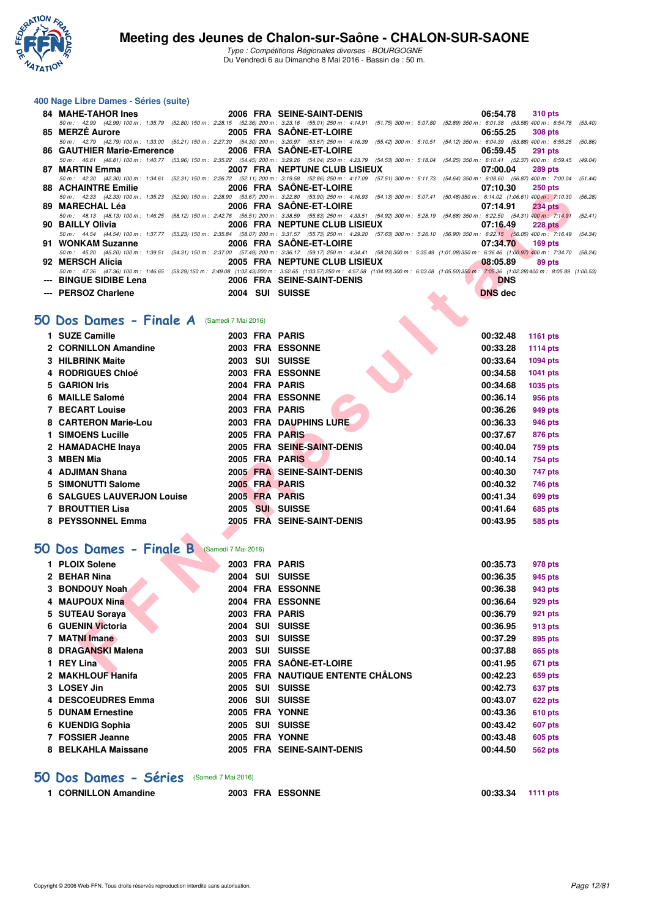# Meeting des Jeunes de Chalon-sur-Saône - CHALON-SUR-SAONE

*Type : Compétitions Régionales diverses - BOURGOGNE*
Du Vendredi 6 au Dimanche 8 Mai 2016 - Bassin de : 50 m.

## 400 Nage Libre Dames - Séries (suite)

| Rang | Nom | Année | Nat | Club | Temps | Points |
|---|---|---|---|---|---|---|
| 84 | MAHE-TAHOR Ines | 2006 | FRA | SEINE-SAINT-DENIS | 06:54.78 | 310 pts |
| | 50 m : 42.99 (42.99) 100 m : 1:35.79 (52.80) 150 m : 2:28.15 (52.36) 200 m : 3:23.16 (55.01) 250 m : 4:14.91 (51.75) 300 m : 5:07.80 (52.89) 350 m : 6:01.38 (53.58) 400 m : 6:54.78 (53.40) | | | | | |
| 85 | MERZÉ Aurore | 2005 | FRA | SAÔNE-ET-LOIRE | 06:55.25 | 308 pts |
| | 50 m : 42.79 (42.79) 100 m : 1:33.00 (50.21) 150 m : 2:27.30 (54.30) 200 m : 3:20.97 (53.67) 250 m : 4:16.39 (55.42) 300 m : 5:10.51 (54.12) 350 m : 6:04.39 (53.88) 400 m : 6:55.25 (50.86) | | | | | |
| 86 | GAUTHIER Marie-Emerence | 2006 | FRA | SAÔNE-ET-LOIRE | 06:59.45 | 291 pts |
| | 50 m : 46.81 (46.81) 100 m : 1:40.77 (53.96) 150 m : 2:35.22 (54.45) 200 m : 3:29.26 (54.04) 250 m : 4:23.79 (54.53) 300 m : 5:18.04 (54.25) 350 m : 6:10.41 (52.37) 400 m : 6:59.45 (49.04) | | | | | |
| 87 | MARTIN Emma | 2007 | FRA | NEPTUNE CLUB LISIEUX | 07:00.04 | 289 pts |
| | 50 m : 42.30 (42.30) 100 m : 1:34.61 (52.31) 150 m : 2:26.72 (52.11) 200 m : 3:19.58 (52.86) 250 m : 4:17.09 (57.51) 300 m : 5:11.73 (54.64) 350 m : 6:08.60 (56.87) 400 m : 7:00.04 (51.44) | | | | | |
| 88 | ACHAINTRE Emilie | 2006 | FRA | SAÔNE-ET-LOIRE | 07:10.30 | 250 pts |
| | 50 m : 42.33 (42.33) 100 m : 1:35.23 (52.90) 150 m : 2:28.90 (53.67) 200 m : 3:22.80 (53.90) 250 m : 4:16.93 (54.13) 300 m : 5:07.41 (50.48) 350 m : 6:14.02 (1:06.61) 400 m : 7:10.30 (56.28) | | | | | |
| 89 | MARECHAL Léa | 2006 | FRA | SAÔNE-ET-LOIRE | 07:14.91 | 234 pts |
| | 50 m : 48.13 (48.13) 100 m : 1:46.25 (58.12) 150 m : 2:42.76 (56.51) 200 m : 3:38.59 (55.83) 250 m : 4:33.51 (54.92) 300 m : 5:28.19 (54.68) 350 m : 6:22.50 (54.31) 400 m : 7:14.91 (52.41) | | | | | |
| 90 | BAILLY Olivia | 2006 | FRA | NEPTUNE CLUB LISIEUX | 07:16.49 | 228 pts |
| | 50 m : 44.54 (44.54) 100 m : 1:37.77 (53.23) 150 m : 2:35.84 (58.07) 200 m : 3:31.57 (55.73) 250 m : 4:29.20 (57.63) 300 m : 5:26.10 (56.90) 350 m : 6:22.15 (56.05) 400 m : 7:16.49 (54.34) | | | | | |
| 91 | WONKAM Suzanne | 2006 | FRA | SAÔNE-ET-LOIRE | 07:34.70 | 169 pts |
| | 50 m : 45.20 (45.20) 100 m : 1:39.51 (54.31) 150 m : 2:37.00 (57.49) 200 m : 3:36.17 (59.17) 250 m : 4:34.41 (58.24) 300 m : 5:35.49 (1:01.08) 350 m : 6:36.46 (1:00.97) 400 m : 7:34.70 (58.24) | | | | | |
| 92 | MERSCH Alicia | 2005 | FRA | NEPTUNE CLUB LISIEUX | 08:05.89 | 89 pts |
| | 50 m : 47.36 (47.36) 100 m : 1:46.65 (59.29) 150 m : 2:49.08 (1:02.43) 200 m : 3:52.65 (1:03.57) 250 m : 4:57.58 (1:04.93) 300 m : 6:03.08 (1:05.50) 350 m : 7:05.36 (1:02.28) 400 m : 8:05.89 (1:00.53) | | | | | |
| --- | BINGUE SIDIBE Lena | 2006 | FRA | SEINE-SAINT-DENIS | DNS | |
| --- | PERSOZ Charlene | 2004 | SUI | SUISSE | DNS dec | |

## 50 Dos Dames - Finale A (Samedi 7 Mai 2016)

| Rang | Nom | Année | Nat | Club | Temps | Points |
|---|---|---|---|---|---|---|
| 1 | SUZE Camille | 2003 | FRA | PARIS | 00:32.48 | 1161 pts |
| 2 | CORNILLON Amandine | 2003 | FRA | ESSONNE | 00:33.28 | 1114 pts |
| 3 | HILBRINK Maite | 2003 | SUI | SUISSE | 00:33.64 | 1094 pts |
| 4 | RODRIGUES Chloé | 2003 | FRA | ESSONNE | 00:34.58 | 1041 pts |
| 5 | GARION Iris | 2004 | FRA | PARIS | 00:34.68 | 1035 pts |
| 6 | MAILLE Salomé | 2004 | FRA | ESSONNE | 00:36.14 | 956 pts |
| 7 | BECART Louise | 2003 | FRA | PARIS | 00:36.26 | 949 pts |
| 8 | CARTERON Marie-Lou | 2003 | FRA | DAUPHINS LURE | 00:36.33 | 946 pts |
| 1 | SIMOENS Lucille | 2005 | FRA | PARIS | 00:37.67 | 876 pts |
| 2 | HAMADACHE Inaya | 2005 | FRA | SEINE-SAINT-DENIS | 00:40.04 | 759 pts |
| 3 | MBEN Mia | 2005 | FRA | PARIS | 00:40.14 | 754 pts |
| 4 | ADJIMAN Shana | 2005 | FRA | SEINE-SAINT-DENIS | 00:40.30 | 747 pts |
| 5 | SIMONUTTI Salome | 2005 | FRA | PARIS | 00:40.32 | 746 pts |
| 6 | SALGUES LAUVERJON Louise | 2005 | FRA | PARIS | 00:41.34 | 699 pts |
| 7 | BROUTTIER Lisa | 2005 | SUI | SUISSE | 00:41.64 | 685 pts |
| 8 | PEYSSONNEL Emma | 2005 | FRA | SEINE-SAINT-DENIS | 00:43.95 | 585 pts |

## 50 Dos Dames - Finale B (Samedi 7 Mai 2016)

| Rang | Nom | Année | Nat | Club | Temps | Points |
|---|---|---|---|---|---|---|
| 1 | PLOIX Solene | 2003 | FRA | PARIS | 00:35.73 | 978 pts |
| 2 | BEHAR Nina | 2004 | SUI | SUISSE | 00:36.35 | 945 pts |
| 3 | BONDOUY Noah | 2004 | FRA | ESSONNE | 00:36.38 | 943 pts |
| 4 | MAUPOUX Nina | 2004 | FRA | ESSONNE | 00:36.64 | 929 pts |
| 5 | SUTEAU Soraya | 2003 | FRA | PARIS | 00:36.79 | 921 pts |
| 6 | GUENIN Victoria | 2004 | SUI | SUISSE | 00:36.95 | 913 pts |
| 7 | MATNI Imane | 2003 | SUI | SUISSE | 00:37.29 | 895 pts |
| 8 | DRAGANSKI Malena | 2003 | SUI | SUISSE | 00:37.88 | 865 pts |
| 1 | REY Lina | 2005 | FRA | SAÔNE-ET-LOIRE | 00:41.95 | 671 pts |
| 2 | MAKHLOUF Hanifa | 2005 | FRA | NAUTIQUE ENTENTE CHÂLONS | 00:42.23 | 659 pts |
| 3 | LOSEY Jin | 2005 | SUI | SUISSE | 00:42.73 | 637 pts |
| 4 | DESCOEUDRES Emma | 2006 | SUI | SUISSE | 00:43.07 | 622 pts |
| 5 | DUNAM Ernestine | 2005 | FRA | YONNE | 00:43.36 | 610 pts |
| 6 | KUENDIG Sophia | 2005 | SUI | SUISSE | 00:43.42 | 607 pts |
| 7 | FOSSIER Jeanne | 2005 | FRA | YONNE | 00:43.48 | 605 pts |
| 8 | BELKAHLA Maissane | 2005 | FRA | SEINE-SAINT-DENIS | 00:44.50 | 562 pts |

## 50 Dos Dames - Séries (Samedi 7 Mai 2016)

| Rang | Nom | Année | Nat | Club | Temps | Points |
|---|---|---|---|---|---|---|
| 1 | CORNILLON Amandine | 2003 | FRA | ESSONNE | 00:33.34 | 1111 pts |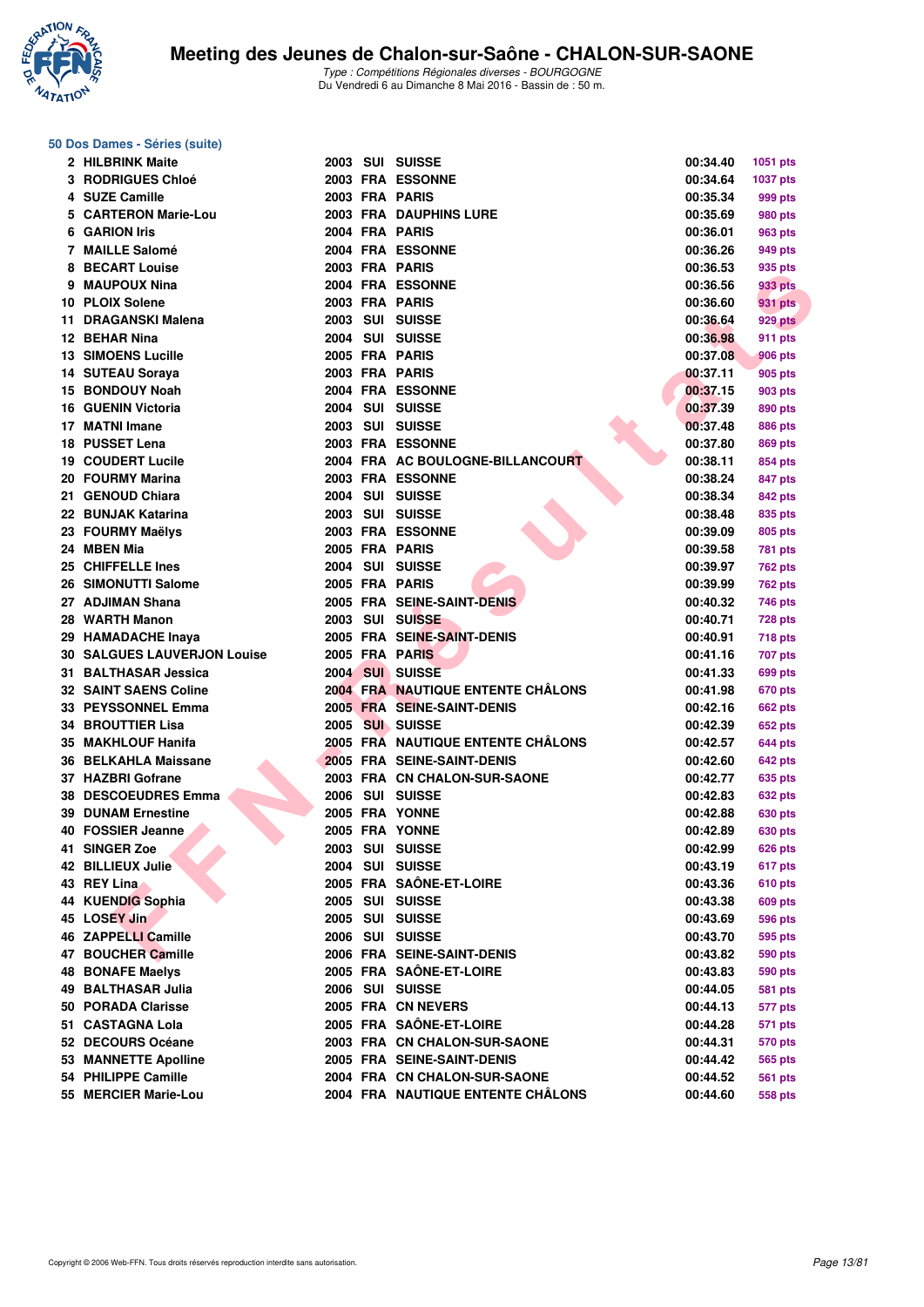# Meeting des Jeunes de Chalon-sur-Saône - CHALON-SUR-SAONE

*Type : Compétitions Régionales diverses - BOURGOGNE*
Du Vendredi 6 au Dimanche 8 Mai 2016 - Bassin de : 50 m.

## 50 Dos Dames - Séries (suite)

| Rang | Nom | Année | Nat. | Club | Temps | Points |
|---|---|---|---|---|---|---|
| 2 | HILBRINK Maite | 2003 | SUI | SUISSE | 00:34.40 | 1051 pts |
| 3 | RODRIGUES Chloé | 2003 | FRA | ESSONNE | 00:34.64 | 1037 pts |
| 4 | SUZE Camille | 2003 | FRA | PARIS | 00:35.34 | 999 pts |
| 5 | CARTERON Marie-Lou | 2003 | FRA | DAUPHINS LURE | 00:35.69 | 980 pts |
| 6 | GARION Iris | 2004 | FRA | PARIS | 00:36.01 | 963 pts |
| 7 | MAILLE Salomé | 2004 | FRA | ESSONNE | 00:36.26 | 949 pts |
| 8 | BECART Louise | 2003 | FRA | PARIS | 00:36.53 | 935 pts |
| 9 | MAUPOUX Nina | 2004 | FRA | ESSONNE | 00:36.56 | 933 pts |
| 10 | PLOIX Solene | 2003 | FRA | PARIS | 00:36.60 | 931 pts |
| 11 | DRAGANSKI Malena | 2003 | SUI | SUISSE | 00:36.64 | 929 pts |
| 12 | BEHAR Nina | 2004 | SUI | SUISSE | 00:36.98 | 911 pts |
| 13 | SIMOENS Lucille | 2005 | FRA | PARIS | 00:37.08 | 906 pts |
| 14 | SUTEAU Soraya | 2003 | FRA | PARIS | 00:37.11 | 905 pts |
| 15 | BONDOUY Noah | 2004 | FRA | ESSONNE | 00:37.15 | 903 pts |
| 16 | GUENIN Victoria | 2004 | SUI | SUISSE | 00:37.39 | 890 pts |
| 17 | MATNI Imane | 2003 | SUI | SUISSE | 00:37.48 | 886 pts |
| 18 | PUSSET Lena | 2003 | FRA | ESSONNE | 00:37.80 | 869 pts |
| 19 | COUDERT Lucile | 2004 | FRA | AC BOULOGNE-BILLANCOURT | 00:38.11 | 854 pts |
| 20 | FOURMY Marina | 2003 | FRA | ESSONNE | 00:38.24 | 847 pts |
| 21 | GENOUD Chiara | 2004 | SUI | SUISSE | 00:38.34 | 842 pts |
| 22 | BUNJAK Katarina | 2003 | SUI | SUISSE | 00:38.48 | 835 pts |
| 23 | FOURMY Maëlys | 2003 | FRA | ESSONNE | 00:39.09 | 805 pts |
| 24 | MBEN Mia | 2005 | FRA | PARIS | 00:39.58 | 781 pts |
| 25 | CHIFFELLE Ines | 2004 | SUI | SUISSE | 00:39.97 | 762 pts |
| 26 | SIMONUTTI Salome | 2005 | FRA | PARIS | 00:39.99 | 762 pts |
| 27 | ADJIMAN Shana | 2005 | FRA | SEINE-SAINT-DENIS | 00:40.32 | 746 pts |
| 28 | WARTH Manon | 2003 | SUI | SUISSE | 00:40.71 | 728 pts |
| 29 | HAMADACHE Inaya | 2005 | FRA | SEINE-SAINT-DENIS | 00:40.91 | 718 pts |
| 30 | SALGUES LAUVERJON Louise | 2005 | FRA | PARIS | 00:41.16 | 707 pts |
| 31 | BALTHASAR Jessica | 2004 | SUI | SUISSE | 00:41.33 | 699 pts |
| 32 | SAINT SAENS Coline | 2004 | FRA | NAUTIQUE ENTENTE CHÂLONS | 00:41.98 | 670 pts |
| 33 | PEYSSONNEL Emma | 2005 | FRA | SEINE-SAINT-DENIS | 00:42.16 | 662 pts |
| 34 | BROUTTIER Lisa | 2005 | SUI | SUISSE | 00:42.39 | 652 pts |
| 35 | MAKHLOUF Hanifa | 2005 | FRA | NAUTIQUE ENTENTE CHÂLONS | 00:42.57 | 644 pts |
| 36 | BELKAHLA Maissane | 2005 | FRA | SEINE-SAINT-DENIS | 00:42.60 | 642 pts |
| 37 | HAZBRI Gofrane | 2003 | FRA | CN CHALON-SUR-SAONE | 00:42.77 | 635 pts |
| 38 | DESCOEUDRES Emma | 2006 | SUI | SUISSE | 00:42.83 | 632 pts |
| 39 | DUNAM Ernestine | 2005 | FRA | YONNE | 00:42.88 | 630 pts |
| 40 | FOSSIER Jeanne | 2005 | FRA | YONNE | 00:42.89 | 630 pts |
| 41 | SINGER Zoe | 2003 | SUI | SUISSE | 00:42.99 | 626 pts |
| 42 | BILLIEUX Julie | 2004 | SUI | SUISSE | 00:43.19 | 617 pts |
| 43 | REY Lina | 2005 | FRA | SAÔNE-ET-LOIRE | 00:43.36 | 610 pts |
| 44 | KUENDIG Sophia | 2005 | SUI | SUISSE | 00:43.38 | 609 pts |
| 45 | LOSEY Jin | 2005 | SUI | SUISSE | 00:43.69 | 596 pts |
| 46 | ZAPPELLI Camille | 2006 | SUI | SUISSE | 00:43.70 | 595 pts |
| 47 | BOUCHER Camille | 2006 | FRA | SEINE-SAINT-DENIS | 00:43.82 | 590 pts |
| 48 | BONAFE Maelys | 2005 | FRA | SAÔNE-ET-LOIRE | 00:43.83 | 590 pts |
| 49 | BALTHASAR Julia | 2006 | SUI | SUISSE | 00:44.05 | 581 pts |
| 50 | PORADA Clarisse | 2005 | FRA | CN NEVERS | 00:44.13 | 577 pts |
| 51 | CASTAGNA Lola | 2005 | FRA | SAÔNE-ET-LOIRE | 00:44.28 | 571 pts |
| 52 | DECOURS Océane | 2003 | FRA | CN CHALON-SUR-SAONE | 00:44.31 | 570 pts |
| 53 | MANNETTE Apolline | 2005 | FRA | SEINE-SAINT-DENIS | 00:44.42 | 565 pts |
| 54 | PHILIPPE Camille | 2004 | FRA | CN CHALON-SUR-SAONE | 00:44.52 | 561 pts |
| 55 | MERCIER Marie-Lou | 2004 | FRA | NAUTIQUE ENTENTE CHÂLONS | 00:44.60 | 558 pts |

Copyright © 2006 Web-FFN. Tous droits réservés reproduction interdite sans autorisation.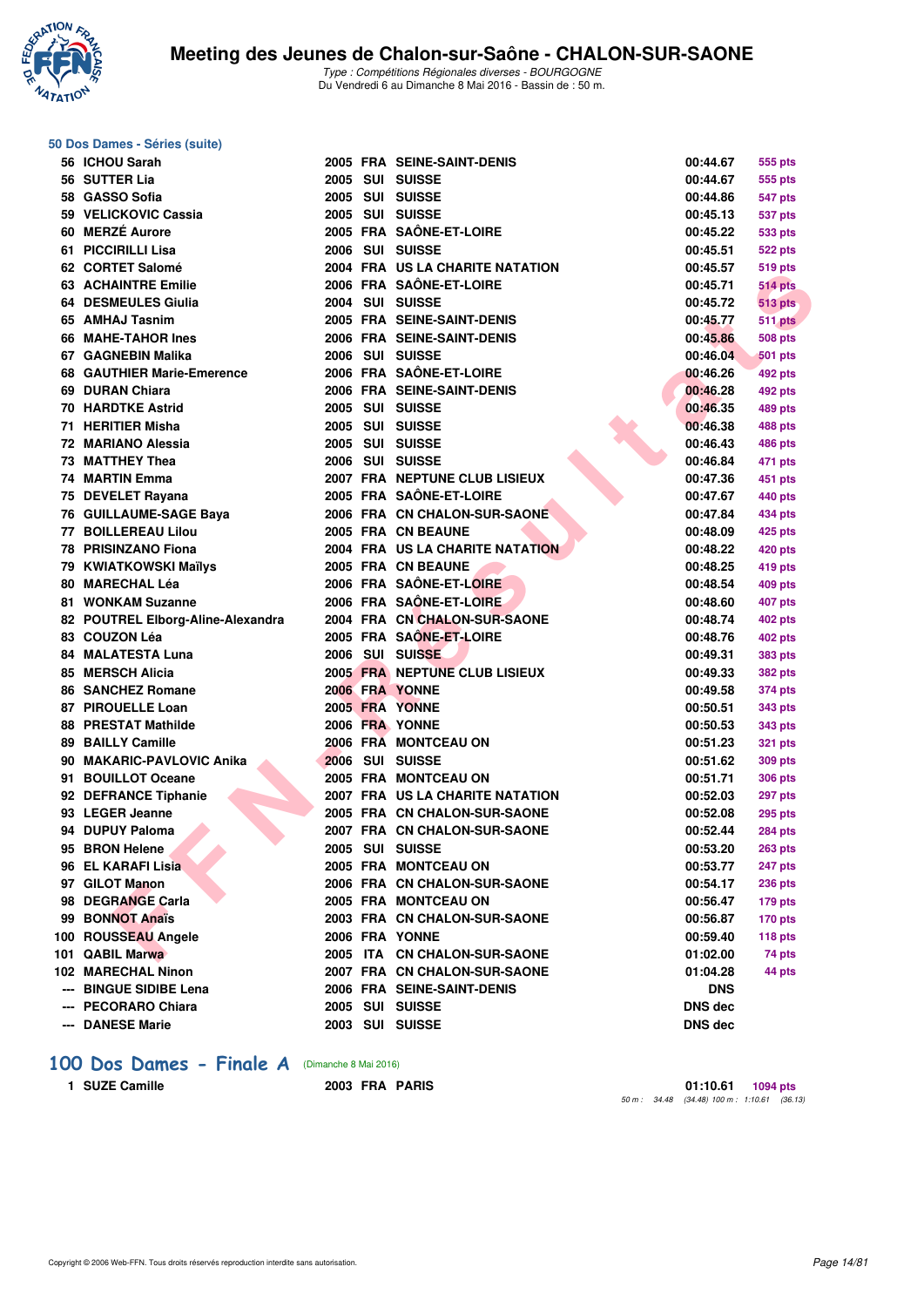### 50 Dos Dames - Séries (suite)

| Rang | Nom | Année | Nat | Club | Temps | Points |
|---|---|---|---|---|---|---|
| 56 | ICHOU Sarah | 2005 | FRA | SEINE-SAINT-DENIS | 00:44.67 | 555 pts |
| 56 | SUTTER Lia | 2005 | SUI | SUISSE | 00:44.67 | 555 pts |
| 58 | GASSO Sofia | 2005 | SUI | SUISSE | 00:44.86 | 547 pts |
| 59 | VELICKOVIC Cassia | 2005 | SUI | SUISSE | 00:45.13 | 537 pts |
| 60 | MERZÉ Aurore | 2005 | FRA | SAÔNE-ET-LOIRE | 00:45.22 | 533 pts |
| 61 | PICCIRILLI Lisa | 2006 | SUI | SUISSE | 00:45.51 | 522 pts |
| 62 | CORTET Salomé | 2004 | FRA | US LA CHARITE NATATION | 00:45.57 | 519 pts |
| 63 | ACHAINTRE Emilie | 2006 | FRA | SAÔNE-ET-LOIRE | 00:45.71 | 514 pts |
| 64 | DESMEULES Giulia | 2004 | SUI | SUISSE | 00:45.72 | 513 pts |
| 65 | AMHAJ Tasnim | 2005 | FRA | SEINE-SAINT-DENIS | 00:45.77 | 511 pts |
| 66 | MAHE-TAHOR Ines | 2006 | FRA | SEINE-SAINT-DENIS | 00:45.86 | 508 pts |
| 67 | GAGNEBIN Malika | 2006 | SUI | SUISSE | 00:46.04 | 501 pts |
| 68 | GAUTHIER Marie-Emerence | 2006 | FRA | SAÔNE-ET-LOIRE | 00:46.26 | 492 pts |
| 69 | DURAN Chiara | 2006 | FRA | SEINE-SAINT-DENIS | 00:46.28 | 492 pts |
| 70 | HARDTKE Astrid | 2005 | SUI | SUISSE | 00:46.35 | 489 pts |
| 71 | HERITIER Misha | 2005 | SUI | SUISSE | 00:46.38 | 488 pts |
| 72 | MARIANO Alessia | 2005 | SUI | SUISSE | 00:46.43 | 486 pts |
| 73 | MATTHEY Thea | 2006 | SUI | SUISSE | 00:46.84 | 471 pts |
| 74 | MARTIN Emma | 2007 | FRA | NEPTUNE CLUB LISIEUX | 00:47.36 | 451 pts |
| 75 | DEVELET Rayana | 2005 | FRA | SAÔNE-ET-LOIRE | 00:47.67 | 440 pts |
| 76 | GUILLAUME-SAGE Baya | 2006 | FRA | CN CHALON-SUR-SAONE | 00:47.84 | 434 pts |
| 77 | BOILLEREAU Lilou | 2005 | FRA | CN BEAUNE | 00:48.09 | 425 pts |
| 78 | PRISINZANO Fiona | 2004 | FRA | US LA CHARITE NATATION | 00:48.22 | 420 pts |
| 79 | KWIATKOWSKI Maïlys | 2005 | FRA | CN BEAUNE | 00:48.25 | 419 pts |
| 80 | MARECHAL Léa | 2006 | FRA | SAÔNE-ET-LOIRE | 00:48.54 | 409 pts |
| 81 | WONKAM Suzanne | 2006 | FRA | SAÔNE-ET-LOIRE | 00:48.60 | 407 pts |
| 82 | POUTREL Elborg-Aline-Alexandra | 2004 | FRA | CN CHALON-SUR-SAONE | 00:48.74 | 402 pts |
| 83 | COUZON Léa | 2005 | FRA | SAÔNE-ET-LOIRE | 00:48.76 | 402 pts |
| 84 | MALATESTA Luna | 2006 | SUI | SUISSE | 00:49.31 | 383 pts |
| 85 | MERSCH Alicia | 2005 | FRA | NEPTUNE CLUB LISIEUX | 00:49.33 | 382 pts |
| 86 | SANCHEZ Romane | 2006 | FRA | YONNE | 00:49.58 | 374 pts |
| 87 | PIROUELLE Loan | 2005 | FRA | YONNE | 00:50.51 | 343 pts |
| 88 | PRESTAT Mathilde | 2006 | FRA | YONNE | 00:50.53 | 343 pts |
| 89 | BAILLY Camille | 2006 | FRA | MONTCEAU ON | 00:51.23 | 321 pts |
| 90 | MAKARIC-PAVLOVIC Anika | 2006 | SUI | SUISSE | 00:51.62 | 309 pts |
| 91 | BOUILLOT Oceane | 2005 | FRA | MONTCEAU ON | 00:51.71 | 306 pts |
| 92 | DEFRANCE Tiphanie | 2007 | FRA | US LA CHARITE NATATION | 00:52.03 | 297 pts |
| 93 | LEGER Jeanne | 2005 | FRA | CN CHALON-SUR-SAONE | 00:52.08 | 295 pts |
| 94 | DUPUY Paloma | 2007 | FRA | CN CHALON-SUR-SAONE | 00:52.44 | 284 pts |
| 95 | BRON Helene | 2005 | SUI | SUISSE | 00:53.20 | 263 pts |
| 96 | EL KARAFI Lisia | 2005 | FRA | MONTCEAU ON | 00:53.77 | 247 pts |
| 97 | GILOT Manon | 2006 | FRA | CN CHALON-SUR-SAONE | 00:54.17 | 236 pts |
| 98 | DEGRANGE Carla | 2005 | FRA | MONTCEAU ON | 00:56.47 | 179 pts |
| 99 | BONNOT Anaïs | 2003 | FRA | CN CHALON-SUR-SAONE | 00:56.87 | 170 pts |
| 100 | ROUSSEAU Angele | 2006 | FRA | YONNE | 00:59.40 | 118 pts |
| 101 | QABIL Marwa | 2005 | ITA | CN CHALON-SUR-SAONE | 01:02.00 | 74 pts |
| 102 | MARECHAL Ninon | 2007 | FRA | CN CHALON-SUR-SAONE | 01:04.28 | 44 pts |
| --- | BINGUE SIDIBE Lena | 2006 | FRA | SEINE-SAINT-DENIS | DNS | |
| --- | PECORARO Chiara | 2005 | SUI | SUISSE | DNS dec | |
| --- | DANESE Marie | 2003 | SUI | SUISSE | DNS dec | |

## 100 Dos Dames - Finale A (Dimanche 8 Mai 2016)

| Rang | Nom | Année | Nat | Club | Temps | Points |
|---|---|---|---|---|---|---|
| 1 | SUZE Camille | 2003 | FRA | PARIS | 01:10.61 | 1094 pts |

*50 m : 34.48 (34.48) 100 m : 1:10.61 (36.13)*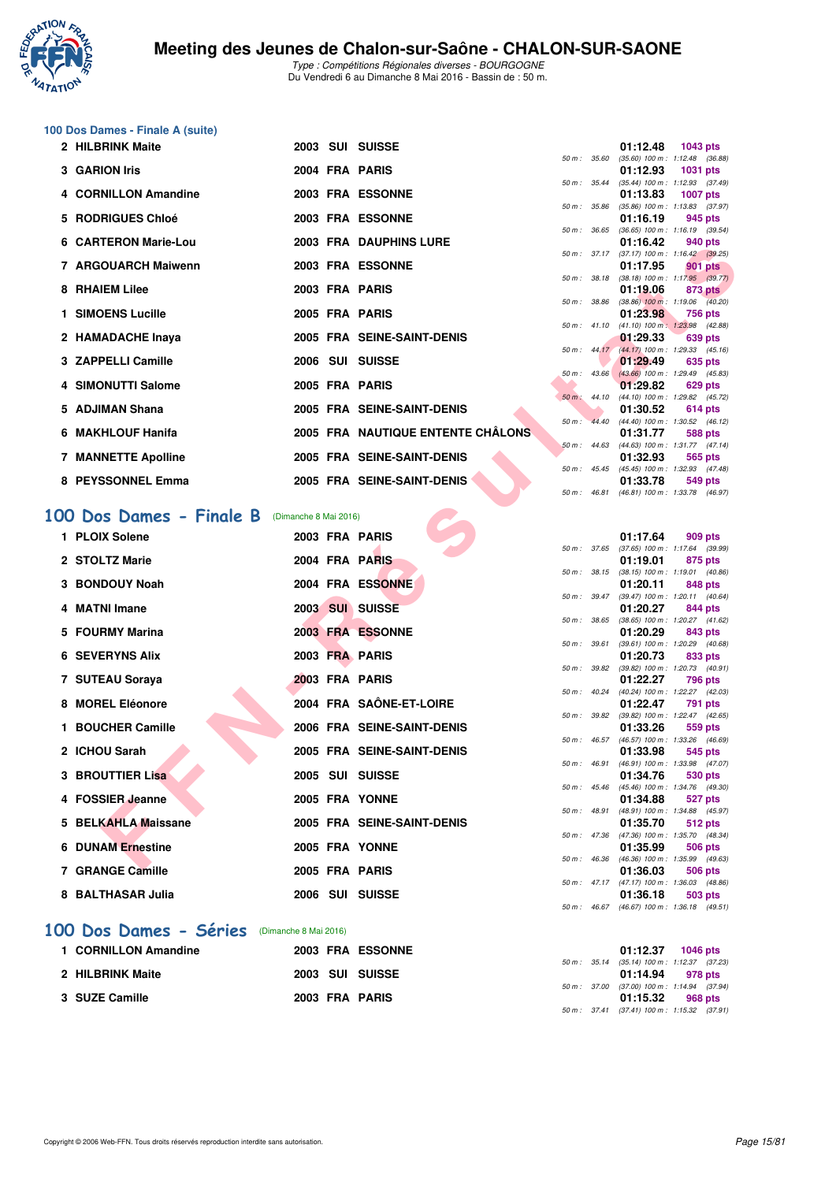### 100 Dos Dames - Finale A (suite)

| Place | Nom | Année | Nat | Club | Temps | Points | 50 m | Splits |
|---|---|---|---|---|---|---|---|---|
| 2 | HILBRINK Maite | 2003 | SUI | SUISSE | 01:12.48 | 1043 pts | 35.60 | (35.60) 100 m : 1:12.48 (36.88) |
| 3 | GARION Iris | 2004 | FRA | PARIS | 01:12.93 | 1031 pts | 35.44 | (35.44) 100 m : 1:12.93 (37.49) |
| 4 | CORNILLON Amandine | 2003 | FRA | ESSONNE | 01:13.83 | 1007 pts | 35.86 | (35.86) 100 m : 1:13.83 (37.97) |
| 5 | RODRIGUES Chloé | 2003 | FRA | ESSONNE | 01:16.19 | 945 pts | 36.65 | (36.65) 100 m : 1:16.19 (39.54) |
| 6 | CARTERON Marie-Lou | 2003 | FRA | DAUPHINS LURE | 01:16.42 | 940 pts | 37.17 | (37.17) 100 m : 1:16.42 (39.25) |
| 7 | ARGOUARCH Maiwenn | 2003 | FRA | ESSONNE | 01:17.95 | 901 pts | 38.18 | (38.18) 100 m : 1:17.95 (39.77) |
| 8 | RHAIEM Lilee | 2003 | FRA | PARIS | 01:19.06 | 873 pts | 38.86 | (38.86) 100 m : 1:19.06 (40.20) |
| 1 | SIMOENS Lucille | 2005 | FRA | PARIS | 01:23.98 | 756 pts | 41.10 | (41.10) 100 m : 1:23.98 (42.88) |
| 2 | HAMADACHE Inaya | 2005 | FRA | SEINE-SAINT-DENIS | 01:29.33 | 639 pts | 44.17 | (44.17) 100 m : 1:29.33 (45.16) |
| 3 | ZAPPELLI Camille | 2006 | SUI | SUISSE | 01:29.49 | 635 pts | 43.66 | (43.66) 100 m : 1:29.49 (45.83) |
| 4 | SIMONUTTI Salome | 2005 | FRA | PARIS | 01:29.82 | 629 pts | 44.10 | (44.10) 100 m : 1:29.82 (45.72) |
| 5 | ADJIMAN Shana | 2005 | FRA | SEINE-SAINT-DENIS | 01:30.52 | 614 pts | 44.40 | (44.40) 100 m : 1:30.52 (46.12) |
| 6 | MAKHLOUF Hanifa | 2005 | FRA | NAUTIQUE ENTENTE CHÂLONS | 01:31.77 | 588 pts | 44.63 | (44.63) 100 m : 1:31.77 (47.14) |
| 7 | MANNETTE Apolline | 2005 | FRA | SEINE-SAINT-DENIS | 01:32.93 | 565 pts | 45.45 | (45.45) 100 m : 1:32.93 (47.48) |
| 8 | PEYSSONNEL Emma | 2005 | FRA | SEINE-SAINT-DENIS | 01:33.78 | 549 pts | 46.81 | (46.81) 100 m : 1:33.78 (46.97) |

## 100 Dos Dames - Finale B (Dimanche 8 Mai 2016)

| Place | Nom | Année | Nat | Club | Temps | Points | 50 m | Splits |
|---|---|---|---|---|---|---|---|---|
| 1 | PLOIX Solene | 2003 | FRA | PARIS | 01:17.64 | 909 pts | 37.65 | (37.65) 100 m : 1:17.64 (39.99) |
| 2 | STOLTZ Marie | 2004 | FRA | PARIS | 01:19.01 | 875 pts | 38.15 | (38.15) 100 m : 1:19.01 (40.86) |
| 3 | BONDOUY Noah | 2004 | FRA | ESSONNE | 01:20.11 | 848 pts | 39.47 | (39.47) 100 m : 1:20.11 (40.64) |
| 4 | MATNI Imane | 2003 | SUI | SUISSE | 01:20.27 | 844 pts | 38.65 | (38.65) 100 m : 1:20.27 (41.62) |
| 5 | FOURMY Marina | 2003 | FRA | ESSONNE | 01:20.29 | 843 pts | 39.61 | (39.61) 100 m : 1:20.29 (40.68) |
| 6 | SEVERYNS Alix | 2003 | FRA | PARIS | 01:20.73 | 833 pts | 39.82 | (39.82) 100 m : 1:20.73 (40.91) |
| 7 | SUTEAU Soraya | 2003 | FRA | PARIS | 01:22.27 | 796 pts | 40.24 | (40.24) 100 m : 1:22.27 (42.03) |
| 8 | MOREL Eléonore | 2004 | FRA | SAÔNE-ET-LOIRE | 01:22.47 | 791 pts | 39.82 | (39.82) 100 m : 1:22.47 (42.65) |
| 1 | BOUCHER Camille | 2006 | FRA | SEINE-SAINT-DENIS | 01:33.26 | 559 pts | 46.57 | (46.57) 100 m : 1:33.26 (46.69) |
| 2 | ICHOU Sarah | 2005 | FRA | SEINE-SAINT-DENIS | 01:33.98 | 545 pts | 46.91 | (46.91) 100 m : 1:33.98 (47.07) |
| 3 | BROUTTIER Lisa | 2005 | SUI | SUISSE | 01:34.76 | 530 pts | 45.46 | (45.46) 100 m : 1:34.76 (49.30) |
| 4 | FOSSIER Jeanne | 2005 | FRA | YONNE | 01:34.88 | 527 pts | 48.91 | (48.91) 100 m : 1:34.88 (45.97) |
| 5 | BELKAHLA Maissane | 2005 | FRA | SEINE-SAINT-DENIS | 01:35.70 | 512 pts | 47.36 | (47.36) 100 m : 1:35.70 (48.34) |
| 6 | DUNAM Ernestine | 2005 | FRA | YONNE | 01:35.99 | 506 pts | 46.36 | (46.36) 100 m : 1:35.99 (49.63) |
| 7 | GRANGE Camille | 2005 | FRA | PARIS | 01:36.03 | 506 pts | 47.17 | (47.17) 100 m : 1:36.03 (48.86) |
| 8 | BALTHASAR Julia | 2006 | SUI | SUISSE | 01:36.18 | 503 pts | 46.67 | (46.67) 100 m : 1:36.18 (49.51) |

## 100 Dos Dames - Séries (Dimanche 8 Mai 2016)

| Place | Nom | Année | Nat | Club | Temps | Points | 50 m | Splits |
|---|---|---|---|---|---|---|---|---|
| 1 | CORNILLON Amandine | 2003 | FRA | ESSONNE | 01:12.37 | 1046 pts | 35.14 | (35.14) 100 m : 1:12.37 (37.23) |
| 2 | HILBRINK Maite | 2003 | SUI | SUISSE | 01:14.94 | 978 pts | 37.00 | (37.00) 100 m : 1:14.94 (37.94) |
| 3 | SUZE Camille | 2003 | FRA | PARIS | 01:15.32 | 968 pts | 37.41 | (37.41) 100 m : 1:15.32 (37.91) |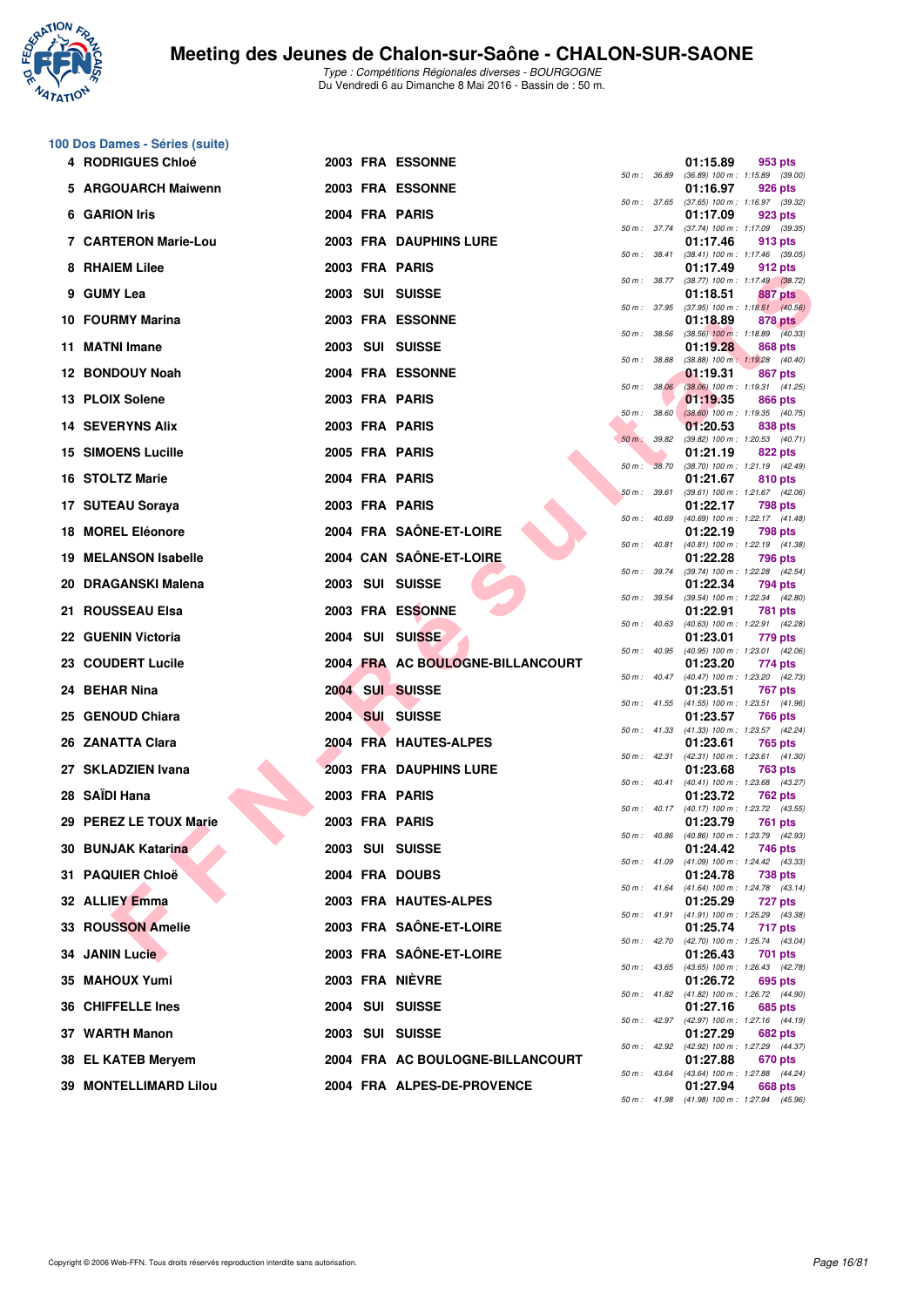# Meeting des Jeunes de Chalon-sur-Saône - CHALON-SUR-SAONE

*Type : Compétitions Régionales diverses - BOURGOGNE*
Du Vendredi 6 au Dimanche 8 Mai 2016 - Bassin de : 50 m.

## 100 Dos Dames - Séries (suite)

| Rang | Nom | Année | Nat. | Club | Temps | Points | Splits |
|---|---|---|---|---|---|---|---|
| 4 | RODRIGUES Chloé | 2003 | FRA | ESSONNE | 01:15.89 | 953 pts | 50 m : 36.89 (36.89) 100 m : 1:15.89 (39.00) |
| 5 | ARGOUARCH Maiwenn | 2003 | FRA | ESSONNE | 01:16.97 | 926 pts | 50 m : 37.65 (37.65) 100 m : 1:16.97 (39.32) |
| 6 | GARION Iris | 2004 | FRA | PARIS | 01:17.09 | 923 pts | 50 m : 37.74 (37.74) 100 m : 1:17.09 (39.35) |
| 7 | CARTERON Marie-Lou | 2003 | FRA | DAUPHINS LURE | 01:17.46 | 913 pts | 50 m : 38.41 (38.41) 100 m : 1:17.46 (39.05) |
| 8 | RHAIEM Lilee | 2003 | FRA | PARIS | 01:17.49 | 912 pts | 50 m : 38.77 (38.77) 100 m : 1:17.49 (38.72) |
| 9 | GUMY Lea | 2003 | SUI | SUISSE | 01:18.51 | 887 pts | 50 m : 37.95 (37.95) 100 m : 1:18.51 (40.56) |
| 10 | FOURMY Marina | 2003 | FRA | ESSONNE | 01:18.89 | 878 pts | 50 m : 38.56 (38.56) 100 m : 1:18.89 (40.33) |
| 11 | MATNI Imane | 2003 | SUI | SUISSE | 01:19.28 | 868 pts | 50 m : 38.88 (38.88) 100 m : 1:19.28 (40.40) |
| 12 | BONDOUY Noah | 2004 | FRA | ESSONNE | 01:19.31 | 867 pts | 50 m : 38.06 (38.06) 100 m : 1:19.31 (41.25) |
| 13 | PLOIX Solene | 2003 | FRA | PARIS | 01:19.35 | 866 pts | 50 m : 38.60 (38.60) 100 m : 1:19.35 (40.75) |
| 14 | SEVERYNS Alix | 2003 | FRA | PARIS | 01:20.53 | 838 pts | 50 m : 39.82 (39.82) 100 m : 1:20.53 (40.71) |
| 15 | SIMOENS Lucille | 2005 | FRA | PARIS | 01:21.19 | 822 pts | 50 m : 38.70 (38.70) 100 m : 1:21.19 (42.49) |
| 16 | STOLTZ Marie | 2004 | FRA | PARIS | 01:21.67 | 810 pts | 50 m : 39.61 (39.61) 100 m : 1:21.67 (42.06) |
| 17 | SUTEAU Soraya | 2003 | FRA | PARIS | 01:22.17 | 798 pts | 50 m : 40.69 (40.69) 100 m : 1:22.17 (41.48) |
| 18 | MOREL Eléonore | 2004 | FRA | SAÔNE-ET-LOIRE | 01:22.19 | 798 pts | 50 m : 40.81 (40.81) 100 m : 1:22.19 (41.38) |
| 19 | MELANSON Isabelle | 2004 | CAN | SAÔNE-ET-LOIRE | 01:22.28 | 796 pts | 50 m : 39.74 (39.74) 100 m : 1:22.28 (42.54) |
| 20 | DRAGANSKI Malena | 2003 | SUI | SUISSE | 01:22.34 | 794 pts | 50 m : 39.54 (39.54) 100 m : 1:22.34 (42.80) |
| 21 | ROUSSEAU Elsa | 2003 | FRA | ESSONNE | 01:22.91 | 781 pts | 50 m : 40.63 (40.63) 100 m : 1:22.91 (42.28) |
| 22 | GUENIN Victoria | 2004 | SUI | SUISSE | 01:23.01 | 779 pts | 50 m : 40.95 (40.95) 100 m : 1:23.01 (42.06) |
| 23 | COUDERT Lucile | 2004 | FRA | AC BOULOGNE-BILLANCOURT | 01:23.20 | 774 pts | 50 m : 40.47 (40.47) 100 m : 1:23.20 (42.73) |
| 24 | BEHAR Nina | 2004 | SUI | SUISSE | 01:23.51 | 767 pts | 50 m : 41.55 (41.55) 100 m : 1:23.51 (41.96) |
| 25 | GENOUD Chiara | 2004 | SUI | SUISSE | 01:23.57 | 766 pts | 50 m : 41.33 (41.33) 100 m : 1:23.57 (42.24) |
| 26 | ZANATTA Clara | 2004 | FRA | HAUTES-ALPES | 01:23.61 | 765 pts | 50 m : 42.31 (42.31) 100 m : 1:23.61 (41.30) |
| 27 | SKLADZIEN Ivana | 2003 | FRA | DAUPHINS LURE | 01:23.68 | 763 pts | 50 m : 40.41 (40.41) 100 m : 1:23.68 (43.27) |
| 28 | SAÏDI Hana | 2003 | FRA | PARIS | 01:23.72 | 762 pts | 50 m : 40.17 (40.17) 100 m : 1:23.72 (43.55) |
| 29 | PEREZ LE TOUX Marie | 2003 | FRA | PARIS | 01:23.79 | 761 pts | 50 m : 40.86 (40.86) 100 m : 1:23.79 (42.93) |
| 30 | BUNJAK Katarina | 2003 | SUI | SUISSE | 01:24.42 | 746 pts | 50 m : 41.09 (41.09) 100 m : 1:24.42 (43.33) |
| 31 | PAQUIER Chloë | 2004 | FRA | DOUBS | 01:24.78 | 738 pts | 50 m : 41.64 (41.64) 100 m : 1:24.78 (43.14) |
| 32 | ALLIEY Emma | 2003 | FRA | HAUTES-ALPES | 01:25.29 | 727 pts | 50 m : 41.91 (41.91) 100 m : 1:25.29 (43.38) |
| 33 | ROUSSON Amelie | 2003 | FRA | SAÔNE-ET-LOIRE | 01:25.74 | 717 pts | 50 m : 42.70 (42.70) 100 m : 1:25.74 (43.04) |
| 34 | JANIN Lucie | 2003 | FRA | SAÔNE-ET-LOIRE | 01:26.43 | 701 pts | 50 m : 43.65 (43.65) 100 m : 1:26.43 (42.78) |
| 35 | MAHOUX Yumi | 2003 | FRA | NIÈVRE | 01:26.72 | 695 pts | 50 m : 41.82 (41.82) 100 m : 1:26.72 (44.90) |
| 36 | CHIFFELLE Ines | 2004 | SUI | SUISSE | 01:27.16 | 685 pts | 50 m : 42.97 (42.97) 100 m : 1:27.16 (44.19) |
| 37 | WARTH Manon | 2003 | SUI | SUISSE | 01:27.29 | 682 pts | 50 m : 42.92 (42.92) 100 m : 1:27.29 (44.37) |
| 38 | EL KATEB Meryem | 2004 | FRA | AC BOULOGNE-BILLANCOURT | 01:27.88 | 670 pts | 50 m : 43.64 (43.64) 100 m : 1:27.88 (44.24) |
| 39 | MONTELLIMARD Lilou | 2004 | FRA | ALPES-DE-PROVENCE | 01:27.94 | 668 pts | 50 m : 41.98 (41.98) 100 m : 1:27.94 (45.96) |

Copyright © 2006 Web-FFN. Tous droits réservés reproduction interdite sans autorisation.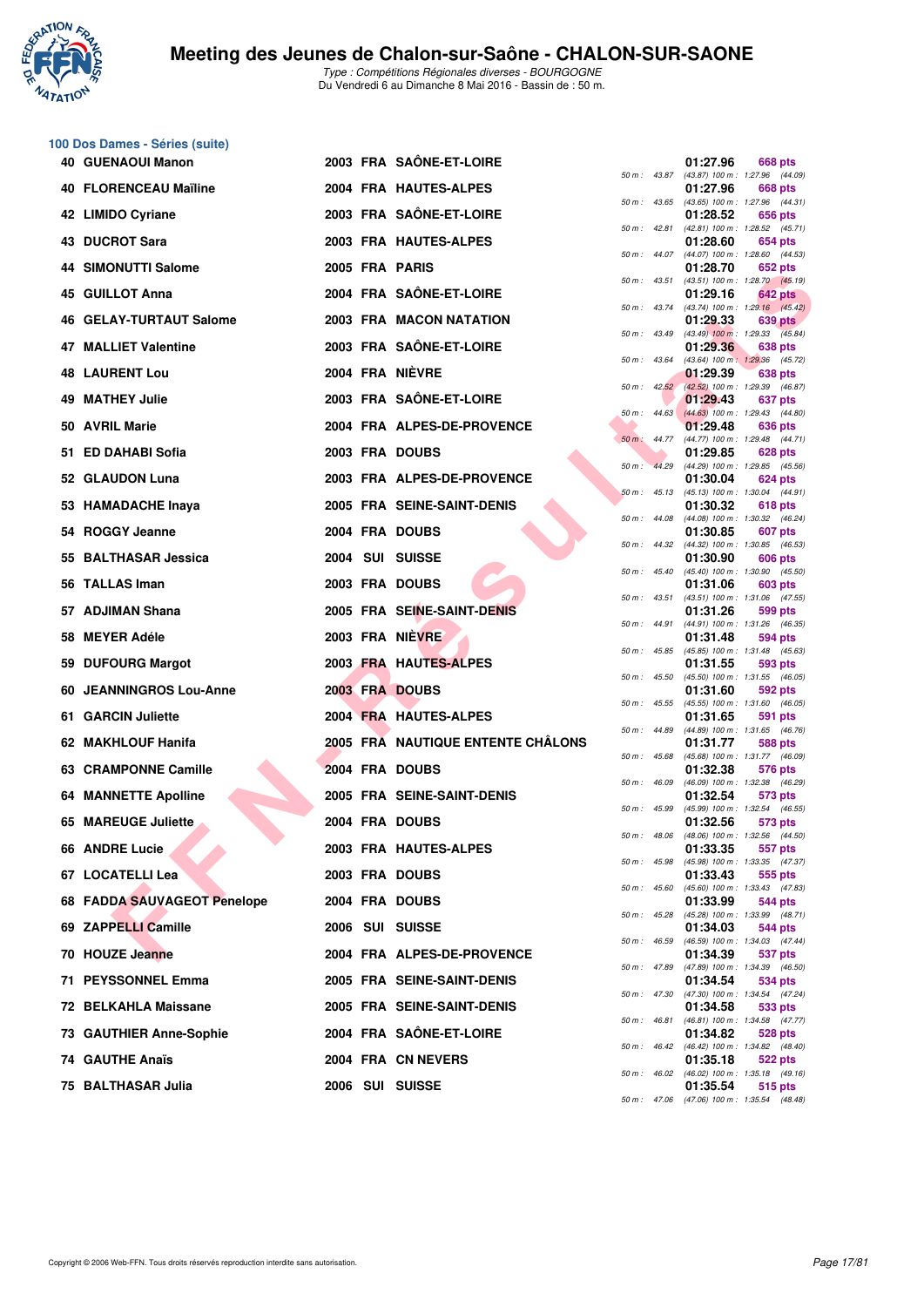# Meeting des Jeunes de Chalon-sur-Saône - CHALON-SUR-SAONE

*Type : Compétitions Régionales diverses - BOURGOGNE*
Du Vendredi 6 au Dimanche 8 Mai 2016 - Bassin de : 50 m.

## 100 Dos Dames - Séries (suite)

| Rang | Nom | Année | Nat. | Club | 50 m | Temps | Points | Détail |
|---|---|---|---|---|---|---|---|---|
| 40 | GUENAOUI Manon | 2003 | FRA | SAÔNE-ET-LOIRE | 43.87 | 01:27.96 | 668 pts | (43.87) 100 m : 1:27.96 (44.09) |
| 40 | FLORENCEAU Maïline | 2004 | FRA | HAUTES-ALPES | 43.65 | 01:27.96 | 668 pts | (43.65) 100 m : 1:27.96 (44.31) |
| 42 | LIMIDO Cyriane | 2003 | FRA | SAÔNE-ET-LOIRE | 42.81 | 01:28.52 | 656 pts | (42.81) 100 m : 1:28.52 (45.71) |
| 43 | DUCROT Sara | 2003 | FRA | HAUTES-ALPES | 44.07 | 01:28.60 | 654 pts | (44.07) 100 m : 1:28.60 (44.53) |
| 44 | SIMONUTTI Salome | 2005 | FRA | PARIS | 43.51 | 01:28.70 | 652 pts | (43.51) 100 m : 1:28.70 (45.19) |
| 45 | GUILLOT Anna | 2004 | FRA | SAÔNE-ET-LOIRE | 43.74 | 01:29.16 | 642 pts | (43.74) 100 m : 1:29.16 (45.42) |
| 46 | GELAY-TURTAUT Salome | 2003 | FRA | MACON NATATION | 43.49 | 01:29.33 | 639 pts | (43.49) 100 m : 1:29.33 (45.84) |
| 47 | MALLIET Valentine | 2003 | FRA | SAÔNE-ET-LOIRE | 43.64 | 01:29.36 | 638 pts | (43.64) 100 m : 1:29.36 (45.72) |
| 48 | LAURENT Lou | 2004 | FRA | NIÈVRE | 42.52 | 01:29.39 | 638 pts | (42.52) 100 m : 1:29.39 (46.87) |
| 49 | MATHEY Julie | 2003 | FRA | SAÔNE-ET-LOIRE | 44.63 | 01:29.43 | 637 pts | (44.63) 100 m : 1:29.43 (44.80) |
| 50 | AVRIL Marie | 2004 | FRA | ALPES-DE-PROVENCE | 44.77 | 01:29.48 | 636 pts | (44.77) 100 m : 1:29.48 (44.71) |
| 51 | ED DAHABI Sofia | 2003 | FRA | DOUBS | 44.29 | 01:29.85 | 628 pts | (44.29) 100 m : 1:29.85 (45.56) |
| 52 | GLAUDON Luna | 2003 | FRA | ALPES-DE-PROVENCE | 45.13 | 01:30.04 | 624 pts | (45.13) 100 m : 1:30.04 (44.91) |
| 53 | HAMADACHE Inaya | 2005 | FRA | SEINE-SAINT-DENIS | 44.08 | 01:30.32 | 618 pts | (44.08) 100 m : 1:30.32 (46.24) |
| 54 | ROGGY Jeanne | 2004 | FRA | DOUBS | 44.32 | 01:30.85 | 607 pts | (44.32) 100 m : 1:30.85 (46.53) |
| 55 | BALTHASAR Jessica | 2004 | SUI | SUISSE | 45.40 | 01:30.90 | 606 pts | (45.40) 100 m : 1:30.90 (45.50) |
| 56 | TALLAS Iman | 2003 | FRA | DOUBS | 43.51 | 01:31.06 | 603 pts | (43.51) 100 m : 1:31.06 (47.55) |
| 57 | ADJIMAN Shana | 2005 | FRA | SEINE-SAINT-DENIS | 44.91 | 01:31.26 | 599 pts | (44.91) 100 m : 1:31.26 (46.35) |
| 58 | MEYER Adéle | 2003 | FRA | NIÈVRE | 45.85 | 01:31.48 | 594 pts | (45.85) 100 m : 1:31.48 (45.63) |
| 59 | DUFOURG Margot | 2003 | FRA | HAUTES-ALPES | 45.50 | 01:31.55 | 593 pts | (45.50) 100 m : 1:31.55 (46.05) |
| 60 | JEANNINGROS Lou-Anne | 2003 | FRA | DOUBS | 45.55 | 01:31.60 | 592 pts | (45.55) 100 m : 1:31.60 (46.05) |
| 61 | GARCIN Juliette | 2004 | FRA | HAUTES-ALPES | 44.89 | 01:31.65 | 591 pts | (44.89) 100 m : 1:31.65 (46.76) |
| 62 | MAKHLOUF Hanifa | 2005 | FRA | NAUTIQUE ENTENTE CHÂLONS | 45.68 | 01:31.77 | 588 pts | (45.68) 100 m : 1:31.77 (46.09) |
| 63 | CRAMPONNE Camille | 2004 | FRA | DOUBS | 46.09 | 01:32.38 | 576 pts | (46.09) 100 m : 1:32.38 (46.29) |
| 64 | MANNETTE Apolline | 2005 | FRA | SEINE-SAINT-DENIS | 45.99 | 01:32.54 | 573 pts | (45.99) 100 m : 1:32.54 (46.55) |
| 65 | MAREUGE Juliette | 2004 | FRA | DOUBS | 48.06 | 01:32.56 | 573 pts | (48.06) 100 m : 1:32.56 (44.50) |
| 66 | ANDRE Lucie | 2003 | FRA | HAUTES-ALPES | 45.98 | 01:33.35 | 557 pts | (45.98) 100 m : 1:33.35 (47.37) |
| 67 | LOCATELLI Lea | 2003 | FRA | DOUBS | 45.60 | 01:33.43 | 555 pts | (45.60) 100 m : 1:33.43 (47.83) |
| 68 | FADDA SAUVAGEOT Penelope | 2004 | FRA | DOUBS | 45.28 | 01:33.99 | 544 pts | (45.28) 100 m : 1:33.99 (48.71) |
| 69 | ZAPPELLI Camille | 2006 | SUI | SUISSE | 46.59 | 01:34.03 | 544 pts | (46.59) 100 m : 1:34.03 (47.44) |
| 70 | HOUZE Jeanne | 2004 | FRA | ALPES-DE-PROVENCE | 47.89 | 01:34.39 | 537 pts | (47.89) 100 m : 1:34.39 (46.50) |
| 71 | PEYSSONNEL Emma | 2005 | FRA | SEINE-SAINT-DENIS | 47.30 | 01:34.54 | 534 pts | (47.30) 100 m : 1:34.54 (47.24) |
| 72 | BELKAHLA Maissane | 2005 | FRA | SEINE-SAINT-DENIS | 46.81 | 01:34.58 | 533 pts | (46.81) 100 m : 1:34.58 (47.77) |
| 73 | GAUTHIER Anne-Sophie | 2004 | FRA | SAÔNE-ET-LOIRE | 46.42 | 01:34.82 | 528 pts | (46.42) 100 m : 1:34.82 (48.40) |
| 74 | GAUTHE Anaïs | 2004 | FRA | CN NEVERS | 46.02 | 01:35.18 | 522 pts | (46.02) 100 m : 1:35.18 (49.16) |
| 75 | BALTHASAR Julia | 2006 | SUI | SUISSE | 47.06 | 01:35.54 | 515 pts | (47.06) 100 m : 1:35.54 (48.48) |

Copyright © 2006 Web-FFN. Tous droits réservés reproduction interdite sans autorisation.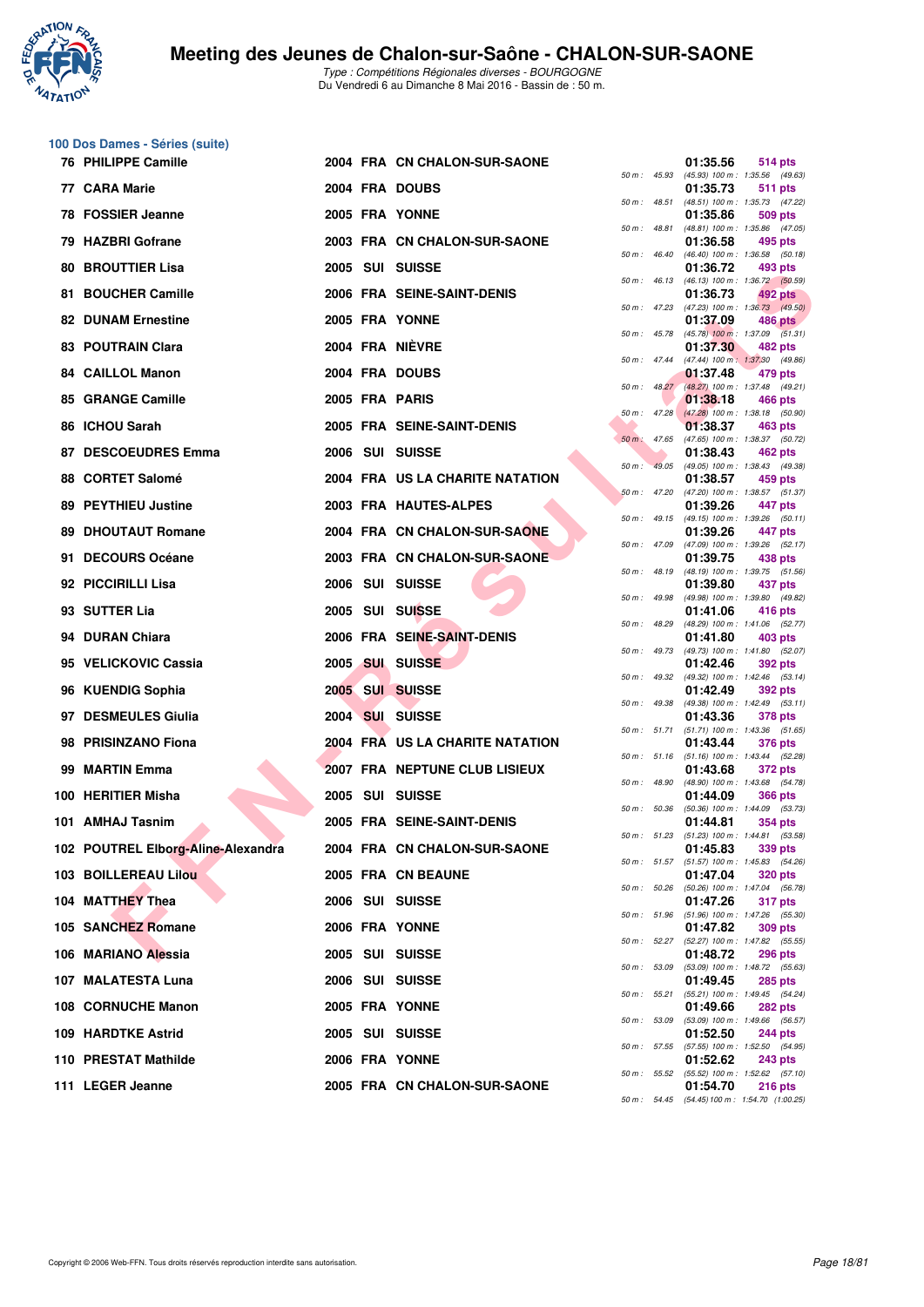# Meeting des Jeunes de Chalon-sur-Saône - CHALON-SUR-SAONE

*Type : Compétitions Régionales diverses - BOURGOGNE*
Du Vendredi 6 au Dimanche 8 Mai 2016 - Bassin de : 50 m.

## 100 Dos Dames - Séries (suite)

| Rang | Nom | Année | Nat. | Club | Temps | Points | Splits |
|---|---|---|---|---|---|---|---|
| 76 | PHILIPPE Camille | 2004 | FRA | CN CHALON-SUR-SAONE | 01:35.56 | 514 pts | 50 m : 45.93 (45.93) 100 m : 1:35.56 (49.63) |
| 77 | CARA Marie | 2004 | FRA | DOUBS | 01:35.73 | 511 pts | 50 m : 48.51 (48.51) 100 m : 1:35.73 (47.22) |
| 78 | FOSSIER Jeanne | 2005 | FRA | YONNE | 01:35.86 | 509 pts | 50 m : 48.81 (48.81) 100 m : 1:35.86 (47.05) |
| 79 | HAZBRI Gofrane | 2003 | FRA | CN CHALON-SUR-SAONE | 01:36.58 | 495 pts | 50 m : 46.40 (46.40) 100 m : 1:36.58 (50.18) |
| 80 | BROUTTIER Lisa | 2005 | SUI | SUISSE | 01:36.72 | 493 pts | 50 m : 46.13 (46.13) 100 m : 1:36.72 (50.59) |
| 81 | BOUCHER Camille | 2006 | FRA | SEINE-SAINT-DENIS | 01:36.73 | 492 pts | 50 m : 47.23 (47.23) 100 m : 1:36.73 (49.50) |
| 82 | DUNAM Ernestine | 2005 | FRA | YONNE | 01:37.09 | 486 pts | 50 m : 45.78 (45.78) 100 m : 1:37.09 (51.31) |
| 83 | POUTRAIN Clara | 2004 | FRA | NIÈVRE | 01:37.30 | 482 pts | 50 m : 47.44 (47.44) 100 m : 1:37.30 (49.86) |
| 84 | CAILLOL Manon | 2004 | FRA | DOUBS | 01:37.48 | 479 pts | 50 m : 48.27 (48.27) 100 m : 1:37.48 (49.21) |
| 85 | GRANGE Camille | 2005 | FRA | PARIS | 01:38.18 | 466 pts | 50 m : 47.28 (47.28) 100 m : 1:38.18 (50.90) |
| 86 | ICHOU Sarah | 2005 | FRA | SEINE-SAINT-DENIS | 01:38.37 | 463 pts | 50 m : 47.65 (47.65) 100 m : 1:38.37 (50.72) |
| 87 | DESCOEUDRES Emma | 2006 | SUI | SUISSE | 01:38.43 | 462 pts | 50 m : 49.05 (49.05) 100 m : 1:38.43 (49.38) |
| 88 | CORTET Salomé | 2004 | FRA | US LA CHARITE NATATION | 01:38.57 | 459 pts | 50 m : 47.20 (47.20) 100 m : 1:38.57 (51.37) |
| 89 | PEYTHIEU Justine | 2003 | FRA | HAUTES-ALPES | 01:39.26 | 447 pts | 50 m : 49.15 (49.15) 100 m : 1:39.26 (50.11) |
| 89 | DHOUTAUT Romane | 2004 | FRA | CN CHALON-SUR-SAONE | 01:39.26 | 447 pts | 50 m : 47.09 (47.09) 100 m : 1:39.26 (52.17) |
| 91 | DECOURS Océane | 2003 | FRA | CN CHALON-SUR-SAONE | 01:39.75 | 438 pts | 50 m : 48.19 (48.19) 100 m : 1:39.75 (51.56) |
| 92 | PICCIRILLI Lisa | 2006 | SUI | SUISSE | 01:39.80 | 437 pts | 50 m : 49.98 (49.98) 100 m : 1:39.80 (49.82) |
| 93 | SUTTER Lia | 2005 | SUI | SUISSE | 01:41.06 | 416 pts | 50 m : 48.29 (48.29) 100 m : 1:41.06 (52.77) |
| 94 | DURAN Chiara | 2006 | FRA | SEINE-SAINT-DENIS | 01:41.80 | 403 pts | 50 m : 49.73 (49.73) 100 m : 1:41.80 (52.07) |
| 95 | VELICKOVIC Cassia | 2005 | SUI | SUISSE | 01:42.46 | 392 pts | 50 m : 49.32 (49.32) 100 m : 1:42.46 (53.14) |
| 96 | KUENDIG Sophia | 2005 | SUI | SUISSE | 01:42.49 | 392 pts | 50 m : 49.38 (49.38) 100 m : 1:42.49 (53.11) |
| 97 | DESMEULES Giulia | 2004 | SUI | SUISSE | 01:43.36 | 378 pts | 50 m : 51.71 (51.71) 100 m : 1:43.36 (51.65) |
| 98 | PRISINZANO Fiona | 2004 | FRA | US LA CHARITE NATATION | 01:43.44 | 376 pts | 50 m : 51.16 (51.16) 100 m : 1:43.44 (52.28) |
| 99 | MARTIN Emma | 2007 | FRA | NEPTUNE CLUB LISIEUX | 01:43.68 | 372 pts | 50 m : 48.90 (48.90) 100 m : 1:43.68 (54.78) |
| 100 | HERITIER Misha | 2005 | SUI | SUISSE | 01:44.09 | 366 pts | 50 m : 50.36 (50.36) 100 m : 1:44.09 (53.73) |
| 101 | AMHAJ Tasnim | 2005 | FRA | SEINE-SAINT-DENIS | 01:44.81 | 354 pts | 50 m : 51.23 (51.23) 100 m : 1:44.81 (53.58) |
| 102 | POUTREL Elborg-Aline-Alexandra | 2004 | FRA | CN CHALON-SUR-SAONE | 01:45.83 | 339 pts | 50 m : 51.57 (51.57) 100 m : 1:45.83 (54.26) |
| 103 | BOILLEREAU Lilou | 2005 | FRA | CN BEAUNE | 01:47.04 | 320 pts | 50 m : 50.26 (50.26) 100 m : 1:47.04 (56.78) |
| 104 | MATTHEY Thea | 2006 | SUI | SUISSE | 01:47.26 | 317 pts | 50 m : 51.96 (51.96) 100 m : 1:47.26 (55.30) |
| 105 | SANCHEZ Romane | 2006 | FRA | YONNE | 01:47.82 | 309 pts | 50 m : 52.27 (52.27) 100 m : 1:47.82 (55.55) |
| 106 | MARIANO Alessia | 2005 | SUI | SUISSE | 01:48.72 | 296 pts | 50 m : 53.09 (53.09) 100 m : 1:48.72 (55.63) |
| 107 | MALATESTA Luna | 2006 | SUI | SUISSE | 01:49.45 | 285 pts | 50 m : 55.21 (55.21) 100 m : 1:49.45 (54.24) |
| 108 | CORNUCHE Manon | 2005 | FRA | YONNE | 01:49.66 | 282 pts | 50 m : 53.09 (53.09) 100 m : 1:49.66 (56.57) |
| 109 | HARDTKE Astrid | 2005 | SUI | SUISSE | 01:52.50 | 244 pts | 50 m : 57.55 (57.55) 100 m : 1:52.50 (54.95) |
| 110 | PRESTAT Mathilde | 2006 | FRA | YONNE | 01:52.62 | 243 pts | 50 m : 55.52 (55.52) 100 m : 1:52.62 (57.10) |
| 111 | LEGER Jeanne | 2005 | FRA | CN CHALON-SUR-SAONE | 01:54.70 | 216 pts | 50 m : 54.45 (54.45) 100 m : 1:54.70 (1:00.25) |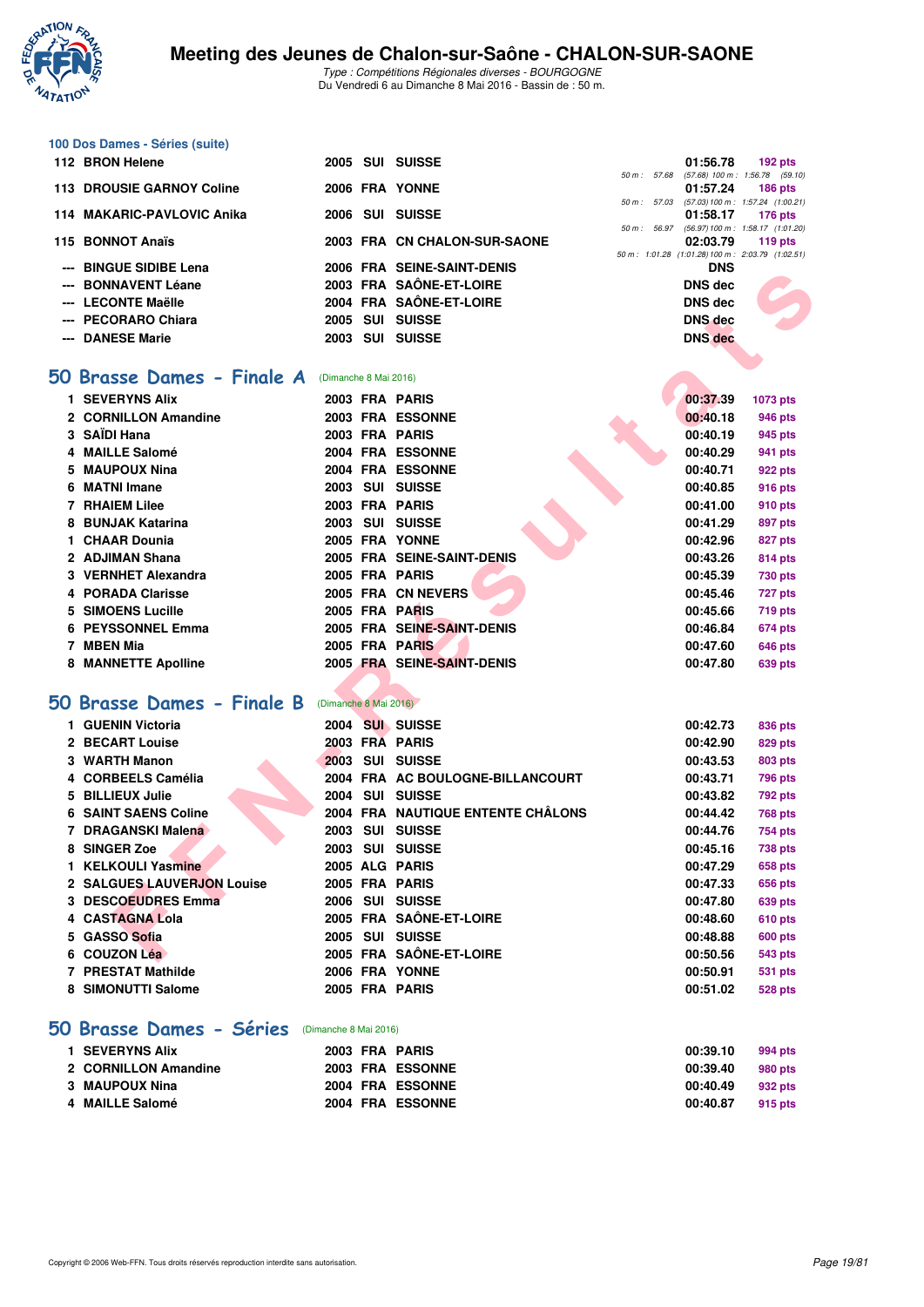## 100 Dos Dames - Séries (suite)

| | | | | | | |
|---|---|---|---|---|---|---|
| 112 | BRON Helene | 2005 | SUI | SUISSE | 01:56.78 | 192 pts |
| | | | | | 50 m : 57.68 (57.68) 100 m : 1:56.78 (59.10) | |
| 113 | DROUSIE GARNOY Coline | 2006 | FRA | YONNE | 01:57.24 | 186 pts |
| | | | | | 50 m : 57.03 (57.03) 100 m : 1:57.24 (1:00.21) | |
| 114 | MAKARIC-PAVLOVIC Anika | 2006 | SUI | SUISSE | 01:58.17 | 176 pts |
| | | | | | 50 m : 56.97 (56.97) 100 m : 1:58.17 (1:01.20) | |
| 115 | BONNOT Anaïs | 2003 | FRA | CN CHALON-SUR-SAONE | 02:03.79 | 119 pts |
| | | | | | 50 m : 1:01.28 (1:01.28) 100 m : 2:03.79 (1:02.51) | |
| --- | BINGUE SIDIBE Lena | 2006 | FRA | SEINE-SAINT-DENIS | DNS | |
| --- | BONNAVENT Léane | 2003 | FRA | SAÔNE-ET-LOIRE | DNS dec | |
| --- | LECONTE Maëlle | 2004 | FRA | SAÔNE-ET-LOIRE | DNS dec | |
| --- | PECORARO Chiara | 2005 | SUI | SUISSE | DNS dec | |
| --- | DANESE Marie | 2003 | SUI | SUISSE | DNS dec | |

## 50 Brasse Dames - Finale A (Dimanche 8 Mai 2016)

| | | | | | | |
|---|---|---|---|---|---|---|
| 1 | SEVERYNS Alix | 2003 | FRA | PARIS | 00:37.39 | 1073 pts |
| 2 | CORNILLON Amandine | 2003 | FRA | ESSONNE | 00:40.18 | 946 pts |
| 3 | SAÏDI Hana | 2003 | FRA | PARIS | 00:40.19 | 945 pts |
| 4 | MAILLE Salomé | 2004 | FRA | ESSONNE | 00:40.29 | 941 pts |
| 5 | MAUPOUX Nina | 2004 | FRA | ESSONNE | 00:40.71 | 922 pts |
| 6 | MATNI Imane | 2003 | SUI | SUISSE | 00:40.85 | 916 pts |
| 7 | RHAIEM Lilee | 2003 | FRA | PARIS | 00:41.00 | 910 pts |
| 8 | BUNJAK Katarina | 2003 | SUI | SUISSE | 00:41.29 | 897 pts |
| 1 | CHAAR Dounia | 2005 | FRA | YONNE | 00:42.96 | 827 pts |
| 2 | ADJIMAN Shana | 2005 | FRA | SEINE-SAINT-DENIS | 00:43.26 | 814 pts |
| 3 | VERNHET Alexandra | 2005 | FRA | PARIS | 00:45.39 | 730 pts |
| 4 | PORADA Clarisse | 2005 | FRA | CN NEVERS | 00:45.46 | 727 pts |
| 5 | SIMOENS Lucille | 2005 | FRA | PARIS | 00:45.66 | 719 pts |
| 6 | PEYSSONNEL Emma | 2005 | FRA | SEINE-SAINT-DENIS | 00:46.84 | 674 pts |
| 7 | MBEN Mia | 2005 | FRA | PARIS | 00:47.60 | 646 pts |
| 8 | MANNETTE Apolline | 2005 | FRA | SEINE-SAINT-DENIS | 00:47.80 | 639 pts |

## 50 Brasse Dames - Finale B (Dimanche 8 Mai 2016)

| | | | | | | |
|---|---|---|---|---|---|---|
| 1 | GUENIN Victoria | 2004 | SUI | SUISSE | 00:42.73 | 836 pts |
| 2 | BECART Louise | 2003 | FRA | PARIS | 00:42.90 | 829 pts |
| 3 | WARTH Manon | 2003 | SUI | SUISSE | 00:43.53 | 803 pts |
| 4 | CORBEELS Camélia | 2004 | FRA | AC BOULOGNE-BILLANCOURT | 00:43.71 | 796 pts |
| 5 | BILLIEUX Julie | 2004 | SUI | SUISSE | 00:43.82 | 792 pts |
| 6 | SAINT SAENS Coline | 2004 | FRA | NAUTIQUE ENTENTE CHÂLONS | 00:44.42 | 768 pts |
| 7 | DRAGANSKI Malena | 2003 | SUI | SUISSE | 00:44.76 | 754 pts |
| 8 | SINGER Zoe | 2003 | SUI | SUISSE | 00:45.16 | 738 pts |
| 1 | KELKOULI Yasmine | 2005 | ALG | PARIS | 00:47.29 | 658 pts |
| 2 | SALGUES LAUVERJON Louise | 2005 | FRA | PARIS | 00:47.33 | 656 pts |
| 3 | DESCOEUDRES Emma | 2006 | SUI | SUISSE | 00:47.80 | 639 pts |
| 4 | CASTAGNA Lola | 2005 | FRA | SAÔNE-ET-LOIRE | 00:48.60 | 610 pts |
| 5 | GASSO Sofia | 2005 | SUI | SUISSE | 00:48.88 | 600 pts |
| 6 | COUZON Léa | 2005 | FRA | SAÔNE-ET-LOIRE | 00:50.56 | 543 pts |
| 7 | PRESTAT Mathilde | 2006 | FRA | YONNE | 00:50.91 | 531 pts |
| 8 | SIMONUTTI Salome | 2005 | FRA | PARIS | 00:51.02 | 528 pts |

## 50 Brasse Dames - Séries (Dimanche 8 Mai 2016)

| | | | | | | |
|---|---|---|---|---|---|---|
| 1 | SEVERYNS Alix | 2003 | FRA | PARIS | 00:39.10 | 994 pts |
| 2 | CORNILLON Amandine | 2003 | FRA | ESSONNE | 00:39.40 | 980 pts |
| 3 | MAUPOUX Nina | 2004 | FRA | ESSONNE | 00:40.49 | 932 pts |
| 4 | MAILLE Salomé | 2004 | FRA | ESSONNE | 00:40.87 | 915 pts |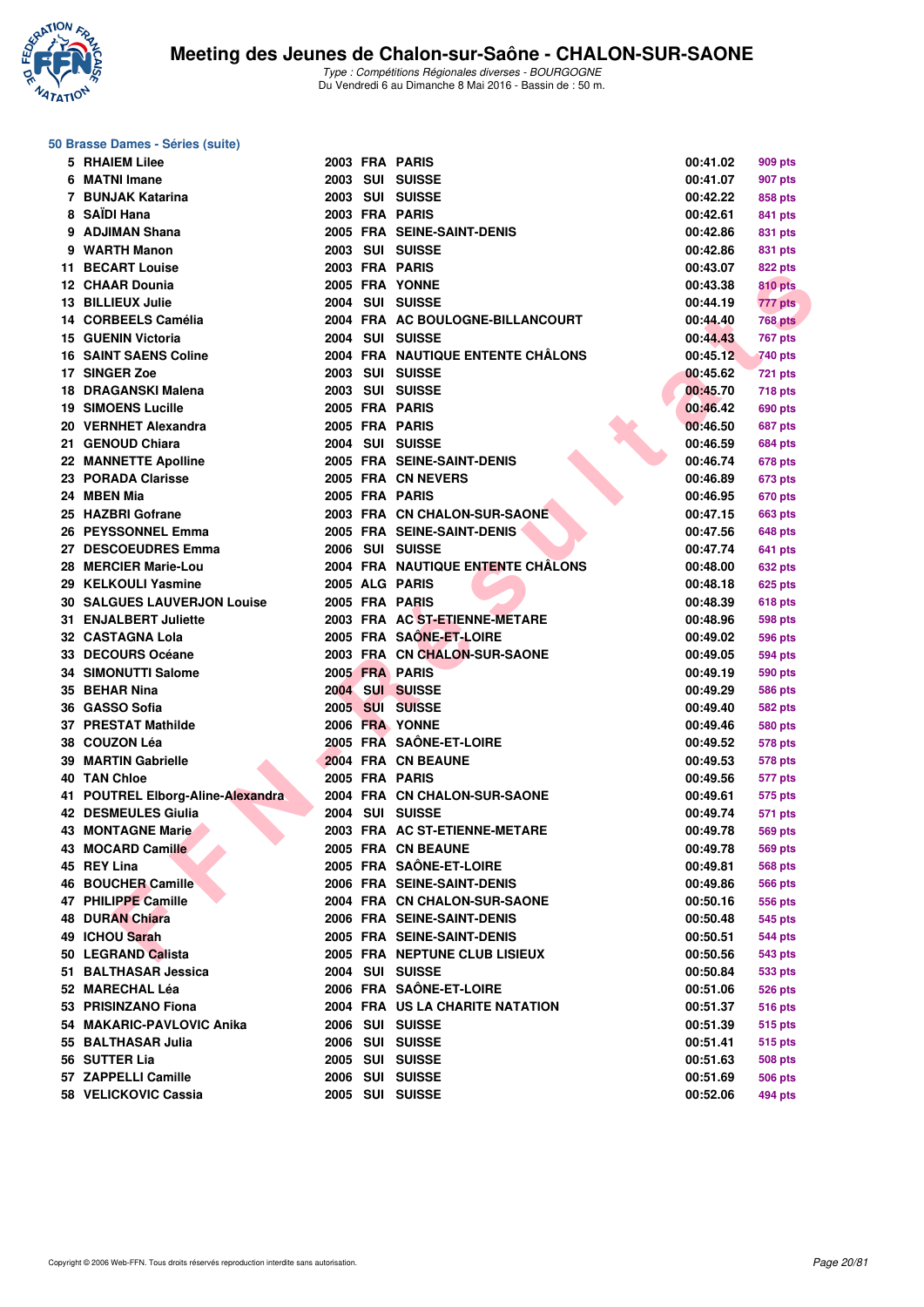# Meeting des Jeunes de Chalon-sur-Saône - CHALON-SUR-SAONE

*Type : Compétitions Régionales diverses - BOURGOGNE*
Du Vendredi 6 au Dimanche 8 Mai 2016 - Bassin de : 50 m.

## 50 Brasse Dames - Séries (suite)

| Rang | Nom | Année | Nat. | Club | Temps | Points |
|---|---|---|---|---|---|---|
| 5 | RHAIEM Lilee | 2003 | FRA | PARIS | 00:41.02 | 909 pts |
| 6 | MATNI Imane | 2003 | SUI | SUISSE | 00:41.07 | 907 pts |
| 7 | BUNJAK Katarina | 2003 | SUI | SUISSE | 00:42.22 | 858 pts |
| 8 | SAÏDI Hana | 2003 | FRA | PARIS | 00:42.61 | 841 pts |
| 9 | ADJIMAN Shana | 2005 | FRA | SEINE-SAINT-DENIS | 00:42.86 | 831 pts |
| 9 | WARTH Manon | 2003 | SUI | SUISSE | 00:42.86 | 831 pts |
| 11 | BECART Louise | 2003 | FRA | PARIS | 00:43.07 | 822 pts |
| 12 | CHAAR Dounia | 2005 | FRA | YONNE | 00:43.38 | 810 pts |
| 13 | BILLIEUX Julie | 2004 | SUI | SUISSE | 00:44.19 | 777 pts |
| 14 | CORBEELS Camélia | 2004 | FRA | AC BOULOGNE-BILLANCOURT | 00:44.40 | 768 pts |
| 15 | GUENIN Victoria | 2004 | SUI | SUISSE | 00:44.43 | 767 pts |
| 16 | SAINT SAENS Coline | 2004 | FRA | NAUTIQUE ENTENTE CHÂLONS | 00:45.12 | 740 pts |
| 17 | SINGER Zoe | 2003 | SUI | SUISSE | 00:45.62 | 721 pts |
| 18 | DRAGANSKI Malena | 2003 | SUI | SUISSE | 00:45.70 | 718 pts |
| 19 | SIMOENS Lucille | 2005 | FRA | PARIS | 00:46.42 | 690 pts |
| 20 | VERNHET Alexandra | 2005 | FRA | PARIS | 00:46.50 | 687 pts |
| 21 | GENOUD Chiara | 2004 | SUI | SUISSE | 00:46.59 | 684 pts |
| 22 | MANNETTE Apolline | 2005 | FRA | SEINE-SAINT-DENIS | 00:46.74 | 678 pts |
| 23 | PORADA Clarisse | 2005 | FRA | CN NEVERS | 00:46.89 | 673 pts |
| 24 | MBEN Mia | 2005 | FRA | PARIS | 00:46.95 | 670 pts |
| 25 | HAZBRI Gofrane | 2003 | FRA | CN CHALON-SUR-SAONE | 00:47.15 | 663 pts |
| 26 | PEYSSONNEL Emma | 2005 | FRA | SEINE-SAINT-DENIS | 00:47.56 | 648 pts |
| 27 | DESCOEUDRES Emma | 2006 | SUI | SUISSE | 00:47.74 | 641 pts |
| 28 | MERCIER Marie-Lou | 2004 | FRA | NAUTIQUE ENTENTE CHÂLONS | 00:48.00 | 632 pts |
| 29 | KELKOULI Yasmine | 2005 | ALG | PARIS | 00:48.18 | 625 pts |
| 30 | SALGUES LAUVERJON Louise | 2005 | FRA | PARIS | 00:48.39 | 618 pts |
| 31 | ENJALBERT Juliette | 2003 | FRA | AC ST-ETIENNE-METARE | 00:48.96 | 598 pts |
| 32 | CASTAGNA Lola | 2005 | FRA | SAÔNE-ET-LOIRE | 00:49.02 | 596 pts |
| 33 | DECOURS Océane | 2003 | FRA | CN CHALON-SUR-SAONE | 00:49.05 | 594 pts |
| 34 | SIMONUTTI Salome | 2005 | FRA | PARIS | 00:49.19 | 590 pts |
| 35 | BEHAR Nina | 2004 | SUI | SUISSE | 00:49.29 | 586 pts |
| 36 | GASSO Sofia | 2005 | SUI | SUISSE | 00:49.40 | 582 pts |
| 37 | PRESTAT Mathilde | 2006 | FRA | YONNE | 00:49.46 | 580 pts |
| 38 | COUZON Léa | 2005 | FRA | SAÔNE-ET-LOIRE | 00:49.52 | 578 pts |
| 39 | MARTIN Gabrielle | 2004 | FRA | CN BEAUNE | 00:49.53 | 578 pts |
| 40 | TAN Chloe | 2005 | FRA | PARIS | 00:49.56 | 577 pts |
| 41 | POUTREL Elborg-Aline-Alexandra | 2004 | FRA | CN CHALON-SUR-SAONE | 00:49.61 | 575 pts |
| 42 | DESMEULES Giulia | 2004 | SUI | SUISSE | 00:49.74 | 571 pts |
| 43 | MONTAGNE Marie | 2003 | FRA | AC ST-ETIENNE-METARE | 00:49.78 | 569 pts |
| 43 | MOCARD Camille | 2005 | FRA | CN BEAUNE | 00:49.78 | 569 pts |
| 45 | REY Lina | 2005 | FRA | SAÔNE-ET-LOIRE | 00:49.81 | 568 pts |
| 46 | BOUCHER Camille | 2006 | FRA | SEINE-SAINT-DENIS | 00:49.86 | 566 pts |
| 47 | PHILIPPE Camille | 2004 | FRA | CN CHALON-SUR-SAONE | 00:50.16 | 556 pts |
| 48 | DURAN Chiara | 2006 | FRA | SEINE-SAINT-DENIS | 00:50.48 | 545 pts |
| 49 | ICHOU Sarah | 2005 | FRA | SEINE-SAINT-DENIS | 00:50.51 | 544 pts |
| 50 | LEGRAND Calista | 2005 | FRA | NEPTUNE CLUB LISIEUX | 00:50.56 | 543 pts |
| 51 | BALTHASAR Jessica | 2004 | SUI | SUISSE | 00:50.84 | 533 pts |
| 52 | MARECHAL Léa | 2006 | FRA | SAÔNE-ET-LOIRE | 00:51.06 | 526 pts |
| 53 | PRISINZANO Fiona | 2004 | FRA | US LA CHARITE NATATION | 00:51.37 | 516 pts |
| 54 | MAKARIC-PAVLOVIC Anika | 2006 | SUI | SUISSE | 00:51.39 | 515 pts |
| 55 | BALTHASAR Julia | 2006 | SUI | SUISSE | 00:51.41 | 515 pts |
| 56 | SUTTER Lia | 2005 | SUI | SUISSE | 00:51.63 | 508 pts |
| 57 | ZAPPELLI Camille | 2006 | SUI | SUISSE | 00:51.69 | 506 pts |
| 58 | VELICKOVIC Cassia | 2005 | SUI | SUISSE | 00:52.06 | 494 pts |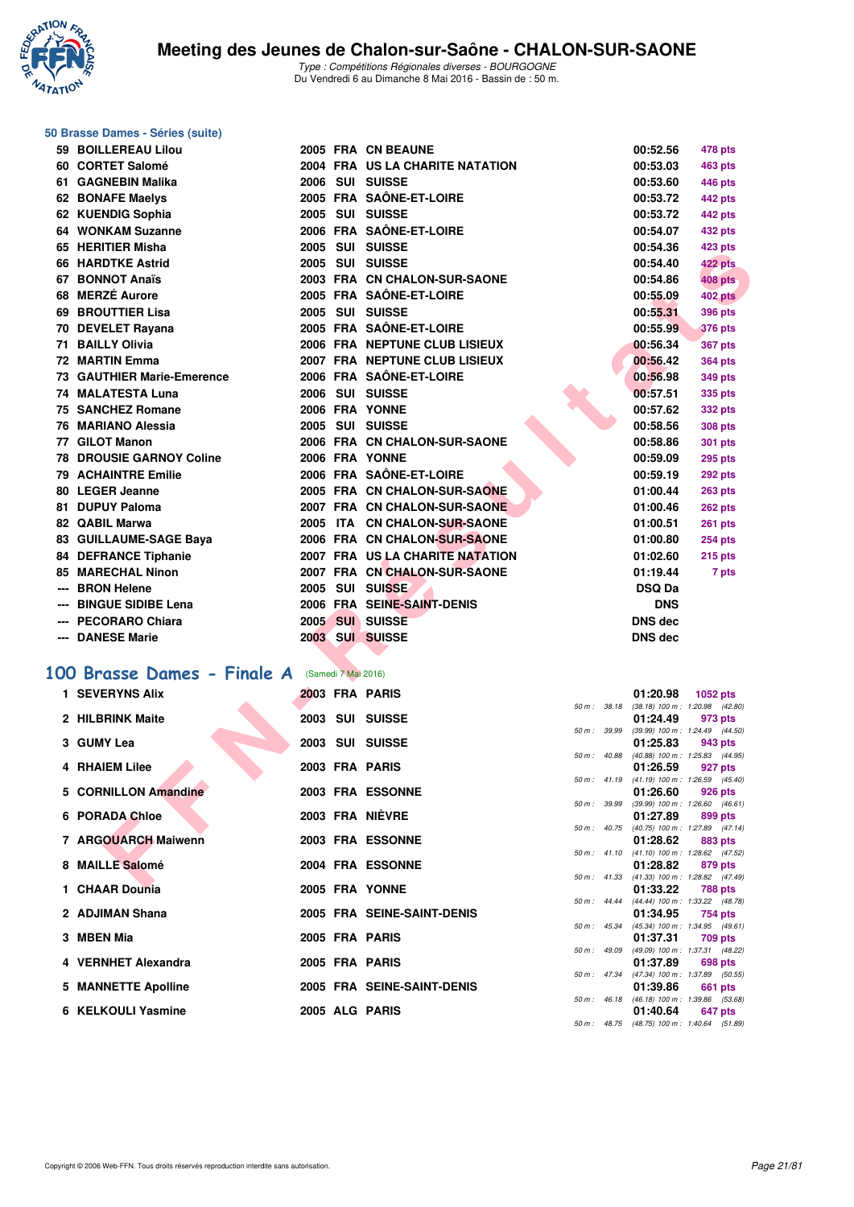### 50 Brasse Dames - Séries (suite)

| Rang | Nom | Année | Nat. | Club | Temps | Points |
|---|---|---|---|---|---|---|
| 59 | BOILLEREAU Lilou | 2005 | FRA | CN BEAUNE | 00:52.56 | 478 pts |
| 60 | CORTET Salomé | 2004 | FRA | US LA CHARITE NATATION | 00:53.03 | 463 pts |
| 61 | GAGNEBIN Malika | 2006 | SUI | SUISSE | 00:53.60 | 446 pts |
| 62 | BONAFE Maelys | 2005 | FRA | SAÔNE-ET-LOIRE | 00:53.72 | 442 pts |
| 62 | KUENDIG Sophia | 2005 | SUI | SUISSE | 00:53.72 | 442 pts |
| 64 | WONKAM Suzanne | 2006 | FRA | SAÔNE-ET-LOIRE | 00:54.07 | 432 pts |
| 65 | HERITIER Misha | 2005 | SUI | SUISSE | 00:54.36 | 423 pts |
| 66 | HARDTKE Astrid | 2005 | SUI | SUISSE | 00:54.40 | 422 pts |
| 67 | BONNOT Anaïs | 2003 | FRA | CN CHALON-SUR-SAONE | 00:54.86 | 408 pts |
| 68 | MERZÉ Aurore | 2005 | FRA | SAÔNE-ET-LOIRE | 00:55.09 | 402 pts |
| 69 | BROUTTIER Lisa | 2005 | SUI | SUISSE | 00:55.31 | 396 pts |
| 70 | DEVELET Rayana | 2005 | FRA | SAÔNE-ET-LOIRE | 00:55.99 | 376 pts |
| 71 | BAILLY Olivia | 2006 | FRA | NEPTUNE CLUB LISIEUX | 00:56.34 | 367 pts |
| 72 | MARTIN Emma | 2007 | FRA | NEPTUNE CLUB LISIEUX | 00:56.42 | 364 pts |
| 73 | GAUTHIER Marie-Emerence | 2006 | FRA | SAÔNE-ET-LOIRE | 00:56.98 | 349 pts |
| 74 | MALATESTA Luna | 2006 | SUI | SUISSE | 00:57.51 | 335 pts |
| 75 | SANCHEZ Romane | 2006 | FRA | YONNE | 00:57.62 | 332 pts |
| 76 | MARIANO Alessia | 2005 | SUI | SUISSE | 00:58.56 | 308 pts |
| 77 | GILOT Manon | 2006 | FRA | CN CHALON-SUR-SAONE | 00:58.86 | 301 pts |
| 78 | DROUSIE GARNOY Coline | 2006 | FRA | YONNE | 00:59.09 | 295 pts |
| 79 | ACHAINTRE Emilie | 2006 | FRA | SAÔNE-ET-LOIRE | 00:59.19 | 292 pts |
| 80 | LEGER Jeanne | 2005 | FRA | CN CHALON-SUR-SAONE | 01:00.44 | 263 pts |
| 81 | DUPUY Paloma | 2007 | FRA | CN CHALON-SUR-SAONE | 01:00.46 | 262 pts |
| 82 | QABIL Marwa | 2005 | ITA | CN CHALON-SUR-SAONE | 01:00.51 | 261 pts |
| 83 | GUILLAUME-SAGE Baya | 2006 | FRA | CN CHALON-SUR-SAONE | 01:00.80 | 254 pts |
| 84 | DEFRANCE Tiphanie | 2007 | FRA | US LA CHARITE NATATION | 01:02.60 | 215 pts |
| 85 | MARECHAL Ninon | 2007 | FRA | CN CHALON-SUR-SAONE | 01:19.44 | 7 pts |
| --- | BRON Helene | 2005 | SUI | SUISSE | DSQ Da | |
| --- | BINGUE SIDIBE Lena | 2006 | FRA | SEINE-SAINT-DENIS | DNS | |
| --- | PECORARO Chiara | 2005 | SUI | SUISSE | DNS dec | |
| --- | DANESE Marie | 2003 | SUI | SUISSE | DNS dec | |

## 100 Brasse Dames - Finale A (Samedi 7 Mai 2016)

| Rang | Nom | Année | Nat. | Club | Temps | Points | Intermédiaires |
|---|---|---|---|---|---|---|---|
| 1 | SEVERYNS Alix | 2003 | FRA | PARIS | 01:20.98 | 1052 pts | 50 m : 38.18 (38.18) 100 m : 1:20.98 (42.80) |
| 2 | HILBRINK Maite | 2003 | SUI | SUISSE | 01:24.49 | 973 pts | 50 m : 39.99 (39.99) 100 m : 1:24.49 (44.50) |
| 3 | GUMY Lea | 2003 | SUI | SUISSE | 01:25.83 | 943 pts | 50 m : 40.88 (40.88) 100 m : 1:25.83 (44.95) |
| 4 | RHAIEM Lilee | 2003 | FRA | PARIS | 01:26.59 | 927 pts | 50 m : 41.19 (41.19) 100 m : 1:26.59 (45.40) |
| 5 | CORNILLON Amandine | 2003 | FRA | ESSONNE | 01:26.60 | 926 pts | 50 m : 39.99 (39.99) 100 m : 1:26.60 (46.61) |
| 6 | PORADA Chloe | 2003 | FRA | NIÈVRE | 01:27.89 | 899 pts | 50 m : 40.75 (40.75) 100 m : 1:27.89 (47.14) |
| 7 | ARGOUARCH Maiwenn | 2003 | FRA | ESSONNE | 01:28.62 | 883 pts | 50 m : 41.10 (41.10) 100 m : 1:28.62 (47.52) |
| 8 | MAILLE Salomé | 2004 | FRA | ESSONNE | 01:28.82 | 879 pts | 50 m : 41.33 (41.33) 100 m : 1:28.82 (47.49) |
| 1 | CHAAR Dounia | 2005 | FRA | YONNE | 01:33.22 | 788 pts | 50 m : 44.44 (44.44) 100 m : 1:33.22 (48.78) |
| 2 | ADJIMAN Shana | 2005 | FRA | SEINE-SAINT-DENIS | 01:34.95 | 754 pts | 50 m : 45.34 (45.34) 100 m : 1:34.95 (49.61) |
| 3 | MBEN Mia | 2005 | FRA | PARIS | 01:37.31 | 709 pts | 50 m : 49.09 (49.09) 100 m : 1:37.31 (48.22) |
| 4 | VERNHET Alexandra | 2005 | FRA | PARIS | 01:37.89 | 698 pts | 50 m : 47.34 (47.34) 100 m : 1:37.89 (50.55) |
| 5 | MANNETTE Apolline | 2005 | FRA | SEINE-SAINT-DENIS | 01:39.86 | 661 pts | 50 m : 46.18 (46.18) 100 m : 1:39.86 (53.68) |
| 6 | KELKOULI Yasmine | 2005 | ALG | PARIS | 01:40.64 | 647 pts | 50 m : 48.75 (48.75) 100 m : 1:40.64 (51.89) |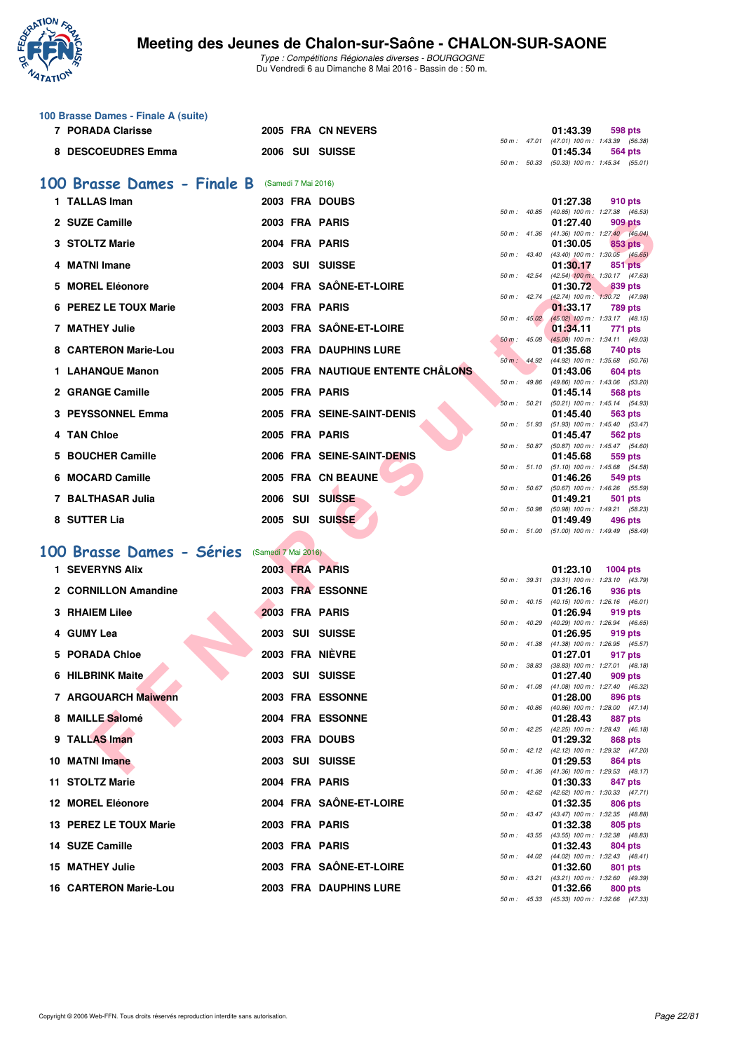# Meeting des Jeunes de Chalon-sur-Saône - CHALON-SUR-SAONE

*Type : Compétitions Régionales diverses - BOURGOGNE*
*Du Vendredi 6 au Dimanche 8 Mai 2016 - Bassin de : 50 m.*

### 100 Brasse Dames - Finale A (suite)

| Rg | Nom | Année | Nat | Club | Temps | Points | Splits |
|---|---|---|---|---|---|---|---|
| 7 | PORADA Clarisse | 2005 | FRA | CN NEVERS | 01:43.39 | 598 pts | 50 m : 47.01 (47.01) 100 m : 1:43.39 (56.38) |
| 8 | DESCOEUDRES Emma | 2006 | SUI | SUISSE | 01:45.34 | 564 pts | 50 m : 50.33 (50.33) 100 m : 1:45.34 (55.01) |

## 100 Brasse Dames - Finale B (Samedi 7 Mai 2016)

| Rg | Nom | Année | Nat | Club | Temps | Points | Splits |
|---|---|---|---|---|---|---|---|
| 1 | TALLAS Iman | 2003 | FRA | DOUBS | 01:27.38 | 910 pts | 50 m : 40.85 (40.85) 100 m : 1:27.38 (46.53) |
| 2 | SUZE Camille | 2003 | FRA | PARIS | 01:27.40 | 909 pts | 50 m : 41.36 (41.36) 100 m : 1:27.40 (46.04) |
| 3 | STOLTZ Marie | 2004 | FRA | PARIS | 01:30.05 | 853 pts | 50 m : 43.40 (43.40) 100 m : 1:30.05 (46.65) |
| 4 | MATNI Imane | 2003 | SUI | SUISSE | 01:30.17 | 851 pts | 50 m : 42.54 (42.54) 100 m : 1:30.17 (47.63) |
| 5 | MOREL Eléonore | 2004 | FRA | SAÔNE-ET-LOIRE | 01:30.72 | 839 pts | 50 m : 42.74 (42.74) 100 m : 1:30.72 (47.98) |
| 6 | PEREZ LE TOUX Marie | 2003 | FRA | PARIS | 01:33.17 | 789 pts | 50 m : 45.02 (45.02) 100 m : 1:33.17 (48.15) |
| 7 | MATHEY Julie | 2003 | FRA | SAÔNE-ET-LOIRE | 01:34.11 | 771 pts | 50 m : 45.08 (45.08) 100 m : 1:34.11 (49.03) |
| 8 | CARTERON Marie-Lou | 2003 | FRA | DAUPHINS LURE | 01:35.68 | 740 pts | 50 m : 44.92 (44.92) 100 m : 1:35.68 (50.76) |
| 1 | LAHANQUE Manon | 2005 | FRA | NAUTIQUE ENTENTE CHÂLONS | 01:43.06 | 604 pts | 50 m : 49.86 (49.86) 100 m : 1:43.06 (53.20) |
| 2 | GRANGE Camille | 2005 | FRA | PARIS | 01:45.14 | 568 pts | 50 m : 50.21 (50.21) 100 m : 1:45.14 (54.93) |
| 3 | PEYSSONNEL Emma | 2005 | FRA | SEINE-SAINT-DENIS | 01:45.40 | 563 pts | 50 m : 51.93 (51.93) 100 m : 1:45.40 (53.47) |
| 4 | TAN Chloe | 2005 | FRA | PARIS | 01:45.47 | 562 pts | 50 m : 50.87 (50.87) 100 m : 1:45.47 (54.60) |
| 5 | BOUCHER Camille | 2006 | FRA | SEINE-SAINT-DENIS | 01:45.68 | 559 pts | 50 m : 51.10 (51.10) 100 m : 1:45.68 (54.58) |
| 6 | MOCARD Camille | 2005 | FRA | CN BEAUNE | 01:46.26 | 549 pts | 50 m : 50.67 (50.67) 100 m : 1:46.26 (55.59) |
| 7 | BALTHASAR Julia | 2006 | SUI | SUISSE | 01:49.21 | 501 pts | 50 m : 50.98 (50.98) 100 m : 1:49.21 (58.23) |
| 8 | SUTTER Lia | 2005 | SUI | SUISSE | 01:49.49 | 496 pts | 50 m : 51.00 (51.00) 100 m : 1:49.49 (58.49) |

## 100 Brasse Dames - Séries (Samedi 7 Mai 2016)

| Rg | Nom | Année | Nat | Club | Temps | Points | Splits |
|---|---|---|---|---|---|---|---|
| 1 | SEVERYNS Alix | 2003 | FRA | PARIS | 01:23.10 | 1004 pts | 50 m : 39.31 (39.31) 100 m : 1:23.10 (43.79) |
| 2 | CORNILLON Amandine | 2003 | FRA | ESSONNE | 01:26.16 | 936 pts | 50 m : 40.15 (40.15) 100 m : 1:26.16 (46.01) |
| 3 | RHAIEM Lilee | 2003 | FRA | PARIS | 01:26.94 | 919 pts | 50 m : 40.29 (40.29) 100 m : 1:26.94 (46.65) |
| 4 | GUMY Lea | 2003 | SUI | SUISSE | 01:26.95 | 919 pts | 50 m : 41.38 (41.38) 100 m : 1:26.95 (45.57) |
| 5 | PORADA Chloe | 2003 | FRA | NIÈVRE | 01:27.01 | 917 pts | 50 m : 38.83 (38.83) 100 m : 1:27.01 (48.18) |
| 6 | HILBRINK Maite | 2003 | SUI | SUISSE | 01:27.40 | 909 pts | 50 m : 41.08 (41.08) 100 m : 1:27.40 (46.32) |
| 7 | ARGOUARCH Maiwenn | 2003 | FRA | ESSONNE | 01:28.00 | 896 pts | 50 m : 40.86 (40.86) 100 m : 1:28.00 (47.14) |
| 8 | MAILLE Salomé | 2004 | FRA | ESSONNE | 01:28.43 | 887 pts | 50 m : 42.25 (42.25) 100 m : 1:28.43 (46.18) |
| 9 | TALLAS Iman | 2003 | FRA | DOUBS | 01:29.32 | 868 pts | 50 m : 42.12 (42.12) 100 m : 1:29.32 (47.20) |
| 10 | MATNI Imane | 2003 | SUI | SUISSE | 01:29.53 | 864 pts | 50 m : 41.36 (41.36) 100 m : 1:29.53 (48.17) |
| 11 | STOLTZ Marie | 2004 | FRA | PARIS | 01:30.33 | 847 pts | 50 m : 42.62 (42.62) 100 m : 1:30.33 (47.71) |
| 12 | MOREL Eléonore | 2004 | FRA | SAÔNE-ET-LOIRE | 01:32.35 | 806 pts | 50 m : 43.47 (43.47) 100 m : 1:32.35 (48.88) |
| 13 | PEREZ LE TOUX Marie | 2003 | FRA | PARIS | 01:32.38 | 805 pts | 50 m : 43.55 (43.55) 100 m : 1:32.38 (48.83) |
| 14 | SUZE Camille | 2003 | FRA | PARIS | 01:32.43 | 804 pts | 50 m : 44.02 (44.02) 100 m : 1:32.43 (48.41) |
| 15 | MATHEY Julie | 2003 | FRA | SAÔNE-ET-LOIRE | 01:32.60 | 801 pts | 50 m : 43.21 (43.21) 100 m : 1:32.60 (49.39) |
| 16 | CARTERON Marie-Lou | 2003 | FRA | DAUPHINS LURE | 01:32.66 | 800 pts | 50 m : 45.33 (45.33) 100 m : 1:32.66 (47.33) |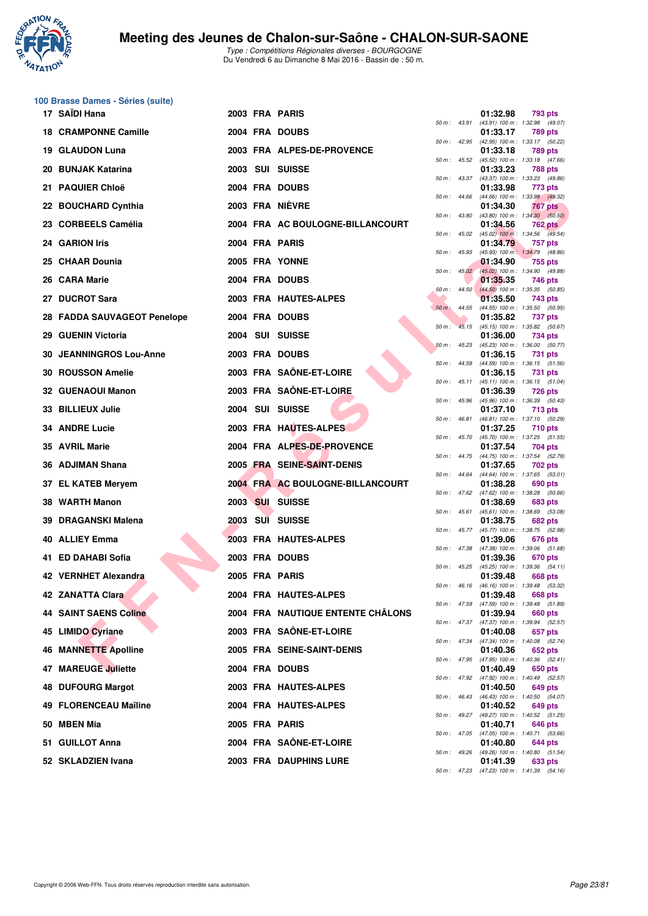# Meeting des Jeunes de Chalon-sur-Saône - CHALON-SUR-SAONE

*Type : Compétitions Régionales diverses - BOURGOGNE*
Du Vendredi 6 au Dimanche 8 Mai 2016 - Bassin de : 50 m.

## 100 Brasse Dames - Séries (suite)

| Rg | Nom | Année | Nat | Club | Temps | Pts | 50 m | 100 m |
|---|---|---|---|---|---|---|---|---|
| 17 | SAÏDI Hana | 2003 | FRA | PARIS | 01:32.98 | 793 pts | 43.91 | (43.91) 1:32.98 (49.07) |
| 18 | CRAMPONNE Camille | 2004 | FRA | DOUBS | 01:33.17 | 789 pts | 42.95 | (42.95) 1:33.17 (50.22) |
| 19 | GLAUDON Luna | 2003 | FRA | ALPES-DE-PROVENCE | 01:33.18 | 789 pts | 45.52 | (45.52) 1:33.18 (47.66) |
| 20 | BUNJAK Katarina | 2003 | SUI | SUISSE | 01:33.23 | 788 pts | 43.37 | (43.37) 1:33.23 (49.86) |
| 21 | PAQUIER Chloë | 2004 | FRA | DOUBS | 01:33.98 | 773 pts | 44.66 | (44.66) 1:33.98 (49.32) |
| 22 | BOUCHARD Cynthia | 2003 | FRA | NIÈVRE | 01:34.30 | 767 pts | 43.80 | (43.80) 1:34.30 (50.50) |
| 23 | CORBEELS Camélia | 2004 | FRA | AC BOULOGNE-BILLANCOURT | 01:34.56 | 762 pts | 45.02 | (45.02) 1:34.56 (49.54) |
| 24 | GARION Iris | 2004 | FRA | PARIS | 01:34.79 | 757 pts | 45.93 | (45.93) 1:34.79 (48.86) |
| 25 | CHAAR Dounia | 2005 | FRA | YONNE | 01:34.90 | 755 pts | 45.02 | (45.02) 1:34.90 (49.88) |
| 26 | CARA Marie | 2004 | FRA | DOUBS | 01:35.35 | 746 pts | 44.50 | (44.50) 1:35.35 (50.85) |
| 27 | DUCROT Sara | 2003 | FRA | HAUTES-ALPES | 01:35.50 | 743 pts | 44.55 | (44.55) 1:35.50 (50.95) |
| 28 | FADDA SAUVAGEOT Penelope | 2004 | FRA | DOUBS | 01:35.82 | 737 pts | 45.15 | (45.15) 1:35.82 (50.67) |
| 29 | GUENIN Victoria | 2004 | SUI | SUISSE | 01:36.00 | 734 pts | 45.23 | (45.23) 1:36.00 (50.77) |
| 30 | JEANNINGROS Lou-Anne | 2003 | FRA | DOUBS | 01:36.15 | 731 pts | 44.59 | (44.59) 1:36.15 (51.56) |
| 30 | ROUSSON Amelie | 2003 | FRA | SAÔNE-ET-LOIRE | 01:36.15 | 731 pts | 45.11 | (45.11) 1:36.15 (51.04) |
| 32 | GUENAOUI Manon | 2003 | FRA | SAÔNE-ET-LOIRE | 01:36.39 | 726 pts | 45.96 | (45.96) 1:36.39 (50.43) |
| 33 | BILLIEUX Julie | 2004 | SUI | SUISSE | 01:37.10 | 713 pts | 46.81 | (46.81) 1:37.10 (50.29) |
| 34 | ANDRE Lucie | 2003 | FRA | HAUTES-ALPES | 01:37.25 | 710 pts | 45.70 | (45.70) 1:37.25 (51.55) |
| 35 | AVRIL Marie | 2004 | FRA | ALPES-DE-PROVENCE | 01:37.54 | 704 pts | 44.75 | (44.75) 1:37.54 (52.79) |
| 36 | ADJIMAN Shana | 2005 | FRA | SEINE-SAINT-DENIS | 01:37.65 | 702 pts | 44.64 | (44.64) 1:37.65 (53.01) |
| 37 | EL KATEB Meryem | 2004 | FRA | AC BOULOGNE-BILLANCOURT | 01:38.28 | 690 pts | 47.62 | (47.62) 1:38.28 (50.66) |
| 38 | WARTH Manon | 2003 | SUI | SUISSE | 01:38.69 | 683 pts | 45.61 | (45.61) 1:38.69 (53.08) |
| 39 | DRAGANSKI Malena | 2003 | SUI | SUISSE | 01:38.75 | 682 pts | 45.77 | (45.77) 1:38.75 (52.98) |
| 40 | ALLIEY Emma | 2003 | FRA | HAUTES-ALPES | 01:39.06 | 676 pts | 47.38 | (47.38) 1:39.06 (51.68) |
| 41 | ED DAHABI Sofia | 2003 | FRA | DOUBS | 01:39.36 | 670 pts | 45.25 | (45.25) 1:39.36 (54.11) |
| 42 | VERNHET Alexandra | 2005 | FRA | PARIS | 01:39.48 | 668 pts | 46.16 | (46.16) 1:39.48 (53.32) |
| 42 | ZANATTA Clara | 2004 | FRA | HAUTES-ALPES | 01:39.48 | 668 pts | 47.59 | (47.59) 1:39.48 (51.89) |
| 44 | SAINT SAENS Coline | 2004 | FRA | NAUTIQUE ENTENTE CHÂLONS | 01:39.94 | 660 pts | 47.37 | (47.37) 1:39.94 (52.57) |
| 45 | LIMIDO Cyriane | 2003 | FRA | SAÔNE-ET-LOIRE | 01:40.08 | 657 pts | 47.34 | (47.34) 1:40.08 (52.74) |
| 46 | MANNETTE Apolline | 2005 | FRA | SEINE-SAINT-DENIS | 01:40.36 | 652 pts | 47.95 | (47.95) 1:40.36 (52.41) |
| 47 | MAREUGE Juliette | 2004 | FRA | DOUBS | 01:40.49 | 650 pts | 47.92 | (47.92) 1:40.49 (52.57) |
| 48 | DUFOURG Margot | 2003 | FRA | HAUTES-ALPES | 01:40.50 | 649 pts | 46.43 | (46.43) 1:40.50 (54.07) |
| 49 | FLORENCEAU Maïline | 2004 | FRA | HAUTES-ALPES | 01:40.52 | 649 pts | 49.27 | (49.27) 1:40.52 (51.25) |
| 50 | MBEN Mia | 2005 | FRA | PARIS | 01:40.71 | 646 pts | 47.05 | (47.05) 1:40.71 (53.66) |
| 51 | GUILLOT Anna | 2004 | FRA | SAÔNE-ET-LOIRE | 01:40.80 | 644 pts | 49.26 | (49.26) 1:40.80 (51.54) |
| 52 | SKLADZIEN Ivana | 2003 | FRA | DAUPHINS LURE | 01:41.39 | 633 pts | 47.23 | (47.23) 1:41.39 (54.16) |

Copyright © 2006 Web-FFN. Tous droits réservés reproduction interdite sans autorisation.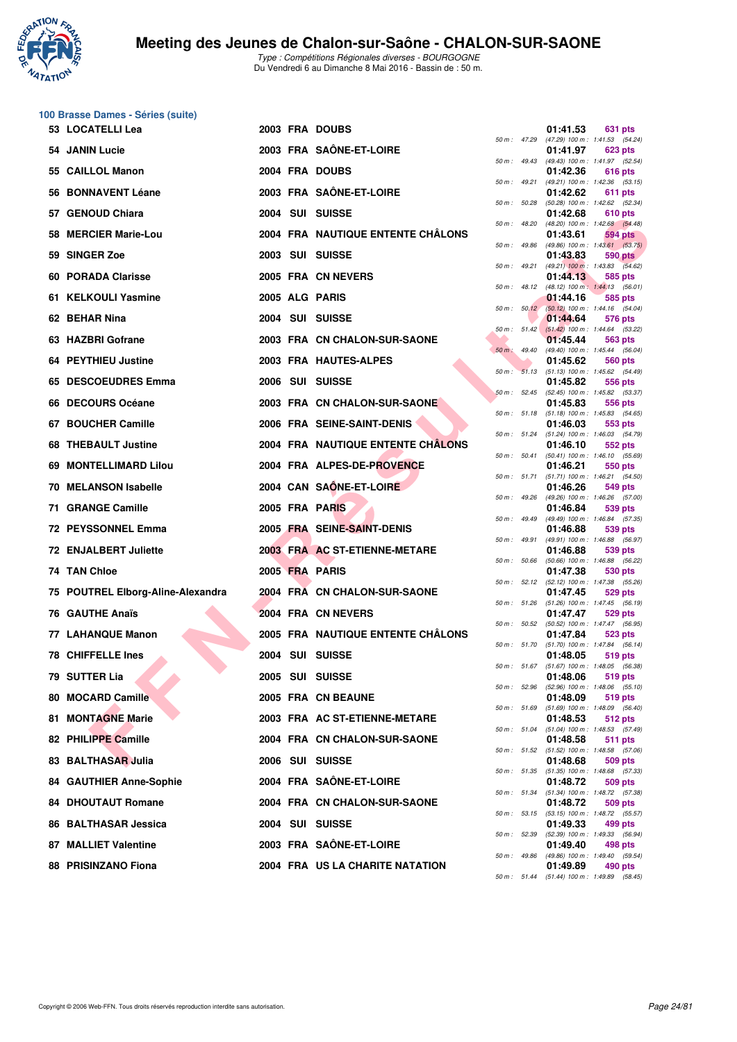# Meeting des Jeunes de Chalon-sur-Saône - CHALON-SUR-SAONE

*Type : Compétitions Régionales diverses - BOURGOGNE*
Du Vendredi 6 au Dimanche 8 Mai 2016 - Bassin de : 50 m.

## 100 Brasse Dames - Séries (suite)

| Pl. | Nom | Année | Nat. | Club | Temps | Points | 50 m | 100 m |
|---|---|---|---|---|---|---|---|---|
| 53 | LOCATELLI Lea | 2003 | FRA | DOUBS | 01:41.53 | 631 pts | 47.29 | (47.29) 1:41.53 (54.24) |
| 54 | JANIN Lucie | 2003 | FRA | SAÔNE-ET-LOIRE | 01:41.97 | 623 pts | 49.43 | (49.43) 1:41.97 (52.54) |
| 55 | CAILLOL Manon | 2004 | FRA | DOUBS | 01:42.36 | 616 pts | 49.21 | (49.21) 1:42.36 (53.15) |
| 56 | BONNAVENT Léane | 2003 | FRA | SAÔNE-ET-LOIRE | 01:42.62 | 611 pts | 50.28 | (50.28) 1:42.62 (52.34) |
| 57 | GENOUD Chiara | 2004 | SUI | SUISSE | 01:42.68 | 610 pts | 48.20 | (48.20) 1:42.68 (54.48) |
| 58 | MERCIER Marie-Lou | 2004 | FRA | NAUTIQUE ENTENTE CHÂLONS | 01:43.61 | 594 pts | 49.86 | (49.86) 1:43.61 (53.75) |
| 59 | SINGER Zoe | 2003 | SUI | SUISSE | 01:43.83 | 590 pts | 49.21 | (49.21) 1:43.83 (54.62) |
| 60 | PORADA Clarisse | 2005 | FRA | CN NEVERS | 01:44.13 | 585 pts | 48.12 | (48.12) 1:44.13 (56.01) |
| 61 | KELKOULI Yasmine | 2005 | ALG | PARIS | 01:44.16 | 585 pts | 50.12 | (50.12) 1:44.16 (54.04) |
| 62 | BEHAR Nina | 2004 | SUI | SUISSE | 01:44.64 | 576 pts | 51.42 | (51.42) 1:44.64 (53.22) |
| 63 | HAZBRI Gofrane | 2003 | FRA | CN CHALON-SUR-SAONE | 01:45.44 | 563 pts | 49.40 | (49.40) 1:45.44 (56.04) |
| 64 | PEYTHIEU Justine | 2003 | FRA | HAUTES-ALPES | 01:45.62 | 560 pts | 51.13 | (51.13) 1:45.62 (54.49) |
| 65 | DESCOEUDRES Emma | 2006 | SUI | SUISSE | 01:45.82 | 556 pts | 52.45 | (52.45) 1:45.82 (53.37) |
| 66 | DECOURS Océane | 2003 | FRA | CN CHALON-SUR-SAONE | 01:45.83 | 556 pts | 51.18 | (51.18) 1:45.83 (54.65) |
| 67 | BOUCHER Camille | 2006 | FRA | SEINE-SAINT-DENIS | 01:46.03 | 553 pts | 51.24 | (51.24) 1:46.03 (54.79) |
| 68 | THEBAULT Justine | 2004 | FRA | NAUTIQUE ENTENTE CHÂLONS | 01:46.10 | 552 pts | 50.41 | (50.41) 1:46.10 (55.69) |
| 69 | MONTELLIMARD Lilou | 2004 | FRA | ALPES-DE-PROVENCE | 01:46.21 | 550 pts | 51.71 | (51.71) 1:46.21 (54.50) |
| 70 | MELANSON Isabelle | 2004 | CAN | SAÔNE-ET-LOIRE | 01:46.26 | 549 pts | 49.26 | (49.26) 1:46.26 (57.00) |
| 71 | GRANGE Camille | 2005 | FRA | PARIS | 01:46.84 | 539 pts | 49.49 | (49.49) 1:46.84 (57.35) |
| 72 | PEYSSONNEL Emma | 2005 | FRA | SEINE-SAINT-DENIS | 01:46.88 | 539 pts | 49.91 | (49.91) 1:46.88 (56.97) |
| 72 | ENJALBERT Juliette | 2003 | FRA | AC ST-ETIENNE-METARE | 01:46.88 | 539 pts | 50.66 | (50.66) 1:46.88 (56.22) |
| 74 | TAN Chloe | 2005 | FRA | PARIS | 01:47.38 | 530 pts | 52.12 | (52.12) 1:47.38 (55.26) |
| 75 | POUTREL Elborg-Aline-Alexandra | 2004 | FRA | CN CHALON-SUR-SAONE | 01:47.45 | 529 pts | 51.26 | (51.26) 1:47.45 (56.19) |
| 76 | GAUTHE Anaïs | 2004 | FRA | CN NEVERS | 01:47.47 | 529 pts | 50.52 | (50.52) 1:47.47 (56.95) |
| 77 | LAHANQUE Manon | 2005 | FRA | NAUTIQUE ENTENTE CHÂLONS | 01:47.84 | 523 pts | 51.70 | (51.70) 1:47.84 (56.14) |
| 78 | CHIFFELLE Ines | 2004 | SUI | SUISSE | 01:48.05 | 519 pts | 51.67 | (51.67) 1:48.05 (56.38) |
| 79 | SUTTER Lia | 2005 | SUI | SUISSE | 01:48.06 | 519 pts | 52.96 | (52.96) 1:48.06 (55.10) |
| 80 | MOCARD Camille | 2005 | FRA | CN BEAUNE | 01:48.09 | 519 pts | 51.69 | (51.69) 1:48.09 (56.40) |
| 81 | MONTAGNE Marie | 2003 | FRA | AC ST-ETIENNE-METARE | 01:48.53 | 512 pts | 51.04 | (51.04) 1:48.53 (57.49) |
| 82 | PHILIPPE Camille | 2004 | FRA | CN CHALON-SUR-SAONE | 01:48.58 | 511 pts | 51.52 | (51.52) 1:48.58 (57.06) |
| 83 | BALTHASAR Julia | 2006 | SUI | SUISSE | 01:48.68 | 509 pts | 51.35 | (51.35) 1:48.68 (57.33) |
| 84 | GAUTHIER Anne-Sophie | 2004 | FRA | SAÔNE-ET-LOIRE | 01:48.72 | 509 pts | 51.34 | (51.34) 1:48.72 (57.38) |
| 84 | DHOUTAUT Romane | 2004 | FRA | CN CHALON-SUR-SAONE | 01:48.72 | 509 pts | 53.15 | (53.15) 1:48.72 (55.57) |
| 86 | BALTHASAR Jessica | 2004 | SUI | SUISSE | 01:49.33 | 499 pts | 52.39 | (52.39) 1:49.33 (56.94) |
| 87 | MALLIET Valentine | 2003 | FRA | SAÔNE-ET-LOIRE | 01:49.40 | 498 pts | 49.86 | (49.86) 1:49.40 (59.54) |
| 88 | PRISINZANO Fiona | 2004 | FRA | US LA CHARITE NATATION | 01:49.89 | 490 pts | 51.44 | (51.44) 1:49.89 (58.45) |

Copyright © 2006 Web-FFN. Tous droits réservés reproduction interdite sans autorisation.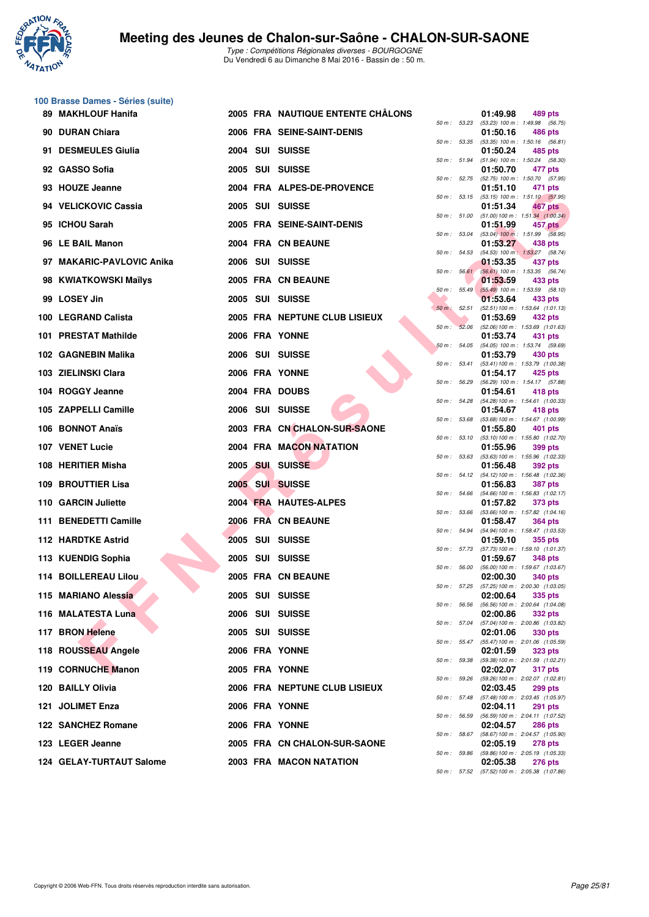## 100 Brasse Dames - Séries (suite)

| Rang | Nom | Année | Nat. | Club | Temps | Points | Splits |
|---|---|---|---|---|---|---|---|
| 89 | MAKHLOUF Hanifa | 2005 | FRA | NAUTIQUE ENTENTE CHÂLONS | 01:49.98 | 489 pts | 50 m : 53.23 (53.23) 100 m : 1:49.98 (56.75) |
| 90 | DURAN Chiara | 2006 | FRA | SEINE-SAINT-DENIS | 01:50.16 | 486 pts | 50 m : 53.35 (53.35) 100 m : 1:50.16 (56.81) |
| 91 | DESMEULES Giulia | 2004 | SUI | SUISSE | 01:50.24 | 485 pts | 50 m : 51.94 (51.94) 100 m : 1:50.24 (58.30) |
| 92 | GASSO Sofia | 2005 | SUI | SUISSE | 01:50.70 | 477 pts | 50 m : 52.75 (52.75) 100 m : 1:50.70 (57.95) |
| 93 | HOUZE Jeanne | 2004 | FRA | ALPES-DE-PROVENCE | 01:51.10 | 471 pts | 50 m : 53.15 (53.15) 100 m : 1:51.10 (57.95) |
| 94 | VELICKOVIC Cassia | 2005 | SUI | SUISSE | 01:51.34 | 467 pts | 50 m : 51.00 (51.00) 100 m : 1:51.34 (1:00.34) |
| 95 | ICHOU Sarah | 2005 | FRA | SEINE-SAINT-DENIS | 01:51.99 | 457 pts | 50 m : 53.04 (53.04) 100 m : 1:51.99 (58.95) |
| 96 | LE BAIL Manon | 2004 | FRA | CN BEAUNE | 01:53.27 | 438 pts | 50 m : 54.53 (54.53) 100 m : 1:53.27 (58.74) |
| 97 | MAKARIC-PAVLOVIC Anika | 2006 | SUI | SUISSE | 01:53.35 | 437 pts | 50 m : 56.61 (56.61) 100 m : 1:53.35 (56.74) |
| 98 | KWIATKOWSKI Maïlys | 2005 | FRA | CN BEAUNE | 01:53.59 | 433 pts | 50 m : 55.49 (55.49) 100 m : 1:53.59 (58.10) |
| 99 | LOSEY Jin | 2005 | SUI | SUISSE | 01:53.64 | 433 pts | 50 m : 52.51 (52.51) 100 m : 1:53.64 (1:01.13) |
| 100 | LEGRAND Calista | 2005 | FRA | NEPTUNE CLUB LISIEUX | 01:53.69 | 432 pts | 50 m : 52.06 (52.06) 100 m : 1:53.69 (1:01.63) |
| 101 | PRESTAT Mathilde | 2006 | FRA | YONNE | 01:53.74 | 431 pts | 50 m : 54.05 (54.05) 100 m : 1:53.74 (59.69) |
| 102 | GAGNEBIN Malika | 2006 | SUI | SUISSE | 01:53.79 | 430 pts | 50 m : 53.41 (53.41) 100 m : 1:53.79 (1:00.38) |
| 103 | ZIELINSKI Clara | 2006 | FRA | YONNE | 01:54.17 | 425 pts | 50 m : 56.29 (56.29) 100 m : 1:54.17 (57.88) |
| 104 | ROGGY Jeanne | 2004 | FRA | DOUBS | 01:54.61 | 418 pts | 50 m : 54.28 (54.28) 100 m : 1:54.61 (1:00.33) |
| 105 | ZAPPELLI Camille | 2006 | SUI | SUISSE | 01:54.67 | 418 pts | 50 m : 53.68 (53.68) 100 m : 1:54.67 (1:00.99) |
| 106 | BONNOT Anaïs | 2003 | FRA | CN CHALON-SUR-SAONE | 01:55.80 | 401 pts | 50 m : 53.10 (53.10) 100 m : 1:55.80 (1:02.70) |
| 107 | VENET Lucie | 2004 | FRA | MACON NATATION | 01:55.96 | 399 pts | 50 m : 53.63 (53.63) 100 m : 1:55.96 (1:02.33) |
| 108 | HERITIER Misha | 2005 | SUI | SUISSE | 01:56.48 | 392 pts | 50 m : 54.12 (54.12) 100 m : 1:56.48 (1:02.36) |
| 109 | BROUTTIER Lisa | 2005 | SUI | SUISSE | 01:56.83 | 387 pts | 50 m : 54.66 (54.66) 100 m : 1:56.83 (1:02.17) |
| 110 | GARCIN Juliette | 2004 | FRA | HAUTES-ALPES | 01:57.82 | 373 pts | 50 m : 53.66 (53.66) 100 m : 1:57.82 (1:04.16) |
| 111 | BENEDETTI Camille | 2006 | FRA | CN BEAUNE | 01:58.47 | 364 pts | 50 m : 54.94 (54.94) 100 m : 1:58.47 (1:03.53) |
| 112 | HARDTKE Astrid | 2005 | SUI | SUISSE | 01:59.10 | 355 pts | 50 m : 57.73 (57.73) 100 m : 1:59.10 (1:01.37) |
| 113 | KUENDIG Sophia | 2005 | SUI | SUISSE | 01:59.67 | 348 pts | 50 m : 56.00 (56.00) 100 m : 1:59.67 (1:03.67) |
| 114 | BOILLEREAU Lilou | 2005 | FRA | CN BEAUNE | 02:00.30 | 340 pts | 50 m : 57.25 (57.25) 100 m : 2:00.30 (1:03.05) |
| 115 | MARIANO Alessia | 2005 | SUI | SUISSE | 02:00.64 | 335 pts | 50 m : 56.56 (56.56) 100 m : 2:00.64 (1:04.08) |
| 116 | MALATESTA Luna | 2006 | SUI | SUISSE | 02:00.86 | 332 pts | 50 m : 57.04 (57.04) 100 m : 2:00.86 (1:03.82) |
| 117 | BRON Helene | 2005 | SUI | SUISSE | 02:01.06 | 330 pts | 50 m : 55.47 (55.47) 100 m : 2:01.06 (1:05.59) |
| 118 | ROUSSEAU Angele | 2006 | FRA | YONNE | 02:01.59 | 323 pts | 50 m : 59.38 (59.38) 100 m : 2:01.59 (1:02.21) |
| 119 | CORNUCHE Manon | 2005 | FRA | YONNE | 02:02.07 | 317 pts | 50 m : 59.26 (59.26) 100 m : 2:02.07 (1:02.81) |
| 120 | BAILLY Olivia | 2006 | FRA | NEPTUNE CLUB LISIEUX | 02:03.45 | 299 pts | 50 m : 57.48 (57.48) 100 m : 2:03.45 (1:05.97) |
| 121 | JOLIMET Enza | 2006 | FRA | YONNE | 02:04.11 | 291 pts | 50 m : 56.59 (56.59) 100 m : 2:04.11 (1:07.52) |
| 122 | SANCHEZ Romane | 2006 | FRA | YONNE | 02:04.57 | 286 pts | 50 m : 58.67 (58.67) 100 m : 2:04.57 (1:05.90) |
| 123 | LEGER Jeanne | 2005 | FRA | CN CHALON-SUR-SAONE | 02:05.19 | 278 pts | 50 m : 59.86 (59.86) 100 m : 2:05.19 (1:05.33) |
| 124 | GELAY-TURTAUT Salome | 2003 | FRA | MACON NATATION | 02:05.38 | 276 pts | 50 m : 57.52 (57.52) 100 m : 2:05.38 (1:07.86) |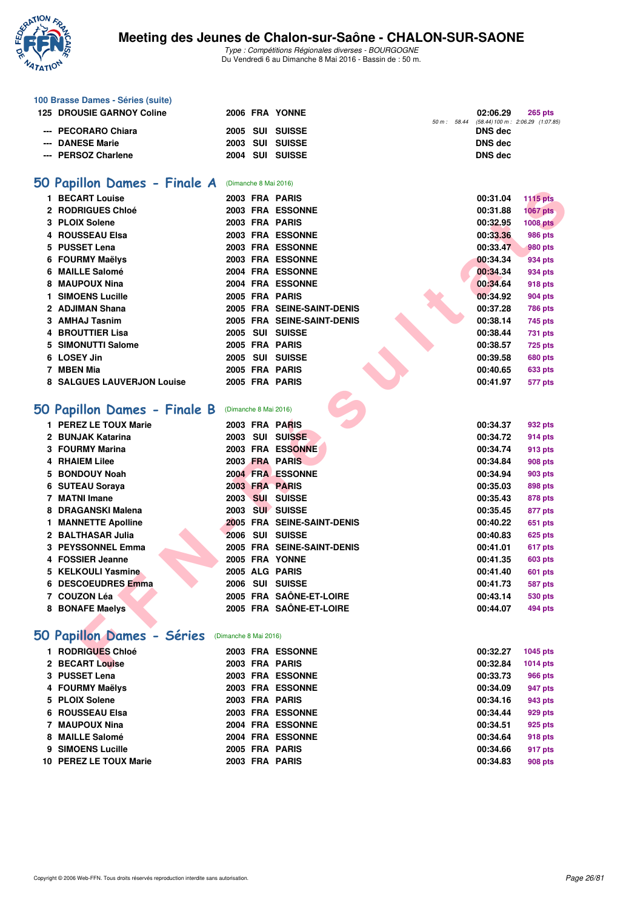### 100 Brasse Dames - Séries (suite)

| | | | | | | |
|---|---|---|---|---|---|---|
| 125 | DROUSIE GARNOY Coline | 2006 | FRA | YONNE | 02:06.29 | 265 pts |
| | | | | | 50 m : 58.44 (58.44) 100 m : 2:06.29 (1:07.85) | |
| --- | PECORARO Chiara | 2005 | SUI | SUISSE | DNS dec | |
| --- | DANESE Marie | 2003 | SUI | SUISSE | DNS dec | |
| --- | PERSOZ Charlene | 2004 | SUI | SUISSE | DNS dec | |

## 50 Papillon Dames - Finale A (Dimanche 8 Mai 2016)

| | | | | | | |
|---|---|---|---|---|---|---|
| 1 | BECART Louise | 2003 | FRA | PARIS | 00:31.04 | 1115 pts |
| 2 | RODRIGUES Chloé | 2003 | FRA | ESSONNE | 00:31.88 | 1067 pts |
| 3 | PLOIX Solene | 2003 | FRA | PARIS | 00:32.95 | 1008 pts |
| 4 | ROUSSEAU Elsa | 2003 | FRA | ESSONNE | 00:33.36 | 986 pts |
| 5 | PUSSET Lena | 2003 | FRA | ESSONNE | 00:33.47 | 980 pts |
| 6 | FOURMY Maëlys | 2003 | FRA | ESSONNE | 00:34.34 | 934 pts |
| 6 | MAILLE Salomé | 2004 | FRA | ESSONNE | 00:34.34 | 934 pts |
| 8 | MAUPOUX Nina | 2004 | FRA | ESSONNE | 00:34.64 | 918 pts |
| 1 | SIMOENS Lucille | 2005 | FRA | PARIS | 00:34.92 | 904 pts |
| 2 | ADJIMAN Shana | 2005 | FRA | SEINE-SAINT-DENIS | 00:37.28 | 786 pts |
| 3 | AMHAJ Tasnim | 2005 | FRA | SEINE-SAINT-DENIS | 00:38.14 | 745 pts |
| 4 | BROUTTIER Lisa | 2005 | SUI | SUISSE | 00:38.44 | 731 pts |
| 5 | SIMONUTTI Salome | 2005 | FRA | PARIS | 00:38.57 | 725 pts |
| 6 | LOSEY Jin | 2005 | SUI | SUISSE | 00:39.58 | 680 pts |
| 7 | MBEN Mia | 2005 | FRA | PARIS | 00:40.65 | 633 pts |
| 8 | SALGUES LAUVERJON Louise | 2005 | FRA | PARIS | 00:41.97 | 577 pts |

## 50 Papillon Dames - Finale B (Dimanche 8 Mai 2016)

| | | | | | | |
|---|---|---|---|---|---|---|
| 1 | PEREZ LE TOUX Marie | 2003 | FRA | PARIS | 00:34.37 | 932 pts |
| 2 | BUNJAK Katarina | 2003 | SUI | SUISSE | 00:34.72 | 914 pts |
| 3 | FOURMY Marina | 2003 | FRA | ESSONNE | 00:34.74 | 913 pts |
| 4 | RHAIEM Lilee | 2003 | FRA | PARIS | 00:34.84 | 908 pts |
| 5 | BONDOUY Noah | 2004 | FRA | ESSONNE | 00:34.94 | 903 pts |
| 6 | SUTEAU Soraya | 2003 | FRA | PARIS | 00:35.03 | 898 pts |
| 7 | MATNI Imane | 2003 | SUI | SUISSE | 00:35.43 | 878 pts |
| 8 | DRAGANSKI Malena | 2003 | SUI | SUISSE | 00:35.45 | 877 pts |
| 1 | MANNETTE Apolline | 2005 | FRA | SEINE-SAINT-DENIS | 00:40.22 | 651 pts |
| 2 | BALTHASAR Julia | 2006 | SUI | SUISSE | 00:40.83 | 625 pts |
| 3 | PEYSSONNEL Emma | 2005 | FRA | SEINE-SAINT-DENIS | 00:41.01 | 617 pts |
| 4 | FOSSIER Jeanne | 2005 | FRA | YONNE | 00:41.35 | 603 pts |
| 5 | KELKOULI Yasmine | 2005 | ALG | PARIS | 00:41.40 | 601 pts |
| 6 | DESCOEUDRES Emma | 2006 | SUI | SUISSE | 00:41.73 | 587 pts |
| 7 | COUZON Léa | 2005 | FRA | SAÔNE-ET-LOIRE | 00:43.14 | 530 pts |
| 8 | BONAFE Maelys | 2005 | FRA | SAÔNE-ET-LOIRE | 00:44.07 | 494 pts |

## 50 Papillon Dames - Séries (Dimanche 8 Mai 2016)

| | | | | | | |
|---|---|---|---|---|---|---|
| 1 | RODRIGUES Chloé | 2003 | FRA | ESSONNE | 00:32.27 | 1045 pts |
| 2 | BECART Louise | 2003 | FRA | PARIS | 00:32.84 | 1014 pts |
| 3 | PUSSET Lena | 2003 | FRA | ESSONNE | 00:33.73 | 966 pts |
| 4 | FOURMY Maëlys | 2003 | FRA | ESSONNE | 00:34.09 | 947 pts |
| 5 | PLOIX Solene | 2003 | FRA | PARIS | 00:34.16 | 943 pts |
| 6 | ROUSSEAU Elsa | 2003 | FRA | ESSONNE | 00:34.44 | 929 pts |
| 7 | MAUPOUX Nina | 2004 | FRA | ESSONNE | 00:34.51 | 925 pts |
| 8 | MAILLE Salomé | 2004 | FRA | ESSONNE | 00:34.64 | 918 pts |
| 9 | SIMOENS Lucille | 2005 | FRA | PARIS | 00:34.66 | 917 pts |
| 10 | PEREZ LE TOUX Marie | 2003 | FRA | PARIS | 00:34.83 | 908 pts |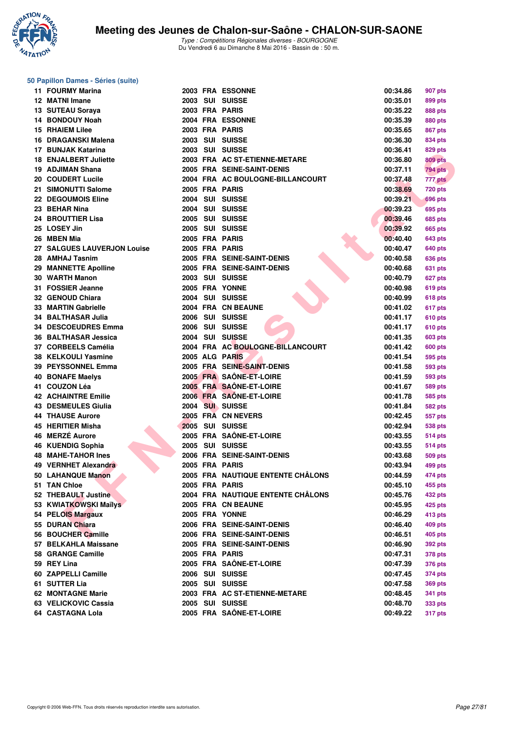## 50 Papillon Dames - Séries (suite)

| Place | Nom | Année | Nat. | Club | Temps | Points |
|---|---|---|---|---|---|---|
| 11 | FOURMY Marina | 2003 | FRA | ESSONNE | 00:34.86 | 907 pts |
| 12 | MATNI Imane | 2003 | SUI | SUISSE | 00:35.01 | 899 pts |
| 13 | SUTEAU Soraya | 2003 | FRA | PARIS | 00:35.22 | 888 pts |
| 14 | BONDOUY Noah | 2004 | FRA | ESSONNE | 00:35.39 | 880 pts |
| 15 | RHAIEM Lilee | 2003 | FRA | PARIS | 00:35.65 | 867 pts |
| 16 | DRAGANSKI Malena | 2003 | SUI | SUISSE | 00:36.30 | 834 pts |
| 17 | BUNJAK Katarina | 2003 | SUI | SUISSE | 00:36.41 | 829 pts |
| 18 | ENJALBERT Juliette | 2003 | FRA | AC ST-ETIENNE-METARE | 00:36.80 | 809 pts |
| 19 | ADJIMAN Shana | 2005 | FRA | SEINE-SAINT-DENIS | 00:37.11 | 794 pts |
| 20 | COUDERT Lucile | 2004 | FRA | AC BOULOGNE-BILLANCOURT | 00:37.48 | 777 pts |
| 21 | SIMONUTTI Salome | 2005 | FRA | PARIS | 00:38.69 | 720 pts |
| 22 | DEGOUMOIS Eline | 2004 | SUI | SUISSE | 00:39.21 | 696 pts |
| 23 | BEHAR Nina | 2004 | SUI | SUISSE | 00:39.23 | 695 pts |
| 24 | BROUTTIER Lisa | 2005 | SUI | SUISSE | 00:39.46 | 685 pts |
| 25 | LOSEY Jin | 2005 | SUI | SUISSE | 00:39.92 | 665 pts |
| 26 | MBEN Mia | 2005 | FRA | PARIS | 00:40.40 | 643 pts |
| 27 | SALGUES LAUVERJON Louise | 2005 | FRA | PARIS | 00:40.47 | 640 pts |
| 28 | AMHAJ Tasnim | 2005 | FRA | SEINE-SAINT-DENIS | 00:40.58 | 636 pts |
| 29 | MANNETTE Apolline | 2005 | FRA | SEINE-SAINT-DENIS | 00:40.68 | 631 pts |
| 30 | WARTH Manon | 2003 | SUI | SUISSE | 00:40.79 | 627 pts |
| 31 | FOSSIER Jeanne | 2005 | FRA | YONNE | 00:40.98 | 619 pts |
| 32 | GENOUD Chiara | 2004 | SUI | SUISSE | 00:40.99 | 618 pts |
| 33 | MARTIN Gabrielle | 2004 | FRA | CN BEAUNE | 00:41.02 | 617 pts |
| 34 | BALTHASAR Julia | 2006 | SUI | SUISSE | 00:41.17 | 610 pts |
| 34 | DESCOEUDRES Emma | 2006 | SUI | SUISSE | 00:41.17 | 610 pts |
| 36 | BALTHASAR Jessica | 2004 | SUI | SUISSE | 00:41.35 | 603 pts |
| 37 | CORBEELS Camélia | 2004 | FRA | AC BOULOGNE-BILLANCOURT | 00:41.42 | 600 pts |
| 38 | KELKOULI Yasmine | 2005 | ALG | PARIS | 00:41.54 | 595 pts |
| 39 | PEYSSONNEL Emma | 2005 | FRA | SEINE-SAINT-DENIS | 00:41.58 | 593 pts |
| 40 | BONAFE Maelys | 2005 | FRA | SAÔNE-ET-LOIRE | 00:41.59 | 593 pts |
| 41 | COUZON Léa | 2005 | FRA | SAÔNE-ET-LOIRE | 00:41.67 | 589 pts |
| 42 | ACHAINTRE Emilie | 2006 | FRA | SAÔNE-ET-LOIRE | 00:41.78 | 585 pts |
| 43 | DESMEULES Giulia | 2004 | SUI | SUISSE | 00:41.84 | 582 pts |
| 44 | THAUSE Aurore | 2005 | FRA | CN NEVERS | 00:42.45 | 557 pts |
| 45 | HERITIER Misha | 2005 | SUI | SUISSE | 00:42.94 | 538 pts |
| 46 | MERZÉ Aurore | 2005 | FRA | SAÔNE-ET-LOIRE | 00:43.55 | 514 pts |
| 46 | KUENDIG Sophia | 2005 | SUI | SUISSE | 00:43.55 | 514 pts |
| 48 | MAHE-TAHOR Ines | 2006 | FRA | SEINE-SAINT-DENIS | 00:43.68 | 509 pts |
| 49 | VERNHET Alexandra | 2005 | FRA | PARIS | 00:43.94 | 499 pts |
| 50 | LAHANQUE Manon | 2005 | FRA | NAUTIQUE ENTENTE CHÂLONS | 00:44.59 | 474 pts |
| 51 | TAN Chloe | 2005 | FRA | PARIS | 00:45.10 | 455 pts |
| 52 | THEBAULT Justine | 2004 | FRA | NAUTIQUE ENTENTE CHÂLONS | 00:45.76 | 432 pts |
| 53 | KWIATKOWSKI Maïlys | 2005 | FRA | CN BEAUNE | 00:45.95 | 425 pts |
| 54 | PELOIS Margaux | 2005 | FRA | YONNE | 00:46.29 | 413 pts |
| 55 | DURAN Chiara | 2006 | FRA | SEINE-SAINT-DENIS | 00:46.40 | 409 pts |
| 56 | BOUCHER Camille | 2006 | FRA | SEINE-SAINT-DENIS | 00:46.51 | 405 pts |
| 57 | BELKAHLA Maissane | 2005 | FRA | SEINE-SAINT-DENIS | 00:46.90 | 392 pts |
| 58 | GRANGE Camille | 2005 | FRA | PARIS | 00:47.31 | 378 pts |
| 59 | REY Lina | 2005 | FRA | SAÔNE-ET-LOIRE | 00:47.39 | 376 pts |
| 60 | ZAPPELLI Camille | 2006 | SUI | SUISSE | 00:47.45 | 374 pts |
| 61 | SUTTER Lia | 2005 | SUI | SUISSE | 00:47.58 | 369 pts |
| 62 | MONTAGNE Marie | 2003 | FRA | AC ST-ETIENNE-METARE | 00:48.45 | 341 pts |
| 63 | VELICKOVIC Cassia | 2005 | SUI | SUISSE | 00:48.70 | 333 pts |
| 64 | CASTAGNA Lola | 2005 | FRA | SAÔNE-ET-LOIRE | 00:49.22 | 317 pts |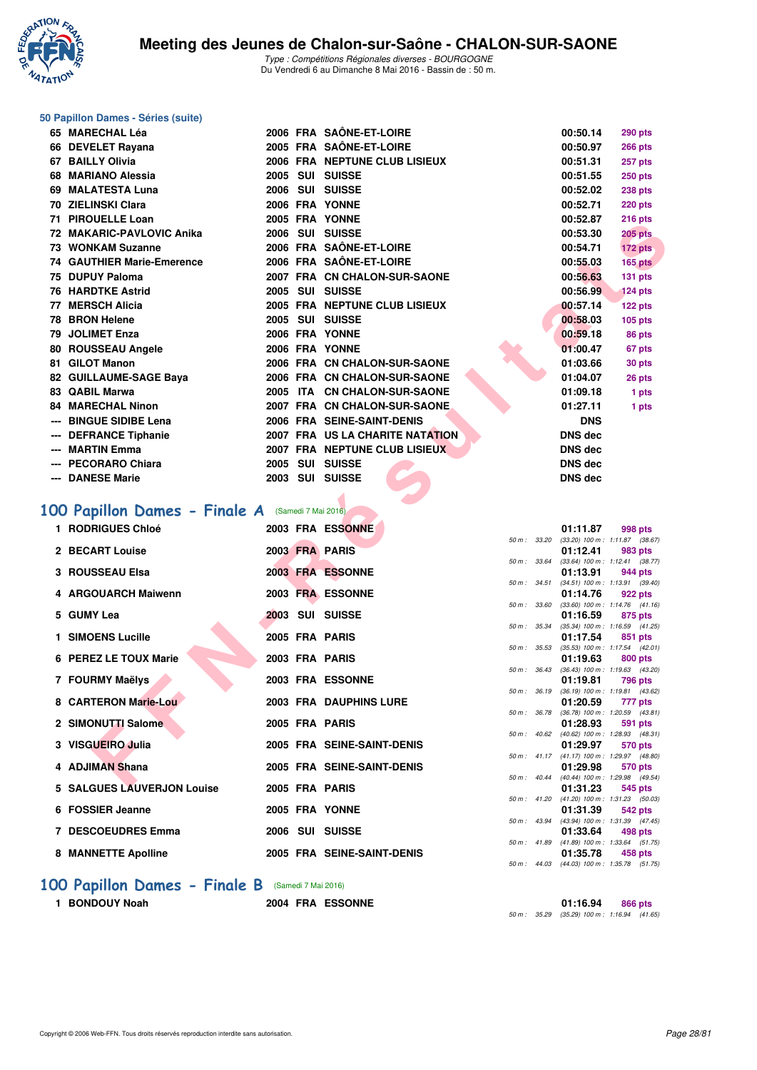# Meeting des Jeunes de Chalon-sur-Saône - CHALON-SUR-SAONE

*Type : Compétitions Régionales diverses - BOURGOGNE*
Du Vendredi 6 au Dimanche 8 Mai 2016 - Bassin de : 50 m.

### 50 Papillon Dames - Séries (suite)

| Rang | Nom | Année | Nat. | Club | Temps | Points |
|---|---|---|---|---|---|---|
| 65 | MARECHAL Léa | 2006 | FRA | SAÔNE-ET-LOIRE | 00:50.14 | 290 pts |
| 66 | DEVELET Rayana | 2005 | FRA | SAÔNE-ET-LOIRE | 00:50.97 | 266 pts |
| 67 | BAILLY Olivia | 2006 | FRA | NEPTUNE CLUB LISIEUX | 00:51.31 | 257 pts |
| 68 | MARIANO Alessia | 2005 | SUI | SUISSE | 00:51.55 | 250 pts |
| 69 | MALATESTA Luna | 2006 | SUI | SUISSE | 00:52.02 | 238 pts |
| 70 | ZIELINSKI Clara | 2006 | FRA | YONNE | 00:52.71 | 220 pts |
| 71 | PIROUELLE Loan | 2005 | FRA | YONNE | 00:52.87 | 216 pts |
| 72 | MAKARIC-PAVLOVIC Anika | 2006 | SUI | SUISSE | 00:53.30 | 205 pts |
| 73 | WONKAM Suzanne | 2006 | FRA | SAÔNE-ET-LOIRE | 00:54.71 | 172 pts |
| 74 | GAUTHIER Marie-Emerence | 2006 | FRA | SAÔNE-ET-LOIRE | 00:55.03 | 165 pts |
| 75 | DUPUY Paloma | 2007 | FRA | CN CHALON-SUR-SAONE | 00:56.63 | 131 pts |
| 76 | HARDTKE Astrid | 2005 | SUI | SUISSE | 00:56.99 | 124 pts |
| 77 | MERSCH Alicia | 2005 | FRA | NEPTUNE CLUB LISIEUX | 00:57.14 | 122 pts |
| 78 | BRON Helene | 2005 | SUI | SUISSE | 00:58.03 | 105 pts |
| 79 | JOLIMET Enza | 2006 | FRA | YONNE | 00:59.18 | 86 pts |
| 80 | ROUSSEAU Angele | 2006 | FRA | YONNE | 01:00.47 | 67 pts |
| 81 | GILOT Manon | 2006 | FRA | CN CHALON-SUR-SAONE | 01:03.66 | 30 pts |
| 82 | GUILLAUME-SAGE Baya | 2006 | FRA | CN CHALON-SUR-SAONE | 01:04.07 | 26 pts |
| 83 | QABIL Marwa | 2005 | ITA | CN CHALON-SUR-SAONE | 01:09.18 | 1 pts |
| 84 | MARECHAL Ninon | 2007 | FRA | CN CHALON-SUR-SAONE | 01:27.11 | 1 pts |
| --- | BINGUE SIDIBE Lena | 2006 | FRA | SEINE-SAINT-DENIS | DNS | |
| --- | DEFRANCE Tiphanie | 2007 | FRA | US LA CHARITE NATATION | DNS dec | |
| --- | MARTIN Emma | 2007 | FRA | NEPTUNE CLUB LISIEUX | DNS dec | |
| --- | PECORARO Chiara | 2005 | SUI | SUISSE | DNS dec | |
| --- | DANESE Marie | 2003 | SUI | SUISSE | DNS dec | |

## 100 Papillon Dames - Finale A (Samedi 7 Mai 2016)

| Rang | Nom | Année | Nat. | Club | Temps | Points | Passages |
|---|---|---|---|---|---|---|---|
| 1 | RODRIGUES Chloé | 2003 | FRA | ESSONNE | 01:11.87 | 998 pts | 50 m : 33.20 (33.20) 100 m : 1:11.87 (38.67) |
| 2 | BECART Louise | 2003 | FRA | PARIS | 01:12.41 | 983 pts | 50 m : 33.64 (33.64) 100 m : 1:12.41 (38.77) |
| 3 | ROUSSEAU Elsa | 2003 | FRA | ESSONNE | 01:13.91 | 944 pts | 50 m : 34.51 (34.51) 100 m : 1:13.91 (39.40) |
| 4 | ARGOUARCH Maiwenn | 2003 | FRA | ESSONNE | 01:14.76 | 922 pts | 50 m : 33.60 (33.60) 100 m : 1:14.76 (41.16) |
| 5 | GUMY Lea | 2003 | SUI | SUISSE | 01:16.59 | 875 pts | 50 m : 35.34 (35.34) 100 m : 1:16.59 (41.25) |
| 1 | SIMOENS Lucille | 2005 | FRA | PARIS | 01:17.54 | 851 pts | 50 m : 35.53 (35.53) 100 m : 1:17.54 (42.01) |
| 6 | PEREZ LE TOUX Marie | 2003 | FRA | PARIS | 01:19.63 | 800 pts | 50 m : 36.43 (36.43) 100 m : 1:19.63 (43.20) |
| 7 | FOURMY Maëlys | 2003 | FRA | ESSONNE | 01:19.81 | 796 pts | 50 m : 36.19 (36.19) 100 m : 1:19.81 (43.62) |
| 8 | CARTERON Marie-Lou | 2003 | FRA | DAUPHINS LURE | 01:20.59 | 777 pts | 50 m : 36.78 (36.78) 100 m : 1:20.59 (43.81) |
| 2 | SIMONUTTI Salome | 2005 | FRA | PARIS | 01:28.93 | 591 pts | 50 m : 40.62 (40.62) 100 m : 1:28.93 (48.31) |
| 3 | VISGUEIRO Julia | 2005 | FRA | SEINE-SAINT-DENIS | 01:29.97 | 570 pts | 50 m : 41.17 (41.17) 100 m : 1:29.97 (48.80) |
| 4 | ADJIMAN Shana | 2005 | FRA | SEINE-SAINT-DENIS | 01:29.98 | 570 pts | 50 m : 40.44 (40.44) 100 m : 1:29.98 (49.54) |
| 5 | SALGUES LAUVERJON Louise | 2005 | FRA | PARIS | 01:31.23 | 545 pts | 50 m : 41.20 (41.20) 100 m : 1:31.23 (50.03) |
| 6 | FOSSIER Jeanne | 2005 | FRA | YONNE | 01:31.39 | 542 pts | 50 m : 43.94 (43.94) 100 m : 1:31.39 (47.45) |
| 7 | DESCOEUDRES Emma | 2006 | SUI | SUISSE | 01:33.64 | 498 pts | 50 m : 41.89 (41.89) 100 m : 1:33.64 (51.75) |
| 8 | MANNETTE Apolline | 2005 | FRA | SEINE-SAINT-DENIS | 01:35.78 | 458 pts | 50 m : 44.03 (44.03) 100 m : 1:35.78 (51.75) |

## 100 Papillon Dames - Finale B (Samedi 7 Mai 2016)

| Rang | Nom | Année | Nat. | Club | Temps | Points | Passages |
|---|---|---|---|---|---|---|---|
| 1 | BONDOUY Noah | 2004 | FRA | ESSONNE | 01:16.94 | 866 pts | 50 m : 35.29 (35.29) 100 m : 1:16.94 (41.65) |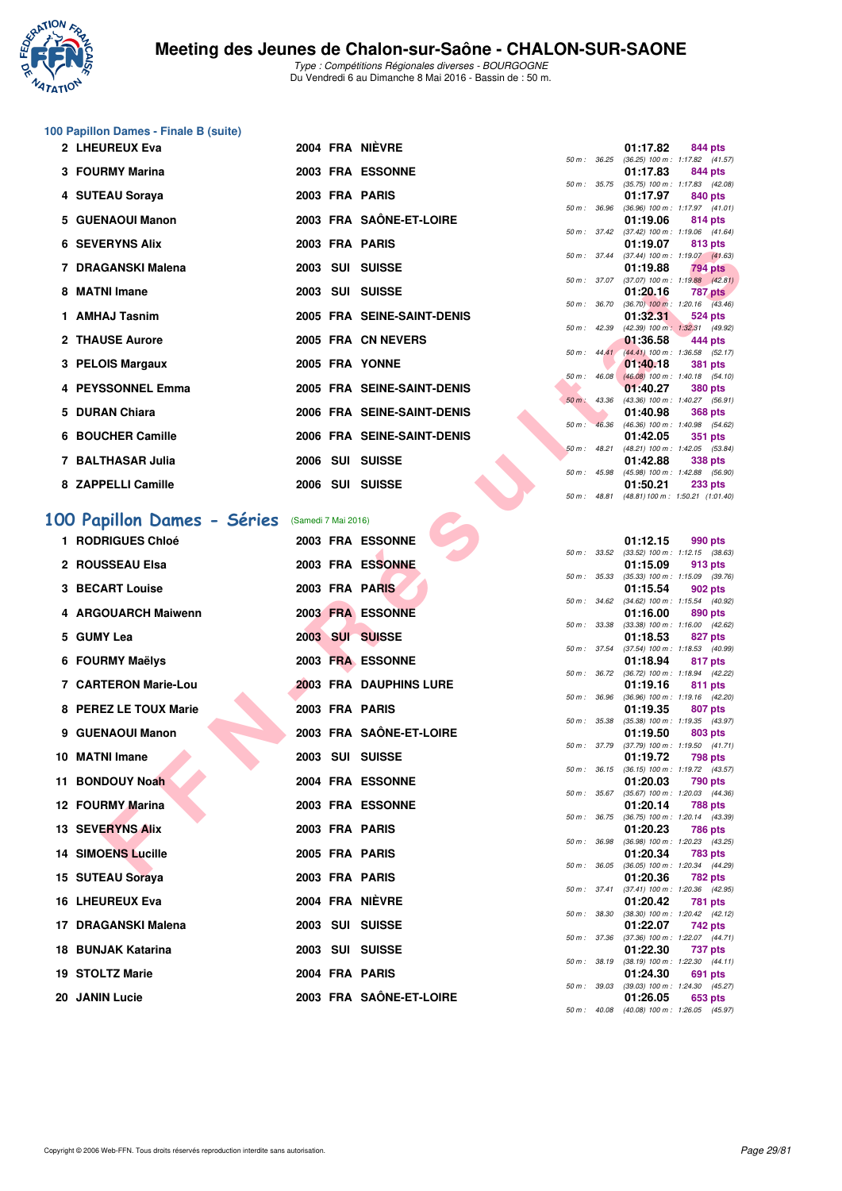### 100 Papillon Dames - Finale B (suite)

| Place | Nom | Année | Nat. | Club | Temps | Points | Splits |
|---|---|---|---|---|---|---|---|
| 2 | LHEUREUX Eva | 2004 | FRA | NIÈVRE | 01:17.82 | 844 pts | 50 m : 36.25 (36.25) 100 m : 1:17.82 (41.57) |
| 3 | FOURMY Marina | 2003 | FRA | ESSONNE | 01:17.83 | 844 pts | 50 m : 35.75 (35.75) 100 m : 1:17.83 (42.08) |
| 4 | SUTEAU Soraya | 2003 | FRA | PARIS | 01:17.97 | 840 pts | 50 m : 36.96 (36.96) 100 m : 1:17.97 (41.01) |
| 5 | GUENAOUI Manon | 2003 | FRA | SAÔNE-ET-LOIRE | 01:19.06 | 814 pts | 50 m : 37.42 (37.42) 100 m : 1:19.06 (41.64) |
| 6 | SEVERYNS Alix | 2003 | FRA | PARIS | 01:19.07 | 813 pts | 50 m : 37.44 (37.44) 100 m : 1:19.07 (41.63) |
| 7 | DRAGANSKI Malena | 2003 | SUI | SUISSE | 01:19.88 | 794 pts | 50 m : 37.07 (37.07) 100 m : 1:19.88 (42.81) |
| 8 | MATNI Imane | 2003 | SUI | SUISSE | 01:20.16 | 787 pts | 50 m : 36.70 (36.70) 100 m : 1:20.16 (43.46) |
| 1 | AMHAJ Tasnim | 2005 | FRA | SEINE-SAINT-DENIS | 01:32.31 | 524 pts | 50 m : 42.39 (42.39) 100 m : 1:32.31 (49.92) |
| 2 | THAUSE Aurore | 2005 | FRA | CN NEVERS | 01:36.58 | 444 pts | 50 m : 44.41 (44.41) 100 m : 1:36.58 (52.17) |
| 3 | PELOIS Margaux | 2005 | FRA | YONNE | 01:40.18 | 381 pts | 50 m : 46.08 (46.08) 100 m : 1:40.18 (54.10) |
| 4 | PEYSSONNEL Emma | 2005 | FRA | SEINE-SAINT-DENIS | 01:40.27 | 380 pts | 50 m : 43.36 (43.36) 100 m : 1:40.27 (56.91) |
| 5 | DURAN Chiara | 2006 | FRA | SEINE-SAINT-DENIS | 01:40.98 | 368 pts | 50 m : 46.36 (46.36) 100 m : 1:40.98 (54.62) |
| 6 | BOUCHER Camille | 2006 | FRA | SEINE-SAINT-DENIS | 01:42.05 | 351 pts | 50 m : 48.21 (48.21) 100 m : 1:42.05 (53.84) |
| 7 | BALTHASAR Julia | 2006 | SUI | SUISSE | 01:42.88 | 338 pts | 50 m : 45.98 (45.98) 100 m : 1:42.88 (56.90) |
| 8 | ZAPPELLI Camille | 2006 | SUI | SUISSE | 01:50.21 | 233 pts | 50 m : 48.81 (48.81) 100 m : 1:50.21 (1:01.40) |

## 100 Papillon Dames - Séries (Samedi 7 Mai 2016)

| Place | Nom | Année | Nat. | Club | Temps | Points | Splits |
|---|---|---|---|---|---|---|---|
| 1 | RODRIGUES Chloé | 2003 | FRA | ESSONNE | 01:12.15 | 990 pts | 50 m : 33.52 (33.52) 100 m : 1:12.15 (38.63) |
| 2 | ROUSSEAU Elsa | 2003 | FRA | ESSONNE | 01:15.09 | 913 pts | 50 m : 35.33 (35.33) 100 m : 1:15.09 (39.76) |
| 3 | BECART Louise | 2003 | FRA | PARIS | 01:15.54 | 902 pts | 50 m : 34.62 (34.62) 100 m : 1:15.54 (40.92) |
| 4 | ARGOUARCH Maiwenn | 2003 | FRA | ESSONNE | 01:16.00 | 890 pts | 50 m : 33.38 (33.38) 100 m : 1:16.00 (42.62) |
| 5 | GUMY Lea | 2003 | SUI | SUISSE | 01:18.53 | 827 pts | 50 m : 37.54 (37.54) 100 m : 1:18.53 (40.99) |
| 6 | FOURMY Maëlys | 2003 | FRA | ESSONNE | 01:18.94 | 817 pts | 50 m : 36.72 (36.72) 100 m : 1:18.94 (42.22) |
| 7 | CARTERON Marie-Lou | 2003 | FRA | DAUPHINS LURE | 01:19.16 | 811 pts | 50 m : 36.96 (36.96) 100 m : 1:19.16 (42.20) |
| 8 | PEREZ LE TOUX Marie | 2003 | FRA | PARIS | 01:19.35 | 807 pts | 50 m : 35.38 (35.38) 100 m : 1:19.35 (43.97) |
| 9 | GUENAOUI Manon | 2003 | FRA | SAÔNE-ET-LOIRE | 01:19.50 | 803 pts | 50 m : 37.79 (37.79) 100 m : 1:19.50 (41.71) |
| 10 | MATNI Imane | 2003 | SUI | SUISSE | 01:19.72 | 798 pts | 50 m : 36.15 (36.15) 100 m : 1:19.72 (43.57) |
| 11 | BONDOUY Noah | 2004 | FRA | ESSONNE | 01:20.03 | 790 pts | 50 m : 35.67 (35.67) 100 m : 1:20.03 (44.36) |
| 12 | FOURMY Marina | 2003 | FRA | ESSONNE | 01:20.14 | 788 pts | 50 m : 36.75 (36.75) 100 m : 1:20.14 (43.39) |
| 13 | SEVERYNS Alix | 2003 | FRA | PARIS | 01:20.23 | 786 pts | 50 m : 36.98 (36.98) 100 m : 1:20.23 (43.25) |
| 14 | SIMOENS Lucille | 2005 | FRA | PARIS | 01:20.34 | 783 pts | 50 m : 36.05 (36.05) 100 m : 1:20.34 (44.29) |
| 15 | SUTEAU Soraya | 2003 | FRA | PARIS | 01:20.36 | 782 pts | 50 m : 37.41 (37.41) 100 m : 1:20.36 (42.95) |
| 16 | LHEUREUX Eva | 2004 | FRA | NIÈVRE | 01:20.42 | 781 pts | 50 m : 38.30 (38.30) 100 m : 1:20.42 (42.12) |
| 17 | DRAGANSKI Malena | 2003 | SUI | SUISSE | 01:22.07 | 742 pts | 50 m : 37.36 (37.36) 100 m : 1:22.07 (44.71) |
| 18 | BUNJAK Katarina | 2003 | SUI | SUISSE | 01:22.30 | 737 pts | 50 m : 38.19 (38.19) 100 m : 1:22.30 (44.11) |
| 19 | STOLTZ Marie | 2004 | FRA | PARIS | 01:24.30 | 691 pts | 50 m : 39.03 (39.03) 100 m : 1:24.30 (45.27) |
| 20 | JANIN Lucie | 2003 | FRA | SAÔNE-ET-LOIRE | 01:26.05 | 653 pts | 50 m : 40.08 (40.08) 100 m : 1:26.05 (45.97) |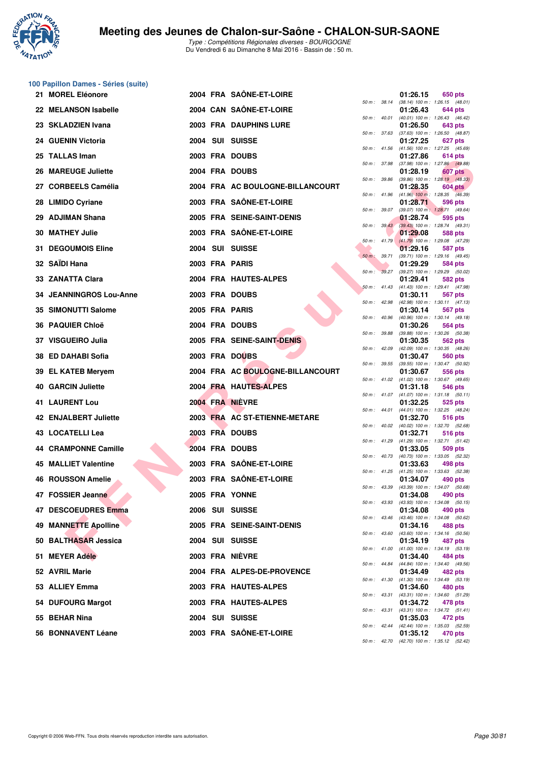## 100 Papillon Dames - Séries (suite)

| Rang | Nom | Année | Nat. | Club | 50 m | Temps | Points | Détail |
|---|---|---|---|---|---|---|---|---|
| 21 | MOREL Eléonore | 2004 | FRA | SAÔNE-ET-LOIRE | 50 m : 38.14 | 01:26.15 | 650 pts | (38.14) 100 m : 1:26.15 (48.01) |
| 22 | MELANSON Isabelle | 2004 | CAN | SAÔNE-ET-LOIRE | 50 m : 40.01 | 01:26.43 | 644 pts | (40.01) 100 m : 1:26.43 (46.42) |
| 23 | SKLADZIEN Ivana | 2003 | FRA | DAUPHINS LURE | 50 m : 37.63 | 01:26.50 | 643 pts | (37.63) 100 m : 1:26.50 (48.87) |
| 24 | GUENIN Victoria | 2004 | SUI | SUISSE | 50 m : 41.56 | 01:27.25 | 627 pts | (41.56) 100 m : 1:27.25 (45.69) |
| 25 | TALLAS Iman | 2003 | FRA | DOUBS | 50 m : 37.98 | 01:27.86 | 614 pts | (37.98) 100 m : 1:27.86 (49.88) |
| 26 | MAREUGE Juliette | 2004 | FRA | DOUBS | 50 m : 39.86 | 01:28.19 | 607 pts | (39.86) 100 m : 1:28.19 (48.33) |
| 27 | CORBEELS Camélia | 2004 | FRA | AC BOULOGNE-BILLANCOURT | 50 m : 41.96 | 01:28.35 | 604 pts | (41.96) 100 m : 1:28.35 (46.39) |
| 28 | LIMIDO Cyriane | 2003 | FRA | SAÔNE-ET-LOIRE | 50 m : 39.07 | 01:28.71 | 596 pts | (39.07) 100 m : 1:28.71 (49.64) |
| 29 | ADJIMAN Shana | 2005 | FRA | SEINE-SAINT-DENIS | 50 m : 39.43 | 01:28.74 | 595 pts | (39.43) 100 m : 1:28.74 (49.31) |
| 30 | MATHEY Julie | 2003 | FRA | SAÔNE-ET-LOIRE | 50 m : 41.79 | 01:29.08 | 588 pts | (41.79) 100 m : 1:29.08 (47.29) |
| 31 | DEGOUMOIS Eline | 2004 | SUI | SUISSE | 50 m : 39.71 | 01:29.16 | 587 pts | (39.71) 100 m : 1:29.16 (49.45) |
| 32 | SAÏDI Hana | 2003 | FRA | PARIS | 50 m : 39.27 | 01:29.29 | 584 pts | (39.27) 100 m : 1:29.29 (50.02) |
| 33 | ZANATTA Clara | 2004 | FRA | HAUTES-ALPES | 50 m : 41.43 | 01:29.41 | 582 pts | (41.43) 100 m : 1:29.41 (47.98) |
| 34 | JEANNINGROS Lou-Anne | 2003 | FRA | DOUBS | 50 m : 42.98 | 01:30.11 | 567 pts | (42.98) 100 m : 1:30.11 (47.13) |
| 35 | SIMONUTTI Salome | 2005 | FRA | PARIS | 50 m : 40.96 | 01:30.14 | 567 pts | (40.96) 100 m : 1:30.14 (49.18) |
| 36 | PAQUIER Chloë | 2004 | FRA | DOUBS | 50 m : 39.88 | 01:30.26 | 564 pts | (39.88) 100 m : 1:30.26 (50.38) |
| 37 | VISGUEIRO Julia | 2005 | FRA | SEINE-SAINT-DENIS | 50 m : 42.09 | 01:30.35 | 562 pts | (42.09) 100 m : 1:30.35 (48.26) |
| 38 | ED DAHABI Sofia | 2003 | FRA | DOUBS | 50 m : 39.55 | 01:30.47 | 560 pts | (39.55) 100 m : 1:30.47 (50.92) |
| 39 | EL KATEB Meryem | 2004 | FRA | AC BOULOGNE-BILLANCOURT | 50 m : 41.02 | 01:30.67 | 556 pts | (41.02) 100 m : 1:30.67 (49.65) |
| 40 | GARCIN Juliette | 2004 | FRA | HAUTES-ALPES | 50 m : 41.07 | 01:31.18 | 546 pts | (41.07) 100 m : 1:31.18 (50.11) |
| 41 | LAURENT Lou | 2004 | FRA | NIÈVRE | 50 m : 44.01 | 01:32.25 | 525 pts | (44.01) 100 m : 1:32.25 (48.24) |
| 42 | ENJALBERT Juliette | 2003 | FRA | AC ST-ETIENNE-METARE | 50 m : 40.02 | 01:32.70 | 516 pts | (40.02) 100 m : 1:32.70 (52.68) |
| 43 | LOCATELLI Lea | 2003 | FRA | DOUBS | 50 m : 41.29 | 01:32.71 | 516 pts | (41.29) 100 m : 1:32.71 (51.42) |
| 44 | CRAMPONNE Camille | 2004 | FRA | DOUBS | 50 m : 40.73 | 01:33.05 | 509 pts | (40.73) 100 m : 1:33.05 (52.32) |
| 45 | MALLIET Valentine | 2003 | FRA | SAÔNE-ET-LOIRE | 50 m : 41.25 | 01:33.63 | 498 pts | (41.25) 100 m : 1:33.63 (52.38) |
| 46 | ROUSSON Amelie | 2003 | FRA | SAÔNE-ET-LOIRE | 50 m : 43.39 | 01:34.07 | 490 pts | (43.39) 100 m : 1:34.07 (50.68) |
| 47 | FOSSIER Jeanne | 2005 | FRA | YONNE | 50 m : 43.93 | 01:34.08 | 490 pts | (43.93) 100 m : 1:34.08 (50.15) |
| 47 | DESCOEUDRES Emma | 2006 | SUI | SUISSE | 50 m : 43.46 | 01:34.08 | 490 pts | (43.46) 100 m : 1:34.08 (50.62) |
| 49 | MANNETTE Apolline | 2005 | FRA | SEINE-SAINT-DENIS | 50 m : 43.60 | 01:34.16 | 488 pts | (43.60) 100 m : 1:34.16 (50.56) |
| 50 | BALTHASAR Jessica | 2004 | SUI | SUISSE | 50 m : 41.00 | 01:34.19 | 487 pts | (41.00) 100 m : 1:34.19 (53.19) |
| 51 | MEYER Adèle | 2003 | FRA | NIÈVRE | 50 m : 44.84 | 01:34.40 | 484 pts | (44.84) 100 m : 1:34.40 (49.56) |
| 52 | AVRIL Marie | 2004 | FRA | ALPES-DE-PROVENCE | 50 m : 41.30 | 01:34.49 | 482 pts | (41.30) 100 m : 1:34.49 (53.19) |
| 53 | ALLIEY Emma | 2003 | FRA | HAUTES-ALPES | 50 m : 43.31 | 01:34.60 | 480 pts | (43.31) 100 m : 1:34.60 (51.29) |
| 54 | DUFOURG Margot | 2003 | FRA | HAUTES-ALPES | 50 m : 43.31 | 01:34.72 | 478 pts | (43.31) 100 m : 1:34.72 (51.41) |
| 55 | BEHAR Nina | 2004 | SUI | SUISSE | 50 m : 42.44 | 01:35.03 | 472 pts | (42.44) 100 m : 1:35.03 (52.59) |
| 56 | BONNAVENT Léane | 2003 | FRA | SAÔNE-ET-LOIRE | 50 m : 42.70 | 01:35.12 | 470 pts | (42.70) 100 m : 1:35.12 (52.42) |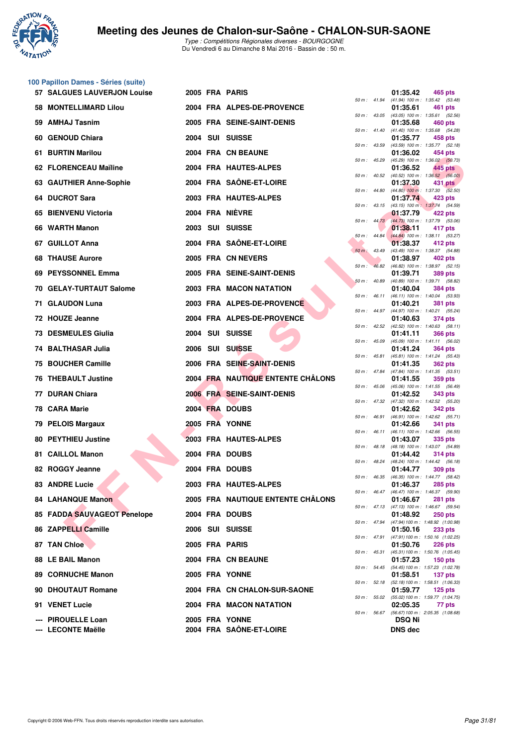## 100 Papillon Dames - Séries (suite)

| Rang | Nom | Année | Nat. | Club | 50 m | 100 m | Temps | Points |
|---|---|---|---|---|---|---|---|---|
| 57 | SALGUES LAUVERJON Louise | 2005 | FRA | PARIS | 41.94 | (41.94) 100 m : 1:35.42 (53.48) | 01:35.42 | 465 pts |
| 58 | MONTELLIMARD Lilou | 2004 | FRA | ALPES-DE-PROVENCE | 43.05 | (43.05) 100 m : 1:35.61 (52.56) | 01:35.61 | 461 pts |
| 59 | AMHAJ Tasnim | 2005 | FRA | SEINE-SAINT-DENIS | 41.40 | (41.40) 100 m : 1:35.68 (54.28) | 01:35.68 | 460 pts |
| 60 | GENOUD Chiara | 2004 | SUI | SUISSE | 43.59 | (43.59) 100 m : 1:35.77 (52.18) | 01:35.77 | 458 pts |
| 61 | BURTIN Marilou | 2004 | FRA | CN BEAUNE | 45.29 | (45.29) 100 m : 1:36.02 (50.73) | 01:36.02 | 454 pts |
| 62 | FLORENCEAU Maïline | 2004 | FRA | HAUTES-ALPES | 40.52 | (40.52) 100 m : 1:36.52 (56.00) | 01:36.52 | 445 pts |
| 63 | GAUTHIER Anne-Sophie | 2004 | FRA | SAÔNE-ET-LOIRE | 44.80 | (44.80) 100 m : 1:37.30 (52.50) | 01:37.30 | 431 pts |
| 64 | DUCROT Sara | 2003 | FRA | HAUTES-ALPES | 43.15 | (43.15) 100 m : 1:37.74 (54.59) | 01:37.74 | 423 pts |
| 65 | BIENVENU Victoria | 2004 | FRA | NIÈVRE | 44.73 | (44.73) 100 m : 1:37.79 (53.06) | 01:37.79 | 422 pts |
| 66 | WARTH Manon | 2003 | SUI | SUISSE | 44.84 | (44.84) 100 m : 1:38.11 (53.27) | 01:38.11 | 417 pts |
| 67 | GUILLOT Anna | 2004 | FRA | SAÔNE-ET-LOIRE | 43.49 | (43.49) 100 m : 1:38.37 (54.88) | 01:38.37 | 412 pts |
| 68 | THAUSE Aurore | 2005 | FRA | CN NEVERS | 46.82 | (46.82) 100 m : 1:38.97 (52.15) | 01:38.97 | 402 pts |
| 69 | PEYSSONNEL Emma | 2005 | FRA | SEINE-SAINT-DENIS | 40.89 | (40.89) 100 m : 1:39.71 (58.82) | 01:39.71 | 389 pts |
| 70 | GELAY-TURTAUT Salome | 2003 | FRA | MACON NATATION | 46.11 | (46.11) 100 m : 1:40.04 (53.93) | 01:40.04 | 384 pts |
| 71 | GLAUDON Luna | 2003 | FRA | ALPES-DE-PROVENCE | 44.97 | (44.97) 100 m : 1:40.21 (55.24) | 01:40.21 | 381 pts |
| 72 | HOUZE Jeanne | 2004 | FRA | ALPES-DE-PROVENCE | 42.52 | (42.52) 100 m : 1:40.63 (58.11) | 01:40.63 | 374 pts |
| 73 | DESMEULES Giulia | 2004 | SUI | SUISSE | 45.09 | (45.09) 100 m : 1:41.11 (56.02) | 01:41.11 | 366 pts |
| 74 | BALTHASAR Julia | 2006 | SUI | SUISSE | 45.81 | (45.81) 100 m : 1:41.24 (55.43) | 01:41.24 | 364 pts |
| 75 | BOUCHER Camille | 2006 | FRA | SEINE-SAINT-DENIS | 47.84 | (47.84) 100 m : 1:41.35 (53.51) | 01:41.35 | 362 pts |
| 76 | THEBAULT Justine | 2004 | FRA | NAUTIQUE ENTENTE CHÂLONS | 45.06 | (45.06) 100 m : 1:41.55 (56.49) | 01:41.55 | 359 pts |
| 77 | DURAN Chiara | 2006 | FRA | SEINE-SAINT-DENIS | 47.32 | (47.32) 100 m : 1:42.52 (55.20) | 01:42.52 | 343 pts |
| 78 | CARA Marie | 2004 | FRA | DOUBS | 46.91 | (46.91) 100 m : 1:42.62 (55.71) | 01:42.62 | 342 pts |
| 79 | PELOIS Margaux | 2005 | FRA | YONNE | 46.11 | (46.11) 100 m : 1:42.66 (56.55) | 01:42.66 | 341 pts |
| 80 | PEYTHIEU Justine | 2003 | FRA | HAUTES-ALPES | 48.18 | (48.18) 100 m : 1:43.07 (54.89) | 01:43.07 | 335 pts |
| 81 | CAILLOL Manon | 2004 | FRA | DOUBS | 48.24 | (48.24) 100 m : 1:44.42 (56.18) | 01:44.42 | 314 pts |
| 82 | ROGGY Jeanne | 2004 | FRA | DOUBS | 46.35 | (46.35) 100 m : 1:44.77 (58.42) | 01:44.77 | 309 pts |
| 83 | ANDRE Lucie | 2003 | FRA | HAUTES-ALPES | 46.47 | (46.47) 100 m : 1:46.37 (59.90) | 01:46.37 | 285 pts |
| 84 | LAHANQUE Manon | 2005 | FRA | NAUTIQUE ENTENTE CHÂLONS | 47.13 | (47.13) 100 m : 1:46.67 (59.54) | 01:46.67 | 281 pts |
| 85 | FADDA SAUVAGEOT Penelope | 2004 | FRA | DOUBS | 47.94 | (47.94) 100 m : 1:48.92 (1:00.98) | 01:48.92 | 250 pts |
| 86 | ZAPPELLI Camille | 2006 | SUI | SUISSE | 47.91 | (47.91) 100 m : 1:50.16 (1:02.25) | 01:50.16 | 233 pts |
| 87 | TAN Chloe | 2005 | FRA | PARIS | 45.31 | (45.31) 100 m : 1:50.76 (1:05.45) | 01:50.76 | 226 pts |
| 88 | LE BAIL Manon | 2004 | FRA | CN BEAUNE | 54.45 | (54.45) 100 m : 1:57.23 (1:02.78) | 01:57.23 | 150 pts |
| 89 | CORNUCHE Manon | 2005 | FRA | YONNE | 52.18 | (52.18) 100 m : 1:58.51 (1:06.33) | 01:58.51 | 137 pts |
| 90 | DHOUTAUT Romane | 2004 | FRA | CN CHALON-SUR-SAONE | 55.02 | (55.02) 100 m : 1:59.77 (1:04.75) | 01:59.77 | 125 pts |
| 91 | VENET Lucie | 2004 | FRA | MACON NATATION | 56.67 | (56.67) 100 m : 2:05.35 (1:08.68) | 02:05.35 | 77 pts |
| --- | PIROUELLE Loan | 2005 | FRA | YONNE | | | DSQ Ni | |
| --- | LECONTE Maëlle | 2004 | FRA | SAÔNE-ET-LOIRE | | | DNS dec | |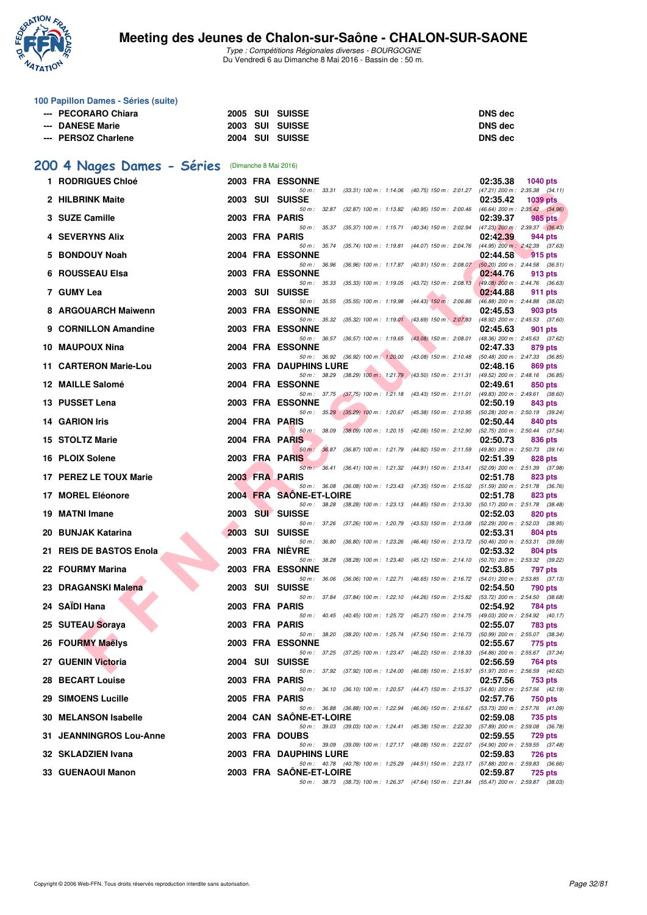# Meeting des Jeunes de Chalon-sur-Saône - CHALON-SUR-SAONE

*Type : Compétitions Régionales diverses - BOURGOGNE*
Du Vendredi 6 au Dimanche 8 Mai 2016 - Bassin de : 50 m.

## 100 Papillon Dames - Séries (suite)

| | | | | | |
|---|---|---|---|---|---|
| --- | PECORARO Chiara | 2005 | SUI | SUISSE | DNS dec |
| --- | DANESE Marie | 2003 | SUI | SUISSE | DNS dec |
| --- | PERSOZ Charlene | 2004 | SUI | SUISSE | DNS dec |

## 200 4 Nages Dames - Séries (Dimanche 8 Mai 2016)

| Rang | Nom | Année | Nat | Club | Temps | Points | Splits |
|---|---|---|---|---|---|---|---|
| 1 | RODRIGUES Chloé | 2003 | FRA | ESSONNE | 02:35.38 | 1040 pts | 50 m : 33.31 (33.31) 100 m : 1:14.06 (40.75) 150 m : 2:01.27 (47.21) 200 m : 2:35.38 (34.11) |
| 2 | HILBRINK Maite | 2003 | SUI | SUISSE | 02:35.42 | 1039 pts | 50 m : 32.87 (32.87) 100 m : 1:13.82 (40.95) 150 m : 2:00.46 (46.64) 200 m : 2:35.42 (34.96) |
| 3 | SUZE Camille | 2003 | FRA | PARIS | 02:39.37 | 985 pts | 50 m : 35.37 (35.37) 100 m : 1:15.71 (40.34) 150 m : 2:02.94 (47.23) 200 m : 2:39.37 (36.43) |
| 4 | SEVERYNS Alix | 2003 | FRA | PARIS | 02:42.39 | 944 pts | 50 m : 35.74 (35.74) 100 m : 1:19.81 (44.07) 150 m : 2:04.76 (44.95) 200 m : 2:42.39 (37.63) |
| 5 | BONDOUY Noah | 2004 | FRA | ESSONNE | 02:44.58 | 915 pts | 50 m : 36.96 (36.96) 100 m : 1:17.87 (40.91) 150 m : 2:08.07 (50.20) 200 m : 2:44.58 (36.51) |
| 6 | ROUSSEAU Elsa | 2003 | FRA | ESSONNE | 02:44.76 | 913 pts | 50 m : 35.33 (35.33) 100 m : 1:19.05 (43.72) 150 m : 2:08.13 (49.08) 200 m : 2:44.76 (36.63) |
| 7 | GUMY Lea | 2003 | SUI | SUISSE | 02:44.88 | 911 pts | 50 m : 35.55 (35.55) 100 m : 1:19.98 (44.43) 150 m : 2:06.86 (46.88) 200 m : 2:44.88 (38.02) |
| 8 | ARGOUARCH Maiwenn | 2003 | FRA | ESSONNE | 02:45.53 | 903 pts | 50 m : 35.32 (35.32) 100 m : 1:19.01 (43.69) 150 m : 2:07.93 (48.92) 200 m : 2:45.53 (37.60) |
| 9 | CORNILLON Amandine | 2003 | FRA | ESSONNE | 02:45.63 | 901 pts | 50 m : 36.57 (36.57) 100 m : 1:19.65 (43.08) 150 m : 2:08.01 (48.36) 200 m : 2:45.63 (37.62) |
| 10 | MAUPOUX Nina | 2004 | FRA | ESSONNE | 02:47.33 | 879 pts | 50 m : 36.92 (36.92) 100 m : 1:20.00 (43.08) 150 m : 2:10.48 (50.48) 200 m : 2:47.33 (36.85) |
| 11 | CARTERON Marie-Lou | 2003 | FRA | DAUPHINS LURE | 02:48.16 | 869 pts | 50 m : 38.29 (38.29) 100 m : 1:21.79 (43.50) 150 m : 2:11.31 (49.52) 200 m : 2:48.16 (36.85) |
| 12 | MAILLE Salomé | 2004 | FRA | ESSONNE | 02:49.61 | 850 pts | 50 m : 37.75 (37.75) 100 m : 1:21.18 (43.43) 150 m : 2:11.01 (49.83) 200 m : 2:49.61 (38.60) |
| 13 | PUSSET Lena | 2003 | FRA | ESSONNE | 02:50.19 | 843 pts | 50 m : 35.29 (35.29) 100 m : 1:20.67 (45.38) 150 m : 2:10.95 (50.28) 200 m : 2:50.19 (39.24) |
| 14 | GARION Iris | 2004 | FRA | PARIS | 02:50.44 | 840 pts | 50 m : 38.09 (38.09) 100 m : 1:20.15 (42.06) 150 m : 2:12.90 (52.75) 200 m : 2:50.44 (37.54) |
| 15 | STOLTZ Marie | 2004 | FRA | PARIS | 02:50.73 | 836 pts | 50 m : 36.87 (36.87) 100 m : 1:21.79 (44.92) 150 m : 2:11.59 (49.80) 200 m : 2:50.73 (39.14) |
| 16 | PLOIX Solene | 2003 | FRA | PARIS | 02:51.39 | 828 pts | 50 m : 36.41 (36.41) 100 m : 1:21.32 (44.91) 150 m : 2:13.41 (52.09) 200 m : 2:51.39 (37.98) |
| 17 | PEREZ LE TOUX Marie | 2003 | FRA | PARIS | 02:51.78 | 823 pts | 50 m : 36.08 (36.08) 100 m : 1:23.43 (47.35) 150 m : 2:15.02 (51.59) 200 m : 2:51.78 (36.76) |
| 17 | MOREL Eléonore | 2004 | FRA | SAÔNE-ET-LOIRE | 02:51.78 | 823 pts | 50 m : 38.28 (38.28) 100 m : 1:23.13 (44.85) 150 m : 2:13.30 (50.17) 200 m : 2:51.78 (38.48) |
| 19 | MATNI Imane | 2003 | SUI | SUISSE | 02:52.03 | 820 pts | 50 m : 37.26 (37.26) 100 m : 1:20.79 (43.53) 150 m : 2:13.08 (52.29) 200 m : 2:52.03 (38.95) |
| 20 | BUNJAK Katarina | 2003 | SUI | SUISSE | 02:53.31 | 804 pts | 50 m : 36.80 (36.80) 100 m : 1:23.26 (46.46) 150 m : 2:13.72 (50.46) 200 m : 2:53.31 (39.59) |
| 21 | REIS DE BASTOS Enola | 2003 | FRA | NIÈVRE | 02:53.32 | 804 pts | 50 m : 38.28 (38.28) 100 m : 1:23.40 (45.12) 150 m : 2:14.10 (50.70) 200 m : 2:53.32 (39.22) |
| 22 | FOURMY Marina | 2003 | FRA | ESSONNE | 02:53.85 | 797 pts | 50 m : 36.06 (36.06) 100 m : 1:22.71 (46.65) 150 m : 2:16.72 (54.01) 200 m : 2:53.85 (37.13) |
| 23 | DRAGANSKI Malena | 2003 | SUI | SUISSE | 02:54.50 | 790 pts | 50 m : 37.84 (37.84) 100 m : 1:22.10 (44.26) 150 m : 2:15.82 (53.72) 200 m : 2:54.50 (38.68) |
| 24 | SAÏDI Hana | 2003 | FRA | PARIS | 02:54.92 | 784 pts | 50 m : 40.45 (40.45) 100 m : 1:25.72 (45.27) 150 m : 2:14.75 (49.03) 200 m : 2:54.92 (40.17) |
| 25 | SUTEAU Soraya | 2003 | FRA | PARIS | 02:55.07 | 783 pts | 50 m : 38.20 (38.20) 100 m : 1:25.74 (47.54) 150 m : 2:16.73 (50.99) 200 m : 2:55.07 (38.34) |
| 26 | FOURMY Maëlys | 2003 | FRA | ESSONNE | 02:55.67 | 775 pts | 50 m : 37.25 (37.25) 100 m : 1:23.47 (46.22) 150 m : 2:18.33 (54.86) 200 m : 2:55.67 (37.34) |
| 27 | GUENIN Victoria | 2004 | SUI | SUISSE | 02:56.59 | 764 pts | 50 m : 37.92 (37.92) 100 m : 1:24.00 (46.08) 150 m : 2:15.97 (51.97) 200 m : 2:56.59 (40.62) |
| 28 | BECART Louise | 2003 | FRA | PARIS | 02:57.56 | 753 pts | 50 m : 36.10 (36.10) 100 m : 1:20.57 (44.47) 150 m : 2:15.37 (54.80) 200 m : 2:57.56 (42.19) |
| 29 | SIMOENS Lucille | 2005 | FRA | PARIS | 02:57.76 | 750 pts | 50 m : 36.88 (36.88) 100 m : 1:22.94 (46.06) 150 m : 2:16.67 (53.73) 200 m : 2:57.76 (41.09) |
| 30 | MELANSON Isabelle | 2004 | CAN | SAÔNE-ET-LOIRE | 02:59.08 | 735 pts | 50 m : 39.03 (39.03) 100 m : 1:24.41 (45.38) 150 m : 2:22.30 (57.89) 200 m : 2:59.08 (36.78) |
| 31 | JEANNINGROS Lou-Anne | 2003 | FRA | DOUBS | 02:59.55 | 729 pts | 50 m : 39.09 (39.09) 100 m : 1:27.17 (48.08) 150 m : 2:22.07 (54.90) 200 m : 2:59.55 (37.48) |
| 32 | SKLADZIEN Ivana | 2003 | FRA | DAUPHINS LURE | 02:59.83 | 726 pts | 50 m : 40.78 (40.78) 100 m : 1:25.29 (44.51) 150 m : 2:23.17 (57.88) 200 m : 2:59.83 (36.66) |
| 33 | GUENAOUI Manon | 2003 | FRA | SAÔNE-ET-LOIRE | 02:59.87 | 725 pts | 50 m : 38.73 (38.73) 100 m : 1:26.37 (47.64) 150 m : 2:21.84 (55.47) 200 m : 2:59.87 (38.03) |

Copyright © 2006 Web-FFN. Tous droits réservés reproduction interdite sans autorisation.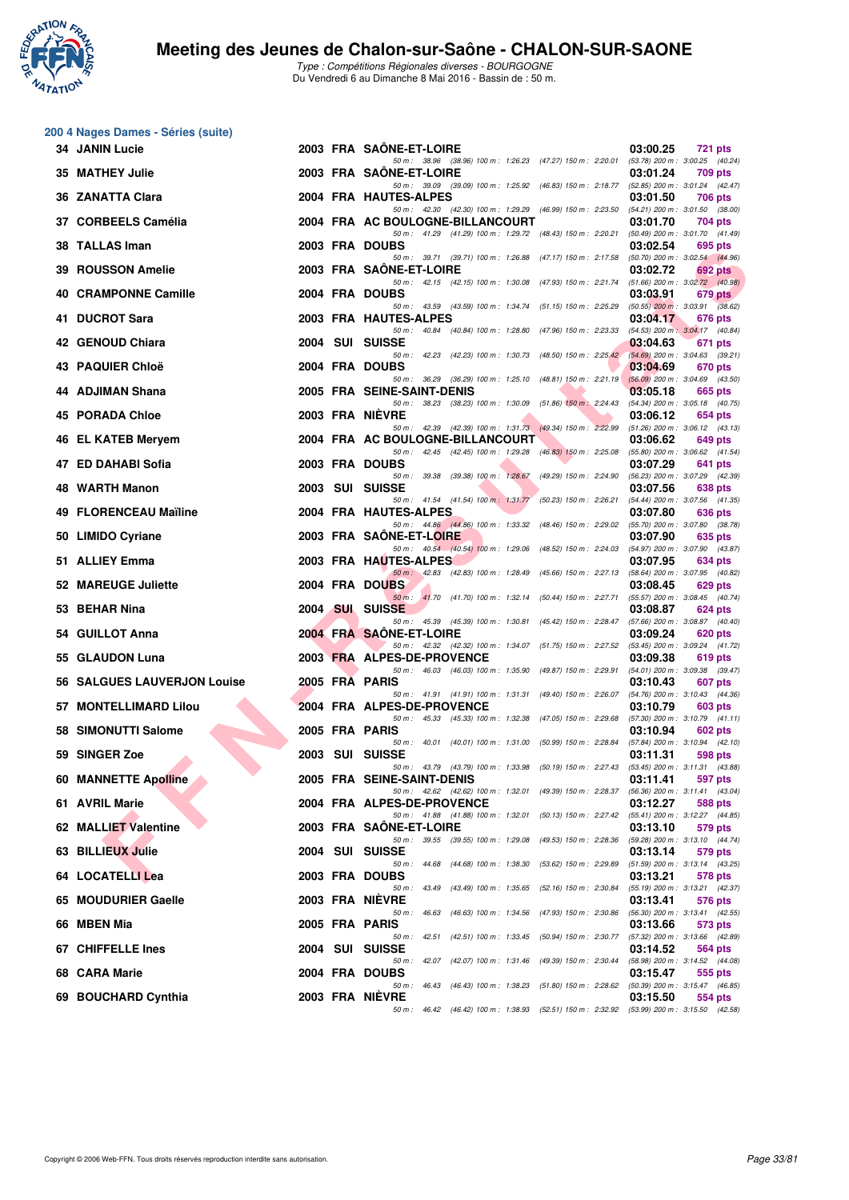# Meeting des Jeunes de Chalon-sur-Saône - CHALON-SUR-SAONE

*Type : Compétitions Régionales diverses - BOURGOGNE*
Du Vendredi 6 au Dimanche 8 Mai 2016 - Bassin de : 50 m.

## 200 4 Nages Dames - Séries (suite)

| Rg | Nom | Année | Nat | Club | Temps | Points |
|---|---|---|---|---|---|---|
| 34 | JANIN Lucie | 2003 | FRA | SAÔNE-ET-LOIRE | 03:00.25 | 721 pts |
| | 50 m : 38.96 (38.96) 100 m : 1:26.23 (47.27) 150 m : 2:20.01 (53.78) 200 m : 3:00.25 (40.24) | | | | | |
| 35 | MATHEY Julie | 2003 | FRA | SAÔNE-ET-LOIRE | 03:01.24 | 709 pts |
| | 50 m : 39.09 (39.09) 100 m : 1:25.92 (46.83) 150 m : 2:18.77 (52.85) 200 m : 3:01.24 (42.47) | | | | | |
| 36 | ZANATTA Clara | 2004 | FRA | HAUTES-ALPES | 03:01.50 | 706 pts |
| | 50 m : 42.30 (42.30) 100 m : 1:29.29 (46.99) 150 m : 2:23.50 (54.21) 200 m : 3:01.50 (38.00) | | | | | |
| 37 | CORBEELS Camélia | 2004 | FRA | AC BOULOGNE-BILLANCOURT | 03:01.70 | 704 pts |
| | 50 m : 41.29 (41.29) 100 m : 1:29.72 (48.43) 150 m : 2:20.21 (50.49) 200 m : 3:01.70 (41.49) | | | | | |
| 38 | TALLAS Iman | 2003 | FRA | DOUBS | 03:02.54 | 695 pts |
| | 50 m : 39.71 (39.71) 100 m : 1:26.88 (47.17) 150 m : 2:17.58 (50.70) 200 m : 3:02.54 (44.96) | | | | | |
| 39 | ROUSSON Amelie | 2003 | FRA | SAÔNE-ET-LOIRE | 03:02.72 | 692 pts |
| | 50 m : 42.15 (42.15) 100 m : 1:30.08 (47.93) 150 m : 2:21.74 (51.66) 200 m : 3:02.72 (40.98) | | | | | |
| 40 | CRAMPONNE Camille | 2004 | FRA | DOUBS | 03:03.91 | 679 pts |
| | 50 m : 43.59 (43.59) 100 m : 1:34.74 (51.15) 150 m : 2:25.29 (50.55) 200 m : 3:03.91 (38.62) | | | | | |
| 41 | DUCROT Sara | 2003 | FRA | HAUTES-ALPES | 03:04.17 | 676 pts |
| | 50 m : 40.84 (40.84) 100 m : 1:28.80 (47.96) 150 m : 2:23.33 (54.53) 200 m : 3:04.17 (40.84) | | | | | |
| 42 | GENOUD Chiara | 2004 | SUI | SUISSE | 03:04.63 | 671 pts |
| | 50 m : 42.23 (42.23) 100 m : 1:30.73 (48.50) 150 m : 2:25.42 (54.69) 200 m : 3:04.63 (39.21) | | | | | |
| 43 | PAQUIER Chloë | 2004 | FRA | DOUBS | 03:04.69 | 670 pts |
| | 50 m : 36.29 (36.29) 100 m : 1:25.10 (48.81) 150 m : 2:21.19 (56.09) 200 m : 3:04.69 (43.50) | | | | | |
| 44 | ADJIMAN Shana | 2005 | FRA | SEINE-SAINT-DENIS | 03:05.18 | 665 pts |
| | 50 m : 38.23 (38.23) 100 m : 1:30.09 (51.86) 150 m : 2:24.43 (54.34) 200 m : 3:05.18 (40.75) | | | | | |
| 45 | PORADA Chloe | 2003 | FRA | NIÈVRE | 03:06.12 | 654 pts |
| | 50 m : 42.39 (42.39) 100 m : 1:31.73 (49.34) 150 m : 2:22.99 (51.26) 200 m : 3:06.12 (43.13) | | | | | |
| 46 | EL KATEB Meryem | 2004 | FRA | AC BOULOGNE-BILLANCOURT | 03:06.62 | 649 pts |
| | 50 m : 42.45 (42.45) 100 m : 1:29.28 (46.83) 150 m : 2:25.08 (55.80) 200 m : 3:06.62 (41.54) | | | | | |
| 47 | ED DAHABI Sofia | 2003 | FRA | DOUBS | 03:07.29 | 641 pts |
| | 50 m : 39.38 (39.38) 100 m : 1:28.67 (49.29) 150 m : 2:24.90 (56.23) 200 m : 3:07.29 (42.39) | | | | | |
| 48 | WARTH Manon | 2003 | SUI | SUISSE | 03:07.56 | 638 pts |
| | 50 m : 41.54 (41.54) 100 m : 1:31.77 (50.23) 150 m : 2:26.21 (54.44) 200 m : 3:07.56 (41.35) | | | | | |
| 49 | FLORENCEAU Maïline | 2004 | FRA | HAUTES-ALPES | 03:07.80 | 636 pts |
| | 50 m : 44.86 (44.86) 100 m : 1:33.32 (48.46) 150 m : 2:29.02 (55.70) 200 m : 3:07.80 (38.78) | | | | | |
| 50 | LIMIDO Cyriane | 2003 | FRA | SAÔNE-ET-LOIRE | 03:07.90 | 635 pts |
| | 50 m : 40.54 (40.54) 100 m : 1:29.06 (48.52) 150 m : 2:24.03 (54.97) 200 m : 3:07.90 (43.87) | | | | | |
| 51 | ALLIEY Emma | 2003 | FRA | HAUTES-ALPES | 03:07.95 | 634 pts |
| | 50 m : 42.83 (42.83) 100 m : 1:28.49 (45.66) 150 m : 2:27.13 (58.64) 200 m : 3:07.95 (40.82) | | | | | |
| 52 | MAREUGE Juliette | 2004 | FRA | DOUBS | 03:08.45 | 629 pts |
| | 50 m : 41.70 (41.70) 100 m : 1:32.14 (50.44) 150 m : 2:27.71 (55.57) 200 m : 3:08.45 (40.74) | | | | | |
| 53 | BEHAR Nina | 2004 | SUI | SUISSE | 03:08.87 | 624 pts |
| | 50 m : 45.39 (45.39) 100 m : 1:30.81 (45.42) 150 m : 2:28.47 (57.66) 200 m : 3:08.87 (40.40) | | | | | |
| 54 | GUILLOT Anna | 2004 | FRA | SAÔNE-ET-LOIRE | 03:09.24 | 620 pts |
| | 50 m : 42.32 (42.32) 100 m : 1:34.07 (51.75) 150 m : 2:27.52 (53.45) 200 m : 3:09.24 (41.72) | | | | | |
| 55 | GLAUDON Luna | 2003 | FRA | ALPES-DE-PROVENCE | 03:09.38 | 619 pts |
| | 50 m : 46.03 (46.03) 100 m : 1:35.90 (49.87) 150 m : 2:29.91 (54.01) 200 m : 3:09.38 (39.47) | | | | | |
| 56 | SALGUES LAUVERJON Louise | 2005 | FRA | PARIS | 03:10.43 | 607 pts |
| | 50 m : 41.91 (41.91) 100 m : 1:31.31 (49.40) 150 m : 2:26.07 (54.76) 200 m : 3:10.43 (44.36) | | | | | |
| 57 | MONTELLIMARD Lilou | 2004 | FRA | ALPES-DE-PROVENCE | 03:10.79 | 603 pts |
| | 50 m : 45.33 (45.33) 100 m : 1:32.38 (47.05) 150 m : 2:29.68 (57.30) 200 m : 3:10.79 (41.11) | | | | | |
| 58 | SIMONUTTI Salome | 2005 | FRA | PARIS | 03:10.94 | 602 pts |
| | 50 m : 40.01 (40.01) 100 m : 1:31.00 (50.99) 150 m : 2:28.84 (57.84) 200 m : 3:10.94 (42.10) | | | | | |
| 59 | SINGER Zoe | 2003 | SUI | SUISSE | 03:11.31 | 598 pts |
| | 50 m : 43.79 (43.79) 100 m : 1:33.98 (50.19) 150 m : 2:27.43 (53.45) 200 m : 3:11.31 (43.88) | | | | | |
| 60 | MANNETTE Apolline | 2005 | FRA | SEINE-SAINT-DENIS | 03:11.41 | 597 pts |
| | 50 m : 42.62 (42.62) 100 m : 1:32.01 (49.39) 150 m : 2:28.37 (56.36) 200 m : 3:11.41 (43.04) | | | | | |
| 61 | AVRIL Marie | 2004 | FRA | ALPES-DE-PROVENCE | 03:12.27 | 588 pts |
| | 50 m : 41.88 (41.88) 100 m : 1:32.01 (50.13) 150 m : 2:27.42 (55.41) 200 m : 3:12.27 (44.85) | | | | | |
| 62 | MALLIET Valentine | 2003 | FRA | SAÔNE-ET-LOIRE | 03:13.10 | 579 pts |
| | 50 m : 39.55 (39.55) 100 m : 1:29.08 (49.53) 150 m : 2:28.36 (59.28) 200 m : 3:13.10 (44.74) | | | | | |
| 63 | BILLIEUX Julie | 2004 | SUI | SUISSE | 03:13.14 | 579 pts |
| | 50 m : 44.68 (44.68) 100 m : 1:38.30 (53.62) 150 m : 2:29.89 (51.59) 200 m : 3:13.14 (43.25) | | | | | |
| 64 | LOCATELLI Lea | 2003 | FRA | DOUBS | 03:13.21 | 578 pts |
| | 50 m : 43.49 (43.49) 100 m : 1:35.65 (52.16) 150 m : 2:30.84 (55.19) 200 m : 3:13.21 (42.37) | | | | | |
| 65 | MOUDURIER Gaelle | 2003 | FRA | NIÈVRE | 03:13.41 | 576 pts |
| | 50 m : 46.63 (46.63) 100 m : 1:34.56 (47.93) 150 m : 2:30.86 (56.30) 200 m : 3:13.41 (42.55) | | | | | |
| 66 | MBEN Mia | 2005 | FRA | PARIS | 03:13.66 | 573 pts |
| | 50 m : 42.51 (42.51) 100 m : 1:33.45 (50.94) 150 m : 2:30.77 (57.32) 200 m : 3:13.66 (42.89) | | | | | |
| 67 | CHIFFELLE Ines | 2004 | SUI | SUISSE | 03:14.52 | 564 pts |
| | 50 m : 42.07 (42.07) 100 m : 1:31.46 (49.39) 150 m : 2:30.44 (58.98) 200 m : 3:14.52 (44.08) | | | | | |
| 68 | CARA Marie | 2004 | FRA | DOUBS | 03:15.47 | 555 pts |
| | 50 m : 46.43 (46.43) 100 m : 1:38.23 (51.80) 150 m : 2:28.62 (50.39) 200 m : 3:15.47 (46.85) | | | | | |
| 69 | BOUCHARD Cynthia | 2003 | FRA | NIÈVRE | 03:15.50 | 554 pts |
| | 50 m : 46.42 (46.42) 100 m : 1:38.93 (52.51) 150 m : 2:32.92 (53.99) 200 m : 3:15.50 (42.58) | | | | | |

Copyright © 2006 Web-FFN. Tous droits réservés reproduction interdite sans autorisation.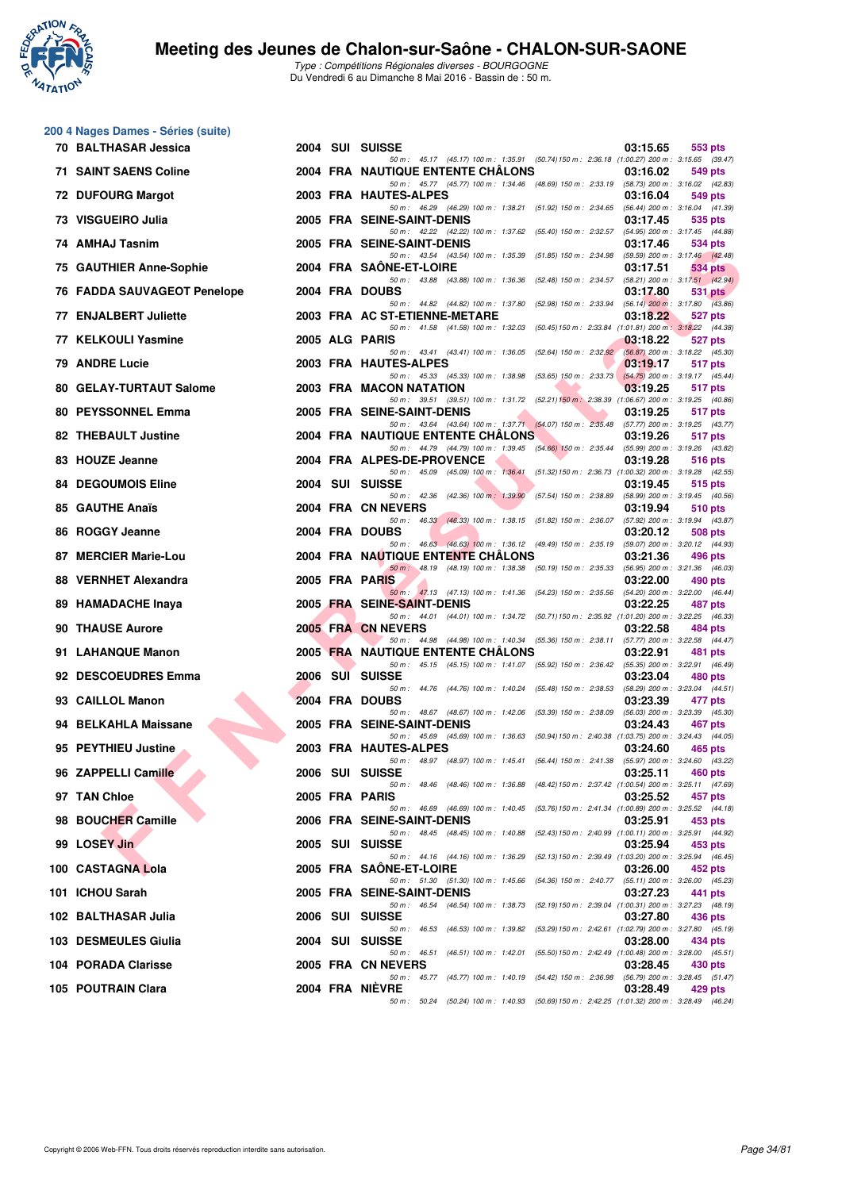## 200 4 Nages Dames - Séries (suite)

| Rang | Nom | Année | Nat | Club | Temps | Points |
|---|---|---|---|---|---|---|
| 70 | BALTHASAR Jessica | 2004 | SUI | SUISSE | 03:15.65 | 553 pts |
| | 50 m : 45.17 (45.17) 100 m : 1:35.91 (50.74) 150 m : 2:36.18 (1:00.27) 200 m : 3:15.65 (39.47) | | | | | |
| 71 | SAINT SAENS Coline | 2004 | FRA | NAUTIQUE ENTENTE CHÂLONS | 03:16.02 | 549 pts |
| | 50 m : 45.77 (45.77) 100 m : 1:34.46 (48.69) 150 m : 2:33.19 (58.73) 200 m : 3:16.02 (42.83) | | | | | |
| 72 | DUFOURG Margot | 2003 | FRA | HAUTES-ALPES | 03:16.04 | 549 pts |
| | 50 m : 46.29 (46.29) 100 m : 1:38.21 (51.92) 150 m : 2:34.65 (56.44) 200 m : 3:16.04 (41.39) | | | | | |
| 73 | VISGUEIRO Julia | 2005 | FRA | SEINE-SAINT-DENIS | 03:17.45 | 535 pts |
| | 50 m : 42.22 (42.22) 100 m : 1:37.62 (55.40) 150 m : 2:32.57 (54.95) 200 m : 3:17.45 (44.88) | | | | | |
| 74 | AMHAJ Tasnim | 2005 | FRA | SEINE-SAINT-DENIS | 03:17.46 | 534 pts |
| | 50 m : 43.54 (43.54) 100 m : 1:35.39 (51.85) 150 m : 2:34.98 (59.59) 200 m : 3:17.46 (42.48) | | | | | |
| 75 | GAUTHIER Anne-Sophie | 2004 | FRA | SAÔNE-ET-LOIRE | 03:17.51 | 534 pts |
| | 50 m : 43.88 (43.88) 100 m : 1:36.36 (52.48) 150 m : 2:34.57 (58.21) 200 m : 3:17.51 (42.94) | | | | | |
| 76 | FADDA SAUVAGEOT Penelope | 2004 | FRA | DOUBS | 03:17.80 | 531 pts |
| | 50 m : 44.82 (44.82) 100 m : 1:37.80 (52.98) 150 m : 2:33.94 (56.14) 200 m : 3:17.80 (43.86) | | | | | |
| 77 | ENJALBERT Juliette | 2003 | FRA | AC ST-ETIENNE-METARE | 03:18.22 | 527 pts |
| | 50 m : 41.58 (41.58) 100 m : 1:32.03 (50.45) 150 m : 2:33.84 (1:01.81) 200 m : 3:18.22 (44.38) | | | | | |
| 77 | KELKOULI Yasmine | 2005 | ALG | PARIS | 03:18.22 | 527 pts |
| | 50 m : 43.41 (43.41) 100 m : 1:36.05 (52.64) 150 m : 2:32.92 (56.87) 200 m : 3:18.22 (45.30) | | | | | |
| 79 | ANDRE Lucie | 2003 | FRA | HAUTES-ALPES | 03:19.17 | 517 pts |
| | 50 m : 45.33 (45.33) 100 m : 1:38.98 (53.65) 150 m : 2:33.73 (54.75) 200 m : 3:19.17 (45.44) | | | | | |
| 80 | GELAY-TURTAUT Salome | 2003 | FRA | MACON NATATION | 03:19.25 | 517 pts |
| | 50 m : 39.51 (39.51) 100 m : 1:31.72 (52.21) 150 m : 2:38.39 (1:06.67) 200 m : 3:19.25 (40.86) | | | | | |
| 80 | PEYSSONNEL Emma | 2005 | FRA | SEINE-SAINT-DENIS | 03:19.25 | 517 pts |
| | 50 m : 43.64 (43.64) 100 m : 1:37.71 (54.07) 150 m : 2:35.48 (57.77) 200 m : 3:19.25 (43.77) | | | | | |
| 82 | THEBAULT Justine | 2004 | FRA | NAUTIQUE ENTENTE CHÂLONS | 03:19.26 | 517 pts |
| | 50 m : 44.79 (44.79) 100 m : 1:39.45 (54.66) 150 m : 2:35.44 (55.99) 200 m : 3:19.26 (43.82) | | | | | |
| 83 | HOUZE Jeanne | 2004 | FRA | ALPES-DE-PROVENCE | 03:19.28 | 516 pts |
| | 50 m : 45.09 (45.09) 100 m : 1:36.41 (51.32) 150 m : 2:36.73 (1:00.32) 200 m : 3:19.28 (42.55) | | | | | |
| 84 | DEGOUMOIS Eline | 2004 | SUI | SUISSE | 03:19.45 | 515 pts |
| | 50 m : 42.36 (42.36) 100 m : 1:39.90 (57.54) 150 m : 2:38.89 (58.99) 200 m : 3:19.45 (40.56) | | | | | |
| 85 | GAUTHE Anaïs | 2004 | FRA | CN NEVERS | 03:19.94 | 510 pts |
| | 50 m : 46.33 (46.33) 100 m : 1:38.15 (51.82) 150 m : 2:36.07 (57.92) 200 m : 3:19.94 (43.87) | | | | | |
| 86 | ROGGY Jeanne | 2004 | FRA | DOUBS | 03:20.12 | 508 pts |
| | 50 m : 46.63 (46.63) 100 m : 1:36.12 (49.49) 150 m : 2:35.19 (59.07) 200 m : 3:20.12 (44.93) | | | | | |
| 87 | MERCIER Marie-Lou | 2004 | FRA | NAUTIQUE ENTENTE CHÂLONS | 03:21.36 | 496 pts |
| | 50 m : 48.19 (48.19) 100 m : 1:38.38 (50.19) 150 m : 2:35.33 (56.95) 200 m : 3:21.36 (46.03) | | | | | |
| 88 | VERNHET Alexandra | 2005 | FRA | PARIS | 03:22.00 | 490 pts |
| | 50 m : 47.13 (47.13) 100 m : 1:41.36 (54.23) 150 m : 2:35.56 (54.20) 200 m : 3:22.00 (46.44) | | | | | |
| 89 | HAMADACHE Inaya | 2005 | FRA | SEINE-SAINT-DENIS | 03:22.25 | 487 pts |
| | 50 m : 44.01 (44.01) 100 m : 1:34.72 (50.71) 150 m : 2:35.92 (1:01.20) 200 m : 3:22.25 (46.33) | | | | | |
| 90 | THAUSE Aurore | 2005 | FRA | CN NEVERS | 03:22.58 | 484 pts |
| | 50 m : 44.98 (44.98) 100 m : 1:40.34 (55.36) 150 m : 2:38.11 (57.77) 200 m : 3:22.58 (44.47) | | | | | |
| 91 | LAHANQUE Manon | 2005 | FRA | NAUTIQUE ENTENTE CHÂLONS | 03:22.91 | 481 pts |
| | 50 m : 45.15 (45.15) 100 m : 1:41.07 (55.92) 150 m : 2:36.42 (55.35) 200 m : 3:22.91 (46.49) | | | | | |
| 92 | DESCOEUDRES Emma | 2006 | SUI | SUISSE | 03:23.04 | 480 pts |
| | 50 m : 44.76 (44.76) 100 m : 1:40.24 (55.48) 150 m : 2:38.53 (58.29) 200 m : 3:23.04 (44.51) | | | | | |
| 93 | CAILLOL Manon | 2004 | FRA | DOUBS | 03:23.39 | 477 pts |
| | 50 m : 48.67 (48.67) 100 m : 1:42.06 (53.39) 150 m : 2:38.09 (56.03) 200 m : 3:23.39 (45.30) | | | | | |
| 94 | BELKAHLA Maissane | 2005 | FRA | SEINE-SAINT-DENIS | 03:24.43 | 467 pts |
| | 50 m : 45.69 (45.69) 100 m : 1:36.63 (50.94) 150 m : 2:40.38 (1:03.75) 200 m : 3:24.43 (44.05) | | | | | |
| 95 | PEYTHIEU Justine | 2003 | FRA | HAUTES-ALPES | 03:24.60 | 465 pts |
| | 50 m : 48.97 (48.97) 100 m : 1:45.41 (56.44) 150 m : 2:41.38 (55.97) 200 m : 3:24.60 (43.22) | | | | | |
| 96 | ZAPPELLI Camille | 2006 | SUI | SUISSE | 03:25.11 | 460 pts |
| | 50 m : 48.46 (48.46) 100 m : 1:36.88 (48.42) 150 m : 2:37.42 (1:00.54) 200 m : 3:25.11 (47.69) | | | | | |
| 97 | TAN Chloe | 2005 | FRA | PARIS | 03:25.52 | 457 pts |
| | 50 m : 46.69 (46.69) 100 m : 1:40.45 (53.76) 150 m : 2:41.34 (1:00.89) 200 m : 3:25.52 (44.18) | | | | | |
| 98 | BOUCHER Camille | 2006 | FRA | SEINE-SAINT-DENIS | 03:25.91 | 453 pts |
| | 50 m : 48.45 (48.45) 100 m : 1:40.88 (52.43) 150 m : 2:40.99 (1:00.11) 200 m : 3:25.91 (44.92) | | | | | |
| 99 | LOSEY Jin | 2005 | SUI | SUISSE | 03:25.94 | 453 pts |
| | 50 m : 44.16 (44.16) 100 m : 1:36.29 (52.13) 150 m : 2:39.49 (1:03.20) 200 m : 3:25.94 (46.45) | | | | | |
| 100 | CASTAGNA Lola | 2005 | FRA | SAÔNE-ET-LOIRE | 03:26.00 | 452 pts |
| | 50 m : 51.30 (51.30) 100 m : 1:45.66 (54.36) 150 m : 2:40.77 (55.11) 200 m : 3:26.00 (45.23) | | | | | |
| 101 | ICHOU Sarah | 2005 | FRA | SEINE-SAINT-DENIS | 03:27.23 | 441 pts |
| | 50 m : 46.54 (46.54) 100 m : 1:38.73 (52.19) 150 m : 2:39.04 (1:00.31) 200 m : 3:27.23 (48.19) | | | | | |
| 102 | BALTHASAR Julia | 2006 | SUI | SUISSE | 03:27.80 | 436 pts |
| | 50 m : 46.53 (46.53) 100 m : 1:39.82 (53.29) 150 m : 2:42.61 (1:02.79) 200 m : 3:27.80 (45.19) | | | | | |
| 103 | DESMEULES Giulia | 2004 | SUI | SUISSE | 03:28.00 | 434 pts |
| | 50 m : 46.51 (46.51) 100 m : 1:42.01 (55.50) 150 m : 2:42.49 (1:00.48) 200 m : 3:28.00 (45.51) | | | | | |
| 104 | PORADA Clarisse | 2005 | FRA | CN NEVERS | 03:28.45 | 430 pts |
| | 50 m : 45.77 (45.77) 100 m : 1:40.19 (54.42) 150 m : 2:36.98 (56.79) 200 m : 3:28.45 (51.47) | | | | | |
| 105 | POUTRAIN Clara | 2004 | FRA | NIÈVRE | 03:28.49 | 429 pts |
| | 50 m : 50.24 (50.24) 100 m : 1:40.93 (50.69) 150 m : 2:42.25 (1:01.32) 200 m : 3:28.49 (46.24) | | | | | |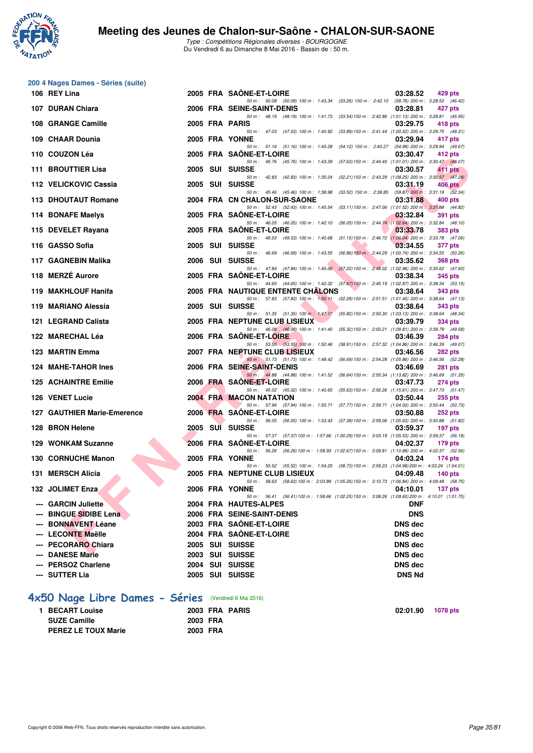## 200 4 Nages Dames - Séries (suite)

| Rang | Nom | Année | Nat | Club | Temps | Points |
|---|---|---|---|---|---|---|
| 106 | REY Lina | 2005 | FRA | SAÔNE-ET-LOIRE | 03:28.52 | 429 pts |
| | 50 m : 50.08 (50.08) 100 m : 1:43.34 (53.26) 150 m : 2:42.10 (58.76) 200 m : 3:28.52 (46.42) | | | | | |
| 107 | DURAN Chiara | 2006 | FRA | SEINE-SAINT-DENIS | 03:28.81 | 427 pts |
| | 50 m : 48.19 (48.19) 100 m : 1:41.73 (53.54) 150 m : 2:42.86 (1:01.13) 200 m : 3:28.81 (45.95) | | | | | |
| 108 | GRANGE Camille | 2005 | FRA | PARIS | 03:29.75 | 418 pts |
| | 50 m : 47.03 (47.03) 100 m : 1:40.92 (53.89) 150 m : 2:41.44 (1:00.52) 200 m : 3:29.75 (48.31) | | | | | |
| 109 | CHAAR Dounia | 2005 | FRA | YONNE | 03:29.94 | 417 pts |
| | 50 m : 51.16 (51.16) 100 m : 1:45.28 (54.12) 150 m : 2:40.27 (54.99) 200 m : 3:29.94 (49.67) | | | | | |
| 110 | COUZON Léa | 2005 | FRA | SAÔNE-ET-LOIRE | 03:30.47 | 412 pts |
| | 50 m : 45.76 (45.76) 100 m : 1:43.39 (57.63) 150 m : 2:44.40 (1:01.01) 200 m : 3:30.47 (46.07) | | | | | |
| 111 | BROUTTIER Lisa | 2005 | SUI | SUISSE | 03:30.57 | 411 pts |
| | 50 m : 42.83 (42.83) 100 m : 1:35.04 (52.21) 150 m : 2:43.29 (1:08.25) 200 m : 3:30.57 (47.28) | | | | | |
| 112 | VELICKOVIC Cassia | 2005 | SUI | SUISSE | 03:31.19 | 406 pts |
| | 50 m : 45.46 (45.46) 100 m : 1:38.98 (53.52) 150 m : 2:38.85 (59.87) 200 m : 3:31.19 (52.34) | | | | | |
| 113 | DHOUTAUT Romane | 2004 | FRA | CN CHALON-SUR-SAONE | 03:31.88 | 400 pts |
| | 50 m : 52.43 (52.43) 100 m : 1:45.54 (53.11) 150 m : 2:47.06 (1:01.52) 200 m : 3:31.88 (44.82) | | | | | |
| 114 | BONAFE Maelys | 2005 | FRA | SAÔNE-ET-LOIRE | 03:32.84 | 391 pts |
| | 50 m : 46.05 (46.05) 100 m : 1:42.10 (56.05) 150 m : 2:44.74 (1:02.64) 200 m : 3:32.84 (48.10) | | | | | |
| 115 | DEVELET Rayana | 2005 | FRA | SAÔNE-ET-LOIRE | 03:33.78 | 383 pts |
| | 50 m : 49.53 (49.53) 100 m : 1:40.68 (51.15) 150 m : 2:46.72 (1:06.04) 200 m : 3:33.78 (47.06) | | | | | |
| 116 | GASSO Sofia | 2005 | SUI | SUISSE | 03:34.55 | 377 pts |
| | 50 m : 46.69 (46.69) 100 m : 1:43.55 (56.86) 150 m : 2:44.29 (1:00.74) 200 m : 3:34.55 (50.26) | | | | | |
| 117 | GAGNEBIN Malika | 2006 | SUI | SUISSE | 03:35.62 | 368 pts |
| | 50 m : 47.84 (47.84) 100 m : 1:45.06 (57.22) 150 m : 2:48.02 (1:02.96) 200 m : 3:35.62 (47.60) | | | | | |
| 118 | MERZÉ Aurore | 2005 | FRA | SAÔNE-ET-LOIRE | 03:38.34 | 345 pts |
| | 50 m : 44.65 (44.65) 100 m : 1:42.32 (57.67) 150 m : 2:45.19 (1:02.87) 200 m : 3:38.34 (53.15) | | | | | |
| 119 | MAKHLOUF Hanifa | 2005 | FRA | NAUTIQUE ENTENTE CHÂLONS | 03:38.64 | 343 pts |
| | 50 m : 57.83 (57.83) 100 m : 1:50.11 (52.28) 150 m : 2:51.51 (1:01.40) 200 m : 3:38.64 (47.13) | | | | | |
| 119 | MARIANO Alessia | 2005 | SUI | SUISSE | 03:38.64 | 343 pts |
| | 50 m : 51.35 (51.35) 100 m : 1:47.17 (55.82) 150 m : 2:50.30 (1:03.13) 200 m : 3:38.64 (48.34) | | | | | |
| 121 | LEGRAND Calista | 2005 | FRA | NEPTUNE CLUB LISIEUX | 03:39.79 | 334 pts |
| | 50 m : 46.08 (46.08) 100 m : 1:41.40 (55.32) 150 m : 2:50.21 (1:08.81) 200 m : 3:39.79 (49.58) | | | | | |
| 122 | MARECHAL Léa | 2006 | FRA | SAÔNE-ET-LOIRE | 03:46.39 | 284 pts |
| | 50 m : 53.55 (53.55) 100 m : 1:52.46 (58.91) 150 m : 2:57.32 (1:04.86) 200 m : 3:46.39 (49.07) | | | | | |
| 123 | MARTIN Emma | 2007 | FRA | NEPTUNE CLUB LISIEUX | 03:46.56 | 282 pts |
| | 50 m : 51.73 (51.73) 100 m : 1:48.42 (56.69) 150 m : 2:54.28 (1:05.86) 200 m : 3:46.56 (52.28) | | | | | |
| 124 | MAHE-TAHOR Ines | 2006 | FRA | SEINE-SAINT-DENIS | 03:46.69 | 281 pts |
| | 50 m : 44.88 (44.88) 100 m : 1:41.52 (56.64) 150 m : 2:55.34 (1:13.82) 200 m : 3:46.69 (51.35) | | | | | |
| 125 | ACHAINTRE Emilie | 2006 | FRA | SAÔNE-ET-LOIRE | 03:47.73 | 274 pts |
| | 50 m : 45.02 (45.02) 100 m : 1:40.65 (55.63) 150 m : 2:56.26 (1:15.61) 200 m : 3:47.73 (51.47) | | | | | |
| 126 | VENET Lucie | 2004 | FRA | MACON NATATION | 03:50.44 | 255 pts |
| | 50 m : 57.94 (57.94) 100 m : 1:55.71 (57.77) 150 m : 2:59.71 (1:04.00) 200 m : 3:50.44 (50.73) | | | | | |
| 127 | GAUTHIER Marie-Emerence | 2006 | FRA | SAÔNE-ET-LOIRE | 03:50.88 | 252 pts |
| | 50 m : 56.05 (56.05) 100 m : 1:53.43 (57.38) 150 m : 2:59.06 (1:05.63) 200 m : 3:50.88 (51.82) | | | | | |
| 128 | BRON Helene | 2005 | SUI | SUISSE | 03:59.37 | 197 pts |
| | 50 m : 57.37 (57.37) 100 m : 1:57.66 (1:00.29) 150 m : 3:03.19 (1:05.53) 200 m : 3:59.37 (56.18) | | | | | |
| 129 | WONKAM Suzanne | 2006 | FRA | SAÔNE-ET-LOIRE | 04:02.37 | 179 pts |
| | 50 m : 56.26 (56.26) 100 m : 1:58.93 (1:02.67) 150 m : 3:09.81 (1:10.88) 200 m : 4:02.37 (52.56) | | | | | |
| 130 | CORNUCHE Manon | 2005 | FRA | YONNE | 04:03.24 | 174 pts |
| | 50 m : 55.52 (55.52) 100 m : 1:54.25 (58.73) 150 m : 2:59.23 (1:04.98) 200 m : 4:03.24 (1:04.01) | | | | | |
| 131 | MERSCH Alicia | 2005 | FRA | NEPTUNE CLUB LISIEUX | 04:09.48 | 140 pts |
| | 50 m : 58.63 (58.63) 100 m : 2:03.89 (1:05.26) 150 m : 3:10.73 (1:06.84) 200 m : 4:09.48 (58.75) | | | | | |
| 132 | JOLIMET Enza | 2006 | FRA | YONNE | 04:10.01 | 137 pts |
| | 50 m : 56.41 (56.41) 100 m : 1:58.66 (1:02.25) 150 m : 3:08.26 (1:09.60) 200 m : 4:10.01 (1:01.75) | | | | | |
| --- | GARCIN Juliette | 2004 | FRA | HAUTES-ALPES | DNF | |
| --- | BINGUE SIDIBE Lena | 2006 | FRA | SEINE-SAINT-DENIS | DNS | |
| --- | BONNAVENT Léane | 2003 | FRA | SAÔNE-ET-LOIRE | DNS dec | |
| --- | LECONTE Maëlle | 2004 | FRA | SAÔNE-ET-LOIRE | DNS dec | |
| --- | PECORARO Chiara | 2005 | SUI | SUISSE | DNS dec | |
| --- | DANESE Marie | 2003 | SUI | SUISSE | DNS dec | |
| --- | PERSOZ Charlene | 2004 | SUI | SUISSE | DNS dec | |
| --- | SUTTER Lia | 2005 | SUI | SUISSE | DNS Nd | |

## 4x50 Nage Libre Dames - Séries (Vendredi 6 Mai 2016)

| Rang | Nom | Année | Nat | Club | Temps | Points |
|---|---|---|---|---|---|---|
| 1 | BECART Louise | 2003 | FRA | PARIS | 02:01.90 | 1078 pts |
| | SUZE Camille | 2003 | FRA | | | |
| | PEREZ LE TOUX Marie | 2003 | FRA | | | |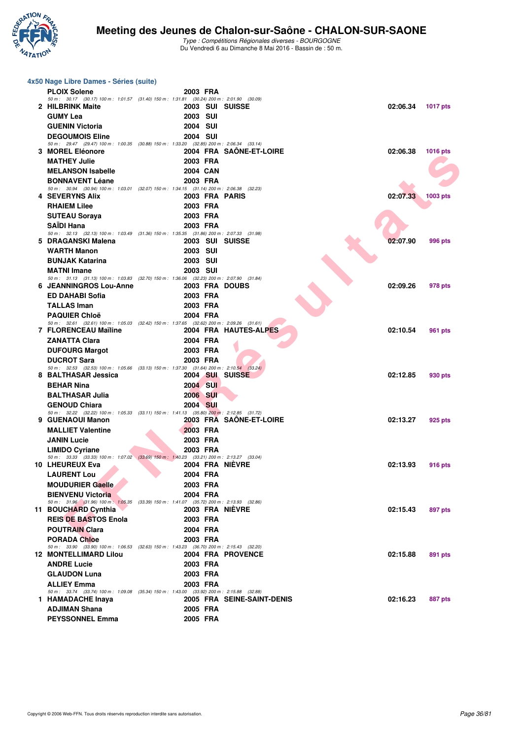## 4x50 Nage Libre Dames - Séries (suite)

| Place | Nom | Année | Nat | Club | Temps | Points |
|---|---|---|---|---|---|---|
| | PLOIX Solene | 2003 | FRA | | | |
| | 50 m : 30.17 (30.17) 100 m : 1:01.57 (31.40) 150 m : 1:31.81 (30.24) 200 m : 2:01.90 (30.09) | | | | | |
| 2 | HILBRINK Maite | 2003 | SUI | SUISSE | 02:06.34 | 1017 pts |
| | GUMY Lea | 2003 | SUI | | | |
| | GUENIN Victoria | 2004 | SUI | | | |
| | DEGOUMOIS Eline | 2004 | SUI | | | |
| | 50 m : 29.47 (29.47) 100 m : 1:00.35 (30.88) 150 m : 1:33.20 (32.85) 200 m : 2:06.34 (33.14) | | | | | |
| 3 | MOREL Eléonore | 2004 | FRA | SAÔNE-ET-LOIRE | 02:06.38 | 1016 pts |
| | MATHEY Julie | 2003 | FRA | | | |
| | MELANSON Isabelle | 2004 | CAN | | | |
| | BONNAVENT Léane | 2003 | FRA | | | |
| | 50 m : 30.94 (30.94) 100 m : 1:03.01 (32.07) 150 m : 1:34.15 (31.14) 200 m : 2:06.38 (32.23) | | | | | |
| 4 | SEVERYNS Alix | 2003 | FRA | PARIS | 02:07.33 | 1003 pts |
| | RHAIEM Lilee | 2003 | FRA | | | |
| | SUTEAU Soraya | 2003 | FRA | | | |
| | SAÏDI Hana | 2003 | FRA | | | |
| | 50 m : 32.13 (32.13) 100 m : 1:03.49 (31.36) 150 m : 1:35.35 (31.86) 200 m : 2:07.33 (31.98) | | | | | |
| 5 | DRAGANSKI Malena | 2003 | SUI | SUISSE | 02:07.90 | 996 pts |
| | WARTH Manon | 2003 | SUI | | | |
| | BUNJAK Katarina | 2003 | SUI | | | |
| | MATNI Imane | 2003 | SUI | | | |
| | 50 m : 31.13 (31.13) 100 m : 1:03.83 (32.70) 150 m : 1:36.06 (32.23) 200 m : 2:07.90 (31.84) | | | | | |
| 6 | JEANNINGROS Lou-Anne | 2003 | FRA | DOUBS | 02:09.26 | 978 pts |
| | ED DAHABI Sofia | 2003 | FRA | | | |
| | TALLAS Iman | 2003 | FRA | | | |
| | PAQUIER Chloë | 2004 | FRA | | | |
| | 50 m : 32.61 (32.61) 100 m : 1:05.03 (32.42) 150 m : 1:37.65 (32.62) 200 m : 2:09.26 (31.61) | | | | | |
| 7 | FLORENCEAU Maïline | 2004 | FRA | HAUTES-ALPES | 02:10.54 | 961 pts |
| | ZANATTA Clara | 2004 | FRA | | | |
| | DUFOURG Margot | 2003 | FRA | | | |
| | DUCROT Sara | 2003 | FRA | | | |
| | 50 m : 32.53 (32.53) 100 m : 1:05.66 (33.13) 150 m : 1:37.30 (31.64) 200 m : 2:10.54 (33.24) | | | | | |
| 8 | BALTHASAR Jessica | 2004 | SUI | SUISSE | 02:12.85 | 930 pts |
| | BEHAR Nina | 2004 | SUI | | | |
| | BALTHASAR Julia | 2006 | SUI | | | |
| | GENOUD Chiara | 2004 | SUI | | | |
| | 50 m : 32.22 (32.22) 100 m : 1:05.33 (33.11) 150 m : 1:41.13 (35.80) 200 m : 2:12.85 (31.72) | | | | | |
| 9 | GUENAOUI Manon | 2003 | FRA | SAÔNE-ET-LOIRE | 02:13.27 | 925 pts |
| | MALLIET Valentine | 2003 | FRA | | | |
| | JANIN Lucie | 2003 | FRA | | | |
| | LIMIDO Cyriane | 2003 | FRA | | | |
| | 50 m : 33.33 (33.33) 100 m : 1:07.02 (33.69) 150 m : 1:40.23 (33.21) 200 m : 2:13.27 (33.04) | | | | | |
| 10 | LHEUREUX Eva | 2004 | FRA | NIÈVRE | 02:13.93 | 916 pts |
| | LAURENT Lou | 2004 | FRA | | | |
| | MOUDURIER Gaelle | 2003 | FRA | | | |
| | BIENVENU Victoria | 2004 | FRA | | | |
| | 50 m : 31.96 (31.96) 100 m : 1:05.35 (33.39) 150 m : 1:41.07 (35.72) 200 m : 2:13.93 (32.86) | | | | | |
| 11 | BOUCHARD Cynthia | 2003 | FRA | NIÈVRE | 02:15.43 | 897 pts |
| | REIS DE BASTOS Enola | 2003 | FRA | | | |
| | POUTRAIN Clara | 2004 | FRA | | | |
| | PORADA Chloe | 2003 | FRA | | | |
| | 50 m : 33.90 (33.90) 100 m : 1:06.53 (32.63) 150 m : 1:43.23 (36.70) 200 m : 2:15.43 (32.20) | | | | | |
| 12 | MONTELLIMARD Lilou | 2004 | FRA | PROVENCE | 02:15.88 | 891 pts |
| | ANDRE Lucie | 2003 | FRA | | | |
| | GLAUDON Luna | 2003 | FRA | | | |
| | ALLIEY Emma | 2003 | FRA | | | |
| | 50 m : 33.74 (33.74) 100 m : 1:09.08 (35.34) 150 m : 1:43.00 (33.92) 200 m : 2:15.88 (32.88) | | | | | |
| 1 | HAMADACHE Inaya | 2005 | FRA | SEINE-SAINT-DENIS | 02:16.23 | 887 pts |
| | ADJIMAN Shana | 2005 | FRA | | | |
| | PEYSSONNEL Emma | 2005 | FRA | | | |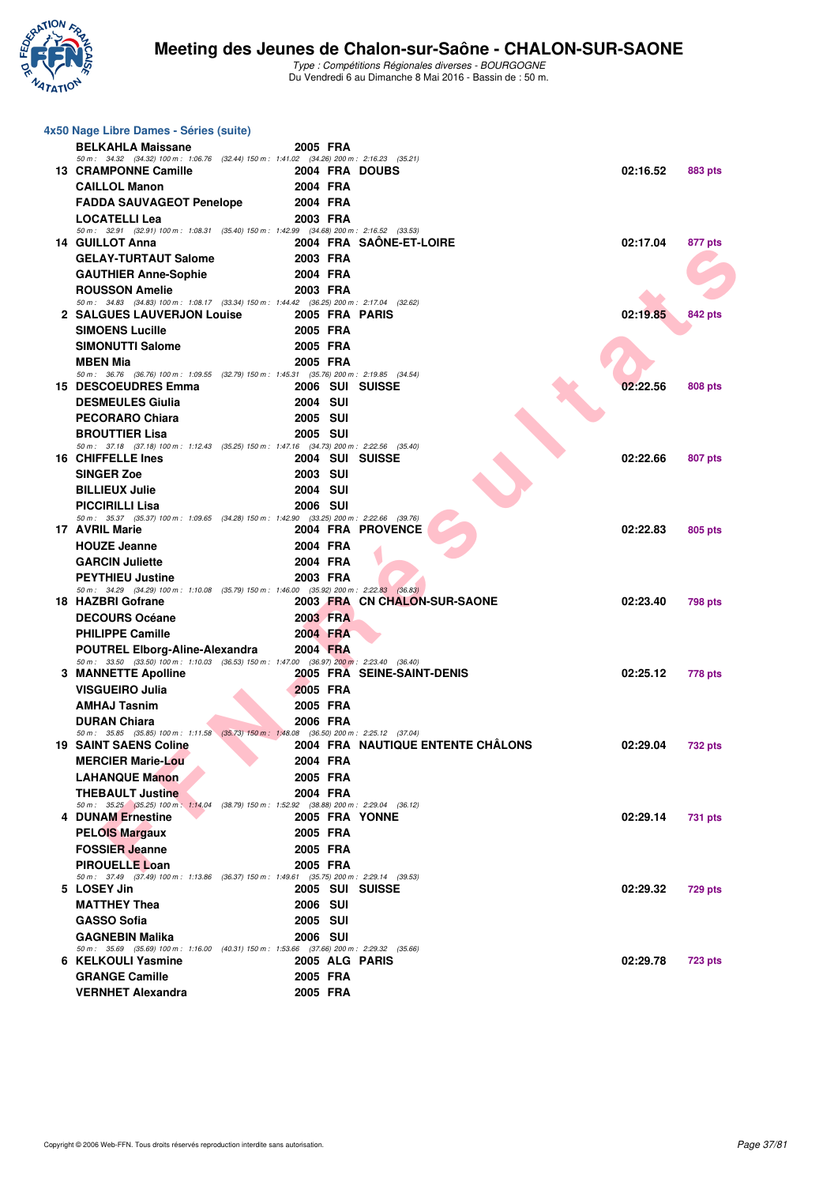## 4x50 Nage Libre Dames - Séries (suite)

| Rang | Nom | Année | Nat. | Club | Temps | Points |
|---|---|---|---|---|---|---|
| | BELKAHLA Maissane | 2005 | FRA | | | |
| | 50 m : 34.32 (34.32) 100 m : 1:06.76 (32.44) 150 m : 1:41.02 (34.26) 200 m : 2:16.23 (35.21) | | | | | |
| 13 | CRAMPONNE Camille | 2004 | FRA | DOUBS | 02:16.52 | 883 pts |
| | CAILLOL Manon | 2004 | FRA | | | |
| | FADDA SAUVAGEOT Penelope | 2004 | FRA | | | |
| | LOCATELLI Lea | 2003 | FRA | | | |
| | 50 m : 32.91 (32.91) 100 m : 1:08.31 (35.40) 150 m : 1:42.99 (34.68) 200 m : 2:16.52 (33.53) | | | | | |
| 14 | GUILLOT Anna | 2004 | FRA | SAÔNE-ET-LOIRE | 02:17.04 | 877 pts |
| | GELAY-TURTAUT Salome | 2003 | FRA | | | |
| | GAUTHIER Anne-Sophie | 2004 | FRA | | | |
| | ROUSSON Amelie | 2003 | FRA | | | |
| | 50 m : 34.83 (34.83) 100 m : 1:08.17 (33.34) 150 m : 1:44.42 (36.25) 200 m : 2:17.04 (32.62) | | | | | |
| 2 | SALGUES LAUVERJON Louise | 2005 | FRA | PARIS | 02:19.85 | 842 pts |
| | SIMOENS Lucille | 2005 | FRA | | | |
| | SIMONUTTI Salome | 2005 | FRA | | | |
| | MBEN Mia | 2005 | FRA | | | |
| | 50 m : 36.76 (36.76) 100 m : 1:09.55 (32.79) 150 m : 1:45.31 (35.76) 200 m : 2:19.85 (34.54) | | | | | |
| 15 | DESCOEUDRES Emma | 2006 | SUI | SUISSE | 02:22.56 | 808 pts |
| | DESMEULES Giulia | 2004 | SUI | | | |
| | PECORARO Chiara | 2005 | SUI | | | |
| | BROUTTIER Lisa | 2005 | SUI | | | |
| | 50 m : 37.18 (37.18) 100 m : 1:12.43 (35.25) 150 m : 1:47.16 (34.73) 200 m : 2:22.56 (35.40) | | | | | |
| 16 | CHIFFELLE Ines | 2004 | SUI | SUISSE | 02:22.66 | 807 pts |
| | SINGER Zoe | 2003 | SUI | | | |
| | BILLIEUX Julie | 2004 | SUI | | | |
| | PICCIRILLI Lisa | 2006 | SUI | | | |
| | 50 m : 35.37 (35.37) 100 m : 1:09.65 (34.28) 150 m : 1:42.90 (33.25) 200 m : 2:22.66 (39.76) | | | | | |
| 17 | AVRIL Marie | 2004 | FRA | PROVENCE | 02:22.83 | 805 pts |
| | HOUZE Jeanne | 2004 | FRA | | | |
| | GARCIN Juliette | 2004 | FRA | | | |
| | PEYTHIEU Justine | 2003 | FRA | | | |
| | 50 m : 34.29 (34.29) 100 m : 1:10.08 (35.79) 150 m : 1:46.00 (35.92) 200 m : 2:22.83 (36.83) | | | | | |
| 18 | HAZBRI Gofrane | 2003 | FRA | CN CHALON-SUR-SAONE | 02:23.40 | 798 pts |
| | DECOURS Océane | 2003 | FRA | | | |
| | PHILIPPE Camille | 2004 | FRA | | | |
| | POUTREL Elborg-Aline-Alexandra | 2004 | FRA | | | |
| | 50 m : 33.50 (33.50) 100 m : 1:10.03 (36.53) 150 m : 1:47.00 (36.97) 200 m : 2:23.40 (36.40) | | | | | |
| 3 | MANNETTE Apolline | 2005 | FRA | SEINE-SAINT-DENIS | 02:25.12 | 778 pts |
| | VISGUEIRO Julia | 2005 | FRA | | | |
| | AMHAJ Tasnim | 2005 | FRA | | | |
| | DURAN Chiara | 2006 | FRA | | | |
| | 50 m : 35.85 (35.85) 100 m : 1:11.58 (35.73) 150 m : 1:48.08 (36.50) 200 m : 2:25.12 (37.04) | | | | | |
| 19 | SAINT SAENS Coline | 2004 | FRA | NAUTIQUE ENTENTE CHÂLONS | 02:29.04 | 732 pts |
| | MERCIER Marie-Lou | 2004 | FRA | | | |
| | LAHANQUE Manon | 2005 | FRA | | | |
| | THEBAULT Justine | 2004 | FRA | | | |
| | 50 m : 35.25 (35.25) 100 m : 1:14.04 (38.79) 150 m : 1:52.92 (38.88) 200 m : 2:29.04 (36.12) | | | | | |
| 4 | DUNAM Ernestine | 2005 | FRA | YONNE | 02:29.14 | 731 pts |
| | PELOIS Margaux | 2005 | FRA | | | |
| | FOSSIER Jeanne | 2005 | FRA | | | |
| | PIROUELLE Loan | 2005 | FRA | | | |
| | 50 m : 37.49 (37.49) 100 m : 1:13.86 (36.37) 150 m : 1:49.61 (35.75) 200 m : 2:29.14 (39.53) | | | | | |
| 5 | LOSEY Jin | 2005 | SUI | SUISSE | 02:29.32 | 729 pts |
| | MATTHEY Thea | 2006 | SUI | | | |
| | GASSO Sofia | 2005 | SUI | | | |
| | GAGNEBIN Malika | 2006 | SUI | | | |
| | 50 m : 35.69 (35.69) 100 m : 1:16.00 (40.31) 150 m : 1:53.66 (37.66) 200 m : 2:29.32 (35.66) | | | | | |
| 6 | KELKOULI Yasmine | 2005 | ALG | PARIS | 02:29.78 | 723 pts |
| | GRANGE Camille | 2005 | FRA | | | |
| | VERNHET Alexandra | 2005 | FRA | | | |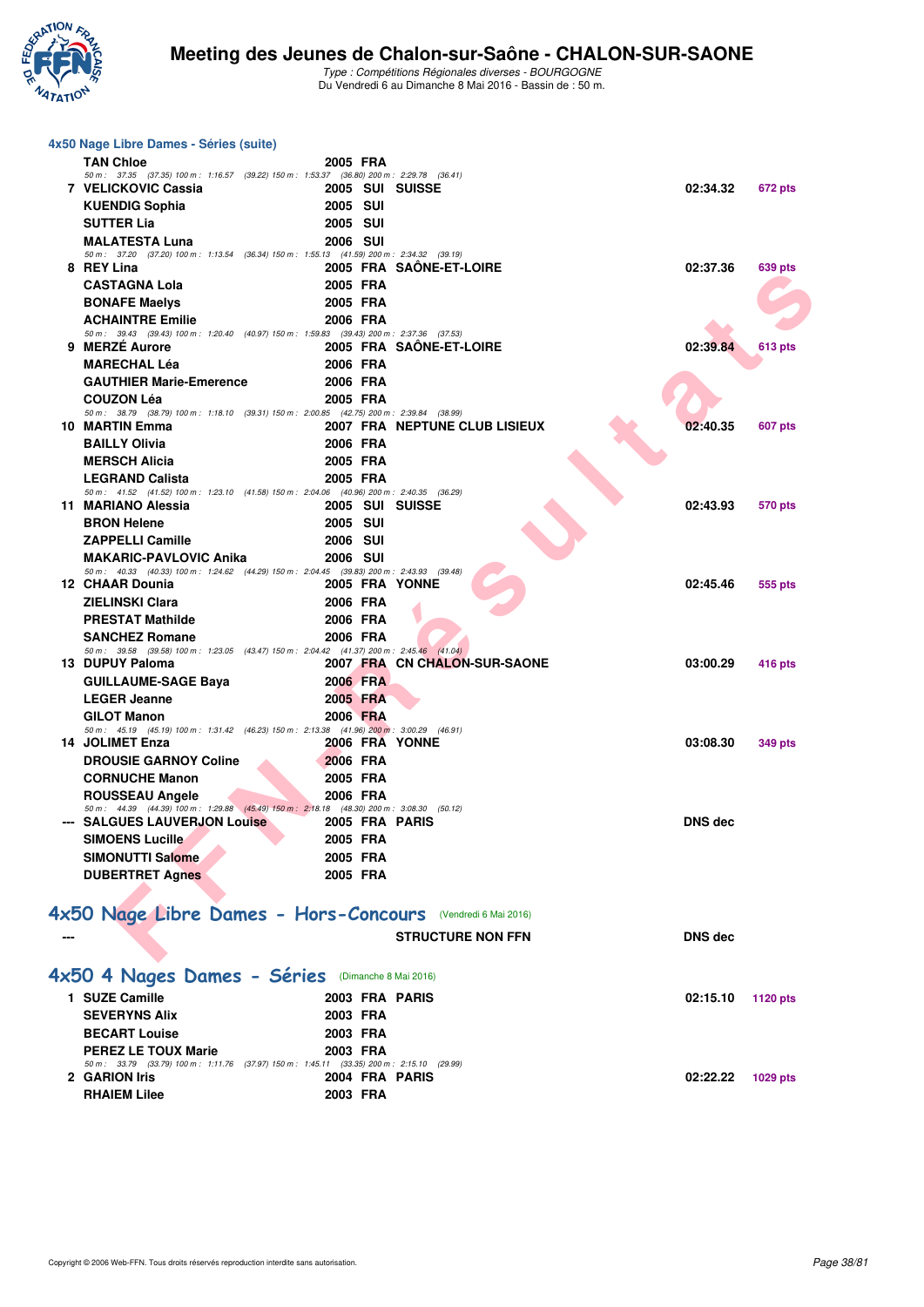### 4x50 Nage Libre Dames - Séries (suite)

| Place | Nom | Année | Nat | Club | Temps | Points |
|---|---|---|---|---|---|---|
| | TAN Chloe | 2005 | FRA | | | |
| | *50 m : 37.35 (37.35) 100 m : 1:16.57 (39.22) 150 m : 1:53.37 (36.80) 200 m : 2:29.78 (36.41)* | | | | | |
| 7 | VELICKOVIC Cassia | 2005 | SUI | SUISSE | 02:34.32 | 672 pts |
| | KUENDIG Sophia | 2005 | SUI | | | |
| | SUTTER Lia | 2005 | SUI | | | |
| | MALATESTA Luna | 2006 | SUI | | | |
| | *50 m : 37.20 (37.20) 100 m : 1:13.54 (36.34) 150 m : 1:55.13 (41.59) 200 m : 2:34.32 (39.19)* | | | | | |
| 8 | REY Lina | 2005 | FRA | SAÔNE-ET-LOIRE | 02:37.36 | 639 pts |
| | CASTAGNA Lola | 2005 | FRA | | | |
| | BONAFE Maelys | 2005 | FRA | | | |
| | ACHAINTRE Emilie | 2006 | FRA | | | |
| | *50 m : 39.43 (39.43) 100 m : 1:20.40 (40.97) 150 m : 1:59.83 (39.43) 200 m : 2:37.36 (37.53)* | | | | | |
| 9 | MERZÉ Aurore | 2005 | FRA | SAÔNE-ET-LOIRE | 02:39.84 | 613 pts |
| | MARECHAL Léa | 2006 | FRA | | | |
| | GAUTHIER Marie-Emerence | 2006 | FRA | | | |
| | COUZON Léa | 2005 | FRA | | | |
| | *50 m : 38.79 (38.79) 100 m : 1:18.10 (39.31) 150 m : 2:00.85 (42.75) 200 m : 2:39.84 (38.99)* | | | | | |
| 10 | MARTIN Emma | 2007 | FRA | NEPTUNE CLUB LISIEUX | 02:40.35 | 607 pts |
| | BAILLY Olivia | 2006 | FRA | | | |
| | MERSCH Alicia | 2005 | FRA | | | |
| | LEGRAND Calista | 2005 | FRA | | | |
| | *50 m : 41.52 (41.52) 100 m : 1:23.10 (41.58) 150 m : 2:04.06 (40.96) 200 m : 2:40.35 (36.29)* | | | | | |
| 11 | MARIANO Alessia | 2005 | SUI | SUISSE | 02:43.93 | 570 pts |
| | BRON Helene | 2005 | SUI | | | |
| | ZAPPELLI Camille | 2006 | SUI | | | |
| | MAKARIC-PAVLOVIC Anika | 2006 | SUI | | | |
| | *50 m : 40.33 (40.33) 100 m : 1:24.62 (44.29) 150 m : 2:04.45 (39.83) 200 m : 2:43.93 (39.48)* | | | | | |
| 12 | CHAAR Dounia | 2005 | FRA | YONNE | 02:45.46 | 555 pts |
| | ZIELINSKI Clara | 2006 | FRA | | | |
| | PRESTAT Mathilde | 2006 | FRA | | | |
| | SANCHEZ Romane | 2006 | FRA | | | |
| | *50 m : 39.58 (39.58) 100 m : 1:23.05 (43.47) 150 m : 2:04.42 (41.37) 200 m : 2:45.46 (41.04)* | | | | | |
| 13 | DUPUY Paloma | 2007 | FRA | CN CHALON-SUR-SAONE | 03:00.29 | 416 pts |
| | GUILLAUME-SAGE Baya | 2006 | FRA | | | |
| | LEGER Jeanne | 2005 | FRA | | | |
| | GILOT Manon | 2006 | FRA | | | |
| | *50 m : 45.19 (45.19) 100 m : 1:31.42 (46.23) 150 m : 2:13.38 (41.96) 200 m : 3:00.29 (46.91)* | | | | | |
| 14 | JOLIMET Enza | 2006 | FRA | YONNE | 03:08.30 | 349 pts |
| | DROUSIE GARNOY Coline | 2006 | FRA | | | |
| | CORNUCHE Manon | 2005 | FRA | | | |
| | ROUSSEAU Angele | 2006 | FRA | | | |
| | *50 m : 44.39 (44.39) 100 m : 1:29.88 (45.49) 150 m : 2:18.18 (48.30) 200 m : 3:08.30 (50.12)* | | | | | |
| --- | SALGUES LAUVERJON Louise | 2005 | FRA | PARIS | DNS dec | |
| | SIMOENS Lucille | 2005 | FRA | | | |
| | SIMONUTTI Salome | 2005 | FRA | | | |
| | DUBERTRET Agnes | 2005 | FRA | | | |

## 4x50 Nage Libre Dames - Hors-Concours (Vendredi 6 Mai 2016)

| Place | Nom | Année | Nat | Club | Temps | Points |
|---|---|---|---|---|---|---|
| --- | | | | STRUCTURE NON FFN | DNS dec | |

## 4x50 4 Nages Dames - Séries (Dimanche 8 Mai 2016)

| Place | Nom | Année | Nat | Club | Temps | Points |
|---|---|---|---|---|---|---|
| 1 | SUZE Camille | 2003 | FRA | PARIS | 02:15.10 | 1120 pts |
| | SEVERYNS Alix | 2003 | FRA | | | |
| | BECART Louise | 2003 | FRA | | | |
| | PEREZ LE TOUX Marie | 2003 | FRA | | | |
| | *50 m : 33.79 (33.79) 100 m : 1:11.76 (37.97) 150 m : 1:45.11 (33.35) 200 m : 2:15.10 (29.99)* | | | | | |
| 2 | GARION Iris | 2004 | FRA | PARIS | 02:22.22 | 1029 pts |
| | RHAIEM Lilee | 2003 | FRA | | | |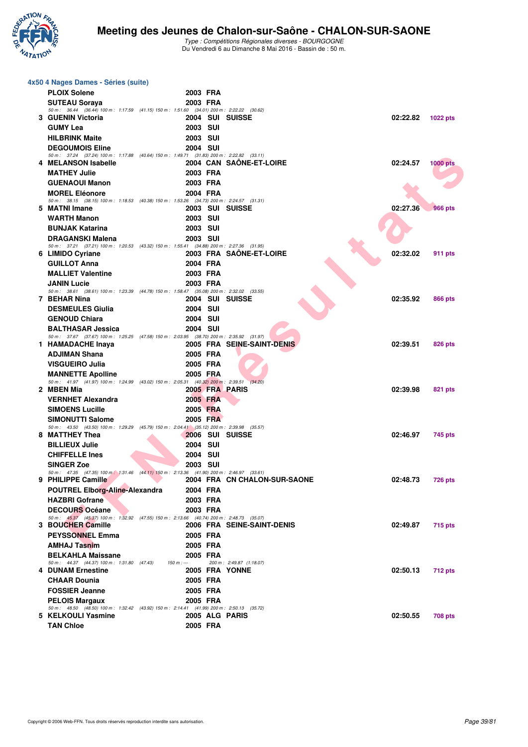## 4x50 4 Nages Dames - Séries (suite)

| | Nom | Année | Nat. | Club | Temps | Points |
|---|---|---|---|---|---|---|
| | PLOIX Solene | 2003 | FRA | | | |
| | SUTEAU Soraya | 2003 | FRA | | | |
| | *50 m : 36.44 (36.44) 100 m : 1:17.59 (41.15) 150 m : 1:51.60 (34.01) 200 m : 2:22.22 (30.62)* | | | | | |
| 3 | GUENIN Victoria | 2004 | SUI | SUISSE | 02:22.82 | 1022 pts |
| | GUMY Lea | 2003 | SUI | | | |
| | HILBRINK Maite | 2003 | SUI | | | |
| | DEGOUMOIS Eline | 2004 | SUI | | | |
| | *50 m : 37.24 (37.24) 100 m : 1:17.88 (40.64) 150 m : 1:49.71 (31.83) 200 m : 2:22.82 (33.11)* | | | | | |
| 4 | MELANSON Isabelle | 2004 | CAN | SAÔNE-ET-LOIRE | 02:24.57 | 1000 pts |
| | MATHEY Julie | 2003 | FRA | | | |
| | GUENAOUI Manon | 2003 | FRA | | | |
| | MOREL Eléonore | 2004 | FRA | | | |
| | *50 m : 38.15 (38.15) 100 m : 1:18.53 (40.38) 150 m : 1:53.26 (34.73) 200 m : 2:24.57 (31.31)* | | | | | |
| 5 | MATNI Imane | 2003 | SUI | SUISSE | 02:27.36 | 966 pts |
| | WARTH Manon | 2003 | SUI | | | |
| | BUNJAK Katarina | 2003 | SUI | | | |
| | DRAGANSKI Malena | 2003 | SUI | | | |
| | *50 m : 37.21 (37.21) 100 m : 1:20.53 (43.32) 150 m : 1:55.41 (34.88) 200 m : 2:27.36 (31.95)* | | | | | |
| 6 | LIMIDO Cyriane | 2003 | FRA | SAÔNE-ET-LOIRE | 02:32.02 | 911 pts |
| | GUILLOT Anna | 2004 | FRA | | | |
| | MALLIET Valentine | 2003 | FRA | | | |
| | JANIN Lucie | 2003 | FRA | | | |
| | *50 m : 38.61 (38.61) 100 m : 1:23.39 (44.78) 150 m : 1:58.47 (35.08) 200 m : 2:32.02 (33.55)* | | | | | |
| 7 | BEHAR Nina | 2004 | SUI | SUISSE | 02:35.92 | 866 pts |
| | DESMEULES Giulia | 2004 | SUI | | | |
| | GENOUD Chiara | 2004 | SUI | | | |
| | BALTHASAR Jessica | 2004 | SUI | | | |
| | *50 m : 37.67 (37.67) 100 m : 1:25.25 (47.58) 150 m : 2:03.95 (38.70) 200 m : 2:35.92 (31.97)* | | | | | |
| 1 | HAMADACHE Inaya | 2005 | FRA | SEINE-SAINT-DENIS | 02:39.51 | 826 pts |
| | ADJIMAN Shana | 2005 | FRA | | | |
| | VISGUEIRO Julia | 2005 | FRA | | | |
| | MANNETTE Apolline | 2005 | FRA | | | |
| | *50 m : 41.97 (41.97) 100 m : 1:24.99 (43.02) 150 m : 2:05.31 (40.32) 200 m : 2:39.51 (34.20)* | | | | | |
| 2 | MBEN Mia | 2005 | FRA | PARIS | 02:39.98 | 821 pts |
| | VERNHET Alexandra | 2005 | FRA | | | |
| | SIMOENS Lucille | 2005 | FRA | | | |
| | SIMONUTTI Salome | 2005 | FRA | | | |
| | *50 m : 43.50 (43.50) 100 m : 1:29.29 (45.79) 150 m : 2:04.41 (35.12) 200 m : 2:39.98 (35.57)* | | | | | |
| 8 | MATTHEY Thea | 2006 | SUI | SUISSE | 02:46.97 | 745 pts |
| | BILLIEUX Julie | 2004 | SUI | | | |
| | CHIFFELLE Ines | 2004 | SUI | | | |
| | SINGER Zoe | 2003 | SUI | | | |
| | *50 m : 47.35 (47.35) 100 m : 1:31.46 (44.11) 150 m : 2:13.36 (41.90) 200 m : 2:46.97 (33.61)* | | | | | |
| 9 | PHILIPPE Camille | 2004 | FRA | CN CHALON-SUR-SAONE | 02:48.73 | 726 pts |
| | POUTREL Elborg-Aline-Alexandra | 2004 | FRA | | | |
| | HAZBRI Gofrane | 2003 | FRA | | | |
| | DECOURS Océane | 2003 | FRA | | | |
| | *50 m : 45.37 (45.37) 100 m : 1:32.92 (47.55) 150 m : 2:13.66 (40.74) 200 m : 2:48.73 (35.07)* | | | | | |
| 3 | BOUCHER Camille | 2006 | FRA | SEINE-SAINT-DENIS | 02:49.87 | 715 pts |
| | PEYSSONNEL Emma | 2005 | FRA | | | |
| | AMHAJ Tasnim | 2005 | FRA | | | |
| | BELKAHLA Maissane | 2005 | FRA | | | |
| | *50 m : 44.37 (44.37) 100 m : 1:31.80 (47.43) 150 m : --- 200 m : 2:49.87 (1:18.07)* | | | | | |
| 4 | DUNAM Ernestine | 2005 | FRA | YONNE | 02:50.13 | 712 pts |
| | CHAAR Dounia | 2005 | FRA | | | |
| | FOSSIER Jeanne | 2005 | FRA | | | |
| | PELOIS Margaux | 2005 | FRA | | | |
| | *50 m : 48.50 (48.50) 100 m : 1:32.42 (43.92) 150 m : 2:14.41 (41.99) 200 m : 2:50.13 (35.72)* | | | | | |
| 5 | KELKOULI Yasmine | 2005 | ALG | PARIS | 02:50.55 | 708 pts |
| | TAN Chloe | 2005 | FRA | | | |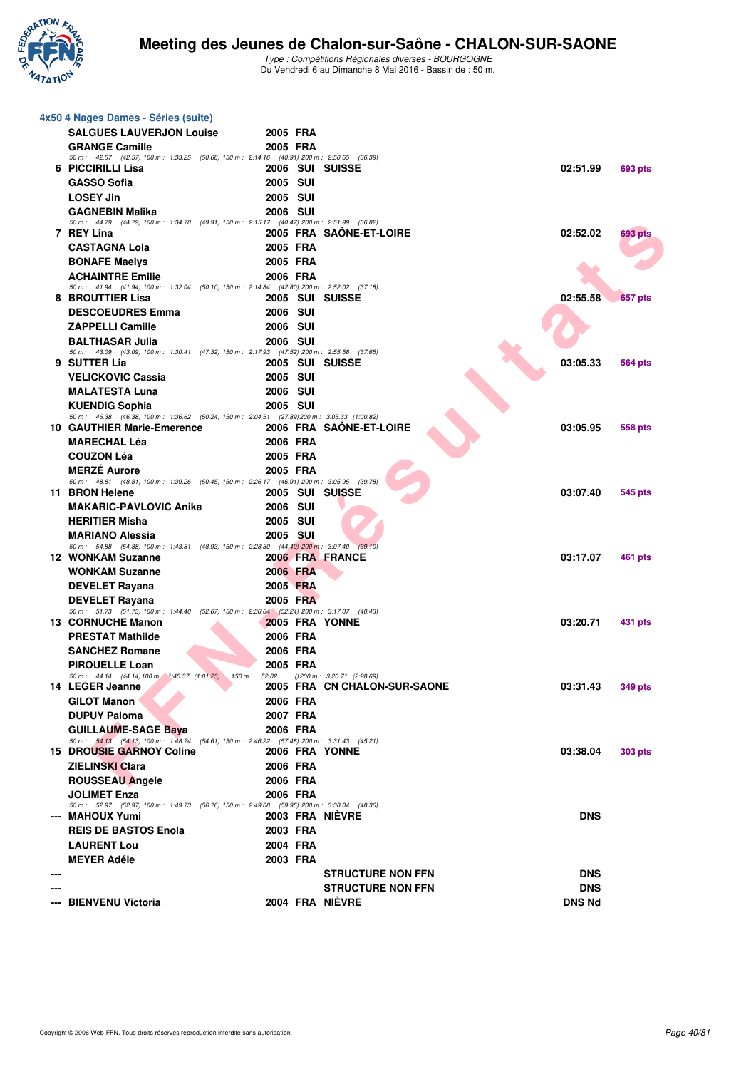## 4x50 4 Nages Dames - Séries (suite)

| Rang | Nom | Année | Nat. | Club | Temps | Points |
|---|---|---|---|---|---|---|
| | SALGUES LAUVERJON Louise | 2005 | FRA | | | |
| | GRANGE Camille | 2005 | FRA | | | |
| | 50 m : 42.57 (42.57) 100 m : 1:33.25 (50.68) 150 m : 2:14.16 (40.91) 200 m : 2:50.55 (36.39) | | | | | |
| 6 | PICCIRILLI Lisa | 2006 | SUI | SUISSE | 02:51.99 | 693 pts |
| | GASSO Sofia | 2005 | SUI | | | |
| | LOSEY Jin | 2005 | SUI | | | |
| | GAGNEBIN Malika | 2006 | SUI | | | |
| | 50 m : 44.79 (44.79) 100 m : 1:34.70 (49.91) 150 m : 2:15.17 (40.47) 200 m : 2:51.99 (36.82) | | | | | |
| 7 | REY Lina | 2005 | FRA | SAÔNE-ET-LOIRE | 02:52.02 | 693 pts |
| | CASTAGNA Lola | 2005 | FRA | | | |
| | BONAFE Maelys | 2005 | FRA | | | |
| | ACHAINTRE Emilie | 2006 | FRA | | | |
| | 50 m : 41.94 (41.94) 100 m : 1:32.04 (50.10) 150 m : 2:14.84 (42.80) 200 m : 2:52.02 (37.18) | | | | | |
| 8 | BROUTTIER Lisa | 2005 | SUI | SUISSE | 02:55.58 | 657 pts |
| | DESCOEUDRES Emma | 2006 | SUI | | | |
| | ZAPPELLI Camille | 2006 | SUI | | | |
| | BALTHASAR Julia | 2006 | SUI | | | |
| | 50 m : 43.09 (43.09) 100 m : 1:30.41 (47.32) 150 m : 2:17.93 (47.52) 200 m : 2:55.58 (37.65) | | | | | |
| 9 | SUTTER Lia | 2005 | SUI | SUISSE | 03:05.33 | 564 pts |
| | VELICKOVIC Cassia | 2005 | SUI | | | |
| | MALATESTA Luna | 2006 | SUI | | | |
| | KUENDIG Sophia | 2005 | SUI | | | |
| | 50 m : 46.38 (46.38) 100 m : 1:36.62 (50.24) 150 m : 2:04.51 (27.89) 200 m : 3:05.33 (1:00.82) | | | | | |
| 10 | GAUTHIER Marie-Emerence | 2006 | FRA | SAÔNE-ET-LOIRE | 03:05.95 | 558 pts |
| | MARECHAL Léa | 2006 | FRA | | | |
| | COUZON Léa | 2005 | FRA | | | |
| | MERZÉ Aurore | 2005 | FRA | | | |
| | 50 m : 48.81 (48.81) 100 m : 1:39.26 (50.45) 150 m : 2:26.17 (46.91) 200 m : 3:05.95 (39.78) | | | | | |
| 11 | BRON Helene | 2005 | SUI | SUISSE | 03:07.40 | 545 pts |
| | MAKARIC-PAVLOVIC Anika | 2006 | SUI | | | |
| | HERITIER Misha | 2005 | SUI | | | |
| | MARIANO Alessia | 2005 | SUI | | | |
| | 50 m : 54.88 (54.88) 100 m : 1:43.81 (48.93) 150 m : 2:28.30 (44.49) 200 m : 3:07.40 (39.10) | | | | | |
| 12 | WONKAM Suzanne | 2006 | FRA | FRANCE | 03:17.07 | 461 pts |
| | WONKAM Suzanne | 2006 | FRA | | | |
| | DEVELET Rayana | 2005 | FRA | | | |
| | DEVELET Rayana | 2005 | FRA | | | |
| | 50 m : 51.73 (51.73) 100 m : 1:44.40 (52.67) 150 m : 2:36.64 (52.24) 200 m : 3:17.07 (40.43) | | | | | |
| 13 | CORNUCHE Manon | 2005 | FRA | YONNE | 03:20.71 | 431 pts |
| | PRESTAT Mathilde | 2006 | FRA | | | |
| | SANCHEZ Romane | 2006 | FRA | | | |
| | PIROUELLE Loan | 2005 | FRA | | | |
| | 50 m : 44.14 (44.14) 100 m : 1:45.37 (1:01.23) 150 m : 52.02 () 200 m : 3:20.71 (2:28.69) | | | | | |
| 14 | LEGER Jeanne | 2005 | FRA | CN CHALON-SUR-SAONE | 03:31.43 | 349 pts |
| | GILOT Manon | 2006 | FRA | | | |
| | DUPUY Paloma | 2007 | FRA | | | |
| | GUILLAUME-SAGE Baya | 2006 | FRA | | | |
| | 50 m : 54.13 (54.13) 100 m : 1:48.74 (54.61) 150 m : 2:46.22 (57.48) 200 m : 3:31.43 (45.21) | | | | | |
| 15 | DROUSIE GARNOY Coline | 2006 | FRA | YONNE | 03:38.04 | 303 pts |
| | ZIELINSKI Clara | 2006 | FRA | | | |
| | ROUSSEAU Angele | 2006 | FRA | | | |
| | JOLIMET Enza | 2006 | FRA | | | |
| | 50 m : 52.97 (52.97) 100 m : 1:49.73 (56.76) 150 m : 2:49.68 (59.95) 200 m : 3:38.04 (48.36) | | | | | |
| --- | MAHOUX Yumi | 2003 | FRA | NIÈVRE | DNS | |
| | REIS DE BASTOS Enola | 2003 | FRA | | | |
| | LAURENT Lou | 2004 | FRA | | | |
| | MEYER Adéle | 2003 | FRA | | | |
| --- | | | | STRUCTURE NON FFN | DNS | |
| --- | | | | STRUCTURE NON FFN | DNS | |
| --- | BIENVENU Victoria | 2004 | FRA | NIÈVRE | DNS Nd | |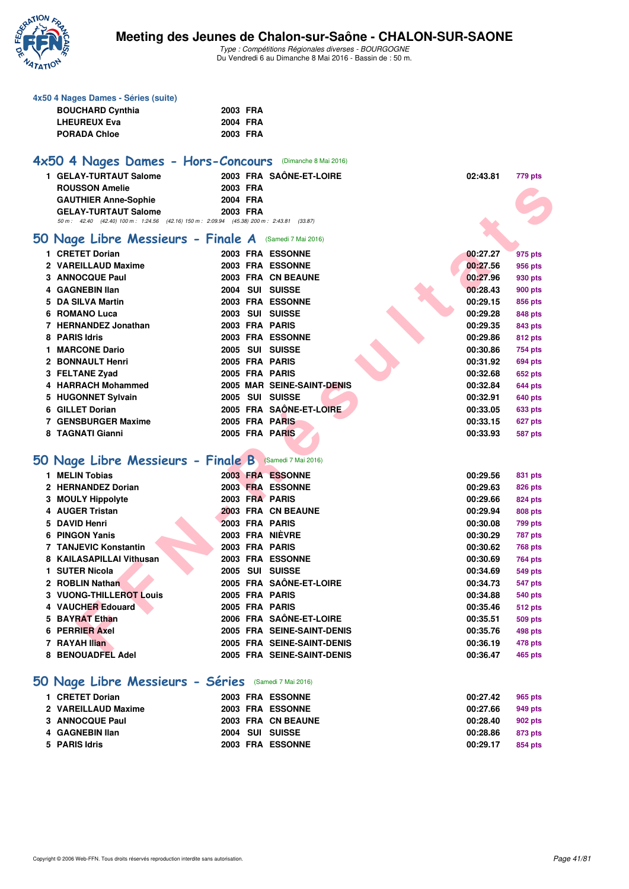### 4x50 4 Nages Dames - Séries (suite)

| | | | |
|---|---|---|---|
| BOUCHARD Cynthia | 2003 | FRA | |
| LHEUREUX Eva | 2004 | FRA | |
| PORADA Chloe | 2003 | FRA | |

## 4x50 4 Nages Dames - Hors-Concours (Dimanche 8 Mai 2016)

| Rang | Nom | Année | Nat. | Club | Temps | Points |
|---|---|---|---|---|---|---|
| 1 | GELAY-TURTAUT Salome | 2003 | FRA | SAÔNE-ET-LOIRE | 02:43.81 | 779 pts |
| | ROUSSON Amelie | 2003 | FRA | | | |
| | GAUTHIER Anne-Sophie | 2004 | FRA | | | |
| | GELAY-TURTAUT Salome | 2003 | FRA | | | |

*50 m : 42.40 (42.40) 100 m : 1:24.56 (42.16) 150 m : 2:09.94 (45.38) 200 m : 2:43.81 (33.87)*

## 50 Nage Libre Messieurs - Finale A (Samedi 7 Mai 2016)

| Rang | Nom | Année | Nat. | Club | Temps | Points |
|---|---|---|---|---|---|---|
| 1 | CRETET Dorian | 2003 | FRA | ESSONNE | 00:27.27 | 975 pts |
| 2 | VAREILLAUD Maxime | 2003 | FRA | ESSONNE | 00:27.56 | 956 pts |
| 3 | ANNOCQUE Paul | 2003 | FRA | CN BEAUNE | 00:27.96 | 930 pts |
| 4 | GAGNEBIN Ilan | 2004 | SUI | SUISSE | 00:28.43 | 900 pts |
| 5 | DA SILVA Martin | 2003 | FRA | ESSONNE | 00:29.15 | 856 pts |
| 6 | ROMANO Luca | 2003 | SUI | SUISSE | 00:29.28 | 848 pts |
| 7 | HERNANDEZ Jonathan | 2003 | FRA | PARIS | 00:29.35 | 843 pts |
| 8 | PARIS Idris | 2003 | FRA | ESSONNE | 00:29.86 | 812 pts |
| 1 | MARCONE Dario | 2005 | SUI | SUISSE | 00:30.86 | 754 pts |
| 2 | BONNAULT Henri | 2005 | FRA | PARIS | 00:31.92 | 694 pts |
| 3 | FELTANE Zyad | 2005 | FRA | PARIS | 00:32.68 | 652 pts |
| 4 | HARRACH Mohammed | 2005 | MAR | SEINE-SAINT-DENIS | 00:32.84 | 644 pts |
| 5 | HUGONNET Sylvain | 2005 | SUI | SUISSE | 00:32.91 | 640 pts |
| 6 | GILLET Dorian | 2005 | FRA | SAÔNE-ET-LOIRE | 00:33.05 | 633 pts |
| 7 | GENSBURGER Maxime | 2005 | FRA | PARIS | 00:33.15 | 627 pts |
| 8 | TAGNATI Gianni | 2005 | FRA | PARIS | 00:33.93 | 587 pts |

## 50 Nage Libre Messieurs - Finale B (Samedi 7 Mai 2016)

| Rang | Nom | Année | Nat. | Club | Temps | Points |
|---|---|---|---|---|---|---|
| 1 | MELIN Tobias | 2003 | FRA | ESSONNE | 00:29.56 | 831 pts |
| 2 | HERNANDEZ Dorian | 2003 | FRA | ESSONNE | 00:29.63 | 826 pts |
| 3 | MOULY Hippolyte | 2003 | FRA | PARIS | 00:29.66 | 824 pts |
| 4 | AUGER Tristan | 2003 | FRA | CN BEAUNE | 00:29.94 | 808 pts |
| 5 | DAVID Henri | 2003 | FRA | PARIS | 00:30.08 | 799 pts |
| 6 | PINGON Yanis | 2003 | FRA | NIÈVRE | 00:30.29 | 787 pts |
| 7 | TANJEVIC Konstantin | 2003 | FRA | PARIS | 00:30.62 | 768 pts |
| 8 | KAILASAPILLAI Vithusan | 2003 | FRA | ESSONNE | 00:30.69 | 764 pts |
| 1 | SUTER Nicola | 2005 | SUI | SUISSE | 00:34.69 | 549 pts |
| 2 | ROBLIN Nathan | 2005 | FRA | SAÔNE-ET-LOIRE | 00:34.73 | 547 pts |
| 3 | VUONG-THILLEROT Louis | 2005 | FRA | PARIS | 00:34.88 | 540 pts |
| 4 | VAUCHER Edouard | 2005 | FRA | PARIS | 00:35.46 | 512 pts |
| 5 | BAYRAT Ethan | 2006 | FRA | SAÔNE-ET-LOIRE | 00:35.51 | 509 pts |
| 6 | PERRIER Axel | 2005 | FRA | SEINE-SAINT-DENIS | 00:35.76 | 498 pts |
| 7 | RAYAH Ilian | 2005 | FRA | SEINE-SAINT-DENIS | 00:36.19 | 478 pts |
| 8 | BENOUADFEL Adel | 2005 | FRA | SEINE-SAINT-DENIS | 00:36.47 | 465 pts |

## 50 Nage Libre Messieurs - Séries (Samedi 7 Mai 2016)

| Rang | Nom | Année | Nat. | Club | Temps | Points |
|---|---|---|---|---|---|---|
| 1 | CRETET Dorian | 2003 | FRA | ESSONNE | 00:27.42 | 965 pts |
| 2 | VAREILLAUD Maxime | 2003 | FRA | ESSONNE | 00:27.66 | 949 pts |
| 3 | ANNOCQUE Paul | 2003 | FRA | CN BEAUNE | 00:28.40 | 902 pts |
| 4 | GAGNEBIN Ilan | 2004 | SUI | SUISSE | 00:28.86 | 873 pts |
| 5 | PARIS Idris | 2003 | FRA | ESSONNE | 00:29.17 | 854 pts |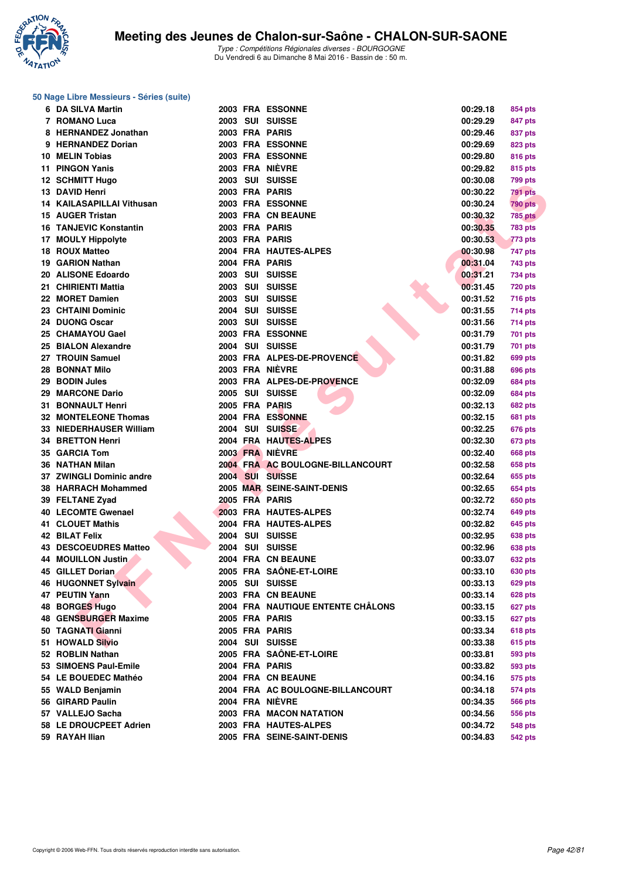## 50 Nage Libre Messieurs - Séries (suite)

| Rang | Nom | Année | Nat. | Club | Temps | Points |
|---|---|---|---|---|---|---|
| 6 | DA SILVA Martin | 2003 | FRA | ESSONNE | 00:29.18 | 854 pts |
| 7 | ROMANO Luca | 2003 | SUI | SUISSE | 00:29.29 | 847 pts |
| 8 | HERNANDEZ Jonathan | 2003 | FRA | PARIS | 00:29.46 | 837 pts |
| 9 | HERNANDEZ Dorian | 2003 | FRA | ESSONNE | 00:29.69 | 823 pts |
| 10 | MELIN Tobias | 2003 | FRA | ESSONNE | 00:29.80 | 816 pts |
| 11 | PINGON Yanis | 2003 | FRA | NIÈVRE | 00:29.82 | 815 pts |
| 12 | SCHMITT Hugo | 2003 | SUI | SUISSE | 00:30.08 | 799 pts |
| 13 | DAVID Henri | 2003 | FRA | PARIS | 00:30.22 | 791 pts |
| 14 | KAILASAPILLAI Vithusan | 2003 | FRA | ESSONNE | 00:30.24 | 790 pts |
| 15 | AUGER Tristan | 2003 | FRA | CN BEAUNE | 00:30.32 | 785 pts |
| 16 | TANJEVIC Konstantin | 2003 | FRA | PARIS | 00:30.35 | 783 pts |
| 17 | MOULY Hippolyte | 2003 | FRA | PARIS | 00:30.53 | 773 pts |
| 18 | ROUX Matteo | 2004 | FRA | HAUTES-ALPES | 00:30.98 | 747 pts |
| 19 | GARION Nathan | 2004 | FRA | PARIS | 00:31.04 | 743 pts |
| 20 | ALISONE Edoardo | 2003 | SUI | SUISSE | 00:31.21 | 734 pts |
| 21 | CHIRIENTI Mattia | 2003 | SUI | SUISSE | 00:31.45 | 720 pts |
| 22 | MORET Damien | 2003 | SUI | SUISSE | 00:31.52 | 716 pts |
| 23 | CHTAINI Dominic | 2004 | SUI | SUISSE | 00:31.55 | 714 pts |
| 24 | DUONG Oscar | 2003 | SUI | SUISSE | 00:31.56 | 714 pts |
| 25 | CHAMAYOU Gael | 2003 | FRA | ESSONNE | 00:31.79 | 701 pts |
| 25 | BIALON Alexandre | 2004 | SUI | SUISSE | 00:31.79 | 701 pts |
| 27 | TROUIN Samuel | 2003 | FRA | ALPES-DE-PROVENCE | 00:31.82 | 699 pts |
| 28 | BONNAT Milo | 2003 | FRA | NIÈVRE | 00:31.88 | 696 pts |
| 29 | BODIN Jules | 2003 | FRA | ALPES-DE-PROVENCE | 00:32.09 | 684 pts |
| 29 | MARCONE Dario | 2005 | SUI | SUISSE | 00:32.09 | 684 pts |
| 31 | BONNAULT Henri | 2005 | FRA | PARIS | 00:32.13 | 682 pts |
| 32 | MONTELEONE Thomas | 2004 | FRA | ESSONNE | 00:32.15 | 681 pts |
| 33 | NIEDERHAUSER William | 2004 | SUI | SUISSE | 00:32.25 | 676 pts |
| 34 | BRETTON Henri | 2004 | FRA | HAUTES-ALPES | 00:32.30 | 673 pts |
| 35 | GARCIA Tom | 2003 | FRA | NIÈVRE | 00:32.40 | 668 pts |
| 36 | NATHAN Milan | 2004 | FRA | AC BOULOGNE-BILLANCOURT | 00:32.58 | 658 pts |
| 37 | ZWINGLI Dominic andre | 2004 | SUI | SUISSE | 00:32.64 | 655 pts |
| 38 | HARRACH Mohammed | 2005 | MAR | SEINE-SAINT-DENIS | 00:32.65 | 654 pts |
| 39 | FELTANE Zyad | 2005 | FRA | PARIS | 00:32.72 | 650 pts |
| 40 | LECOMTE Gwenael | 2003 | FRA | HAUTES-ALPES | 00:32.74 | 649 pts |
| 41 | CLOUET Mathis | 2004 | FRA | HAUTES-ALPES | 00:32.82 | 645 pts |
| 42 | BILAT Felix | 2004 | SUI | SUISSE | 00:32.95 | 638 pts |
| 43 | DESCOEUDRES Matteo | 2004 | SUI | SUISSE | 00:32.96 | 638 pts |
| 44 | MOUILLON Justin | 2004 | FRA | CN BEAUNE | 00:33.07 | 632 pts |
| 45 | GILLET Dorian | 2005 | FRA | SAÔNE-ET-LOIRE | 00:33.10 | 630 pts |
| 46 | HUGONNET Sylvain | 2005 | SUI | SUISSE | 00:33.13 | 629 pts |
| 47 | PEUTIN Yann | 2003 | FRA | CN BEAUNE | 00:33.14 | 628 pts |
| 48 | BORGES Hugo | 2004 | FRA | NAUTIQUE ENTENTE CHÂLONS | 00:33.15 | 627 pts |
| 48 | GENSBURGER Maxime | 2005 | FRA | PARIS | 00:33.15 | 627 pts |
| 50 | TAGNATI Gianni | 2005 | FRA | PARIS | 00:33.34 | 618 pts |
| 51 | HOWALD Silvio | 2004 | SUI | SUISSE | 00:33.38 | 615 pts |
| 52 | ROBLIN Nathan | 2005 | FRA | SAÔNE-ET-LOIRE | 00:33.81 | 593 pts |
| 53 | SIMOENS Paul-Emile | 2004 | FRA | PARIS | 00:33.82 | 593 pts |
| 54 | LE BOUEDEC Mathéo | 2004 | FRA | CN BEAUNE | 00:34.16 | 575 pts |
| 55 | WALD Benjamin | 2004 | FRA | AC BOULOGNE-BILLANCOURT | 00:34.18 | 574 pts |
| 56 | GIRARD Paulin | 2004 | FRA | NIÈVRE | 00:34.35 | 566 pts |
| 57 | VALLEJO Sacha | 2003 | FRA | MACON NATATION | 00:34.56 | 556 pts |
| 58 | LE DROUCPEET Adrien | 2003 | FRA | HAUTES-ALPES | 00:34.72 | 548 pts |
| 59 | RAYAH Ilian | 2005 | FRA | SEINE-SAINT-DENIS | 00:34.83 | 542 pts |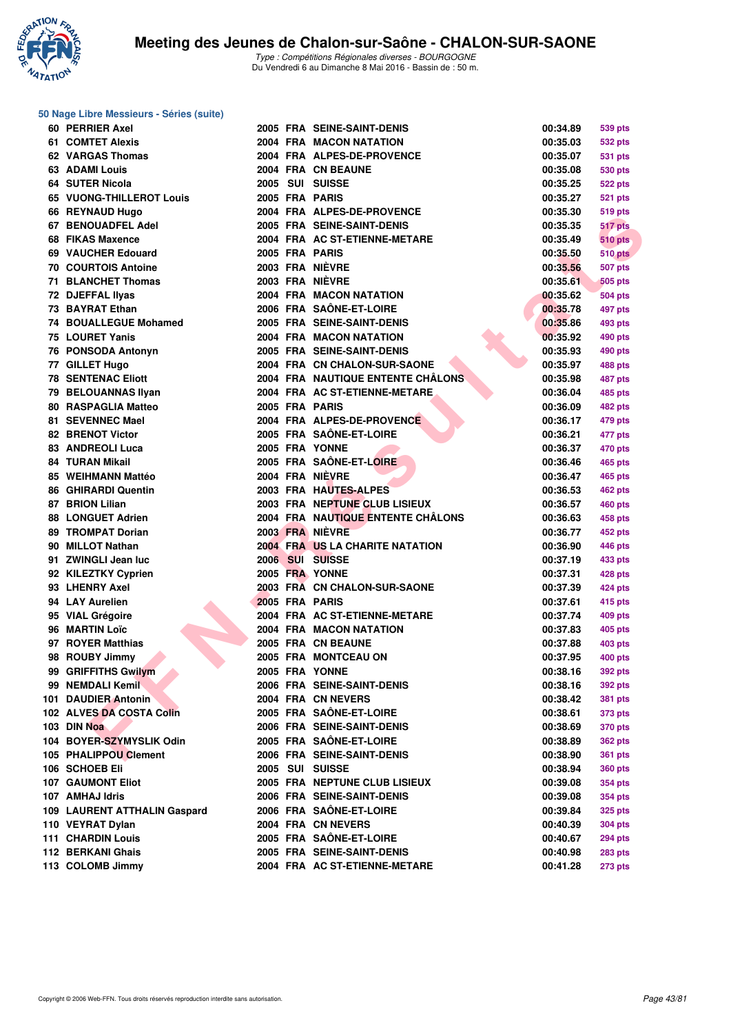# Meeting des Jeunes de Chalon-sur-Saône - CHALON-SUR-SAONE

*Type : Compétitions Régionales diverses - BOURGOGNE*
Du Vendredi 6 au Dimanche 8 Mai 2016 - Bassin de : 50 m.

## 50 Nage Libre Messieurs - Séries (suite)

| Rang | Nom | Année | Nat. | Club | Temps | Points |
|---|---|---|---|---|---|---|
| 60 | PERRIER Axel | 2005 | FRA | SEINE-SAINT-DENIS | 00:34.89 | 539 pts |
| 61 | COMTET Alexis | 2004 | FRA | MACON NATATION | 00:35.03 | 532 pts |
| 62 | VARGAS Thomas | 2004 | FRA | ALPES-DE-PROVENCE | 00:35.07 | 531 pts |
| 63 | ADAMI Louis | 2004 | FRA | CN BEAUNE | 00:35.08 | 530 pts |
| 64 | SUTER Nicola | 2005 | SUI | SUISSE | 00:35.25 | 522 pts |
| 65 | VUONG-THILLEROT Louis | 2005 | FRA | PARIS | 00:35.27 | 521 pts |
| 66 | REYNAUD Hugo | 2004 | FRA | ALPES-DE-PROVENCE | 00:35.30 | 519 pts |
| 67 | BENOUADFEL Adel | 2005 | FRA | SEINE-SAINT-DENIS | 00:35.35 | 517 pts |
| 68 | FIKAS Maxence | 2004 | FRA | AC ST-ETIENNE-METARE | 00:35.49 | 510 pts |
| 69 | VAUCHER Edouard | 2005 | FRA | PARIS | 00:35.50 | 510 pts |
| 70 | COURTOIS Antoine | 2003 | FRA | NIÈVRE | 00:35.56 | 507 pts |
| 71 | BLANCHET Thomas | 2003 | FRA | NIÈVRE | 00:35.61 | 505 pts |
| 72 | DJEFFAL Ilyas | 2004 | FRA | MACON NATATION | 00:35.62 | 504 pts |
| 73 | BAYRAT Ethan | 2006 | FRA | SAÔNE-ET-LOIRE | 00:35.78 | 497 pts |
| 74 | BOUALLEGUE Mohamed | 2005 | FRA | SEINE-SAINT-DENIS | 00:35.86 | 493 pts |
| 75 | LOURET Yanis | 2004 | FRA | MACON NATATION | 00:35.92 | 490 pts |
| 76 | PONSODA Antonyn | 2005 | FRA | SEINE-SAINT-DENIS | 00:35.93 | 490 pts |
| 77 | GILLET Hugo | 2004 | FRA | CN CHALON-SUR-SAONE | 00:35.97 | 488 pts |
| 78 | SENTENAC Eliott | 2004 | FRA | NAUTIQUE ENTENTE CHÂLONS | 00:35.98 | 487 pts |
| 79 | BELOUANNAS Ilyan | 2004 | FRA | AC ST-ETIENNE-METARE | 00:36.04 | 485 pts |
| 80 | RASPAGLIA Matteo | 2005 | FRA | PARIS | 00:36.09 | 482 pts |
| 81 | SEVENNEC Mael | 2004 | FRA | ALPES-DE-PROVENCE | 00:36.17 | 479 pts |
| 82 | BRENOT Victor | 2005 | FRA | SAÔNE-ET-LOIRE | 00:36.21 | 477 pts |
| 83 | ANDREOLI Luca | 2005 | FRA | YONNE | 00:36.37 | 470 pts |
| 84 | TURAN Mikail | 2005 | FRA | SAÔNE-ET-LOIRE | 00:36.46 | 465 pts |
| 85 | WEIHMANN Mattéo | 2004 | FRA | NIÈVRE | 00:36.47 | 465 pts |
| 86 | GHIRARDI Quentin | 2003 | FRA | HAUTES-ALPES | 00:36.53 | 462 pts |
| 87 | BRION Lilian | 2003 | FRA | NEPTUNE CLUB LISIEUX | 00:36.57 | 460 pts |
| 88 | LONGUET Adrien | 2004 | FRA | NAUTIQUE ENTENTE CHÂLONS | 00:36.63 | 458 pts |
| 89 | TROMPAT Dorian | 2003 | FRA | NIÈVRE | 00:36.77 | 452 pts |
| 90 | MILLOT Nathan | 2004 | FRA | US LA CHARITE NATATION | 00:36.90 | 446 pts |
| 91 | ZWINGLI Jean luc | 2006 | SUI | SUISSE | 00:37.19 | 433 pts |
| 92 | KILEZTKY Cyprien | 2005 | FRA | YONNE | 00:37.31 | 428 pts |
| 93 | LHENRY Axel | 2003 | FRA | CN CHALON-SUR-SAONE | 00:37.39 | 424 pts |
| 94 | LAY Aurelien | 2005 | FRA | PARIS | 00:37.61 | 415 pts |
| 95 | VIAL Grégoire | 2004 | FRA | AC ST-ETIENNE-METARE | 00:37.74 | 409 pts |
| 96 | MARTIN Loïc | 2004 | FRA | MACON NATATION | 00:37.83 | 405 pts |
| 97 | ROYER Matthias | 2005 | FRA | CN BEAUNE | 00:37.88 | 403 pts |
| 98 | ROUBY Jimmy | 2005 | FRA | MONTCEAU ON | 00:37.95 | 400 pts |
| 99 | GRIFFITHS Gwilym | 2005 | FRA | YONNE | 00:38.16 | 392 pts |
| 99 | NEMDALI Kemil | 2006 | FRA | SEINE-SAINT-DENIS | 00:38.16 | 392 pts |
| 101 | DAUDIER Antonin | 2004 | FRA | CN NEVERS | 00:38.42 | 381 pts |
| 102 | ALVES DA COSTA Colin | 2005 | FRA | SAÔNE-ET-LOIRE | 00:38.61 | 373 pts |
| 103 | DIN Noa | 2006 | FRA | SEINE-SAINT-DENIS | 00:38.69 | 370 pts |
| 104 | BOYER-SZYMYSLIK Odin | 2005 | FRA | SAÔNE-ET-LOIRE | 00:38.89 | 362 pts |
| 105 | PHALIPPOU Clement | 2006 | FRA | SEINE-SAINT-DENIS | 00:38.90 | 361 pts |
| 106 | SCHOEB Eli | 2005 | SUI | SUISSE | 00:38.94 | 360 pts |
| 107 | GAUMONT Eliot | 2005 | FRA | NEPTUNE CLUB LISIEUX | 00:39.08 | 354 pts |
| 107 | AMHAJ Idris | 2006 | FRA | SEINE-SAINT-DENIS | 00:39.08 | 354 pts |
| 109 | LAURENT ATTHALIN Gaspard | 2006 | FRA | SAÔNE-ET-LOIRE | 00:39.84 | 325 pts |
| 110 | VEYRAT Dylan | 2004 | FRA | CN NEVERS | 00:40.39 | 304 pts |
| 111 | CHARDIN Louis | 2005 | FRA | SAÔNE-ET-LOIRE | 00:40.67 | 294 pts |
| 112 | BERKANI Ghais | 2005 | FRA | SEINE-SAINT-DENIS | 00:40.98 | 283 pts |
| 113 | COLOMB Jimmy | 2004 | FRA | AC ST-ETIENNE-METARE | 00:41.28 | 273 pts |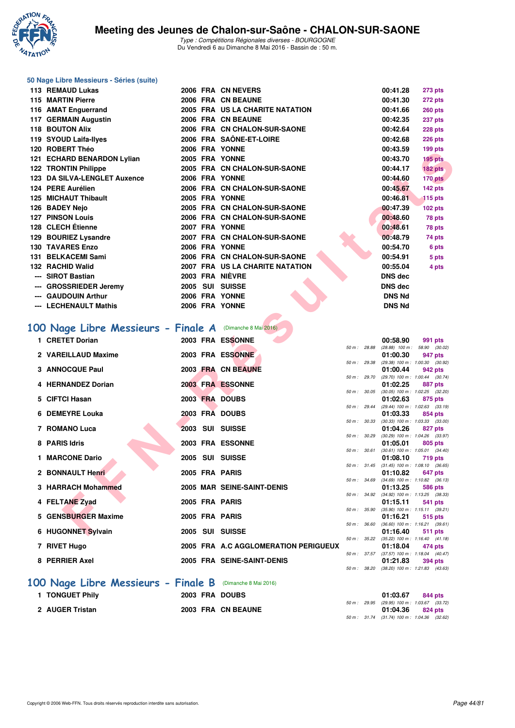### 50 Nage Libre Messieurs - Séries (suite)

| Place | Nom | Année | Nat | Club | Temps | Points |
|---|---|---|---|---|---|---|
| 113 | REMAUD Lukas | 2006 | FRA | CN NEVERS | 00:41.28 | 273 pts |
| 115 | MARTIN Pierre | 2006 | FRA | CN BEAUNE | 00:41.30 | 272 pts |
| 116 | AMAT Enguerrand | 2005 | FRA | US LA CHARITE NATATION | 00:41.66 | 260 pts |
| 117 | GERMAIN Augustin | 2006 | FRA | CN BEAUNE | 00:42.35 | 237 pts |
| 118 | BOUTON Alix | 2006 | FRA | CN CHALON-SUR-SAONE | 00:42.64 | 228 pts |
| 119 | SYOUD Laifa-Ilyes | 2006 | FRA | SAÔNE-ET-LOIRE | 00:42.68 | 226 pts |
| 120 | ROBERT Théo | 2006 | FRA | YONNE | 00:43.59 | 199 pts |
| 121 | ECHARD BENARDON Lylian | 2005 | FRA | YONNE | 00:43.70 | 195 pts |
| 122 | TRONTIN Philippe | 2005 | FRA | CN CHALON-SUR-SAONE | 00:44.17 | 182 pts |
| 123 | DA SILVA-LENGLET Auxence | 2006 | FRA | YONNE | 00:44.60 | 170 pts |
| 124 | PERE Aurélien | 2006 | FRA | CN CHALON-SUR-SAONE | 00:45.67 | 142 pts |
| 125 | MICHAUT Thibault | 2005 | FRA | YONNE | 00:46.81 | 115 pts |
| 126 | BADEY Nejo | 2005 | FRA | CN CHALON-SUR-SAONE | 00:47.39 | 102 pts |
| 127 | PINSON Louis | 2006 | FRA | CN CHALON-SUR-SAONE | 00:48.60 | 78 pts |
| 128 | CLECH Étienne | 2007 | FRA | YONNE | 00:48.61 | 78 pts |
| 129 | BOURIEZ Lysandre | 2007 | FRA | CN CHALON-SUR-SAONE | 00:48.79 | 74 pts |
| 130 | TAVARES Enzo | 2006 | FRA | YONNE | 00:54.70 | 6 pts |
| 131 | BELKACEMI Sami | 2006 | FRA | CN CHALON-SUR-SAONE | 00:54.91 | 5 pts |
| 132 | RACHID Walid | 2007 | FRA | US LA CHARITE NATATION | 00:55.04 | 4 pts |
| --- | SIROT Bastian | 2003 | FRA | NIÈVRE | DNS dec | |
| --- | GROSSRIEDER Jeremy | 2005 | SUI | SUISSE | DNS dec | |
| --- | GAUDOUIN Arthur | 2006 | FRA | YONNE | DNS Nd | |
| --- | LECHENAULT Mathis | 2006 | FRA | YONNE | DNS Nd | |

## 100 Nage Libre Messieurs - Finale A (Dimanche 8 Mai 2016)

| Place | Nom | Année | Nat | Club | Temps | Points | Splits |
|---|---|---|---|---|---|---|---|
| 1 | CRETET Dorian | 2003 | FRA | ESSONNE | 00:58.90 | 991 pts | 50 m : 28.88 (28.88) 100 m : 58.90 (30.02) |
| 2 | VAREILLAUD Maxime | 2003 | FRA | ESSONNE | 01:00.30 | 947 pts | 50 m : 29.38 (29.38) 100 m : 1:00.30 (30.92) |
| 3 | ANNOCQUE Paul | 2003 | FRA | CN BEAUNE | 01:00.44 | 942 pts | 50 m : 29.70 (29.70) 100 m : 1:00.44 (30.74) |
| 4 | HERNANDEZ Dorian | 2003 | FRA | ESSONNE | 01:02.25 | 887 pts | 50 m : 30.05 (30.05) 100 m : 1:02.25 (32.20) |
| 5 | CIFTCI Hasan | 2003 | FRA | DOUBS | 01:02.63 | 875 pts | 50 m : 29.44 (29.44) 100 m : 1:02.63 (33.19) |
| 6 | DEMEYRE Louka | 2003 | FRA | DOUBS | 01:03.33 | 854 pts | 50 m : 30.33 (30.33) 100 m : 1:03.33 (33.00) |
| 7 | ROMANO Luca | 2003 | SUI | SUISSE | 01:04.26 | 827 pts | 50 m : 30.29 (30.29) 100 m : 1:04.26 (33.97) |
| 8 | PARIS Idris | 2003 | FRA | ESSONNE | 01:05.01 | 805 pts | 50 m : 30.61 (30.61) 100 m : 1:05.01 (34.40) |
| 1 | MARCONE Dario | 2005 | SUI | SUISSE | 01:08.10 | 719 pts | 50 m : 31.45 (31.45) 100 m : 1:08.10 (36.65) |
| 2 | BONNAULT Henri | 2005 | FRA | PARIS | 01:10.82 | 647 pts | 50 m : 34.69 (34.69) 100 m : 1:10.82 (36.13) |
| 3 | HARRACH Mohammed | 2005 | MAR | SEINE-SAINT-DENIS | 01:13.25 | 586 pts | 50 m : 34.92 (34.92) 100 m : 1:13.25 (38.33) |
| 4 | FELTANE Zyad | 2005 | FRA | PARIS | 01:15.11 | 541 pts | 50 m : 35.90 (35.90) 100 m : 1:15.11 (39.21) |
| 5 | GENSBURGER Maxime | 2005 | FRA | PARIS | 01:16.21 | 515 pts | 50 m : 36.60 (36.60) 100 m : 1:16.21 (39.61) |
| 6 | HUGONNET Sylvain | 2005 | SUI | SUISSE | 01:16.40 | 511 pts | 50 m : 35.22 (35.22) 100 m : 1:16.40 (41.18) |
| 7 | RIVET Hugo | 2005 | FRA | A.C AGGLOMERATION PERIGUEUX | 01:18.04 | 474 pts | 50 m : 37.57 (37.57) 100 m : 1:18.04 (40.47) |
| 8 | PERRIER Axel | 2005 | FRA | SEINE-SAINT-DENIS | 01:21.83 | 394 pts | 50 m : 38.20 (38.20) 100 m : 1:21.83 (43.63) |

## 100 Nage Libre Messieurs - Finale B (Dimanche 8 Mai 2016)

| Place | Nom | Année | Nat | Club | Temps | Points | Splits |
|---|---|---|---|---|---|---|---|
| 1 | TONGUET Phily | 2003 | FRA | DOUBS | 01:03.67 | 844 pts | 50 m : 29.95 (29.95) 100 m : 1:03.67 (33.72) |
| 2 | AUGER Tristan | 2003 | FRA | CN BEAUNE | 01:04.36 | 824 pts | 50 m : 31.74 (31.74) 100 m : 1:04.36 (32.62) |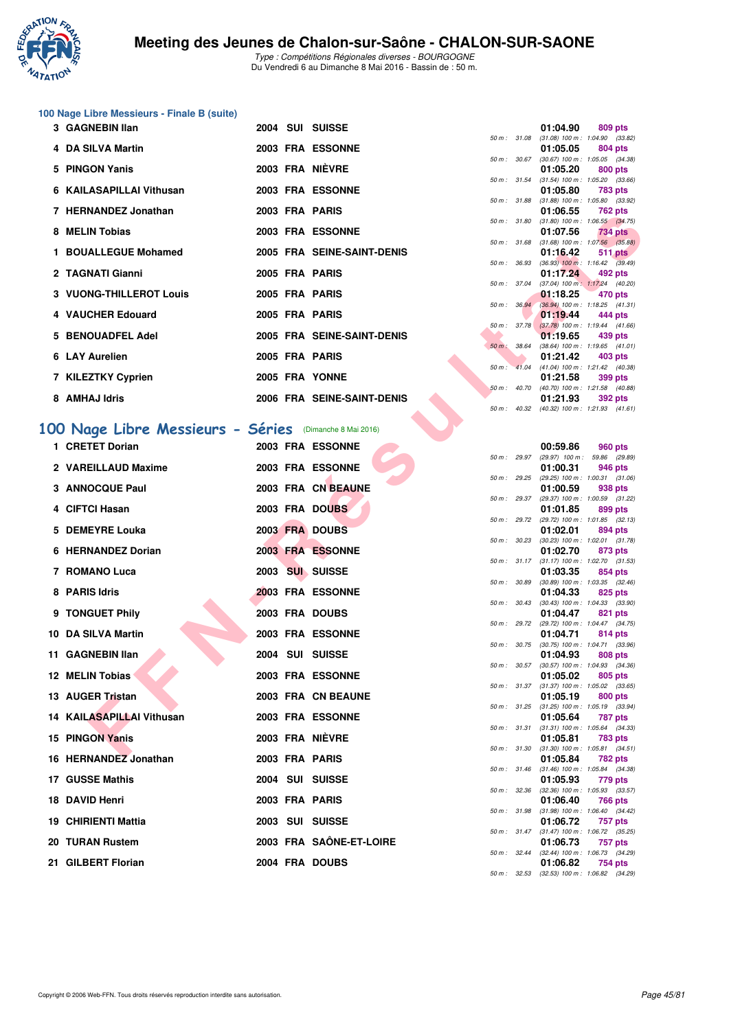# Meeting des Jeunes de Chalon-sur-Saône - CHALON-SUR-SAONE

*Type : Compétitions Régionales diverses - BOURGOGNE*
Du Vendredi 6 au Dimanche 8 Mai 2016 - Bassin de : 50 m.

### 100 Nage Libre Messieurs - Finale B (suite)

| Rang | Nom | Année | Nat. | Club | Temps | Points | 50 m | 100 m |
|---|---|---|---|---|---|---|---|---|
| 3 | GAGNEBIN Ilan | 2004 | SUI | SUISSE | 01:04.90 | 809 pts | 31.08 | (31.08) 1:04.90 (33.82) |
| 4 | DA SILVA Martin | 2003 | FRA | ESSONNE | 01:05.05 | 804 pts | 30.67 | (30.67) 1:05.05 (34.38) |
| 5 | PINGON Yanis | 2003 | FRA | NIÈVRE | 01:05.20 | 800 pts | 31.54 | (31.54) 1:05.20 (33.66) |
| 6 | KAILASAPILLAI Vithusan | 2003 | FRA | ESSONNE | 01:05.80 | 783 pts | 31.88 | (31.88) 1:05.80 (33.92) |
| 7 | HERNANDEZ Jonathan | 2003 | FRA | PARIS | 01:06.55 | 762 pts | 31.80 | (31.80) 1:06.55 (34.75) |
| 8 | MELIN Tobias | 2003 | FRA | ESSONNE | 01:07.56 | 734 pts | 31.68 | (31.68) 1:07.56 (35.88) |
| 1 | BOUALLEGUE Mohamed | 2005 | FRA | SEINE-SAINT-DENIS | 01:16.42 | 511 pts | 36.93 | (36.93) 1:16.42 (39.49) |
| 2 | TAGNATI Gianni | 2005 | FRA | PARIS | 01:17.24 | 492 pts | 37.04 | (37.04) 1:17.24 (40.20) |
| 3 | VUONG-THILLEROT Louis | 2005 | FRA | PARIS | 01:18.25 | 470 pts | 36.94 | (36.94) 1:18.25 (41.31) |
| 4 | VAUCHER Edouard | 2005 | FRA | PARIS | 01:19.44 | 444 pts | 37.78 | (37.78) 1:19.44 (41.66) |
| 5 | BENOUADFEL Adel | 2005 | FRA | SEINE-SAINT-DENIS | 01:19.65 | 439 pts | 38.64 | (38.64) 1:19.65 (41.01) |
| 6 | LAY Aurelien | 2005 | FRA | PARIS | 01:21.42 | 403 pts | 41.04 | (41.04) 1:21.42 (40.38) |
| 7 | KILEZTKY Cyprien | 2005 | FRA | YONNE | 01:21.58 | 399 pts | 40.70 | (40.70) 1:21.58 (40.88) |
| 8 | AMHAJ Idris | 2006 | FRA | SEINE-SAINT-DENIS | 01:21.93 | 392 pts | 40.32 | (40.32) 1:21.93 (41.61) |

## 100 Nage Libre Messieurs - Séries (Dimanche 8 Mai 2016)

| Rang | Nom | Année | Nat. | Club | Temps | Points | 50 m | 100 m |
|---|---|---|---|---|---|---|---|---|
| 1 | CRETET Dorian | 2003 | FRA | ESSONNE | 00:59.86 | 960 pts | 29.97 | (29.97) 59.86 (29.89) |
| 2 | VAREILLAUD Maxime | 2003 | FRA | ESSONNE | 01:00.31 | 946 pts | 29.25 | (29.25) 1:00.31 (31.06) |
| 3 | ANNOCQUE Paul | 2003 | FRA | CN BEAUNE | 01:00.59 | 938 pts | 29.37 | (29.37) 1:00.59 (31.22) |
| 4 | CIFTCI Hasan | 2003 | FRA | DOUBS | 01:01.85 | 899 pts | 29.72 | (29.72) 1:01.85 (32.13) |
| 5 | DEMEYRE Louka | 2003 | FRA | DOUBS | 01:02.01 | 894 pts | 30.23 | (30.23) 1:02.01 (31.78) |
| 6 | HERNANDEZ Dorian | 2003 | FRA | ESSONNE | 01:02.70 | 873 pts | 31.17 | (31.17) 1:02.70 (31.53) |
| 7 | ROMANO Luca | 2003 | SUI | SUISSE | 01:03.35 | 854 pts | 30.89 | (30.89) 1:03.35 (32.46) |
| 8 | PARIS Idris | 2003 | FRA | ESSONNE | 01:04.33 | 825 pts | 30.43 | (30.43) 1:04.33 (33.90) |
| 9 | TONGUET Phily | 2003 | FRA | DOUBS | 01:04.47 | 821 pts | 29.72 | (29.72) 1:04.47 (34.75) |
| 10 | DA SILVA Martin | 2003 | FRA | ESSONNE | 01:04.71 | 814 pts | 30.75 | (30.75) 1:04.71 (33.96) |
| 11 | GAGNEBIN Ilan | 2004 | SUI | SUISSE | 01:04.93 | 808 pts | 30.57 | (30.57) 1:04.93 (34.36) |
| 12 | MELIN Tobias | 2003 | FRA | ESSONNE | 01:05.02 | 805 pts | 31.37 | (31.37) 1:05.02 (33.65) |
| 13 | AUGER Tristan | 2003 | FRA | CN BEAUNE | 01:05.19 | 800 pts | 31.25 | (31.25) 1:05.19 (33.94) |
| 14 | KAILASAPILLAI Vithusan | 2003 | FRA | ESSONNE | 01:05.64 | 787 pts | 31.31 | (31.31) 1:05.64 (34.33) |
| 15 | PINGON Yanis | 2003 | FRA | NIÈVRE | 01:05.81 | 783 pts | 31.30 | (31.30) 1:05.81 (34.51) |
| 16 | HERNANDEZ Jonathan | 2003 | FRA | PARIS | 01:05.84 | 782 pts | 31.46 | (31.46) 1:05.84 (34.38) |
| 17 | GUSSE Mathis | 2004 | SUI | SUISSE | 01:05.93 | 779 pts | 32.36 | (32.36) 1:05.93 (33.57) |
| 18 | DAVID Henri | 2003 | FRA | PARIS | 01:06.40 | 766 pts | 31.98 | (31.98) 1:06.40 (34.42) |
| 19 | CHIRIENTI Mattia | 2003 | SUI | SUISSE | 01:06.72 | 757 pts | 31.47 | (31.47) 1:06.72 (35.25) |
| 20 | TURAN Rustem | 2003 | FRA | SAÔNE-ET-LOIRE | 01:06.73 | 757 pts | 32.44 | (32.44) 1:06.73 (34.29) |
| 21 | GILBERT Florian | 2004 | FRA | DOUBS | 01:06.82 | 754 pts | 32.53 | (32.53) 1:06.82 (34.29) |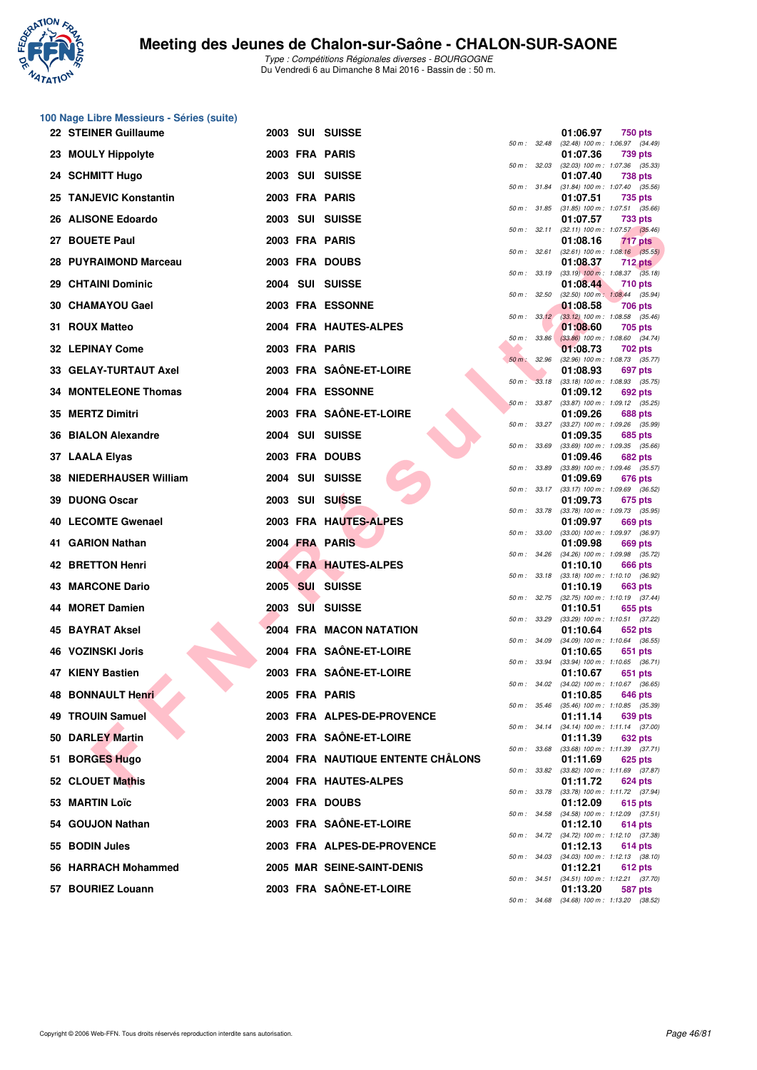# Meeting des Jeunes de Chalon-sur-Saône - CHALON-SUR-SAONE

*Type : Compétitions Régionales diverses - BOURGOGNE*
Du Vendredi 6 au Dimanche 8 Mai 2016 - Bassin de : 50 m.

## 100 Nage Libre Messieurs - Séries (suite)

| Rang | Nom | Année | Nat. | Club | Temps | Points | 50 m | Splits |
|---|---|---|---|---|---|---|---|---|
| 22 | STEINER Guillaume | 2003 | SUI | SUISSE | 01:06.97 | 750 pts | 32.48 | (32.48) 100 m : 1:06.97 (34.49) |
| 23 | MOULY Hippolyte | 2003 | FRA | PARIS | 01:07.36 | 739 pts | 32.03 | (32.03) 100 m : 1:07.36 (35.33) |
| 24 | SCHMITT Hugo | 2003 | SUI | SUISSE | 01:07.40 | 738 pts | 31.84 | (31.84) 100 m : 1:07.40 (35.56) |
| 25 | TANJEVIC Konstantin | 2003 | FRA | PARIS | 01:07.51 | 735 pts | 31.85 | (31.85) 100 m : 1:07.51 (35.66) |
| 26 | ALISONE Edoardo | 2003 | SUI | SUISSE | 01:07.57 | 733 pts | 32.11 | (32.11) 100 m : 1:07.57 (35.46) |
| 27 | BOUETE Paul | 2003 | FRA | PARIS | 01:08.16 | 717 pts | 32.61 | (32.61) 100 m : 1:08.16 (35.55) |
| 28 | PUYRAIMOND Marceau | 2003 | FRA | DOUBS | 01:08.37 | 712 pts | 33.19 | (33.19) 100 m : 1:08.37 (35.18) |
| 29 | CHTAINI Dominic | 2004 | SUI | SUISSE | 01:08.44 | 710 pts | 32.50 | (32.50) 100 m : 1:08.44 (35.94) |
| 30 | CHAMAYOU Gael | 2003 | FRA | ESSONNE | 01:08.58 | 706 pts | 33.12 | (33.12) 100 m : 1:08.58 (35.46) |
| 31 | ROUX Matteo | 2004 | FRA | HAUTES-ALPES | 01:08.60 | 705 pts | 33.86 | (33.86) 100 m : 1:08.60 (34.74) |
| 32 | LEPINAY Come | 2003 | FRA | PARIS | 01:08.73 | 702 pts | 32.96 | (32.96) 100 m : 1:08.73 (35.77) |
| 33 | GELAY-TURTAUT Axel | 2003 | FRA | SAÔNE-ET-LOIRE | 01:08.93 | 697 pts | 33.18 | (33.18) 100 m : 1:08.93 (35.75) |
| 34 | MONTELEONE Thomas | 2004 | FRA | ESSONNE | 01:09.12 | 692 pts | 33.87 | (33.87) 100 m : 1:09.12 (35.25) |
| 35 | MERTZ Dimitri | 2003 | FRA | SAÔNE-ET-LOIRE | 01:09.26 | 688 pts | 33.27 | (33.27) 100 m : 1:09.26 (35.99) |
| 36 | BIALON Alexandre | 2004 | SUI | SUISSE | 01:09.35 | 685 pts | 33.69 | (33.69) 100 m : 1:09.35 (35.66) |
| 37 | LAALA Elyas | 2003 | FRA | DOUBS | 01:09.46 | 682 pts | 33.89 | (33.89) 100 m : 1:09.46 (35.57) |
| 38 | NIEDERHAUSER William | 2004 | SUI | SUISSE | 01:09.69 | 676 pts | 33.17 | (33.17) 100 m : 1:09.69 (36.52) |
| 39 | DUONG Oscar | 2003 | SUI | SUISSE | 01:09.73 | 675 pts | 33.78 | (33.78) 100 m : 1:09.73 (35.95) |
| 40 | LECOMTE Gwenael | 2003 | FRA | HAUTES-ALPES | 01:09.97 | 669 pts | 33.00 | (33.00) 100 m : 1:09.97 (36.97) |
| 41 | GARION Nathan | 2004 | FRA | PARIS | 01:09.98 | 669 pts | 34.26 | (34.26) 100 m : 1:09.98 (35.72) |
| 42 | BRETTON Henri | 2004 | FRA | HAUTES-ALPES | 01:10.10 | 666 pts | 33.18 | (33.18) 100 m : 1:10.10 (36.92) |
| 43 | MARCONE Dario | 2005 | SUI | SUISSE | 01:10.19 | 663 pts | 32.75 | (32.75) 100 m : 1:10.19 (37.44) |
| 44 | MORET Damien | 2003 | SUI | SUISSE | 01:10.51 | 655 pts | 33.29 | (33.29) 100 m : 1:10.51 (37.22) |
| 45 | BAYRAT Aksel | 2004 | FRA | MACON NATATION | 01:10.64 | 652 pts | 34.09 | (34.09) 100 m : 1:10.64 (36.55) |
| 46 | VOZINSKI Joris | 2004 | FRA | SAÔNE-ET-LOIRE | 01:10.65 | 651 pts | 33.94 | (33.94) 100 m : 1:10.65 (36.71) |
| 47 | KIENY Bastien | 2003 | FRA | SAÔNE-ET-LOIRE | 01:10.67 | 651 pts | 34.02 | (34.02) 100 m : 1:10.67 (36.65) |
| 48 | BONNAULT Henri | 2005 | FRA | PARIS | 01:10.85 | 646 pts | 35.46 | (35.46) 100 m : 1:10.85 (35.39) |
| 49 | TROUIN Samuel | 2003 | FRA | ALPES-DE-PROVENCE | 01:11.14 | 639 pts | 34.14 | (34.14) 100 m : 1:11.14 (37.00) |
| 50 | DARLEY Martin | 2003 | FRA | SAÔNE-ET-LOIRE | 01:11.39 | 632 pts | 33.68 | (33.68) 100 m : 1:11.39 (37.71) |
| 51 | BORGES Hugo | 2004 | FRA | NAUTIQUE ENTENTE CHÂLONS | 01:11.69 | 625 pts | 33.82 | (33.82) 100 m : 1:11.69 (37.87) |
| 52 | CLOUET Mathis | 2004 | FRA | HAUTES-ALPES | 01:11.72 | 624 pts | 33.78 | (33.78) 100 m : 1:11.72 (37.94) |
| 53 | MARTIN Loïc | 2003 | FRA | DOUBS | 01:12.09 | 615 pts | 34.58 | (34.58) 100 m : 1:12.09 (37.51) |
| 54 | GOUJON Nathan | 2003 | FRA | SAÔNE-ET-LOIRE | 01:12.10 | 614 pts | 34.72 | (34.72) 100 m : 1:12.10 (37.38) |
| 55 | BODIN Jules | 2003 | FRA | ALPES-DE-PROVENCE | 01:12.13 | 614 pts | 34.03 | (34.03) 100 m : 1:12.13 (38.10) |
| 56 | HARRACH Mohammed | 2005 | MAR | SEINE-SAINT-DENIS | 01:12.21 | 612 pts | 34.51 | (34.51) 100 m : 1:12.21 (37.70) |
| 57 | BOURIEZ Louann | 2003 | FRA | SAÔNE-ET-LOIRE | 01:13.20 | 587 pts | 34.68 | (34.68) 100 m : 1:13.20 (38.52) |

Copyright © 2006 Web-FFN. Tous droits réservés reproduction interdite sans autorisation.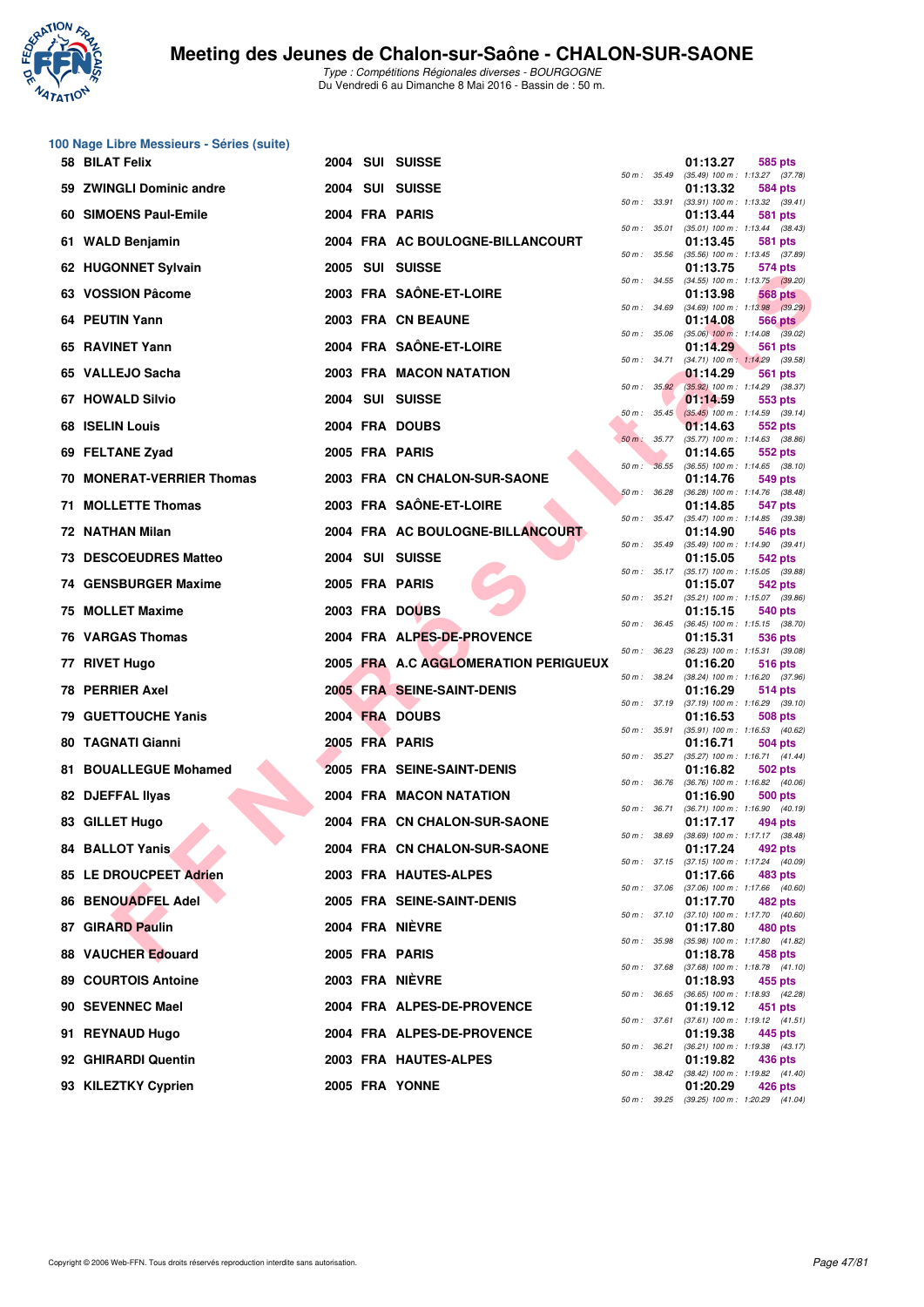# Meeting des Jeunes de Chalon-sur-Saône - CHALON-SUR-SAONE

*Type : Compétitions Régionales diverses - BOURGOGNE*
Du Vendredi 6 au Dimanche 8 Mai 2016 - Bassin de : 50 m.

## 100 Nage Libre Messieurs - Séries (suite)

| Rang | Nom | Année | Nat. | Club | Temps | Points | 50 m | 100 m |
|---|---|---|---|---|---|---|---|---|
| 58 | BILAT Felix | 2004 | SUI | SUISSE | 01:13.27 | 585 pts | 35.49 | (35.49) 1:13.27 (37.78) |
| 59 | ZWINGLI Dominic andre | 2004 | SUI | SUISSE | 01:13.32 | 584 pts | 33.91 | (33.91) 1:13.32 (39.41) |
| 60 | SIMOENS Paul-Emile | 2004 | FRA | PARIS | 01:13.44 | 581 pts | 35.01 | (35.01) 1:13.44 (38.43) |
| 61 | WALD Benjamin | 2004 | FRA | AC BOULOGNE-BILLANCOURT | 01:13.45 | 581 pts | 35.56 | (35.56) 1:13.45 (37.89) |
| 62 | HUGONNET Sylvain | 2005 | SUI | SUISSE | 01:13.75 | 574 pts | 34.55 | (34.55) 1:13.75 (39.20) |
| 63 | VOSSION Pâcome | 2003 | FRA | SAÔNE-ET-LOIRE | 01:13.98 | 568 pts | 34.69 | (34.69) 1:13.98 (39.29) |
| 64 | PEUTIN Yann | 2003 | FRA | CN BEAUNE | 01:14.08 | 566 pts | 35.06 | (35.06) 1:14.08 (39.02) |
| 65 | RAVINET Yann | 2004 | FRA | SAÔNE-ET-LOIRE | 01:14.29 | 561 pts | 34.71 | (34.71) 1:14.29 (39.58) |
| 65 | VALLEJO Sacha | 2003 | FRA | MACON NATATION | 01:14.29 | 561 pts | 35.92 | (35.92) 1:14.29 (38.37) |
| 67 | HOWALD Silvio | 2004 | SUI | SUISSE | 01:14.59 | 553 pts | 35.45 | (35.45) 1:14.59 (39.14) |
| 68 | ISELIN Louis | 2004 | FRA | DOUBS | 01:14.63 | 552 pts | 35.77 | (35.77) 1:14.63 (38.86) |
| 69 | FELTANE Zyad | 2005 | FRA | PARIS | 01:14.65 | 552 pts | 36.55 | (36.55) 1:14.65 (38.10) |
| 70 | MONERAT-VERRIER Thomas | 2003 | FRA | CN CHALON-SUR-SAONE | 01:14.76 | 549 pts | 36.28 | (36.28) 1:14.76 (38.48) |
| 71 | MOLLETTE Thomas | 2003 | FRA | SAÔNE-ET-LOIRE | 01:14.85 | 547 pts | 35.47 | (35.47) 1:14.85 (39.38) |
| 72 | NATHAN Milan | 2004 | FRA | AC BOULOGNE-BILLANCOURT | 01:14.90 | 546 pts | 35.49 | (35.49) 1:14.90 (39.41) |
| 73 | DESCOEUDRES Matteo | 2004 | SUI | SUISSE | 01:15.05 | 542 pts | 35.17 | (35.17) 1:15.05 (39.88) |
| 74 | GENSBURGER Maxime | 2005 | FRA | PARIS | 01:15.07 | 542 pts | 35.21 | (35.21) 1:15.07 (39.86) |
| 75 | MOLLET Maxime | 2003 | FRA | DOUBS | 01:15.15 | 540 pts | 36.45 | (36.45) 1:15.15 (38.70) |
| 76 | VARGAS Thomas | 2004 | FRA | ALPES-DE-PROVENCE | 01:15.31 | 536 pts | 36.23 | (36.23) 1:15.31 (39.08) |
| 77 | RIVET Hugo | 2005 | FRA | A.C AGGLOMERATION PERIGUEUX | 01:16.20 | 516 pts | 38.24 | (38.24) 1:16.20 (37.96) |
| 78 | PERRIER Axel | 2005 | FRA | SEINE-SAINT-DENIS | 01:16.29 | 514 pts | 37.19 | (37.19) 1:16.29 (39.10) |
| 79 | GUETTOUCHE Yanis | 2004 | FRA | DOUBS | 01:16.53 | 508 pts | 35.91 | (35.91) 1:16.53 (40.62) |
| 80 | TAGNATI Gianni | 2005 | FRA | PARIS | 01:16.71 | 504 pts | 35.27 | (35.27) 1:16.71 (41.44) |
| 81 | BOUALLEGUE Mohamed | 2005 | FRA | SEINE-SAINT-DENIS | 01:16.82 | 502 pts | 36.76 | (36.76) 1:16.82 (40.06) |
| 82 | DJEFFAL Ilyas | 2004 | FRA | MACON NATATION | 01:16.90 | 500 pts | 36.71 | (36.71) 1:16.90 (40.19) |
| 83 | GILLET Hugo | 2004 | FRA | CN CHALON-SUR-SAONE | 01:17.17 | 494 pts | 38.69 | (38.69) 1:17.17 (38.48) |
| 84 | BALLOT Yanis | 2004 | FRA | CN CHALON-SUR-SAONE | 01:17.24 | 492 pts | 37.15 | (37.15) 1:17.24 (40.09) |
| 85 | LE DROUCPEET Adrien | 2003 | FRA | HAUTES-ALPES | 01:17.66 | 483 pts | 37.06 | (37.06) 1:17.66 (40.60) |
| 86 | BENOUADFEL Adel | 2005 | FRA | SEINE-SAINT-DENIS | 01:17.70 | 482 pts | 37.10 | (37.10) 1:17.70 (40.60) |
| 87 | GIRARD Paulin | 2004 | FRA | NIÈVRE | 01:17.80 | 480 pts | 35.98 | (35.98) 1:17.80 (41.82) |
| 88 | VAUCHER Edouard | 2005 | FRA | PARIS | 01:18.78 | 458 pts | 37.68 | (37.68) 1:18.78 (41.10) |
| 89 | COURTOIS Antoine | 2003 | FRA | NIÈVRE | 01:18.93 | 455 pts | 36.65 | (36.65) 1:18.93 (42.28) |
| 90 | SEVENNEC Mael | 2004 | FRA | ALPES-DE-PROVENCE | 01:19.12 | 451 pts | 37.61 | (37.61) 1:19.12 (41.51) |
| 91 | REYNAUD Hugo | 2004 | FRA | ALPES-DE-PROVENCE | 01:19.38 | 445 pts | 36.21 | (36.21) 1:19.38 (43.17) |
| 92 | GHIRARDI Quentin | 2003 | FRA | HAUTES-ALPES | 01:19.82 | 436 pts | 38.42 | (38.42) 1:19.82 (41.40) |
| 93 | KILEZTKY Cyprien | 2005 | FRA | YONNE | 01:20.29 | 426 pts | 39.25 | (39.25) 1:20.29 (41.04) |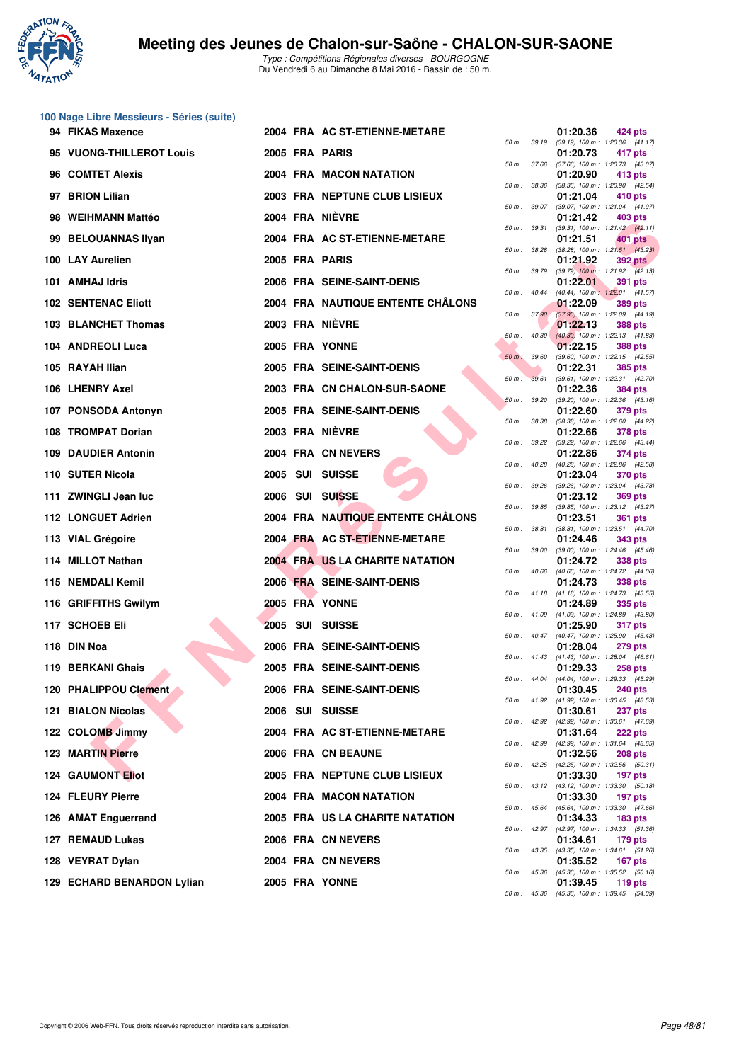# Meeting des Jeunes de Chalon-sur-Saône - CHALON-SUR-SAONE

*Type : Compétitions Régionales diverses - BOURGOGNE*
Du Vendredi 6 au Dimanche 8 Mai 2016 - Bassin de : 50 m.

## 100 Nage Libre Messieurs - Séries (suite)

| Place | Nom | Année | Nat. | Club | Temps | Points | Splits |
|---|---|---|---|---|---|---|---|
| 94 | FIKAS Maxence | 2004 | FRA | AC ST-ETIENNE-METARE | 01:20.36 | 424 pts | 50 m : 39.19 (39.19) 100 m : 1:20.36 (41.17) |
| 95 | VUONG-THILLEROT Louis | 2005 | FRA | PARIS | 01:20.73 | 417 pts | 50 m : 37.66 (37.66) 100 m : 1:20.73 (43.07) |
| 96 | COMTET Alexis | 2004 | FRA | MACON NATATION | 01:20.90 | 413 pts | 50 m : 38.36 (38.36) 100 m : 1:20.90 (42.54) |
| 97 | BRION Lilian | 2003 | FRA | NEPTUNE CLUB LISIEUX | 01:21.04 | 410 pts | 50 m : 39.07 (39.07) 100 m : 1:21.04 (41.97) |
| 98 | WEIHMANN Mattéo | 2004 | FRA | NIÈVRE | 01:21.42 | 403 pts | 50 m : 39.31 (39.31) 100 m : 1:21.42 (42.11) |
| 99 | BELOUANNAS Ilyan | 2004 | FRA | AC ST-ETIENNE-METARE | 01:21.51 | 401 pts | 50 m : 38.28 (38.28) 100 m : 1:21.51 (43.23) |
| 100 | LAY Aurelien | 2005 | FRA | PARIS | 01:21.92 | 392 pts | 50 m : 39.79 (39.79) 100 m : 1:21.92 (42.13) |
| 101 | AMHAJ Idris | 2006 | FRA | SEINE-SAINT-DENIS | 01:22.01 | 391 pts | 50 m : 40.44 (40.44) 100 m : 1:22.01 (41.57) |
| 102 | SENTENAC Eliott | 2004 | FRA | NAUTIQUE ENTENTE CHÂLONS | 01:22.09 | 389 pts | 50 m : 37.90 (37.90) 100 m : 1:22.09 (44.19) |
| 103 | BLANCHET Thomas | 2003 | FRA | NIÈVRE | 01:22.13 | 388 pts | 50 m : 40.30 (40.30) 100 m : 1:22.13 (41.83) |
| 104 | ANDREOLI Luca | 2005 | FRA | YONNE | 01:22.15 | 388 pts | 50 m : 39.60 (39.60) 100 m : 1:22.15 (42.55) |
| 105 | RAYAH Ilian | 2005 | FRA | SEINE-SAINT-DENIS | 01:22.31 | 385 pts | 50 m : 39.61 (39.61) 100 m : 1:22.31 (42.70) |
| 106 | LHENRY Axel | 2003 | FRA | CN CHALON-SUR-SAONE | 01:22.36 | 384 pts | 50 m : 39.20 (39.20) 100 m : 1:22.36 (43.16) |
| 107 | PONSODA Antonyn | 2005 | FRA | SEINE-SAINT-DENIS | 01:22.60 | 379 pts | 50 m : 38.38 (38.38) 100 m : 1:22.60 (44.22) |
| 108 | TROMPAT Dorian | 2003 | FRA | NIÈVRE | 01:22.66 | 378 pts | 50 m : 39.22 (39.22) 100 m : 1:22.66 (43.44) |
| 109 | DAUDIER Antonin | 2004 | FRA | CN NEVERS | 01:22.86 | 374 pts | 50 m : 40.28 (40.28) 100 m : 1:22.86 (42.58) |
| 110 | SUTER Nicola | 2005 | SUI | SUISSE | 01:23.04 | 370 pts | 50 m : 39.26 (39.26) 100 m : 1:23.04 (43.78) |
| 111 | ZWINGLI Jean luc | 2006 | SUI | SUISSE | 01:23.12 | 369 pts | 50 m : 39.85 (39.85) 100 m : 1:23.12 (43.27) |
| 112 | LONGUET Adrien | 2004 | FRA | NAUTIQUE ENTENTE CHÂLONS | 01:23.51 | 361 pts | 50 m : 38.81 (38.81) 100 m : 1:23.51 (44.70) |
| 113 | VIAL Grégoire | 2004 | FRA | AC ST-ETIENNE-METARE | 01:24.46 | 343 pts | 50 m : 39.00 (39.00) 100 m : 1:24.46 (45.46) |
| 114 | MILLOT Nathan | 2004 | FRA | US LA CHARITE NATATION | 01:24.72 | 338 pts | 50 m : 40.66 (40.66) 100 m : 1:24.72 (44.06) |
| 115 | NEMDALI Kemil | 2006 | FRA | SEINE-SAINT-DENIS | 01:24.73 | 338 pts | 50 m : 41.18 (41.18) 100 m : 1:24.73 (43.55) |
| 116 | GRIFFITHS Gwilym | 2005 | FRA | YONNE | 01:24.89 | 335 pts | 50 m : 41.09 (41.09) 100 m : 1:24.89 (43.80) |
| 117 | SCHOEB Eli | 2005 | SUI | SUISSE | 01:25.90 | 317 pts | 50 m : 40.47 (40.47) 100 m : 1:25.90 (45.43) |
| 118 | DIN Noa | 2006 | FRA | SEINE-SAINT-DENIS | 01:28.04 | 279 pts | 50 m : 41.43 (41.43) 100 m : 1:28.04 (46.61) |
| 119 | BERKANI Ghais | 2005 | FRA | SEINE-SAINT-DENIS | 01:29.33 | 258 pts | 50 m : 44.04 (44.04) 100 m : 1:29.33 (45.29) |
| 120 | PHALIPPOU Clement | 2006 | FRA | SEINE-SAINT-DENIS | 01:30.45 | 240 pts | 50 m : 41.92 (41.92) 100 m : 1:30.45 (48.53) |
| 121 | BIALON Nicolas | 2006 | SUI | SUISSE | 01:30.61 | 237 pts | 50 m : 42.92 (42.92) 100 m : 1:30.61 (47.69) |
| 122 | COLOMB Jimmy | 2004 | FRA | AC ST-ETIENNE-METARE | 01:31.64 | 222 pts | 50 m : 42.99 (42.99) 100 m : 1:31.64 (48.65) |
| 123 | MARTIN Pierre | 2006 | FRA | CN BEAUNE | 01:32.56 | 208 pts | 50 m : 42.25 (42.25) 100 m : 1:32.56 (50.31) |
| 124 | GAUMONT Eliot | 2005 | FRA | NEPTUNE CLUB LISIEUX | 01:33.30 | 197 pts | 50 m : 43.12 (43.12) 100 m : 1:33.30 (50.18) |
| 124 | FLEURY Pierre | 2004 | FRA | MACON NATATION | 01:33.30 | 197 pts | 50 m : 45.64 (45.64) 100 m : 1:33.30 (47.66) |
| 126 | AMAT Enguerrand | 2005 | FRA | US LA CHARITE NATATION | 01:34.33 | 183 pts | 50 m : 42.97 (42.97) 100 m : 1:34.33 (51.36) |
| 127 | REMAUD Lukas | 2006 | FRA | CN NEVERS | 01:34.61 | 179 pts | 50 m : 43.35 (43.35) 100 m : 1:34.61 (51.26) |
| 128 | VEYRAT Dylan | 2004 | FRA | CN NEVERS | 01:35.52 | 167 pts | 50 m : 45.36 (45.36) 100 m : 1:35.52 (50.16) |
| 129 | ECHARD BENARDON Lylian | 2005 | FRA | YONNE | 01:39.45 | 119 pts | 50 m : 45.36 (45.36) 100 m : 1:39.45 (54.09) |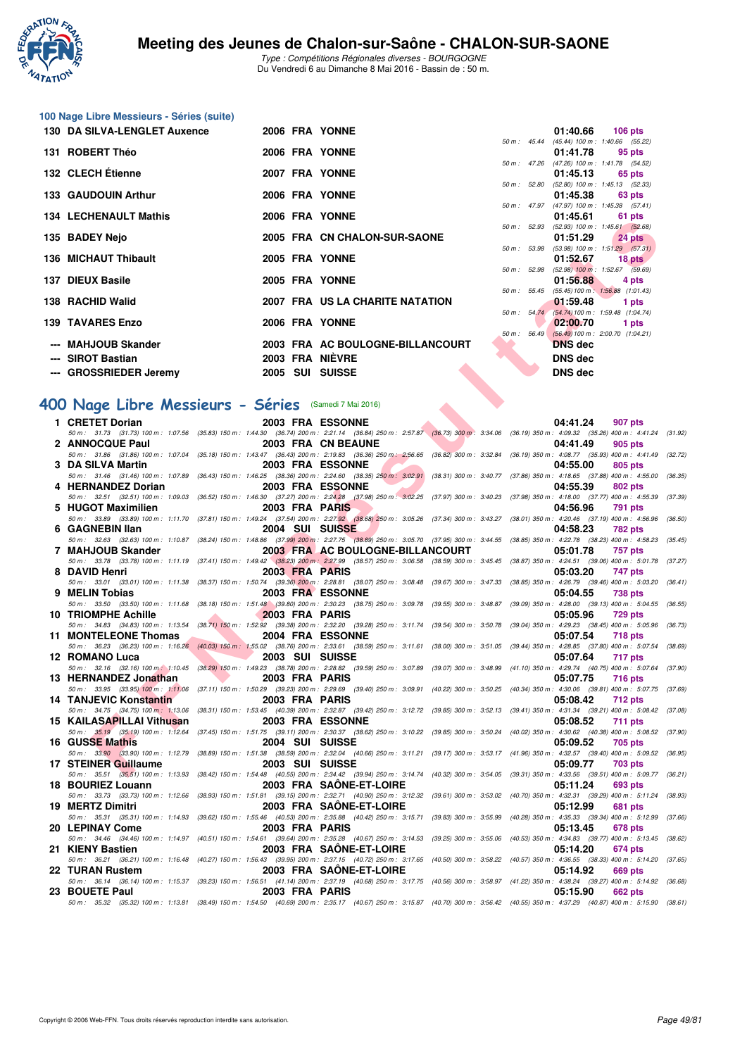# Meeting des Jeunes de Chalon-sur-Saône - CHALON-SUR-SAONE

*Type : Compétitions Régionales diverses - BOURGOGNE*
Du Vendredi 6 au Dimanche 8 Mai 2016 - Bassin de : 50 m.

## 100 Nage Libre Messieurs - Séries (suite)

| Rang | Nom | Année | Nat. | Club | Temps | Points | Splits |
|---|---|---|---|---|---|---|---|
| 130 | DA SILVA-LENGLET Auxence | 2006 | FRA | YONNE | 01:40.66 | 106 pts | 50 m : 45.44 (45.44) 100 m : 1:40.66 (55.22) |
| 131 | ROBERT Théo | 2006 | FRA | YONNE | 01:41.78 | 95 pts | 50 m : 47.26 (47.26) 100 m : 1:41.78 (54.52) |
| 132 | CLECH Étienne | 2007 | FRA | YONNE | 01:45.13 | 65 pts | 50 m : 52.80 (52.80) 100 m : 1:45.13 (52.33) |
| 133 | GAUDOUIN Arthur | 2006 | FRA | YONNE | 01:45.38 | 63 pts | 50 m : 47.97 (47.97) 100 m : 1:45.38 (57.41) |
| 134 | LECHENAULT Mathis | 2006 | FRA | YONNE | 01:45.61 | 61 pts | 50 m : 52.93 (52.93) 100 m : 1:45.61 (52.68) |
| 135 | BADEY Nejo | 2005 | FRA | CN CHALON-SUR-SAONE | 01:51.29 | 24 pts | 50 m : 53.98 (53.98) 100 m : 1:51.29 (57.31) |
| 136 | MICHAUT Thibault | 2005 | FRA | YONNE | 01:52.67 | 18 pts | 50 m : 52.98 (52.98) 100 m : 1:52.67 (59.69) |
| 137 | DIEUX Basile | 2006 | FRA | YONNE | 01:56.88 | 4 pts | 50 m : 55.45 (55.45) 100 m : 1:56.88 (1:01.43) |
| 138 | RACHID Walid | 2007 | FRA | US LA CHARITE NATATION | 01:59.48 | 1 pts | 50 m : 54.74 (54.74) 100 m : 1:59.48 (1:04.74) |
| 139 | TAVARES Enzo | 2006 | FRA | YONNE | 02:00.70 | 1 pts | 50 m : 56.49 (56.49) 100 m : 2:00.70 (1:04.21) |
| --- | MAHJOUB Skander | 2003 | FRA | AC BOULOGNE-BILLANCOURT | DNS dec | | |
| --- | SIROT Bastian | 2003 | FRA | NIÈVRE | DNS dec | | |
| --- | GROSSRIEDER Jeremy | 2005 | SUI | SUISSE | DNS dec | | |

## 400 Nage Libre Messieurs - Séries (Samedi 7 Mai 2016)

| Rang | Nom | Année | Nat. | Club | Temps | Points |
|---|---|---|---|---|---|---|
| 1 | CRETET Dorian | 2003 | FRA | ESSONNE | 04:41.24 | 907 pts |
| | 50 m : 31.73 (31.73) 100 m : 1:07.56 (35.83) 150 m : 1:44.30 (36.74) 200 m : 2:21.14 (36.84) 250 m : 2:57.87 (36.73) 300 m : 3:34.06 (36.19) 350 m : 4:09.32 (35.26) 400 m : 4:41.24 (31.92) | | | | | |
| 2 | ANNOCQUE Paul | 2003 | FRA | CN BEAUNE | 04:41.49 | 905 pts |
| | 50 m : 31.86 (31.86) 100 m : 1:07.04 (35.18) 150 m : 1:43.47 (36.43) 200 m : 2:19.83 (36.36) 250 m : 2:56.65 (36.82) 300 m : 3:32.84 (36.19) 350 m : 4:08.77 (35.93) 400 m : 4:41.49 (32.72) | | | | | |
| 3 | DA SILVA Martin | 2003 | FRA | ESSONNE | 04:55.00 | 805 pts |
| | 50 m : 31.46 (31.46) 100 m : 1:07.89 (36.43) 150 m : 1:46.25 (38.36) 200 m : 2:24.60 (38.35) 250 m : 3:02.91 (38.31) 300 m : 3:40.77 (37.86) 350 m : 4:18.65 (37.88) 400 m : 4:55.00 (36.35) | | | | | |
| 4 | HERNANDEZ Dorian | 2003 | FRA | ESSONNE | 04:55.39 | 802 pts |
| | 50 m : 32.51 (32.51) 100 m : 1:09.03 (36.52) 150 m : 1:46.30 (37.27) 200 m : 2:24.28 (37.98) 250 m : 3:02.25 (37.97) 300 m : 3:40.23 (37.98) 350 m : 4:18.00 (37.77) 400 m : 4:55.39 (37.39) | | | | | |
| 5 | HUGOT Maximilien | 2003 | FRA | PARIS | 04:56.96 | 791 pts |
| | 50 m : 33.89 (33.89) 100 m : 1:11.70 (37.81) 150 m : 1:49.24 (37.54) 200 m : 2:27.92 (38.68) 250 m : 3:05.26 (37.34) 300 m : 3:43.27 (38.01) 350 m : 4:20.46 (37.19) 400 m : 4:56.96 (36.50) | | | | | |
| 6 | GAGNEBIN Ilan | 2004 | SUI | SUISSE | 04:58.23 | 782 pts |
| | 50 m : 32.63 (32.63) 100 m : 1:10.87 (38.24) 150 m : 1:48.86 (37.99) 200 m : 2:27.75 (38.89) 250 m : 3:05.70 (37.95) 300 m : 3:44.55 (38.85) 350 m : 4:22.78 (38.23) 400 m : 4:58.23 (35.45) | | | | | |
| 7 | MAHJOUB Skander | 2003 | FRA | AC BOULOGNE-BILLANCOURT | 05:01.78 | 757 pts |
| | 50 m : 33.78 (33.78) 100 m : 1:11.19 (37.41) 150 m : 1:49.42 (38.23) 200 m : 2:27.99 (38.57) 250 m : 3:06.58 (38.59) 300 m : 3:45.45 (38.87) 350 m : 4:24.51 (39.06) 400 m : 5:01.78 (37.27) | | | | | |
| 8 | DAVID Henri | 2003 | FRA | PARIS | 05:03.20 | 747 pts |
| | 50 m : 33.01 (33.01) 100 m : 1:11.38 (38.37) 150 m : 1:50.74 (39.36) 200 m : 2:28.81 (38.07) 250 m : 3:08.48 (39.67) 300 m : 3:47.33 (38.85) 350 m : 4:26.79 (39.46) 400 m : 5:03.20 (36.41) | | | | | |
| 9 | MELIN Tobias | 2003 | FRA | ESSONNE | 05:04.55 | 738 pts |
| | 50 m : 33.50 (33.50) 100 m : 1:11.68 (38.18) 150 m : 1:51.48 (39.80) 200 m : 2:30.23 (38.75) 250 m : 3:09.78 (39.55) 300 m : 3:48.87 (39.09) 350 m : 4:28.00 (39.13) 400 m : 5:04.55 (36.55) | | | | | |
| 10 | TRIOMPHE Achille | 2003 | FRA | PARIS | 05:05.96 | 729 pts |
| | 50 m : 34.83 (34.83) 100 m : 1:13.54 (38.71) 150 m : 1:52.92 (39.38) 200 m : 2:32.20 (39.28) 250 m : 3:11.74 (39.54) 300 m : 3:50.78 (39.04) 350 m : 4:29.23 (38.45) 400 m : 5:05.96 (36.73) | | | | | |
| 11 | MONTELEONE Thomas | 2004 | FRA | ESSONNE | 05:07.54 | 718 pts |
| | 50 m : 36.23 (36.23) 100 m : 1:16.26 (40.03) 150 m : 1:55.02 (38.76) 200 m : 2:33.61 (38.59) 250 m : 3:11.61 (38.00) 300 m : 3:51.05 (39.44) 350 m : 4:28.85 (37.80) 400 m : 5:07.54 (38.69) | | | | | |
| 12 | ROMANO Luca | 2003 | SUI | SUISSE | 05:07.64 | 717 pts |
| | 50 m : 32.16 (32.16) 100 m : 1:10.45 (38.29) 150 m : 1:49.23 (38.78) 200 m : 2:28.82 (39.59) 250 m : 3:07.89 (39.07) 300 m : 3:48.99 (41.10) 350 m : 4:29.74 (40.75) 400 m : 5:07.64 (37.90) | | | | | |
| 13 | HERNANDEZ Jonathan | 2003 | FRA | PARIS | 05:07.75 | 716 pts |
| | 50 m : 33.95 (33.95) 100 m : 1:11.06 (37.11) 150 m : 1:50.29 (39.23) 200 m : 2:29.69 (39.40) 250 m : 3:09.91 (40.22) 300 m : 3:50.25 (40.34) 350 m : 4:30.06 (39.81) 400 m : 5:07.75 (37.69) | | | | | |
| 14 | TANJEVIC Konstantin | 2003 | FRA | PARIS | 05:08.42 | 712 pts |
| | 50 m : 34.75 (34.75) 100 m : 1:13.06 (38.31) 150 m : 1:53.45 (40.39) 200 m : 2:32.87 (39.42) 250 m : 3:12.72 (39.85) 300 m : 3:52.13 (39.41) 350 m : 4:31.34 (39.21) 400 m : 5:08.42 (37.08) | | | | | |
| 15 | KAILASAPILLAI Vithusan | 2003 | FRA | ESSONNE | 05:08.52 | 711 pts |
| | 50 m : 35.19 (35.19) 100 m : 1:12.64 (37.45) 150 m : 1:51.75 (39.11) 200 m : 2:30.37 (38.62) 250 m : 3:10.22 (39.85) 300 m : 3:50.24 (40.02) 350 m : 4:30.62 (40.38) 400 m : 5:08.52 (37.90) | | | | | |
| 16 | GUSSE Mathis | 2004 | SUI | SUISSE | 05:09.52 | 705 pts |
| | 50 m : 33.90 (33.90) 100 m : 1:12.79 (38.89) 150 m : 1:51.38 (38.59) 200 m : 2:32.04 (40.66) 250 m : 3:11.21 (39.17) 300 m : 3:53.17 (41.96) 350 m : 4:32.57 (39.40) 400 m : 5:09.52 (36.95) | | | | | |
| 17 | STEINER Guillaume | 2003 | SUI | SUISSE | 05:09.77 | 703 pts |
| | 50 m : 35.51 (35.51) 100 m : 1:13.93 (38.42) 150 m : 1:54.48 (40.55) 200 m : 2:34.42 (39.94) 250 m : 3:14.74 (40.32) 300 m : 3:54.05 (39.31) 350 m : 4:33.56 (39.51) 400 m : 5:09.77 (36.21) | | | | | |
| 18 | BOURIEZ Louann | 2003 | FRA | SAÔNE-ET-LOIRE | 05:11.24 | 693 pts |
| | 50 m : 33.73 (33.73) 100 m : 1:12.66 (38.93) 150 m : 1:51.81 (39.15) 200 m : 2:32.71 (40.90) 250 m : 3:12.32 (39.61) 300 m : 3:53.02 (40.70) 350 m : 4:32.31 (39.29) 400 m : 5:11.24 (38.93) | | | | | |
| 19 | MERTZ Dimitri | 2003 | FRA | SAÔNE-ET-LOIRE | 05:12.99 | 681 pts |
| | 50 m : 35.31 (35.31) 100 m : 1:14.93 (39.62) 150 m : 1:55.46 (40.53) 200 m : 2:35.88 (40.42) 250 m : 3:15.71 (39.83) 300 m : 3:55.99 (40.28) 350 m : 4:35.33 (39.34) 400 m : 5:12.99 (37.66) | | | | | |
| 20 | LEPINAY Come | 2003 | FRA | PARIS | 05:13.45 | 678 pts |
| | 50 m : 34.46 (34.46) 100 m : 1:14.97 (40.51) 150 m : 1:54.61 (39.64) 200 m : 2:35.28 (40.67) 250 m : 3:14.53 (39.25) 300 m : 3:55.06 (40.53) 350 m : 4:34.83 (39.77) 400 m : 5:13.45 (38.62) | | | | | |
| 21 | KIENY Bastien | 2003 | FRA | SAÔNE-ET-LOIRE | 05:14.20 | 674 pts |
| | 50 m : 36.21 (36.21) 100 m : 1:16.48 (40.27) 150 m : 1:56.43 (39.95) 200 m : 2:37.15 (40.72) 250 m : 3:17.65 (40.50) 300 m : 3:58.22 (40.57) 350 m : 4:36.55 (38.33) 400 m : 5:14.20 (37.65) | | | | | |
| 22 | TURAN Rustem | 2003 | FRA | SAÔNE-ET-LOIRE | 05:14.92 | 669 pts |
| | 50 m : 36.14 (36.14) 100 m : 1:15.37 (39.23) 150 m : 1:56.51 (41.14) 200 m : 2:37.19 (40.68) 250 m : 3:17.75 (40.56) 300 m : 3:58.97 (41.22) 350 m : 4:38.24 (39.27) 400 m : 5:14.92 (36.68) | | | | | |
| 23 | BOUETE Paul | 2003 | FRA | PARIS | 05:15.90 | 662 pts |
| | 50 m : 35.32 (35.32) 100 m : 1:13.81 (38.49) 150 m : 1:54.50 (40.69) 200 m : 2:35.17 (40.67) 250 m : 3:15.87 (40.70) 300 m : 3:56.42 (40.55) 350 m : 4:37.29 (40.87) 400 m : 5:15.90 (38.61) | | | | | |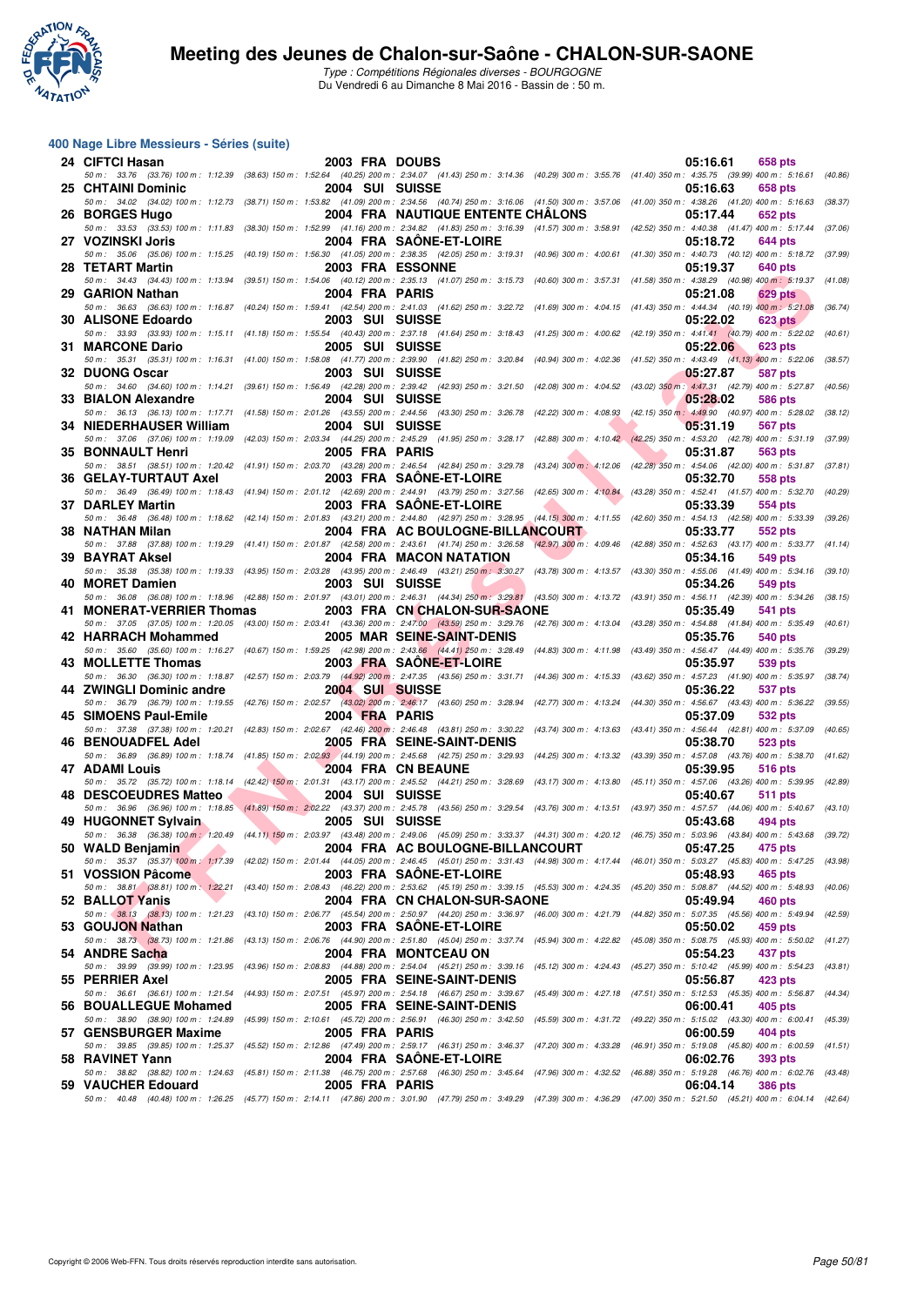# Meeting des Jeunes de Chalon-sur-Saône - CHALON-SUR-SAONE

*Type : Compétitions Régionales diverses - BOURGOGNE*
Du Vendredi 6 au Dimanche 8 Mai 2016 - Bassin de : 50 m.

## 400 Nage Libre Messieurs - Séries (suite)

| Rang | Nom | Année | Nat. | Club | Temps | Points |
|---|---|---|---|---|---|---|
| 24 | CIFTCI Hasan | 2003 | FRA | DOUBS | 05:16.61 | 658 pts |
| | *50 m : 33.76 (33.76) 100 m : 1:12.39 (38.63) 150 m : 1:52.64 (40.25) 200 m : 2:34.07 (41.43) 250 m : 3:14.36 (40.29) 300 m : 3:55.76 (41.40) 350 m : 4:35.75 (39.99) 400 m : 5:16.61 (40.86)* | | | | | |
| 25 | CHTAINI Dominic | 2004 | SUI | SUISSE | 05:16.63 | 658 pts |
| | *50 m : 34.02 (34.02) 100 m : 1:12.73 (38.71) 150 m : 1:53.82 (41.09) 200 m : 2:34.56 (40.74) 250 m : 3:16.06 (41.50) 300 m : 3:57.06 (41.00) 350 m : 4:38.26 (41.20) 400 m : 5:16.63 (38.37)* | | | | | |
| 26 | BORGES Hugo | 2004 | FRA | NAUTIQUE ENTENTE CHÂLONS | 05:17.44 | 652 pts |
| | *50 m : 33.53 (33.53) 100 m : 1:11.83 (38.30) 150 m : 1:52.99 (41.16) 200 m : 2:34.82 (41.83) 250 m : 3:16.39 (41.57) 300 m : 3:58.91 (42.52) 350 m : 4:40.38 (41.47) 400 m : 5:17.44 (37.06)* | | | | | |
| 27 | VOZINSKI Joris | 2004 | FRA | SAÔNE-ET-LOIRE | 05:18.72 | 644 pts |
| | *50 m : 35.06 (35.06) 100 m : 1:15.25 (40.19) 150 m : 1:56.30 (41.05) 200 m : 2:38.35 (42.05) 250 m : 3:19.31 (40.96) 300 m : 4:00.61 (41.30) 350 m : 4:40.73 (40.12) 400 m : 5:18.72 (37.99)* | | | | | |
| 28 | TETART Martin | 2003 | FRA | ESSONNE | 05:19.37 | 640 pts |
| | *50 m : 34.43 (34.43) 100 m : 1:13.94 (39.51) 150 m : 1:54.06 (40.12) 200 m : 2:35.13 (41.07) 250 m : 3:15.73 (40.60) 300 m : 3:57.31 (41.58) 350 m : 4:38.29 (40.98) 400 m : 5:19.37 (41.08)* | | | | | |
| 29 | GARION Nathan | 2004 | FRA | PARIS | 05:21.08 | 629 pts |
| | *50 m : 36.63 (36.63) 100 m : 1:16.87 (40.24) 150 m : 1:59.41 (42.54) 200 m : 2:41.03 (41.62) 250 m : 3:22.72 (41.69) 300 m : 4:04.15 (41.43) 350 m : 4:44.34 (40.19) 400 m : 5:21.08 (36.74)* | | | | | |
| 30 | ALISONE Edoardo | 2003 | SUI | SUISSE | 05:22.02 | 623 pts |
| | *50 m : 33.93 (33.93) 100 m : 1:15.11 (41.18) 150 m : 1:55.54 (40.43) 200 m : 2:37.18 (41.64) 250 m : 3:18.43 (41.25) 300 m : 4:00.62 (42.19) 350 m : 4:41.41 (40.79) 400 m : 5:22.02 (40.61)* | | | | | |
| 31 | MARCONE Dario | 2005 | SUI | SUISSE | 05:22.06 | 623 pts |
| | *50 m : 35.31 (35.31) 100 m : 1:16.31 (41.00) 150 m : 1:58.08 (41.77) 200 m : 2:39.90 (41.82) 250 m : 3:20.84 (40.94) 300 m : 4:02.36 (41.52) 350 m : 4:43.49 (41.13) 400 m : 5:22.06 (38.57)* | | | | | |
| 32 | DUONG Oscar | 2003 | SUI | SUISSE | 05:27.87 | 587 pts |
| | *50 m : 34.60 (34.60) 100 m : 1:14.21 (39.61) 150 m : 1:56.49 (42.28) 200 m : 2:39.42 (42.93) 250 m : 3:21.50 (42.08) 300 m : 4:04.52 (43.02) 350 m : 4:47.31 (42.79) 400 m : 5:27.87 (40.56)* | | | | | |
| 33 | BIALON Alexandre | 2004 | SUI | SUISSE | 05:28.02 | 586 pts |
| | *50 m : 36.13 (36.13) 100 m : 1:17.71 (41.58) 150 m : 2:01.26 (43.55) 200 m : 2:44.56 (43.30) 250 m : 3:26.78 (42.22) 300 m : 4:08.93 (42.15) 350 m : 4:49.90 (40.97) 400 m : 5:28.02 (38.12)* | | | | | |
| 34 | NIEDERHAUSER William | 2004 | SUI | SUISSE | 05:31.19 | 567 pts |
| | *50 m : 37.06 (37.06) 100 m : 1:19.09 (42.03) 150 m : 2:03.34 (44.25) 200 m : 2:45.29 (41.95) 250 m : 3:28.17 (42.88) 300 m : 4:10.42 (42.25) 350 m : 4:53.20 (42.78) 400 m : 5:31.19 (37.99)* | | | | | |
| 35 | BONNAULT Henri | 2005 | FRA | PARIS | 05:31.87 | 563 pts |
| | *50 m : 38.51 (38.51) 100 m : 1:20.42 (41.91) 150 m : 2:03.70 (43.28) 200 m : 2:46.54 (42.84) 250 m : 3:29.78 (43.24) 300 m : 4:12.06 (42.28) 350 m : 4:54.06 (42.00) 400 m : 5:31.87 (37.81)* | | | | | |
| 36 | GELAY-TURTAUT Axel | 2003 | FRA | SAÔNE-ET-LOIRE | 05:32.70 | 558 pts |
| | *50 m : 36.49 (36.49) 100 m : 1:18.43 (41.94) 150 m : 2:01.12 (42.69) 200 m : 2:44.91 (43.79) 250 m : 3:27.56 (42.65) 300 m : 4:10.84 (43.28) 350 m : 4:52.41 (41.57) 400 m : 5:32.70 (40.29)* | | | | | |
| 37 | DARLEY Martin | 2003 | FRA | SAÔNE-ET-LOIRE | 05:33.39 | 554 pts |
| | *50 m : 36.48 (36.48) 100 m : 1:18.62 (42.14) 150 m : 2:01.83 (43.21) 200 m : 2:44.80 (42.97) 250 m : 3:28.95 (44.15) 300 m : 4:11.55 (42.60) 350 m : 4:54.13 (42.58) 400 m : 5:33.39 (39.26)* | | | | | |
| 38 | NATHAN Milan | 2004 | FRA | AC BOULOGNE-BILLANCOURT | 05:33.77 | 552 pts |
| | *50 m : 37.88 (37.88) 100 m : 1:19.29 (41.41) 150 m : 2:01.87 (42.58) 200 m : 2:43.61 (41.74) 250 m : 3:26.58 (42.97) 300 m : 4:09.46 (42.88) 350 m : 4:52.63 (43.17) 400 m : 5:33.77 (41.14)* | | | | | |
| 39 | BAYRAT Aksel | 2004 | FRA | MACON NATATION | 05:34.16 | 549 pts |
| | *50 m : 35.38 (35.38) 100 m : 1:19.33 (43.95) 150 m : 2:03.28 (43.95) 200 m : 2:46.49 (43.21) 250 m : 3:30.27 (43.78) 300 m : 4:13.57 (43.30) 350 m : 4:55.06 (41.49) 400 m : 5:34.16 (39.10)* | | | | | |
| 40 | MORET Damien | 2003 | SUI | SUISSE | 05:34.26 | 549 pts |
| | *50 m : 36.08 (36.08) 100 m : 1:18.96 (42.88) 150 m : 2:01.97 (43.01) 200 m : 2:46.31 (44.34) 250 m : 3:29.81 (43.50) 300 m : 4:13.72 (43.91) 350 m : 4:56.11 (42.39) 400 m : 5:34.26 (38.15)* | | | | | |
| 41 | MONERAT-VERRIER Thomas | 2003 | FRA | CN CHALON-SUR-SAONE | 05:35.49 | 541 pts |
| | *50 m : 37.05 (37.05) 100 m : 1:20.05 (43.00) 150 m : 2:03.41 (43.36) 200 m : 2:47.00 (43.59) 250 m : 3:29.76 (42.76) 300 m : 4:13.04 (43.28) 350 m : 4:54.88 (41.84) 400 m : 5:35.49 (40.61)* | | | | | |
| 42 | HARRACH Mohammed | 2005 | MAR | SEINE-SAINT-DENIS | 05:35.76 | 540 pts |
| | *50 m : 35.60 (35.60) 100 m : 1:16.27 (40.67) 150 m : 1:59.25 (42.98) 200 m : 2:43.66 (44.41) 250 m : 3:28.49 (44.83) 300 m : 4:11.98 (43.49) 350 m : 4:56.47 (44.49) 400 m : 5:35.76 (39.29)* | | | | | |
| 43 | MOLLETTE Thomas | 2003 | FRA | SAÔNE-ET-LOIRE | 05:35.97 | 539 pts |
| | *50 m : 36.30 (36.30) 100 m : 1:18.87 (42.57) 150 m : 2:03.79 (44.92) 200 m : 2:47.35 (43.56) 250 m : 3:31.71 (44.36) 300 m : 4:15.33 (43.62) 350 m : 4:57.23 (41.90) 400 m : 5:35.97 (38.74)* | | | | | |
| 44 | ZWINGLI Dominic andre | 2004 | SUI | SUISSE | 05:36.22 | 537 pts |
| | *50 m : 36.79 (36.79) 100 m : 1:19.55 (42.76) 150 m : 2:02.57 (43.02) 200 m : 2:46.17 (43.60) 250 m : 3:28.94 (42.77) 300 m : 4:13.24 (44.30) 350 m : 4:56.67 (43.43) 400 m : 5:36.22 (39.55)* | | | | | |
| 45 | SIMOENS Paul-Emile | 2004 | FRA | PARIS | 05:37.09 | 532 pts |
| | *50 m : 37.38 (37.38) 100 m : 1:20.21 (42.83) 150 m : 2:02.67 (42.46) 200 m : 2:46.48 (43.81) 250 m : 3:30.22 (43.74) 300 m : 4:13.63 (43.41) 350 m : 4:56.44 (42.81) 400 m : 5:37.09 (40.65)* | | | | | |
| 46 | BENOUADFEL Adel | 2005 | FRA | SEINE-SAINT-DENIS | 05:38.70 | 523 pts |
| | *50 m : 36.89 (36.89) 100 m : 1:18.74 (41.85) 150 m : 2:02.93 (44.19) 200 m : 2:45.68 (42.75) 250 m : 3:29.93 (44.25) 300 m : 4:13.32 (43.39) 350 m : 4:57.08 (43.76) 400 m : 5:38.70 (41.62)* | | | | | |
| 47 | ADAMI Louis | 2004 | FRA | CN BEAUNE | 05:39.95 | 516 pts |
| | *50 m : 35.72 (35.72) 100 m : 1:18.14 (42.42) 150 m : 2:01.31 (43.17) 200 m : 2:45.52 (44.21) 250 m : 3:28.69 (43.17) 300 m : 4:13.80 (45.11) 350 m : 4:57.06 (43.26) 400 m : 5:39.95 (42.89)* | | | | | |
| 48 | DESCOEUDRES Matteo | 2004 | SUI | SUISSE | 05:40.67 | 511 pts |
| | *50 m : 36.96 (36.96) 100 m : 1:18.85 (41.89) 150 m : 2:02.22 (43.37) 200 m : 2:45.78 (43.56) 250 m : 3:29.54 (43.76) 300 m : 4:13.51 (43.97) 350 m : 4:57.57 (44.06) 400 m : 5:40.67 (43.10)* | | | | | |
| 49 | HUGONNET Sylvain | 2005 | SUI | SUISSE | 05:43.68 | 494 pts |
| | *50 m : 36.38 (36.38) 100 m : 1:20.49 (44.11) 150 m : 2:03.97 (43.48) 200 m : 2:49.06 (45.09) 250 m : 3:33.37 (44.31) 300 m : 4:20.12 (46.75) 350 m : 5:03.96 (43.84) 400 m : 5:43.68 (39.72)* | | | | | |
| 50 | WALD Benjamin | 2004 | FRA | AC BOULOGNE-BILLANCOURT | 05:47.25 | 475 pts |
| | *50 m : 35.37 (35.37) 100 m : 1:17.39 (42.02) 150 m : 2:01.44 (44.05) 200 m : 2:46.45 (45.01) 250 m : 3:31.43 (44.98) 300 m : 4:17.44 (46.01) 350 m : 5:03.27 (45.83) 400 m : 5:47.25 (43.98)* | | | | | |
| 51 | VOSSION Pâcome | 2003 | FRA | SAÔNE-ET-LOIRE | 05:48.93 | 465 pts |
| | *50 m : 38.81 (38.81) 100 m : 1:22.21 (43.40) 150 m : 2:08.43 (46.22) 200 m : 2:53.62 (45.19) 250 m : 3:39.15 (45.53) 300 m : 4:24.35 (45.20) 350 m : 5:08.87 (44.52) 400 m : 5:48.93 (40.06)* | | | | | |
| 52 | BALLOT Yanis | 2004 | FRA | CN CHALON-SUR-SAONE | 05:49.94 | 460 pts |
| | *50 m : 38.13 (38.13) 100 m : 1:21.23 (43.10) 150 m : 2:06.77 (45.54) 200 m : 2:50.97 (44.20) 250 m : 3:36.97 (46.00) 300 m : 4:21.79 (44.82) 350 m : 5:07.35 (45.56) 400 m : 5:49.94 (42.59)* | | | | | |
| 53 | GOUJON Nathan | 2003 | FRA | SAÔNE-ET-LOIRE | 05:50.02 | 459 pts |
| | *50 m : 38.73 (38.73) 100 m : 1:21.86 (43.13) 150 m : 2:06.76 (44.90) 200 m : 2:51.80 (45.04) 250 m : 3:37.74 (45.94) 300 m : 4:22.82 (45.08) 350 m : 5:08.75 (45.93) 400 m : 5:50.02 (41.27)* | | | | | |
| 54 | ANDRE Sacha | 2004 | FRA | MONTCEAU ON | 05:54.23 | 437 pts |
| | *50 m : 39.99 (39.99) 100 m : 1:23.95 (43.96) 150 m : 2:08.83 (44.88) 200 m : 2:54.04 (45.21) 250 m : 3:39.16 (45.12) 300 m : 4:24.43 (45.27) 350 m : 5:10.42 (45.99) 400 m : 5:54.23 (43.81)* | | | | | |
| 55 | PERRIER Axel | 2005 | FRA | SEINE-SAINT-DENIS | 05:56.87 | 423 pts |
| | *50 m : 36.61 (36.61) 100 m : 1:21.54 (44.93) 150 m : 2:07.51 (45.97) 200 m : 2:54.18 (46.67) 250 m : 3:39.67 (45.49) 300 m : 4:27.18 (47.51) 350 m : 5:12.53 (45.35) 400 m : 5:56.87 (44.34)* | | | | | |
| 56 | BOUALLEGUE Mohamed | 2005 | FRA | SEINE-SAINT-DENIS | 06:00.41 | 405 pts |
| | *50 m : 38.90 (38.90) 100 m : 1:24.89 (45.99) 150 m : 2:10.61 (45.72) 200 m : 2:56.91 (46.30) 250 m : 3:42.50 (45.59) 300 m : 4:31.72 (49.22) 350 m : 5:15.02 (43.30) 400 m : 6:00.41 (45.39)* | | | | | |
| 57 | GENSBURGER Maxime | 2005 | FRA | PARIS | 06:00.59 | 404 pts |
| | *50 m : 39.85 (39.85) 100 m : 1:25.37 (45.52) 150 m : 2:12.86 (47.49) 200 m : 2:59.17 (46.31) 250 m : 3:46.37 (47.20) 300 m : 4:33.28 (46.91) 350 m : 5:19.08 (45.80) 400 m : 6:00.59 (41.51)* | | | | | |
| 58 | RAVINET Yann | 2004 | FRA | SAÔNE-ET-LOIRE | 06:02.76 | 393 pts |
| | *50 m : 38.82 (38.82) 100 m : 1:24.63 (45.81) 150 m : 2:11.38 (46.75) 200 m : 2:57.68 (46.30) 250 m : 3:45.64 (47.96) 300 m : 4:32.52 (46.88) 350 m : 5:19.28 (46.76) 400 m : 6:02.76 (43.48)* | | | | | |
| 59 | VAUCHER Edouard | 2005 | FRA | PARIS | 06:04.14 | 386 pts |
| | *50 m : 40.48 (40.48) 100 m : 1:26.25 (45.77) 150 m : 2:14.11 (47.86) 200 m : 3:01.90 (47.79) 250 m : 3:49.29 (47.39) 300 m : 4:36.29 (47.00) 350 m : 5:21.50 (45.21) 400 m : 6:04.14 (42.64)* | | | | | |

Copyright © 2006 Web-FFN. Tous droits réservés reproduction interdite sans autorisation.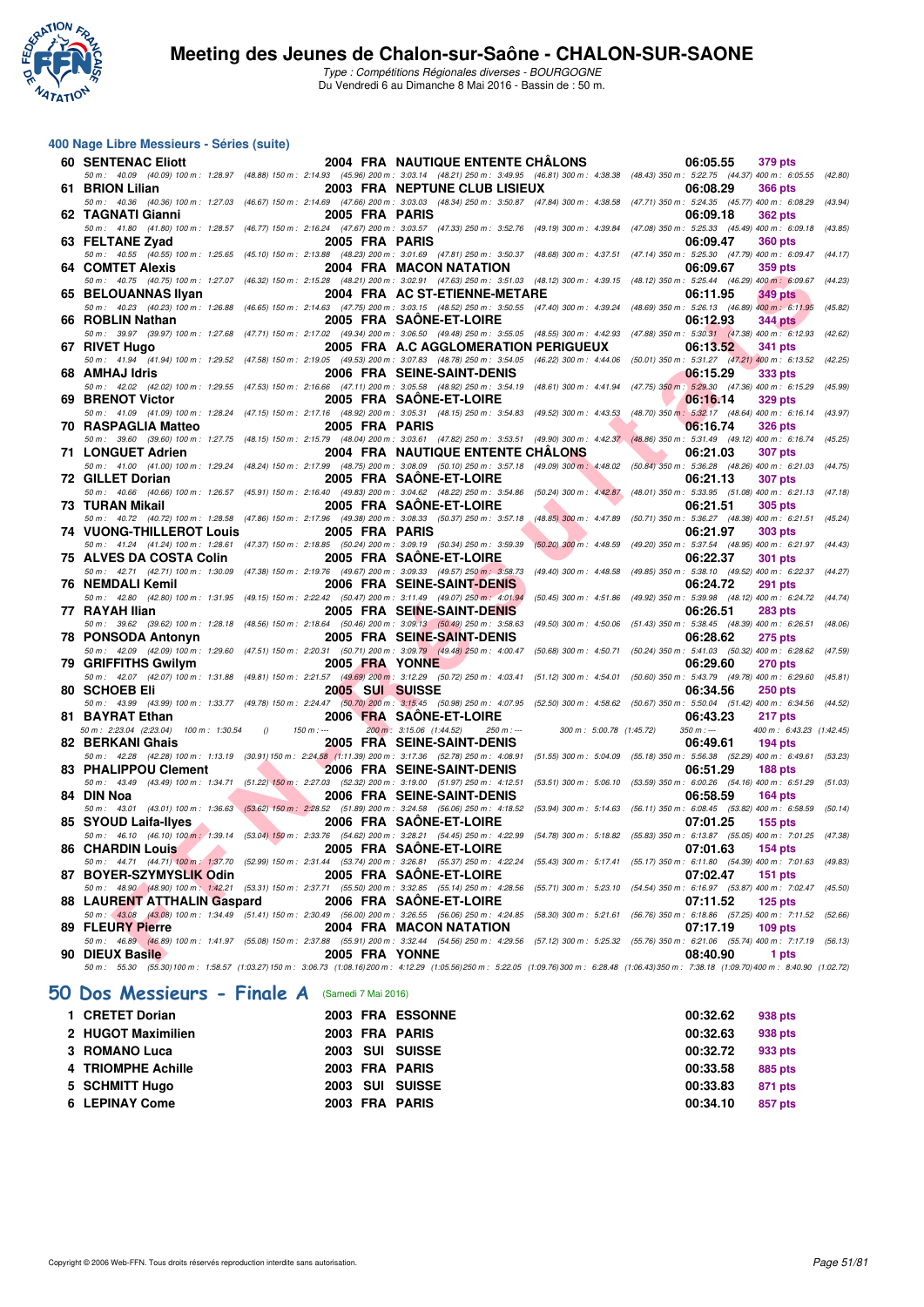# Meeting des Jeunes de Chalon-sur-Saône - CHALON-SUR-SAONE

*Type : Compétitions Régionales diverses - BOURGOGNE*
Du Vendredi 6 au Dimanche 8 Mai 2016 - Bassin de : 50 m.

## 400 Nage Libre Messieurs - Séries (suite)

| Rang | Nom | Année | Nat | Club | Temps | Points |
|---|---|---|---|---|---|---|
| 60 | SENTENAC Eliott | 2004 | FRA | NAUTIQUE ENTENTE CHÂLONS | 06:05.55 | 379 pts |
| | 50 m : 40.09 (40.09) 100 m : 1:28.97 (48.88) 150 m : 2:14.93 (45.96) 200 m : 3:03.14 (48.21) 250 m : 3:49.95 (46.81) 300 m : 4:38.38 (48.43) 350 m : 5:22.75 (44.37) 400 m : 6:05.55 (42.80) | | | | | |
| 61 | BRION Lilian | 2003 | FRA | NEPTUNE CLUB LISIEUX | 06:08.29 | 366 pts |
| | 50 m : 40.36 (40.36) 100 m : 1:27.03 (46.67) 150 m : 2:14.69 (47.66) 200 m : 3:03.03 (48.34) 250 m : 3:50.87 (47.84) 300 m : 4:38.58 (47.71) 350 m : 5:24.35 (45.77) 400 m : 6:08.29 (43.94) | | | | | |
| 62 | TAGNATI Gianni | 2005 | FRA | PARIS | 06:09.18 | 362 pts |
| | 50 m : 41.80 (41.80) 100 m : 1:28.57 (46.77) 150 m : 2:16.24 (47.67) 200 m : 3:03.57 (47.33) 250 m : 3:52.76 (49.19) 300 m : 4:39.84 (47.08) 350 m : 5:25.33 (45.49) 400 m : 6:09.18 (43.85) | | | | | |
| 63 | FELTANE Zyad | 2005 | FRA | PARIS | 06:09.47 | 360 pts |
| | 50 m : 40.55 (40.55) 100 m : 1:25.65 (45.10) 150 m : 2:13.88 (48.23) 200 m : 3:01.69 (47.81) 250 m : 3:50.37 (48.68) 300 m : 4:37.51 (47.14) 350 m : 5:25.30 (47.79) 400 m : 6:09.47 (44.17) | | | | | |
| 64 | COMTET Alexis | 2004 | FRA | MACON NATATION | 06:09.67 | 359 pts |
| | 50 m : 40.75 (40.75) 100 m : 1:27.07 (46.32) 150 m : 2:15.28 (48.21) 200 m : 3:02.91 (47.63) 250 m : 3:51.03 (48.12) 300 m : 4:39.15 (48.12) 350 m : 5:25.44 (46.29) 400 m : 6:09.67 (44.23) | | | | | |
| 65 | BELOUANNAS Ilyan | 2004 | FRA | AC ST-ETIENNE-METARE | 06:11.95 | 349 pts |
| | 50 m : 40.23 (40.23) 100 m : 1:26.88 (46.65) 150 m : 2:14.63 (47.75) 200 m : 3:03.15 (48.52) 250 m : 3:50.55 (47.40) 300 m : 4:39.24 (48.69) 350 m : 5:26.13 (46.89) 400 m : 6:11.95 (45.82) | | | | | |
| 66 | ROBLIN Nathan | 2005 | FRA | SAÔNE-ET-LOIRE | 06:12.93 | 344 pts |
| | 50 m : 39.97 (39.97) 100 m : 1:27.68 (47.71) 150 m : 2:17.02 (49.34) 200 m : 3:06.50 (49.48) 250 m : 3:55.05 (48.55) 300 m : 4:42.93 (47.88) 350 m : 5:30.31 (47.38) 400 m : 6:12.93 (42.62) | | | | | |
| 67 | RIVET Hugo | 2005 | FRA | A.C AGGLOMERATION PERIGUEUX | 06:13.52 | 341 pts |
| | 50 m : 41.94 (41.94) 100 m : 1:29.52 (47.58) 150 m : 2:19.05 (49.53) 200 m : 3:07.83 (48.78) 250 m : 3:54.05 (46.22) 300 m : 4:44.06 (50.01) 350 m : 5:31.27 (47.21) 400 m : 6:13.52 (42.25) | | | | | |
| 68 | AMHAJ Idris | 2006 | FRA | SEINE-SAINT-DENIS | 06:15.29 | 333 pts |
| | 50 m : 42.02 (42.02) 100 m : 1:29.55 (47.53) 150 m : 2:16.66 (47.11) 200 m : 3:05.58 (48.92) 250 m : 3:54.19 (48.61) 300 m : 4:41.94 (47.75) 350 m : 5:29.30 (47.36) 400 m : 6:15.29 (45.99) | | | | | |
| 69 | BRENOT Victor | 2005 | FRA | SAÔNE-ET-LOIRE | 06:16.14 | 329 pts |
| | 50 m : 41.09 (41.09) 100 m : 1:28.24 (47.15) 150 m : 2:17.16 (48.92) 200 m : 3:05.31 (48.15) 250 m : 3:54.83 (49.52) 300 m : 4:43.53 (48.70) 350 m : 5:32.17 (48.64) 400 m : 6:16.14 (43.97) | | | | | |
| 70 | RASPAGLIA Matteo | 2005 | FRA | PARIS | 06:16.74 | 326 pts |
| | 50 m : 39.60 (39.60) 100 m : 1:27.75 (48.15) 150 m : 2:15.79 (48.04) 200 m : 3:03.61 (47.82) 250 m : 3:53.51 (49.90) 300 m : 4:42.37 (48.86) 350 m : 5:31.49 (49.12) 400 m : 6:16.74 (45.25) | | | | | |
| 71 | LONGUET Adrien | 2004 | FRA | NAUTIQUE ENTENTE CHÂLONS | 06:21.03 | 307 pts |
| | 50 m : 41.00 (41.00) 100 m : 1:29.24 (48.24) 150 m : 2:17.99 (48.75) 200 m : 3:08.09 (50.10) 250 m : 3:57.18 (49.09) 300 m : 4:48.02 (50.84) 350 m : 5:36.28 (48.26) 400 m : 6:21.03 (44.75) | | | | | |
| 72 | GILLET Dorian | 2005 | FRA | SAÔNE-ET-LOIRE | 06:21.13 | 307 pts |
| | 50 m : 40.66 (40.66) 100 m : 1:26.57 (45.91) 150 m : 2:16.40 (49.83) 200 m : 3:04.62 (48.22) 250 m : 3:54.86 (50.24) 300 m : 4:42.87 (48.01) 350 m : 5:33.95 (51.08) 400 m : 6:21.13 (47.18) | | | | | |
| 73 | TURAN Mikail | 2005 | FRA | SAÔNE-ET-LOIRE | 06:21.51 | 305 pts |
| | 50 m : 40.72 (40.72) 100 m : 1:28.58 (47.86) 150 m : 2:17.96 (49.38) 200 m : 3:08.33 (50.37) 250 m : 3:57.18 (48.85) 300 m : 4:47.89 (50.71) 350 m : 5:36.27 (48.38) 400 m : 6:21.51 (45.24) | | | | | |
| 74 | VUONG-THILLEROT Louis | 2005 | FRA | PARIS | 06:21.97 | 303 pts |
| | 50 m : 41.24 (41.24) 100 m : 1:28.61 (47.37) 150 m : 2:18.85 (50.24) 200 m : 3:09.19 (50.34) 250 m : 3:59.39 (50.20) 300 m : 4:48.59 (49.20) 350 m : 5:37.54 (48.95) 400 m : 6:21.97 (44.43) | | | | | |
| 75 | ALVES DA COSTA Colin | 2005 | FRA | SAÔNE-ET-LOIRE | 06:22.37 | 301 pts |
| | 50 m : 42.71 (42.71) 100 m : 1:30.09 (47.38) 150 m : 2:19.76 (49.67) 200 m : 3:09.33 (49.57) 250 m : 3:58.73 (49.40) 300 m : 4:48.58 (49.85) 350 m : 5:38.10 (49.52) 400 m : 6:22.37 (44.27) | | | | | |
| 76 | NEMDALI Kemil | 2006 | FRA | SEINE-SAINT-DENIS | 06:24.72 | 291 pts |
| | 50 m : 42.80 (42.80) 100 m : 1:31.95 (49.15) 150 m : 2:22.42 (50.47) 200 m : 3:11.49 (49.07) 250 m : 4:01.94 (50.45) 300 m : 4:51.86 (49.92) 350 m : 5:39.98 (48.12) 400 m : 6:24.72 (44.74) | | | | | |
| 77 | RAYAH Ilian | 2005 | FRA | SEINE-SAINT-DENIS | 06:26.51 | 283 pts |
| | 50 m : 39.62 (39.62) 100 m : 1:28.18 (48.56) 150 m : 2:18.64 (50.46) 200 m : 3:09.13 (50.49) 250 m : 3:58.63 (49.50) 300 m : 4:50.06 (51.43) 350 m : 5:38.45 (48.39) 400 m : 6:26.51 (48.06) | | | | | |
| 78 | PONSODA Antonyn | 2005 | FRA | SEINE-SAINT-DENIS | 06:28.62 | 275 pts |
| | 50 m : 42.09 (42.09) 100 m : 1:29.60 (47.51) 150 m : 2:20.31 (50.71) 200 m : 3:09.79 (49.48) 250 m : 4:00.47 (50.68) 300 m : 4:50.71 (50.24) 350 m : 5:41.03 (50.32) 400 m : 6:28.62 (47.59) | | | | | |
| 79 | GRIFFITHS Gwilym | 2005 | FRA | YONNE | 06:29.60 | 270 pts |
| | 50 m : 42.07 (42.07) 100 m : 1:31.88 (49.81) 150 m : 2:21.57 (49.69) 200 m : 3:12.29 (50.72) 250 m : 4:03.41 (51.12) 300 m : 4:54.01 (50.60) 350 m : 5:43.79 (49.78) 400 m : 6:29.60 (45.81) | | | | | |
| 80 | SCHOEB Eli | 2005 | SUI | SUISSE | 06:34.56 | 250 pts |
| | 50 m : 43.99 (43.99) 100 m : 1:33.77 (49.78) 150 m : 2:24.47 (50.70) 200 m : 3:15.45 (50.98) 250 m : 4:07.95 (52.50) 300 m : 4:58.62 (50.67) 350 m : 5:50.04 (51.42) 400 m : 6:34.56 (44.52) | | | | | |
| 81 | BAYRAT Ethan | 2006 | FRA | SAÔNE-ET-LOIRE | 06:43.23 | 217 pts |
| | 50 m : 2:23.04 (2:23.04) 100 m : 1:30.54 () 150 m : --- 200 m : 3:15.06 (1:44.52) 250 m : --- 300 m : 5:00.78 (1:45.72) 350 m : --- 400 m : 6:43.23 (1:42.45) | | | | | |
| 82 | BERKANI Ghais | 2005 | FRA | SEINE-SAINT-DENIS | 06:49.61 | 194 pts |
| | 50 m : 42.28 (42.28) 100 m : 1:13.19 (30.91) 150 m : 2:24.58 (1:11.39) 200 m : 3:17.36 (52.78) 250 m : 4:08.91 (51.55) 300 m : 5:04.09 (55.18) 350 m : 5:56.38 (52.29) 400 m : 6:49.61 (53.23) | | | | | |
| 83 | PHALIPPOU Clement | 2006 | FRA | SEINE-SAINT-DENIS | 06:51.29 | 188 pts |
| | 50 m : 43.49 (43.49) 100 m : 1:34.71 (51.22) 150 m : 2:27.03 (52.32) 200 m : 3:19.00 (51.97) 250 m : 4:12.51 (53.51) 300 m : 5:06.10 (53.59) 350 m : 6:00.26 (54.16) 400 m : 6:51.29 (51.03) | | | | | |
| 84 | DIN Noa | 2006 | FRA | SEINE-SAINT-DENIS | 06:58.59 | 164 pts |
| | 50 m : 43.01 (43.01) 100 m : 1:36.63 (53.62) 150 m : 2:28.52 (51.89) 200 m : 3:24.58 (56.06) 250 m : 4:18.52 (53.94) 300 m : 5:14.63 (56.11) 350 m : 6:08.45 (53.82) 400 m : 6:58.59 (50.14) | | | | | |
| 85 | SYOUD Laifa-Ilyes | 2006 | FRA | SAÔNE-ET-LOIRE | 07:01.25 | 155 pts |
| | 50 m : 46.10 (46.10) 100 m : 1:39.14 (53.04) 150 m : 2:33.76 (54.62) 200 m : 3:28.21 (54.45) 250 m : 4:22.99 (54.78) 300 m : 5:18.82 (55.83) 350 m : 6:13.87 (55.05) 400 m : 7:01.25 (47.38) | | | | | |
| 86 | CHARDIN Louis | 2005 | FRA | SAÔNE-ET-LOIRE | 07:01.63 | 154 pts |
| | 50 m : 44.71 (44.71) 100 m : 1:37.70 (52.99) 150 m : 2:31.44 (53.74) 200 m : 3:26.81 (55.37) 250 m : 4:22.24 (55.43) 300 m : 5:17.41 (55.17) 350 m : 6:11.80 (54.39) 400 m : 7:01.63 (49.83) | | | | | |
| 87 | BOYER-SZYMYSLIK Odin | 2005 | FRA | SAÔNE-ET-LOIRE | 07:02.47 | 151 pts |
| | 50 m : 48.90 (48.90) 100 m : 1:42.21 (53.31) 150 m : 2:37.71 (55.50) 200 m : 3:32.85 (55.14) 250 m : 4:28.56 (55.71) 300 m : 5:23.10 (54.54) 350 m : 6:16.97 (53.87) 400 m : 7:02.47 (45.50) | | | | | |
| 88 | LAURENT ATTHALIN Gaspard | 2006 | FRA | SAÔNE-ET-LOIRE | 07:11.52 | 125 pts |
| | 50 m : 43.08 (43.08) 100 m : 1:34.49 (51.41) 150 m : 2:30.49 (56.00) 200 m : 3:26.55 (56.06) 250 m : 4:24.85 (58.30) 300 m : 5:21.61 (56.76) 350 m : 6:18.86 (57.25) 400 m : 7:11.52 (52.66) | | | | | |
| 89 | FLEURY Pierre | 2004 | FRA | MACON NATATION | 07:17.19 | 109 pts |
| | 50 m : 46.89 (46.89) 100 m : 1:41.97 (55.08) 150 m : 2:37.88 (55.91) 200 m : 3:32.44 (54.56) 250 m : 4:29.56 (57.12) 300 m : 5:25.32 (55.76) 350 m : 6:21.06 (55.74) 400 m : 7:17.19 (56.13) | | | | | |
| 90 | DIEUX Basile | 2005 | FRA | YONNE | 08:40.90 | 1 pts |
| | 50 m : 55.30 (55.30) 100 m : 1:58.57 (1:03.27) 150 m : 3:06.73 (1:08.16) 200 m : 4:12.29 (1:05.56) 250 m : 5:22.05 (1:09.76) 300 m : 6:28.48 (1:06.43) 350 m : 7:38.18 (1:09.70) 400 m : 8:40.90 (1:02.72) | | | | | |

## 50 Dos Messieurs - Finale A (Samedi 7 Mai 2016)

| Rang | Nom | Année | Nat | Club | Temps | Points |
|---|---|---|---|---|---|---|
| 1 | CRETET Dorian | 2003 | FRA | ESSONNE | 00:32.62 | 938 pts |
| 2 | HUGOT Maximilien | 2003 | FRA | PARIS | 00:32.63 | 938 pts |
| 3 | ROMANO Luca | 2003 | SUI | SUISSE | 00:32.72 | 933 pts |
| 4 | TRIOMPHE Achille | 2003 | FRA | PARIS | 00:33.58 | 885 pts |
| 5 | SCHMITT Hugo | 2003 | SUI | SUISSE | 00:33.83 | 871 pts |
| 6 | LEPINAY Come | 2003 | FRA | PARIS | 00:34.10 | 857 pts |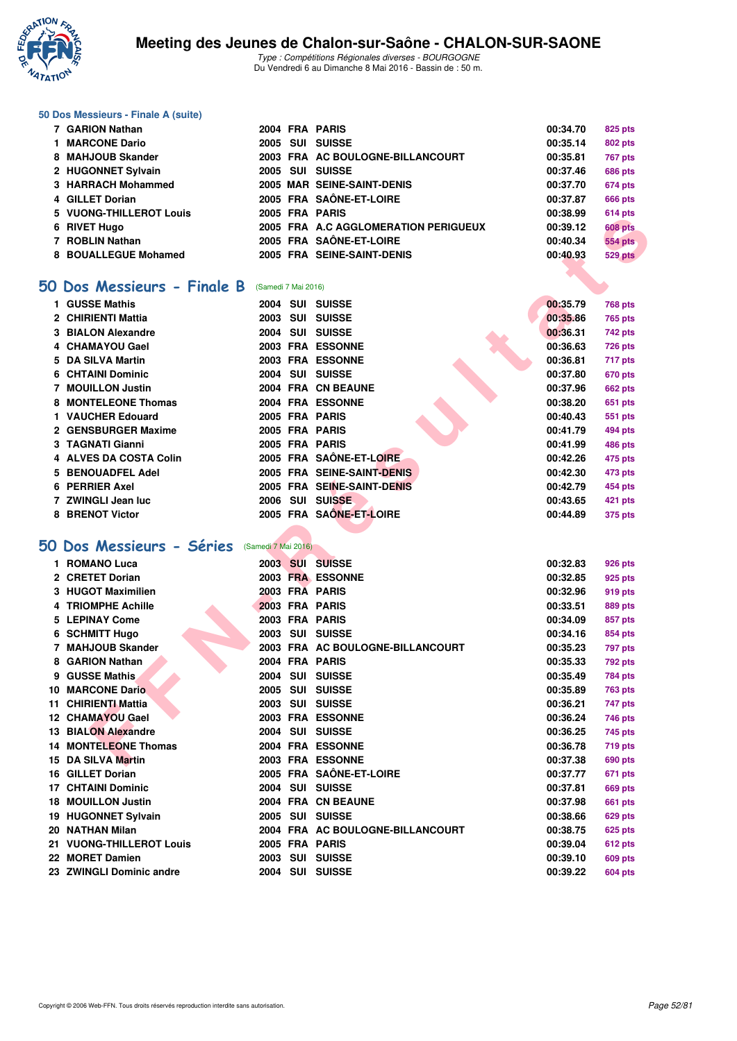# Meeting des Jeunes de Chalon-sur-Saône - CHALON-SUR-SAONE

*Type : Compétitions Régionales diverses - BOURGOGNE*
*Du Vendredi 6 au Dimanche 8 Mai 2016 - Bassin de : 50 m.*

### 50 Dos Messieurs - Finale A (suite)

| | | | | | | |
|---|---|---|---|---|---|---|
| 7 | GARION Nathan | 2004 | FRA | PARIS | 00:34.70 | 825 pts |
| 1 | MARCONE Dario | 2005 | SUI | SUISSE | 00:35.14 | 802 pts |
| 8 | MAHJOUB Skander | 2003 | FRA | AC BOULOGNE-BILLANCOURT | 00:35.81 | 767 pts |
| 2 | HUGONNET Sylvain | 2005 | SUI | SUISSE | 00:37.46 | 686 pts |
| 3 | HARRACH Mohammed | 2005 | MAR | SEINE-SAINT-DENIS | 00:37.70 | 674 pts |
| 4 | GILLET Dorian | 2005 | FRA | SAÔNE-ET-LOIRE | 00:37.87 | 666 pts |
| 5 | VUONG-THILLEROT Louis | 2005 | FRA | PARIS | 00:38.99 | 614 pts |
| 6 | RIVET Hugo | 2005 | FRA | A.C AGGLOMERATION PERIGUEUX | 00:39.12 | 608 pts |
| 7 | ROBLIN Nathan | 2005 | FRA | SAÔNE-ET-LOIRE | 00:40.34 | 554 pts |
| 8 | BOUALLEGUE Mohamed | 2005 | FRA | SEINE-SAINT-DENIS | 00:40.93 | 529 pts |

## 50 Dos Messieurs - Finale B (Samedi 7 Mai 2016)

| | | | | | | |
|---|---|---|---|---|---|---|
| 1 | GUSSE Mathis | 2004 | SUI | SUISSE | 00:35.79 | 768 pts |
| 2 | CHIRIENTI Mattia | 2003 | SUI | SUISSE | 00:35.86 | 765 pts |
| 3 | BIALON Alexandre | 2004 | SUI | SUISSE | 00:36.31 | 742 pts |
| 4 | CHAMAYOU Gael | 2003 | FRA | ESSONNE | 00:36.63 | 726 pts |
| 5 | DA SILVA Martin | 2003 | FRA | ESSONNE | 00:36.81 | 717 pts |
| 6 | CHTAINI Dominic | 2004 | SUI | SUISSE | 00:37.80 | 670 pts |
| 7 | MOUILLON Justin | 2004 | FRA | CN BEAUNE | 00:37.96 | 662 pts |
| 8 | MONTELEONE Thomas | 2004 | FRA | ESSONNE | 00:38.20 | 651 pts |
| 1 | VAUCHER Edouard | 2005 | FRA | PARIS | 00:40.43 | 551 pts |
| 2 | GENSBURGER Maxime | 2005 | FRA | PARIS | 00:41.79 | 494 pts |
| 3 | TAGNATI Gianni | 2005 | FRA | PARIS | 00:41.99 | 486 pts |
| 4 | ALVES DA COSTA Colin | 2005 | FRA | SAÔNE-ET-LOIRE | 00:42.26 | 475 pts |
| 5 | BENOUADFEL Adel | 2005 | FRA | SEINE-SAINT-DENIS | 00:42.30 | 473 pts |
| 6 | PERRIER Axel | 2005 | FRA | SEINE-SAINT-DENIS | 00:42.79 | 454 pts |
| 7 | ZWINGLI Jean luc | 2006 | SUI | SUISSE | 00:43.65 | 421 pts |
| 8 | BRENOT Victor | 2005 | FRA | SAÔNE-ET-LOIRE | 00:44.89 | 375 pts |

## 50 Dos Messieurs - Séries (Samedi 7 Mai 2016)

| | | | | | | |
|---|---|---|---|---|---|---|
| 1 | ROMANO Luca | 2003 | SUI | SUISSE | 00:32.83 | 926 pts |
| 2 | CRETET Dorian | 2003 | FRA | ESSONNE | 00:32.85 | 925 pts |
| 3 | HUGOT Maximilien | 2003 | FRA | PARIS | 00:32.96 | 919 pts |
| 4 | TRIOMPHE Achille | 2003 | FRA | PARIS | 00:33.51 | 889 pts |
| 5 | LEPINAY Come | 2003 | FRA | PARIS | 00:34.09 | 857 pts |
| 6 | SCHMITT Hugo | 2003 | SUI | SUISSE | 00:34.16 | 854 pts |
| 7 | MAHJOUB Skander | 2003 | FRA | AC BOULOGNE-BILLANCOURT | 00:35.23 | 797 pts |
| 8 | GARION Nathan | 2004 | FRA | PARIS | 00:35.33 | 792 pts |
| 9 | GUSSE Mathis | 2004 | SUI | SUISSE | 00:35.49 | 784 pts |
| 10 | MARCONE Dario | 2005 | SUI | SUISSE | 00:35.89 | 763 pts |
| 11 | CHIRIENTI Mattia | 2003 | SUI | SUISSE | 00:36.21 | 747 pts |
| 12 | CHAMAYOU Gael | 2003 | FRA | ESSONNE | 00:36.24 | 746 pts |
| 13 | BIALON Alexandre | 2004 | SUI | SUISSE | 00:36.25 | 745 pts |
| 14 | MONTELEONE Thomas | 2004 | FRA | ESSONNE | 00:36.78 | 719 pts |
| 15 | DA SILVA Martin | 2003 | FRA | ESSONNE | 00:37.38 | 690 pts |
| 16 | GILLET Dorian | 2005 | FRA | SAÔNE-ET-LOIRE | 00:37.77 | 671 pts |
| 17 | CHTAINI Dominic | 2004 | SUI | SUISSE | 00:37.81 | 669 pts |
| 18 | MOUILLON Justin | 2004 | FRA | CN BEAUNE | 00:37.98 | 661 pts |
| 19 | HUGONNET Sylvain | 2005 | SUI | SUISSE | 00:38.66 | 629 pts |
| 20 | NATHAN Milan | 2004 | FRA | AC BOULOGNE-BILLANCOURT | 00:38.75 | 625 pts |
| 21 | VUONG-THILLEROT Louis | 2005 | FRA | PARIS | 00:39.04 | 612 pts |
| 22 | MORET Damien | 2003 | SUI | SUISSE | 00:39.10 | 609 pts |
| 23 | ZWINGLI Dominic andre | 2004 | SUI | SUISSE | 00:39.22 | 604 pts |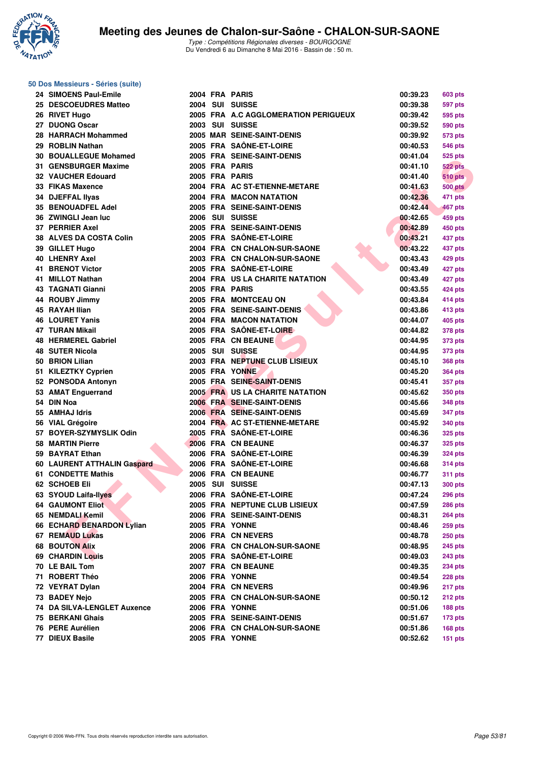# Meeting des Jeunes de Chalon-sur-Saône - CHALON-SUR-SAONE

*Type : Compétitions Régionales diverses - BOURGOGNE*
Du Vendredi 6 au Dimanche 8 Mai 2016 - Bassin de : 50 m.

## 50 Dos Messieurs - Séries (suite)

| Rang | Nom | Année | Nat. | Club | Temps | Points |
|---|---|---|---|---|---|---|
| 24 | SIMOENS Paul-Emile | 2004 | FRA | PARIS | 00:39.23 | 603 pts |
| 25 | DESCOEUDRES Matteo | 2004 | SUI | SUISSE | 00:39.38 | 597 pts |
| 26 | RIVET Hugo | 2005 | FRA | A.C AGGLOMERATION PERIGUEUX | 00:39.42 | 595 pts |
| 27 | DUONG Oscar | 2003 | SUI | SUISSE | 00:39.52 | 590 pts |
| 28 | HARRACH Mohammed | 2005 | MAR | SEINE-SAINT-DENIS | 00:39.92 | 573 pts |
| 29 | ROBLIN Nathan | 2005 | FRA | SAÔNE-ET-LOIRE | 00:40.53 | 546 pts |
| 30 | BOUALLEGUE Mohamed | 2005 | FRA | SEINE-SAINT-DENIS | 00:41.04 | 525 pts |
| 31 | GENSBURGER Maxime | 2005 | FRA | PARIS | 00:41.10 | 522 pts |
| 32 | VAUCHER Edouard | 2005 | FRA | PARIS | 00:41.40 | 510 pts |
| 33 | FIKAS Maxence | 2004 | FRA | AC ST-ETIENNE-METARE | 00:41.63 | 500 pts |
| 34 | DJEFFAL Ilyas | 2004 | FRA | MACON NATATION | 00:42.36 | 471 pts |
| 35 | BENOUADFEL Adel | 2005 | FRA | SEINE-SAINT-DENIS | 00:42.44 | 467 pts |
| 36 | ZWINGLI Jean luc | 2006 | SUI | SUISSE | 00:42.65 | 459 pts |
| 37 | PERRIER Axel | 2005 | FRA | SEINE-SAINT-DENIS | 00:42.89 | 450 pts |
| 38 | ALVES DA COSTA Colin | 2005 | FRA | SAÔNE-ET-LOIRE | 00:43.21 | 437 pts |
| 39 | GILLET Hugo | 2004 | FRA | CN CHALON-SUR-SAONE | 00:43.22 | 437 pts |
| 40 | LHENRY Axel | 2003 | FRA | CN CHALON-SUR-SAONE | 00:43.43 | 429 pts |
| 41 | BRENOT Victor | 2005 | FRA | SAÔNE-ET-LOIRE | 00:43.49 | 427 pts |
| 41 | MILLOT Nathan | 2004 | FRA | US LA CHARITE NATATION | 00:43.49 | 427 pts |
| 43 | TAGNATI Gianni | 2005 | FRA | PARIS | 00:43.55 | 424 pts |
| 44 | ROUBY Jimmy | 2005 | FRA | MONTCEAU ON | 00:43.84 | 414 pts |
| 45 | RAYAH Ilian | 2005 | FRA | SEINE-SAINT-DENIS | 00:43.86 | 413 pts |
| 46 | LOURET Yanis | 2004 | FRA | MACON NATATION | 00:44.07 | 405 pts |
| 47 | TURAN Mikail | 2005 | FRA | SAÔNE-ET-LOIRE | 00:44.82 | 378 pts |
| 48 | HERMEREL Gabriel | 2005 | FRA | CN BEAUNE | 00:44.95 | 373 pts |
| 48 | SUTER Nicola | 2005 | SUI | SUISSE | 00:44.95 | 373 pts |
| 50 | BRION Lilian | 2003 | FRA | NEPTUNE CLUB LISIEUX | 00:45.10 | 368 pts |
| 51 | KILEZTKY Cyprien | 2005 | FRA | YONNE | 00:45.20 | 364 pts |
| 52 | PONSODA Antonyn | 2005 | FRA | SEINE-SAINT-DENIS | 00:45.41 | 357 pts |
| 53 | AMAT Enguerrand | 2005 | FRA | US LA CHARITE NATATION | 00:45.62 | 350 pts |
| 54 | DIN Noa | 2006 | FRA | SEINE-SAINT-DENIS | 00:45.66 | 348 pts |
| 55 | AMHAJ Idris | 2006 | FRA | SEINE-SAINT-DENIS | 00:45.69 | 347 pts |
| 56 | VIAL Grégoire | 2004 | FRA | AC ST-ETIENNE-METARE | 00:45.92 | 340 pts |
| 57 | BOYER-SZYMYSLIK Odin | 2005 | FRA | SAÔNE-ET-LOIRE | 00:46.36 | 325 pts |
| 58 | MARTIN Pierre | 2006 | FRA | CN BEAUNE | 00:46.37 | 325 pts |
| 59 | BAYRAT Ethan | 2006 | FRA | SAÔNE-ET-LOIRE | 00:46.39 | 324 pts |
| 60 | LAURENT ATTHALIN Gaspard | 2006 | FRA | SAÔNE-ET-LOIRE | 00:46.68 | 314 pts |
| 61 | CONDETTE Mathis | 2006 | FRA | CN BEAUNE | 00:46.77 | 311 pts |
| 62 | SCHOEB Eli | 2005 | SUI | SUISSE | 00:47.13 | 300 pts |
| 63 | SYOUD Laifa-Ilyes | 2006 | FRA | SAÔNE-ET-LOIRE | 00:47.24 | 296 pts |
| 64 | GAUMONT Eliot | 2005 | FRA | NEPTUNE CLUB LISIEUX | 00:47.59 | 286 pts |
| 65 | NEMDALI Kemil | 2006 | FRA | SEINE-SAINT-DENIS | 00:48.31 | 264 pts |
| 66 | ECHARD BENARDON Lylian | 2005 | FRA | YONNE | 00:48.46 | 259 pts |
| 67 | REMAUD Lukas | 2006 | FRA | CN NEVERS | 00:48.78 | 250 pts |
| 68 | BOUTON Alix | 2006 | FRA | CN CHALON-SUR-SAONE | 00:48.95 | 245 pts |
| 69 | CHARDIN Louis | 2005 | FRA | SAÔNE-ET-LOIRE | 00:49.03 | 243 pts |
| 70 | LE BAIL Tom | 2007 | FRA | CN BEAUNE | 00:49.35 | 234 pts |
| 71 | ROBERT Théo | 2006 | FRA | YONNE | 00:49.54 | 228 pts |
| 72 | VEYRAT Dylan | 2004 | FRA | CN NEVERS | 00:49.96 | 217 pts |
| 73 | BADEY Nejo | 2005 | FRA | CN CHALON-SUR-SAONE | 00:50.12 | 212 pts |
| 74 | DA SILVA-LENGLET Auxence | 2006 | FRA | YONNE | 00:51.06 | 188 pts |
| 75 | BERKANI Ghais | 2005 | FRA | SEINE-SAINT-DENIS | 00:51.67 | 173 pts |
| 76 | PERE Aurélien | 2006 | FRA | CN CHALON-SUR-SAONE | 00:51.86 | 168 pts |
| 77 | DIEUX Basile | 2005 | FRA | YONNE | 00:52.62 | 151 pts |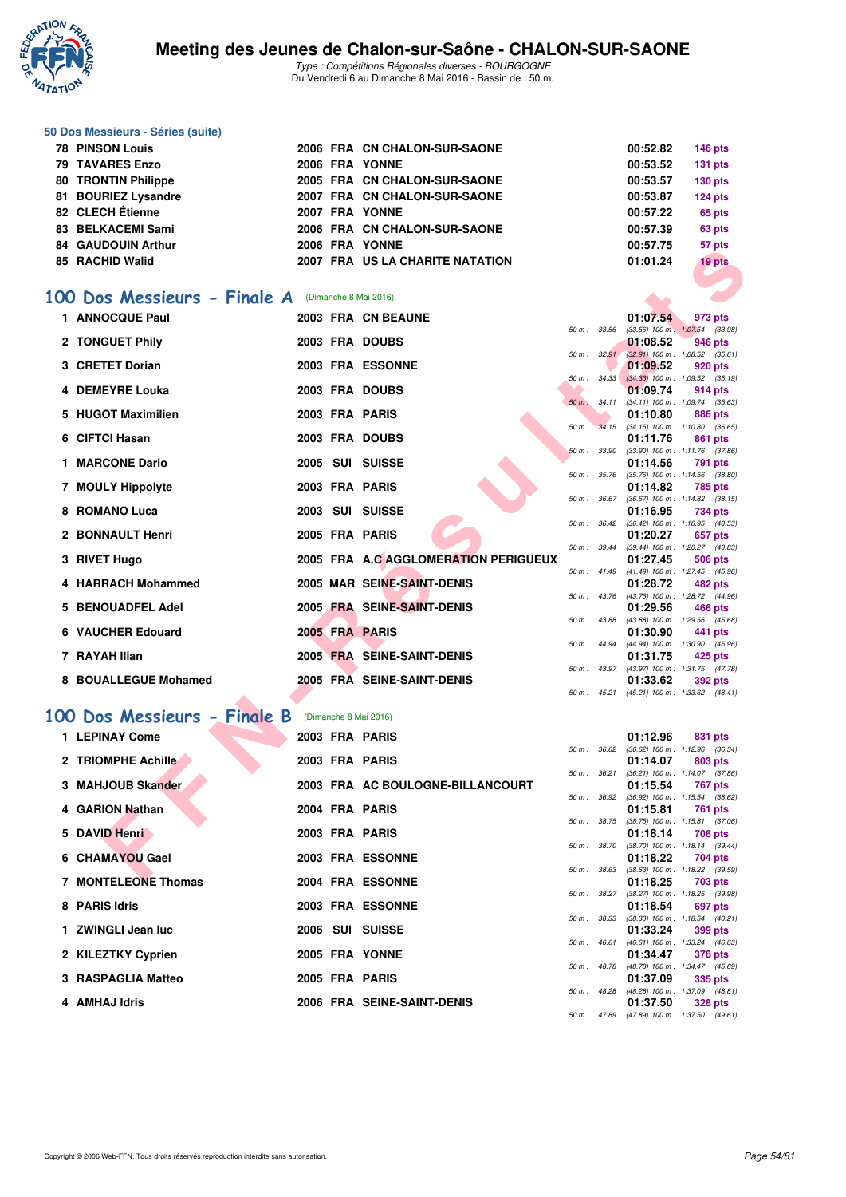### 50 Dos Messieurs - Séries (suite)

| | | | | | | |
|---|---|---|---|---|---|---|
| 78 | PINSON Louis | 2006 | FRA | CN CHALON-SUR-SAONE | 00:52.82 | 146 pts |
| 79 | TAVARES Enzo | 2006 | FRA | YONNE | 00:53.52 | 131 pts |
| 80 | TRONTIN Philippe | 2005 | FRA | CN CHALON-SUR-SAONE | 00:53.57 | 130 pts |
| 81 | BOURIEZ Lysandre | 2007 | FRA | CN CHALON-SUR-SAONE | 00:53.87 | 124 pts |
| 82 | CLECH Étienne | 2007 | FRA | YONNE | 00:57.22 | 65 pts |
| 83 | BELKACEMI Sami | 2006 | FRA | CN CHALON-SUR-SAONE | 00:57.39 | 63 pts |
| 84 | GAUDOUIN Arthur | 2006 | FRA | YONNE | 00:57.75 | 57 pts |
| 85 | RACHID Walid | 2007 | FRA | US LA CHARITE NATATION | 01:01.24 | 19 pts |

## 100 Dos Messieurs - Finale A (Dimanche 8 Mai 2016)

| Rang | Nom | Année | Nat. | Club | Temps | Points | Intermédiaires |
|---|---|---|---|---|---|---|---|
| 1 | ANNOCQUE Paul | 2003 | FRA | CN BEAUNE | 01:07.54 | 973 pts | 50 m : 33.56 (33.56) 100 m : 1:07.54 (33.98) |
| 2 | TONGUET Phily | 2003 | FRA | DOUBS | 01:08.52 | 946 pts | 50 m : 32.91 (32.91) 100 m : 1:08.52 (35.61) |
| 3 | CRETET Dorian | 2003 | FRA | ESSONNE | 01:09.52 | 920 pts | 50 m : 34.33 (34.33) 100 m : 1:09.52 (35.19) |
| 4 | DEMEYRE Louka | 2003 | FRA | DOUBS | 01:09.74 | 914 pts | 50 m : 34.11 (34.11) 100 m : 1:09.74 (35.63) |
| 5 | HUGOT Maximilien | 2003 | FRA | PARIS | 01:10.80 | 886 pts | 50 m : 34.15 (34.15) 100 m : 1:10.80 (36.65) |
| 6 | CIFTCI Hasan | 2003 | FRA | DOUBS | 01:11.76 | 861 pts | 50 m : 33.90 (33.90) 100 m : 1:11.76 (37.86) |
| 1 | MARCONE Dario | 2005 | SUI | SUISSE | 01:14.56 | 791 pts | 50 m : 35.76 (35.76) 100 m : 1:14.56 (38.80) |
| 7 | MOULY Hippolyte | 2003 | FRA | PARIS | 01:14.82 | 785 pts | 50 m : 36.67 (36.67) 100 m : 1:14.82 (38.15) |
| 8 | ROMANO Luca | 2003 | SUI | SUISSE | 01:16.95 | 734 pts | 50 m : 36.42 (36.42) 100 m : 1:16.95 (40.53) |
| 2 | BONNAULT Henri | 2005 | FRA | PARIS | 01:20.27 | 657 pts | 50 m : 39.44 (39.44) 100 m : 1:20.27 (40.83) |
| 3 | RIVET Hugo | 2005 | FRA | A.C AGGLOMERATION PERIGUEUX | 01:27.45 | 506 pts | 50 m : 41.49 (41.49) 100 m : 1:27.45 (45.96) |
| 4 | HARRACH Mohammed | 2005 | MAR | SEINE-SAINT-DENIS | 01:28.72 | 482 pts | 50 m : 43.76 (43.76) 100 m : 1:28.72 (44.96) |
| 5 | BENOUADFEL Adel | 2005 | FRA | SEINE-SAINT-DENIS | 01:29.56 | 466 pts | 50 m : 43.88 (43.88) 100 m : 1:29.56 (45.68) |
| 6 | VAUCHER Edouard | 2005 | FRA | PARIS | 01:30.90 | 441 pts | 50 m : 44.94 (44.94) 100 m : 1:30.90 (45.96) |
| 7 | RAYAH Ilian | 2005 | FRA | SEINE-SAINT-DENIS | 01:31.75 | 425 pts | 50 m : 43.97 (43.97) 100 m : 1:31.75 (47.78) |
| 8 | BOUALLEGUE Mohamed | 2005 | FRA | SEINE-SAINT-DENIS | 01:33.62 | 392 pts | 50 m : 45.21 (45.21) 100 m : 1:33.62 (48.41) |

## 100 Dos Messieurs - Finale B (Dimanche 8 Mai 2016)

| Rang | Nom | Année | Nat. | Club | Temps | Points | Intermédiaires |
|---|---|---|---|---|---|---|---|
| 1 | LEPINAY Come | 2003 | FRA | PARIS | 01:12.96 | 831 pts | 50 m : 36.62 (36.62) 100 m : 1:12.96 (36.34) |
| 2 | TRIOMPHE Achille | 2003 | FRA | PARIS | 01:14.07 | 803 pts | 50 m : 36.21 (36.21) 100 m : 1:14.07 (37.86) |
| 3 | MAHJOUB Skander | 2003 | FRA | AC BOULOGNE-BILLANCOURT | 01:15.54 | 767 pts | 50 m : 36.92 (36.92) 100 m : 1:15.54 (38.62) |
| 4 | GARION Nathan | 2004 | FRA | PARIS | 01:15.81 | 761 pts | 50 m : 38.75 (38.75) 100 m : 1:15.81 (37.06) |
| 5 | DAVID Henri | 2003 | FRA | PARIS | 01:18.14 | 706 pts | 50 m : 38.70 (38.70) 100 m : 1:18.14 (39.44) |
| 6 | CHAMAYOU Gael | 2003 | FRA | ESSONNE | 01:18.22 | 704 pts | 50 m : 38.63 (38.63) 100 m : 1:18.22 (39.59) |
| 7 | MONTELEONE Thomas | 2004 | FRA | ESSONNE | 01:18.25 | 703 pts | 50 m : 38.27 (38.27) 100 m : 1:18.25 (39.98) |
| 8 | PARIS Idris | 2003 | FRA | ESSONNE | 01:18.54 | 697 pts | 50 m : 38.33 (38.33) 100 m : 1:18.54 (40.21) |
| 1 | ZWINGLI Jean luc | 2006 | SUI | SUISSE | 01:33.24 | 399 pts | 50 m : 46.61 (46.61) 100 m : 1:33.24 (46.63) |
| 2 | KILEZTKY Cyprien | 2005 | FRA | YONNE | 01:34.47 | 378 pts | 50 m : 48.78 (48.78) 100 m : 1:34.47 (45.69) |
| 3 | RASPAGLIA Matteo | 2005 | FRA | PARIS | 01:37.09 | 335 pts | 50 m : 48.28 (48.28) 100 m : 1:37.09 (48.81) |
| 4 | AMHAJ Idris | 2006 | FRA | SEINE-SAINT-DENIS | 01:37.50 | 328 pts | 50 m : 47.89 (47.89) 100 m : 1:37.50 (49.61) |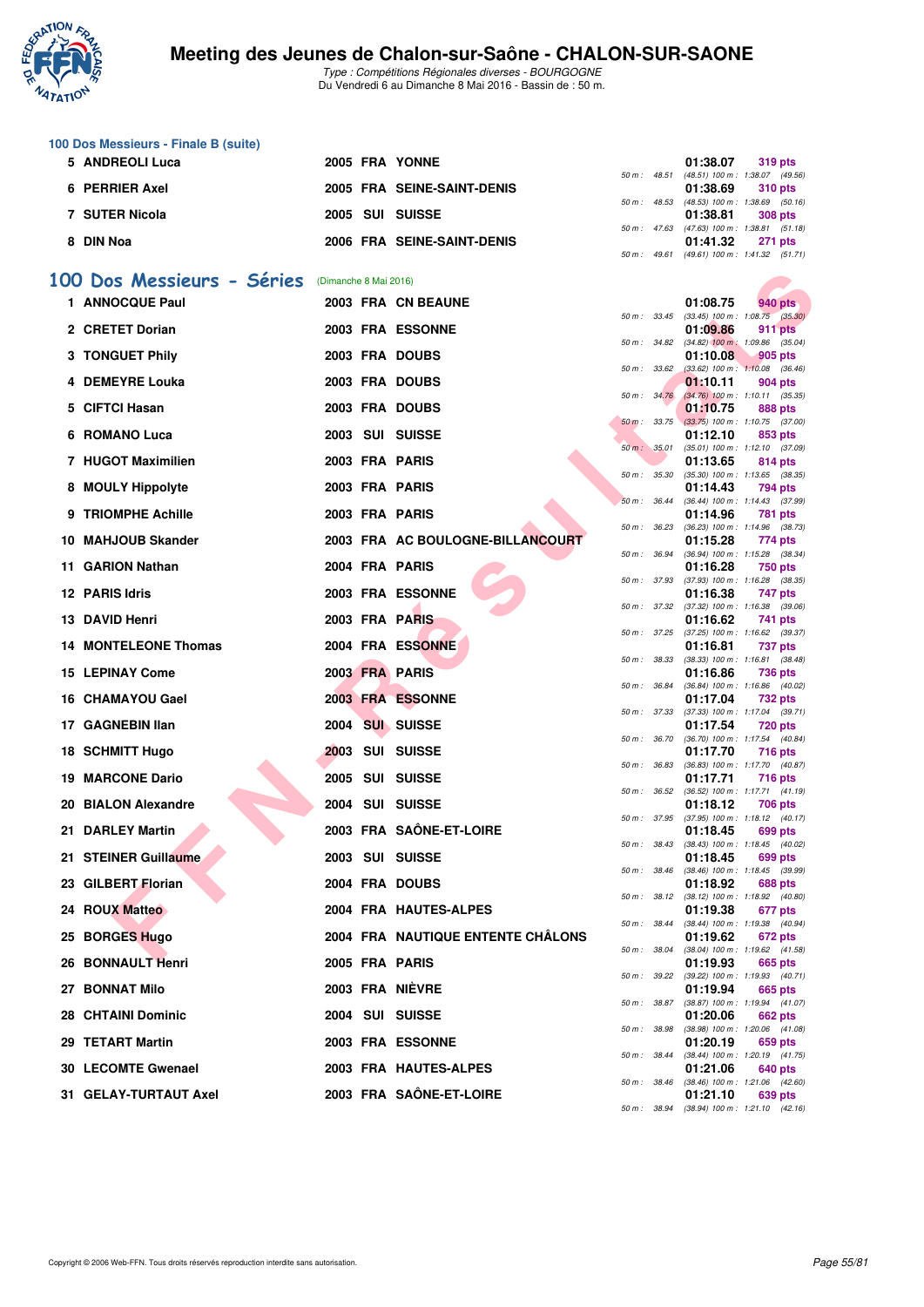# Meeting des Jeunes de Chalon-sur-Saône - CHALON-SUR-SAONE

*Type : Compétitions Régionales diverses - BOURGOGNE*
Du Vendredi 6 au Dimanche 8 Mai 2016 - Bassin de : 50 m.

## 100 Dos Messieurs - Finale B (suite)

| Rang | Nom | Année | Nat. | Club | Temps | Points | Splits |
|---|---|---|---|---|---|---|---|
| 5 | ANDREOLI Luca | 2005 | FRA | YONNE | 01:38.07 | 319 pts | 50 m : 48.51 (48.51) 100 m : 1:38.07 (49.56) |
| 6 | PERRIER Axel | 2005 | FRA | SEINE-SAINT-DENIS | 01:38.69 | 310 pts | 50 m : 48.53 (48.53) 100 m : 1:38.69 (50.16) |
| 7 | SUTER Nicola | 2005 | SUI | SUISSE | 01:38.81 | 308 pts | 50 m : 47.63 (47.63) 100 m : 1:38.81 (51.18) |
| 8 | DIN Noa | 2006 | FRA | SEINE-SAINT-DENIS | 01:41.32 | 271 pts | 50 m : 49.61 (49.61) 100 m : 1:41.32 (51.71) |

## 100 Dos Messieurs - Séries (Dimanche 8 Mai 2016)

| Rang | Nom | Année | Nat. | Club | Temps | Points | Splits |
|---|---|---|---|---|---|---|---|
| 1 | ANNOCQUE Paul | 2003 | FRA | CN BEAUNE | 01:08.75 | 940 pts | 50 m : 33.45 (33.45) 100 m : 1:08.75 (35.30) |
| 2 | CRETET Dorian | 2003 | FRA | ESSONNE | 01:09.86 | 911 pts | 50 m : 34.82 (34.82) 100 m : 1:09.86 (35.04) |
| 3 | TONGUET Phily | 2003 | FRA | DOUBS | 01:10.08 | 905 pts | 50 m : 33.62 (33.62) 100 m : 1:10.08 (36.46) |
| 4 | DEMEYRE Louka | 2003 | FRA | DOUBS | 01:10.11 | 904 pts | 50 m : 34.76 (34.76) 100 m : 1:10.11 (35.35) |
| 5 | CIFTCI Hasan | 2003 | FRA | DOUBS | 01:10.75 | 888 pts | 50 m : 33.75 (33.75) 100 m : 1:10.75 (37.00) |
| 6 | ROMANO Luca | 2003 | SUI | SUISSE | 01:12.10 | 853 pts | 50 m : 35.01 (35.01) 100 m : 1:12.10 (37.09) |
| 7 | HUGOT Maximilien | 2003 | FRA | PARIS | 01:13.65 | 814 pts | 50 m : 35.30 (35.30) 100 m : 1:13.65 (38.35) |
| 8 | MOULY Hippolyte | 2003 | FRA | PARIS | 01:14.43 | 794 pts | 50 m : 36.44 (36.44) 100 m : 1:14.43 (37.99) |
| 9 | TRIOMPHE Achille | 2003 | FRA | PARIS | 01:14.96 | 781 pts | 50 m : 36.23 (36.23) 100 m : 1:14.96 (38.73) |
| 10 | MAHJOUB Skander | 2003 | FRA | AC BOULOGNE-BILLANCOURT | 01:15.28 | 774 pts | 50 m : 36.94 (36.94) 100 m : 1:15.28 (38.34) |
| 11 | GARION Nathan | 2004 | FRA | PARIS | 01:16.28 | 750 pts | 50 m : 37.93 (37.93) 100 m : 1:16.28 (38.35) |
| 12 | PARIS Idris | 2003 | FRA | ESSONNE | 01:16.38 | 747 pts | 50 m : 37.32 (37.32) 100 m : 1:16.38 (39.06) |
| 13 | DAVID Henri | 2003 | FRA | PARIS | 01:16.62 | 741 pts | 50 m : 37.25 (37.25) 100 m : 1:16.62 (39.37) |
| 14 | MONTELEONE Thomas | 2004 | FRA | ESSONNE | 01:16.81 | 737 pts | 50 m : 38.33 (38.33) 100 m : 1:16.81 (38.48) |
| 15 | LEPINAY Come | 2003 | FRA | PARIS | 01:16.86 | 736 pts | 50 m : 36.84 (36.84) 100 m : 1:16.86 (40.02) |
| 16 | CHAMAYOU Gael | 2003 | FRA | ESSONNE | 01:17.04 | 732 pts | 50 m : 37.33 (37.33) 100 m : 1:17.04 (39.71) |
| 17 | GAGNEBIN Ilan | 2004 | SUI | SUISSE | 01:17.54 | 720 pts | 50 m : 36.70 (36.70) 100 m : 1:17.54 (40.84) |
| 18 | SCHMITT Hugo | 2003 | SUI | SUISSE | 01:17.70 | 716 pts | 50 m : 36.83 (36.83) 100 m : 1:17.70 (40.87) |
| 19 | MARCONE Dario | 2005 | SUI | SUISSE | 01:17.71 | 716 pts | 50 m : 36.52 (36.52) 100 m : 1:17.71 (41.19) |
| 20 | BIALON Alexandre | 2004 | SUI | SUISSE | 01:18.12 | 706 pts | 50 m : 37.95 (37.95) 100 m : 1:18.12 (40.17) |
| 21 | DARLEY Martin | 2003 | FRA | SAÔNE-ET-LOIRE | 01:18.45 | 699 pts | 50 m : 38.43 (38.43) 100 m : 1:18.45 (40.02) |
| 21 | STEINER Guillaume | 2003 | SUI | SUISSE | 01:18.45 | 699 pts | 50 m : 38.46 (38.46) 100 m : 1:18.45 (39.99) |
| 23 | GILBERT Florian | 2004 | FRA | DOUBS | 01:18.92 | 688 pts | 50 m : 38.12 (38.12) 100 m : 1:18.92 (40.80) |
| 24 | ROUX Matteo | 2004 | FRA | HAUTES-ALPES | 01:19.38 | 677 pts | 50 m : 38.44 (38.44) 100 m : 1:19.38 (40.94) |
| 25 | BORGES Hugo | 2004 | FRA | NAUTIQUE ENTENTE CHÂLONS | 01:19.62 | 672 pts | 50 m : 38.04 (38.04) 100 m : 1:19.62 (41.58) |
| 26 | BONNAULT Henri | 2005 | FRA | PARIS | 01:19.93 | 665 pts | 50 m : 39.22 (39.22) 100 m : 1:19.93 (40.71) |
| 27 | BONNAT Milo | 2003 | FRA | NIÈVRE | 01:19.94 | 665 pts | 50 m : 38.87 (38.87) 100 m : 1:19.94 (41.07) |
| 28 | CHTAINI Dominic | 2004 | SUI | SUISSE | 01:20.06 | 662 pts | 50 m : 38.98 (38.98) 100 m : 1:20.06 (41.08) |
| 29 | TETART Martin | 2003 | FRA | ESSONNE | 01:20.19 | 659 pts | 50 m : 38.44 (38.44) 100 m : 1:20.19 (41.75) |
| 30 | LECOMTE Gwenael | 2003 | FRA | HAUTES-ALPES | 01:21.06 | 640 pts | 50 m : 38.46 (38.46) 100 m : 1:21.06 (42.60) |
| 31 | GELAY-TURTAUT Axel | 2003 | FRA | SAÔNE-ET-LOIRE | 01:21.10 | 639 pts | 50 m : 38.94 (38.94) 100 m : 1:21.10 (42.16) |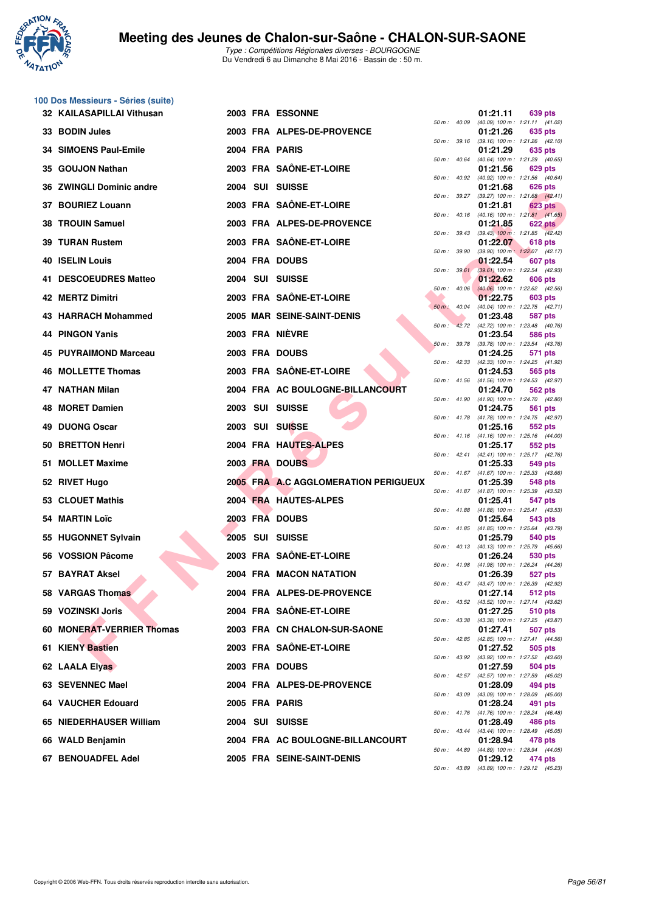## 100 Dos Messieurs - Séries (suite)

| Rang | Nom | Année | Nat. | Club | Temps | Points | 50 m | 100 m |
|---|---|---|---|---|---|---|---|---|
| 32 | KAILASAPILLAI Vithusan | 2003 | FRA | ESSONNE | 01:21.11 | 639 pts | 40.09 | (40.09) 1:21.11 (41.02) |
| 33 | BODIN Jules | 2003 | FRA | ALPES-DE-PROVENCE | 01:21.26 | 635 pts | 39.16 | (39.16) 1:21.26 (42.10) |
| 34 | SIMOENS Paul-Emile | 2004 | FRA | PARIS | 01:21.29 | 635 pts | 40.64 | (40.64) 1:21.29 (40.65) |
| 35 | GOUJON Nathan | 2003 | FRA | SAÔNE-ET-LOIRE | 01:21.56 | 629 pts | 40.92 | (40.92) 1:21.56 (40.64) |
| 36 | ZWINGLI Dominic andre | 2004 | SUI | SUISSE | 01:21.68 | 626 pts | 39.27 | (39.27) 1:21.68 (42.41) |
| 37 | BOURIEZ Louann | 2003 | FRA | SAÔNE-ET-LOIRE | 01:21.81 | 623 pts | 40.16 | (40.16) 1:21.81 (41.65) |
| 38 | TROUIN Samuel | 2003 | FRA | ALPES-DE-PROVENCE | 01:21.85 | 622 pts | 39.43 | (39.43) 1:21.85 (42.42) |
| 39 | TURAN Rustem | 2003 | FRA | SAÔNE-ET-LOIRE | 01:22.07 | 618 pts | 39.90 | (39.90) 1:22.07 (42.17) |
| 40 | ISELIN Louis | 2004 | FRA | DOUBS | 01:22.54 | 607 pts | 39.61 | (39.61) 1:22.54 (42.93) |
| 41 | DESCOEUDRES Matteo | 2004 | SUI | SUISSE | 01:22.62 | 606 pts | 40.06 | (40.06) 1:22.62 (42.56) |
| 42 | MERTZ Dimitri | 2003 | FRA | SAÔNE-ET-LOIRE | 01:22.75 | 603 pts | 40.04 | (40.04) 1:22.75 (42.71) |
| 43 | HARRACH Mohammed | 2005 | MAR | SEINE-SAINT-DENIS | 01:23.48 | 587 pts | 42.72 | (42.72) 1:23.48 (40.76) |
| 44 | PINGON Yanis | 2003 | FRA | NIÈVRE | 01:23.54 | 586 pts | 39.78 | (39.78) 1:23.54 (43.76) |
| 45 | PUYRAIMOND Marceau | 2003 | FRA | DOUBS | 01:24.25 | 571 pts | 42.33 | (42.33) 1:24.25 (41.92) |
| 46 | MOLLETTE Thomas | 2003 | FRA | SAÔNE-ET-LOIRE | 01:24.53 | 565 pts | 41.56 | (41.56) 1:24.53 (42.97) |
| 47 | NATHAN Milan | 2004 | FRA | AC BOULOGNE-BILLANCOURT | 01:24.70 | 562 pts | 41.90 | (41.90) 1:24.70 (42.80) |
| 48 | MORET Damien | 2003 | SUI | SUISSE | 01:24.75 | 561 pts | 41.78 | (41.78) 1:24.75 (42.97) |
| 49 | DUONG Oscar | 2003 | SUI | SUISSE | 01:25.16 | 552 pts | 41.16 | (41.16) 1:25.16 (44.00) |
| 50 | BRETTON Henri | 2004 | FRA | HAUTES-ALPES | 01:25.17 | 552 pts | 42.41 | (42.41) 1:25.17 (42.76) |
| 51 | MOLLET Maxime | 2003 | FRA | DOUBS | 01:25.33 | 549 pts | 41.67 | (41.67) 1:25.33 (43.66) |
| 52 | RIVET Hugo | 2005 | FRA | A.C AGGLOMERATION PERIGUEUX | 01:25.39 | 548 pts | 41.87 | (41.87) 1:25.39 (43.52) |
| 53 | CLOUET Mathis | 2004 | FRA | HAUTES-ALPES | 01:25.41 | 547 pts | 41.88 | (41.88) 1:25.41 (43.53) |
| 54 | MARTIN Loïc | 2003 | FRA | DOUBS | 01:25.64 | 543 pts | 41.85 | (41.85) 1:25.64 (43.79) |
| 55 | HUGONNET Sylvain | 2005 | SUI | SUISSE | 01:25.79 | 540 pts | 40.13 | (40.13) 1:25.79 (45.66) |
| 56 | VOSSION Pâcome | 2003 | FRA | SAÔNE-ET-LOIRE | 01:26.24 | 530 pts | 41.98 | (41.98) 1:26.24 (44.26) |
| 57 | BAYRAT Aksel | 2004 | FRA | MACON NATATION | 01:26.39 | 527 pts | 43.47 | (43.47) 1:26.39 (42.92) |
| 58 | VARGAS Thomas | 2004 | FRA | ALPES-DE-PROVENCE | 01:27.14 | 512 pts | 43.52 | (43.52) 1:27.14 (43.62) |
| 59 | VOZINSKI Joris | 2004 | FRA | SAÔNE-ET-LOIRE | 01:27.25 | 510 pts | 43.38 | (43.38) 1:27.25 (43.87) |
| 60 | MONERAT-VERRIER Thomas | 2003 | FRA | CN CHALON-SUR-SAONE | 01:27.41 | 507 pts | 42.85 | (42.85) 1:27.41 (44.56) |
| 61 | KIENY Bastien | 2003 | FRA | SAÔNE-ET-LOIRE | 01:27.52 | 505 pts | 43.92 | (43.92) 1:27.52 (43.60) |
| 62 | LAALA Elyas | 2003 | FRA | DOUBS | 01:27.59 | 504 pts | 42.57 | (42.57) 1:27.59 (45.02) |
| 63 | SEVENNEC Mael | 2004 | FRA | ALPES-DE-PROVENCE | 01:28.09 | 494 pts | 43.09 | (43.09) 1:28.09 (45.00) |
| 64 | VAUCHER Edouard | 2005 | FRA | PARIS | 01:28.24 | 491 pts | 41.76 | (41.76) 1:28.24 (46.48) |
| 65 | NIEDERHAUSER William | 2004 | SUI | SUISSE | 01:28.49 | 486 pts | 43.44 | (43.44) 1:28.49 (45.05) |
| 66 | WALD Benjamin | 2004 | FRA | AC BOULOGNE-BILLANCOURT | 01:28.94 | 478 pts | 44.89 | (44.89) 1:28.94 (44.05) |
| 67 | BENOUADFEL Adel | 2005 | FRA | SEINE-SAINT-DENIS | 01:29.12 | 474 pts | 43.89 | (43.89) 1:29.12 (45.23) |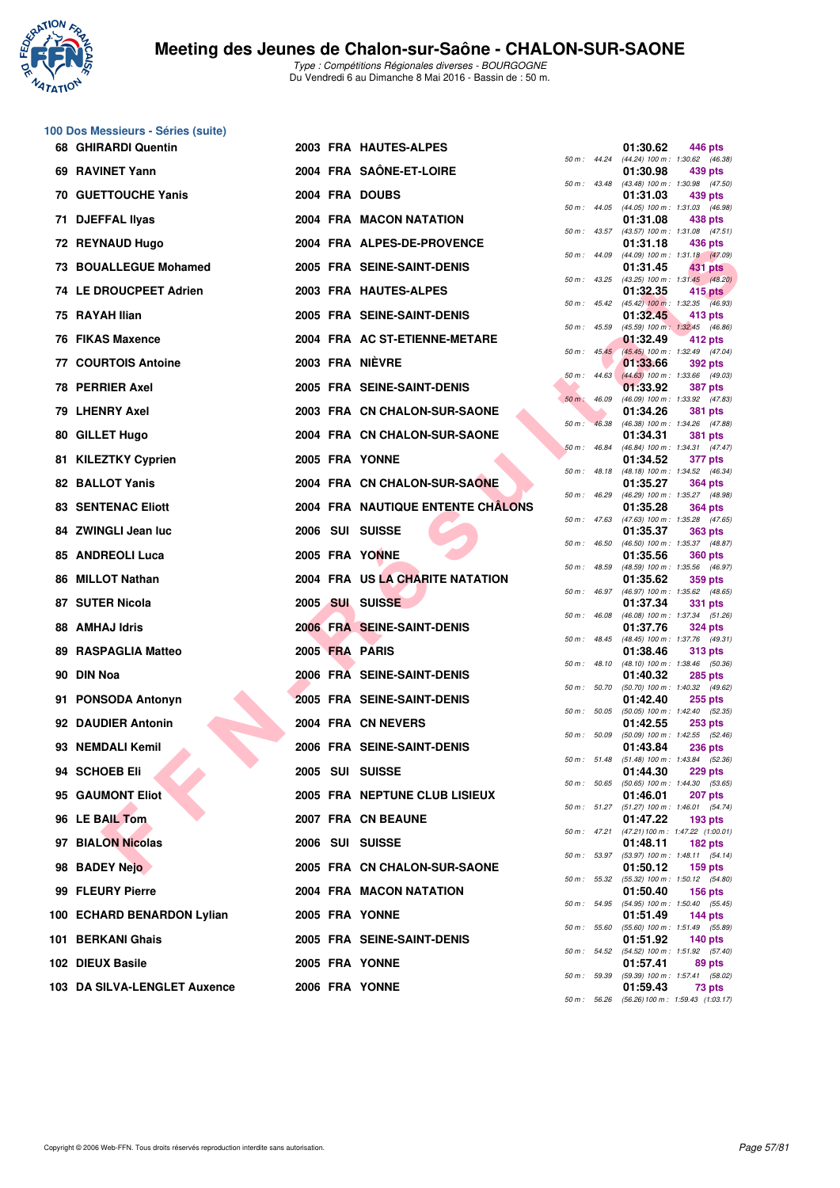## 100 Dos Messieurs - Séries (suite)

| Rang | Nom | Année | Nat | Club | Temps | Points | Splits |
|---|---|---|---|---|---|---|---|
| 68 | GHIRARDI Quentin | 2003 | FRA | HAUTES-ALPES | 01:30.62 | 446 pts | 50 m : 44.24 (44.24) 100 m : 1:30.62 (46.38) |
| 69 | RAVINET Yann | 2004 | FRA | SAÔNE-ET-LOIRE | 01:30.98 | 439 pts | 50 m : 43.48 (43.48) 100 m : 1:30.98 (47.50) |
| 70 | GUETTOUCHE Yanis | 2004 | FRA | DOUBS | 01:31.03 | 439 pts | 50 m : 44.05 (44.05) 100 m : 1:31.03 (46.98) |
| 71 | DJEFFAL Ilyas | 2004 | FRA | MACON NATATION | 01:31.08 | 438 pts | 50 m : 43.57 (43.57) 100 m : 1:31.08 (47.51) |
| 72 | REYNAUD Hugo | 2004 | FRA | ALPES-DE-PROVENCE | 01:31.18 | 436 pts | 50 m : 44.09 (44.09) 100 m : 1:31.18 (47.09) |
| 73 | BOUALLEGUE Mohamed | 2005 | FRA | SEINE-SAINT-DENIS | 01:31.45 | 431 pts | 50 m : 43.25 (43.25) 100 m : 1:31.45 (48.20) |
| 74 | LE DROUCPEET Adrien | 2003 | FRA | HAUTES-ALPES | 01:32.35 | 415 pts | 50 m : 45.42 (45.42) 100 m : 1:32.35 (46.93) |
| 75 | RAYAH Ilian | 2005 | FRA | SEINE-SAINT-DENIS | 01:32.45 | 413 pts | 50 m : 45.59 (45.59) 100 m : 1:32.45 (46.86) |
| 76 | FIKAS Maxence | 2004 | FRA | AC ST-ETIENNE-METARE | 01:32.49 | 412 pts | 50 m : 45.45 (45.45) 100 m : 1:32.49 (47.04) |
| 77 | COURTOIS Antoine | 2003 | FRA | NIÈVRE | 01:33.66 | 392 pts | 50 m : 44.63 (44.63) 100 m : 1:33.66 (49.03) |
| 78 | PERRIER Axel | 2005 | FRA | SEINE-SAINT-DENIS | 01:33.92 | 387 pts | 50 m : 46.09 (46.09) 100 m : 1:33.92 (47.83) |
| 79 | LHENRY Axel | 2003 | FRA | CN CHALON-SUR-SAONE | 01:34.26 | 381 pts | 50 m : 46.38 (46.38) 100 m : 1:34.26 (47.88) |
| 80 | GILLET Hugo | 2004 | FRA | CN CHALON-SUR-SAONE | 01:34.31 | 381 pts | 50 m : 46.84 (46.84) 100 m : 1:34.31 (47.47) |
| 81 | KILEZTKY Cyprien | 2005 | FRA | YONNE | 01:34.52 | 377 pts | 50 m : 48.18 (48.18) 100 m : 1:34.52 (46.34) |
| 82 | BALLOT Yanis | 2004 | FRA | CN CHALON-SUR-SAONE | 01:35.27 | 364 pts | 50 m : 46.29 (46.29) 100 m : 1:35.27 (48.98) |
| 83 | SENTENAC Eliott | 2004 | FRA | NAUTIQUE ENTENTE CHÂLONS | 01:35.28 | 364 pts | 50 m : 47.63 (47.63) 100 m : 1:35.28 (47.65) |
| 84 | ZWINGLI Jean luc | 2006 | SUI | SUISSE | 01:35.37 | 363 pts | 50 m : 46.50 (46.50) 100 m : 1:35.37 (48.87) |
| 85 | ANDREOLI Luca | 2005 | FRA | YONNE | 01:35.56 | 360 pts | 50 m : 48.59 (48.59) 100 m : 1:35.56 (46.97) |
| 86 | MILLOT Nathan | 2004 | FRA | US LA CHARITE NATATION | 01:35.62 | 359 pts | 50 m : 46.97 (46.97) 100 m : 1:35.62 (48.65) |
| 87 | SUTER Nicola | 2005 | SUI | SUISSE | 01:37.34 | 331 pts | 50 m : 46.08 (46.08) 100 m : 1:37.34 (51.26) |
| 88 | AMHAJ Idris | 2006 | FRA | SEINE-SAINT-DENIS | 01:37.76 | 324 pts | 50 m : 48.45 (48.45) 100 m : 1:37.76 (49.31) |
| 89 | RASPAGLIA Matteo | 2005 | FRA | PARIS | 01:38.46 | 313 pts | 50 m : 48.10 (48.10) 100 m : 1:38.46 (50.36) |
| 90 | DIN Noa | 2006 | FRA | SEINE-SAINT-DENIS | 01:40.32 | 285 pts | 50 m : 50.70 (50.70) 100 m : 1:40.32 (49.62) |
| 91 | PONSODA Antonyn | 2005 | FRA | SEINE-SAINT-DENIS | 01:42.40 | 255 pts | 50 m : 50.05 (50.05) 100 m : 1:42.40 (52.35) |
| 92 | DAUDIER Antonin | 2004 | FRA | CN NEVERS | 01:42.55 | 253 pts | 50 m : 50.09 (50.09) 100 m : 1:42.55 (52.46) |
| 93 | NEMDALI Kemil | 2006 | FRA | SEINE-SAINT-DENIS | 01:43.84 | 236 pts | 50 m : 51.48 (51.48) 100 m : 1:43.84 (52.36) |
| 94 | SCHOEB Eli | 2005 | SUI | SUISSE | 01:44.30 | 229 pts | 50 m : 50.65 (50.65) 100 m : 1:44.30 (53.65) |
| 95 | GAUMONT Eliot | 2005 | FRA | NEPTUNE CLUB LISIEUX | 01:46.01 | 207 pts | 50 m : 51.27 (51.27) 100 m : 1:46.01 (54.74) |
| 96 | LE BAIL Tom | 2007 | FRA | CN BEAUNE | 01:47.22 | 193 pts | 50 m : 47.21 (47.21) 100 m : 1:47.22 (1:00.01) |
| 97 | BIALON Nicolas | 2006 | SUI | SUISSE | 01:48.11 | 182 pts | 50 m : 53.97 (53.97) 100 m : 1:48.11 (54.14) |
| 98 | BADEY Nejo | 2005 | FRA | CN CHALON-SUR-SAONE | 01:50.12 | 159 pts | 50 m : 55.32 (55.32) 100 m : 1:50.12 (54.80) |
| 99 | FLEURY Pierre | 2004 | FRA | MACON NATATION | 01:50.40 | 156 pts | 50 m : 54.95 (54.95) 100 m : 1:50.40 (55.45) |
| 100 | ECHARD BENARDON Lylian | 2005 | FRA | YONNE | 01:51.49 | 144 pts | 50 m : 55.60 (55.60) 100 m : 1:51.49 (55.89) |
| 101 | BERKANI Ghais | 2005 | FRA | SEINE-SAINT-DENIS | 01:51.92 | 140 pts | 50 m : 54.52 (54.52) 100 m : 1:51.92 (57.40) |
| 102 | DIEUX Basile | 2005 | FRA | YONNE | 01:57.41 | 89 pts | 50 m : 59.39 (59.39) 100 m : 1:57.41 (58.02) |
| 103 | DA SILVA-LENGLET Auxence | 2006 | FRA | YONNE | 01:59.43 | 73 pts | 50 m : 56.26 (56.26) 100 m : 1:59.43 (1:03.17) |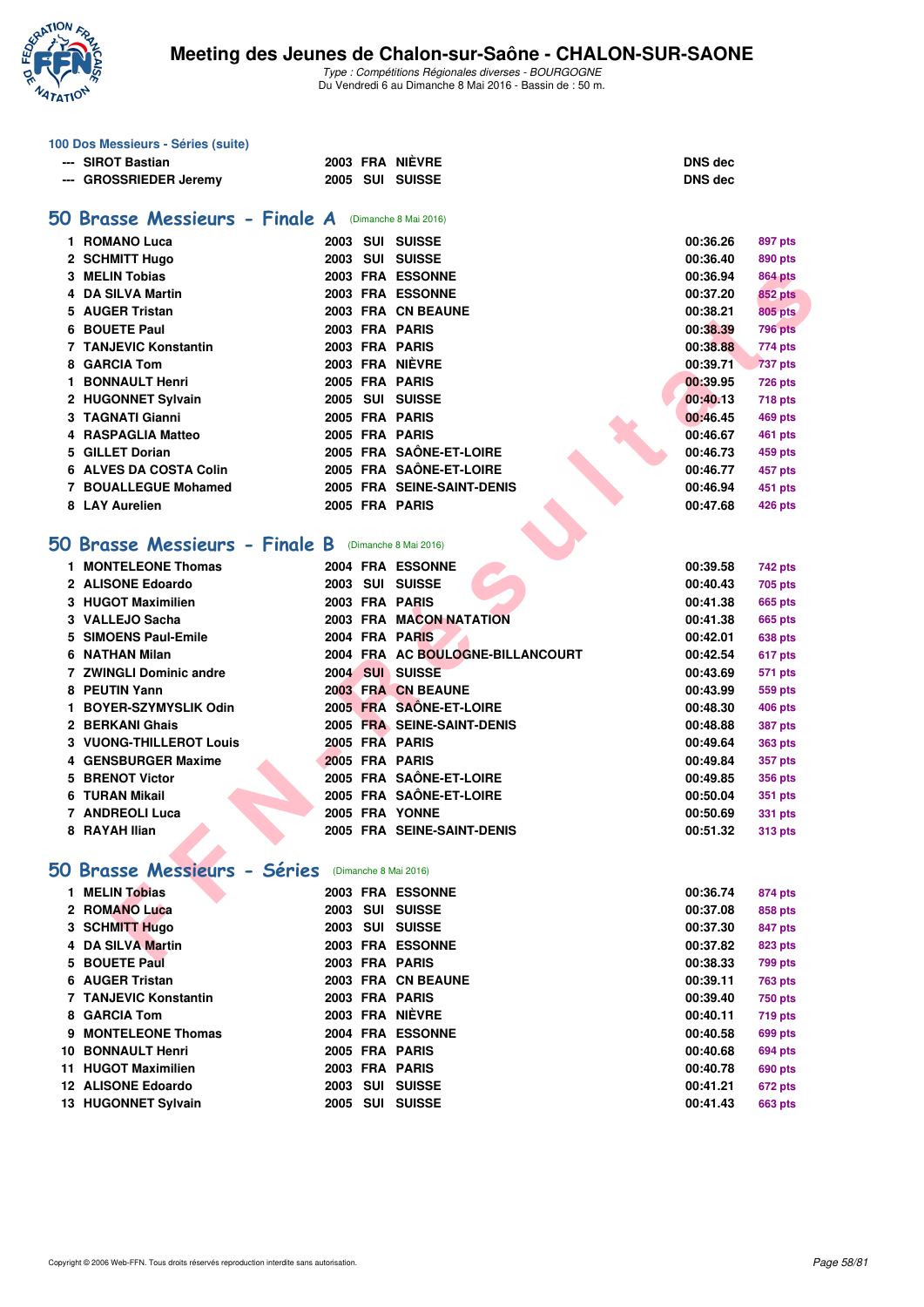### 100 Dos Messieurs - Séries (suite)

| | | | | | | |
|---|---|---|---|---|---|---|
| --- | SIROT Bastian | 2003 | FRA | NIÈVRE | DNS dec | |
| --- | GROSSRIEDER Jeremy | 2005 | SUI | SUISSE | DNS dec | |

## 50 Brasse Messieurs - Finale A (Dimanche 8 Mai 2016)

| | | | | | | |
|---|---|---|---|---|---|---|
| 1 | ROMANO Luca | 2003 | SUI | SUISSE | 00:36.26 | 897 pts |
| 2 | SCHMITT Hugo | 2003 | SUI | SUISSE | 00:36.40 | 890 pts |
| 3 | MELIN Tobias | 2003 | FRA | ESSONNE | 00:36.94 | 864 pts |
| 4 | DA SILVA Martin | 2003 | FRA | ESSONNE | 00:37.20 | 852 pts |
| 5 | AUGER Tristan | 2003 | FRA | CN BEAUNE | 00:38.21 | 805 pts |
| 6 | BOUETE Paul | 2003 | FRA | PARIS | 00:38.39 | 796 pts |
| 7 | TANJEVIC Konstantin | 2003 | FRA | PARIS | 00:38.88 | 774 pts |
| 8 | GARCIA Tom | 2003 | FRA | NIÈVRE | 00:39.71 | 737 pts |
| 1 | BONNAULT Henri | 2005 | FRA | PARIS | 00:39.95 | 726 pts |
| 2 | HUGONNET Sylvain | 2005 | SUI | SUISSE | 00:40.13 | 718 pts |
| 3 | TAGNATI Gianni | 2005 | FRA | PARIS | 00:46.45 | 469 pts |
| 4 | RASPAGLIA Matteo | 2005 | FRA | PARIS | 00:46.67 | 461 pts |
| 5 | GILLET Dorian | 2005 | FRA | SAÔNE-ET-LOIRE | 00:46.73 | 459 pts |
| 6 | ALVES DA COSTA Colin | 2005 | FRA | SAÔNE-ET-LOIRE | 00:46.77 | 457 pts |
| 7 | BOUALLEGUE Mohamed | 2005 | FRA | SEINE-SAINT-DENIS | 00:46.94 | 451 pts |
| 8 | LAY Aurelien | 2005 | FRA | PARIS | 00:47.68 | 426 pts |

## 50 Brasse Messieurs - Finale B (Dimanche 8 Mai 2016)

| | | | | | | |
|---|---|---|---|---|---|---|
| 1 | MONTELEONE Thomas | 2004 | FRA | ESSONNE | 00:39.58 | 742 pts |
| 2 | ALISONE Edoardo | 2003 | SUI | SUISSE | 00:40.43 | 705 pts |
| 3 | HUGOT Maximilien | 2003 | FRA | PARIS | 00:41.38 | 665 pts |
| 3 | VALLEJO Sacha | 2003 | FRA | MACON NATATION | 00:41.38 | 665 pts |
| 5 | SIMOENS Paul-Emile | 2004 | FRA | PARIS | 00:42.01 | 638 pts |
| 6 | NATHAN Milan | 2004 | FRA | AC BOULOGNE-BILLANCOURT | 00:42.54 | 617 pts |
| 7 | ZWINGLI Dominic andre | 2004 | SUI | SUISSE | 00:43.69 | 571 pts |
| 8 | PEUTIN Yann | 2003 | FRA | CN BEAUNE | 00:43.99 | 559 pts |
| 1 | BOYER-SZYMYSLIK Odin | 2005 | FRA | SAÔNE-ET-LOIRE | 00:48.30 | 406 pts |
| 2 | BERKANI Ghais | 2005 | FRA | SEINE-SAINT-DENIS | 00:48.88 | 387 pts |
| 3 | VUONG-THILLEROT Louis | 2005 | FRA | PARIS | 00:49.64 | 363 pts |
| 4 | GENSBURGER Maxime | 2005 | FRA | PARIS | 00:49.84 | 357 pts |
| 5 | BRENOT Victor | 2005 | FRA | SAÔNE-ET-LOIRE | 00:49.85 | 356 pts |
| 6 | TURAN Mikail | 2005 | FRA | SAÔNE-ET-LOIRE | 00:50.04 | 351 pts |
| 7 | ANDREOLI Luca | 2005 | FRA | YONNE | 00:50.69 | 331 pts |
| 8 | RAYAH Ilian | 2005 | FRA | SEINE-SAINT-DENIS | 00:51.32 | 313 pts |

## 50 Brasse Messieurs - Séries (Dimanche 8 Mai 2016)

| | | | | | | |
|---|---|---|---|---|---|---|
| 1 | MELIN Tobias | 2003 | FRA | ESSONNE | 00:36.74 | 874 pts |
| 2 | ROMANO Luca | 2003 | SUI | SUISSE | 00:37.08 | 858 pts |
| 3 | SCHMITT Hugo | 2003 | SUI | SUISSE | 00:37.30 | 847 pts |
| 4 | DA SILVA Martin | 2003 | FRA | ESSONNE | 00:37.82 | 823 pts |
| 5 | BOUETE Paul | 2003 | FRA | PARIS | 00:38.33 | 799 pts |
| 6 | AUGER Tristan | 2003 | FRA | CN BEAUNE | 00:39.11 | 763 pts |
| 7 | TANJEVIC Konstantin | 2003 | FRA | PARIS | 00:39.40 | 750 pts |
| 8 | GARCIA Tom | 2003 | FRA | NIÈVRE | 00:40.11 | 719 pts |
| 9 | MONTELEONE Thomas | 2004 | FRA | ESSONNE | 00:40.58 | 699 pts |
| 10 | BONNAULT Henri | 2005 | FRA | PARIS | 00:40.68 | 694 pts |
| 11 | HUGOT Maximilien | 2003 | FRA | PARIS | 00:40.78 | 690 pts |
| 12 | ALISONE Edoardo | 2003 | SUI | SUISSE | 00:41.21 | 672 pts |
| 13 | HUGONNET Sylvain | 2005 | SUI | SUISSE | 00:41.43 | 663 pts |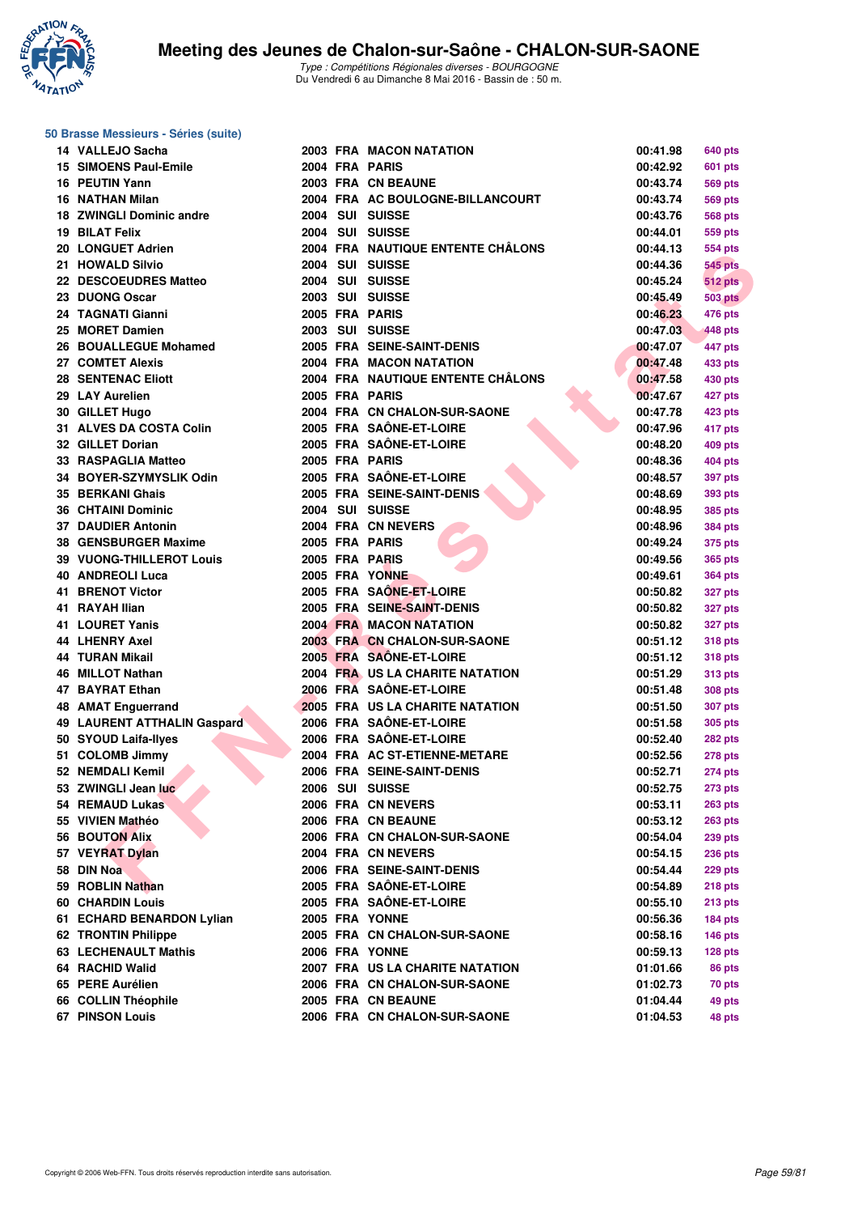# Meeting des Jeunes de Chalon-sur-Saône - CHALON-SUR-SAONE

*Type : Compétitions Régionales diverses - BOURGOGNE*
Du Vendredi 6 au Dimanche 8 Mai 2016 - Bassin de : 50 m.

## 50 Brasse Messieurs - Séries (suite)

| Rang | Nom | Année | Nat. | Club | Temps | Points |
|---|---|---|---|---|---|---|
| 14 | VALLEJO Sacha | 2003 | FRA | MACON NATATION | 00:41.98 | 640 pts |
| 15 | SIMOENS Paul-Emile | 2004 | FRA | PARIS | 00:42.92 | 601 pts |
| 16 | PEUTIN Yann | 2003 | FRA | CN BEAUNE | 00:43.74 | 569 pts |
| 16 | NATHAN Milan | 2004 | FRA | AC BOULOGNE-BILLANCOURT | 00:43.74 | 569 pts |
| 18 | ZWINGLI Dominic andre | 2004 | SUI | SUISSE | 00:43.76 | 568 pts |
| 19 | BILAT Felix | 2004 | SUI | SUISSE | 00:44.01 | 559 pts |
| 20 | LONGUET Adrien | 2004 | FRA | NAUTIQUE ENTENTE CHÂLONS | 00:44.13 | 554 pts |
| 21 | HOWALD Silvio | 2004 | SUI | SUISSE | 00:44.36 | 545 pts |
| 22 | DESCOEUDRES Matteo | 2004 | SUI | SUISSE | 00:45.24 | 512 pts |
| 23 | DUONG Oscar | 2003 | SUI | SUISSE | 00:45.49 | 503 pts |
| 24 | TAGNATI Gianni | 2005 | FRA | PARIS | 00:46.23 | 476 pts |
| 25 | MORET Damien | 2003 | SUI | SUISSE | 00:47.03 | 448 pts |
| 26 | BOUALLEGUE Mohamed | 2005 | FRA | SEINE-SAINT-DENIS | 00:47.07 | 447 pts |
| 27 | COMTET Alexis | 2004 | FRA | MACON NATATION | 00:47.48 | 433 pts |
| 28 | SENTENAC Eliott | 2004 | FRA | NAUTIQUE ENTENTE CHÂLONS | 00:47.58 | 430 pts |
| 29 | LAY Aurelien | 2005 | FRA | PARIS | 00:47.67 | 427 pts |
| 30 | GILLET Hugo | 2004 | FRA | CN CHALON-SUR-SAONE | 00:47.78 | 423 pts |
| 31 | ALVES DA COSTA Colin | 2005 | FRA | SAÔNE-ET-LOIRE | 00:47.96 | 417 pts |
| 32 | GILLET Dorian | 2005 | FRA | SAÔNE-ET-LOIRE | 00:48.20 | 409 pts |
| 33 | RASPAGLIA Matteo | 2005 | FRA | PARIS | 00:48.36 | 404 pts |
| 34 | BOYER-SZYMYSLIK Odin | 2005 | FRA | SAÔNE-ET-LOIRE | 00:48.57 | 397 pts |
| 35 | BERKANI Ghais | 2005 | FRA | SEINE-SAINT-DENIS | 00:48.69 | 393 pts |
| 36 | CHTAINI Dominic | 2004 | SUI | SUISSE | 00:48.95 | 385 pts |
| 37 | DAUDIER Antonin | 2004 | FRA | CN NEVERS | 00:48.96 | 384 pts |
| 38 | GENSBURGER Maxime | 2005 | FRA | PARIS | 00:49.24 | 375 pts |
| 39 | VUONG-THILLEROT Louis | 2005 | FRA | PARIS | 00:49.56 | 365 pts |
| 40 | ANDREOLI Luca | 2005 | FRA | YONNE | 00:49.61 | 364 pts |
| 41 | BRENOT Victor | 2005 | FRA | SAÔNE-ET-LOIRE | 00:50.82 | 327 pts |
| 41 | RAYAH Ilian | 2005 | FRA | SEINE-SAINT-DENIS | 00:50.82 | 327 pts |
| 41 | LOURET Yanis | 2004 | FRA | MACON NATATION | 00:50.82 | 327 pts |
| 44 | LHENRY Axel | 2003 | FRA | CN CHALON-SUR-SAONE | 00:51.12 | 318 pts |
| 44 | TURAN Mikail | 2005 | FRA | SAÔNE-ET-LOIRE | 00:51.12 | 318 pts |
| 46 | MILLOT Nathan | 2004 | FRA | US LA CHARITE NATATION | 00:51.29 | 313 pts |
| 47 | BAYRAT Ethan | 2006 | FRA | SAÔNE-ET-LOIRE | 00:51.48 | 308 pts |
| 48 | AMAT Enguerrand | 2005 | FRA | US LA CHARITE NATATION | 00:51.50 | 307 pts |
| 49 | LAURENT ATTHALIN Gaspard | 2006 | FRA | SAÔNE-ET-LOIRE | 00:51.58 | 305 pts |
| 50 | SYOUD Laifa-Ilyes | 2006 | FRA | SAÔNE-ET-LOIRE | 00:52.40 | 282 pts |
| 51 | COLOMB Jimmy | 2004 | FRA | AC ST-ETIENNE-METARE | 00:52.56 | 278 pts |
| 52 | NEMDALI Kemil | 2006 | FRA | SEINE-SAINT-DENIS | 00:52.71 | 274 pts |
| 53 | ZWINGLI Jean luc | 2006 | SUI | SUISSE | 00:52.75 | 273 pts |
| 54 | REMAUD Lukas | 2006 | FRA | CN NEVERS | 00:53.11 | 263 pts |
| 55 | VIVIEN Mathéo | 2006 | FRA | CN BEAUNE | 00:53.12 | 263 pts |
| 56 | BOUTON Alix | 2006 | FRA | CN CHALON-SUR-SAONE | 00:54.04 | 239 pts |
| 57 | VEYRAT Dylan | 2004 | FRA | CN NEVERS | 00:54.15 | 236 pts |
| 58 | DIN Noa | 2006 | FRA | SEINE-SAINT-DENIS | 00:54.44 | 229 pts |
| 59 | ROBLIN Nathan | 2005 | FRA | SAÔNE-ET-LOIRE | 00:54.89 | 218 pts |
| 60 | CHARDIN Louis | 2005 | FRA | SAÔNE-ET-LOIRE | 00:55.10 | 213 pts |
| 61 | ECHARD BENARDON Lylian | 2005 | FRA | YONNE | 00:56.36 | 184 pts |
| 62 | TRONTIN Philippe | 2005 | FRA | CN CHALON-SUR-SAONE | 00:58.16 | 146 pts |
| 63 | LECHENAULT Mathis | 2006 | FRA | YONNE | 00:59.13 | 128 pts |
| 64 | RACHID Walid | 2007 | FRA | US LA CHARITE NATATION | 01:01.66 | 86 pts |
| 65 | PERE Aurélien | 2006 | FRA | CN CHALON-SUR-SAONE | 01:02.73 | 70 pts |
| 66 | COLLIN Théophile | 2005 | FRA | CN BEAUNE | 01:04.44 | 49 pts |
| 67 | PINSON Louis | 2006 | FRA | CN CHALON-SUR-SAONE | 01:04.53 | 48 pts |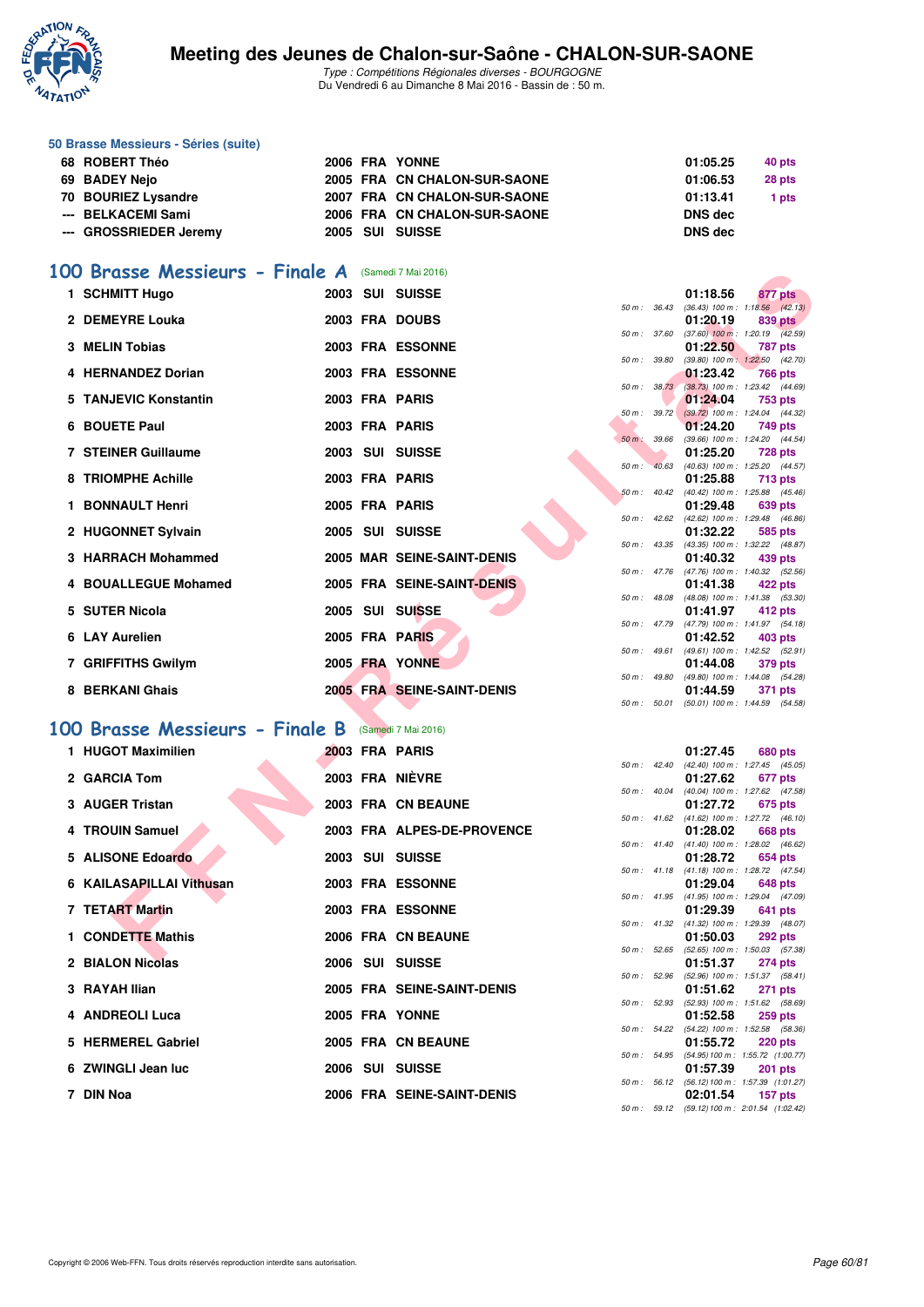# Meeting des Jeunes de Chalon-sur-Saône - CHALON-SUR-SAONE

*Type : Compétitions Régionales diverses - BOURGOGNE*
Du Vendredi 6 au Dimanche 8 Mai 2016 - Bassin de : 50 m.

### 50 Brasse Messieurs - Séries (suite)

| | Nom | Année | Nat | Club | Temps | Points |
|---|---|---|---|---|---|---|
| 68 | ROBERT Théo | 2006 | FRA | YONNE | 01:05.25 | 40 pts |
| 69 | BADEY Nejo | 2005 | FRA | CN CHALON-SUR-SAONE | 01:06.53 | 28 pts |
| 70 | BOURIEZ Lysandre | 2007 | FRA | CN CHALON-SUR-SAONE | 01:13.41 | 1 pts |
| --- | BELKACEMI Sami | 2006 | FRA | CN CHALON-SUR-SAONE | DNS dec | |
| --- | GROSSRIEDER Jeremy | 2005 | SUI | SUISSE | DNS dec | |

## 100 Brasse Messieurs - Finale A (Samedi 7 Mai 2016)

| | Nom | Année | Nat | Club | Temps | Points | Splits |
|---|---|---|---|---|---|---|---|
| 1 | SCHMITT Hugo | 2003 | SUI | SUISSE | 01:18.56 | 877 pts | 50 m : 36.43 (36.43) 100 m : 1:18.56 (42.13) |
| 2 | DEMEYRE Louka | 2003 | FRA | DOUBS | 01:20.19 | 839 pts | 50 m : 37.60 (37.60) 100 m : 1:20.19 (42.59) |
| 3 | MELIN Tobias | 2003 | FRA | ESSONNE | 01:22.50 | 787 pts | 50 m : 39.80 (39.80) 100 m : 1:22.50 (42.70) |
| 4 | HERNANDEZ Dorian | 2003 | FRA | ESSONNE | 01:23.42 | 766 pts | 50 m : 38.73 (38.73) 100 m : 1:23.42 (44.69) |
| 5 | TANJEVIC Konstantin | 2003 | FRA | PARIS | 01:24.04 | 753 pts | 50 m : 39.72 (39.72) 100 m : 1:24.04 (44.32) |
| 6 | BOUETE Paul | 2003 | FRA | PARIS | 01:24.20 | 749 pts | 50 m : 39.66 (39.66) 100 m : 1:24.20 (44.54) |
| 7 | STEINER Guillaume | 2003 | SUI | SUISSE | 01:25.20 | 728 pts | 50 m : 40.63 (40.63) 100 m : 1:25.20 (44.57) |
| 8 | TRIOMPHE Achille | 2003 | FRA | PARIS | 01:25.88 | 713 pts | 50 m : 40.42 (40.42) 100 m : 1:25.88 (45.46) |
| 1 | BONNAULT Henri | 2005 | FRA | PARIS | 01:29.48 | 639 pts | 50 m : 42.62 (42.62) 100 m : 1:29.48 (46.86) |
| 2 | HUGONNET Sylvain | 2005 | SUI | SUISSE | 01:32.22 | 585 pts | 50 m : 43.35 (43.35) 100 m : 1:32.22 (48.87) |
| 3 | HARRACH Mohammed | 2005 | MAR | SEINE-SAINT-DENIS | 01:40.32 | 439 pts | 50 m : 47.76 (47.76) 100 m : 1:40.32 (52.56) |
| 4 | BOUALLEGUE Mohamed | 2005 | FRA | SEINE-SAINT-DENIS | 01:41.38 | 422 pts | 50 m : 48.08 (48.08) 100 m : 1:41.38 (53.30) |
| 5 | SUTER Nicola | 2005 | SUI | SUISSE | 01:41.97 | 412 pts | 50 m : 47.79 (47.79) 100 m : 1:41.97 (54.18) |
| 6 | LAY Aurelien | 2005 | FRA | PARIS | 01:42.52 | 403 pts | 50 m : 49.61 (49.61) 100 m : 1:42.52 (52.91) |
| 7 | GRIFFITHS Gwilym | 2005 | FRA | YONNE | 01:44.08 | 379 pts | 50 m : 49.80 (49.80) 100 m : 1:44.08 (54.28) |
| 8 | BERKANI Ghais | 2005 | FRA | SEINE-SAINT-DENIS | 01:44.59 | 371 pts | 50 m : 50.01 (50.01) 100 m : 1:44.59 (54.58) |

## 100 Brasse Messieurs - Finale B (Samedi 7 Mai 2016)

| | Nom | Année | Nat | Club | Temps | Points | Splits |
|---|---|---|---|---|---|---|---|
| 1 | HUGOT Maximilien | 2003 | FRA | PARIS | 01:27.45 | 680 pts | 50 m : 42.40 (42.40) 100 m : 1:27.45 (45.05) |
| 2 | GARCIA Tom | 2003 | FRA | NIÈVRE | 01:27.62 | 677 pts | 50 m : 40.04 (40.04) 100 m : 1:27.62 (47.58) |
| 3 | AUGER Tristan | 2003 | FRA | CN BEAUNE | 01:27.72 | 675 pts | 50 m : 41.62 (41.62) 100 m : 1:27.72 (46.10) |
| 4 | TROUIN Samuel | 2003 | FRA | ALPES-DE-PROVENCE | 01:28.02 | 668 pts | 50 m : 41.40 (41.40) 100 m : 1:28.02 (46.62) |
| 5 | ALISONE Edoardo | 2003 | SUI | SUISSE | 01:28.72 | 654 pts | 50 m : 41.18 (41.18) 100 m : 1:28.72 (47.54) |
| 6 | KAILASAPILLAI Vithusan | 2003 | FRA | ESSONNE | 01:29.04 | 648 pts | 50 m : 41.95 (41.95) 100 m : 1:29.04 (47.09) |
| 7 | TETART Martin | 2003 | FRA | ESSONNE | 01:29.39 | 641 pts | 50 m : 41.32 (41.32) 100 m : 1:29.39 (48.07) |
| 1 | CONDETTE Mathis | 2006 | FRA | CN BEAUNE | 01:50.03 | 292 pts | 50 m : 52.65 (52.65) 100 m : 1:50.03 (57.38) |
| 2 | BIALON Nicolas | 2006 | SUI | SUISSE | 01:51.37 | 274 pts | 50 m : 52.96 (52.96) 100 m : 1:51.37 (58.41) |
| 3 | RAYAH Ilian | 2005 | FRA | SEINE-SAINT-DENIS | 01:51.62 | 271 pts | 50 m : 52.93 (52.93) 100 m : 1:51.62 (58.69) |
| 4 | ANDREOLI Luca | 2005 | FRA | YONNE | 01:52.58 | 259 pts | 50 m : 54.22 (54.22) 100 m : 1:52.58 (58.36) |
| 5 | HERMEREL Gabriel | 2005 | FRA | CN BEAUNE | 01:55.72 | 220 pts | 50 m : 54.95 (54.95) 100 m : 1:55.72 (1:00.77) |
| 6 | ZWINGLI Jean luc | 2006 | SUI | SUISSE | 01:57.39 | 201 pts | 50 m : 56.12 (56.12) 100 m : 1:57.39 (1:01.27) |
| 7 | DIN Noa | 2006 | FRA | SEINE-SAINT-DENIS | 02:01.54 | 157 pts | 50 m : 59.12 (59.12) 100 m : 2:01.54 (1:02.42) |

Copyright © 2006 Web-FFN. Tous droits réservés reproduction interdite sans autorisation.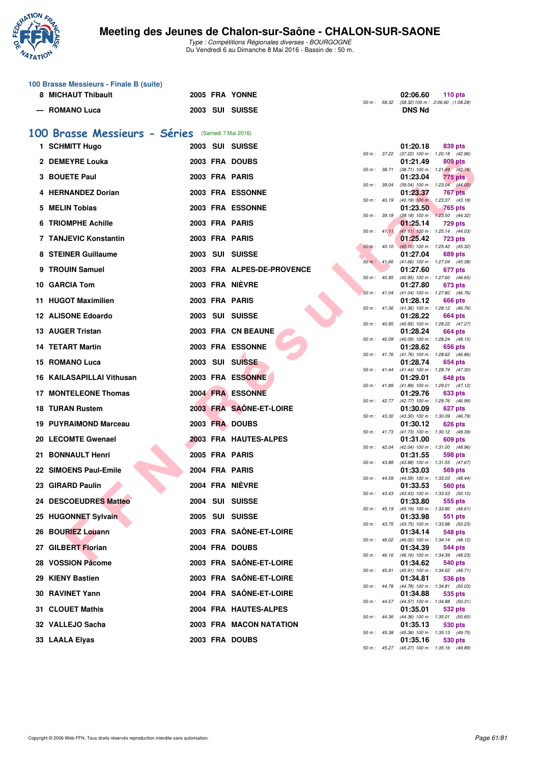### 100 Brasse Messieurs - Finale B (suite)

| Rang | Nom | Année | Nat. | Club | Temps | Points | Splits |
|---|---|---|---|---|---|---|---|
| 8 | MICHAUT Thibault | 2005 | FRA | YONNE | 02:06.60 | 110 pts | 50 m : 58.32 (58.32) 100 m : 2:06.60 (1:08.28) |
| --- | ROMANO Luca | 2003 | SUI | SUISSE | DNS Nd | | |

## 100 Brasse Messieurs - Séries (Samedi 7 Mai 2016)

| Rang | Nom | Année | Nat. | Club | Temps | Points | Splits |
|---|---|---|---|---|---|---|---|
| 1 | SCHMITT Hugo | 2003 | SUI | SUISSE | 01:20.18 | 839 pts | 50 m : 37.22 (37.22) 100 m : 1:20.18 (42.96) |
| 2 | DEMEYRE Louka | 2003 | FRA | DOUBS | 01:21.49 | 809 pts | 50 m : 38.71 (38.71) 100 m : 1:21.49 (42.78) |
| 3 | BOUETE Paul | 2003 | FRA | PARIS | 01:23.04 | 775 pts | 50 m : 39.04 (39.04) 100 m : 1:23.04 (44.00) |
| 4 | HERNANDEZ Dorian | 2003 | FRA | ESSONNE | 01:23.37 | 767 pts | 50 m : 40.19 (40.19) 100 m : 1:23.37 (43.18) |
| 5 | MELIN Tobias | 2003 | FRA | ESSONNE | 01:23.50 | 765 pts | 50 m : 39.18 (39.18) 100 m : 1:23.50 (44.32) |
| 6 | TRIOMPHE Achille | 2003 | FRA | PARIS | 01:25.14 | 729 pts | 50 m : 41.11 (41.11) 100 m : 1:25.14 (44.03) |
| 7 | TANJEVIC Konstantin | 2003 | FRA | PARIS | 01:25.42 | 723 pts | 50 m : 40.10 (40.10) 100 m : 1:25.42 (45.32) |
| 8 | STEINER Guillaume | 2003 | SUI | SUISSE | 01:27.04 | 689 pts | 50 m : 41.66 (41.66) 100 m : 1:27.04 (45.38) |
| 9 | TROUIN Samuel | 2003 | FRA | ALPES-DE-PROVENCE | 01:27.60 | 677 pts | 50 m : 40.95 (40.95) 100 m : 1:27.60 (46.65) |
| 10 | GARCIA Tom | 2003 | FRA | NIÈVRE | 01:27.80 | 673 pts | 50 m : 41.04 (41.04) 100 m : 1:27.80 (46.76) |
| 11 | HUGOT Maximilien | 2003 | FRA | PARIS | 01:28.12 | 666 pts | 50 m : 41.36 (41.36) 100 m : 1:28.12 (46.76) |
| 12 | ALISONE Edoardo | 2003 | SUI | SUISSE | 01:28.22 | 664 pts | 50 m : 40.95 (40.95) 100 m : 1:28.22 (47.27) |
| 13 | AUGER Tristan | 2003 | FRA | CN BEAUNE | 01:28.24 | 664 pts | 50 m : 40.09 (40.09) 100 m : 1:28.24 (48.15) |
| 14 | TETART Martin | 2003 | FRA | ESSONNE | 01:28.62 | 656 pts | 50 m : 41.76 (41.76) 100 m : 1:28.62 (46.86) |
| 15 | ROMANO Luca | 2003 | SUI | SUISSE | 01:28.74 | 654 pts | 50 m : 41.44 (41.44) 100 m : 1:28.74 (47.30) |
| 16 | KAILASAPILLAI Vithusan | 2003 | FRA | ESSONNE | 01:29.01 | 648 pts | 50 m : 41.89 (41.89) 100 m : 1:29.01 (47.12) |
| 17 | MONTELEONE Thomas | 2004 | FRA | ESSONNE | 01:29.76 | 633 pts | 50 m : 42.77 (42.77) 100 m : 1:29.76 (46.99) |
| 18 | TURAN Rustem | 2003 | FRA | SAÔNE-ET-LOIRE | 01:30.09 | 627 pts | 50 m : 43.30 (43.30) 100 m : 1:30.09 (46.79) |
| 19 | PUYRAIMOND Marceau | 2003 | FRA | DOUBS | 01:30.12 | 626 pts | 50 m : 41.73 (41.73) 100 m : 1:30.12 (48.39) |
| 20 | LECOMTE Gwenael | 2003 | FRA | HAUTES-ALPES | 01:31.00 | 609 pts | 50 m : 42.04 (42.04) 100 m : 1:31.00 (48.96) |
| 21 | BONNAULT Henri | 2005 | FRA | PARIS | 01:31.55 | 598 pts | 50 m : 43.88 (43.88) 100 m : 1:31.55 (47.67) |
| 22 | SIMOENS Paul-Emile | 2004 | FRA | PARIS | 01:33.03 | 569 pts | 50 m : 44.59 (44.59) 100 m : 1:33.03 (48.44) |
| 23 | GIRARD Paulin | 2004 | FRA | NIÈVRE | 01:33.53 | 560 pts | 50 m : 43.43 (43.43) 100 m : 1:33.53 (50.10) |
| 24 | DESCOEUDRES Matteo | 2004 | SUI | SUISSE | 01:33.80 | 555 pts | 50 m : 45.19 (45.19) 100 m : 1:33.80 (48.61) |
| 25 | HUGONNET Sylvain | 2005 | SUI | SUISSE | 01:33.98 | 551 pts | 50 m : 43.75 (43.75) 100 m : 1:33.98 (50.23) |
| 26 | BOURIEZ Louann | 2003 | FRA | SAÔNE-ET-LOIRE | 01:34.14 | 548 pts | 50 m : 46.02 (46.02) 100 m : 1:34.14 (48.12) |
| 27 | GILBERT Florian | 2004 | FRA | DOUBS | 01:34.39 | 544 pts | 50 m : 46.16 (46.16) 100 m : 1:34.39 (48.23) |
| 28 | VOSSION Pâcome | 2003 | FRA | SAÔNE-ET-LOIRE | 01:34.62 | 540 pts | 50 m : 45.91 (45.91) 100 m : 1:34.62 (48.71) |
| 29 | KIENY Bastien | 2003 | FRA | SAÔNE-ET-LOIRE | 01:34.81 | 536 pts | 50 m : 44.78 (44.78) 100 m : 1:34.81 (50.03) |
| 30 | RAVINET Yann | 2004 | FRA | SAÔNE-ET-LOIRE | 01:34.88 | 535 pts | 50 m : 44.57 (44.57) 100 m : 1:34.88 (50.31) |
| 31 | CLOUET Mathis | 2004 | FRA | HAUTES-ALPES | 01:35.01 | 532 pts | 50 m : 44.36 (44.36) 100 m : 1:35.01 (50.65) |
| 32 | VALLEJO Sacha | 2003 | FRA | MACON NATATION | 01:35.13 | 530 pts | 50 m : 45.38 (45.38) 100 m : 1:35.13 (49.75) |
| 33 | LAALA Elyas | 2003 | FRA | DOUBS | 01:35.16 | 530 pts | 50 m : 45.27 (45.27) 100 m : 1:35.16 (49.89) |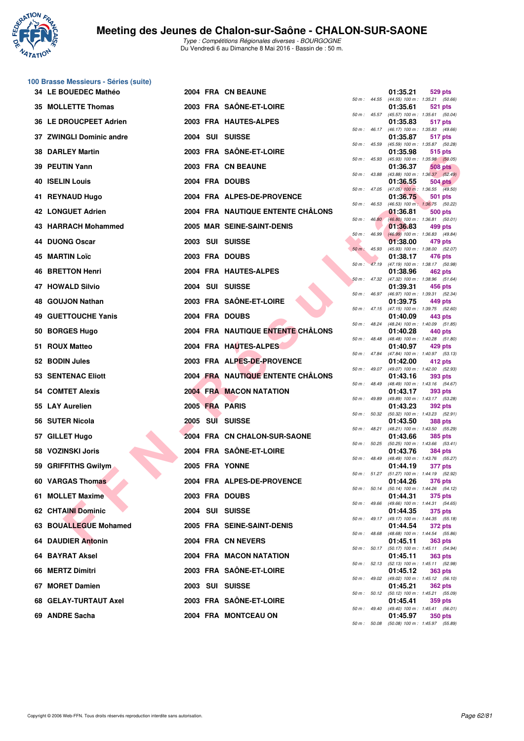## 100 Brasse Messieurs - Séries (suite)

| Rang | Nom | Année | Nat. | Club | Temps | Points | 50 m | Splits |
|---|---|---|---|---|---|---|---|---|
| 34 | LE BOUEDEC Mathéo | 2004 | FRA | CN BEAUNE | 01:35.21 | 529 pts | 44.55 | (44.55) 100 m : 1:35.21 (50.66) |
| 35 | MOLLETTE Thomas | 2003 | FRA | SAÔNE-ET-LOIRE | 01:35.61 | 521 pts | 45.57 | (45.57) 100 m : 1:35.61 (50.04) |
| 36 | LE DROUCPEET Adrien | 2003 | FRA | HAUTES-ALPES | 01:35.83 | 517 pts | 46.17 | (46.17) 100 m : 1:35.83 (49.66) |
| 37 | ZWINGLI Dominic andre | 2004 | SUI | SUISSE | 01:35.87 | 517 pts | 45.59 | (45.59) 100 m : 1:35.87 (50.28) |
| 38 | DARLEY Martin | 2003 | FRA | SAÔNE-ET-LOIRE | 01:35.98 | 515 pts | 45.93 | (45.93) 100 m : 1:35.98 (50.05) |
| 39 | PEUTIN Yann | 2003 | FRA | CN BEAUNE | 01:36.37 | 508 pts | 43.88 | (43.88) 100 m : 1:36.37 (52.49) |
| 40 | ISELIN Louis | 2004 | FRA | DOUBS | 01:36.55 | 504 pts | 47.05 | (47.05) 100 m : 1:36.55 (49.50) |
| 41 | REYNAUD Hugo | 2004 | FRA | ALPES-DE-PROVENCE | 01:36.75 | 501 pts | 46.53 | (46.53) 100 m : 1:36.75 (50.22) |
| 42 | LONGUET Adrien | 2004 | FRA | NAUTIQUE ENTENTE CHÂLONS | 01:36.81 | 500 pts | 46.80 | (46.80) 100 m : 1:36.81 (50.01) |
| 43 | HARRACH Mohammed | 2005 | MAR | SEINE-SAINT-DENIS | 01:36.83 | 499 pts | 46.99 | (46.99) 100 m : 1:36.83 (49.84) |
| 44 | DUONG Oscar | 2003 | SUI | SUISSE | 01:38.00 | 479 pts | 45.93 | (45.93) 100 m : 1:38.00 (52.07) |
| 45 | MARTIN Loïc | 2003 | FRA | DOUBS | 01:38.17 | 476 pts | 47.19 | (47.19) 100 m : 1:38.17 (50.98) |
| 46 | BRETTON Henri | 2004 | FRA | HAUTES-ALPES | 01:38.96 | 462 pts | 47.32 | (47.32) 100 m : 1:38.96 (51.64) |
| 47 | HOWALD Silvio | 2004 | SUI | SUISSE | 01:39.31 | 456 pts | 46.97 | (46.97) 100 m : 1:39.31 (52.34) |
| 48 | GOUJON Nathan | 2003 | FRA | SAÔNE-ET-LOIRE | 01:39.75 | 449 pts | 47.15 | (47.15) 100 m : 1:39.75 (52.60) |
| 49 | GUETTOUCHE Yanis | 2004 | FRA | DOUBS | 01:40.09 | 443 pts | 48.24 | (48.24) 100 m : 1:40.09 (51.85) |
| 50 | BORGES Hugo | 2004 | FRA | NAUTIQUE ENTENTE CHÂLONS | 01:40.28 | 440 pts | 48.48 | (48.48) 100 m : 1:40.28 (51.80) |
| 51 | ROUX Matteo | 2004 | FRA | HAUTES-ALPES | 01:40.97 | 429 pts | 47.84 | (47.84) 100 m : 1:40.97 (53.13) |
| 52 | BODIN Jules | 2003 | FRA | ALPES-DE-PROVENCE | 01:42.00 | 412 pts | 49.07 | (49.07) 100 m : 1:42.00 (52.93) |
| 53 | SENTENAC Eliott | 2004 | FRA | NAUTIQUE ENTENTE CHÂLONS | 01:43.16 | 393 pts | 48.49 | (48.49) 100 m : 1:43.16 (54.67) |
| 54 | COMTET Alexis | 2004 | FRA | MACON NATATION | 01:43.17 | 393 pts | 49.89 | (49.89) 100 m : 1:43.17 (53.28) |
| 55 | LAY Aurelien | 2005 | FRA | PARIS | 01:43.23 | 392 pts | 50.32 | (50.32) 100 m : 1:43.23 (52.91) |
| 56 | SUTER Nicola | 2005 | SUI | SUISSE | 01:43.50 | 388 pts | 48.21 | (48.21) 100 m : 1:43.50 (55.29) |
| 57 | GILLET Hugo | 2004 | FRA | CN CHALON-SUR-SAONE | 01:43.66 | 385 pts | 50.25 | (50.25) 100 m : 1:43.66 (53.41) |
| 58 | VOZINSKI Joris | 2004 | FRA | SAÔNE-ET-LOIRE | 01:43.76 | 384 pts | 48.49 | (48.49) 100 m : 1:43.76 (55.27) |
| 59 | GRIFFITHS Gwilym | 2005 | FRA | YONNE | 01:44.19 | 377 pts | 51.27 | (51.27) 100 m : 1:44.19 (52.92) |
| 60 | VARGAS Thomas | 2004 | FRA | ALPES-DE-PROVENCE | 01:44.26 | 376 pts | 50.14 | (50.14) 100 m : 1:44.26 (54.12) |
| 61 | MOLLET Maxime | 2003 | FRA | DOUBS | 01:44.31 | 375 pts | 49.66 | (49.66) 100 m : 1:44.31 (54.65) |
| 62 | CHTAINI Dominic | 2004 | SUI | SUISSE | 01:44.35 | 375 pts | 49.17 | (49.17) 100 m : 1:44.35 (55.18) |
| 63 | BOUALLEGUE Mohamed | 2005 | FRA | SEINE-SAINT-DENIS | 01:44.54 | 372 pts | 48.68 | (48.68) 100 m : 1:44.54 (55.86) |
| 64 | DAUDIER Antonin | 2004 | FRA | CN NEVERS | 01:45.11 | 363 pts | 50.17 | (50.17) 100 m : 1:45.11 (54.94) |
| 64 | BAYRAT Aksel | 2004 | FRA | MACON NATATION | 01:45.11 | 363 pts | 52.13 | (52.13) 100 m : 1:45.11 (52.98) |
| 66 | MERTZ Dimitri | 2003 | FRA | SAÔNE-ET-LOIRE | 01:45.12 | 363 pts | 49.02 | (49.02) 100 m : 1:45.12 (56.10) |
| 67 | MORET Damien | 2003 | SUI | SUISSE | 01:45.21 | 362 pts | 50.12 | (50.12) 100 m : 1:45.21 (55.09) |
| 68 | GELAY-TURTAUT Axel | 2003 | FRA | SAÔNE-ET-LOIRE | 01:45.41 | 359 pts | 49.40 | (49.40) 100 m : 1:45.41 (56.01) |
| 69 | ANDRE Sacha | 2004 | FRA | MONTCEAU ON | 01:45.97 | 350 pts | 50.08 | (50.08) 100 m : 1:45.97 (55.89) |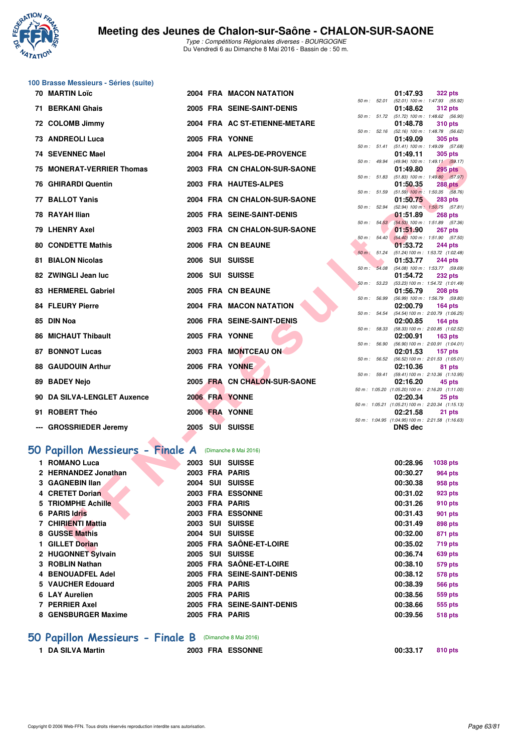# Meeting des Jeunes de Chalon-sur-Saône - CHALON-SUR-SAONE

*Type : Compétitions Régionales diverses - BOURGOGNE*
Du Vendredi 6 au Dimanche 8 Mai 2016 - Bassin de : 50 m.

## 100 Brasse Messieurs - Séries (suite)

| Rang | Nom | Année | Nat | Club | Temps | Points | Splits |
|---|---|---|---|---|---|---|---|
| 70 | MARTIN Loïc | 2004 | FRA | MACON NATATION | 01:47.93 | 322 pts | 50 m : 52.01 (52.01) 100 m : 1:47.93 (55.92) |
| 71 | BERKANI Ghais | 2005 | FRA | SEINE-SAINT-DENIS | 01:48.62 | 312 pts | 50 m : 51.72 (51.72) 100 m : 1:48.62 (56.90) |
| 72 | COLOMB Jimmy | 2004 | FRA | AC ST-ETIENNE-METARE | 01:48.78 | 310 pts | 50 m : 52.16 (52.16) 100 m : 1:48.78 (56.62) |
| 73 | ANDREOLI Luca | 2005 | FRA | YONNE | 01:49.09 | 305 pts | 50 m : 51.41 (51.41) 100 m : 1:49.09 (57.68) |
| 74 | SEVENNEC Mael | 2004 | FRA | ALPES-DE-PROVENCE | 01:49.11 | 305 pts | 50 m : 49.94 (49.94) 100 m : 1:49.11 (59.17) |
| 75 | MONERAT-VERRIER Thomas | 2003 | FRA | CN CHALON-SUR-SAONE | 01:49.80 | 295 pts | 50 m : 51.83 (51.83) 100 m : 1:49.80 (57.97) |
| 76 | GHIRARDI Quentin | 2003 | FRA | HAUTES-ALPES | 01:50.35 | 288 pts | 50 m : 51.59 (51.59) 100 m : 1:50.35 (58.76) |
| 77 | BALLOT Yanis | 2004 | FRA | CN CHALON-SUR-SAONE | 01:50.75 | 283 pts | 50 m : 52.94 (52.94) 100 m : 1:50.75 (57.81) |
| 78 | RAYAH Ilian | 2005 | FRA | SEINE-SAINT-DENIS | 01:51.89 | 268 pts | 50 m : 54.53 (54.53) 100 m : 1:51.89 (57.36) |
| 79 | LHENRY Axel | 2003 | FRA | CN CHALON-SUR-SAONE | 01:51.90 | 267 pts | 50 m : 54.40 (54.40) 100 m : 1:51.90 (57.50) |
| 80 | CONDETTE Mathis | 2006 | FRA | CN BEAUNE | 01:53.72 | 244 pts | 50 m : 51.24 (51.24) 100 m : 1:53.72 (1:02.48) |
| 81 | BIALON Nicolas | 2006 | SUI | SUISSE | 01:53.77 | 244 pts | 50 m : 54.08 (54.08) 100 m : 1:53.77 (59.69) |
| 82 | ZWINGLI Jean luc | 2006 | SUI | SUISSE | 01:54.72 | 232 pts | 50 m : 53.23 (53.23) 100 m : 1:54.72 (1:01.49) |
| 83 | HERMEREL Gabriel | 2005 | FRA | CN BEAUNE | 01:56.79 | 208 pts | 50 m : 56.99 (56.99) 100 m : 1:56.79 (59.80) |
| 84 | FLEURY Pierre | 2004 | FRA | MACON NATATION | 02:00.79 | 164 pts | 50 m : 54.54 (54.54) 100 m : 2:00.79 (1:06.25) |
| 85 | DIN Noa | 2006 | FRA | SEINE-SAINT-DENIS | 02:00.85 | 164 pts | 50 m : 58.33 (58.33) 100 m : 2:00.85 (1:02.52) |
| 86 | MICHAUT Thibault | 2005 | FRA | YONNE | 02:00.91 | 163 pts | 50 m : 56.90 (56.90) 100 m : 2:00.91 (1:04.01) |
| 87 | BONNOT Lucas | 2003 | FRA | MONTCEAU ON | 02:01.53 | 157 pts | 50 m : 56.52 (56.52) 100 m : 2:01.53 (1:05.01) |
| 88 | GAUDOUIN Arthur | 2006 | FRA | YONNE | 02:10.36 | 81 pts | 50 m : 59.41 (59.41) 100 m : 2:10.36 (1:10.95) |
| 89 | BADEY Nejo | 2005 | FRA | CN CHALON-SUR-SAONE | 02:16.20 | 45 pts | 50 m : 1:05.20 (1:05.20) 100 m : 2:16.20 (1:11.00) |
| 90 | DA SILVA-LENGLET Auxence | 2006 | FRA | YONNE | 02:20.34 | 25 pts | 50 m : 1:05.21 (1:05.21) 100 m : 2:20.34 (1:15.13) |
| 91 | ROBERT Théo | 2006 | FRA | YONNE | 02:21.58 | 21 pts | 50 m : 1:04.95 (1:04.95) 100 m : 2:21.58 (1:16.63) |
| --- | GROSSRIEDER Jeremy | 2005 | SUI | SUISSE | DNS dec | | |

## 50 Papillon Messieurs - Finale A (Dimanche 8 Mai 2016)

| Rang | Nom | Année | Nat | Club | Temps | Points |
|---|---|---|---|---|---|---|
| 1 | ROMANO Luca | 2003 | SUI | SUISSE | 00:28.96 | 1038 pts |
| 2 | HERNANDEZ Jonathan | 2003 | FRA | PARIS | 00:30.27 | 964 pts |
| 3 | GAGNEBIN Ilan | 2004 | SUI | SUISSE | 00:30.38 | 958 pts |
| 4 | CRETET Dorian | 2003 | FRA | ESSONNE | 00:31.02 | 923 pts |
| 5 | TRIOMPHE Achille | 2003 | FRA | PARIS | 00:31.26 | 910 pts |
| 6 | PARIS Idris | 2003 | FRA | ESSONNE | 00:31.43 | 901 pts |
| 7 | CHIRIENTI Mattia | 2003 | SUI | SUISSE | 00:31.49 | 898 pts |
| 8 | GUSSE Mathis | 2004 | SUI | SUISSE | 00:32.00 | 871 pts |
| 1 | GILLET Dorian | 2005 | FRA | SAÔNE-ET-LOIRE | 00:35.02 | 719 pts |
| 2 | HUGONNET Sylvain | 2005 | SUI | SUISSE | 00:36.74 | 639 pts |
| 3 | ROBLIN Nathan | 2005 | FRA | SAÔNE-ET-LOIRE | 00:38.10 | 579 pts |
| 4 | BENOUADFEL Adel | 2005 | FRA | SEINE-SAINT-DENIS | 00:38.12 | 578 pts |
| 5 | VAUCHER Edouard | 2005 | FRA | PARIS | 00:38.39 | 566 pts |
| 6 | LAY Aurelien | 2005 | FRA | PARIS | 00:38.56 | 559 pts |
| 7 | PERRIER Axel | 2005 | FRA | SEINE-SAINT-DENIS | 00:38.66 | 555 pts |
| 8 | GENSBURGER Maxime | 2005 | FRA | PARIS | 00:39.56 | 518 pts |

## 50 Papillon Messieurs - Finale B (Dimanche 8 Mai 2016)

| Rang | Nom | Année | Nat | Club | Temps | Points |
|---|---|---|---|---|---|---|
| 1 | DA SILVA Martin | 2003 | FRA | ESSONNE | 00:33.17 | 810 pts |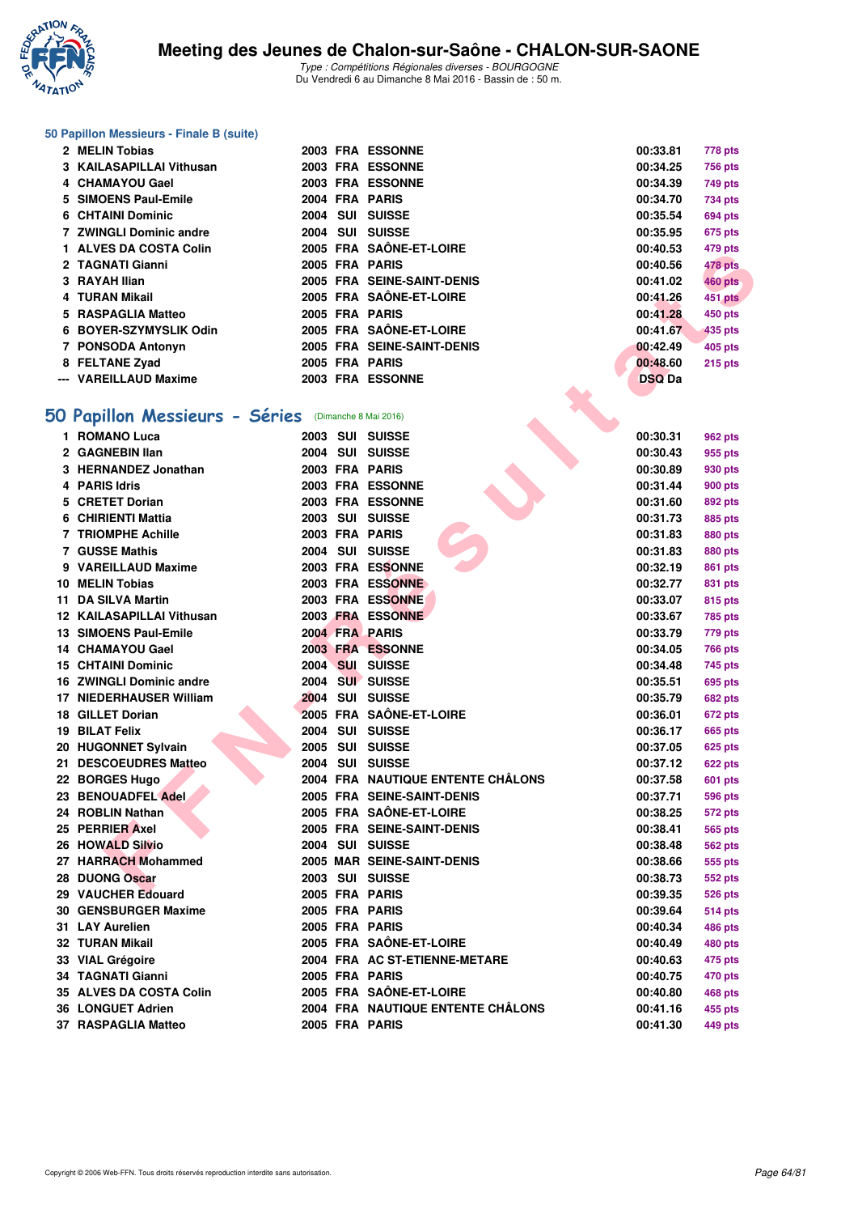### 50 Papillon Messieurs - Finale B (suite)

| | | | | | | |
|---|---|---|---|---|---|---|
| 2 | MELIN Tobias | 2003 | FRA | ESSONNE | 00:33.81 | 778 pts |
| 3 | KAILASAPILLAI Vithusan | 2003 | FRA | ESSONNE | 00:34.25 | 756 pts |
| 4 | CHAMAYOU Gael | 2003 | FRA | ESSONNE | 00:34.39 | 749 pts |
| 5 | SIMOENS Paul-Emile | 2004 | FRA | PARIS | 00:34.70 | 734 pts |
| 6 | CHTAINI Dominic | 2004 | SUI | SUISSE | 00:35.54 | 694 pts |
| 7 | ZWINGLI Dominic andre | 2004 | SUI | SUISSE | 00:35.95 | 675 pts |
| 1 | ALVES DA COSTA Colin | 2005 | FRA | SAÔNE-ET-LOIRE | 00:40.53 | 479 pts |
| 2 | TAGNATI Gianni | 2005 | FRA | PARIS | 00:40.56 | 478 pts |
| 3 | RAYAH Ilian | 2005 | FRA | SEINE-SAINT-DENIS | 00:41.02 | 460 pts |
| 4 | TURAN Mikail | 2005 | FRA | SAÔNE-ET-LOIRE | 00:41.26 | 451 pts |
| 5 | RASPAGLIA Matteo | 2005 | FRA | PARIS | 00:41.28 | 450 pts |
| 6 | BOYER-SZYMYSLIK Odin | 2005 | FRA | SAÔNE-ET-LOIRE | 00:41.67 | 435 pts |
| 7 | PONSODA Antonyn | 2005 | FRA | SEINE-SAINT-DENIS | 00:42.49 | 405 pts |
| 8 | FELTANE Zyad | 2005 | FRA | PARIS | 00:48.60 | 215 pts |
| --- | VAREILLAUD Maxime | 2003 | FRA | ESSONNE | DSQ Da | |

## 50 Papillon Messieurs - Séries (Dimanche 8 Mai 2016)

| | | | | | | |
|---|---|---|---|---|---|---|
| 1 | ROMANO Luca | 2003 | SUI | SUISSE | 00:30.31 | 962 pts |
| 2 | GAGNEBIN Ilan | 2004 | SUI | SUISSE | 00:30.43 | 955 pts |
| 3 | HERNANDEZ Jonathan | 2003 | FRA | PARIS | 00:30.89 | 930 pts |
| 4 | PARIS Idris | 2003 | FRA | ESSONNE | 00:31.44 | 900 pts |
| 5 | CRETET Dorian | 2003 | FRA | ESSONNE | 00:31.60 | 892 pts |
| 6 | CHIRIENTI Mattia | 2003 | SUI | SUISSE | 00:31.73 | 885 pts |
| 7 | TRIOMPHE Achille | 2003 | FRA | PARIS | 00:31.83 | 880 pts |
| 7 | GUSSE Mathis | 2004 | SUI | SUISSE | 00:31.83 | 880 pts |
| 9 | VAREILLAUD Maxime | 2003 | FRA | ESSONNE | 00:32.19 | 861 pts |
| 10 | MELIN Tobias | 2003 | FRA | ESSONNE | 00:32.77 | 831 pts |
| 11 | DA SILVA Martin | 2003 | FRA | ESSONNE | 00:33.07 | 815 pts |
| 12 | KAILASAPILLAI Vithusan | 2003 | FRA | ESSONNE | 00:33.67 | 785 pts |
| 13 | SIMOENS Paul-Emile | 2004 | FRA | PARIS | 00:33.79 | 779 pts |
| 14 | CHAMAYOU Gael | 2003 | FRA | ESSONNE | 00:34.05 | 766 pts |
| 15 | CHTAINI Dominic | 2004 | SUI | SUISSE | 00:34.48 | 745 pts |
| 16 | ZWINGLI Dominic andre | 2004 | SUI | SUISSE | 00:35.51 | 695 pts |
| 17 | NIEDERHAUSER William | 2004 | SUI | SUISSE | 00:35.79 | 682 pts |
| 18 | GILLET Dorian | 2005 | FRA | SAÔNE-ET-LOIRE | 00:36.01 | 672 pts |
| 19 | BILAT Felix | 2004 | SUI | SUISSE | 00:36.17 | 665 pts |
| 20 | HUGONNET Sylvain | 2005 | SUI | SUISSE | 00:37.05 | 625 pts |
| 21 | DESCOEUDRES Matteo | 2004 | SUI | SUISSE | 00:37.12 | 622 pts |
| 22 | BORGES Hugo | 2004 | FRA | NAUTIQUE ENTENTE CHÂLONS | 00:37.58 | 601 pts |
| 23 | BENOUADFEL Adel | 2005 | FRA | SEINE-SAINT-DENIS | 00:37.71 | 596 pts |
| 24 | ROBLIN Nathan | 2005 | FRA | SAÔNE-ET-LOIRE | 00:38.25 | 572 pts |
| 25 | PERRIER Axel | 2005 | FRA | SEINE-SAINT-DENIS | 00:38.41 | 565 pts |
| 26 | HOWALD Silvio | 2004 | SUI | SUISSE | 00:38.48 | 562 pts |
| 27 | HARRACH Mohammed | 2005 | MAR | SEINE-SAINT-DENIS | 00:38.66 | 555 pts |
| 28 | DUONG Oscar | 2003 | SUI | SUISSE | 00:38.73 | 552 pts |
| 29 | VAUCHER Edouard | 2005 | FRA | PARIS | 00:39.35 | 526 pts |
| 30 | GENSBURGER Maxime | 2005 | FRA | PARIS | 00:39.64 | 514 pts |
| 31 | LAY Aurelien | 2005 | FRA | PARIS | 00:40.34 | 486 pts |
| 32 | TURAN Mikail | 2005 | FRA | SAÔNE-ET-LOIRE | 00:40.49 | 480 pts |
| 33 | VIAL Grégoire | 2004 | FRA | AC ST-ETIENNE-METARE | 00:40.63 | 475 pts |
| 34 | TAGNATI Gianni | 2005 | FRA | PARIS | 00:40.75 | 470 pts |
| 35 | ALVES DA COSTA Colin | 2005 | FRA | SAÔNE-ET-LOIRE | 00:40.80 | 468 pts |
| 36 | LONGUET Adrien | 2004 | FRA | NAUTIQUE ENTENTE CHÂLONS | 00:41.16 | 455 pts |
| 37 | RASPAGLIA Matteo | 2005 | FRA | PARIS | 00:41.30 | 449 pts |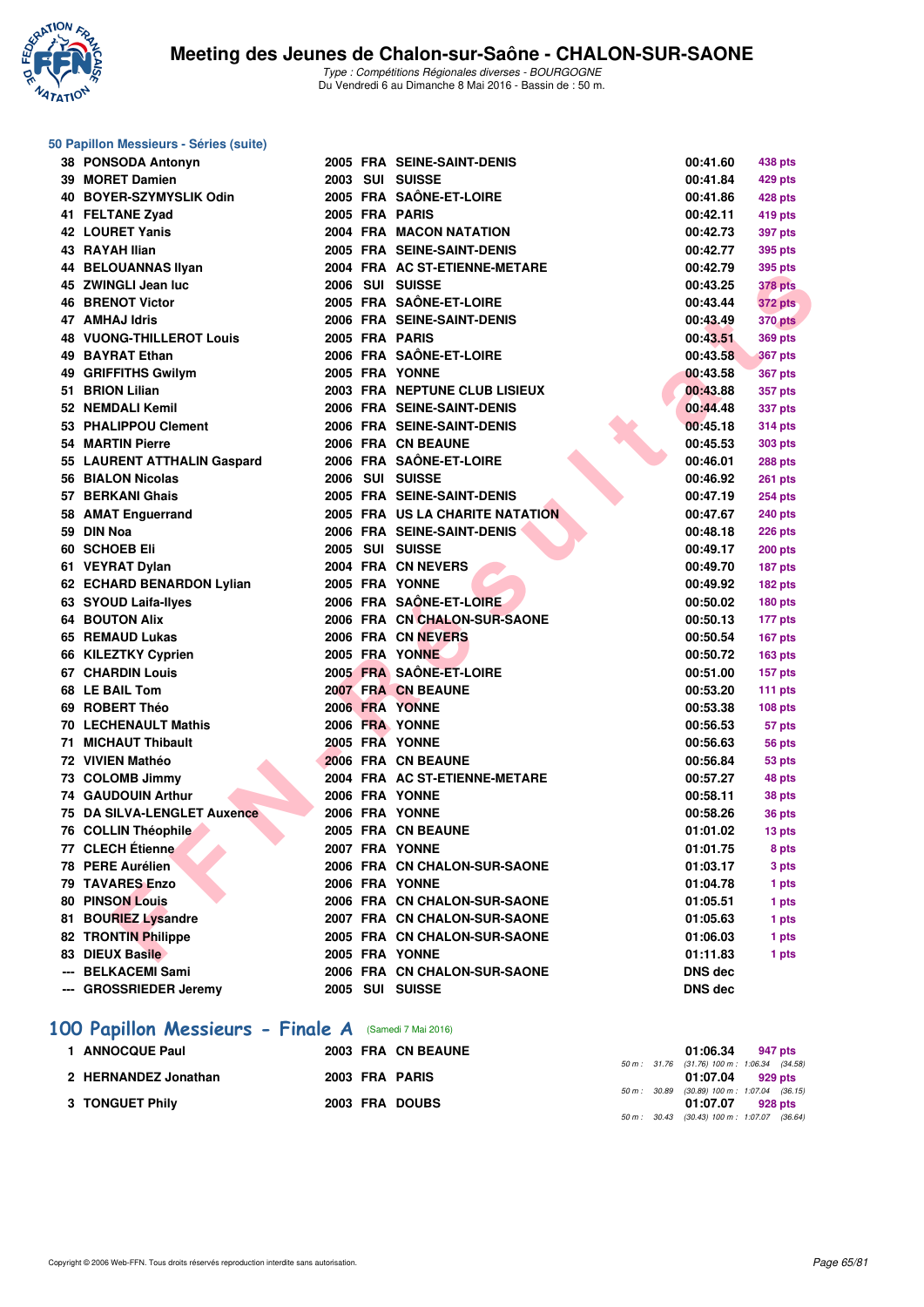# Meeting des Jeunes de Chalon-sur-Saône - CHALON-SUR-SAONE

*Type : Compétitions Régionales diverses - BOURGOGNE*
Du Vendredi 6 au Dimanche 8 Mai 2016 - Bassin de : 50 m.

## 50 Papillon Messieurs - Séries (suite)

| Rang | Nom | Année | Nat. | Club | Temps | Points |
|---|---|---|---|---|---|---|
| 38 | PONSODA Antonyn | 2005 | FRA | SEINE-SAINT-DENIS | 00:41.60 | 438 pts |
| 39 | MORET Damien | 2003 | SUI | SUISSE | 00:41.84 | 429 pts |
| 40 | BOYER-SZYMYSLIK Odin | 2005 | FRA | SAÔNE-ET-LOIRE | 00:41.86 | 428 pts |
| 41 | FELTANE Zyad | 2005 | FRA | PARIS | 00:42.11 | 419 pts |
| 42 | LOURET Yanis | 2004 | FRA | MACON NATATION | 00:42.73 | 397 pts |
| 43 | RAYAH Ilian | 2005 | FRA | SEINE-SAINT-DENIS | 00:42.77 | 395 pts |
| 44 | BELOUANNAS Ilyan | 2004 | FRA | AC ST-ETIENNE-METARE | 00:42.79 | 395 pts |
| 45 | ZWINGLI Jean luc | 2006 | SUI | SUISSE | 00:43.25 | 378 pts |
| 46 | BRENOT Victor | 2005 | FRA | SAÔNE-ET-LOIRE | 00:43.44 | 372 pts |
| 47 | AMHAJ Idris | 2006 | FRA | SEINE-SAINT-DENIS | 00:43.49 | 370 pts |
| 48 | VUONG-THILLEROT Louis | 2005 | FRA | PARIS | 00:43.51 | 369 pts |
| 49 | BAYRAT Ethan | 2006 | FRA | SAÔNE-ET-LOIRE | 00:43.58 | 367 pts |
| 49 | GRIFFITHS Gwilym | 2005 | FRA | YONNE | 00:43.58 | 367 pts |
| 51 | BRION Lilian | 2003 | FRA | NEPTUNE CLUB LISIEUX | 00:43.88 | 357 pts |
| 52 | NEMDALI Kemil | 2006 | FRA | SEINE-SAINT-DENIS | 00:44.48 | 337 pts |
| 53 | PHALIPPOU Clement | 2006 | FRA | SEINE-SAINT-DENIS | 00:45.18 | 314 pts |
| 54 | MARTIN Pierre | 2006 | FRA | CN BEAUNE | 00:45.53 | 303 pts |
| 55 | LAURENT ATTHALIN Gaspard | 2006 | FRA | SAÔNE-ET-LOIRE | 00:46.01 | 288 pts |
| 56 | BIALON Nicolas | 2006 | SUI | SUISSE | 00:46.92 | 261 pts |
| 57 | BERKANI Ghais | 2005 | FRA | SEINE-SAINT-DENIS | 00:47.19 | 254 pts |
| 58 | AMAT Enguerrand | 2005 | FRA | US LA CHARITE NATATION | 00:47.67 | 240 pts |
| 59 | DIN Noa | 2006 | FRA | SEINE-SAINT-DENIS | 00:48.18 | 226 pts |
| 60 | SCHOEB Eli | 2005 | SUI | SUISSE | 00:49.17 | 200 pts |
| 61 | VEYRAT Dylan | 2004 | FRA | CN NEVERS | 00:49.70 | 187 pts |
| 62 | ECHARD BENARDON Lylian | 2005 | FRA | YONNE | 00:49.92 | 182 pts |
| 63 | SYOUD Laifa-Ilyes | 2006 | FRA | SAÔNE-ET-LOIRE | 00:50.02 | 180 pts |
| 64 | BOUTON Alix | 2006 | FRA | CN CHALON-SUR-SAONE | 00:50.13 | 177 pts |
| 65 | REMAUD Lukas | 2006 | FRA | CN NEVERS | 00:50.54 | 167 pts |
| 66 | KILEZTKY Cyprien | 2005 | FRA | YONNE | 00:50.72 | 163 pts |
| 67 | CHARDIN Louis | 2005 | FRA | SAÔNE-ET-LOIRE | 00:51.00 | 157 pts |
| 68 | LE BAIL Tom | 2007 | FRA | CN BEAUNE | 00:53.20 | 111 pts |
| 69 | ROBERT Théo | 2006 | FRA | YONNE | 00:53.38 | 108 pts |
| 70 | LECHENAULT Mathis | 2006 | FRA | YONNE | 00:56.53 | 57 pts |
| 71 | MICHAUT Thibault | 2005 | FRA | YONNE | 00:56.63 | 56 pts |
| 72 | VIVIEN Mathéo | 2006 | FRA | CN BEAUNE | 00:56.84 | 53 pts |
| 73 | COLOMB Jimmy | 2004 | FRA | AC ST-ETIENNE-METARE | 00:57.27 | 48 pts |
| 74 | GAUDOUIN Arthur | 2006 | FRA | YONNE | 00:58.11 | 38 pts |
| 75 | DA SILVA-LENGLET Auxence | 2006 | FRA | YONNE | 00:58.26 | 36 pts |
| 76 | COLLIN Théophile | 2005 | FRA | CN BEAUNE | 01:01.02 | 13 pts |
| 77 | CLECH Étienne | 2007 | FRA | YONNE | 01:01.75 | 8 pts |
| 78 | PERE Aurélien | 2006 | FRA | CN CHALON-SUR-SAONE | 01:03.17 | 3 pts |
| 79 | TAVARES Enzo | 2006 | FRA | YONNE | 01:04.78 | 1 pts |
| 80 | PINSON Louis | 2006 | FRA | CN CHALON-SUR-SAONE | 01:05.51 | 1 pts |
| 81 | BOURIEZ Lysandre | 2007 | FRA | CN CHALON-SUR-SAONE | 01:05.63 | 1 pts |
| 82 | TRONTIN Philippe | 2005 | FRA | CN CHALON-SUR-SAONE | 01:06.03 | 1 pts |
| 83 | DIEUX Basile | 2005 | FRA | YONNE | 01:11.83 | 1 pts |
| --- | BELKACEMI Sami | 2006 | FRA | CN CHALON-SUR-SAONE | DNS dec | |
| --- | GROSSRIEDER Jeremy | 2005 | SUI | SUISSE | DNS dec | |

## 100 Papillon Messieurs - Finale A (Samedi 7 Mai 2016)

| Rang | Nom | Année | Nat. | Club | Temps | Points | Splits |
|---|---|---|---|---|---|---|---|
| 1 | ANNOCQUE Paul | 2003 | FRA | CN BEAUNE | 01:06.34 | 947 pts | 50 m : 31.76 (31.76) 100 m : 1:06.34 (34.58) |
| 2 | HERNANDEZ Jonathan | 2003 | FRA | PARIS | 01:07.04 | 929 pts | 50 m : 30.89 (30.89) 100 m : 1:07.04 (36.15) |
| 3 | TONGUET Phily | 2003 | FRA | DOUBS | 01:07.07 | 928 pts | 50 m : 30.43 (30.43) 100 m : 1:07.07 (36.64) |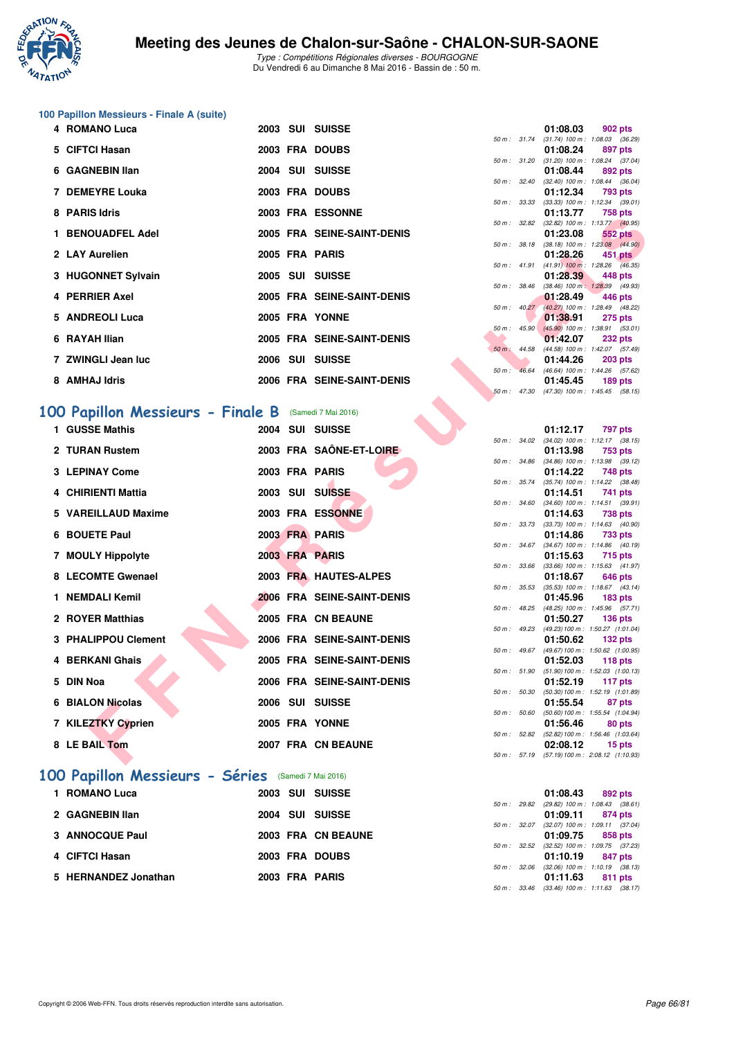### 100 Papillon Messieurs - Finale A (suite)

| Place | Nom | Année | Nat | Club | Temps | Points | 50 m | Détail |
|---|---|---|---|---|---|---|---|---|
| 4 | ROMANO Luca | 2003 | SUI | SUISSE | 01:08.03 | 902 pts | 31.74 | (31.74) 100 m : 1:08.03 (36.29) |
| 5 | CIFTCI Hasan | 2003 | FRA | DOUBS | 01:08.24 | 897 pts | 31.20 | (31.20) 100 m : 1:08.24 (37.04) |
| 6 | GAGNEBIN Ilan | 2004 | SUI | SUISSE | 01:08.44 | 892 pts | 32.40 | (32.40) 100 m : 1:08.44 (36.04) |
| 7 | DEMEYRE Louka | 2003 | FRA | DOUBS | 01:12.34 | 793 pts | 33.33 | (33.33) 100 m : 1:12.34 (39.01) |
| 8 | PARIS Idris | 2003 | FRA | ESSONNE | 01:13.77 | 758 pts | 32.82 | (32.82) 100 m : 1:13.77 (40.95) |
| 1 | BENOUADFEL Adel | 2005 | FRA | SEINE-SAINT-DENIS | 01:23.08 | 552 pts | 38.18 | (38.18) 100 m : 1:23.08 (44.90) |
| 2 | LAY Aurelien | 2005 | FRA | PARIS | 01:28.26 | 451 pts | 41.91 | (41.91) 100 m : 1:28.26 (46.35) |
| 3 | HUGONNET Sylvain | 2005 | SUI | SUISSE | 01:28.39 | 448 pts | 38.46 | (38.46) 100 m : 1:28.39 (49.93) |
| 4 | PERRIER Axel | 2005 | FRA | SEINE-SAINT-DENIS | 01:28.49 | 446 pts | 40.27 | (40.27) 100 m : 1:28.49 (48.22) |
| 5 | ANDREOLI Luca | 2005 | FRA | YONNE | 01:38.91 | 275 pts | 45.90 | (45.90) 100 m : 1:38.91 (53.01) |
| 6 | RAYAH Ilian | 2005 | FRA | SEINE-SAINT-DENIS | 01:42.07 | 232 pts | 44.58 | (44.58) 100 m : 1:42.07 (57.49) |
| 7 | ZWINGLI Jean luc | 2006 | SUI | SUISSE | 01:44.26 | 203 pts | 46.64 | (46.64) 100 m : 1:44.26 (57.62) |
| 8 | AMHAJ Idris | 2006 | FRA | SEINE-SAINT-DENIS | 01:45.45 | 189 pts | 47.30 | (47.30) 100 m : 1:45.45 (58.15) |

## 100 Papillon Messieurs - Finale B (Samedi 7 Mai 2016)

| Place | Nom | Année | Nat | Club | Temps | Points | 50 m | Détail |
|---|---|---|---|---|---|---|---|---|
| 1 | GUSSE Mathis | 2004 | SUI | SUISSE | 01:12.17 | 797 pts | 34.02 | (34.02) 100 m : 1:12.17 (38.15) |
| 2 | TURAN Rustem | 2003 | FRA | SAÔNE-ET-LOIRE | 01:13.98 | 753 pts | 34.86 | (34.86) 100 m : 1:13.98 (39.12) |
| 3 | LEPINAY Come | 2003 | FRA | PARIS | 01:14.22 | 748 pts | 35.74 | (35.74) 100 m : 1:14.22 (38.48) |
| 4 | CHIRIENTI Mattia | 2003 | SUI | SUISSE | 01:14.51 | 741 pts | 34.60 | (34.60) 100 m : 1:14.51 (39.91) |
| 5 | VAREILLAUD Maxime | 2003 | FRA | ESSONNE | 01:14.63 | 738 pts | 33.73 | (33.73) 100 m : 1:14.63 (40.90) |
| 6 | BOUETE Paul | 2003 | FRA | PARIS | 01:14.86 | 733 pts | 34.67 | (34.67) 100 m : 1:14.86 (40.19) |
| 7 | MOULY Hippolyte | 2003 | FRA | PARIS | 01:15.63 | 715 pts | 33.66 | (33.66) 100 m : 1:15.63 (41.97) |
| 8 | LECOMTE Gwenael | 2003 | FRA | HAUTES-ALPES | 01:18.67 | 646 pts | 35.53 | (35.53) 100 m : 1:18.67 (43.14) |
| 1 | NEMDALI Kemil | 2006 | FRA | SEINE-SAINT-DENIS | 01:45.96 | 183 pts | 48.25 | (48.25) 100 m : 1:45.96 (57.71) |
| 2 | ROYER Matthias | 2005 | FRA | CN BEAUNE | 01:50.27 | 136 pts | 49.23 | (49.23) 100 m : 1:50.27 (1:01.04) |
| 3 | PHALIPPOU Clement | 2006 | FRA | SEINE-SAINT-DENIS | 01:50.62 | 132 pts | 49.67 | (49.67) 100 m : 1:50.62 (1:00.95) |
| 4 | BERKANI Ghais | 2005 | FRA | SEINE-SAINT-DENIS | 01:52.03 | 118 pts | 51.90 | (51.90) 100 m : 1:52.03 (1:00.13) |
| 5 | DIN Noa | 2006 | FRA | SEINE-SAINT-DENIS | 01:52.19 | 117 pts | 50.30 | (50.30) 100 m : 1:52.19 (1:01.89) |
| 6 | BIALON Nicolas | 2006 | SUI | SUISSE | 01:55.54 | 87 pts | 50.60 | (50.60) 100 m : 1:55.54 (1:04.94) |
| 7 | KILEZTKY Cyprien | 2005 | FRA | YONNE | 01:56.46 | 80 pts | 52.82 | (52.82) 100 m : 1:56.46 (1:03.64) |
| 8 | LE BAIL Tom | 2007 | FRA | CN BEAUNE | 02:08.12 | 15 pts | 57.19 | (57.19) 100 m : 2:08.12 (1:10.93) |

## 100 Papillon Messieurs - Séries (Samedi 7 Mai 2016)

| Place | Nom | Année | Nat | Club | Temps | Points | 50 m | Détail |
|---|---|---|---|---|---|---|---|---|
| 1 | ROMANO Luca | 2003 | SUI | SUISSE | 01:08.43 | 892 pts | 29.82 | (29.82) 100 m : 1:08.43 (38.61) |
| 2 | GAGNEBIN Ilan | 2004 | SUI | SUISSE | 01:09.11 | 874 pts | 32.07 | (32.07) 100 m : 1:09.11 (37.04) |
| 3 | ANNOCQUE Paul | 2003 | FRA | CN BEAUNE | 01:09.75 | 858 pts | 32.52 | (32.52) 100 m : 1:09.75 (37.23) |
| 4 | CIFTCI Hasan | 2003 | FRA | DOUBS | 01:10.19 | 847 pts | 32.06 | (32.06) 100 m : 1:10.19 (38.13) |
| 5 | HERNANDEZ Jonathan | 2003 | FRA | PARIS | 01:11.63 | 811 pts | 33.46 | (33.46) 100 m : 1:11.63 (38.17) |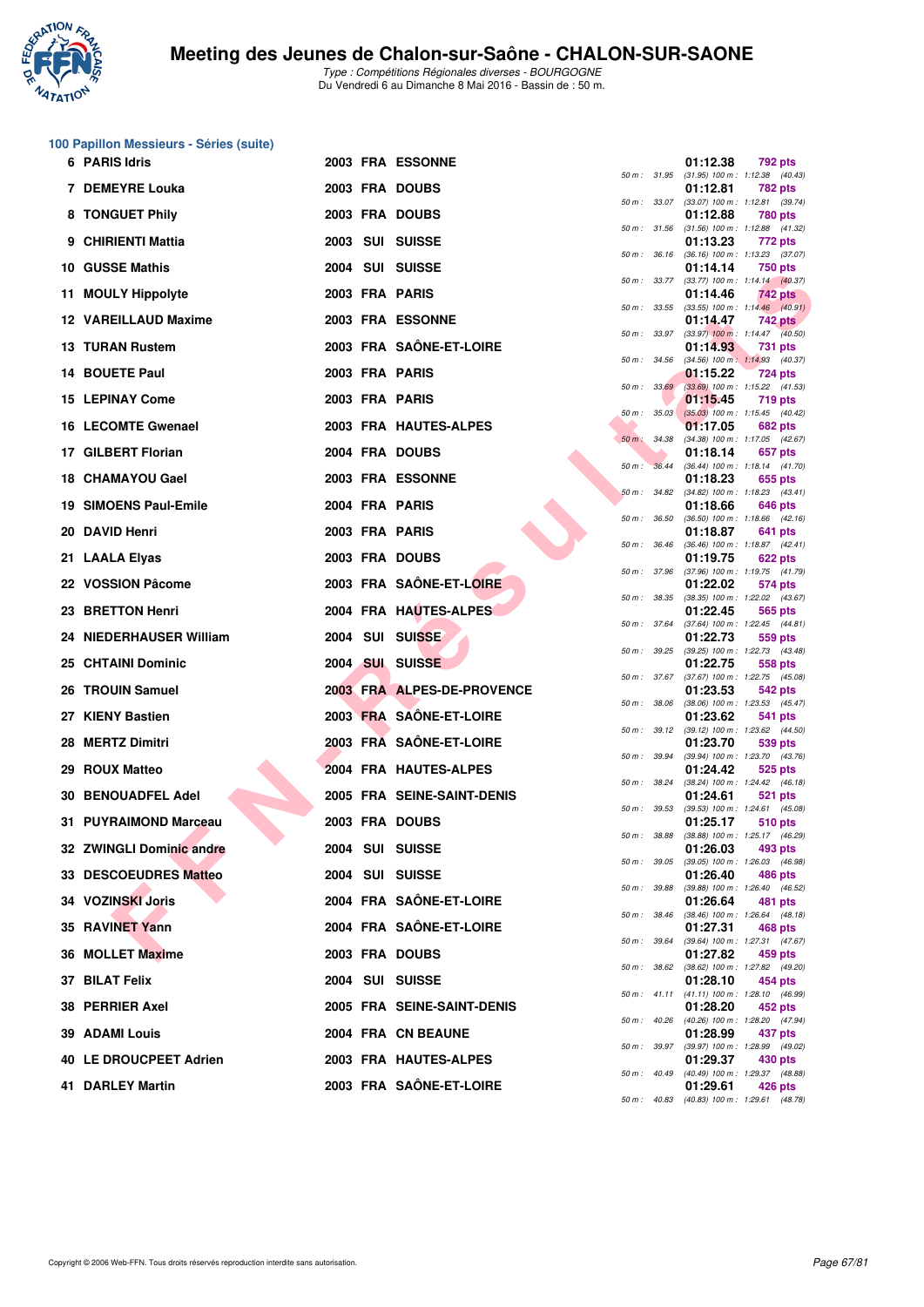# Meeting des Jeunes de Chalon-sur-Saône - CHALON-SUR-SAONE

*Type : Compétitions Régionales diverses - BOURGOGNE*
Du Vendredi 6 au Dimanche 8 Mai 2016 - Bassin de : 50 m.

## 100 Papillon Messieurs - Séries (suite)

| Rang | Nom | Année | Nat. | Club | Temps | Points | Splits |
|---|---|---|---|---|---|---|---|
| 6 | PARIS Idris | 2003 | FRA | ESSONNE | 01:12.38 | 792 pts | 50 m : 31.95 (31.95) 100 m : 1:12.38 (40.43) |
| 7 | DEMEYRE Louka | 2003 | FRA | DOUBS | 01:12.81 | 782 pts | 50 m : 33.07 (33.07) 100 m : 1:12.81 (39.74) |
| 8 | TONGUET Phily | 2003 | FRA | DOUBS | 01:12.88 | 780 pts | 50 m : 31.56 (31.56) 100 m : 1:12.88 (41.32) |
| 9 | CHIRIENTI Mattia | 2003 | SUI | SUISSE | 01:13.23 | 772 pts | 50 m : 36.16 (36.16) 100 m : 1:13.23 (37.07) |
| 10 | GUSSE Mathis | 2004 | SUI | SUISSE | 01:14.14 | 750 pts | 50 m : 33.77 (33.77) 100 m : 1:14.14 (40.37) |
| 11 | MOULY Hippolyte | 2003 | FRA | PARIS | 01:14.46 | 742 pts | 50 m : 33.55 (33.55) 100 m : 1:14.46 (40.91) |
| 12 | VAREILLAUD Maxime | 2003 | FRA | ESSONNE | 01:14.47 | 742 pts | 50 m : 33.97 (33.97) 100 m : 1:14.47 (40.50) |
| 13 | TURAN Rustem | 2003 | FRA | SAÔNE-ET-LOIRE | 01:14.93 | 731 pts | 50 m : 34.56 (34.56) 100 m : 1:14.93 (40.37) |
| 14 | BOUETE Paul | 2003 | FRA | PARIS | 01:15.22 | 724 pts | 50 m : 33.69 (33.69) 100 m : 1:15.22 (41.53) |
| 15 | LEPINAY Come | 2003 | FRA | PARIS | 01:15.45 | 719 pts | 50 m : 35.03 (35.03) 100 m : 1:15.45 (40.42) |
| 16 | LECOMTE Gwenael | 2003 | FRA | HAUTES-ALPES | 01:17.05 | 682 pts | 50 m : 34.38 (34.38) 100 m : 1:17.05 (42.67) |
| 17 | GILBERT Florian | 2004 | FRA | DOUBS | 01:18.14 | 657 pts | 50 m : 36.44 (36.44) 100 m : 1:18.14 (41.70) |
| 18 | CHAMAYOU Gael | 2003 | FRA | ESSONNE | 01:18.23 | 655 pts | 50 m : 34.82 (34.82) 100 m : 1:18.23 (43.41) |
| 19 | SIMOENS Paul-Emile | 2004 | FRA | PARIS | 01:18.66 | 646 pts | 50 m : 36.50 (36.50) 100 m : 1:18.66 (42.16) |
| 20 | DAVID Henri | 2003 | FRA | PARIS | 01:18.87 | 641 pts | 50 m : 36.46 (36.46) 100 m : 1:18.87 (42.41) |
| 21 | LAALA Elyas | 2003 | FRA | DOUBS | 01:19.75 | 622 pts | 50 m : 37.96 (37.96) 100 m : 1:19.75 (41.79) |
| 22 | VOSSION Pâcome | 2003 | FRA | SAÔNE-ET-LOIRE | 01:22.02 | 574 pts | 50 m : 38.35 (38.35) 100 m : 1:22.02 (43.67) |
| 23 | BRETTON Henri | 2004 | FRA | HAUTES-ALPES | 01:22.45 | 565 pts | 50 m : 37.64 (37.64) 100 m : 1:22.45 (44.81) |
| 24 | NIEDERHAUSER William | 2004 | SUI | SUISSE | 01:22.73 | 559 pts | 50 m : 39.25 (39.25) 100 m : 1:22.73 (43.48) |
| 25 | CHTAINI Dominic | 2004 | SUI | SUISSE | 01:22.75 | 558 pts | 50 m : 37.67 (37.67) 100 m : 1:22.75 (45.08) |
| 26 | TROUIN Samuel | 2003 | FRA | ALPES-DE-PROVENCE | 01:23.53 | 542 pts | 50 m : 38.06 (38.06) 100 m : 1:23.53 (45.47) |
| 27 | KIENY Bastien | 2003 | FRA | SAÔNE-ET-LOIRE | 01:23.62 | 541 pts | 50 m : 39.12 (39.12) 100 m : 1:23.62 (44.50) |
| 28 | MERTZ Dimitri | 2003 | FRA | SAÔNE-ET-LOIRE | 01:23.70 | 539 pts | 50 m : 39.94 (39.94) 100 m : 1:23.70 (43.76) |
| 29 | ROUX Matteo | 2004 | FRA | HAUTES-ALPES | 01:24.42 | 525 pts | 50 m : 38.24 (38.24) 100 m : 1:24.42 (46.18) |
| 30 | BENOUADFEL Adel | 2005 | FRA | SEINE-SAINT-DENIS | 01:24.61 | 521 pts | 50 m : 39.53 (39.53) 100 m : 1:24.61 (45.08) |
| 31 | PUYRAIMOND Marceau | 2003 | FRA | DOUBS | 01:25.17 | 510 pts | 50 m : 38.88 (38.88) 100 m : 1:25.17 (46.29) |
| 32 | ZWINGLI Dominic andre | 2004 | SUI | SUISSE | 01:26.03 | 493 pts | 50 m : 39.05 (39.05) 100 m : 1:26.03 (46.98) |
| 33 | DESCOEUDRES Matteo | 2004 | SUI | SUISSE | 01:26.40 | 486 pts | 50 m : 39.88 (39.88) 100 m : 1:26.40 (46.52) |
| 34 | VOZINSKI Joris | 2004 | FRA | SAÔNE-ET-LOIRE | 01:26.64 | 481 pts | 50 m : 38.46 (38.46) 100 m : 1:26.64 (48.18) |
| 35 | RAVINET Yann | 2004 | FRA | SAÔNE-ET-LOIRE | 01:27.31 | 468 pts | 50 m : 39.64 (39.64) 100 m : 1:27.31 (47.67) |
| 36 | MOLLET Maxime | 2003 | FRA | DOUBS | 01:27.82 | 459 pts | 50 m : 38.62 (38.62) 100 m : 1:27.82 (49.20) |
| 37 | BILAT Felix | 2004 | SUI | SUISSE | 01:28.10 | 454 pts | 50 m : 41.11 (41.11) 100 m : 1:28.10 (46.99) |
| 38 | PERRIER Axel | 2005 | FRA | SEINE-SAINT-DENIS | 01:28.20 | 452 pts | 50 m : 40.26 (40.26) 100 m : 1:28.20 (47.94) |
| 39 | ADAMI Louis | 2004 | FRA | CN BEAUNE | 01:28.99 | 437 pts | 50 m : 39.97 (39.97) 100 m : 1:28.99 (49.02) |
| 40 | LE DROUCPEET Adrien | 2003 | FRA | HAUTES-ALPES | 01:29.37 | 430 pts | 50 m : 40.49 (40.49) 100 m : 1:29.37 (48.88) |
| 41 | DARLEY Martin | 2003 | FRA | SAÔNE-ET-LOIRE | 01:29.61 | 426 pts | 50 m : 40.83 (40.83) 100 m : 1:29.61 (48.78) |

Copyright © 2006 Web-FFN. Tous droits réservés reproduction interdite sans autorisation.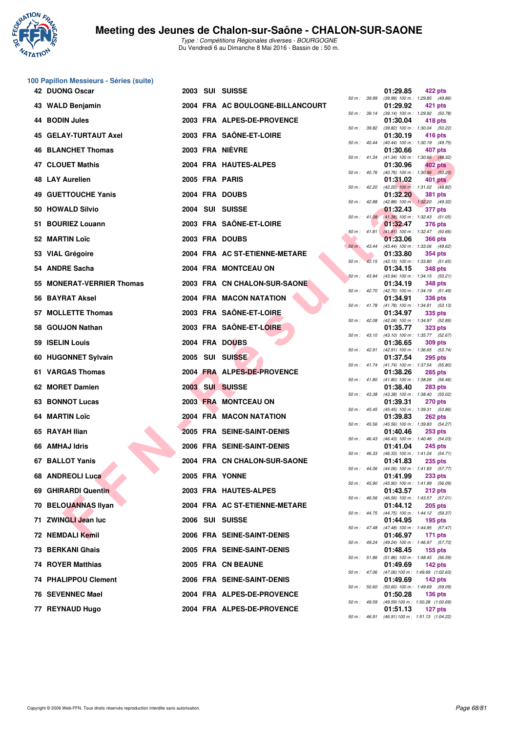# Meeting des Jeunes de Chalon-sur-Saône - CHALON-SUR-SAONE

*Type : Compétitions Régionales diverses - BOURGOGNE*
Du Vendredi 6 au Dimanche 8 Mai 2016 - Bassin de : 50 m.

## 100 Papillon Messieurs - Séries (suite)

| Rang | Nom | Année | Nat. | Club | Temps | Points | 50 m | 100 m |
|---|---|---|---|---|---|---|---|---|
| 42 | DUONG Oscar | 2003 | SUI | SUISSE | 01:29.85 | 422 pts | 39.99 | (39.99) 1:29.85 (49.86) |
| 43 | WALD Benjamin | 2004 | FRA | AC BOULOGNE-BILLANCOURT | 01:29.92 | 421 pts | 39.14 | (39.14) 1:29.92 (50.78) |
| 44 | BODIN Jules | 2003 | FRA | ALPES-DE-PROVENCE | 01:30.04 | 418 pts | 39.82 | (39.82) 1:30.04 (50.22) |
| 45 | GELAY-TURTAUT Axel | 2003 | FRA | SAÔNE-ET-LOIRE | 01:30.19 | 416 pts | 40.44 | (40.44) 1:30.19 (49.75) |
| 46 | BLANCHET Thomas | 2003 | FRA | NIÈVRE | 01:30.66 | 407 pts | 41.34 | (41.34) 1:30.66 (49.32) |
| 47 | CLOUET Mathis | 2004 | FRA | HAUTES-ALPES | 01:30.96 | 402 pts | 40.76 | (40.76) 1:30.96 (50.20) |
| 48 | LAY Aurelien | 2005 | FRA | PARIS | 01:31.02 | 401 pts | 42.20 | (42.20) 1:31.02 (48.82) |
| 49 | GUETTOUCHE Yanis | 2004 | FRA | DOUBS | 01:32.20 | 381 pts | 42.88 | (42.88) 1:32.20 (49.32) |
| 50 | HOWALD Silvio | 2004 | SUI | SUISSE | 01:32.43 | 377 pts | 41.38 | (41.38) 1:32.43 (51.05) |
| 51 | BOURIEZ Louann | 2003 | FRA | SAÔNE-ET-LOIRE | 01:32.47 | 376 pts | 41.81 | (41.81) 1:32.47 (50.66) |
| 52 | MARTIN Loïc | 2003 | FRA | DOUBS | 01:33.06 | 366 pts | 43.44 | (43.44) 1:33.06 (49.62) |
| 53 | VIAL Grégoire | 2004 | FRA | AC ST-ETIENNE-METARE | 01:33.80 | 354 pts | 42.15 | (42.15) 1:33.80 (51.65) |
| 54 | ANDRE Sacha | 2004 | FRA | MONTCEAU ON | 01:34.15 | 348 pts | 43.94 | (43.94) 1:34.15 (50.21) |
| 55 | MONERAT-VERRIER Thomas | 2003 | FRA | CN CHALON-SUR-SAONE | 01:34.19 | 348 pts | 42.70 | (42.70) 1:34.19 (51.49) |
| 56 | BAYRAT Aksel | 2004 | FRA | MACON NATATION | 01:34.91 | 336 pts | 41.78 | (41.78) 1:34.91 (53.13) |
| 57 | MOLLETTE Thomas | 2003 | FRA | SAÔNE-ET-LOIRE | 01:34.97 | 335 pts | 42.08 | (42.08) 1:34.97 (52.89) |
| 58 | GOUJON Nathan | 2003 | FRA | SAÔNE-ET-LOIRE | 01:35.77 | 323 pts | 43.10 | (43.10) 1:35.77 (52.67) |
| 59 | ISELIN Louis | 2004 | FRA | DOUBS | 01:36.65 | 309 pts | 42.91 | (42.91) 1:36.65 (53.74) |
| 60 | HUGONNET Sylvain | 2005 | SUI | SUISSE | 01:37.54 | 295 pts | 41.74 | (41.74) 1:37.54 (55.80) |
| 61 | VARGAS Thomas | 2004 | FRA | ALPES-DE-PROVENCE | 01:38.26 | 285 pts | 41.80 | (41.80) 1:38.26 (56.46) |
| 62 | MORET Damien | 2003 | SUI | SUISSE | 01:38.40 | 283 pts | 43.38 | (43.38) 1:38.40 (55.02) |
| 63 | BONNOT Lucas | 2003 | FRA | MONTCEAU ON | 01:39.31 | 270 pts | 45.45 | (45.45) 1:39.31 (53.86) |
| 64 | MARTIN Loïc | 2004 | FRA | MACON NATATION | 01:39.83 | 262 pts | 45.56 | (45.56) 1:39.83 (54.27) |
| 65 | RAYAH Ilian | 2005 | FRA | SEINE-SAINT-DENIS | 01:40.46 | 253 pts | 46.43 | (46.43) 1:40.46 (54.03) |
| 66 | AMHAJ Idris | 2006 | FRA | SEINE-SAINT-DENIS | 01:41.04 | 245 pts | 46.33 | (46.33) 1:41.04 (54.71) |
| 67 | BALLOT Yanis | 2004 | FRA | CN CHALON-SUR-SAONE | 01:41.83 | 235 pts | 44.06 | (44.06) 1:41.83 (57.77) |
| 68 | ANDREOLI Luca | 2005 | FRA | YONNE | 01:41.99 | 233 pts | 45.90 | (45.90) 1:41.99 (56.09) |
| 69 | GHIRARDI Quentin | 2003 | FRA | HAUTES-ALPES | 01:43.57 | 212 pts | 46.56 | (46.56) 1:43.57 (57.01) |
| 70 | BELOUANNAS Ilyan | 2004 | FRA | AC ST-ETIENNE-METARE | 01:44.12 | 205 pts | 44.75 | (44.75) 1:44.12 (59.37) |
| 71 | ZWINGLI Jean luc | 2006 | SUI | SUISSE | 01:44.95 | 195 pts | 47.48 | (47.48) 1:44.95 (57.47) |
| 72 | NEMDALI Kemil | 2006 | FRA | SEINE-SAINT-DENIS | 01:46.97 | 171 pts | 49.24 | (49.24) 1:46.97 (57.73) |
| 73 | BERKANI Ghais | 2005 | FRA | SEINE-SAINT-DENIS | 01:48.45 | 155 pts | 51.86 | (51.86) 1:48.45 (56.59) |
| 74 | ROYER Matthias | 2005 | FRA | CN BEAUNE | 01:49.69 | 142 pts | 47.06 | (47.06) 1:49.69 (1:02.63) |
| 74 | PHALIPPOU Clement | 2006 | FRA | SEINE-SAINT-DENIS | 01:49.69 | 142 pts | 50.60 | (50.60) 1:49.69 (59.09) |
| 76 | SEVENNEC Mael | 2004 | FRA | ALPES-DE-PROVENCE | 01:50.28 | 136 pts | 49.59 | (49.59) 1:50.28 (1:00.69) |
| 77 | REYNAUD Hugo | 2004 | FRA | ALPES-DE-PROVENCE | 01:51.13 | 127 pts | 46.91 | (46.91) 1:51.13 (1:04.22) |

Copyright © 2006 Web-FFN. Tous droits réservés reproduction interdite sans autorisation.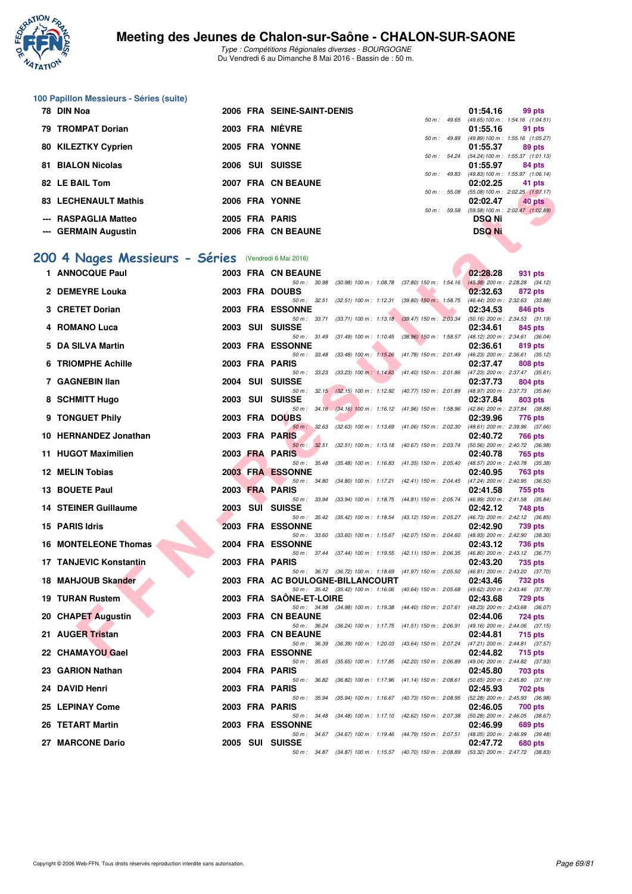# Meeting des Jeunes de Chalon-sur-Saône - CHALON-SUR-SAONE

*Type : Compétitions Régionales diverses - BOURGOGNE*
Du Vendredi 6 au Dimanche 8 Mai 2016 - Bassin de : 50 m.

### 100 Papillon Messieurs - Séries (suite)

| Rang | Nom | Année | Nat. | Club | Temps | Points | Splits |
|---|---|---|---|---|---|---|---|
| 78 | DIN Noa | 2006 | FRA | SEINE-SAINT-DENIS | 01:54.16 | 99 pts | 50 m : 49.65 (49.65) 100 m : 1:54.16 (1:04.51) |
| 79 | TROMPAT Dorian | 2003 | FRA | NIÈVRE | 01:55.16 | 91 pts | 50 m : 49.89 (49.89) 100 m : 1:55.16 (1:05.27) |
| 80 | KILEZTKY Cyprien | 2005 | FRA | YONNE | 01:55.37 | 89 pts | 50 m : 54.24 (54.24) 100 m : 1:55.37 (1:01.13) |
| 81 | BIALON Nicolas | 2006 | SUI | SUISSE | 01:55.97 | 84 pts | 50 m : 49.83 (49.83) 100 m : 1:55.97 (1:06.14) |
| 82 | LE BAIL Tom | 2007 | FRA | CN BEAUNE | 02:02.25 | 41 pts | 50 m : 55.08 (55.08) 100 m : 2:02.25 (1:07.17) |
| 83 | LECHENAULT Mathis | 2006 | FRA | YONNE | 02:02.47 | 40 pts | 50 m : 59.58 (59.58) 100 m : 2:02.47 (1:02.89) |
| --- | RASPAGLIA Matteo | 2005 | FRA | PARIS | DSQ Ni | | |
| --- | GERMAIN Augustin | 2006 | FRA | CN BEAUNE | DSQ Ni | | |

## 200 4 Nages Messieurs - Séries (Vendredi 6 Mai 2016)

| Rang | Nom | Année | Nat. | Club | Temps | Points | Splits |
|---|---|---|---|---|---|---|---|
| 1 | ANNOCQUE Paul | 2003 | FRA | CN BEAUNE | 02:28.28 | 931 pts | 50 m : 30.98 (30.98) 100 m : 1:08.78 (37.80) 150 m : 1:54.16 (45.38) 200 m : 2:28.28 (34.12) |
| 2 | DEMEYRE Louka | 2003 | FRA | DOUBS | 02:32.63 | 872 pts | 50 m : 32.51 (32.51) 100 m : 1:12.31 (39.80) 150 m : 1:58.75 (46.44) 200 m : 2:32.63 (33.88) |
| 3 | CRETET Dorian | 2003 | FRA | ESSONNE | 02:34.53 | 846 pts | 50 m : 33.71 (33.71) 100 m : 1:13.18 (39.47) 150 m : 2:03.34 (50.16) 200 m : 2:34.53 (31.19) |
| 4 | ROMANO Luca | 2003 | SUI | SUISSE | 02:34.61 | 845 pts | 50 m : 31.49 (31.49) 100 m : 1:10.45 (38.96) 150 m : 1:58.57 (48.12) 200 m : 2:34.61 (36.04) |
| 5 | DA SILVA Martin | 2003 | FRA | ESSONNE | 02:36.61 | 819 pts | 50 m : 33.48 (33.48) 100 m : 1:15.26 (41.78) 150 m : 2:01.49 (46.23) 200 m : 2:36.61 (35.12) |
| 6 | TRIOMPHE Achille | 2003 | FRA | PARIS | 02:37.47 | 808 pts | 50 m : 33.23 (33.23) 100 m : 1:14.63 (41.40) 150 m : 2:01.86 (47.23) 200 m : 2:37.47 (35.61) |
| 7 | GAGNEBIN Ilan | 2004 | SUI | SUISSE | 02:37.73 | 804 pts | 50 m : 32.15 (32.15) 100 m : 1:12.92 (40.77) 150 m : 2:01.89 (48.97) 200 m : 2:37.73 (35.84) |
| 8 | SCHMITT Hugo | 2003 | SUI | SUISSE | 02:37.84 | 803 pts | 50 m : 34.16 (34.16) 100 m : 1:16.12 (41.96) 150 m : 1:58.96 (42.84) 200 m : 2:37.84 (38.88) |
| 9 | TONGUET Phily | 2003 | FRA | DOUBS | 02:39.96 | 776 pts | 50 m : 32.63 (32.63) 100 m : 1:13.69 (41.06) 150 m : 2:02.30 (48.61) 200 m : 2:39.96 (37.66) |
| 10 | HERNANDEZ Jonathan | 2003 | FRA | PARIS | 02:40.72 | 766 pts | 50 m : 32.51 (32.51) 100 m : 1:13.18 (40.67) 150 m : 2:03.74 (50.56) 200 m : 2:40.72 (36.98) |
| 11 | HUGOT Maximilien | 2003 | FRA | PARIS | 02:40.78 | 765 pts | 50 m : 35.48 (35.48) 100 m : 1:16.83 (41.35) 150 m : 2:05.40 (48.57) 200 m : 2:40.78 (35.38) |
| 12 | MELIN Tobias | 2003 | FRA | ESSONNE | 02:40.95 | 763 pts | 50 m : 34.80 (34.80) 100 m : 1:17.21 (42.41) 150 m : 2:04.45 (47.24) 200 m : 2:40.95 (36.50) |
| 13 | BOUETE Paul | 2003 | FRA | PARIS | 02:41.58 | 755 pts | 50 m : 33.94 (33.94) 100 m : 1:18.75 (44.81) 150 m : 2:05.74 (46.99) 200 m : 2:41.58 (35.84) |
| 14 | STEINER Guillaume | 2003 | SUI | SUISSE | 02:42.12 | 748 pts | 50 m : 35.42 (35.42) 100 m : 1:18.54 (43.12) 150 m : 2:05.27 (46.73) 200 m : 2:42.12 (36.85) |
| 15 | PARIS Idris | 2003 | FRA | ESSONNE | 02:42.90 | 739 pts | 50 m : 33.60 (33.60) 100 m : 1:15.67 (42.07) 150 m : 2:04.60 (48.93) 200 m : 2:42.90 (38.30) |
| 16 | MONTELEONE Thomas | 2004 | FRA | ESSONNE | 02:43.12 | 736 pts | 50 m : 37.44 (37.44) 100 m : 1:19.55 (42.11) 150 m : 2:06.35 (46.80) 200 m : 2:43.12 (36.77) |
| 17 | TANJEVIC Konstantin | 2003 | FRA | PARIS | 02:43.20 | 735 pts | 50 m : 36.72 (36.72) 100 m : 1:18.69 (41.97) 150 m : 2:05.50 (46.81) 200 m : 2:43.20 (37.70) |
| 18 | MAHJOUB Skander | 2003 | FRA | AC BOULOGNE-BILLANCOURT | 02:43.46 | 732 pts | 50 m : 35.42 (35.42) 100 m : 1:16.06 (40.64) 150 m : 2:05.68 (49.62) 200 m : 2:43.46 (37.78) |
| 19 | TURAN Rustem | 2003 | FRA | SAÔNE-ET-LOIRE | 02:43.68 | 729 pts | 50 m : 34.98 (34.98) 100 m : 1:19.38 (44.40) 150 m : 2:07.61 (48.23) 200 m : 2:43.68 (36.07) |
| 20 | CHAPET Augustin | 2003 | FRA | CN BEAUNE | 02:44.06 | 724 pts | 50 m : 36.24 (36.24) 100 m : 1:17.75 (41.51) 150 m : 2:06.91 (49.16) 200 m : 2:44.06 (37.15) |
| 21 | AUGER Tristan | 2003 | FRA | CN BEAUNE | 02:44.81 | 715 pts | 50 m : 36.39 (36.39) 100 m : 1:20.03 (43.64) 150 m : 2:07.24 (47.21) 200 m : 2:44.81 (37.57) |
| 22 | CHAMAYOU Gael | 2003 | FRA | ESSONNE | 02:44.82 | 715 pts | 50 m : 35.65 (35.65) 100 m : 1:17.85 (42.20) 150 m : 2:06.89 (49.04) 200 m : 2:44.82 (37.93) |
| 23 | GARION Nathan | 2004 | FRA | PARIS | 02:45.80 | 703 pts | 50 m : 36.82 (36.82) 100 m : 1:17.96 (41.14) 150 m : 2:08.61 (50.65) 200 m : 2:45.80 (37.19) |
| 24 | DAVID Henri | 2003 | FRA | PARIS | 02:45.93 | 702 pts | 50 m : 35.94 (35.94) 100 m : 1:16.67 (40.73) 150 m : 2:08.95 (52.28) 200 m : 2:45.93 (36.98) |
| 25 | LEPINAY Come | 2003 | FRA | PARIS | 02:46.05 | 700 pts | 50 m : 34.48 (34.48) 100 m : 1:17.10 (42.62) 150 m : 2:07.38 (50.28) 200 m : 2:46.05 (38.67) |
| 26 | TETART Martin | 2003 | FRA | ESSONNE | 02:46.99 | 689 pts | 50 m : 34.67 (34.67) 100 m : 1:19.46 (44.79) 150 m : 2:07.51 (48.05) 200 m : 2:46.99 (39.48) |
| 27 | MARCONE Dario | 2005 | SUI | SUISSE | 02:47.72 | 680 pts | 50 m : 34.87 (34.87) 100 m : 1:15.57 (40.70) 150 m : 2:08.89 (53.32) 200 m : 2:47.72 (38.83) |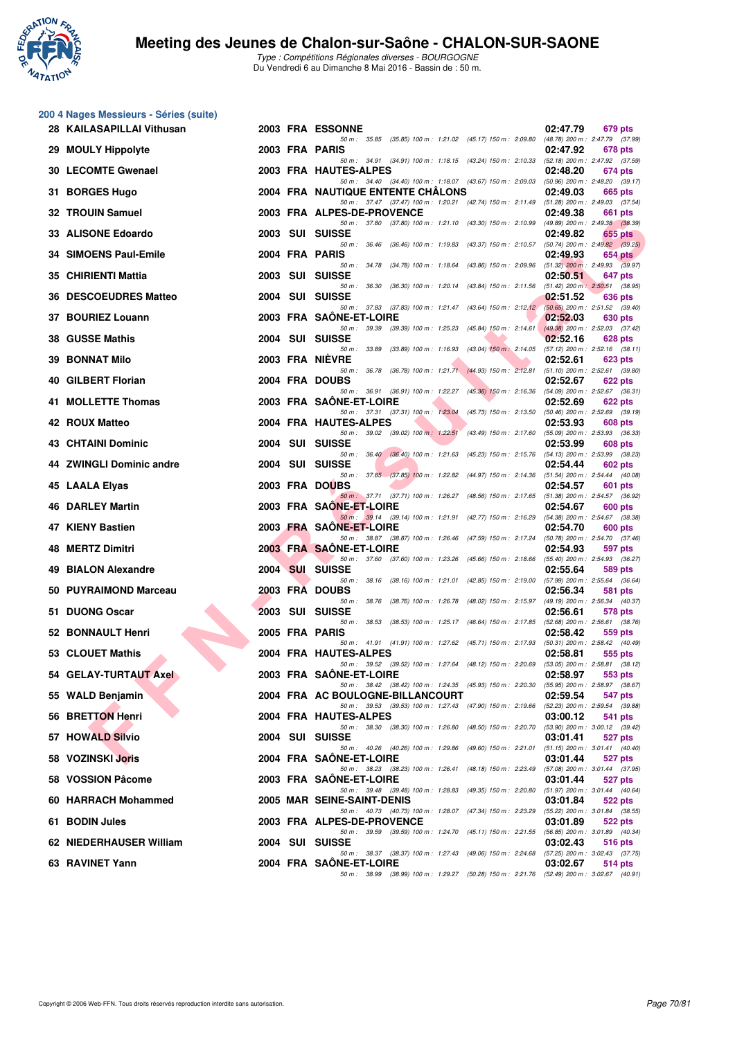## 200 4 Nages Messieurs - Séries (suite)

| Rang | Nom | Année | Nat. | Club | Temps | Points |
|---|---|---|---|---|---|---|
| 28 | KAILASAPILLAI Vithusan | 2003 | FRA | ESSONNE | 02:47.79 | 679 pts |
| | 50 m : 35.85 (35.85) 100 m : 1:21.02 (45.17) 150 m : 2:09.80 (48.78) 200 m : 2:47.79 (37.99) | | | | | |
| 29 | MOULY Hippolyte | 2003 | FRA | PARIS | 02:47.92 | 678 pts |
| | 50 m : 34.91 (34.91) 100 m : 1:18.15 (43.24) 150 m : 2:10.33 (52.18) 200 m : 2:47.92 (37.59) | | | | | |
| 30 | LECOMTE Gwenael | 2003 | FRA | HAUTES-ALPES | 02:48.20 | 674 pts |
| | 50 m : 34.40 (34.40) 100 m : 1:18.07 (43.67) 150 m : 2:09.03 (50.96) 200 m : 2:48.20 (39.17) | | | | | |
| 31 | BORGES Hugo | 2004 | FRA | NAUTIQUE ENTENTE CHÂLONS | 02:49.03 | 665 pts |
| | 50 m : 37.47 (37.47) 100 m : 1:20.21 (42.74) 150 m : 2:11.49 (51.28) 200 m : 2:49.03 (37.54) | | | | | |
| 32 | TROUIN Samuel | 2003 | FRA | ALPES-DE-PROVENCE | 02:49.38 | 661 pts |
| | 50 m : 37.80 (37.80) 100 m : 1:21.10 (43.30) 150 m : 2:10.99 (49.89) 200 m : 2:49.38 (38.39) | | | | | |
| 33 | ALISONE Edoardo | 2003 | SUI | SUISSE | 02:49.82 | 655 pts |
| | 50 m : 36.46 (36.46) 100 m : 1:19.83 (43.37) 150 m : 2:10.57 (50.74) 200 m : 2:49.82 (39.25) | | | | | |
| 34 | SIMOENS Paul-Emile | 2004 | FRA | PARIS | 02:49.93 | 654 pts |
| | 50 m : 34.78 (34.78) 100 m : 1:18.64 (43.86) 150 m : 2:09.96 (51.32) 200 m : 2:49.93 (39.97) | | | | | |
| 35 | CHIRIENTI Mattia | 2003 | SUI | SUISSE | 02:50.51 | 647 pts |
| | 50 m : 36.30 (36.30) 100 m : 1:20.14 (43.84) 150 m : 2:11.56 (51.42) 200 m : 2:50.51 (38.95) | | | | | |
| 36 | DESCOEUDRES Matteo | 2004 | SUI | SUISSE | 02:51.52 | 636 pts |
| | 50 m : 37.83 (37.83) 100 m : 1:21.47 (43.64) 150 m : 2:12.12 (50.65) 200 m : 2:51.52 (39.40) | | | | | |
| 37 | BOURIEZ Louann | 2003 | FRA | SAÔNE-ET-LOIRE | 02:52.03 | 630 pts |
| | 50 m : 39.39 (39.39) 100 m : 1:25.23 (45.84) 150 m : 2:14.61 (49.38) 200 m : 2:52.03 (37.42) | | | | | |
| 38 | GUSSE Mathis | 2004 | SUI | SUISSE | 02:52.16 | 628 pts |
| | 50 m : 33.89 (33.89) 100 m : 1:16.93 (43.04) 150 m : 2:14.05 (57.12) 200 m : 2:52.16 (38.11) | | | | | |
| 39 | BONNAT Milo | 2003 | FRA | NIÈVRE | 02:52.61 | 623 pts |
| | 50 m : 36.78 (36.78) 100 m : 1:21.71 (44.93) 150 m : 2:12.81 (51.10) 200 m : 2:52.61 (39.80) | | | | | |
| 40 | GILBERT Florian | 2004 | FRA | DOUBS | 02:52.67 | 622 pts |
| | 50 m : 36.91 (36.91) 100 m : 1:22.27 (45.36) 150 m : 2:16.36 (54.09) 200 m : 2:52.67 (36.31) | | | | | |
| 41 | MOLLETTE Thomas | 2003 | FRA | SAÔNE-ET-LOIRE | 02:52.69 | 622 pts |
| | 50 m : 37.31 (37.31) 100 m : 1:23.04 (45.73) 150 m : 2:13.50 (50.46) 200 m : 2:52.69 (39.19) | | | | | |
| 42 | ROUX Matteo | 2004 | FRA | HAUTES-ALPES | 02:53.93 | 608 pts |
| | 50 m : 39.02 (39.02) 100 m : 1:22.51 (43.49) 150 m : 2:17.60 (55.09) 200 m : 2:53.93 (36.33) | | | | | |
| 43 | CHTAINI Dominic | 2004 | SUI | SUISSE | 02:53.99 | 608 pts |
| | 50 m : 36.40 (36.40) 100 m : 1:21.63 (45.23) 150 m : 2:15.76 (54.13) 200 m : 2:53.99 (38.23) | | | | | |
| 44 | ZWINGLI Dominic andre | 2004 | SUI | SUISSE | 02:54.44 | 602 pts |
| | 50 m : 37.85 (37.85) 100 m : 1:22.82 (44.97) 150 m : 2:14.36 (51.54) 200 m : 2:54.44 (40.08) | | | | | |
| 45 | LAALA Elyas | 2003 | FRA | DOUBS | 02:54.57 | 601 pts |
| | 50 m : 37.71 (37.71) 100 m : 1:26.27 (48.56) 150 m : 2:17.65 (51.38) 200 m : 2:54.57 (36.92) | | | | | |
| 46 | DARLEY Martin | 2003 | FRA | SAÔNE-ET-LOIRE | 02:54.67 | 600 pts |
| | 50 m : 39.14 (39.14) 100 m : 1:21.91 (42.77) 150 m : 2:16.29 (54.38) 200 m : 2:54.67 (38.38) | | | | | |
| 47 | KIENY Bastien | 2003 | FRA | SAÔNE-ET-LOIRE | 02:54.70 | 600 pts |
| | 50 m : 38.87 (38.87) 100 m : 1:26.46 (47.59) 150 m : 2:17.24 (50.78) 200 m : 2:54.70 (37.46) | | | | | |
| 48 | MERTZ Dimitri | 2003 | FRA | SAÔNE-ET-LOIRE | 02:54.93 | 597 pts |
| | 50 m : 37.60 (37.60) 100 m : 1:23.26 (45.66) 150 m : 2:18.66 (55.40) 200 m : 2:54.93 (36.27) | | | | | |
| 49 | BIALON Alexandre | 2004 | SUI | SUISSE | 02:55.64 | 589 pts |
| | 50 m : 38.16 (38.16) 100 m : 1:21.01 (42.85) 150 m : 2:19.00 (57.99) 200 m : 2:55.64 (36.64) | | | | | |
| 50 | PUYRAIMOND Marceau | 2003 | FRA | DOUBS | 02:56.34 | 581 pts |
| | 50 m : 38.76 (38.76) 100 m : 1:26.78 (48.02) 150 m : 2:15.97 (49.19) 200 m : 2:56.34 (40.37) | | | | | |
| 51 | DUONG Oscar | 2003 | SUI | SUISSE | 02:56.61 | 578 pts |
| | 50 m : 38.53 (38.53) 100 m : 1:25.17 (46.64) 150 m : 2:17.85 (52.68) 200 m : 2:56.61 (38.76) | | | | | |
| 52 | BONNAULT Henri | 2005 | FRA | PARIS | 02:58.42 | 559 pts |
| | 50 m : 41.91 (41.91) 100 m : 1:27.62 (45.71) 150 m : 2:17.93 (50.31) 200 m : 2:58.42 (40.49) | | | | | |
| 53 | CLOUET Mathis | 2004 | FRA | HAUTES-ALPES | 02:58.81 | 555 pts |
| | 50 m : 39.52 (39.52) 100 m : 1:27.64 (48.12) 150 m : 2:20.69 (53.05) 200 m : 2:58.81 (38.12) | | | | | |
| 54 | GELAY-TURTAUT Axel | 2003 | FRA | SAÔNE-ET-LOIRE | 02:58.97 | 553 pts |
| | 50 m : 38.42 (38.42) 100 m : 1:24.35 (45.93) 150 m : 2:20.30 (55.95) 200 m : 2:58.97 (38.67) | | | | | |
| 55 | WALD Benjamin | 2004 | FRA | AC BOULOGNE-BILLANCOURT | 02:59.54 | 547 pts |
| | 50 m : 39.53 (39.53) 100 m : 1:27.43 (47.90) 150 m : 2:19.66 (52.23) 200 m : 2:59.54 (39.88) | | | | | |
| 56 | BRETTON Henri | 2004 | FRA | HAUTES-ALPES | 03:00.12 | 541 pts |
| | 50 m : 38.30 (38.30) 100 m : 1:26.80 (48.50) 150 m : 2:20.70 (53.90) 200 m : 3:00.12 (39.42) | | | | | |
| 57 | HOWALD Silvio | 2004 | SUI | SUISSE | 03:01.41 | 527 pts |
| | 50 m : 40.26 (40.26) 100 m : 1:29.86 (49.60) 150 m : 2:21.01 (51.15) 200 m : 3:01.41 (40.40) | | | | | |
| 58 | VOZINSKI Joris | 2004 | FRA | SAÔNE-ET-LOIRE | 03:01.44 | 527 pts |
| | 50 m : 38.23 (38.23) 100 m : 1:26.41 (48.18) 150 m : 2:23.49 (57.08) 200 m : 3:01.44 (37.95) | | | | | |
| 58 | VOSSION Pâcome | 2003 | FRA | SAÔNE-ET-LOIRE | 03:01.44 | 527 pts |
| | 50 m : 39.48 (39.48) 100 m : 1:28.83 (49.35) 150 m : 2:20.80 (51.97) 200 m : 3:01.44 (40.64) | | | | | |
| 60 | HARRACH Mohammed | 2005 | MAR | SEINE-SAINT-DENIS | 03:01.84 | 522 pts |
| | 50 m : 40.73 (40.73) 100 m : 1:28.07 (47.34) 150 m : 2:23.29 (55.22) 200 m : 3:01.84 (38.55) | | | | | |
| 61 | BODIN Jules | 2003 | FRA | ALPES-DE-PROVENCE | 03:01.89 | 522 pts |
| | 50 m : 39.59 (39.59) 100 m : 1:24.70 (45.11) 150 m : 2:21.55 (56.85) 200 m : 3:01.89 (40.34) | | | | | |
| 62 | NIEDERHAUSER William | 2004 | SUI | SUISSE | 03:02.43 | 516 pts |
| | 50 m : 38.37 (38.37) 100 m : 1:27.43 (49.06) 150 m : 2:24.68 (57.25) 200 m : 3:02.43 (37.75) | | | | | |
| 63 | RAVINET Yann | 2004 | FRA | SAÔNE-ET-LOIRE | 03:02.67 | 514 pts |
| | 50 m : 38.99 (38.99) 100 m : 1:29.27 (50.28) 150 m : 2:21.76 (52.49) 200 m : 3:02.67 (40.91) | | | | | |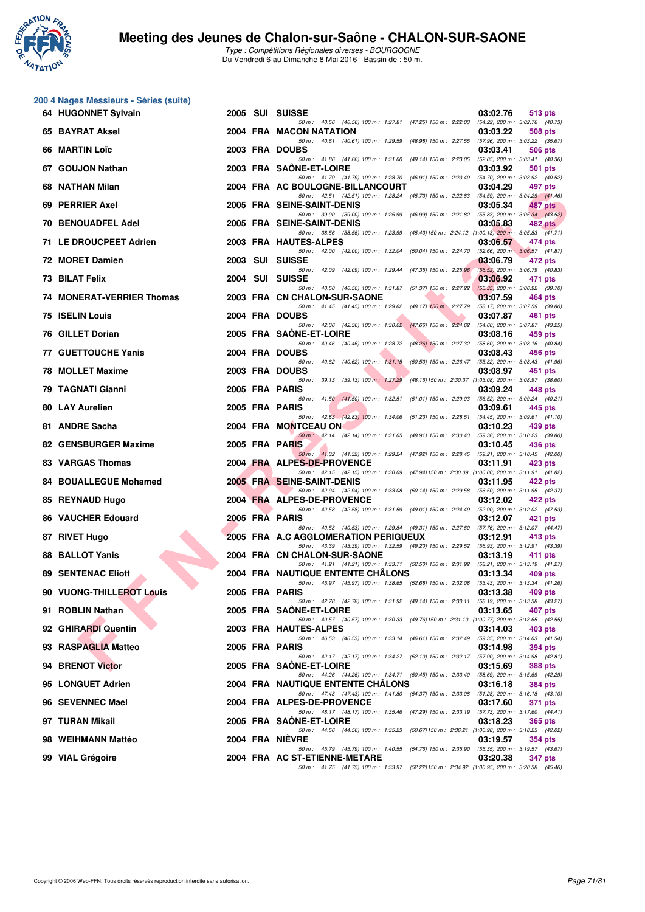## 200 4 Nages Messieurs - Séries (suite)

| Rg | Nom | Année | Nat | Club | Temps | Points |
|---|---|---|---|---|---|---|
| 64 | HUGONNET Sylvain | 2005 | SUI | SUISSE | 03:02.76 | 513 pts |
| | 50 m : 40.56 (40.56) 100 m : 1:27.81 (47.25) 150 m : 2:22.03 (54.22) 200 m : 3:02.76 (40.73) | | | | | |
| 65 | BAYRAT Aksel | 2004 | FRA | MACON NATATION | 03:03.22 | 508 pts |
| | 50 m : 40.61 (40.61) 100 m : 1:29.59 (48.98) 150 m : 2:27.55 (57.96) 200 m : 3:03.22 (35.67) | | | | | |
| 66 | MARTIN Loïc | 2003 | FRA | DOUBS | 03:03.41 | 506 pts |
| | 50 m : 41.86 (41.86) 100 m : 1:31.00 (49.14) 150 m : 2:23.05 (52.05) 200 m : 3:03.41 (40.36) | | | | | |
| 67 | GOUJON Nathan | 2003 | FRA | SAÔNE-ET-LOIRE | 03:03.92 | 501 pts |
| | 50 m : 41.79 (41.79) 100 m : 1:28.70 (46.91) 150 m : 2:23.40 (54.70) 200 m : 3:03.92 (40.52) | | | | | |
| 68 | NATHAN Milan | 2004 | FRA | AC BOULOGNE-BILLANCOURT | 03:04.29 | 497 pts |
| | 50 m : 42.51 (42.51) 100 m : 1:28.24 (45.73) 150 m : 2:22.83 (54.59) 200 m : 3:04.29 (41.46) | | | | | |
| 69 | PERRIER Axel | 2005 | FRA | SEINE-SAINT-DENIS | 03:05.34 | 487 pts |
| | 50 m : 39.00 (39.00) 100 m : 1:25.99 (46.99) 150 m : 2:21.82 (55.83) 200 m : 3:05.34 (43.52) | | | | | |
| 70 | BENOUADFEL Adel | 2005 | FRA | SEINE-SAINT-DENIS | 03:05.83 | 482 pts |
| | 50 m : 38.56 (38.56) 100 m : 1:23.99 (45.43) 150 m : 2:24.12 (1:00.13) 200 m : 3:05.83 (41.71) | | | | | |
| 71 | LE DROUCPEET Adrien | 2003 | FRA | HAUTES-ALPES | 03:06.57 | 474 pts |
| | 50 m : 42.00 (42.00) 100 m : 1:32.04 (50.04) 150 m : 2:24.70 (52.66) 200 m : 3:06.57 (41.87) | | | | | |
| 72 | MORET Damien | 2003 | SUI | SUISSE | 03:06.79 | 472 pts |
| | 50 m : 42.09 (42.09) 100 m : 1:29.44 (47.35) 150 m : 2:25.96 (56.52) 200 m : 3:06.79 (40.83) | | | | | |
| 73 | BILAT Felix | 2004 | SUI | SUISSE | 03:06.92 | 471 pts |
| | 50 m : 40.50 (40.50) 100 m : 1:31.87 (51.37) 150 m : 2:27.22 (55.35) 200 m : 3:06.92 (39.70) | | | | | |
| 74 | MONERAT-VERRIER Thomas | 2003 | FRA | CN CHALON-SUR-SAONE | 03:07.59 | 464 pts |
| | 50 m : 41.45 (41.45) 100 m : 1:29.62 (48.17) 150 m : 2:27.79 (58.17) 200 m : 3:07.59 (39.80) | | | | | |
| 75 | ISELIN Louis | 2004 | FRA | DOUBS | 03:07.87 | 461 pts |
| | 50 m : 42.36 (42.36) 100 m : 1:30.02 (47.66) 150 m : 2:24.62 (54.60) 200 m : 3:07.87 (43.25) | | | | | |
| 76 | GILLET Dorian | 2005 | FRA | SAÔNE-ET-LOIRE | 03:08.16 | 459 pts |
| | 50 m : 40.46 (40.46) 100 m : 1:28.72 (48.26) 150 m : 2:27.32 (58.60) 200 m : 3:08.16 (40.84) | | | | | |
| 77 | GUETTOUCHE Yanis | 2004 | FRA | DOUBS | 03:08.43 | 456 pts |
| | 50 m : 40.62 (40.62) 100 m : 1:31.15 (50.53) 150 m : 2:26.47 (55.32) 200 m : 3:08.43 (41.96) | | | | | |
| 78 | MOLLET Maxime | 2003 | FRA | DOUBS | 03:08.97 | 451 pts |
| | 50 m : 39.13 (39.13) 100 m : 1:27.29 (48.16) 150 m : 2:30.37 (1:03.08) 200 m : 3:08.97 (38.60) | | | | | |
| 79 | TAGNATI Gianni | 2005 | FRA | PARIS | 03:09.24 | 448 pts |
| | 50 m : 41.50 (41.50) 100 m : 1:32.51 (51.01) 150 m : 2:29.03 (56.52) 200 m : 3:09.24 (40.21) | | | | | |
| 80 | LAY Aurelien | 2005 | FRA | PARIS | 03:09.61 | 445 pts |
| | 50 m : 42.83 (42.83) 100 m : 1:34.06 (51.23) 150 m : 2:28.51 (54.45) 200 m : 3:09.61 (41.10) | | | | | |
| 81 | ANDRE Sacha | 2004 | FRA | MONTCEAU ON | 03:10.23 | 439 pts |
| | 50 m : 42.14 (42.14) 100 m : 1:31.05 (48.91) 150 m : 2:30.43 (59.38) 200 m : 3:10.23 (39.80) | | | | | |
| 82 | GENSBURGER Maxime | 2005 | FRA | PARIS | 03:10.45 | 436 pts |
| | 50 m : 41.32 (41.32) 100 m : 1:29.24 (47.92) 150 m : 2:28.45 (59.21) 200 m : 3:10.45 (42.00) | | | | | |
| 83 | VARGAS Thomas | 2004 | FRA | ALPES-DE-PROVENCE | 03:11.91 | 423 pts |
| | 50 m : 42.15 (42.15) 100 m : 1:30.09 (47.94) 150 m : 2:30.09 (1:00.00) 200 m : 3:11.91 (41.82) | | | | | |
| 84 | BOUALLEGUE Mohamed | 2005 | FRA | SEINE-SAINT-DENIS | 03:11.95 | 422 pts |
| | 50 m : 42.94 (42.94) 100 m : 1:33.08 (50.14) 150 m : 2:29.58 (56.50) 200 m : 3:11.95 (42.37) | | | | | |
| 85 | REYNAUD Hugo | 2004 | FRA | ALPES-DE-PROVENCE | 03:12.02 | 422 pts |
| | 50 m : 42.58 (42.58) 100 m : 1:31.59 (49.01) 150 m : 2:24.49 (52.90) 200 m : 3:12.02 (47.53) | | | | | |
| 86 | VAUCHER Edouard | 2005 | FRA | PARIS | 03:12.07 | 421 pts |
| | 50 m : 40.53 (40.53) 100 m : 1:29.84 (49.31) 150 m : 2:27.60 (57.76) 200 m : 3:12.07 (44.47) | | | | | |
| 87 | RIVET Hugo | 2005 | FRA | A.C AGGLOMERATION PERIGUEUX | 03:12.91 | 413 pts |
| | 50 m : 43.39 (43.39) 100 m : 1:32.59 (49.20) 150 m : 2:29.52 (56.93) 200 m : 3:12.91 (43.39) | | | | | |
| 88 | BALLOT Yanis | 2004 | FRA | CN CHALON-SUR-SAONE | 03:13.19 | 411 pts |
| | 50 m : 41.21 (41.21) 100 m : 1:33.71 (52.50) 150 m : 2:31.92 (58.21) 200 m : 3:13.19 (41.27) | | | | | |
| 89 | SENTENAC Eliott | 2004 | FRA | NAUTIQUE ENTENTE CHÂLONS | 03:13.34 | 409 pts |
| | 50 m : 45.97 (45.97) 100 m : 1:38.65 (52.68) 150 m : 2:32.08 (53.43) 200 m : 3:13.34 (41.26) | | | | | |
| 90 | VUONG-THILLEROT Louis | 2005 | FRA | PARIS | 03:13.38 | 409 pts |
| | 50 m : 42.78 (42.78) 100 m : 1:31.92 (49.14) 150 m : 2:30.11 (58.19) 200 m : 3:13.38 (43.27) | | | | | |
| 91 | ROBLIN Nathan | 2005 | FRA | SAÔNE-ET-LOIRE | 03:13.65 | 407 pts |
| | 50 m : 40.57 (40.57) 100 m : 1:30.33 (49.76) 150 m : 2:31.10 (1:00.77) 200 m : 3:13.65 (42.55) | | | | | |
| 92 | GHIRARDI Quentin | 2003 | FRA | HAUTES-ALPES | 03:14.03 | 403 pts |
| | 50 m : 46.53 (46.53) 100 m : 1:33.14 (46.61) 150 m : 2:32.49 (59.35) 200 m : 3:14.03 (41.54) | | | | | |
| 93 | RASPAGLIA Matteo | 2005 | FRA | PARIS | 03:14.98 | 394 pts |
| | 50 m : 42.17 (42.17) 100 m : 1:34.27 (52.10) 150 m : 2:32.17 (57.90) 200 m : 3:14.98 (42.81) | | | | | |
| 94 | BRENOT Victor | 2005 | FRA | SAÔNE-ET-LOIRE | 03:15.69 | 388 pts |
| | 50 m : 44.26 (44.26) 100 m : 1:34.71 (50.45) 150 m : 2:33.40 (58.69) 200 m : 3:15.69 (42.29) | | | | | |
| 95 | LONGUET Adrien | 2004 | FRA | NAUTIQUE ENTENTE CHÂLONS | 03:16.18 | 384 pts |
| | 50 m : 47.43 (47.43) 100 m : 1:41.80 (54.37) 150 m : 2:33.08 (51.28) 200 m : 3:16.18 (43.10) | | | | | |
| 96 | SEVENNEC Mael | 2004 | FRA | ALPES-DE-PROVENCE | 03:17.60 | 371 pts |
| | 50 m : 48.17 (48.17) 100 m : 1:35.46 (47.29) 150 m : 2:33.19 (57.73) 200 m : 3:17.60 (44.41) | | | | | |
| 97 | TURAN Mikail | 2005 | FRA | SAÔNE-ET-LOIRE | 03:18.23 | 365 pts |
| | 50 m : 44.56 (44.56) 100 m : 1:35.23 (50.67) 150 m : 2:36.21 (1:00.98) 200 m : 3:18.23 (42.02) | | | | | |
| 98 | WEIHMANN Mattéo | 2004 | FRA | NIÈVRE | 03:19.57 | 354 pts |
| | 50 m : 45.79 (45.79) 100 m : 1:40.55 (54.76) 150 m : 2:35.90 (55.35) 200 m : 3:19.57 (43.67) | | | | | |
| 99 | VIAL Grégoire | 2004 | FRA | AC ST-ETIENNE-METARE | 03:20.38 | 347 pts |
| | 50 m : 41.75 (41.75) 100 m : 1:33.97 (52.22) 150 m : 2:34.92 (1:00.95) 200 m : 3:20.38 (45.46) | | | | | |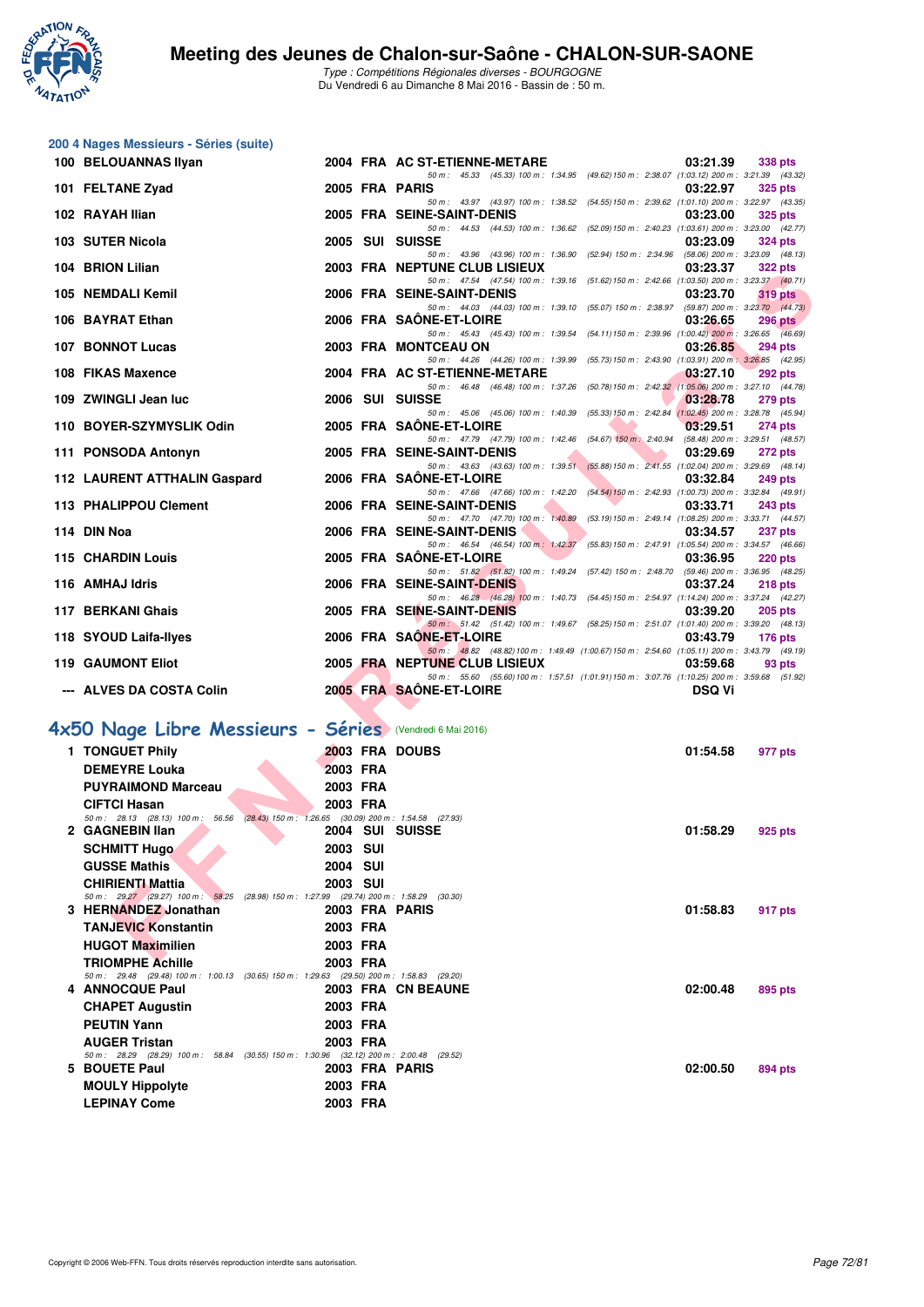## 200 4 Nages Messieurs - Séries (suite)

| Rang | Nom | Année | Nat. | Club | Temps | Points |
|---|---|---|---|---|---|---|
| 100 | BELOUANNAS Ilyan | 2004 | FRA | AC ST-ETIENNE-METARE | 03:21.39 | 338 pts |
| | 50 m : 45.33 (45.33) 100 m : 1:34.95 (49.62) 150 m : 2:38.07 (1:03.12) 200 m : 3:21.39 (43.32) | | | | | |
| 101 | FELTANE Zyad | 2005 | FRA | PARIS | 03:22.97 | 325 pts |
| | 50 m : 43.97 (43.97) 100 m : 1:38.52 (54.55) 150 m : 2:39.62 (1:01.10) 200 m : 3:22.97 (43.35) | | | | | |
| 102 | RAYAH Ilian | 2005 | FRA | SEINE-SAINT-DENIS | 03:23.00 | 325 pts |
| | 50 m : 44.53 (44.53) 100 m : 1:36.62 (52.09) 150 m : 2:40.23 (1:03.61) 200 m : 3:23.00 (42.77) | | | | | |
| 103 | SUTER Nicola | 2005 | SUI | SUISSE | 03:23.09 | 324 pts |
| | 50 m : 43.96 (43.96) 100 m : 1:36.90 (52.94) 150 m : 2:34.96 (58.06) 200 m : 3:23.09 (48.13) | | | | | |
| 104 | BRION Lilian | 2003 | FRA | NEPTUNE CLUB LISIEUX | 03:23.37 | 322 pts |
| | 50 m : 47.54 (47.54) 100 m : 1:39.16 (51.62) 150 m : 2:42.66 (1:03.50) 200 m : 3:23.37 (40.71) | | | | | |
| 105 | NEMDALI Kemil | 2006 | FRA | SEINE-SAINT-DENIS | 03:23.70 | 319 pts |
| | 50 m : 44.03 (44.03) 100 m : 1:39.10 (55.07) 150 m : 2:38.97 (59.87) 200 m : 3:23.70 (44.73) | | | | | |
| 106 | BAYRAT Ethan | 2006 | FRA | SAÔNE-ET-LOIRE | 03:26.65 | 296 pts |
| | 50 m : 45.43 (45.43) 100 m : 1:39.54 (54.11) 150 m : 2:39.96 (1:00.42) 200 m : 3:26.65 (46.69) | | | | | |
| 107 | BONNOT Lucas | 2003 | FRA | MONTCEAU ON | 03:26.85 | 294 pts |
| | 50 m : 44.26 (44.26) 100 m : 1:39.99 (55.73) 150 m : 2:43.90 (1:03.91) 200 m : 3:26.85 (42.95) | | | | | |
| 108 | FIKAS Maxence | 2004 | FRA | AC ST-ETIENNE-METARE | 03:27.10 | 292 pts |
| | 50 m : 46.48 (46.48) 100 m : 1:37.26 (50.78) 150 m : 2:42.32 (1:05.06) 200 m : 3:27.10 (44.78) | | | | | |
| 109 | ZWINGLI Jean luc | 2006 | SUI | SUISSE | 03:28.78 | 279 pts |
| | 50 m : 45.06 (45.06) 100 m : 1:40.39 (55.33) 150 m : 2:42.84 (1:02.45) 200 m : 3:28.78 (45.94) | | | | | |
| 110 | BOYER-SZYMYSLIK Odin | 2005 | FRA | SAÔNE-ET-LOIRE | 03:29.51 | 274 pts |
| | 50 m : 47.79 (47.79) 100 m : 1:42.46 (54.67) 150 m : 2:40.94 (58.48) 200 m : 3:29.51 (48.57) | | | | | |
| 111 | PONSODA Antonyn | 2005 | FRA | SEINE-SAINT-DENIS | 03:29.69 | 272 pts |
| | 50 m : 43.63 (43.63) 100 m : 1:39.51 (55.88) 150 m : 2:41.55 (1:02.04) 200 m : 3:29.69 (48.14) | | | | | |
| 112 | LAURENT ATTHALIN Gaspard | 2006 | FRA | SAÔNE-ET-LOIRE | 03:32.84 | 249 pts |
| | 50 m : 47.66 (47.66) 100 m : 1:42.20 (54.54) 150 m : 2:42.93 (1:00.73) 200 m : 3:32.84 (49.91) | | | | | |
| 113 | PHALIPPOU Clement | 2006 | FRA | SEINE-SAINT-DENIS | 03:33.71 | 243 pts |
| | 50 m : 47.70 (47.70) 100 m : 1:40.89 (53.19) 150 m : 2:49.14 (1:08.25) 200 m : 3:33.71 (44.57) | | | | | |
| 114 | DIN Noa | 2006 | FRA | SEINE-SAINT-DENIS | 03:34.57 | 237 pts |
| | 50 m : 46.54 (46.54) 100 m : 1:42.37 (55.83) 150 m : 2:47.91 (1:05.54) 200 m : 3:34.57 (46.66) | | | | | |
| 115 | CHARDIN Louis | 2005 | FRA | SAÔNE-ET-LOIRE | 03:36.95 | 220 pts |
| | 50 m : 51.82 (51.82) 100 m : 1:49.24 (57.42) 150 m : 2:48.70 (59.46) 200 m : 3:36.95 (48.25) | | | | | |
| 116 | AMHAJ Idris | 2006 | FRA | SEINE-SAINT-DENIS | 03:37.24 | 218 pts |
| | 50 m : 46.28 (46.28) 100 m : 1:40.73 (54.45) 150 m : 2:54.97 (1:14.24) 200 m : 3:37.24 (42.27) | | | | | |
| 117 | BERKANI Ghais | 2005 | FRA | SEINE-SAINT-DENIS | 03:39.20 | 205 pts |
| | 50 m : 51.42 (51.42) 100 m : 1:49.67 (58.25) 150 m : 2:51.07 (1:01.40) 200 m : 3:39.20 (48.13) | | | | | |
| 118 | SYOUD Laifa-Ilyes | 2006 | FRA | SAÔNE-ET-LOIRE | 03:43.79 | 176 pts |
| | 50 m : 48.82 (48.82) 100 m : 1:49.49 (1:00.67) 150 m : 2:54.60 (1:05.11) 200 m : 3:43.79 (49.19) | | | | | |
| 119 | GAUMONT Eliot | 2005 | FRA | NEPTUNE CLUB LISIEUX | 03:59.68 | 93 pts |
| | 50 m : 55.60 (55.60) 100 m : 1:57.51 (1:01.91) 150 m : 3:07.76 (1:10.25) 200 m : 3:59.68 (51.92) | | | | | |
| --- | ALVES DA COSTA Colin | 2005 | FRA | SAÔNE-ET-LOIRE | DSQ Vi | |

## 4x50 Nage Libre Messieurs - Séries (Vendredi 6 Mai 2016)

| Rang | Nom | Année | Nat. | Club | Temps | Points |
|---|---|---|---|---|---|---|
| 1 | TONGUET Phily | 2003 | FRA | DOUBS | 01:54.58 | 977 pts |
| | DEMEYRE Louka | 2003 | FRA | | | |
| | PUYRAIMOND Marceau | 2003 | FRA | | | |
| | CIFTCI Hasan | 2003 | FRA | | | |
| | 50 m : 28.13 (28.13) 100 m : 56.56 (28.43) 150 m : 1:26.65 (30.09) 200 m : 1:54.58 (27.93) | | | | | |
| 2 | GAGNEBIN Ilan | 2004 | SUI | SUISSE | 01:58.29 | 925 pts |
| | SCHMITT Hugo | 2003 | SUI | | | |
| | GUSSE Mathis | 2004 | SUI | | | |
| | CHIRIENTI Mattia | 2003 | SUI | | | |
| | 50 m : 29.27 (29.27) 100 m : 58.25 (28.98) 150 m : 1:27.99 (29.74) 200 m : 1:58.29 (30.30) | | | | | |
| 3 | HERNANDEZ Jonathan | 2003 | FRA | PARIS | 01:58.83 | 917 pts |
| | TANJEVIC Konstantin | 2003 | FRA | | | |
| | HUGOT Maximilien | 2003 | FRA | | | |
| | TRIOMPHE Achille | 2003 | FRA | | | |
| | 50 m : 29.48 (29.48) 100 m : 1:00.13 (30.65) 150 m : 1:29.63 (29.50) 200 m : 1:58.83 (29.20) | | | | | |
| 4 | ANNOCQUE Paul | 2003 | FRA | CN BEAUNE | 02:00.48 | 895 pts |
| | CHAPET Augustin | 2003 | FRA | | | |
| | PEUTIN Yann | 2003 | FRA | | | |
| | AUGER Tristan | 2003 | FRA | | | |
| | 50 m : 28.29 (28.29) 100 m : 58.84 (30.55) 150 m : 1:30.96 (32.12) 200 m : 2:00.48 (29.52) | | | | | |
| 5 | BOUETE Paul | 2003 | FRA | PARIS | 02:00.50 | 894 pts |
| | MOULY Hippolyte | 2003 | FRA | | | |
| | LEPINAY Come | 2003 | FRA | | | |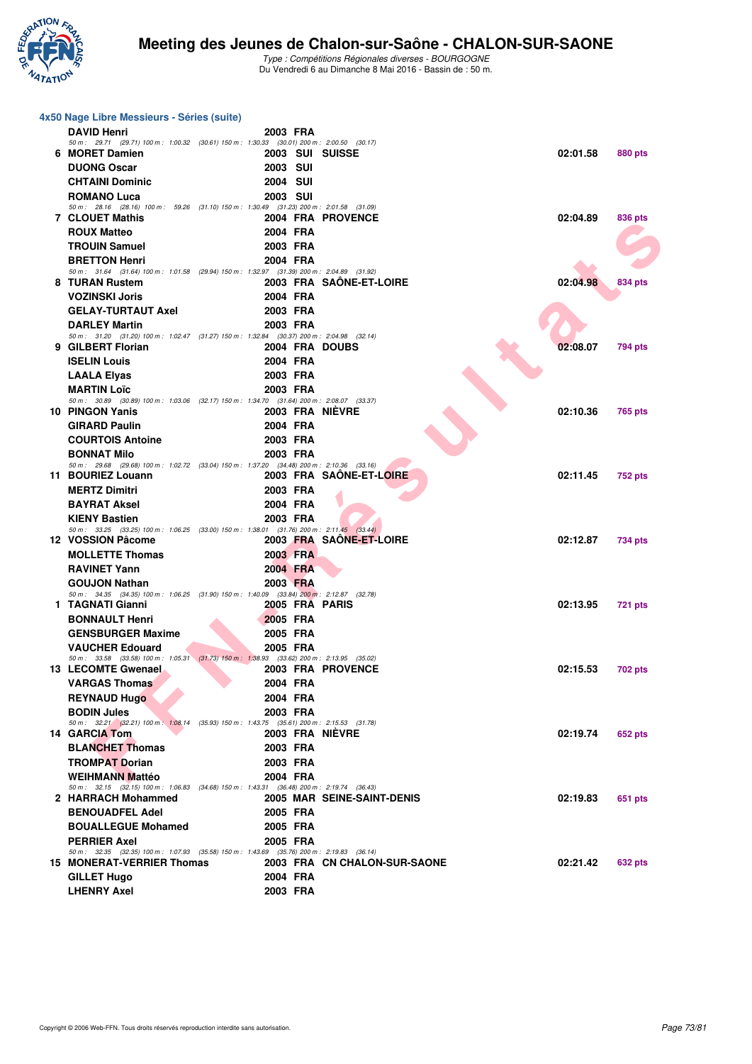## 4x50 Nage Libre Messieurs - Séries (suite)

| Place | Nom | Année | Nat. | Club | Temps | Points |
|---|---|---|---|---|---|---|
| | DAVID Henri | 2003 | FRA | | | |
| | *50 m : 29.71 (29.71) 100 m : 1:00.32 (30.61) 150 m : 1:30.33 (30.01) 200 m : 2:00.50 (30.17)* | | | | | |
| 6 | MORET Damien | 2003 | SUI | SUISSE | 02:01.58 | 880 pts |
| | DUONG Oscar | 2003 | SUI | | | |
| | CHTAINI Dominic | 2004 | SUI | | | |
| | ROMANO Luca | 2003 | SUI | | | |
| | *50 m : 28.16 (28.16) 100 m : 59.26 (31.10) 150 m : 1:30.49 (31.23) 200 m : 2:01.58 (31.09)* | | | | | |
| 7 | CLOUET Mathis | 2004 | FRA | PROVENCE | 02:04.89 | 836 pts |
| | ROUX Matteo | 2004 | FRA | | | |
| | TROUIN Samuel | 2003 | FRA | | | |
| | BRETTON Henri | 2004 | FRA | | | |
| | *50 m : 31.64 (31.64) 100 m : 1:01.58 (29.94) 150 m : 1:32.97 (31.39) 200 m : 2:04.89 (31.92)* | | | | | |
| 8 | TURAN Rustem | 2003 | FRA | SAÔNE-ET-LOIRE | 02:04.98 | 834 pts |
| | VOZINSKI Joris | 2004 | FRA | | | |
| | GELAY-TURTAUT Axel | 2003 | FRA | | | |
| | DARLEY Martin | 2003 | FRA | | | |
| | *50 m : 31.20 (31.20) 100 m : 1:02.47 (31.27) 150 m : 1:32.84 (30.37) 200 m : 2:04.98 (32.14)* | | | | | |
| 9 | GILBERT Florian | 2004 | FRA | DOUBS | 02:08.07 | 794 pts |
| | ISELIN Louis | 2004 | FRA | | | |
| | LAALA Elyas | 2003 | FRA | | | |
| | MARTIN Loïc | 2003 | FRA | | | |
| | *50 m : 30.89 (30.89) 100 m : 1:03.06 (32.17) 150 m : 1:34.70 (31.64) 200 m : 2:08.07 (33.37)* | | | | | |
| 10 | PINGON Yanis | 2003 | FRA | NIÈVRE | 02:10.36 | 765 pts |
| | GIRARD Paulin | 2004 | FRA | | | |
| | COURTOIS Antoine | 2003 | FRA | | | |
| | BONNAT Milo | 2003 | FRA | | | |
| | *50 m : 29.68 (29.68) 100 m : 1:02.72 (33.04) 150 m : 1:37.20 (34.48) 200 m : 2:10.36 (33.16)* | | | | | |
| 11 | BOURIEZ Louann | 2003 | FRA | SAÔNE-ET-LOIRE | 02:11.45 | 752 pts |
| | MERTZ Dimitri | 2003 | FRA | | | |
| | BAYRAT Aksel | 2004 | FRA | | | |
| | KIENY Bastien | 2003 | FRA | | | |
| | *50 m : 33.25 (33.25) 100 m : 1:06.25 (33.00) 150 m : 1:38.01 (31.76) 200 m : 2:11.45 (33.44)* | | | | | |
| 12 | VOSSION Pâcome | 2003 | FRA | SAÔNE-ET-LOIRE | 02:12.87 | 734 pts |
| | MOLLETTE Thomas | 2003 | FRA | | | |
| | RAVINET Yann | 2004 | FRA | | | |
| | GOUJON Nathan | 2003 | FRA | | | |
| | *50 m : 34.35 (34.35) 100 m : 1:06.25 (31.90) 150 m : 1:40.09 (33.84) 200 m : 2:12.87 (32.78)* | | | | | |
| 1 | TAGNATI Gianni | 2005 | FRA | PARIS | 02:13.95 | 721 pts |
| | BONNAULT Henri | 2005 | FRA | | | |
| | GENSBURGER Maxime | 2005 | FRA | | | |
| | VAUCHER Edouard | 2005 | FRA | | | |
| | *50 m : 33.58 (33.58) 100 m : 1:05.31 (31.73) 150 m : 1:38.93 (33.62) 200 m : 2:13.95 (35.02)* | | | | | |
| 13 | LECOMTE Gwenael | 2003 | FRA | PROVENCE | 02:15.53 | 702 pts |
| | VARGAS Thomas | 2004 | FRA | | | |
| | REYNAUD Hugo | 2004 | FRA | | | |
| | BODIN Jules | 2003 | FRA | | | |
| | *50 m : 32.21 (32.21) 100 m : 1:08.14 (35.93) 150 m : 1:43.75 (35.61) 200 m : 2:15.53 (31.78)* | | | | | |
| 14 | GARCIA Tom | 2003 | FRA | NIÈVRE | 02:19.74 | 652 pts |
| | BLANCHET Thomas | 2003 | FRA | | | |
| | TROMPAT Dorian | 2003 | FRA | | | |
| | WEIHMANN Mattéo | 2004 | FRA | | | |
| | *50 m : 32.15 (32.15) 100 m : 1:06.83 (34.68) 150 m : 1:43.31 (36.48) 200 m : 2:19.74 (36.43)* | | | | | |
| 2 | HARRACH Mohammed | 2005 | MAR | SEINE-SAINT-DENIS | 02:19.83 | 651 pts |
| | BENOUADFEL Adel | 2005 | FRA | | | |
| | BOUALLEGUE Mohamed | 2005 | FRA | | | |
| | PERRIER Axel | 2005 | FRA | | | |
| | *50 m : 32.35 (32.35) 100 m : 1:07.93 (35.58) 150 m : 1:43.69 (35.76) 200 m : 2:19.83 (36.14)* | | | | | |
| 15 | MONERAT-VERRIER Thomas | 2003 | FRA | CN CHALON-SUR-SAONE | 02:21.42 | 632 pts |
| | GILLET Hugo | 2004 | FRA | | | |
| | LHENRY Axel | 2003 | FRA | | | |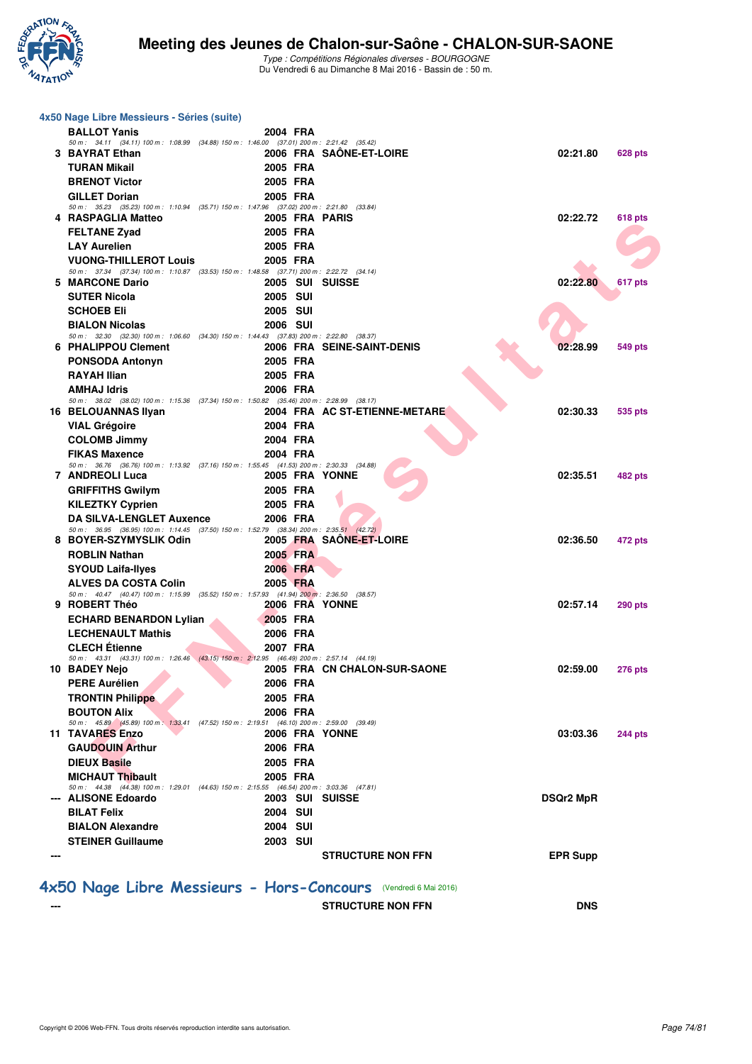### 4x50 Nage Libre Messieurs - Séries (suite)

| Place | Nom | Année | Nat. | Club | Temps | Points |
|---|---|---|---|---|---|---|
| | **BALLOT Yanis** | 2004 | FRA | | | |
| | *50 m : 34.11 (34.11) 100 m : 1:08.99 (34.88) 150 m : 1:46.00 (37.01) 200 m : 2:21.42 (35.42)* | | | | | |
| 3 | **BAYRAT Ethan** | 2006 | FRA | SAÔNE-ET-LOIRE | 02:21.80 | 628 pts |
| | **TURAN Mikail** | 2005 | FRA | | | |
| | **BRENOT Victor** | 2005 | FRA | | | |
| | **GILLET Dorian** | 2005 | FRA | | | |
| | *50 m : 35.23 (35.23) 100 m : 1:10.94 (35.71) 150 m : 1:47.96 (37.02) 200 m : 2:21.80 (33.84)* | | | | | |
| 4 | **RASPAGLIA Matteo** | 2005 | FRA | PARIS | 02:22.72 | 618 pts |
| | **FELTANE Zyad** | 2005 | FRA | | | |
| | **LAY Aurelien** | 2005 | FRA | | | |
| | **VUONG-THILLEROT Louis** | 2005 | FRA | | | |
| | *50 m : 37.34 (37.34) 100 m : 1:10.87 (33.53) 150 m : 1:48.58 (37.71) 200 m : 2:22.72 (34.14)* | | | | | |
| 5 | **MARCONE Dario** | 2005 | SUI | SUISSE | 02:22.80 | 617 pts |
| | **SUTER Nicola** | 2005 | SUI | | | |
| | **SCHOEB Eli** | 2005 | SUI | | | |
| | **BIALON Nicolas** | 2006 | SUI | | | |
| | *50 m : 32.30 (32.30) 100 m : 1:06.60 (34.30) 150 m : 1:44.43 (37.83) 200 m : 2:22.80 (38.37)* | | | | | |
| 6 | **PHALIPPOU Clement** | 2006 | FRA | SEINE-SAINT-DENIS | 02:28.99 | 549 pts |
| | **PONSODA Antonyn** | 2005 | FRA | | | |
| | **RAYAH Ilian** | 2005 | FRA | | | |
| | **AMHAJ Idris** | 2006 | FRA | | | |
| | *50 m : 38.02 (38.02) 100 m : 1:15.36 (37.34) 150 m : 1:50.82 (35.46) 200 m : 2:28.99 (38.17)* | | | | | |
| 16 | **BELOUANNAS Ilyan** | 2004 | FRA | AC ST-ETIENNE-METARE | 02:30.33 | 535 pts |
| | **VIAL Grégoire** | 2004 | FRA | | | |
| | **COLOMB Jimmy** | 2004 | FRA | | | |
| | **FIKAS Maxence** | 2004 | FRA | | | |
| | *50 m : 36.76 (36.76) 100 m : 1:13.92 (37.16) 150 m : 1:55.45 (41.53) 200 m : 2:30.33 (34.88)* | | | | | |
| 7 | **ANDREOLI Luca** | 2005 | FRA | YONNE | 02:35.51 | 482 pts |
| | **GRIFFITHS Gwilym** | 2005 | FRA | | | |
| | **KILEZTKY Cyprien** | 2005 | FRA | | | |
| | **DA SILVA-LENGLET Auxence** | 2006 | FRA | | | |
| | *50 m : 36.95 (36.95) 100 m : 1:14.45 (37.50) 150 m : 1:52.79 (38.34) 200 m : 2:35.51 (42.72)* | | | | | |
| 8 | **BOYER-SZYMYSLIK Odin** | 2005 | FRA | SAÔNE-ET-LOIRE | 02:36.50 | 472 pts |
| | **ROBLIN Nathan** | 2005 | FRA | | | |
| | **SYOUD Laifa-Ilyes** | 2006 | FRA | | | |
| | **ALVES DA COSTA Colin** | 2005 | FRA | | | |
| | *50 m : 40.47 (40.47) 100 m : 1:15.99 (35.52) 150 m : 1:57.93 (41.94) 200 m : 2:36.50 (38.57)* | | | | | |
| 9 | **ROBERT Théo** | 2006 | FRA | YONNE | 02:57.14 | 290 pts |
| | **ECHARD BENARDON Lylian** | 2005 | FRA | | | |
| | **LECHENAULT Mathis** | 2006 | FRA | | | |
| | **CLECH Étienne** | 2007 | FRA | | | |
| | *50 m : 43.31 (43.31) 100 m : 1:26.46 (43.15) 150 m : 2:12.95 (46.49) 200 m : 2:57.14 (44.19)* | | | | | |
| 10 | **BADEY Nejo** | 2005 | FRA | CN CHALON-SUR-SAONE | 02:59.00 | 276 pts |
| | **PERE Aurélien** | 2006 | FRA | | | |
| | **TRONTIN Philippe** | 2005 | FRA | | | |
| | **BOUTON Alix** | 2006 | FRA | | | |
| | *50 m : 45.89 (45.89) 100 m : 1:33.41 (47.52) 150 m : 2:19.51 (46.10) 200 m : 2:59.00 (39.49)* | | | | | |
| 11 | **TAVARES Enzo** | 2006 | FRA | YONNE | 03:03.36 | 244 pts |
| | **GAUDOUIN Arthur** | 2006 | FRA | | | |
| | **DIEUX Basile** | 2005 | FRA | | | |
| | **MICHAUT Thibault** | 2005 | FRA | | | |
| | *50 m : 44.38 (44.38) 100 m : 1:29.01 (44.63) 150 m : 2:15.55 (46.54) 200 m : 3:03.36 (47.81)* | | | | | |
| --- | **ALISONE Edoardo** | 2003 | SUI | SUISSE | DSQr2 MpR | |
| | **BILAT Felix** | 2004 | SUI | | | |
| | **BIALON Alexandre** | 2004 | SUI | | | |
| | **STEINER Guillaume** | 2003 | SUI | | | |
| --- | | | | STRUCTURE NON FFN | EPR Supp | |

## 4x50 Nage Libre Messieurs - Hors-Concours (Vendredi 6 Mai 2016)

| Place | Club | Temps |
|---|---|---|
| --- | STRUCTURE NON FFN | DNS |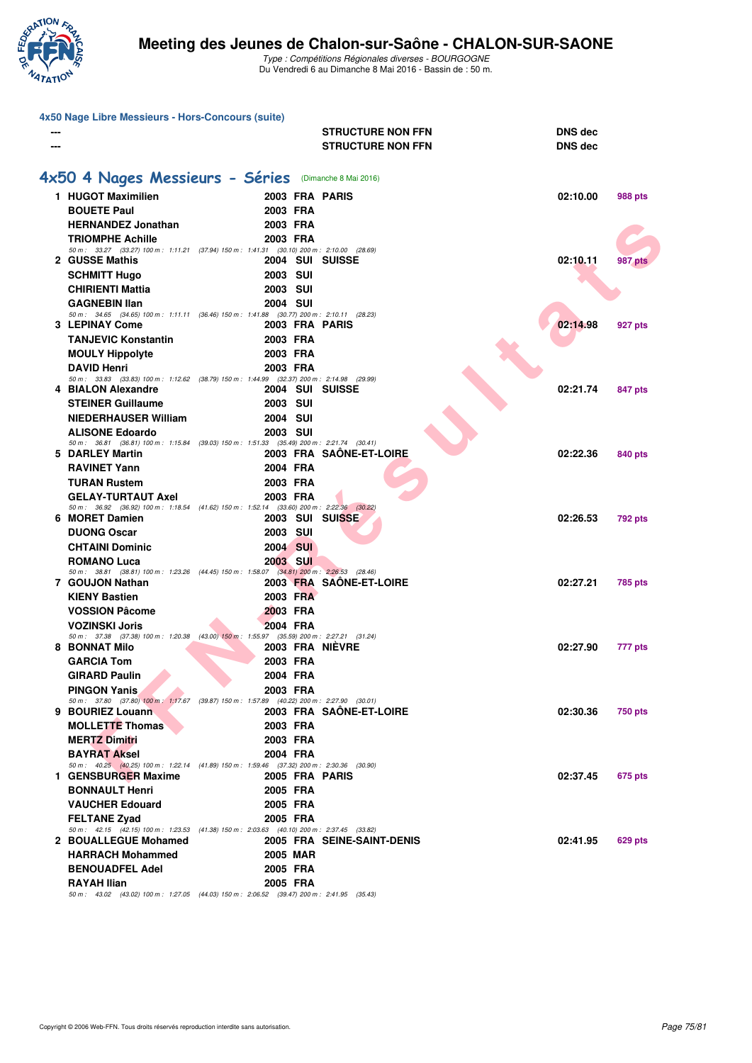# Meeting des Jeunes de Chalon-sur-Saône - CHALON-SUR-SAONE

*Type : Compétitions Régionales diverses - BOURGOGNE*
Du Vendredi 6 au Dimanche 8 Mai 2016 - Bassin de : 50 m.

### 4x50 Nage Libre Messieurs - Hors-Concours (suite)

| | | | |
|---|---|---|---|
| --- | | STRUCTURE NON FFN | DNS dec |
| --- | | STRUCTURE NON FFN | DNS dec |

## 4x50 4 Nages Messieurs - Séries (Dimanche 8 Mai 2016)

| Rang | Nom | Année | Nat. | Club | Temps | Points |
|---|---|---|---|---|---|---|
| 1 | HUGOT Maximilien | 2003 | FRA | PARIS | 02:10.00 | 988 pts |
| | BOUETE Paul | 2003 | FRA | | | |
| | HERNANDEZ Jonathan | 2003 | FRA | | | |
| | TRIOMPHE Achille | 2003 | FRA | | | |
| | *50 m : 33.27 (33.27) 100 m : 1:11.21 (37.94) 150 m : 1:41.31 (30.10) 200 m : 2:10.00 (28.69)* | | | | | |
| 2 | GUSSE Mathis | 2004 | SUI | SUISSE | 02:10.11 | 987 pts |
| | SCHMITT Hugo | 2003 | SUI | | | |
| | CHIRIENTI Mattia | 2003 | SUI | | | |
| | GAGNEBIN Ilan | 2004 | SUI | | | |
| | *50 m : 34.65 (34.65) 100 m : 1:11.11 (36.46) 150 m : 1:41.88 (30.77) 200 m : 2:10.11 (28.23)* | | | | | |
| 3 | LEPINAY Come | 2003 | FRA | PARIS | 02:14.98 | 927 pts |
| | TANJEVIC Konstantin | 2003 | FRA | | | |
| | MOULY Hippolyte | 2003 | FRA | | | |
| | DAVID Henri | 2003 | FRA | | | |
| | *50 m : 33.83 (33.83) 100 m : 1:12.62 (38.79) 150 m : 1:44.99 (32.37) 200 m : 2:14.98 (29.99)* | | | | | |
| 4 | BIALON Alexandre | 2004 | SUI | SUISSE | 02:21.74 | 847 pts |
| | STEINER Guillaume | 2003 | SUI | | | |
| | NIEDERHAUSER William | 2004 | SUI | | | |
| | ALISONE Edoardo | 2003 | SUI | | | |
| | *50 m : 36.81 (36.81) 100 m : 1:15.84 (39.03) 150 m : 1:51.33 (35.49) 200 m : 2:21.74 (30.41)* | | | | | |
| 5 | DARLEY Martin | 2003 | FRA | SAÔNE-ET-LOIRE | 02:22.36 | 840 pts |
| | RAVINET Yann | 2004 | FRA | | | |
| | TURAN Rustem | 2003 | FRA | | | |
| | GELAY-TURTAUT Axel | 2003 | FRA | | | |
| | *50 m : 36.92 (36.92) 100 m : 1:18.54 (41.62) 150 m : 1:52.14 (33.60) 200 m : 2:22.36 (30.22)* | | | | | |
| 6 | MORET Damien | 2003 | SUI | SUISSE | 02:26.53 | 792 pts |
| | DUONG Oscar | 2003 | SUI | | | |
| | CHTAINI Dominic | 2004 | SUI | | | |
| | ROMANO Luca | 2003 | SUI | | | |
| | *50 m : 38.81 (38.81) 100 m : 1:23.26 (44.45) 150 m : 1:58.07 (34.81) 200 m : 2:26.53 (28.46)* | | | | | |
| 7 | GOUJON Nathan | 2003 | FRA | SAÔNE-ET-LOIRE | 02:27.21 | 785 pts |
| | KIENY Bastien | 2003 | FRA | | | |
| | VOSSION Pâcome | 2003 | FRA | | | |
| | VOZINSKI Joris | 2004 | FRA | | | |
| | *50 m : 37.38 (37.38) 100 m : 1:20.38 (43.00) 150 m : 1:55.97 (35.59) 200 m : 2:27.21 (31.24)* | | | | | |
| 8 | BONNAT Milo | 2003 | FRA | NIÈVRE | 02:27.90 | 777 pts |
| | GARCIA Tom | 2003 | FRA | | | |
| | GIRARD Paulin | 2004 | FRA | | | |
| | PINGON Yanis | 2003 | FRA | | | |
| | *50 m : 37.80 (37.80) 100 m : 1:17.67 (39.87) 150 m : 1:57.89 (40.22) 200 m : 2:27.90 (30.01)* | | | | | |
| 9 | BOURIEZ Louann | 2003 | FRA | SAÔNE-ET-LOIRE | 02:30.36 | 750 pts |
| | MOLLETTE Thomas | 2003 | FRA | | | |
| | MERTZ Dimitri | 2003 | FRA | | | |
| | BAYRAT Aksel | 2004 | FRA | | | |
| | *50 m : 40.25 (40.25) 100 m : 1:22.14 (41.89) 150 m : 1:59.46 (37.32) 200 m : 2:30.36 (30.90)* | | | | | |
| 1 | GENSBURGER Maxime | 2005 | FRA | PARIS | 02:37.45 | 675 pts |
| | BONNAULT Henri | 2005 | FRA | | | |
| | VAUCHER Edouard | 2005 | FRA | | | |
| | FELTANE Zyad | 2005 | FRA | | | |
| | *50 m : 42.15 (42.15) 100 m : 1:23.53 (41.38) 150 m : 2:03.63 (40.10) 200 m : 2:37.45 (33.82)* | | | | | |
| 2 | BOUALLEGUE Mohamed | 2005 | FRA | SEINE-SAINT-DENIS | 02:41.95 | 629 pts |
| | HARRACH Mohammed | 2005 | MAR | | | |
| | BENOUADFEL Adel | 2005 | FRA | | | |
| | RAYAH Ilian | 2005 | FRA | | | |
| | *50 m : 43.02 (43.02) 100 m : 1:27.05 (44.03) 150 m : 2:06.52 (39.47) 200 m : 2:41.95 (35.43)* | | | | | |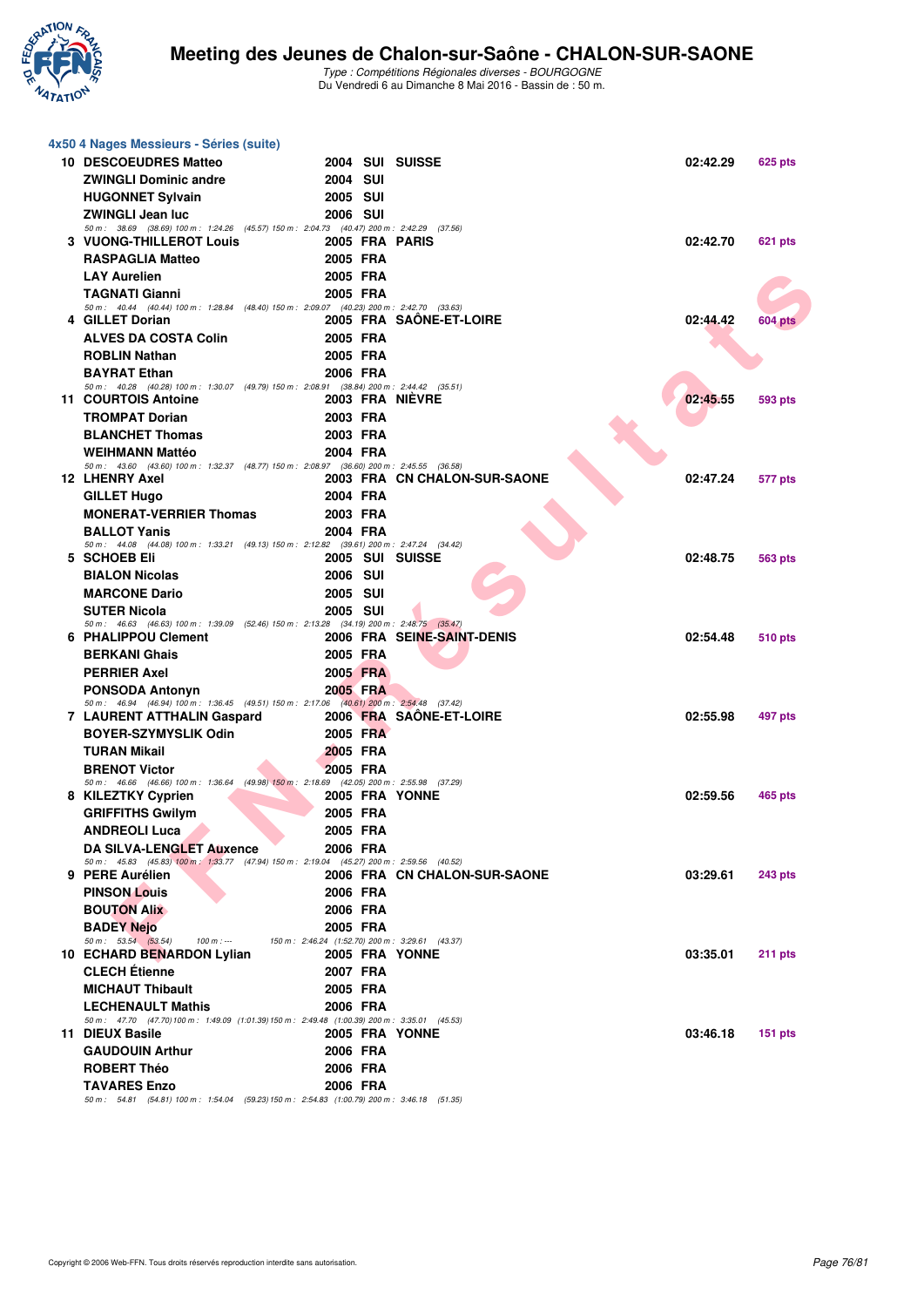# Meeting des Jeunes de Chalon-sur-Saône - CHALON-SUR-SAONE

*Type : Compétitions Régionales diverses - BOURGOGNE*
Du Vendredi 6 au Dimanche 8 Mai 2016 - Bassin de : 50 m.

## 4x50 4 Nages Messieurs - Séries (suite)

| Rang | Nom | Année | Nat. | Club | Temps | Points |
|---|---|---|---|---|---|---|
| 10 | DESCOEUDRES Matteo | 2004 | SUI | SUISSE | 02:42.29 | 625 pts |
| | ZWINGLI Dominic andre | 2004 | SUI | | | |
| | HUGONNET Sylvain | 2005 | SUI | | | |
| | ZWINGLI Jean luc | 2006 | SUI | | | |
| | 50 m : 38.69 (38.69) 100 m : 1:24.26 (45.57) 150 m : 2:04.73 (40.47) 200 m : 2:42.29 (37.56) | | | | | |
| 3 | VUONG-THILLEROT Louis | 2005 | FRA | PARIS | 02:42.70 | 621 pts |
| | RASPAGLIA Matteo | 2005 | FRA | | | |
| | LAY Aurelien | 2005 | FRA | | | |
| | TAGNATI Gianni | 2005 | FRA | | | |
| | 50 m : 40.44 (40.44) 100 m : 1:28.84 (48.40) 150 m : 2:09.07 (40.23) 200 m : 2:42.70 (33.63) | | | | | |
| 4 | GILLET Dorian | 2005 | FRA | SAÔNE-ET-LOIRE | 02:44.42 | 604 pts |
| | ALVES DA COSTA Colin | 2005 | FRA | | | |
| | ROBLIN Nathan | 2005 | FRA | | | |
| | BAYRAT Ethan | 2006 | FRA | | | |
| | 50 m : 40.28 (40.28) 100 m : 1:30.07 (49.79) 150 m : 2:08.91 (38.84) 200 m : 2:44.42 (35.51) | | | | | |
| 11 | COURTOIS Antoine | 2003 | FRA | NIÈVRE | 02:45.55 | 593 pts |
| | TROMPAT Dorian | 2003 | FRA | | | |
| | BLANCHET Thomas | 2003 | FRA | | | |
| | WEIHMANN Mattéo | 2004 | FRA | | | |
| | 50 m : 43.60 (43.60) 100 m : 1:32.37 (48.77) 150 m : 2:08.97 (36.60) 200 m : 2:45.55 (36.58) | | | | | |
| 12 | LHENRY Axel | 2003 | FRA | CN CHALON-SUR-SAONE | 02:47.24 | 577 pts |
| | GILLET Hugo | 2004 | FRA | | | |
| | MONERAT-VERRIER Thomas | 2003 | FRA | | | |
| | BALLOT Yanis | 2004 | FRA | | | |
| | 50 m : 44.08 (44.08) 100 m : 1:33.21 (49.13) 150 m : 2:12.82 (39.61) 200 m : 2:47.24 (34.42) | | | | | |
| 5 | SCHOEB Eli | 2005 | SUI | SUISSE | 02:48.75 | 563 pts |
| | BIALON Nicolas | 2006 | SUI | | | |
| | MARCONE Dario | 2005 | SUI | | | |
| | SUTER Nicola | 2005 | SUI | | | |
| | 50 m : 46.63 (46.63) 100 m : 1:39.09 (52.46) 150 m : 2:13.28 (34.19) 200 m : 2:48.75 (35.47) | | | | | |
| 6 | PHALIPPOU Clement | 2006 | FRA | SEINE-SAINT-DENIS | 02:54.48 | 510 pts |
| | BERKANI Ghais | 2005 | FRA | | | |
| | PERRIER Axel | 2005 | FRA | | | |
| | PONSODA Antonyn | 2005 | FRA | | | |
| | 50 m : 46.94 (46.94) 100 m : 1:36.45 (49.51) 150 m : 2:17.06 (40.61) 200 m : 2:54.48 (37.42) | | | | | |
| 7 | LAURENT ATTHALIN Gaspard | 2006 | FRA | SAÔNE-ET-LOIRE | 02:55.98 | 497 pts |
| | BOYER-SZYMYSLIK Odin | 2005 | FRA | | | |
| | TURAN Mikail | 2005 | FRA | | | |
| | BRENOT Victor | 2005 | FRA | | | |
| | 50 m : 46.66 (46.66) 100 m : 1:36.64 (49.98) 150 m : 2:18.69 (42.05) 200 m : 2:55.98 (37.29) | | | | | |
| 8 | KILEZTKY Cyprien | 2005 | FRA | YONNE | 02:59.56 | 465 pts |
| | GRIFFITHS Gwilym | 2005 | FRA | | | |
| | ANDREOLI Luca | 2005 | FRA | | | |
| | DA SILVA-LENGLET Auxence | 2006 | FRA | | | |
| | 50 m : 45.83 (45.83) 100 m : 1:33.77 (47.94) 150 m : 2:19.04 (45.27) 200 m : 2:59.56 (40.52) | | | | | |
| 9 | PERE Aurélien | 2006 | FRA | CN CHALON-SUR-SAONE | 03:29.61 | 243 pts |
| | PINSON Louis | 2006 | FRA | | | |
| | BOUTON Alix | 2006 | FRA | | | |
| | BADEY Nejo | 2005 | FRA | | | |
| | 50 m : 53.54 (53.54) 100 m : --- 150 m : 2:46.24 (1:52.70) 200 m : 3:29.61 (43.37) | | | | | |
| 10 | ECHARD BENARDON Lylian | 2005 | FRA | YONNE | 03:35.01 | 211 pts |
| | CLECH Étienne | 2007 | FRA | | | |
| | MICHAUT Thibault | 2005 | FRA | | | |
| | LECHENAULT Mathis | 2006 | FRA | | | |
| | 50 m : 47.70 (47.70) 100 m : 1:49.09 (1:01.39) 150 m : 2:49.48 (1:00.39) 200 m : 3:35.01 (45.53) | | | | | |
| 11 | DIEUX Basile | 2005 | FRA | YONNE | 03:46.18 | 151 pts |
| | GAUDOUIN Arthur | 2006 | FRA | | | |
| | ROBERT Théo | 2006 | FRA | | | |
| | TAVARES Enzo | 2006 | FRA | | | |
| | 50 m : 54.81 (54.81) 100 m : 1:54.04 (59.23) 150 m : 2:54.83 (1:00.79) 200 m : 3:46.18 (51.35) | | | | | |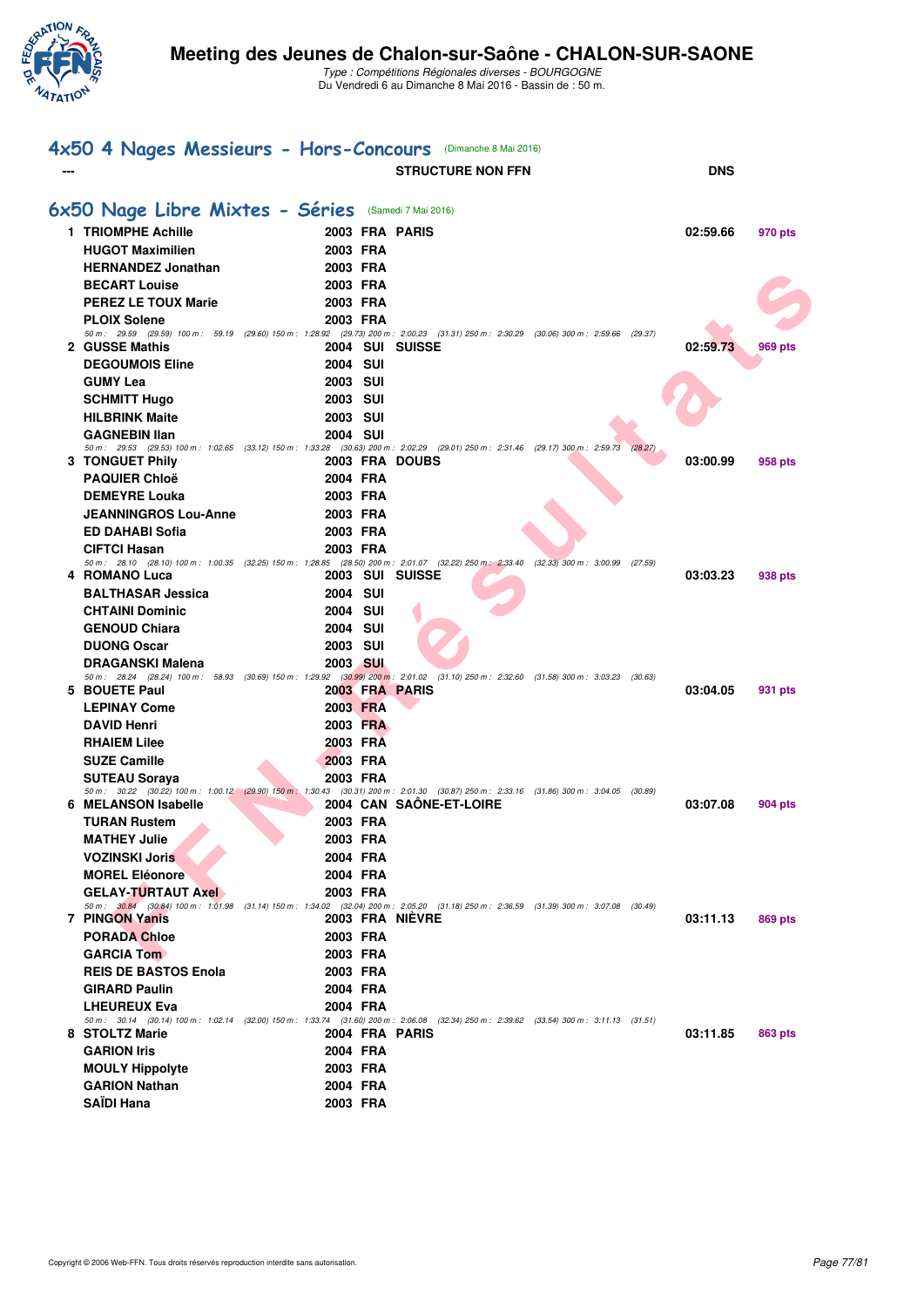# Meeting des Jeunes de Chalon-sur-Saône - CHALON-SUR-SAONE

*Type : Compétitions Régionales diverses - BOURGOGNE*
Du Vendredi 6 au Dimanche 8 Mai 2016 - Bassin de : 50 m.

## 4x50 4 Nages Messieurs - Hors-Concours (Dimanche 8 Mai 2016)

| | | | | | |
|---|---|---|---|---|---|
| --- | | | STRUCTURE NON FFN | DNS | |

## 6x50 Nage Libre Mixtes - Séries (Samedi 7 Mai 2016)

| Rang | Nom | Année | Nat. | Club | Temps | Points |
|---|---|---|---|---|---|---|
| 1 | TRIOMPHE Achille | 2003 | FRA | PARIS | 02:59.66 | 970 pts |
| | HUGOT Maximilien | 2003 | FRA | | | |
| | HERNANDEZ Jonathan | 2003 | FRA | | | |
| | BECART Louise | 2003 | FRA | | | |
| | PEREZ LE TOUX Marie | 2003 | FRA | | | |
| | PLOIX Solene | 2003 | FRA | | | |
| | 50 m : 29.59 (29.59) 100 m : 59.19 (29.60) 150 m : 1:28.92 (29.73) 200 m : 2:00.23 (31.31) 250 m : 2:30.29 (30.06) 300 m : 2:59.66 (29.37) | | | | | |
| 2 | GUSSE Mathis | 2004 | SUI | SUISSE | 02:59.73 | 969 pts |
| | DEGOUMOIS Eline | 2004 | SUI | | | |
| | GUMY Lea | 2003 | SUI | | | |
| | SCHMITT Hugo | 2003 | SUI | | | |
| | HILBRINK Maite | 2003 | SUI | | | |
| | GAGNEBIN Ilan | 2004 | SUI | | | |
| | 50 m : 29.53 (29.53) 100 m : 1:02.65 (33.12) 150 m : 1:33.28 (30.63) 200 m : 2:02.29 (29.01) 250 m : 2:31.46 (29.17) 300 m : 2:59.73 (28.27) | | | | | |
| 3 | TONGUET Phily | 2003 | FRA | DOUBS | 03:00.99 | 958 pts |
| | PAQUIER Chloë | 2004 | FRA | | | |
| | DEMEYRE Louka | 2003 | FRA | | | |
| | JEANNINGROS Lou-Anne | 2003 | FRA | | | |
| | ED DAHABI Sofia | 2003 | FRA | | | |
| | CIFTCI Hasan | 2003 | FRA | | | |
| | 50 m : 28.10 (28.10) 100 m : 1:00.35 (32.25) 150 m : 1:28.85 (28.50) 200 m : 2:01.07 (32.22) 250 m : 2:33.40 (32.33) 300 m : 3:00.99 (27.59) | | | | | |
| 4 | ROMANO Luca | 2003 | SUI | SUISSE | 03:03.23 | 938 pts |
| | BALTHASAR Jessica | 2004 | SUI | | | |
| | CHTAINI Dominic | 2004 | SUI | | | |
| | GENOUD Chiara | 2004 | SUI | | | |
| | DUONG Oscar | 2003 | SUI | | | |
| | DRAGANSKI Malena | 2003 | SUI | | | |
| | 50 m : 28.24 (28.24) 100 m : 58.93 (30.69) 150 m : 1:29.92 (30.99) 200 m : 2:01.02 (31.10) 250 m : 2:32.60 (31.58) 300 m : 3:03.23 (30.63) | | | | | |
| 5 | BOUETE Paul | 2003 | FRA | PARIS | 03:04.05 | 931 pts |
| | LEPINAY Come | 2003 | FRA | | | |
| | DAVID Henri | 2003 | FRA | | | |
| | RHAIEM Lilee | 2003 | FRA | | | |
| | SUZE Camille | 2003 | FRA | | | |
| | SUTEAU Soraya | 2003 | FRA | | | |
| | 50 m : 30.22 (30.22) 100 m : 1:00.12 (29.90) 150 m : 1:30.43 (30.31) 200 m : 2:01.30 (30.87) 250 m : 2:33.16 (31.86) 300 m : 3:04.05 (30.89) | | | | | |
| 6 | MELANSON Isabelle | 2004 | CAN | SAÔNE-ET-LOIRE | 03:07.08 | 904 pts |
| | TURAN Rustem | 2003 | FRA | | | |
| | MATHEY Julie | 2003 | FRA | | | |
| | VOZINSKI Joris | 2004 | FRA | | | |
| | MOREL Eléonore | 2004 | FRA | | | |
| | GELAY-TURTAUT Axel | 2003 | FRA | | | |
| | 50 m : 30.84 (30.84) 100 m : 1:01.98 (31.14) 150 m : 1:34.02 (32.04) 200 m : 2:05.20 (31.18) 250 m : 2:36.59 (31.39) 300 m : 3:07.08 (30.49) | | | | | |
| 7 | PINGON Yanis | 2003 | FRA | NIÈVRE | 03:11.13 | 869 pts |
| | PORADA Chloe | 2003 | FRA | | | |
| | GARCIA Tom | 2003 | FRA | | | |
| | REIS DE BASTOS Enola | 2003 | FRA | | | |
| | GIRARD Paulin | 2004 | FRA | | | |
| | LHEUREUX Eva | 2004 | FRA | | | |
| | 50 m : 30.14 (30.14) 100 m : 1:02.14 (32.00) 150 m : 1:33.74 (31.60) 200 m : 2:06.08 (32.34) 250 m : 2:39.62 (33.54) 300 m : 3:11.13 (31.51) | | | | | |
| 8 | STOLTZ Marie | 2004 | FRA | PARIS | 03:11.85 | 863 pts |
| | GARION Iris | 2004 | FRA | | | |
| | MOULY Hippolyte | 2003 | FRA | | | |
| | GARION Nathan | 2004 | FRA | | | |
| | SAÏDI Hana | 2003 | FRA | | | |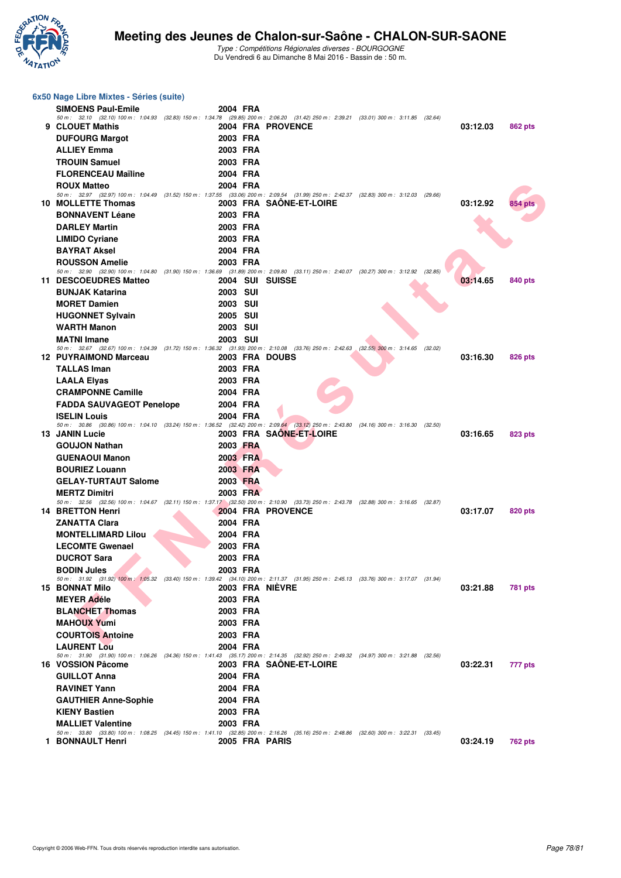## 6x50 Nage Libre Mixtes - Séries (suite)

| Place | Nom | Année | Nat. | Club | Temps | Points |
|---|---|---|---|---|---|---|
| | SIMOENS Paul-Emile | 2004 | FRA | | | |
| | *50 m : 32.10 (32.10) 100 m : 1:04.93 (32.83) 150 m : 1:34.78 (29.85) 200 m : 2:06.20 (31.42) 250 m : 2:39.21 (33.01) 300 m : 3:11.85 (32.64)* | | | | | |
| 9 | CLOUET Mathis | 2004 | FRA | PROVENCE | 03:12.03 | 862 pts |
| | DUFOURG Margot | 2003 | FRA | | | |
| | ALLIEY Emma | 2003 | FRA | | | |
| | TROUIN Samuel | 2003 | FRA | | | |
| | FLORENCEAU Maïline | 2004 | FRA | | | |
| | ROUX Matteo | 2004 | FRA | | | |
| | *50 m : 32.97 (32.97) 100 m : 1:04.49 (31.52) 150 m : 1:37.55 (33.06) 200 m : 2:09.54 (31.99) 250 m : 2:42.37 (32.83) 300 m : 3:12.03 (29.66)* | | | | | |
| 10 | MOLLETTE Thomas | 2003 | FRA | SAÔNE-ET-LOIRE | 03:12.92 | 854 pts |
| | BONNAVENT Léane | 2003 | FRA | | | |
| | DARLEY Martin | 2003 | FRA | | | |
| | LIMIDO Cyriane | 2003 | FRA | | | |
| | BAYRAT Aksel | 2004 | FRA | | | |
| | ROUSSON Amelie | 2003 | FRA | | | |
| | *50 m : 32.90 (32.90) 100 m : 1:04.80 (31.90) 150 m : 1:36.69 (31.89) 200 m : 2:09.80 (33.11) 250 m : 2:40.07 (30.27) 300 m : 3:12.92 (32.85)* | | | | | |
| 11 | DESCOEUDRES Matteo | 2004 | SUI | SUISSE | 03:14.65 | 840 pts |
| | BUNJAK Katarina | 2003 | SUI | | | |
| | MORET Damien | 2003 | SUI | | | |
| | HUGONNET Sylvain | 2005 | SUI | | | |
| | WARTH Manon | 2003 | SUI | | | |
| | MATNI Imane | 2003 | SUI | | | |
| | *50 m : 32.67 (32.67) 100 m : 1:04.39 (31.72) 150 m : 1:36.32 (31.93) 200 m : 2:10.08 (33.76) 250 m : 2:42.63 (32.55) 300 m : 3:14.65 (32.02)* | | | | | |
| 12 | PUYRAIMOND Marceau | 2003 | FRA | DOUBS | 03:16.30 | 826 pts |
| | TALLAS Iman | 2003 | FRA | | | |
| | LAALA Elyas | 2003 | FRA | | | |
| | CRAMPONNE Camille | 2004 | FRA | | | |
| | FADDA SAUVAGEOT Penelope | 2004 | FRA | | | |
| | ISELIN Louis | 2004 | FRA | | | |
| | *50 m : 30.86 (30.86) 100 m : 1:04.10 (33.24) 150 m : 1:36.52 (32.42) 200 m : 2:09.64 (33.12) 250 m : 2:43.80 (34.16) 300 m : 3:16.30 (32.50)* | | | | | |
| 13 | JANIN Lucie | 2003 | FRA | SAÔNE-ET-LOIRE | 03:16.65 | 823 pts |
| | GOUJON Nathan | 2003 | FRA | | | |
| | GUENAOUI Manon | 2003 | FRA | | | |
| | BOURIEZ Louann | 2003 | FRA | | | |
| | GELAY-TURTAUT Salome | 2003 | FRA | | | |
| | MERTZ Dimitri | 2003 | FRA | | | |
| | *50 m : 32.56 (32.56) 100 m : 1:04.67 (32.11) 150 m : 1:37.17 (32.50) 200 m : 2:10.90 (33.73) 250 m : 2:43.78 (32.88) 300 m : 3:16.65 (32.87)* | | | | | |
| 14 | BRETTON Henri | 2004 | FRA | PROVENCE | 03:17.07 | 820 pts |
| | ZANATTA Clara | 2004 | FRA | | | |
| | MONTELLIMARD Lilou | 2004 | FRA | | | |
| | LECOMTE Gwenael | 2003 | FRA | | | |
| | DUCROT Sara | 2003 | FRA | | | |
| | BODIN Jules | 2003 | FRA | | | |
| | *50 m : 31.92 (31.92) 100 m : 1:05.32 (33.40) 150 m : 1:39.42 (34.10) 200 m : 2:11.37 (31.95) 250 m : 2:45.13 (33.76) 300 m : 3:17.07 (31.94)* | | | | | |
| 15 | BONNAT Milo | 2003 | FRA | NIÈVRE | 03:21.88 | 781 pts |
| | MEYER Adéle | 2003 | FRA | | | |
| | BLANCHET Thomas | 2003 | FRA | | | |
| | MAHOUX Yumi | 2003 | FRA | | | |
| | COURTOIS Antoine | 2003 | FRA | | | |
| | LAURENT Lou | 2004 | FRA | | | |
| | *50 m : 31.90 (31.90) 100 m : 1:06.26 (34.36) 150 m : 1:41.43 (35.17) 200 m : 2:14.35 (32.92) 250 m : 2:49.32 (34.97) 300 m : 3:21.88 (32.56)* | | | | | |
| 16 | VOSSION Pâcome | 2003 | FRA | SAÔNE-ET-LOIRE | 03:22.31 | 777 pts |
| | GUILLOT Anna | 2004 | FRA | | | |
| | RAVINET Yann | 2004 | FRA | | | |
| | GAUTHIER Anne-Sophie | 2004 | FRA | | | |
| | KIENY Bastien | 2003 | FRA | | | |
| | MALLIET Valentine | 2003 | FRA | | | |
| | *50 m : 33.80 (33.80) 100 m : 1:08.25 (34.45) 150 m : 1:41.10 (32.85) 200 m : 2:16.26 (35.16) 250 m : 2:48.86 (32.60) 300 m : 3:22.31 (33.45)* | | | | | |
| 1 | BONNAULT Henri | 2005 | FRA | PARIS | 03:24.19 | 762 pts |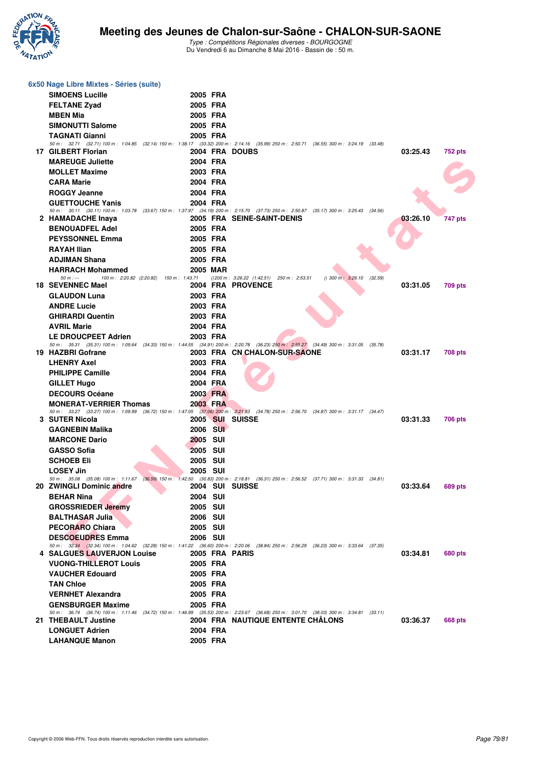## 6x50 Nage Libre Mixtes - Séries (suite)

| Rang | Nom | Année | Nat. | Club | Temps | Points |
|---|---|---|---|---|---|---|
| | SIMOENS Lucille | 2005 | FRA | | | |
| | FELTANE Zyad | 2005 | FRA | | | |
| | MBEN Mia | 2005 | FRA | | | |
| | SIMONUTTI Salome | 2005 | FRA | | | |
| | TAGNATI Gianni | 2005 | FRA | | | |
| | 50 m : 32.71 (32.71) 100 m : 1:04.85 (32.14) 150 m : 1:38.17 (33.32) 200 m : 2:14.16 (35.99) 250 m : 2:50.71 (36.55) 300 m : 3:24.19 (33.48) | | | | | |
| 17 | GILBERT Florian | 2004 | FRA | DOUBS | 03:25.43 | 752 pts |
| | MAREUGE Juliette | 2004 | FRA | | | |
| | MOLLET Maxime | 2003 | FRA | | | |
| | CARA Marie | 2004 | FRA | | | |
| | ROGGY Jeanne | 2004 | FRA | | | |
| | GUETTOUCHE Yanis | 2004 | FRA | | | |
| | 50 m : 30.11 (30.11) 100 m : 1:03.78 (33.67) 150 m : 1:37.97 (34.19) 200 m : 2:15.70 (37.73) 250 m : 2:50.87 (35.17) 300 m : 3:25.43 (34.56) | | | | | |
| 2 | HAMADACHE Inaya | 2005 | FRA | SEINE-SAINT-DENIS | 03:26.10 | 747 pts |
| | BENOUADFEL Adel | 2005 | FRA | | | |
| | PEYSSONNEL Emma | 2005 | FRA | | | |
| | RAYAH Ilian | 2005 | FRA | | | |
| | ADJIMAN Shana | 2005 | FRA | | | |
| | HARRACH Mohammed | 2005 | MAR | | | |
| | 50 m : --- 100 m : 2:20.82 (2:20.82) 150 m : 1:43.71 () 200 m : 3:26.22 (1:42.51) 250 m : 2:53.51 () 300 m : 3:26.10 (32.59) | | | | | |
| 18 | SEVENNEC Mael | 2004 | FRA | PROVENCE | 03:31.05 | 709 pts |
| | GLAUDON Luna | 2003 | FRA | | | |
| | ANDRE Lucie | 2003 | FRA | | | |
| | GHIRARDI Quentin | 2003 | FRA | | | |
| | AVRIL Marie | 2004 | FRA | | | |
| | LE DROUCPEET Adrien | 2003 | FRA | | | |
| | 50 m : 35.31 (35.31) 100 m : 1:09.64 (34.33) 150 m : 1:44.55 (34.91) 200 m : 2:20.78 (36.23) 250 m : 2:55.27 (34.49) 300 m : 3:31.05 (35.78) | | | | | |
| 19 | HAZBRI Gofrane | 2003 | FRA | CN CHALON-SUR-SAONE | 03:31.17 | 708 pts |
| | LHENRY Axel | 2003 | FRA | | | |
| | PHILIPPE Camille | 2004 | FRA | | | |
| | GILLET Hugo | 2004 | FRA | | | |
| | DECOURS Océane | 2003 | FRA | | | |
| | MONERAT-VERRIER Thomas | 2003 | FRA | | | |
| | 50 m : 33.27 (33.27) 100 m : 1:09.99 (36.72) 150 m : 1:47.05 (37.06) 200 m : 2:21.83 (34.78) 250 m : 2:56.70 (34.87) 300 m : 3:31.17 (34.47) | | | | | |
| 3 | SUTER Nicola | 2005 | SUI | SUISSE | 03:31.33 | 706 pts |
| | GAGNEBIN Malika | 2006 | SUI | | | |
| | MARCONE Dario | 2005 | SUI | | | |
| | GASSO Sofia | 2005 | SUI | | | |
| | SCHOEB Eli | 2005 | SUI | | | |
| | LOSEY Jin | 2005 | SUI | | | |
| | 50 m : 35.08 (35.08) 100 m : 1:11.67 (36.59) 150 m : 1:42.50 (30.83) 200 m : 2:18.81 (36.31) 250 m : 2:56.52 (37.71) 300 m : 3:31.33 (34.81) | | | | | |
| 20 | ZWINGLI Dominic andre | 2004 | SUI | SUISSE | 03:33.64 | 689 pts |
| | BEHAR Nina | 2004 | SUI | | | |
| | GROSSRIEDER Jeremy | 2005 | SUI | | | |
| | BALTHASAR Julia | 2006 | SUI | | | |
| | PECORARO Chiara | 2005 | SUI | | | |
| | DESCOEUDRES Emma | 2006 | SUI | | | |
| | 50 m : 32.34 (32.34) 100 m : 1:04.62 (32.28) 150 m : 1:41.22 (36.60) 200 m : 2:20.06 (38.84) 250 m : 2:56.29 (36.23) 300 m : 3:33.64 (37.35) | | | | | |
| 4 | SALGUES LAUVERJON Louise | 2005 | FRA | PARIS | 03:34.81 | 680 pts |
| | VUONG-THILLEROT Louis | 2005 | FRA | | | |
| | VAUCHER Edouard | 2005 | FRA | | | |
| | TAN Chloe | 2005 | FRA | | | |
| | VERNHET Alexandra | 2005 | FRA | | | |
| | GENSBURGER Maxime | 2005 | FRA | | | |
| | 50 m : 36.74 (36.74) 100 m : 1:11.46 (34.72) 150 m : 1:46.99 (35.53) 200 m : 2:23.67 (36.68) 250 m : 3:01.70 (38.03) 300 m : 3:34.81 (33.11) | | | | | |
| 21 | THEBAULT Justine | 2004 | FRA | NAUTIQUE ENTENTE CHÂLONS | 03:36.37 | 668 pts |
| | LONGUET Adrien | 2004 | FRA | | | |
| | LAHANQUE Manon | 2005 | FRA | | | |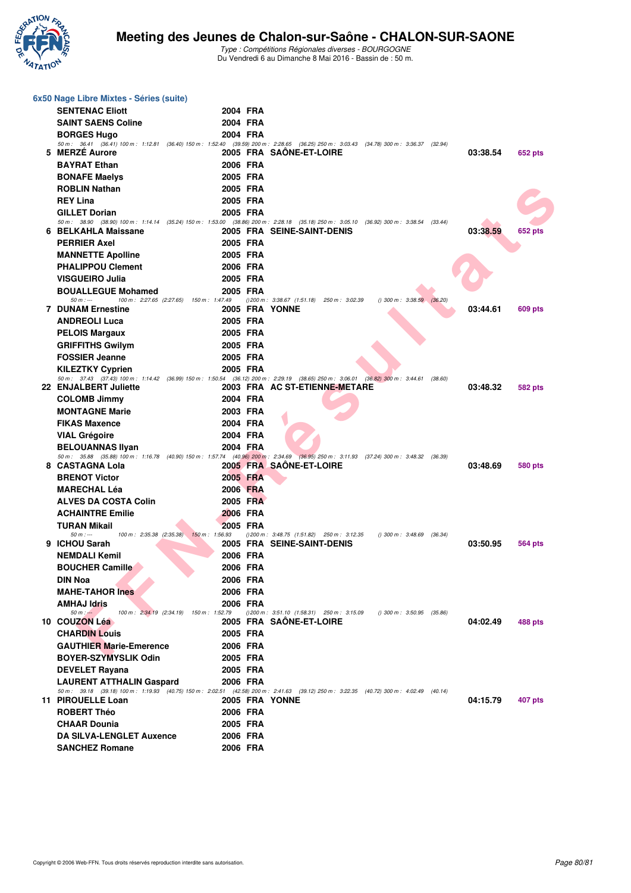### 6x50 Nage Libre Mixtes - Séries (suite)

| Rang | Nom | Année | Nat. | Club | Temps | Points |
|---|---|---|---|---|---|---|
| | SENTENAC Eliott | 2004 | FRA | | | |
| | SAINT SAENS Coline | 2004 | FRA | | | |
| | BORGES Hugo | 2004 | FRA | | | |
| | 50 m : 36.41 (36.41) 100 m : 1:12.81 (36.40) 150 m : 1:52.40 (39.59) 200 m : 2:28.65 (36.25) 250 m : 3:03.43 (34.78) 300 m : 3:36.37 (32.94) | | | | | |
| 5 | MERZÉ Aurore | 2005 | FRA | SAÔNE-ET-LOIRE | 03:38.54 | 652 pts |
| | BAYRAT Ethan | 2006 | FRA | | | |
| | BONAFE Maelys | 2005 | FRA | | | |
| | ROBLIN Nathan | 2005 | FRA | | | |
| | REY Lina | 2005 | FRA | | | |
| | GILLET Dorian | 2005 | FRA | | | |
| | 50 m : 38.90 (38.90) 100 m : 1:14.14 (35.24) 150 m : 1:53.00 (38.86) 200 m : 2:28.18 (35.18) 250 m : 3:05.10 (36.92) 300 m : 3:38.54 (33.44) | | | | | |
| 6 | BELKAHLA Maissane | 2005 | FRA | SEINE-SAINT-DENIS | 03:38.59 | 652 pts |
| | PERRIER Axel | 2005 | FRA | | | |
| | MANNETTE Apolline | 2005 | FRA | | | |
| | PHALIPPOU Clement | 2006 | FRA | | | |
| | VISGUEIRO Julia | 2005 | FRA | | | |
| | BOUALLEGUE Mohamed | 2005 | FRA | | | |
| | 50 m : --- 100 m : 2:27.65 (2:27.65) 150 m : 1:47.49 () 200 m : 3:38.67 (1:51.18) 250 m : 3:02.39 () 300 m : 3:38.59 (36.20) | | | | | |
| 7 | DUNAM Ernestine | 2005 | FRA | YONNE | 03:44.61 | 609 pts |
| | ANDREOLI Luca | 2005 | FRA | | | |
| | PELOIS Margaux | 2005 | FRA | | | |
| | GRIFFITHS Gwilym | 2005 | FRA | | | |
| | FOSSIER Jeanne | 2005 | FRA | | | |
| | KILEZTKY Cyprien | 2005 | FRA | | | |
| | 50 m : 37.43 (37.43) 100 m : 1:14.42 (36.99) 150 m : 1:50.54 (36.12) 200 m : 2:29.19 (38.65) 250 m : 3:06.01 (36.82) 300 m : 3:44.61 (38.60) | | | | | |
| 22 | ENJALBERT Juliette | 2003 | FRA | AC ST-ETIENNE-METARE | 03:48.32 | 582 pts |
| | COLOMB Jimmy | 2004 | FRA | | | |
| | MONTAGNE Marie | 2003 | FRA | | | |
| | FIKAS Maxence | 2004 | FRA | | | |
| | VIAL Grégoire | 2004 | FRA | | | |
| | BELOUANNAS Ilyan | 2004 | FRA | | | |
| | 50 m : 35.88 (35.88) 100 m : 1:16.78 (40.90) 150 m : 1:57.74 (40.96) 200 m : 2:34.69 (36.95) 250 m : 3:11.93 (37.24) 300 m : 3:48.32 (36.39) | | | | | |
| 8 | CASTAGNA Lola | 2005 | FRA | SAÔNE-ET-LOIRE | 03:48.69 | 580 pts |
| | BRENOT Victor | 2005 | FRA | | | |
| | MARECHAL Léa | 2006 | FRA | | | |
| | ALVES DA COSTA Colin | 2005 | FRA | | | |
| | ACHAINTRE Emilie | 2006 | FRA | | | |
| | TURAN Mikail | 2005 | FRA | | | |
| | 50 m : --- 100 m : 2:35.38 (2:35.38) 150 m : 1:56.93 () 200 m : 3:48.75 (1:51.82) 250 m : 3:12.35 () 300 m : 3:48.69 (36.34) | | | | | |
| 9 | ICHOU Sarah | 2005 | FRA | SEINE-SAINT-DENIS | 03:50.95 | 564 pts |
| | NEMDALI Kemil | 2006 | FRA | | | |
| | BOUCHER Camille | 2006 | FRA | | | |
| | DIN Noa | 2006 | FRA | | | |
| | MAHE-TAHOR Ines | 2006 | FRA | | | |
| | AMHAJ Idris | 2006 | FRA | | | |
| | 50 m : --- 100 m : 2:34.19 (2:34.19) 150 m : 1:52.79 () 200 m : 3:51.10 (1:58.31) 250 m : 3:15.09 () 300 m : 3:50.95 (35.86) | | | | | |
| 10 | COUZON Léa | 2005 | FRA | SAÔNE-ET-LOIRE | 04:02.49 | 488 pts |
| | CHARDIN Louis | 2005 | FRA | | | |
| | GAUTHIER Marie-Emerence | 2006 | FRA | | | |
| | BOYER-SZYMYSLIK Odin | 2005 | FRA | | | |
| | DEVELET Rayana | 2005 | FRA | | | |
| | LAURENT ATTHALIN Gaspard | 2006 | FRA | | | |
| | 50 m : 39.18 (39.18) 100 m : 1:19.93 (40.75) 150 m : 2:02.51 (42.58) 200 m : 2:41.63 (39.12) 250 m : 3:22.35 (40.72) 300 m : 4:02.49 (40.14) | | | | | |
| 11 | PIROUELLE Loan | 2005 | FRA | YONNE | 04:15.79 | 407 pts |
| | ROBERT Théo | 2006 | FRA | | | |
| | CHAAR Dounia | 2005 | FRA | | | |
| | DA SILVA-LENGLET Auxence | 2006 | FRA | | | |
| | SANCHEZ Romane | 2006 | FRA | | | |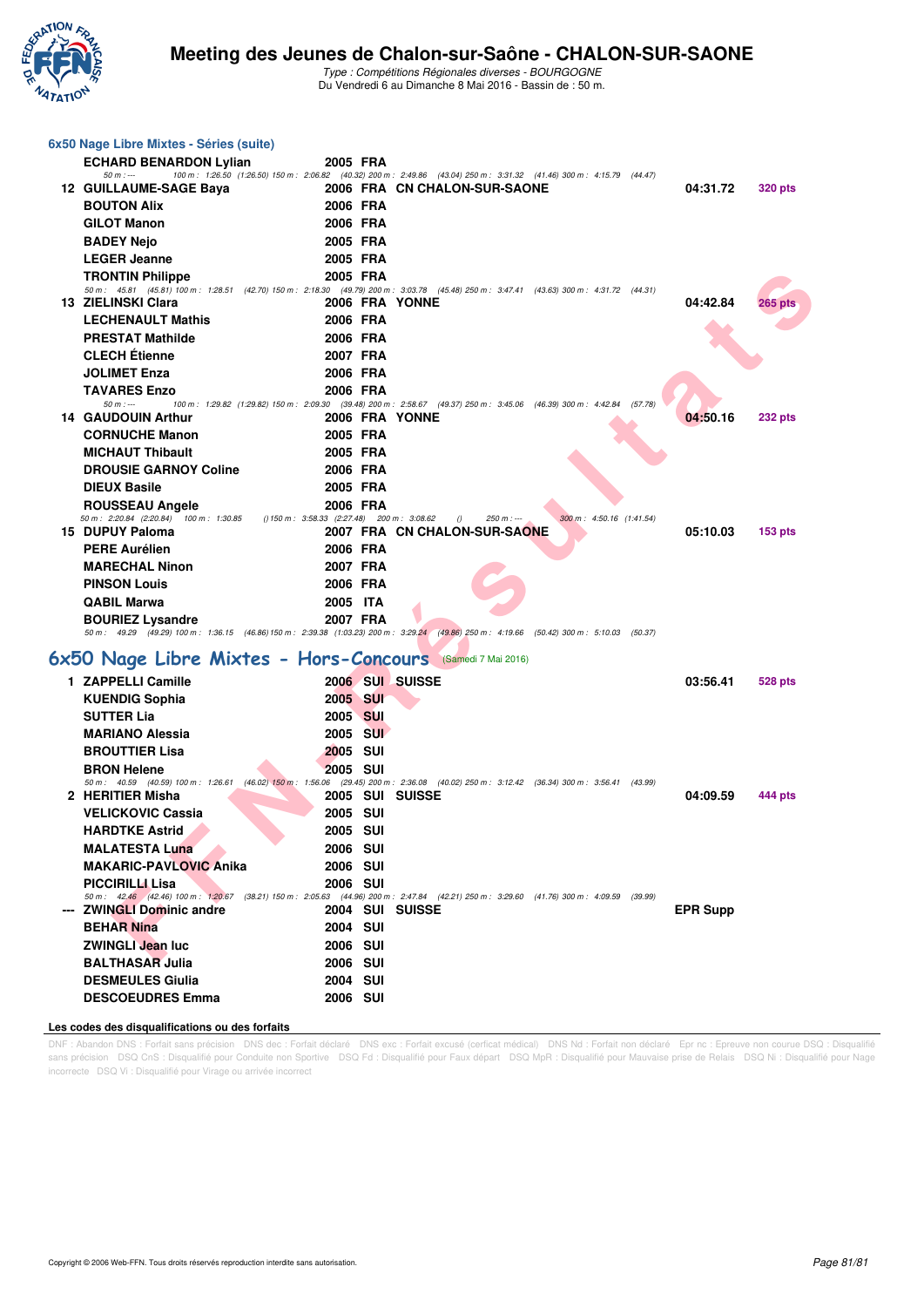# Meeting des Jeunes de Chalon-sur-Saône - CHALON-SUR-SAONE

*Type : Compétitions Régionales diverses - BOURGOGNE*
Du Vendredi 6 au Dimanche 8 Mai 2016 - Bassin de : 50 m.

## 6x50 Nage Libre Mixtes - Séries (suite)

| | | | | | |
|---|---|---|---|---|---|
| | ECHARD BENARDON Lylian | 2005 FRA | | | |
| | *50 m : --- 100 m : 1:26.50 (1:26.50) 150 m : 2:06.82 (40.32) 200 m : 2:49.86 (43.04) 250 m : 3:31.32 (41.46) 300 m : 4:15.79 (44.47)* | | | | |
| 12 | GUILLAUME-SAGE Baya | 2006 FRA | CN CHALON-SUR-SAONE | 04:31.72 | 320 pts |
| | BOUTON Alix | 2006 FRA | | | |
| | GILOT Manon | 2006 FRA | | | |
| | BADEY Nejo | 2005 FRA | | | |
| | LEGER Jeanne | 2005 FRA | | | |
| | TRONTIN Philippe | 2005 FRA | | | |
| | *50 m : 45.81 (45.81) 100 m : 1:28.51 (42.70) 150 m : 2:18.30 (49.79) 200 m : 3:03.78 (45.48) 250 m : 3:47.41 (43.63) 300 m : 4:31.72 (44.31)* | | | | |
| 13 | ZIELINSKI Clara | 2006 FRA | YONNE | 04:42.84 | 265 pts |
| | LECHENAULT Mathis | 2006 FRA | | | |
| | PRESTAT Mathilde | 2006 FRA | | | |
| | CLECH Étienne | 2007 FRA | | | |
| | JOLIMET Enza | 2006 FRA | | | |
| | TAVARES Enzo | 2006 FRA | | | |
| | *50 m : --- 100 m : 1:29.82 (1:29.82) 150 m : 2:09.30 (39.48) 200 m : 2:58.67 (49.37) 250 m : 3:45.06 (46.39) 300 m : 4:42.84 (57.78)* | | | | |
| 14 | GAUDOUIN Arthur | 2006 FRA | YONNE | 04:50.16 | 232 pts |
| | CORNUCHE Manon | 2005 FRA | | | |
| | MICHAUT Thibault | 2005 FRA | | | |
| | DROUSIE GARNOY Coline | 2006 FRA | | | |
| | DIEUX Basile | 2005 FRA | | | |
| | ROUSSEAU Angele | 2006 FRA | | | |
| | *50 m : 2:20.84 (2:20.84) 100 m : 1:30.85 () 150 m : 3:58.33 (2:27.48) 200 m : 3:08.62 () 250 m : --- 300 m : 4:50.16 (1:41.54)* | | | | |
| 15 | DUPUY Paloma | 2007 FRA | CN CHALON-SUR-SAONE | 05:10.03 | 153 pts |
| | PERE Aurélien | 2006 FRA | | | |
| | MARECHAL Ninon | 2007 FRA | | | |
| | PINSON Louis | 2006 FRA | | | |
| | QABIL Marwa | 2005 ITA | | | |
| | BOURIEZ Lysandre | 2007 FRA | | | |
| | *50 m : 49.29 (49.29) 100 m : 1:36.15 (46.86) 150 m : 2:39.38 (1:03.23) 200 m : 3:29.24 (49.86) 250 m : 4:19.66 (50.42) 300 m : 5:10.03 (50.37)* | | | | |

## 6x50 Nage Libre Mixtes - Hors-Concours (Samedi 7 Mai 2016)

| | | | | | |
|---|---|---|---|---|---|
| 1 | ZAPPELLI Camille | 2006 SUI | SUISSE | 03:56.41 | 528 pts |
| | KUENDIG Sophia | 2005 SUI | | | |
| | SUTTER Lia | 2005 SUI | | | |
| | MARIANO Alessia | 2005 SUI | | | |
| | BROUTTIER Lisa | 2005 SUI | | | |
| | BRON Helene | 2005 SUI | | | |
| | *50 m : 40.59 (40.59) 100 m : 1:26.61 (46.02) 150 m : 1:56.06 (29.45) 200 m : 2:36.08 (40.02) 250 m : 3:12.42 (36.34) 300 m : 3:56.41 (43.99)* | | | | |
| 2 | HERITIER Misha | 2005 SUI | SUISSE | 04:09.59 | 444 pts |
| | VELICKOVIC Cassia | 2005 SUI | | | |
| | HARDTKE Astrid | 2005 SUI | | | |
| | MALATESTA Luna | 2006 SUI | | | |
| | MAKARIC-PAVLOVIC Anika | 2006 SUI | | | |
| | PICCIRILLI Lisa | 2006 SUI | | | |
| | *50 m : 42.46 (42.46) 100 m : 1:20.67 (38.21) 150 m : 2:05.63 (44.96) 200 m : 2:47.84 (42.21) 250 m : 3:29.60 (41.76) 300 m : 4:09.59 (39.99)* | | | | |
| --- | ZWINGLI Dominic andre | 2004 SUI | SUISSE | EPR Supp | |
| | BEHAR Nina | 2004 SUI | | | |
| | ZWINGLI Jean luc | 2006 SUI | | | |
| | BALTHASAR Julia | 2006 SUI | | | |
| | DESMEULES Giulia | 2004 SUI | | | |
| | DESCOEUDRES Emma | 2006 SUI | | | |

**Les codes des disqualifications ou des forfaits**

DNF : Abandon DNS : Forfait sans précision DNS dec : Forfait déclaré DNS exc : Forfait excusé (cerficat médical) DNS Nd : Forfait non déclaré Epr nc : Epreuve non courue DSQ : Disqualifié sans précision DSQ CnS : Disqualifié pour Conduite non Sportive DSQ Fd : Disqualifié pour Faux départ DSQ MpR : Disqualifié pour Mauvaise prise de Relais DSQ Ni : Disqualifié pour Nage incorrecte DSQ Vi : Disqualifié pour Virage ou arrivée incorrect

Copyright © 2006 Web-FFN. Tous droits réservés reproduction interdite sans autorisation.